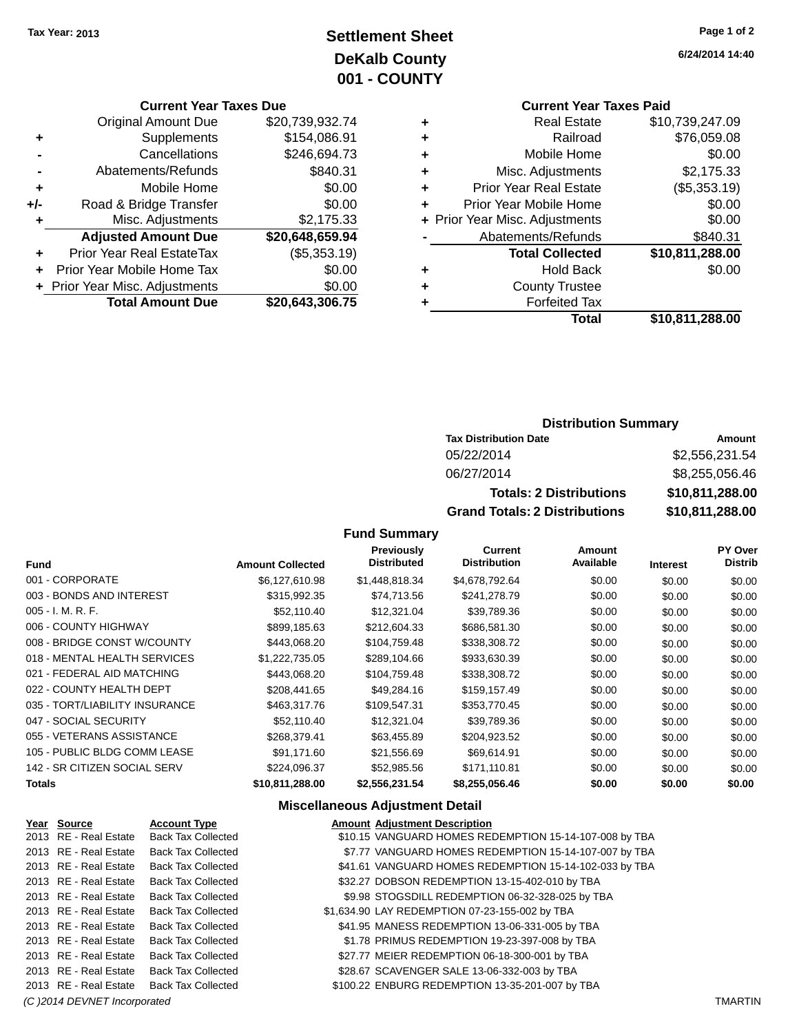Tax Year: 2013

# Settlement Sheet
## DeKalb County
## 001 - COUNTY

6/24/2014 14:40

### Current Year Taxes Due

| | | |
|---|---|---|
| | Original Amount Due | $20,739,932.74 |
| + | Supplements | $154,086.91 |
| - | Cancellations | $246,694.73 |
| - | Abatements/Refunds | $840.31 |
| + | Mobile Home | $0.00 |
| +/- | Road & Bridge Transfer | $0.00 |
| + | Misc. Adjustments | $2,175.33 |
| | **Adjusted Amount Due** | **$20,648,659.94** |
| + | Prior Year Real EstateTax | ($5,353.19) |
| + | Prior Year Mobile Home Tax | $0.00 |
| + | Prior Year Misc. Adjustments | $0.00 |
| | **Total Amount Due** | **$20,643,306.75** |

### Current Year Taxes Paid

| | | |
|---|---|---|
| + | Real Estate | $10,739,247.09 |
| + | Railroad | $76,059.08 |
| + | Mobile Home | $0.00 |
| + | Misc. Adjustments | $2,175.33 |
| + | Prior Year Real Estate | ($5,353.19) |
| + | Prior Year Mobile Home | $0.00 |
| + | Prior Year Misc. Adjustments | $0.00 |
| - | Abatements/Refunds | $840.31 |
| | **Total Collected** | **$10,811,288.00** |
| + | Hold Back | $0.00 |
| + | County Trustee | |
| + | Forfeited Tax | |
| | **Total** | **$10,811,288.00** |

### Distribution Summary

| Tax Distribution Date | Amount |
|---|---|
| 05/22/2014 | $2,556,231.54 |
| 06/27/2014 | $8,255,056.46 |
| **Totals: 2 Distributions** | **$10,811,288.00** |
| **Grand Totals: 2 Distributions** | **$10,811,288.00** |

### Fund Summary

| Fund | Amount Collected | Previously Distributed | Current Distribution | Amount Available | Interest | PY Over Distrib |
|---|---|---|---|---|---|---|
| 001 - CORPORATE | $6,127,610.98 | $1,448,818.34 | $4,678,792.64 | $0.00 | $0.00 | $0.00 |
| 003 - BONDS AND INTEREST | $315,992.35 | $74,713.56 | $241,278.79 | $0.00 | $0.00 | $0.00 |
| 005 - I. M. R. F. | $52,110.40 | $12,321.04 | $39,789.36 | $0.00 | $0.00 | $0.00 |
| 006 - COUNTY HIGHWAY | $899,185.63 | $212,604.33 | $686,581.30 | $0.00 | $0.00 | $0.00 |
| 008 - BRIDGE CONST W/COUNTY | $443,068.20 | $104,759.48 | $338,308.72 | $0.00 | $0.00 | $0.00 |
| 018 - MENTAL HEALTH SERVICES | $1,222,735.05 | $289,104.66 | $933,630.39 | $0.00 | $0.00 | $0.00 |
| 021 - FEDERAL AID MATCHING | $443,068.20 | $104,759.48 | $338,308.72 | $0.00 | $0.00 | $0.00 |
| 022 - COUNTY HEALTH DEPT | $208,441.65 | $49,284.16 | $159,157.49 | $0.00 | $0.00 | $0.00 |
| 035 - TORT/LIABILITY INSURANCE | $463,317.76 | $109,547.31 | $353,770.45 | $0.00 | $0.00 | $0.00 |
| 047 - SOCIAL SECURITY | $52,110.40 | $12,321.04 | $39,789.36 | $0.00 | $0.00 | $0.00 |
| 055 - VETERANS ASSISTANCE | $268,379.41 | $63,455.89 | $204,923.52 | $0.00 | $0.00 | $0.00 |
| 105 - PUBLIC BLDG COMM LEASE | $91,171.60 | $21,556.69 | $69,614.91 | $0.00 | $0.00 | $0.00 |
| 142 - SR CITIZEN SOCIAL SERV | $224,096.37 | $52,985.56 | $171,110.81 | $0.00 | $0.00 | $0.00 |
| **Totals** | **$10,811,288.00** | **$2,556,231.54** | **$8,255,056.46** | **$0.00** | **$0.00** | **$0.00** |

### Miscellaneous Adjustment Detail

| Year | Source | Account Type | Amount | Adjustment Description |
|---|---|---|---|---|
| 2013 | RE - Real Estate | Back Tax Collected | $10.15 | VANGUARD HOMES REDEMPTION 15-14-107-008 by TBA |
| 2013 | RE - Real Estate | Back Tax Collected | $7.77 | VANGUARD HOMES REDEMPTION 15-14-107-007 by TBA |
| 2013 | RE - Real Estate | Back Tax Collected | $41.61 | VANGUARD HOMES REDEMPTION 15-14-102-033 by TBA |
| 2013 | RE - Real Estate | Back Tax Collected | $32.27 | DOBSON REDEMPTION 13-15-402-010 by TBA |
| 2013 | RE - Real Estate | Back Tax Collected | $9.98 | STOGSDILL REDEMPTION 06-32-328-025 by TBA |
| 2013 | RE - Real Estate | Back Tax Collected | $1,634.90 | LAY REDEMPTION 07-23-155-002 by TBA |
| 2013 | RE - Real Estate | Back Tax Collected | $41.95 | MANESS REDEMPTION 13-06-331-005 by TBA |
| 2013 | RE - Real Estate | Back Tax Collected | $1.78 | PRIMUS REDEMPTION 19-23-397-008 by TBA |
| 2013 | RE - Real Estate | Back Tax Collected | $27.77 | MEIER REDEMPTION 06-18-300-001 by TBA |
| 2013 | RE - Real Estate | Back Tax Collected | $28.67 | SCAVENGER SALE 13-06-332-003 by TBA |
| 2013 | RE - Real Estate | Back Tax Collected | $100.22 | ENBURG REDEMPTION 13-35-201-007 by TBA |

(C )2014 DEVNET Incorporated TMARTIN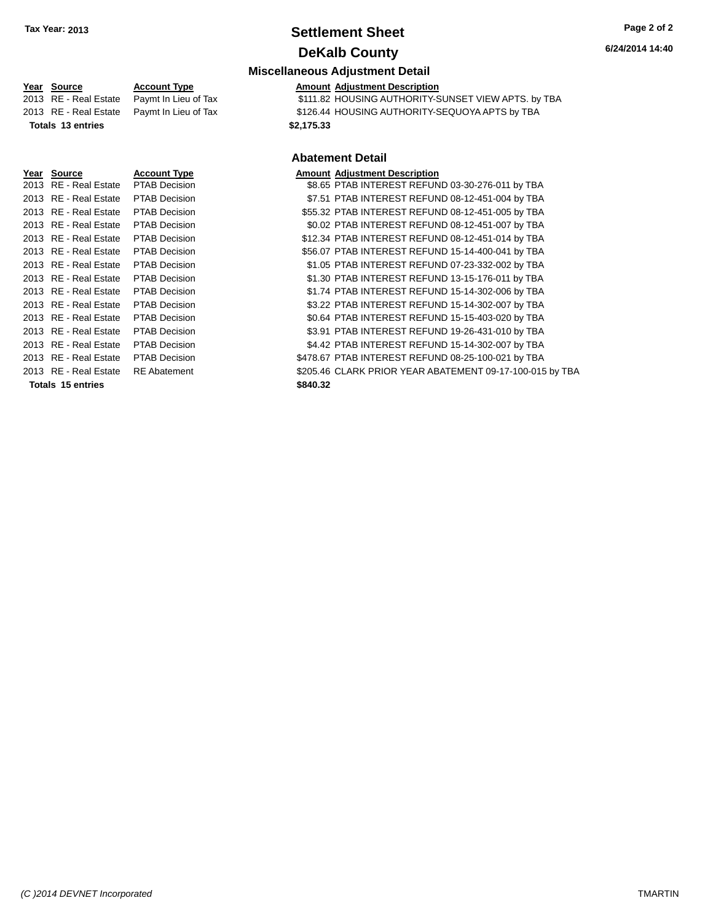**Tax Year: 2013**

# Settlement Sheet

## DeKalb County

**6/24/2014 14:40**

### Miscellaneous Adjustment Detail

| Year | Source | Account Type | Amount | Adjustment Description |
|---|---|---|---|---|
| 2013 | RE - Real Estate | Paymt In Lieu of Tax | $111.82 | HOUSING AUTHORITY-SUNSET VIEW APTS. by TBA |
| 2013 | RE - Real Estate | Paymt In Lieu of Tax | $126.44 | HOUSING AUTHORITY-SEQUOYA APTS by TBA |
| **Totals 13 entries** | | | **$2,175.33** | |

### Abatement Detail

| Year | Source | Account Type | Amount | Adjustment Description |
|---|---|---|---|---|
| 2013 | RE - Real Estate | PTAB Decision | $8.65 | PTAB INTEREST REFUND 03-30-276-011 by TBA |
| 2013 | RE - Real Estate | PTAB Decision | $7.51 | PTAB INTEREST REFUND 08-12-451-004 by TBA |
| 2013 | RE - Real Estate | PTAB Decision | $55.32 | PTAB INTEREST REFUND 08-12-451-005 by TBA |
| 2013 | RE - Real Estate | PTAB Decision | $0.02 | PTAB INTEREST REFUND 08-12-451-007 by TBA |
| 2013 | RE - Real Estate | PTAB Decision | $12.34 | PTAB INTEREST REFUND 08-12-451-014 by TBA |
| 2013 | RE - Real Estate | PTAB Decision | $56.07 | PTAB INTEREST REFUND 15-14-400-041 by TBA |
| 2013 | RE - Real Estate | PTAB Decision | $1.05 | PTAB INTEREST REFUND 07-23-332-002 by TBA |
| 2013 | RE - Real Estate | PTAB Decision | $1.30 | PTAB INTEREST REFUND 13-15-176-011 by TBA |
| 2013 | RE - Real Estate | PTAB Decision | $1.74 | PTAB INTEREST REFUND 15-14-302-006 by TBA |
| 2013 | RE - Real Estate | PTAB Decision | $3.22 | PTAB INTEREST REFUND 15-14-302-007 by TBA |
| 2013 | RE - Real Estate | PTAB Decision | $0.64 | PTAB INTEREST REFUND 15-15-403-020 by TBA |
| 2013 | RE - Real Estate | PTAB Decision | $3.91 | PTAB INTEREST REFUND 19-26-431-010 by TBA |
| 2013 | RE - Real Estate | PTAB Decision | $4.42 | PTAB INTEREST REFUND 15-14-302-007 by TBA |
| 2013 | RE - Real Estate | PTAB Decision | $478.67 | PTAB INTEREST REFUND 08-25-100-021 by TBA |
| 2013 | RE - Real Estate | RE Abatement | $205.46 | CLARK PRIOR YEAR ABATEMENT 09-17-100-015 by TBA |
| **Totals 15 entries** | | | **$840.32** | |

*(C )2014 DEVNET Incorporated* TMARTIN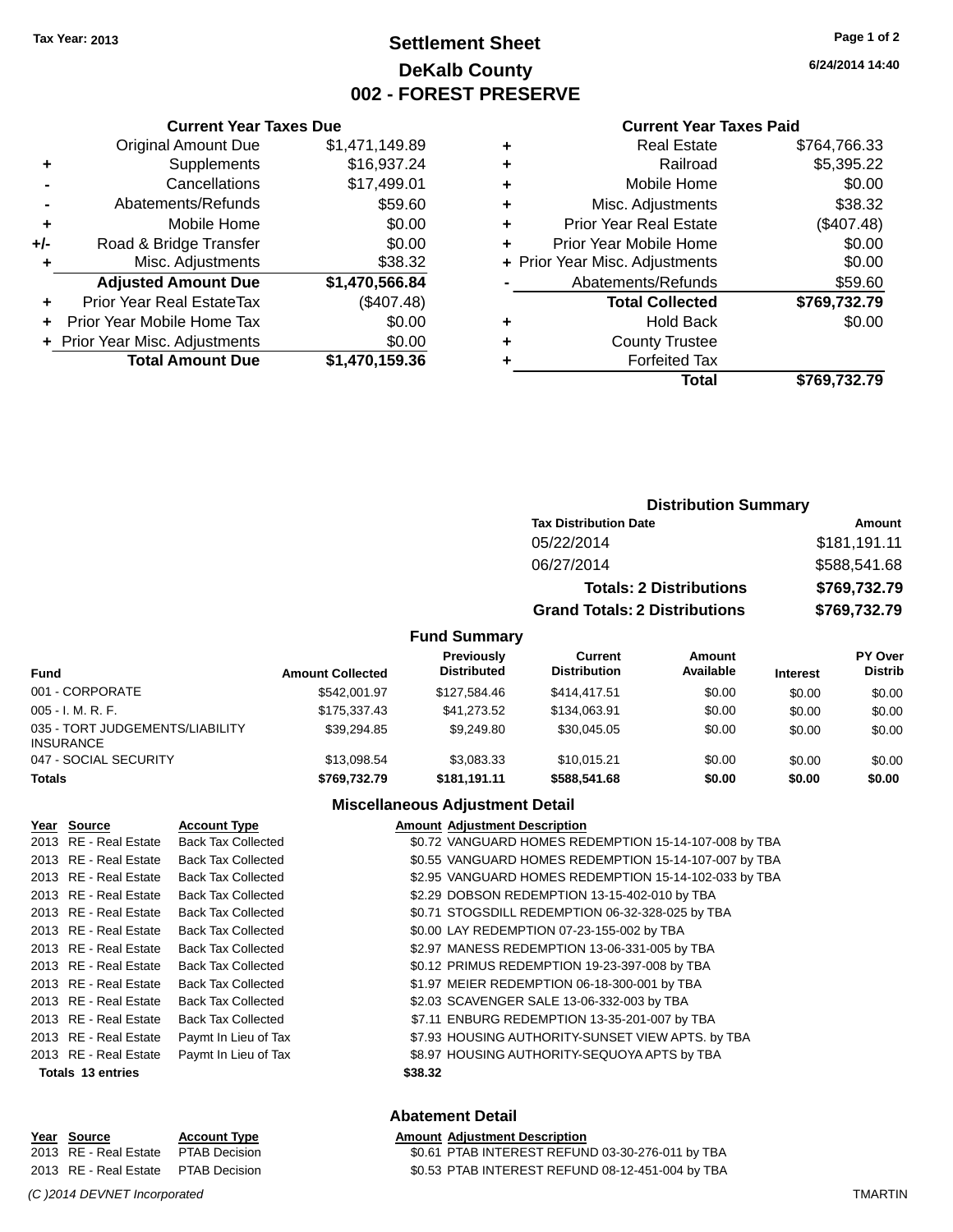Tax Year: 2013

# Settlement Sheet
## DeKalb County
## 002 - FOREST PRESERVE

6/24/2014 14:40

### Current Year Taxes Due

| | | |
|---|---|---|
| | Original Amount Due | $1,471,149.89 |
| + | Supplements | $16,937.24 |
| - | Cancellations | $17,499.01 |
| - | Abatements/Refunds | $59.60 |
| + | Mobile Home | $0.00 |
| +/- | Road & Bridge Transfer | $0.00 |
| + | Misc. Adjustments | $38.32 |
| | **Adjusted Amount Due** | **$1,470,566.84** |
| + | Prior Year Real EstateTax | ($407.48) |
| + | Prior Year Mobile Home Tax | $0.00 |
| + | Prior Year Misc. Adjustments | $0.00 |
| | **Total Amount Due** | **$1,470,159.36** |

### Current Year Taxes Paid

| | | |
|---|---|---|
| + | Real Estate | $764,766.33 |
| + | Railroad | $5,395.22 |
| + | Mobile Home | $0.00 |
| + | Misc. Adjustments | $38.32 |
| + | Prior Year Real Estate | ($407.48) |
| + | Prior Year Mobile Home | $0.00 |
| + | Prior Year Misc. Adjustments | $0.00 |
| - | Abatements/Refunds | $59.60 |
| | **Total Collected** | **$769,732.79** |
| + | Hold Back | $0.00 |
| + | County Trustee | |
| + | Forfeited Tax | |
| | **Total** | **$769,732.79** |

### Distribution Summary

| Tax Distribution Date | Amount |
|---|---|
| 05/22/2014 | $181,191.11 |
| 06/27/2014 | $588,541.68 |
| **Totals: 2 Distributions** | **$769,732.79** |
| **Grand Totals: 2 Distributions** | **$769,732.79** |

### Fund Summary

| Fund | Amount Collected | Previously Distributed | Current Distribution | Amount Available | Interest | PY Over Distrib |
|---|---|---|---|---|---|---|
| 001 - CORPORATE | $542,001.97 | $127,584.46 | $414,417.51 | $0.00 | $0.00 | $0.00 |
| 005 - I. M. R. F. | $175,337.43 | $41,273.52 | $134,063.91 | $0.00 | $0.00 | $0.00 |
| 035 - TORT JUDGEMENTS/LIABILITY INSURANCE | $39,294.85 | $9,249.80 | $30,045.05 | $0.00 | $0.00 | $0.00 |
| 047 - SOCIAL SECURITY | $13,098.54 | $3,083.33 | $10,015.21 | $0.00 | $0.00 | $0.00 |
| **Totals** | **$769,732.79** | **$181,191.11** | **$588,541.68** | **$0.00** | **$0.00** | **$0.00** |

### Miscellaneous Adjustment Detail

| Year | Source | Account Type | Amount | Adjustment Description |
|---|---|---|---|---|
| 2013 | RE - Real Estate | Back Tax Collected | $0.72 | VANGUARD HOMES REDEMPTION 15-14-107-008 by TBA |
| 2013 | RE - Real Estate | Back Tax Collected | $0.55 | VANGUARD HOMES REDEMPTION 15-14-107-007 by TBA |
| 2013 | RE - Real Estate | Back Tax Collected | $2.95 | VANGUARD HOMES REDEMPTION 15-14-102-033 by TBA |
| 2013 | RE - Real Estate | Back Tax Collected | $2.29 | DOBSON REDEMPTION 13-15-402-010 by TBA |
| 2013 | RE - Real Estate | Back Tax Collected | $0.71 | STOGSDILL REDEMPTION 06-32-328-025 by TBA |
| 2013 | RE - Real Estate | Back Tax Collected | $0.00 | LAY REDEMPTION 07-23-155-002 by TBA |
| 2013 | RE - Real Estate | Back Tax Collected | $2.97 | MANESS REDEMPTION 13-06-331-005 by TBA |
| 2013 | RE - Real Estate | Back Tax Collected | $0.12 | PRIMUS REDEMPTION 19-23-397-008 by TBA |
| 2013 | RE - Real Estate | Back Tax Collected | $1.97 | MEIER REDEMPTION 06-18-300-001 by TBA |
| 2013 | RE - Real Estate | Back Tax Collected | $2.03 | SCAVENGER SALE 13-06-332-003 by TBA |
| 2013 | RE - Real Estate | Back Tax Collected | $7.11 | ENBURG REDEMPTION 13-35-201-007 by TBA |
| 2013 | RE - Real Estate | Paymt In Lieu of Tax | $7.93 | HOUSING AUTHORITY-SUNSET VIEW APTS. by TBA |
| 2013 | RE - Real Estate | Paymt In Lieu of Tax | $8.97 | HOUSING AUTHORITY-SEQUOYA APTS by TBA |
| **Totals 13 entries** | | | **$38.32** | |

### Abatement Detail

| Year | Source | Account Type | Amount | Adjustment Description |
|---|---|---|---|---|
| 2013 | RE - Real Estate | PTAB Decision | $0.61 | PTAB INTEREST REFUND 03-30-276-011 by TBA |
| 2013 | RE - Real Estate | PTAB Decision | $0.53 | PTAB INTEREST REFUND 08-12-451-004 by TBA |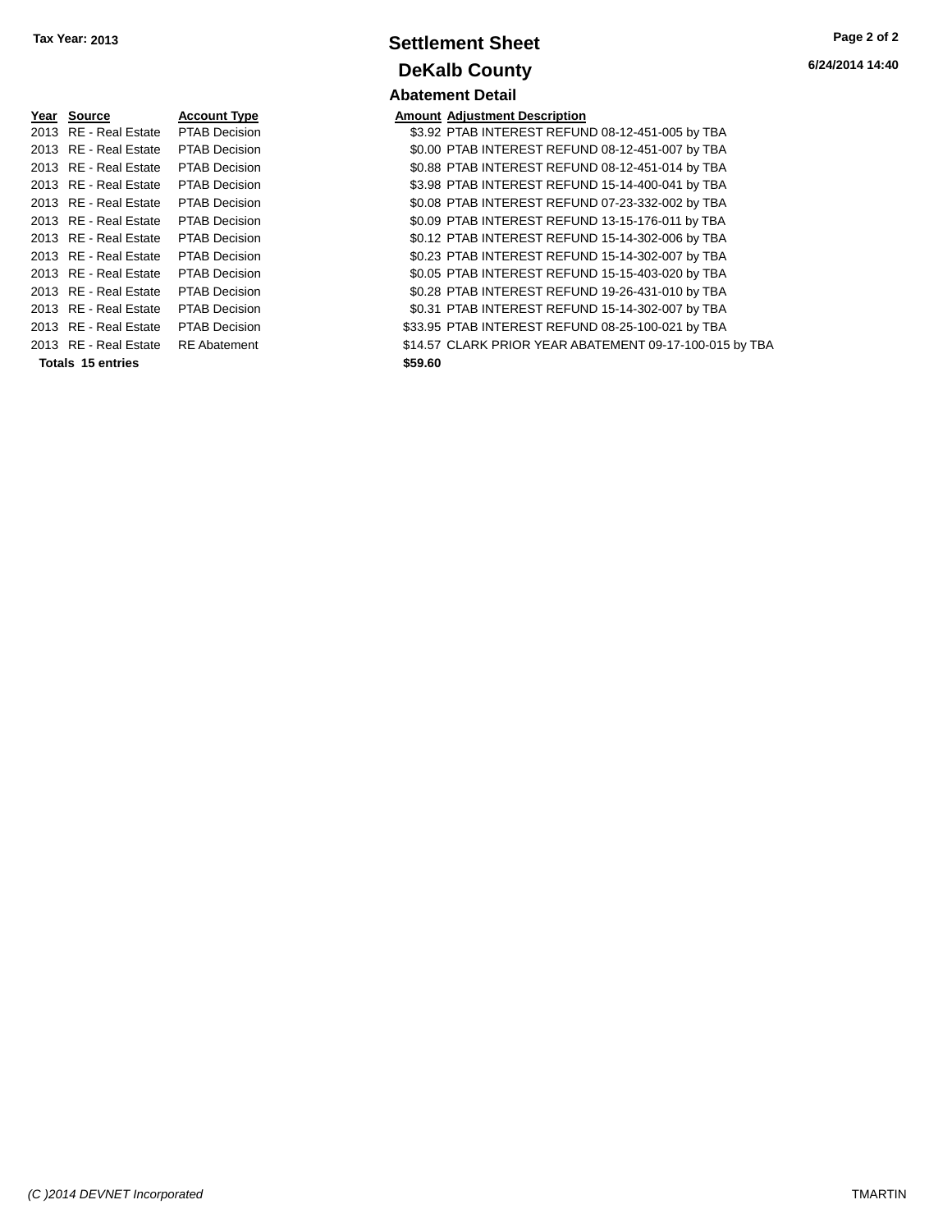Tax Year: 2013

# Settlement Sheet

## DeKalb County

6/24/2014 14:40

### Abatement Detail

| Year | Source | Account Type | Amount | Adjustment Description |
|---|---|---|---|---|
| 2013 | RE - Real Estate | PTAB Decision | $3.92 | PTAB INTEREST REFUND 08-12-451-005 by TBA |
| 2013 | RE - Real Estate | PTAB Decision | $0.00 | PTAB INTEREST REFUND 08-12-451-007 by TBA |
| 2013 | RE - Real Estate | PTAB Decision | $0.88 | PTAB INTEREST REFUND 08-12-451-014 by TBA |
| 2013 | RE - Real Estate | PTAB Decision | $3.98 | PTAB INTEREST REFUND 15-14-400-041 by TBA |
| 2013 | RE - Real Estate | PTAB Decision | $0.08 | PTAB INTEREST REFUND 07-23-332-002 by TBA |
| 2013 | RE - Real Estate | PTAB Decision | $0.09 | PTAB INTEREST REFUND 13-15-176-011 by TBA |
| 2013 | RE - Real Estate | PTAB Decision | $0.12 | PTAB INTEREST REFUND 15-14-302-006 by TBA |
| 2013 | RE - Real Estate | PTAB Decision | $0.23 | PTAB INTEREST REFUND 15-14-302-007 by TBA |
| 2013 | RE - Real Estate | PTAB Decision | $0.05 | PTAB INTEREST REFUND 15-15-403-020 by TBA |
| 2013 | RE - Real Estate | PTAB Decision | $0.28 | PTAB INTEREST REFUND 19-26-431-010 by TBA |
| 2013 | RE - Real Estate | PTAB Decision | $0.31 | PTAB INTEREST REFUND 15-14-302-007 by TBA |
| 2013 | RE - Real Estate | PTAB Decision | $33.95 | PTAB INTEREST REFUND 08-25-100-021 by TBA |
| 2013 | RE - Real Estate | RE Abatement | $14.57 | CLARK PRIOR YEAR ABATEMENT 09-17-100-015 by TBA |
| **Totals 15 entries** | | | **$59.60** | |

*(C )2014 DEVNET Incorporated* TMARTIN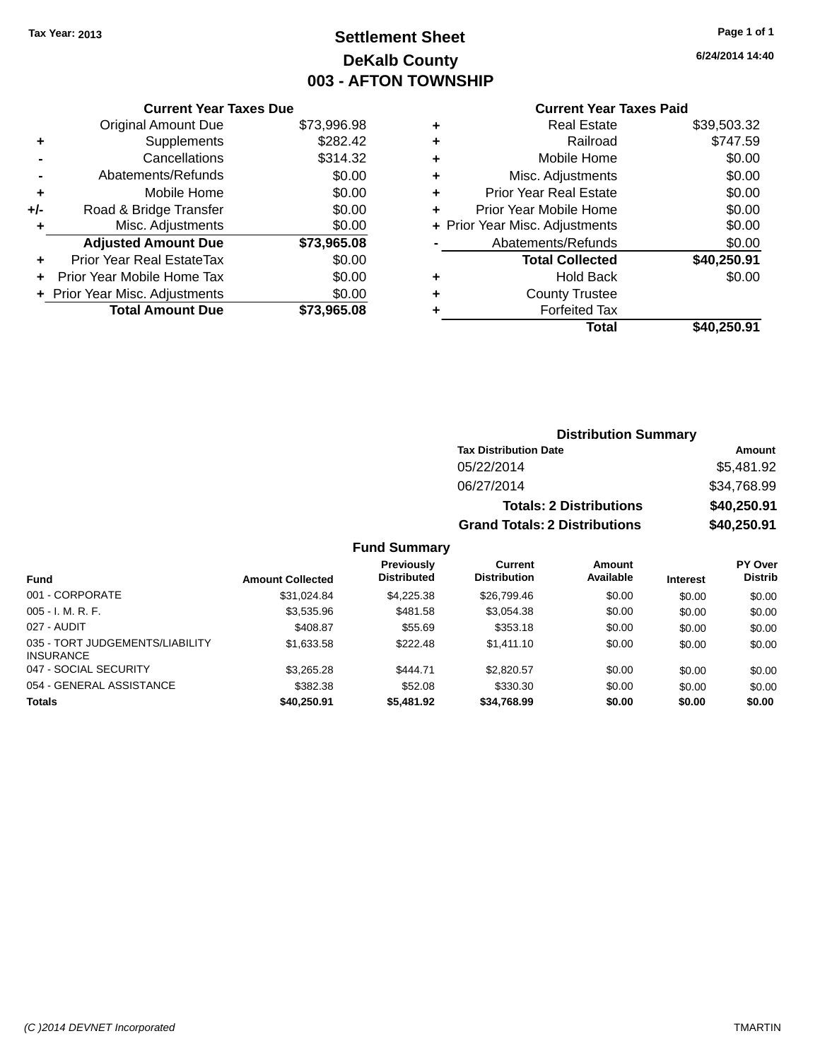Tax Year: 2013

# Settlement Sheet
## DeKalb County
## 003 - AFTON TOWNSHIP

6/24/2014 14:40

### Current Year Taxes Due

| | | Amount |
|---|---|---|
| | Original Amount Due | $73,996.98 |
| + | Supplements | $282.42 |
| - | Cancellations | $314.32 |
| - | Abatements/Refunds | $0.00 |
| + | Mobile Home | $0.00 |
| +/- | Road & Bridge Transfer | $0.00 |
| + | Misc. Adjustments | $0.00 |
| | **Adjusted Amount Due** | **$73,965.08** |
| + | Prior Year Real EstateTax | $0.00 |
| + | Prior Year Mobile Home Tax | $0.00 |
| + | Prior Year Misc. Adjustments | $0.00 |
| | **Total Amount Due** | **$73,965.08** |

### Current Year Taxes Paid

| | | Amount |
|---|---|---|
| + | Real Estate | $39,503.32 |
| + | Railroad | $747.59 |
| + | Mobile Home | $0.00 |
| + | Misc. Adjustments | $0.00 |
| + | Prior Year Real Estate | $0.00 |
| + | Prior Year Mobile Home | $0.00 |
| + | Prior Year Misc. Adjustments | $0.00 |
| - | Abatements/Refunds | $0.00 |
| | **Total Collected** | **$40,250.91** |
| + | Hold Back | $0.00 |
| + | County Trustee | |
| + | Forfeited Tax | |
| | **Total** | **$40,250.91** |

### Distribution Summary

| Tax Distribution Date | Amount |
|---|---|
| 05/22/2014 | $5,481.92 |
| 06/27/2014 | $34,768.99 |
| **Totals: 2 Distributions** | **$40,250.91** |
| **Grand Totals: 2 Distributions** | **$40,250.91** |

### Fund Summary

| Fund | Amount Collected | Previously Distributed | Current Distribution | Amount Available | Interest | PY Over Distrib |
|---|---|---|---|---|---|---|
| 001 - CORPORATE | $31,024.84 | $4,225.38 | $26,799.46 | $0.00 | $0.00 | $0.00 |
| 005 - I. M. R. F. | $3,535.96 | $481.58 | $3,054.38 | $0.00 | $0.00 | $0.00 |
| 027 - AUDIT | $408.87 | $55.69 | $353.18 | $0.00 | $0.00 | $0.00 |
| 035 - TORT JUDGEMENTS/LIABILITY INSURANCE | $1,633.58 | $222.48 | $1,411.10 | $0.00 | $0.00 | $0.00 |
| 047 - SOCIAL SECURITY | $3,265.28 | $444.71 | $2,820.57 | $0.00 | $0.00 | $0.00 |
| 054 - GENERAL ASSISTANCE | $382.38 | $52.08 | $330.30 | $0.00 | $0.00 | $0.00 |
| **Totals** | **$40,250.91** | **$5,481.92** | **$34,768.99** | **$0.00** | **$0.00** | **$0.00** |

(C )2014 DEVNET Incorporated — TMARTIN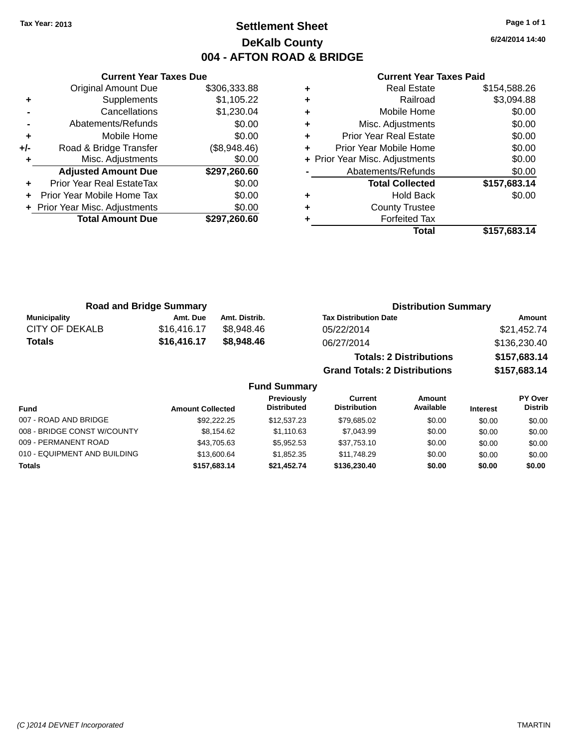Tax Year: 2013

# Settlement Sheet

## DeKalb County

## 004 - AFTON ROAD & BRIDGE

6/24/2014 14:40

### Current Year Taxes Due

| | | |
|---|---|---|
| | Original Amount Due | $306,333.88 |
| + | Supplements | $1,105.22 |
| - | Cancellations | $1,230.04 |
| - | Abatements/Refunds | $0.00 |
| + | Mobile Home | $0.00 |
| +/- | Road & Bridge Transfer | ($8,948.46) |
| + | Misc. Adjustments | $0.00 |
| | **Adjusted Amount Due** | **$297,260.60** |
| + | Prior Year Real EstateTax | $0.00 |
| + | Prior Year Mobile Home Tax | $0.00 |
| + | Prior Year Misc. Adjustments | $0.00 |
| | **Total Amount Due** | **$297,260.60** |

### Current Year Taxes Paid

| | | |
|---|---|---|
| + | Real Estate | $154,588.26 |
| + | Railroad | $3,094.88 |
| + | Mobile Home | $0.00 |
| + | Misc. Adjustments | $0.00 |
| + | Prior Year Real Estate | $0.00 |
| + | Prior Year Mobile Home | $0.00 |
| + | Prior Year Misc. Adjustments | $0.00 |
| - | Abatements/Refunds | $0.00 |
| | **Total Collected** | **$157,683.14** |
| + | Hold Back | $0.00 |
| + | County Trustee | |
| + | Forfeited Tax | |
| | **Total** | **$157,683.14** |

### Road and Bridge Summary

| Municipality | Amt. Due | Amt. Distrib. |
|---|---|---|
| CITY OF DEKALB | $16,416.17 | $8,948.46 |
| **Totals** | **$16,416.17** | **$8,948.46** |

### Distribution Summary

| Tax Distribution Date | Amount |
|---|---|
| 05/22/2014 | $21,452.74 |
| 06/27/2014 | $136,230.40 |
| **Totals: 2 Distributions** | **$157,683.14** |
| **Grand Totals: 2 Distributions** | **$157,683.14** |

### Fund Summary

| Fund | Amount Collected | Previously Distributed | Current Distribution | Amount Available | Interest | PY Over Distrib |
|---|---|---|---|---|---|---|
| 007 - ROAD AND BRIDGE | $92,222.25 | $12,537.23 | $79,685.02 | $0.00 | $0.00 | $0.00 |
| 008 - BRIDGE CONST W/COUNTY | $8,154.62 | $1,110.63 | $7,043.99 | $0.00 | $0.00 | $0.00 |
| 009 - PERMANENT ROAD | $43,705.63 | $5,952.53 | $37,753.10 | $0.00 | $0.00 | $0.00 |
| 010 - EQUIPMENT AND BUILDING | $13,600.64 | $1,852.35 | $11,748.29 | $0.00 | $0.00 | $0.00 |
| **Totals** | **$157,683.14** | **$21,452.74** | **$136,230.40** | **$0.00** | **$0.00** | **$0.00** |

(C )2014 DEVNET Incorporated TMARTIN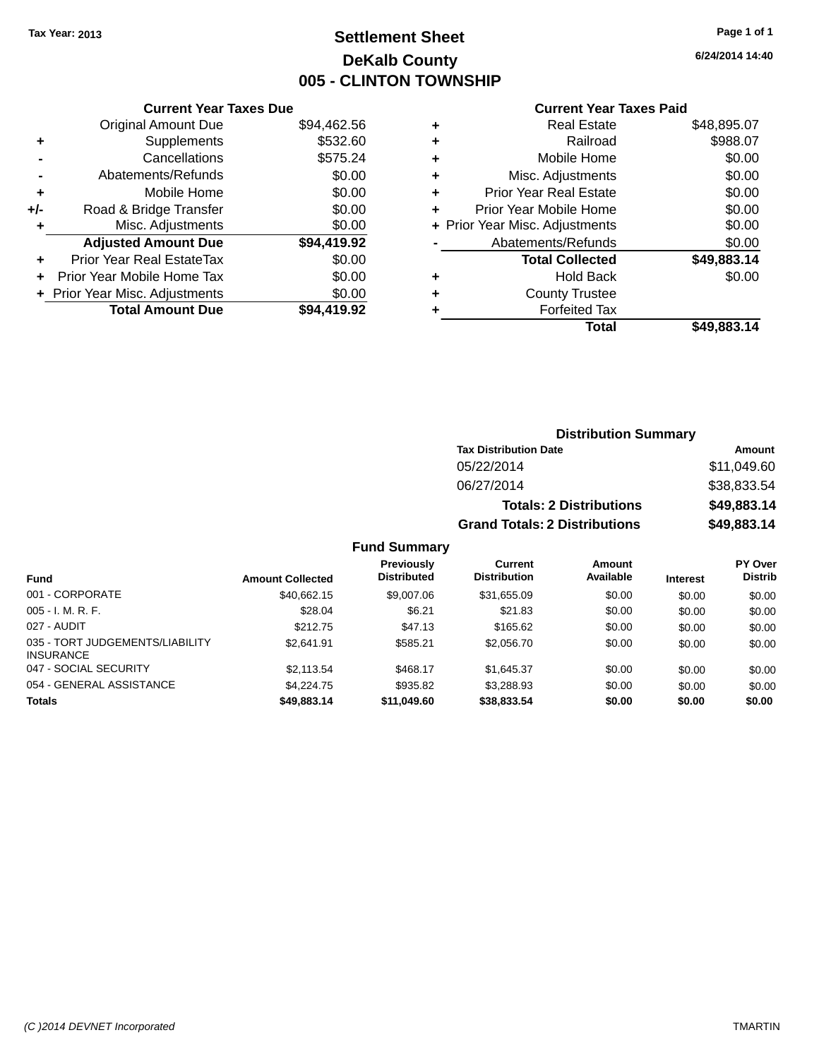Tax Year: 2013

# Settlement Sheet
## DeKalb County
## 005 - CLINTON TOWNSHIP

6/24/2014 14:40

### Current Year Taxes Due

| | | |
|---|---|---|
| | Original Amount Due | $94,462.56 |
| + | Supplements | $532.60 |
| - | Cancellations | $575.24 |
| - | Abatements/Refunds | $0.00 |
| + | Mobile Home | $0.00 |
| +/- | Road & Bridge Transfer | $0.00 |
| + | Misc. Adjustments | $0.00 |
| | **Adjusted Amount Due** | **$94,419.92** |
| + | Prior Year Real EstateTax | $0.00 |
| + | Prior Year Mobile Home Tax | $0.00 |
| + | Prior Year Misc. Adjustments | $0.00 |
| | **Total Amount Due** | **$94,419.92** |

### Current Year Taxes Paid

| | | |
|---|---|---|
| + | Real Estate | $48,895.07 |
| + | Railroad | $988.07 |
| + | Mobile Home | $0.00 |
| + | Misc. Adjustments | $0.00 |
| + | Prior Year Real Estate | $0.00 |
| + | Prior Year Mobile Home | $0.00 |
| + | Prior Year Misc. Adjustments | $0.00 |
| - | Abatements/Refunds | $0.00 |
| | **Total Collected** | **$49,883.14** |
| + | Hold Back | $0.00 |
| + | County Trustee | |
| + | Forfeited Tax | |
| | **Total** | **$49,883.14** |

### Distribution Summary

| Tax Distribution Date | Amount |
|---|---|
| 05/22/2014 | $11,049.60 |
| 06/27/2014 | $38,833.54 |
| **Totals: 2 Distributions** | **$49,883.14** |
| **Grand Totals: 2 Distributions** | **$49,883.14** |

### Fund Summary

| Fund | Amount Collected | Previously Distributed | Current Distribution | Amount Available | Interest | PY Over Distrib |
|---|---|---|---|---|---|---|
| 001 - CORPORATE | $40,662.15 | $9,007.06 | $31,655.09 | $0.00 | $0.00 | $0.00 |
| 005 - I. M. R. F. | $28.04 | $6.21 | $21.83 | $0.00 | $0.00 | $0.00 |
| 027 - AUDIT | $212.75 | $47.13 | $165.62 | $0.00 | $0.00 | $0.00 |
| 035 - TORT JUDGEMENTS/LIABILITY INSURANCE | $2,641.91 | $585.21 | $2,056.70 | $0.00 | $0.00 | $0.00 |
| 047 - SOCIAL SECURITY | $2,113.54 | $468.17 | $1,645.37 | $0.00 | $0.00 | $0.00 |
| 054 - GENERAL ASSISTANCE | $4,224.75 | $935.82 | $3,288.93 | $0.00 | $0.00 | $0.00 |
| **Totals** | **$49,883.14** | **$11,049.60** | **$38,833.54** | **$0.00** | **$0.00** | **$0.00** |

(C )2014 DEVNET Incorporated TMARTIN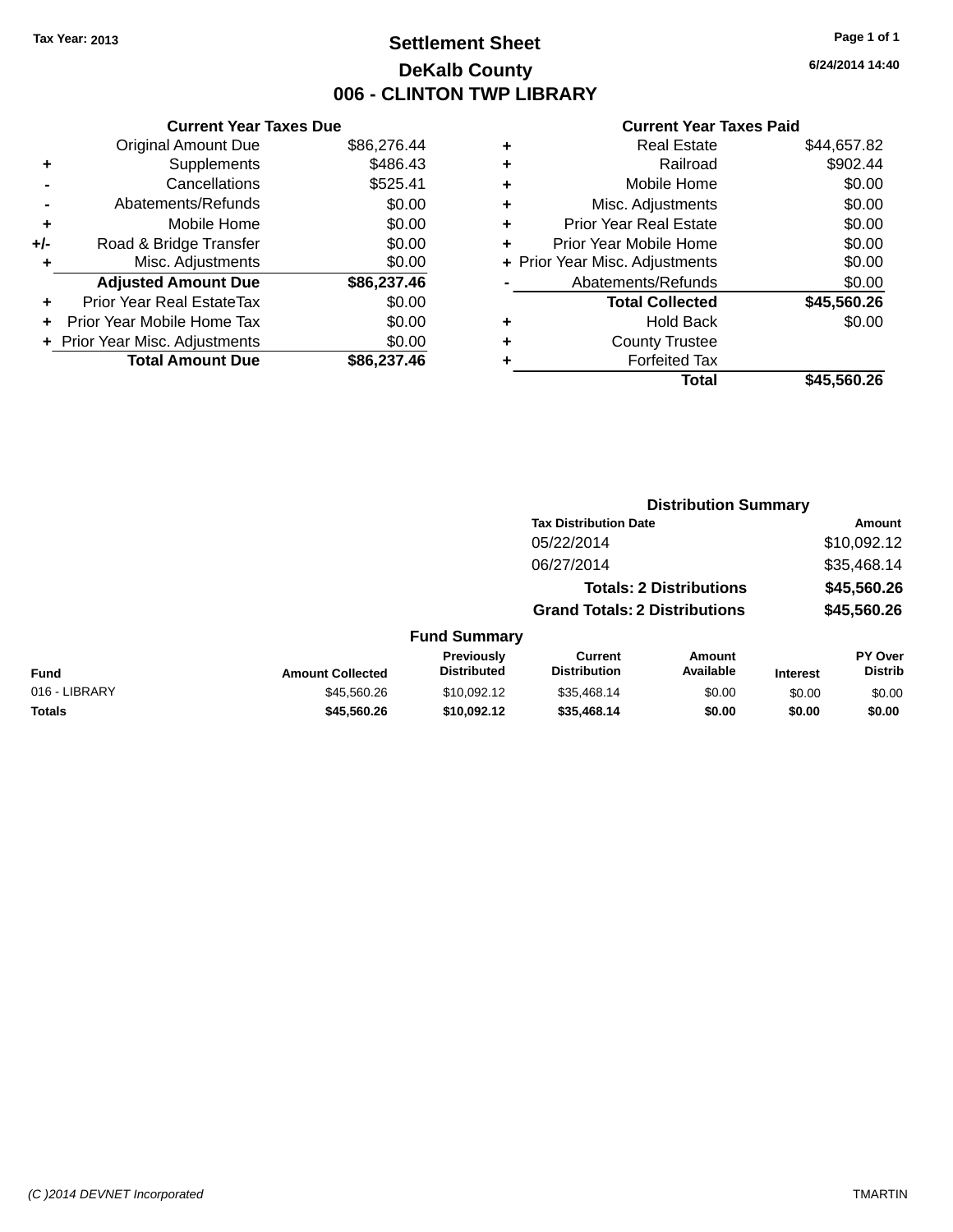Tax Year: 2013

# Settlement Sheet

## DeKalb County

## 006 - CLINTON TWP LIBRARY

6/24/2014 14:40

### Current Year Taxes Due

| | | |
|---|---|---|
| | Original Amount Due | $86,276.44 |
| + | Supplements | $486.43 |
| - | Cancellations | $525.41 |
| - | Abatements/Refunds | $0.00 |
| + | Mobile Home | $0.00 |
| +/- | Road & Bridge Transfer | $0.00 |
| + | Misc. Adjustments | $0.00 |
| | **Adjusted Amount Due** | **$86,237.46** |
| + | Prior Year Real EstateTax | $0.00 |
| + | Prior Year Mobile Home Tax | $0.00 |
| + | Prior Year Misc. Adjustments | $0.00 |
| | **Total Amount Due** | **$86,237.46** |

### Current Year Taxes Paid

| | | |
|---|---|---|
| + | Real Estate | $44,657.82 |
| + | Railroad | $902.44 |
| + | Mobile Home | $0.00 |
| + | Misc. Adjustments | $0.00 |
| + | Prior Year Real Estate | $0.00 |
| + | Prior Year Mobile Home | $0.00 |
| + | Prior Year Misc. Adjustments | $0.00 |
| - | Abatements/Refunds | $0.00 |
| | **Total Collected** | **$45,560.26** |
| + | Hold Back | $0.00 |
| + | County Trustee | |
| + | Forfeited Tax | |
| | **Total** | **$45,560.26** |

### Distribution Summary

| Tax Distribution Date | Amount |
|---|---|
| 05/22/2014 | $10,092.12 |
| 06/27/2014 | $35,468.14 |
| **Totals: 2 Distributions** | **$45,560.26** |
| **Grand Totals: 2 Distributions** | **$45,560.26** |

### Fund Summary

| Fund | Amount Collected | Previously Distributed | Current Distribution | Amount Available | Interest | PY Over Distrib |
|---|---|---|---|---|---|---|
| 016 - LIBRARY | $45,560.26 | $10,092.12 | $35,468.14 | $0.00 | $0.00 | $0.00 |
| **Totals** | **$45,560.26** | **$10,092.12** | **$35,468.14** | **$0.00** | **$0.00** | **$0.00** |

(C )2014 DEVNET Incorporated TMARTIN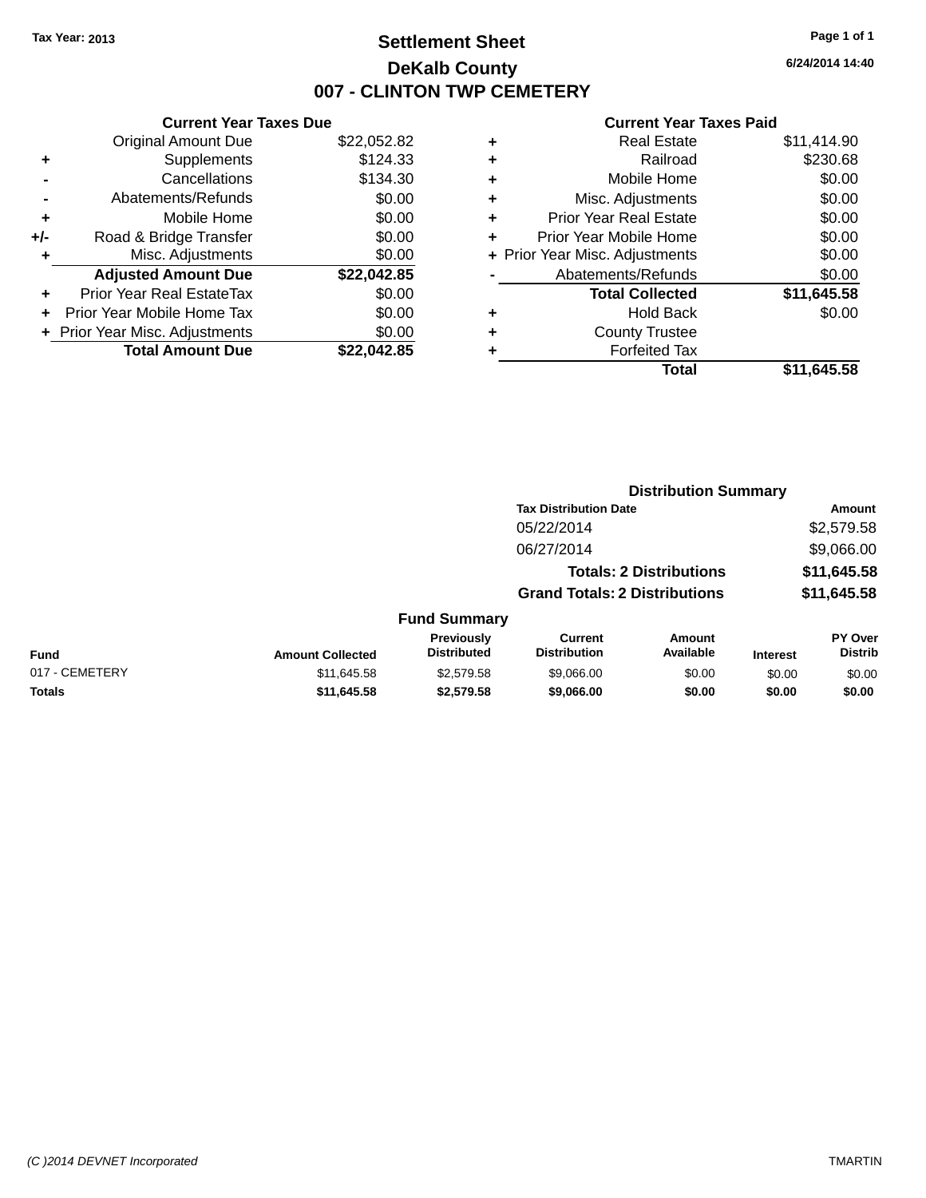Tax Year: 2013

# Settlement Sheet

## DeKalb County

## 007 - CLINTON TWP CEMETERY

6/24/2014 14:40

### Current Year Taxes Due

| | | |
|---|---|---|
| | Original Amount Due | $22,052.82 |
| + | Supplements | $124.33 |
| - | Cancellations | $134.30 |
| - | Abatements/Refunds | $0.00 |
| + | Mobile Home | $0.00 |
| +/- | Road & Bridge Transfer | $0.00 |
| + | Misc. Adjustments | $0.00 |
| | **Adjusted Amount Due** | **$22,042.85** |
| + | Prior Year Real EstateTax | $0.00 |
| + | Prior Year Mobile Home Tax | $0.00 |
| + | Prior Year Misc. Adjustments | $0.00 |
| | **Total Amount Due** | **$22,042.85** |

### Current Year Taxes Paid

| | | |
|---|---|---|
| + | Real Estate | $11,414.90 |
| + | Railroad | $230.68 |
| + | Mobile Home | $0.00 |
| + | Misc. Adjustments | $0.00 |
| + | Prior Year Real Estate | $0.00 |
| + | Prior Year Mobile Home | $0.00 |
| + | Prior Year Misc. Adjustments | $0.00 |
| - | Abatements/Refunds | $0.00 |
| | **Total Collected** | **$11,645.58** |
| + | Hold Back | $0.00 |
| + | County Trustee | |
| + | Forfeited Tax | |
| | **Total** | **$11,645.58** |

### Distribution Summary

| Tax Distribution Date | Amount |
|---|---|
| 05/22/2014 | $2,579.58 |
| 06/27/2014 | $9,066.00 |
| **Totals: 2 Distributions** | **$11,645.58** |
| **Grand Totals: 2 Distributions** | **$11,645.58** |

### Fund Summary

| Fund | Amount Collected | Previously Distributed | Current Distribution | Amount Available | Interest | PY Over Distrib |
|---|---|---|---|---|---|---|
| 017 - CEMETERY | $11,645.58 | $2,579.58 | $9,066.00 | $0.00 | $0.00 | $0.00 |
| **Totals** | **$11,645.58** | **$2,579.58** | **$9,066.00** | **$0.00** | **$0.00** | **$0.00** |

(C )2014 DEVNET Incorporated TMARTIN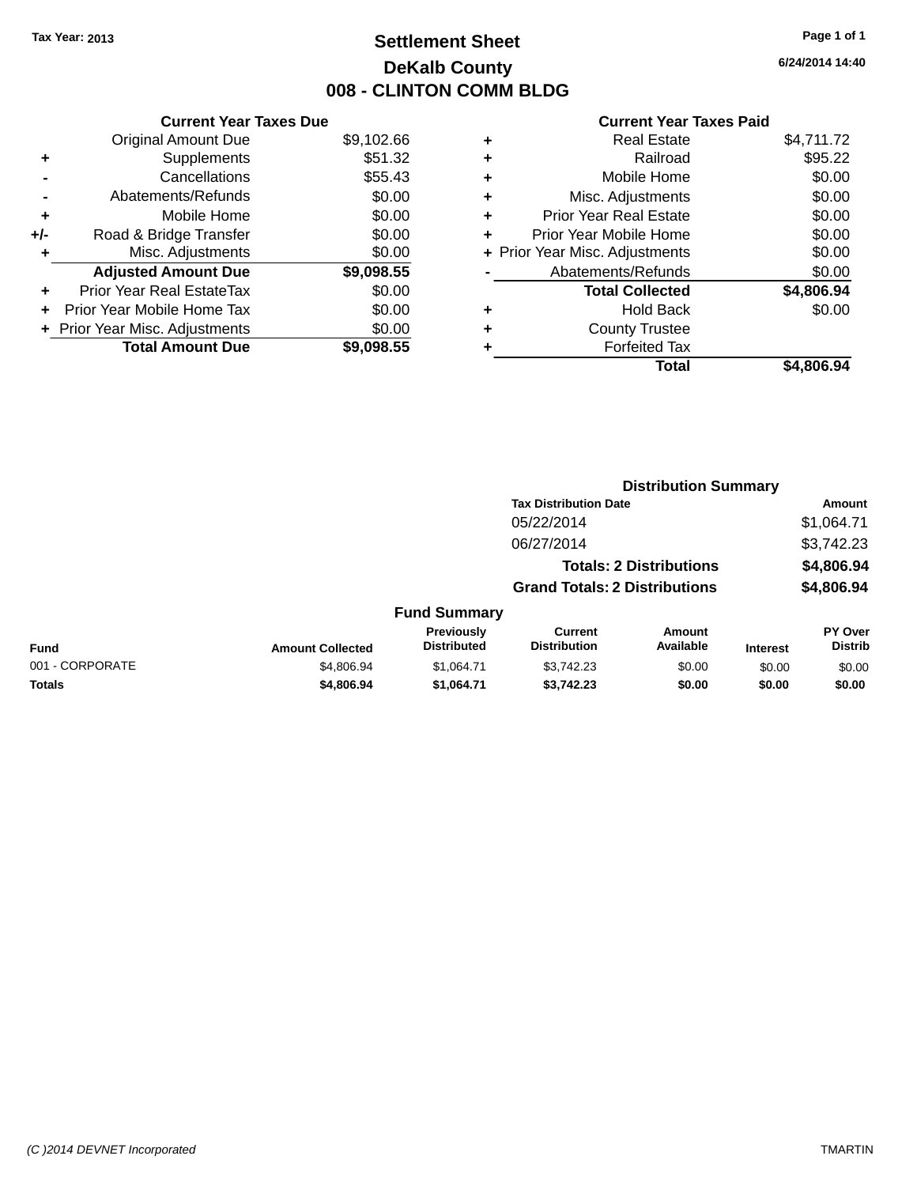Tax Year: 2013

# Settlement Sheet

## DeKalb County

## 008 - CLINTON COMM BLDG

6/24/2014 14:40

### Current Year Taxes Due

| | | |
|---|---|---|
| | Original Amount Due | $9,102.66 |
| + | Supplements | $51.32 |
| - | Cancellations | $55.43 |
| - | Abatements/Refunds | $0.00 |
| + | Mobile Home | $0.00 |
| +/- | Road & Bridge Transfer | $0.00 |
| + | Misc. Adjustments | $0.00 |
| | **Adjusted Amount Due** | **$9,098.55** |
| + | Prior Year Real EstateTax | $0.00 |
| + | Prior Year Mobile Home Tax | $0.00 |
| + | Prior Year Misc. Adjustments | $0.00 |
| | **Total Amount Due** | **$9,098.55** |

### Current Year Taxes Paid

| | | |
|---|---|---|
| + | Real Estate | $4,711.72 |
| + | Railroad | $95.22 |
| + | Mobile Home | $0.00 |
| + | Misc. Adjustments | $0.00 |
| + | Prior Year Real Estate | $0.00 |
| + | Prior Year Mobile Home | $0.00 |
| + | Prior Year Misc. Adjustments | $0.00 |
| - | Abatements/Refunds | $0.00 |
| | **Total Collected** | **$4,806.94** |
| + | Hold Back | $0.00 |
| + | County Trustee | |
| + | Forfeited Tax | |
| | **Total** | **$4,806.94** |

### Distribution Summary

| Tax Distribution Date | Amount |
|---|---|
| 05/22/2014 | $1,064.71 |
| 06/27/2014 | $3,742.23 |
| **Totals: 2 Distributions** | **$4,806.94** |
| **Grand Totals: 2 Distributions** | **$4,806.94** |

### Fund Summary

| Fund | Amount Collected | Previously Distributed | Current Distribution | Amount Available | Interest | PY Over Distrib |
|---|---|---|---|---|---|---|
| 001 - CORPORATE | $4,806.94 | $1,064.71 | $3,742.23 | $0.00 | $0.00 | $0.00 |
| **Totals** | **$4,806.94** | **$1,064.71** | **$3,742.23** | **$0.00** | **$0.00** | **$0.00** |

(C )2014 DEVNET Incorporated TMARTIN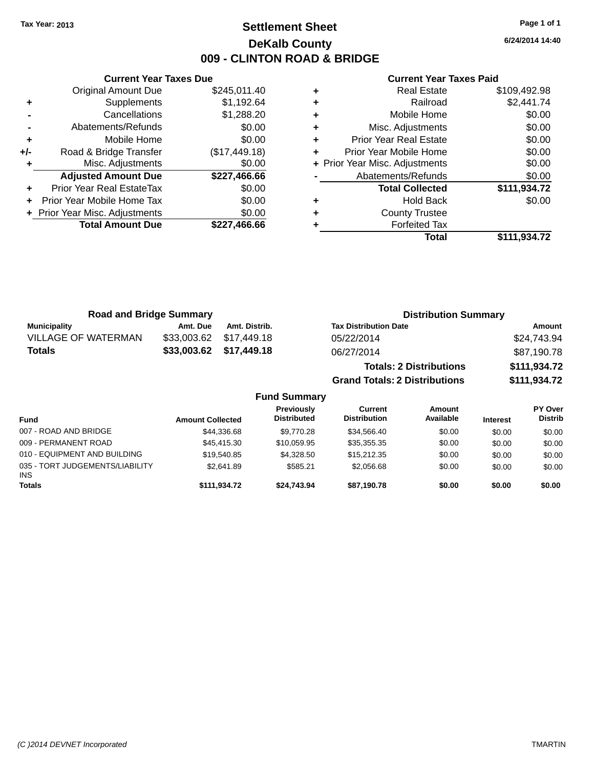Tax Year: 2013

# Settlement Sheet

## DeKalb County

## 009 - CLINTON ROAD & BRIDGE

6/24/2014 14:40

### Current Year Taxes Due

| | | |
|---|---|---|
| | Original Amount Due | $245,011.40 |
| + | Supplements | $1,192.64 |
| - | Cancellations | $1,288.20 |
| - | Abatements/Refunds | $0.00 |
| + | Mobile Home | $0.00 |
| +/- | Road & Bridge Transfer | ($17,449.18) |
| + | Misc. Adjustments | $0.00 |
| | **Adjusted Amount Due** | **$227,466.66** |
| + | Prior Year Real EstateTax | $0.00 |
| + | Prior Year Mobile Home Tax | $0.00 |
| + | Prior Year Misc. Adjustments | $0.00 |
| | **Total Amount Due** | **$227,466.66** |

### Current Year Taxes Paid

| | | |
|---|---|---|
| + | Real Estate | $109,492.98 |
| + | Railroad | $2,441.74 |
| + | Mobile Home | $0.00 |
| + | Misc. Adjustments | $0.00 |
| + | Prior Year Real Estate | $0.00 |
| + | Prior Year Mobile Home | $0.00 |
| + | Prior Year Misc. Adjustments | $0.00 |
| - | Abatements/Refunds | $0.00 |
| | **Total Collected** | **$111,934.72** |
| + | Hold Back | $0.00 |
| + | County Trustee | |
| + | Forfeited Tax | |
| | **Total** | **$111,934.72** |

### Road and Bridge Summary

| Municipality | Amt. Due | Amt. Distrib. |
|---|---|---|
| VILLAGE OF WATERMAN | $33,003.62 | $17,449.18 |
| **Totals** | **$33,003.62** | **$17,449.18** |

### Distribution Summary

| Tax Distribution Date | Amount |
|---|---|
| 05/22/2014 | $24,743.94 |
| 06/27/2014 | $87,190.78 |
| **Totals: 2 Distributions** | **$111,934.72** |
| **Grand Totals: 2 Distributions** | **$111,934.72** |

### Fund Summary

| Fund | Amount Collected | Previously Distributed | Current Distribution | Amount Available | Interest | PY Over Distrib |
|---|---|---|---|---|---|---|
| 007 - ROAD AND BRIDGE | $44,336.68 | $9,770.28 | $34,566.40 | $0.00 | $0.00 | $0.00 |
| 009 - PERMANENT ROAD | $45,415.30 | $10,059.95 | $35,355.35 | $0.00 | $0.00 | $0.00 |
| 010 - EQUIPMENT AND BUILDING | $19,540.85 | $4,328.50 | $15,212.35 | $0.00 | $0.00 | $0.00 |
| 035 - TORT JUDGEMENTS/LIABILITY INS | $2,641.89 | $585.21 | $2,056.68 | $0.00 | $0.00 | $0.00 |
| **Totals** | **$111,934.72** | **$24,743.94** | **$87,190.78** | **$0.00** | **$0.00** | **$0.00** |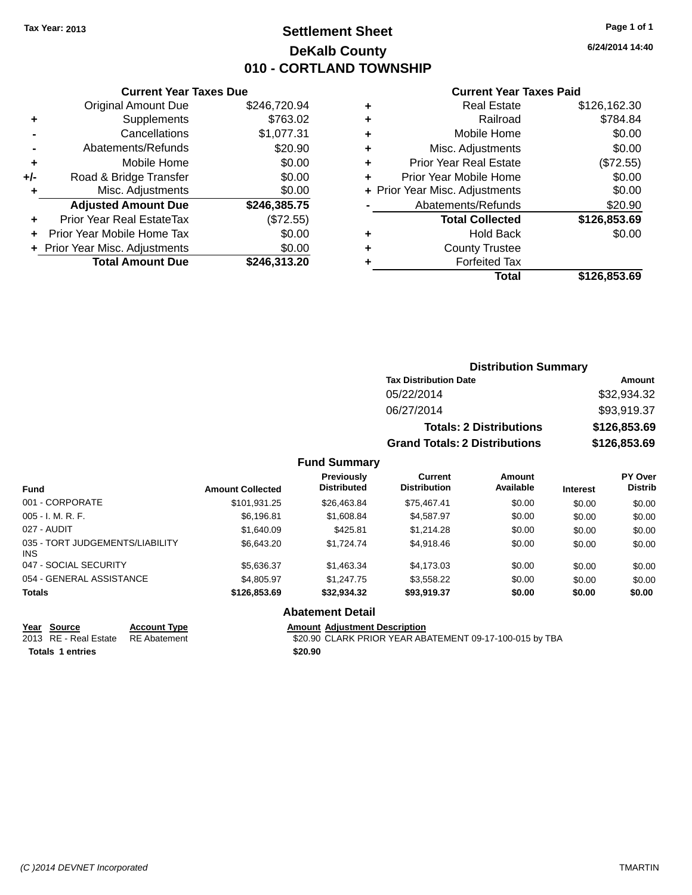Tax Year: 2013

# Settlement Sheet

## DeKalb County

## 010 - CORTLAND TOWNSHIP

6/24/2014 14:40

### Current Year Taxes Due

| | | |
|---|---|---|
| | Original Amount Due | $246,720.94 |
| + | Supplements | $763.02 |
| - | Cancellations | $1,077.31 |
| - | Abatements/Refunds | $20.90 |
| + | Mobile Home | $0.00 |
| +/- | Road & Bridge Transfer | $0.00 |
| + | Misc. Adjustments | $0.00 |
| | **Adjusted Amount Due** | **$246,385.75** |
| + | Prior Year Real EstateTax | ($72.55) |
| + | Prior Year Mobile Home Tax | $0.00 |
| + | Prior Year Misc. Adjustments | $0.00 |
| | **Total Amount Due** | **$246,313.20** |

### Current Year Taxes Paid

| | | |
|---|---|---|
| + | Real Estate | $126,162.30 |
| + | Railroad | $784.84 |
| + | Mobile Home | $0.00 |
| + | Misc. Adjustments | $0.00 |
| + | Prior Year Real Estate | ($72.55) |
| + | Prior Year Mobile Home | $0.00 |
| + | Prior Year Misc. Adjustments | $0.00 |
| - | Abatements/Refunds | $20.90 |
| | **Total Collected** | **$126,853.69** |
| + | Hold Back | $0.00 |
| + | County Trustee | |
| + | Forfeited Tax | |
| | **Total** | **$126,853.69** |

### Distribution Summary

| Tax Distribution Date | Amount |
|---|---|
| 05/22/2014 | $32,934.32 |
| 06/27/2014 | $93,919.37 |
| **Totals: 2 Distributions** | **$126,853.69** |
| **Grand Totals: 2 Distributions** | **$126,853.69** |

### Fund Summary

| Fund | Amount Collected | Previously Distributed | Current Distribution | Amount Available | Interest | PY Over Distrib |
|---|---|---|---|---|---|---|
| 001 - CORPORATE | $101,931.25 | $26,463.84 | $75,467.41 | $0.00 | $0.00 | $0.00 |
| 005 - I. M. R. F. | $6,196.81 | $1,608.84 | $4,587.97 | $0.00 | $0.00 | $0.00 |
| 027 - AUDIT | $1,640.09 | $425.81 | $1,214.28 | $0.00 | $0.00 | $0.00 |
| 035 - TORT JUDGEMENTS/LIABILITY INS | $6,643.20 | $1,724.74 | $4,918.46 | $0.00 | $0.00 | $0.00 |
| 047 - SOCIAL SECURITY | $5,636.37 | $1,463.34 | $4,173.03 | $0.00 | $0.00 | $0.00 |
| 054 - GENERAL ASSISTANCE | $4,805.97 | $1,247.75 | $3,558.22 | $0.00 | $0.00 | $0.00 |
| **Totals** | **$126,853.69** | **$32,934.32** | **$93,919.37** | **$0.00** | **$0.00** | **$0.00** |

### Abatement Detail

| Year | Source | Account Type | Amount | Adjustment Description |
|---|---|---|---|---|
| 2013 | RE - Real Estate | RE Abatement | $20.90 | CLARK PRIOR YEAR ABATEMENT 09-17-100-015 by TBA |
| **Totals 1 entries** | | | **$20.90** | |

(C )2014 DEVNET Incorporated TMARTIN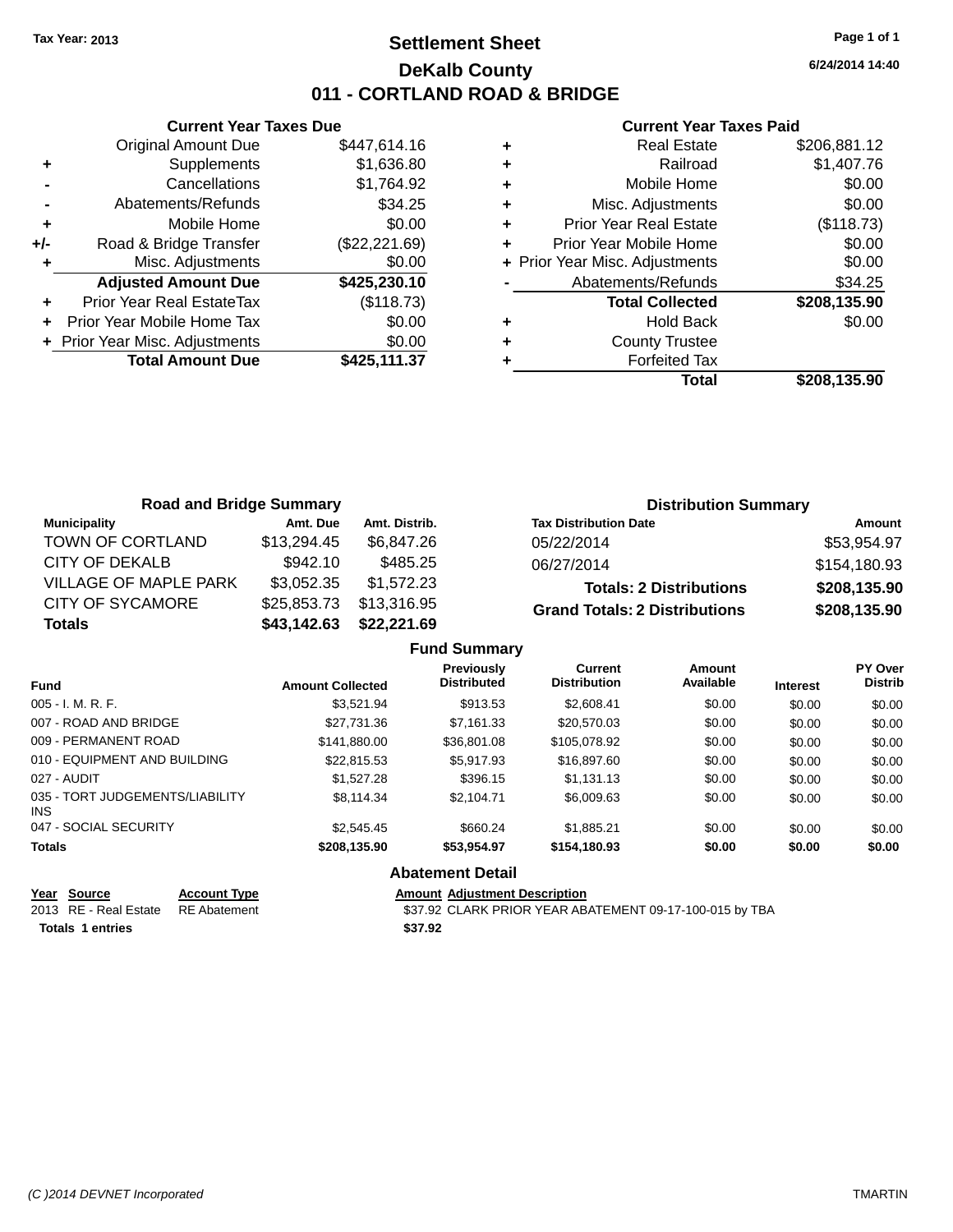Tax Year: 2013

# Settlement Sheet
## DeKalb County
## 011 - CORTLAND ROAD & BRIDGE

6/24/2014 14:40

### Current Year Taxes Due

| | | |
|---|---|---|
| | Original Amount Due | $447,614.16 |
| + | Supplements | $1,636.80 |
| - | Cancellations | $1,764.92 |
| - | Abatements/Refunds | $34.25 |
| + | Mobile Home | $0.00 |
| +/- | Road & Bridge Transfer | ($22,221.69) |
| + | Misc. Adjustments | $0.00 |
| | **Adjusted Amount Due** | **$425,230.10** |
| + | Prior Year Real EstateTax | ($118.73) |
| + | Prior Year Mobile Home Tax | $0.00 |
| + | Prior Year Misc. Adjustments | $0.00 |
| | **Total Amount Due** | **$425,111.37** |

### Current Year Taxes Paid

| | | |
|---|---|---|
| + | Real Estate | $206,881.12 |
| + | Railroad | $1,407.76 |
| + | Mobile Home | $0.00 |
| + | Misc. Adjustments | $0.00 |
| + | Prior Year Real Estate | ($118.73) |
| + | Prior Year Mobile Home | $0.00 |
| + | Prior Year Misc. Adjustments | $0.00 |
| - | Abatements/Refunds | $34.25 |
| | **Total Collected** | **$208,135.90** |
| + | Hold Back | $0.00 |
| + | County Trustee | |
| + | Forfeited Tax | |
| | **Total** | **$208,135.90** |

### Road and Bridge Summary

| Municipality | Amt. Due | Amt. Distrib. |
|---|---|---|
| TOWN OF CORTLAND | $13,294.45 | $6,847.26 |
| CITY OF DEKALB | $942.10 | $485.25 |
| VILLAGE OF MAPLE PARK | $3,052.35 | $1,572.23 |
| CITY OF SYCAMORE | $25,853.73 | $13,316.95 |
| **Totals** | **$43,142.63** | **$22,221.69** |

### Distribution Summary

| Tax Distribution Date | Amount |
|---|---|
| 05/22/2014 | $53,954.97 |
| 06/27/2014 | $154,180.93 |
| **Totals: 2 Distributions** | **$208,135.90** |
| **Grand Totals: 2 Distributions** | **$208,135.90** |

### Fund Summary

| Fund | Amount Collected | Previously Distributed | Current Distribution | Amount Available | Interest | PY Over Distrib |
|---|---|---|---|---|---|---|
| 005 - I. M. R. F. | $3,521.94 | $913.53 | $2,608.41 | $0.00 | $0.00 | $0.00 |
| 007 - ROAD AND BRIDGE | $27,731.36 | $7,161.33 | $20,570.03 | $0.00 | $0.00 | $0.00 |
| 009 - PERMANENT ROAD | $141,880.00 | $36,801.08 | $105,078.92 | $0.00 | $0.00 | $0.00 |
| 010 - EQUIPMENT AND BUILDING | $22,815.53 | $5,917.93 | $16,897.60 | $0.00 | $0.00 | $0.00 |
| 027 - AUDIT | $1,527.28 | $396.15 | $1,131.13 | $0.00 | $0.00 | $0.00 |
| 035 - TORT JUDGEMENTS/LIABILITY INS | $8,114.34 | $2,104.71 | $6,009.63 | $0.00 | $0.00 | $0.00 |
| 047 - SOCIAL SECURITY | $2,545.45 | $660.24 | $1,885.21 | $0.00 | $0.00 | $0.00 |
| **Totals** | **$208,135.90** | **$53,954.97** | **$154,180.93** | **$0.00** | **$0.00** | **$0.00** |

### Abatement Detail

| Year | Source | Account Type | Amount | Adjustment Description |
|---|---|---|---|---|
| 2013 | RE - Real Estate | RE Abatement | $37.92 | CLARK PRIOR YEAR ABATEMENT 09-17-100-015 by TBA |
| **Totals 1 entries** | | | **$37.92** | |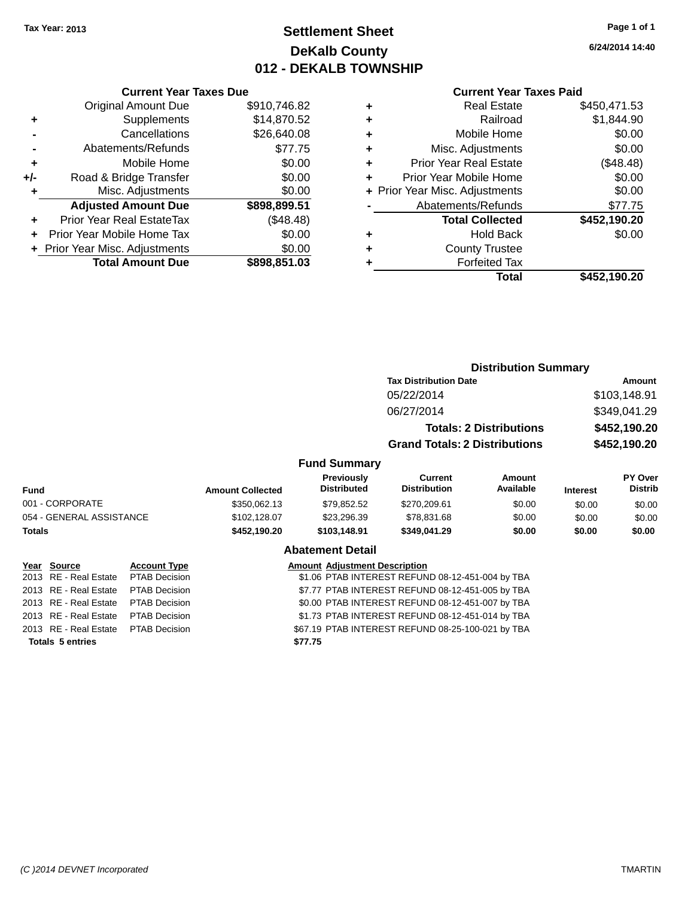Tax Year: 2013

# Settlement Sheet

## DeKalb County

## 012 - DEKALB TOWNSHIP

6/24/2014 14:40

### Current Year Taxes Due

| | | |
|---|---|---|
| | Original Amount Due | $910,746.82 |
| + | Supplements | $14,870.52 |
| - | Cancellations | $26,640.08 |
| - | Abatements/Refunds | $77.75 |
| + | Mobile Home | $0.00 |
| +/- | Road & Bridge Transfer | $0.00 |
| + | Misc. Adjustments | $0.00 |
| | **Adjusted Amount Due** | **$898,899.51** |
| + | Prior Year Real EstateTax | ($48.48) |
| + | Prior Year Mobile Home Tax | $0.00 |
| + | Prior Year Misc. Adjustments | $0.00 |
| | **Total Amount Due** | **$898,851.03** |

### Current Year Taxes Paid

| | | |
|---|---|---|
| + | Real Estate | $450,471.53 |
| + | Railroad | $1,844.90 |
| + | Mobile Home | $0.00 |
| + | Misc. Adjustments | $0.00 |
| + | Prior Year Real Estate | ($48.48) |
| + | Prior Year Mobile Home | $0.00 |
| + | Prior Year Misc. Adjustments | $0.00 |
| - | Abatements/Refunds | $77.75 |
| | **Total Collected** | **$452,190.20** |
| + | Hold Back | $0.00 |
| + | County Trustee | |
| + | Forfeited Tax | |
| | **Total** | **$452,190.20** |

### Distribution Summary

| Tax Distribution Date | Amount |
|---|---|
| 05/22/2014 | $103,148.91 |
| 06/27/2014 | $349,041.29 |
| **Totals: 2 Distributions** | **$452,190.20** |
| **Grand Totals: 2 Distributions** | **$452,190.20** |

### Fund Summary

| Fund | Amount Collected | Previously Distributed | Current Distribution | Amount Available | Interest | PY Over Distrib |
|---|---|---|---|---|---|---|
| 001 - CORPORATE | $350,062.13 | $79,852.52 | $270,209.61 | $0.00 | $0.00 | $0.00 |
| 054 - GENERAL ASSISTANCE | $102,128.07 | $23,296.39 | $78,831.68 | $0.00 | $0.00 | $0.00 |
| **Totals** | **$452,190.20** | **$103,148.91** | **$349,041.29** | **$0.00** | **$0.00** | **$0.00** |

### Abatement Detail

| Year | Source | Account Type | Amount | Adjustment Description |
|---|---|---|---|---|
| 2013 | RE - Real Estate | PTAB Decision | $1.06 | PTAB INTEREST REFUND 08-12-451-004 by TBA |
| 2013 | RE - Real Estate | PTAB Decision | $7.77 | PTAB INTEREST REFUND 08-12-451-005 by TBA |
| 2013 | RE - Real Estate | PTAB Decision | $0.00 | PTAB INTEREST REFUND 08-12-451-007 by TBA |
| 2013 | RE - Real Estate | PTAB Decision | $1.73 | PTAB INTEREST REFUND 08-12-451-014 by TBA |
| 2013 | RE - Real Estate | PTAB Decision | $67.19 | PTAB INTEREST REFUND 08-25-100-021 by TBA |
| **Totals 5 entries** | | | **$77.75** | |

(C )2014 DEVNET Incorporated TMARTIN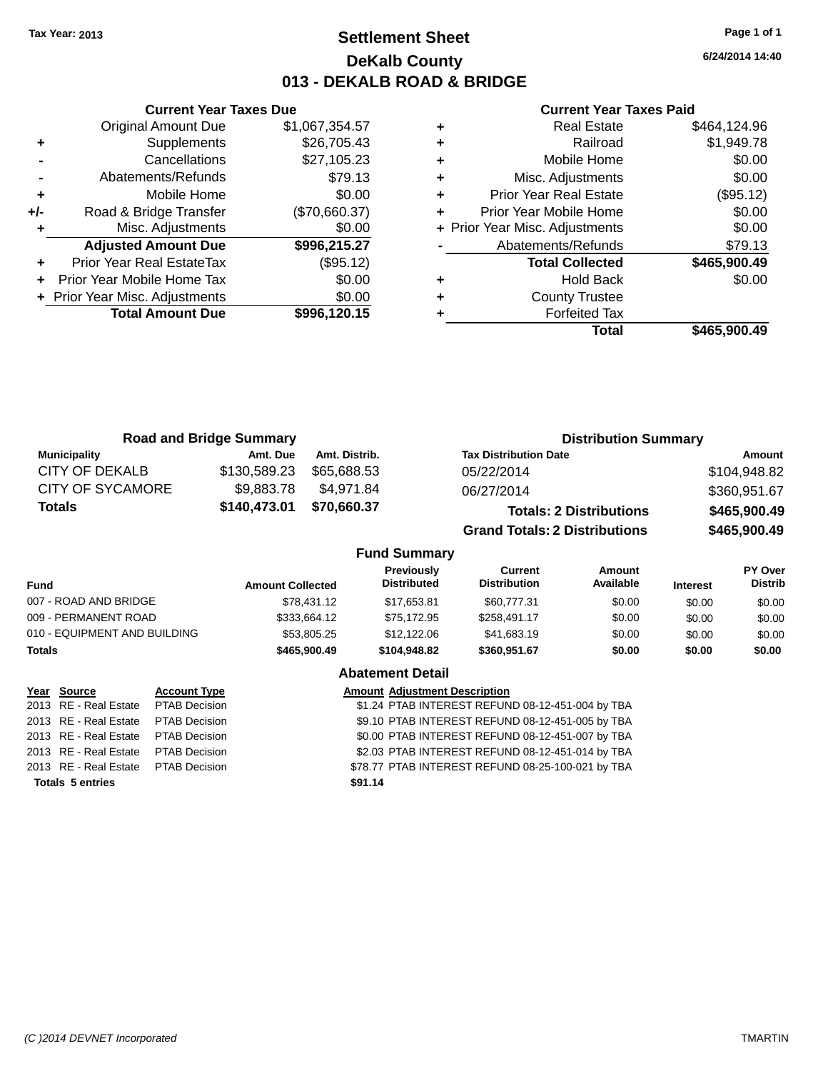Tax Year: 2013

# Settlement Sheet
## DeKalb County
## 013 - DEKALB ROAD & BRIDGE

6/24/2014 14:40

### Current Year Taxes Due

| | | |
|---|---|---|
| | Original Amount Due | $1,067,354.57 |
| + | Supplements | $26,705.43 |
| - | Cancellations | $27,105.23 |
| - | Abatements/Refunds | $79.13 |
| + | Mobile Home | $0.00 |
| +/- | Road & Bridge Transfer | ($70,660.37) |
| + | Misc. Adjustments | $0.00 |
| | **Adjusted Amount Due** | **$996,215.27** |
| + | Prior Year Real EstateTax | ($95.12) |
| + | Prior Year Mobile Home Tax | $0.00 |
| + | Prior Year Misc. Adjustments | $0.00 |
| | **Total Amount Due** | **$996,120.15** |

### Current Year Taxes Paid

| | | |
|---|---|---|
| + | Real Estate | $464,124.96 |
| + | Railroad | $1,949.78 |
| + | Mobile Home | $0.00 |
| + | Misc. Adjustments | $0.00 |
| + | Prior Year Real Estate | ($95.12) |
| + | Prior Year Mobile Home | $0.00 |
| + | Prior Year Misc. Adjustments | $0.00 |
| - | Abatements/Refunds | $79.13 |
| | **Total Collected** | **$465,900.49** |
| + | Hold Back | $0.00 |
| + | County Trustee | |
| + | Forfeited Tax | |
| | **Total** | **$465,900.49** |

### Road and Bridge Summary

| Municipality | Amt. Due | Amt. Distrib. |
|---|---|---|
| CITY OF DEKALB | $130,589.23 | $65,688.53 |
| CITY OF SYCAMORE | $9,883.78 | $4,971.84 |
| **Totals** | **$140,473.01** | **$70,660.37** |

### Distribution Summary

| Tax Distribution Date | Amount |
|---|---|
| 05/22/2014 | $104,948.82 |
| 06/27/2014 | $360,951.67 |
| **Totals: 2 Distributions** | **$465,900.49** |
| **Grand Totals: 2 Distributions** | **$465,900.49** |

### Fund Summary

| Fund | Amount Collected | Previously Distributed | Current Distribution | Amount Available | Interest | PY Over Distrib |
|---|---|---|---|---|---|---|
| 007 - ROAD AND BRIDGE | $78,431.12 | $17,653.81 | $60,777.31 | $0.00 | $0.00 | $0.00 |
| 009 - PERMANENT ROAD | $333,664.12 | $75,172.95 | $258,491.17 | $0.00 | $0.00 | $0.00 |
| 010 - EQUIPMENT AND BUILDING | $53,805.25 | $12,122.06 | $41,683.19 | $0.00 | $0.00 | $0.00 |
| **Totals** | **$465,900.49** | **$104,948.82** | **$360,951.67** | **$0.00** | **$0.00** | **$0.00** |

### Abatement Detail

| Year | Source | Account Type | Amount | Adjustment Description |
|---|---|---|---|---|
| 2013 | RE - Real Estate | PTAB Decision | $1.24 | PTAB INTEREST REFUND 08-12-451-004 by TBA |
| 2013 | RE - Real Estate | PTAB Decision | $9.10 | PTAB INTEREST REFUND 08-12-451-005 by TBA |
| 2013 | RE - Real Estate | PTAB Decision | $0.00 | PTAB INTEREST REFUND 08-12-451-007 by TBA |
| 2013 | RE - Real Estate | PTAB Decision | $2.03 | PTAB INTEREST REFUND 08-12-451-014 by TBA |
| 2013 | RE - Real Estate | PTAB Decision | $78.77 | PTAB INTEREST REFUND 08-25-100-021 by TBA |
| **Totals 5 entries** | | | **$91.14** | |

(C )2014 DEVNET Incorporated TMARTIN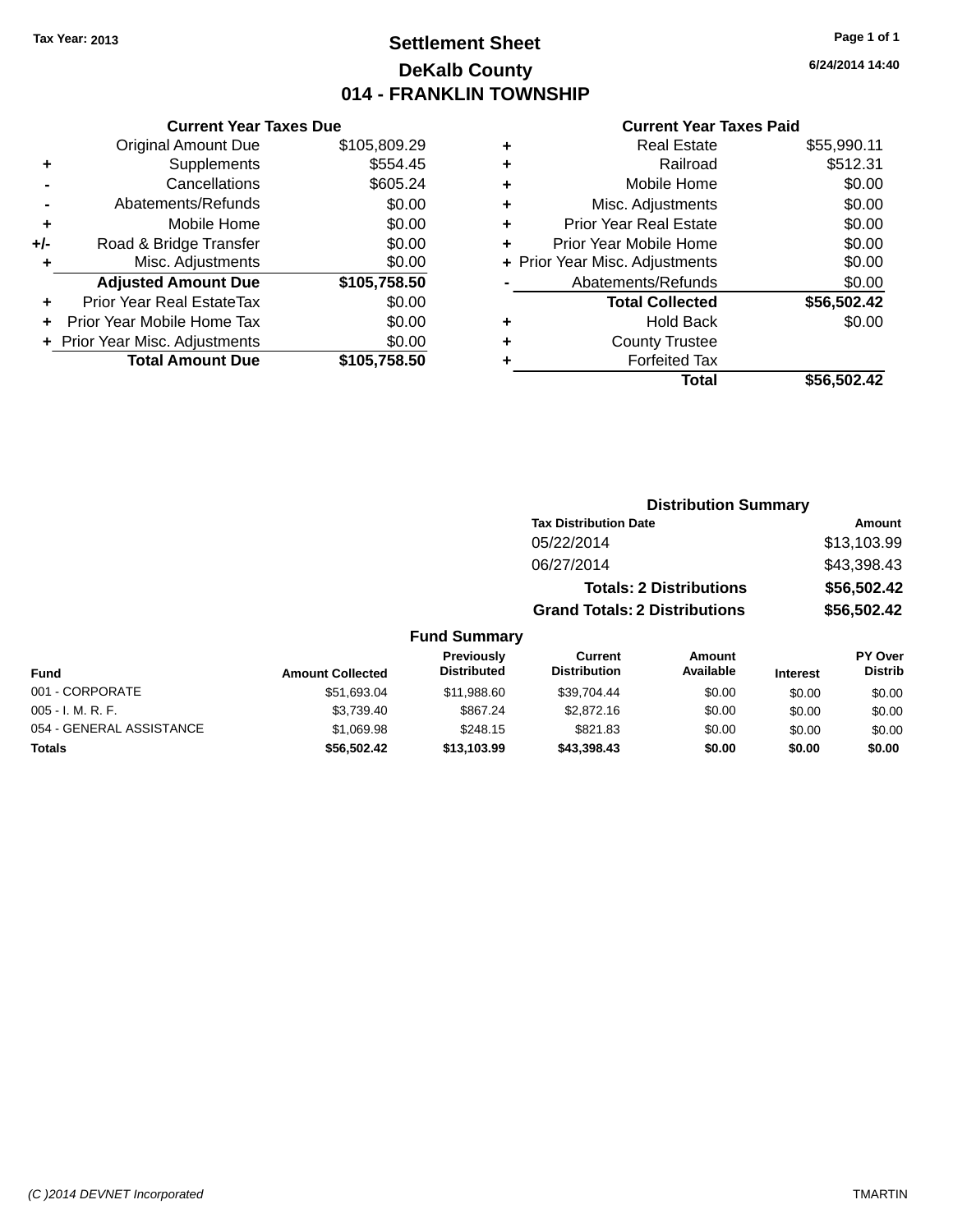Tax Year: 2013

# Settlement Sheet
## DeKalb County
## 014 - FRANKLIN TOWNSHIP

6/24/2014 14:40

### Current Year Taxes Due

| | | |
|---|---|---|
| | Original Amount Due | $105,809.29 |
| + | Supplements | $554.45 |
| - | Cancellations | $605.24 |
| - | Abatements/Refunds | $0.00 |
| + | Mobile Home | $0.00 |
| +/- | Road & Bridge Transfer | $0.00 |
| + | Misc. Adjustments | $0.00 |
| | **Adjusted Amount Due** | **$105,758.50** |
| + | Prior Year Real EstateTax | $0.00 |
| + | Prior Year Mobile Home Tax | $0.00 |
| + | Prior Year Misc. Adjustments | $0.00 |
| | **Total Amount Due** | **$105,758.50** |

### Current Year Taxes Paid

| | | |
|---|---|---|
| + | Real Estate | $55,990.11 |
| + | Railroad | $512.31 |
| + | Mobile Home | $0.00 |
| + | Misc. Adjustments | $0.00 |
| + | Prior Year Real Estate | $0.00 |
| + | Prior Year Mobile Home | $0.00 |
| + | Prior Year Misc. Adjustments | $0.00 |
| - | Abatements/Refunds | $0.00 |
| | **Total Collected** | **$56,502.42** |
| + | Hold Back | $0.00 |
| + | County Trustee | |
| + | Forfeited Tax | |
| | **Total** | **$56,502.42** |

### Distribution Summary

| Tax Distribution Date | Amount |
|---|---|
| 05/22/2014 | $13,103.99 |
| 06/27/2014 | $43,398.43 |
| **Totals: 2 Distributions** | **$56,502.42** |
| **Grand Totals: 2 Distributions** | **$56,502.42** |

### Fund Summary

| Fund | Amount Collected | Previously Distributed | Current Distribution | Amount Available | Interest | PY Over Distrib |
|---|---|---|---|---|---|---|
| 001 - CORPORATE | $51,693.04 | $11,988.60 | $39,704.44 | $0.00 | $0.00 | $0.00 |
| 005 - I. M. R. F. | $3,739.40 | $867.24 | $2,872.16 | $0.00 | $0.00 | $0.00 |
| 054 - GENERAL ASSISTANCE | $1,069.98 | $248.15 | $821.83 | $0.00 | $0.00 | $0.00 |
| **Totals** | **$56,502.42** | **$13,103.99** | **$43,398.43** | **$0.00** | **$0.00** | **$0.00** |

(C )2014 DEVNET Incorporated TMARTIN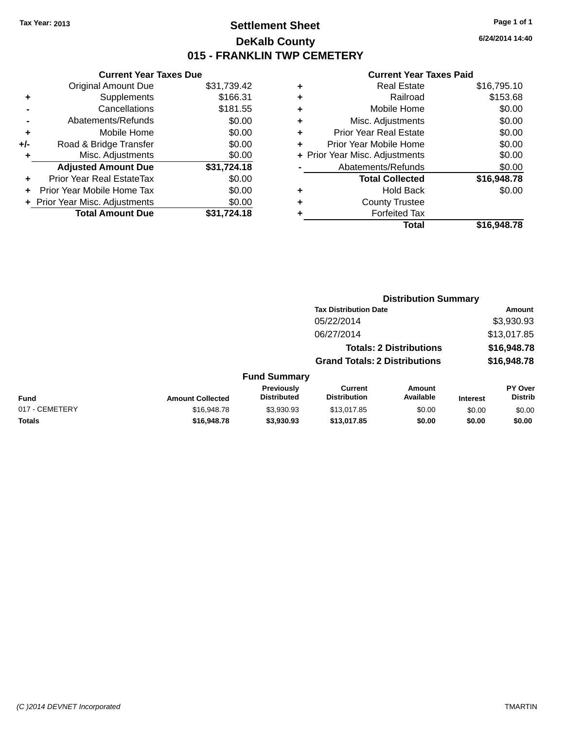Tax Year: 2013

# Settlement Sheet

## DeKalb County

## 015 - FRANKLIN TWP CEMETERY

6/24/2014 14:40

### Current Year Taxes Due

| | | |
|---|---|---|
| | Original Amount Due | $31,739.42 |
| + | Supplements | $166.31 |
| - | Cancellations | $181.55 |
| - | Abatements/Refunds | $0.00 |
| + | Mobile Home | $0.00 |
| +/- | Road & Bridge Transfer | $0.00 |
| + | Misc. Adjustments | $0.00 |
| | **Adjusted Amount Due** | **$31,724.18** |
| + | Prior Year Real EstateTax | $0.00 |
| + | Prior Year Mobile Home Tax | $0.00 |
| + | Prior Year Misc. Adjustments | $0.00 |
| | **Total Amount Due** | **$31,724.18** |

### Current Year Taxes Paid

| | | |
|---|---|---|
| + | Real Estate | $16,795.10 |
| + | Railroad | $153.68 |
| + | Mobile Home | $0.00 |
| + | Misc. Adjustments | $0.00 |
| + | Prior Year Real Estate | $0.00 |
| + | Prior Year Mobile Home | $0.00 |
| + | Prior Year Misc. Adjustments | $0.00 |
| - | Abatements/Refunds | $0.00 |
| | **Total Collected** | **$16,948.78** |
| + | Hold Back | $0.00 |
| + | County Trustee | |
| + | Forfeited Tax | |
| | **Total** | **$16,948.78** |

### Distribution Summary

| Tax Distribution Date | Amount |
|---|---|
| 05/22/2014 | $3,930.93 |
| 06/27/2014 | $13,017.85 |
| **Totals: 2 Distributions** | **$16,948.78** |
| **Grand Totals: 2 Distributions** | **$16,948.78** |

### Fund Summary

| Fund | Amount Collected | Previously Distributed | Current Distribution | Amount Available | Interest | PY Over Distrib |
|---|---|---|---|---|---|---|
| 017 - CEMETERY | $16,948.78 | $3,930.93 | $13,017.85 | $0.00 | $0.00 | $0.00 |
| **Totals** | **$16,948.78** | **$3,930.93** | **$13,017.85** | **$0.00** | **$0.00** | **$0.00** |

(C )2014 DEVNET Incorporated TMARTIN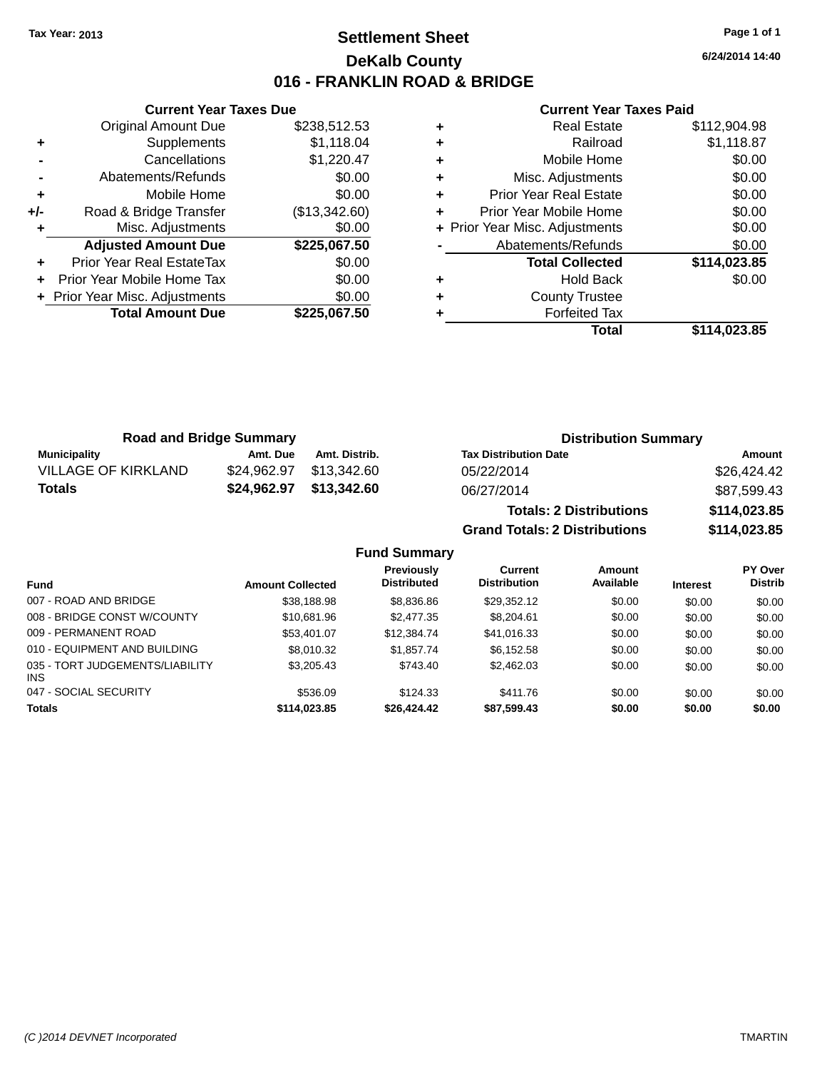**Tax Year: 2013**

# Settlement Sheet
## DeKalb County
## 016 - FRANKLIN ROAD & BRIDGE

6/24/2014 14:40

### Current Year Taxes Due

| | | |
|---|---|---|
| | Original Amount Due | $238,512.53 |
| + | Supplements | $1,118.04 |
| - | Cancellations | $1,220.47 |
| - | Abatements/Refunds | $0.00 |
| + | Mobile Home | $0.00 |
| +/- | Road & Bridge Transfer | ($13,342.60) |
| + | Misc. Adjustments | $0.00 |
| | **Adjusted Amount Due** | **$225,067.50** |
| + | Prior Year Real EstateTax | $0.00 |
| + | Prior Year Mobile Home Tax | $0.00 |
| + | Prior Year Misc. Adjustments | $0.00 |
| | **Total Amount Due** | **$225,067.50** |

### Current Year Taxes Paid

| | | |
|---|---|---|
| + | Real Estate | $112,904.98 |
| + | Railroad | $1,118.87 |
| + | Mobile Home | $0.00 |
| + | Misc. Adjustments | $0.00 |
| + | Prior Year Real Estate | $0.00 |
| + | Prior Year Mobile Home | $0.00 |
| + | Prior Year Misc. Adjustments | $0.00 |
| - | Abatements/Refunds | $0.00 |
| | **Total Collected** | **$114,023.85** |
| + | Hold Back | $0.00 |
| + | County Trustee | |
| + | Forfeited Tax | |
| | **Total** | **$114,023.85** |

### Road and Bridge Summary

| Municipality | Amt. Due | Amt. Distrib. |
|---|---|---|
| VILLAGE OF KIRKLAND | $24,962.97 | $13,342.60 |
| **Totals** | **$24,962.97** | **$13,342.60** |

### Distribution Summary

| Tax Distribution Date | Amount |
|---|---|
| 05/22/2014 | $26,424.42 |
| 06/27/2014 | $87,599.43 |
| **Totals: 2 Distributions** | **$114,023.85** |
| **Grand Totals: 2 Distributions** | **$114,023.85** |

### Fund Summary

| Fund | Amount Collected | Previously Distributed | Current Distribution | Amount Available | Interest | PY Over Distrib |
|---|---|---|---|---|---|---|
| 007 - ROAD AND BRIDGE | $38,188.98 | $8,836.86 | $29,352.12 | $0.00 | $0.00 | $0.00 |
| 008 - BRIDGE CONST W/COUNTY | $10,681.96 | $2,477.35 | $8,204.61 | $0.00 | $0.00 | $0.00 |
| 009 - PERMANENT ROAD | $53,401.07 | $12,384.74 | $41,016.33 | $0.00 | $0.00 | $0.00 |
| 010 - EQUIPMENT AND BUILDING | $8,010.32 | $1,857.74 | $6,152.58 | $0.00 | $0.00 | $0.00 |
| 035 - TORT JUDGEMENTS/LIABILITY INS | $3,205.43 | $743.40 | $2,462.03 | $0.00 | $0.00 | $0.00 |
| 047 - SOCIAL SECURITY | $536.09 | $124.33 | $411.76 | $0.00 | $0.00 | $0.00 |
| **Totals** | **$114,023.85** | **$26,424.42** | **$87,599.43** | **$0.00** | **$0.00** | **$0.00** |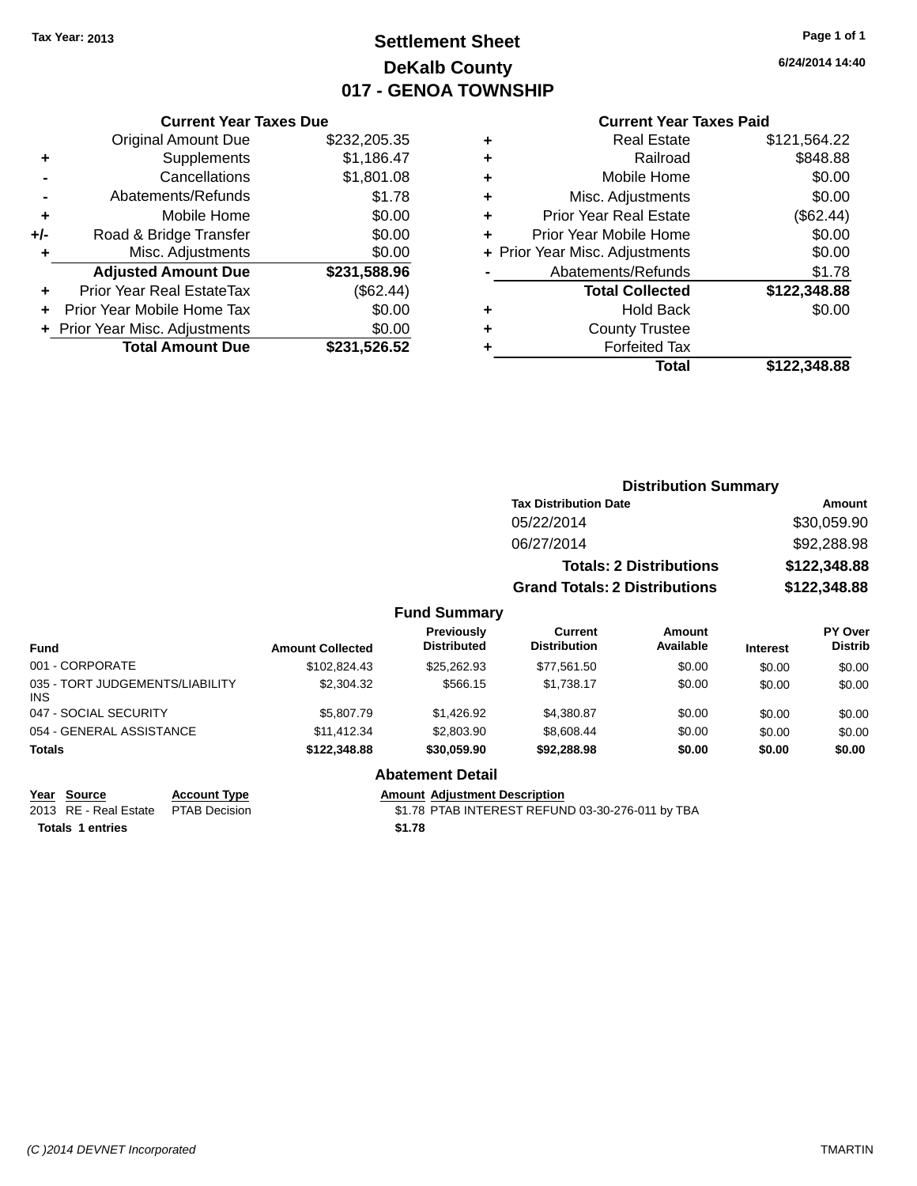Tax Year: 2013

# Settlement Sheet
## DeKalb County
## 017 - GENOA TOWNSHIP

6/24/2014 14:40

### Current Year Taxes Due

| | | |
|---|---|---|
| | Original Amount Due | $232,205.35 |
| + | Supplements | $1,186.47 |
| - | Cancellations | $1,801.08 |
| - | Abatements/Refunds | $1.78 |
| + | Mobile Home | $0.00 |
| +/- | Road & Bridge Transfer | $0.00 |
| + | Misc. Adjustments | $0.00 |
| | **Adjusted Amount Due** | **$231,588.96** |
| + | Prior Year Real EstateTax | ($62.44) |
| + | Prior Year Mobile Home Tax | $0.00 |
| + | Prior Year Misc. Adjustments | $0.00 |
| | **Total Amount Due** | **$231,526.52** |

### Current Year Taxes Paid

| | | |
|---|---|---|
| + | Real Estate | $121,564.22 |
| + | Railroad | $848.88 |
| + | Mobile Home | $0.00 |
| + | Misc. Adjustments | $0.00 |
| + | Prior Year Real Estate | ($62.44) |
| + | Prior Year Mobile Home | $0.00 |
| + | Prior Year Misc. Adjustments | $0.00 |
| - | Abatements/Refunds | $1.78 |
| | **Total Collected** | **$122,348.88** |
| + | Hold Back | $0.00 |
| + | County Trustee | |
| + | Forfeited Tax | |
| | **Total** | **$122,348.88** |

### Distribution Summary

| Tax Distribution Date | Amount |
|---|---|
| 05/22/2014 | $30,059.90 |
| 06/27/2014 | $92,288.98 |
| **Totals: 2 Distributions** | **$122,348.88** |
| **Grand Totals: 2 Distributions** | **$122,348.88** |

### Fund Summary

| Fund | Amount Collected | Previously Distributed | Current Distribution | Amount Available | Interest | PY Over Distrib |
|---|---|---|---|---|---|---|
| 001 - CORPORATE | $102,824.43 | $25,262.93 | $77,561.50 | $0.00 | $0.00 | $0.00 |
| 035 - TORT JUDGEMENTS/LIABILITY INS | $2,304.32 | $566.15 | $1,738.17 | $0.00 | $0.00 | $0.00 |
| 047 - SOCIAL SECURITY | $5,807.79 | $1,426.92 | $4,380.87 | $0.00 | $0.00 | $0.00 |
| 054 - GENERAL ASSISTANCE | $11,412.34 | $2,803.90 | $8,608.44 | $0.00 | $0.00 | $0.00 |
| **Totals** | **$122,348.88** | **$30,059.90** | **$92,288.98** | **$0.00** | **$0.00** | **$0.00** |

### Abatement Detail

| Year | Source | Account Type | Amount | Adjustment Description |
|---|---|---|---|---|
| 2013 | RE - Real Estate | PTAB Decision | $1.78 | PTAB INTEREST REFUND 03-30-276-011 by TBA |
| **Totals** | **1 entries** | | **$1.78** | |

(C )2014 DEVNET Incorporated TMARTIN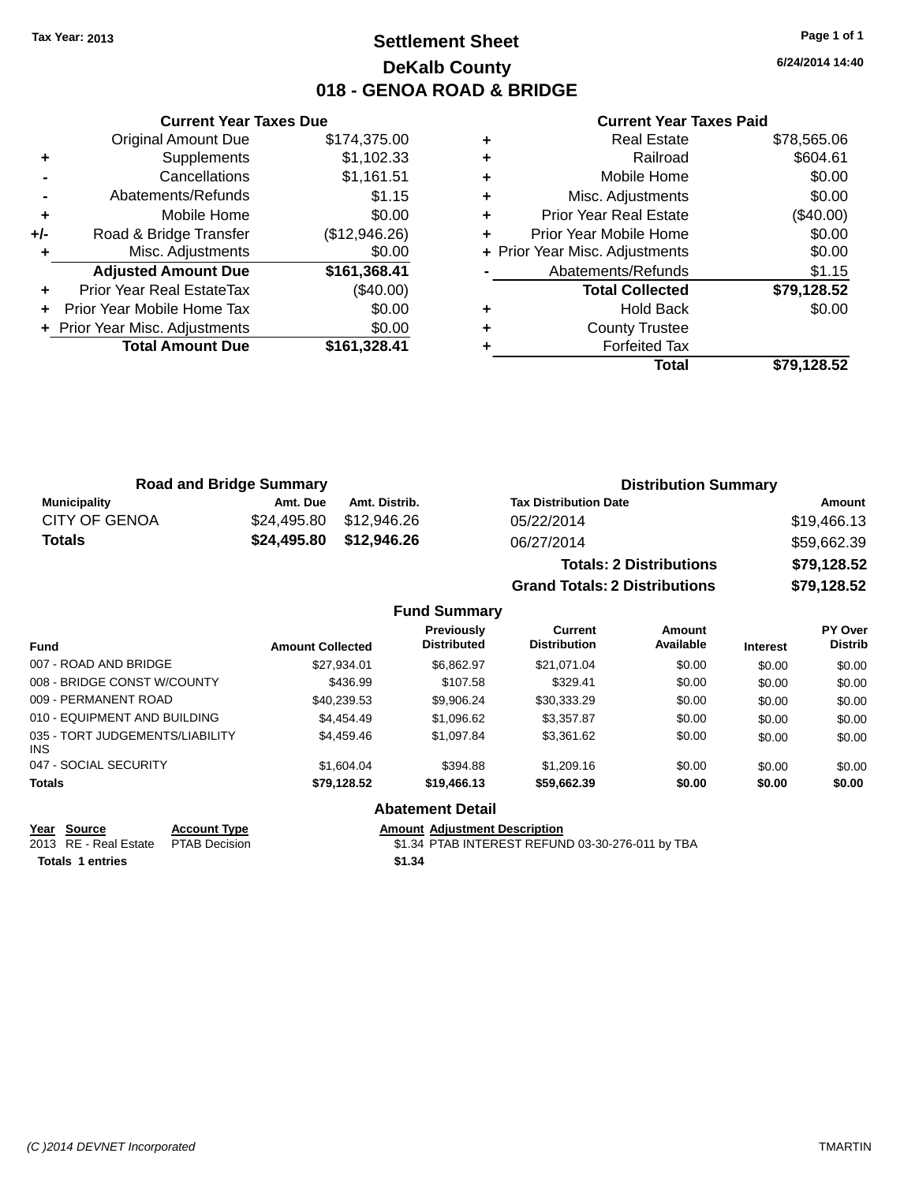Tax Year: 2013

# Settlement Sheet
## DeKalb County
## 018 - GENOA ROAD & BRIDGE

6/24/2014 14:40

### Current Year Taxes Due

| | | |
|---|---|---|
| | Original Amount Due | $174,375.00 |
| + | Supplements | $1,102.33 |
| - | Cancellations | $1,161.51 |
| - | Abatements/Refunds | $1.15 |
| + | Mobile Home | $0.00 |
| +/- | Road & Bridge Transfer | ($12,946.26) |
| + | Misc. Adjustments | $0.00 |
| | **Adjusted Amount Due** | **$161,368.41** |
| + | Prior Year Real EstateTax | ($40.00) |
| + | Prior Year Mobile Home Tax | $0.00 |
| + | Prior Year Misc. Adjustments | $0.00 |
| | **Total Amount Due** | **$161,328.41** |

### Current Year Taxes Paid

| | | |
|---|---|---|
| + | Real Estate | $78,565.06 |
| + | Railroad | $604.61 |
| + | Mobile Home | $0.00 |
| + | Misc. Adjustments | $0.00 |
| + | Prior Year Real Estate | ($40.00) |
| + | Prior Year Mobile Home | $0.00 |
| + | Prior Year Misc. Adjustments | $0.00 |
| - | Abatements/Refunds | $1.15 |
| | **Total Collected** | **$79,128.52** |
| + | Hold Back | $0.00 |
| + | County Trustee | |
| + | Forfeited Tax | |
| | **Total** | **$79,128.52** |

### Road and Bridge Summary

| Municipality | Amt. Due | Amt. Distrib. |
|---|---|---|
| CITY OF GENOA | $24,495.80 | $12,946.26 |
| **Totals** | **$24,495.80** | **$12,946.26** |

### Distribution Summary

| Tax Distribution Date | Amount |
|---|---|
| 05/22/2014 | $19,466.13 |
| 06/27/2014 | $59,662.39 |
| **Totals: 2 Distributions** | **$79,128.52** |
| **Grand Totals: 2 Distributions** | **$79,128.52** |

### Fund Summary

| Fund | Amount Collected | Previously Distributed | Current Distribution | Amount Available | Interest | PY Over Distrib |
|---|---|---|---|---|---|---|
| 007 - ROAD AND BRIDGE | $27,934.01 | $6,862.97 | $21,071.04 | $0.00 | $0.00 | $0.00 |
| 008 - BRIDGE CONST W/COUNTY | $436.99 | $107.58 | $329.41 | $0.00 | $0.00 | $0.00 |
| 009 - PERMANENT ROAD | $40,239.53 | $9,906.24 | $30,333.29 | $0.00 | $0.00 | $0.00 |
| 010 - EQUIPMENT AND BUILDING | $4,454.49 | $1,096.62 | $3,357.87 | $0.00 | $0.00 | $0.00 |
| 035 - TORT JUDGEMENTS/LIABILITY INS | $4,459.46 | $1,097.84 | $3,361.62 | $0.00 | $0.00 | $0.00 |
| 047 - SOCIAL SECURITY | $1,604.04 | $394.88 | $1,209.16 | $0.00 | $0.00 | $0.00 |
| **Totals** | **$79,128.52** | **$19,466.13** | **$59,662.39** | **$0.00** | **$0.00** | **$0.00** |

### Abatement Detail

| Year | Source | Account Type | Amount | Adjustment Description |
|---|---|---|---|---|
| 2013 | RE - Real Estate | PTAB Decision | $1.34 | PTAB INTEREST REFUND 03-30-276-011 by TBA |
| **Totals 1 entries** | | | **$1.34** | |

(C )2014 DEVNET Incorporated — TMARTIN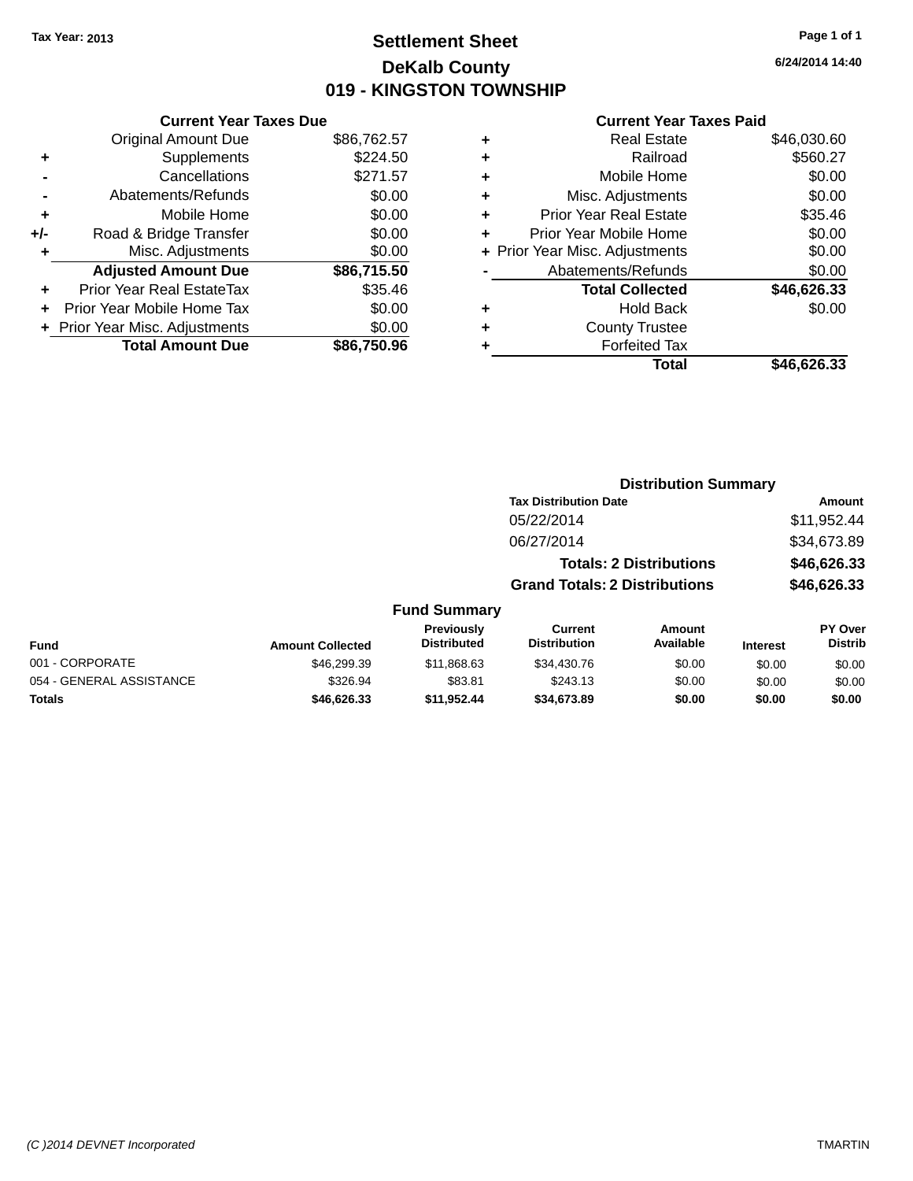Tax Year: 2013

# Settlement Sheet

## DeKalb County

## 019 - KINGSTON TOWNSHIP

6/24/2014 14:40

### Current Year Taxes Due

| | | |
|---|---|---|
| | Original Amount Due | $86,762.57 |
| + | Supplements | $224.50 |
| - | Cancellations | $271.57 |
| - | Abatements/Refunds | $0.00 |
| + | Mobile Home | $0.00 |
| +/- | Road & Bridge Transfer | $0.00 |
| + | Misc. Adjustments | $0.00 |
| | **Adjusted Amount Due** | **$86,715.50** |
| + | Prior Year Real EstateTax | $35.46 |
| + | Prior Year Mobile Home Tax | $0.00 |
| + | Prior Year Misc. Adjustments | $0.00 |
| | **Total Amount Due** | **$86,750.96** |

### Current Year Taxes Paid

| | | |
|---|---|---|
| + | Real Estate | $46,030.60 |
| + | Railroad | $560.27 |
| + | Mobile Home | $0.00 |
| + | Misc. Adjustments | $0.00 |
| + | Prior Year Real Estate | $35.46 |
| + | Prior Year Mobile Home | $0.00 |
| + | Prior Year Misc. Adjustments | $0.00 |
| - | Abatements/Refunds | $0.00 |
| | **Total Collected** | **$46,626.33** |
| + | Hold Back | $0.00 |
| + | County Trustee | |
| + | Forfeited Tax | |
| | **Total** | **$46,626.33** |

### Distribution Summary

| Tax Distribution Date | Amount |
|---|---|
| 05/22/2014 | $11,952.44 |
| 06/27/2014 | $34,673.89 |
| **Totals: 2 Distributions** | **$46,626.33** |
| **Grand Totals: 2 Distributions** | **$46,626.33** |

### Fund Summary

| Fund | Amount Collected | Previously Distributed | Current Distribution | Amount Available | Interest | PY Over Distrib |
|---|---|---|---|---|---|---|
| 001 - CORPORATE | $46,299.39 | $11,868.63 | $34,430.76 | $0.00 | $0.00 | $0.00 |
| 054 - GENERAL ASSISTANCE | $326.94 | $83.81 | $243.13 | $0.00 | $0.00 | $0.00 |
| **Totals** | **$46,626.33** | **$11,952.44** | **$34,673.89** | **$0.00** | **$0.00** | **$0.00** |

(C )2014 DEVNET Incorporated TMARTIN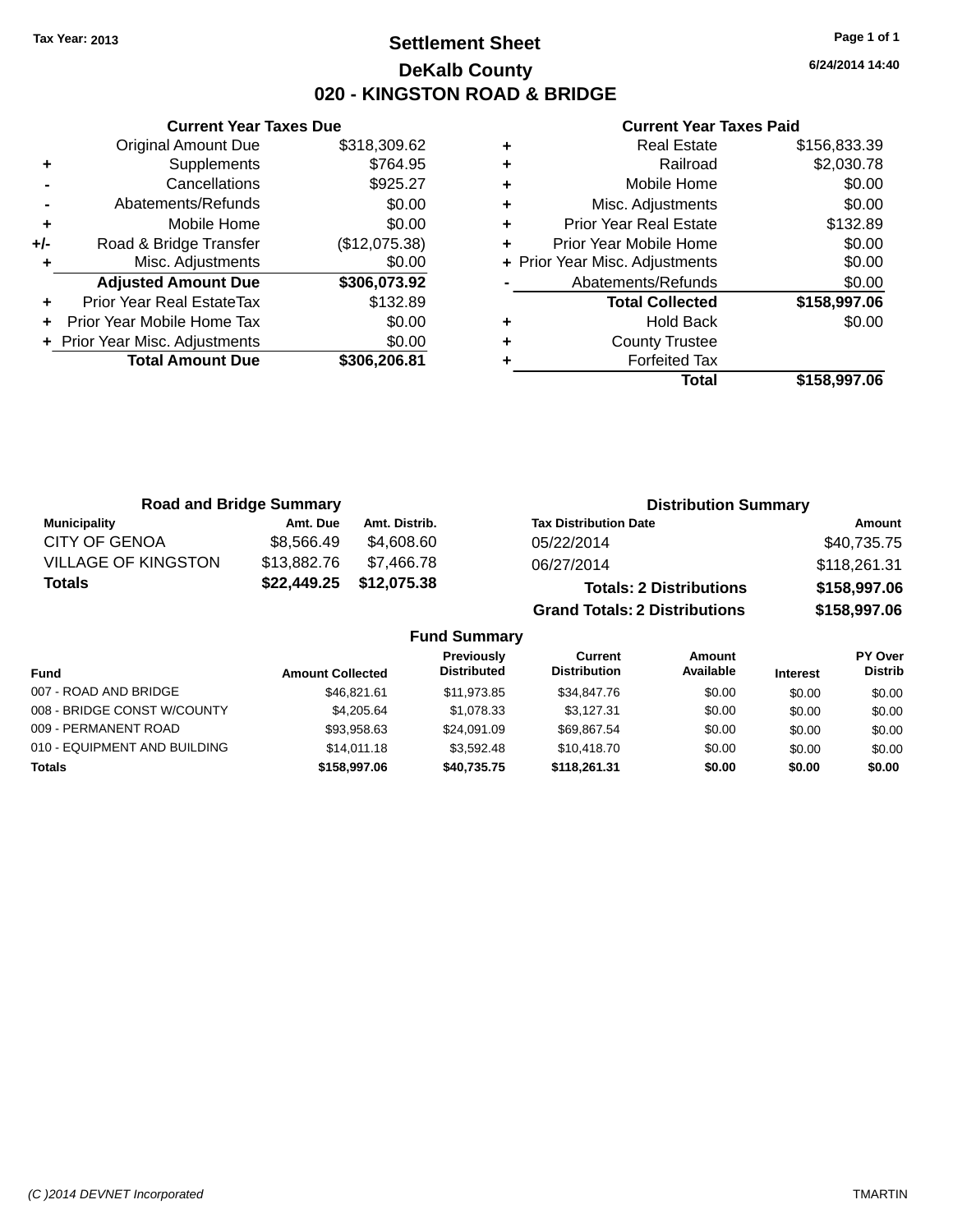Tax Year: 2013

# Settlement Sheet

## DeKalb County

## 020 - KINGSTON ROAD & BRIDGE

6/24/2014 14:40

### Current Year Taxes Due

| | | |
|---|---|---|
| | Original Amount Due | $318,309.62 |
| + | Supplements | $764.95 |
| - | Cancellations | $925.27 |
| - | Abatements/Refunds | $0.00 |
| + | Mobile Home | $0.00 |
| +/- | Road & Bridge Transfer | ($12,075.38) |
| + | Misc. Adjustments | $0.00 |
| | **Adjusted Amount Due** | **$306,073.92** |
| + | Prior Year Real EstateTax | $132.89 |
| + | Prior Year Mobile Home Tax | $0.00 |
| + | Prior Year Misc. Adjustments | $0.00 |
| | **Total Amount Due** | **$306,206.81** |

### Current Year Taxes Paid

| | | |
|---|---|---|
| + | Real Estate | $156,833.39 |
| + | Railroad | $2,030.78 |
| + | Mobile Home | $0.00 |
| + | Misc. Adjustments | $0.00 |
| + | Prior Year Real Estate | $132.89 |
| + | Prior Year Mobile Home | $0.00 |
| + | Prior Year Misc. Adjustments | $0.00 |
| - | Abatements/Refunds | $0.00 |
| | **Total Collected** | **$158,997.06** |
| + | Hold Back | $0.00 |
| + | County Trustee | |
| + | Forfeited Tax | |
| | **Total** | **$158,997.06** |

### Road and Bridge Summary

| Municipality | Amt. Due | Amt. Distrib. |
|---|---|---|
| CITY OF GENOA | $8,566.49 | $4,608.60 |
| VILLAGE OF KINGSTON | $13,882.76 | $7,466.78 |
| **Totals** | **$22,449.25** | **$12,075.38** |

### Distribution Summary

| Tax Distribution Date | Amount |
|---|---|
| 05/22/2014 | $40,735.75 |
| 06/27/2014 | $118,261.31 |
| **Totals: 2 Distributions** | **$158,997.06** |
| **Grand Totals: 2 Distributions** | **$158,997.06** |

### Fund Summary

| Fund | Amount Collected | Previously Distributed | Current Distribution | Amount Available | Interest | PY Over Distrib |
|---|---|---|---|---|---|---|
| 007 - ROAD AND BRIDGE | $46,821.61 | $11,973.85 | $34,847.76 | $0.00 | $0.00 | $0.00 |
| 008 - BRIDGE CONST W/COUNTY | $4,205.64 | $1,078.33 | $3,127.31 | $0.00 | $0.00 | $0.00 |
| 009 - PERMANENT ROAD | $93,958.63 | $24,091.09 | $69,867.54 | $0.00 | $0.00 | $0.00 |
| 010 - EQUIPMENT AND BUILDING | $14,011.18 | $3,592.48 | $10,418.70 | $0.00 | $0.00 | $0.00 |
| **Totals** | **$158,997.06** | **$40,735.75** | **$118,261.31** | **$0.00** | **$0.00** | **$0.00** |

(C )2014 DEVNET Incorporated — TMARTIN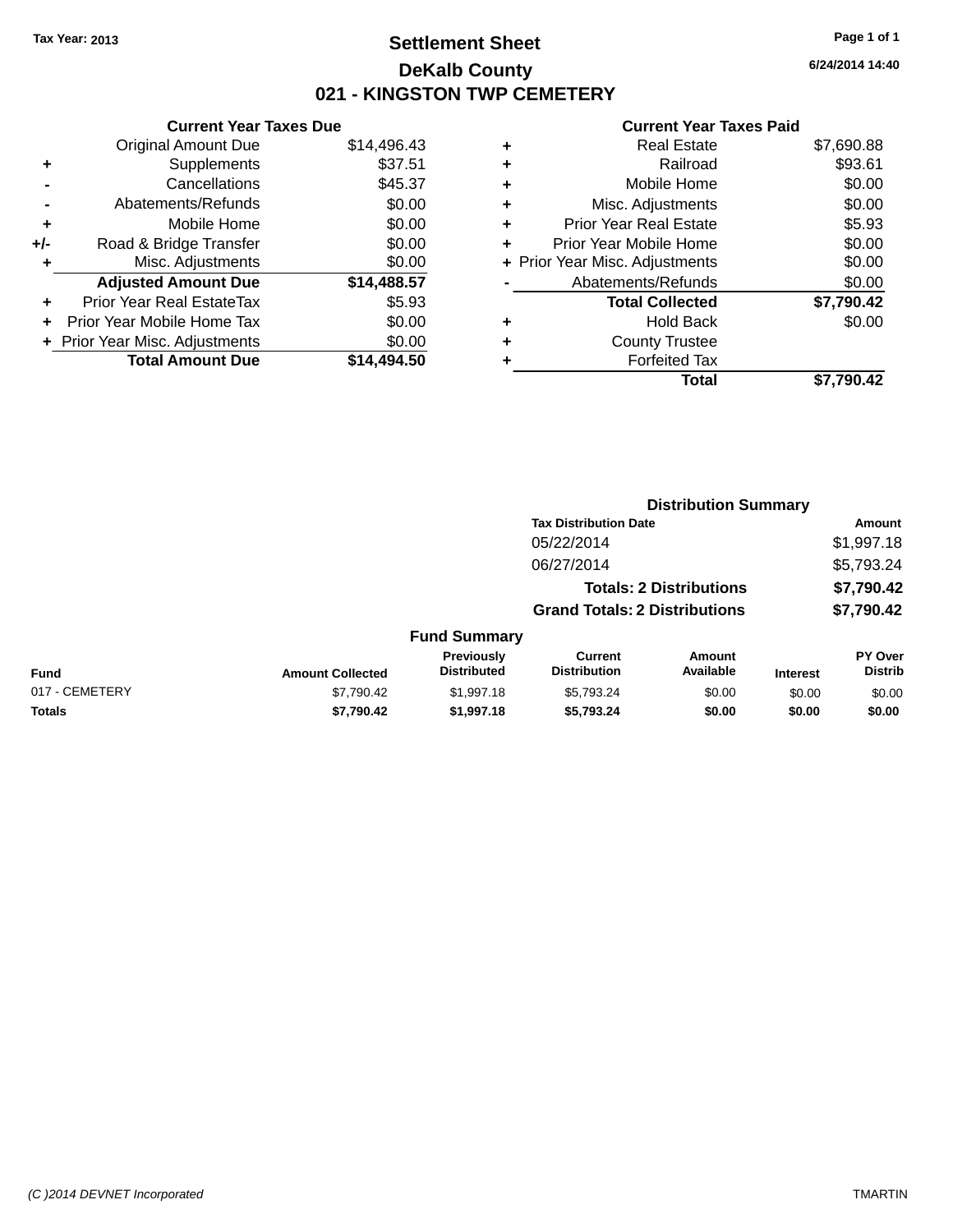Tax Year: 2013

# Settlement Sheet

## DeKalb County

## 021 - KINGSTON TWP CEMETERY

6/24/2014 14:40

### Current Year Taxes Due

| | | |
|---|---|---|
| | Original Amount Due | $14,496.43 |
| + | Supplements | $37.51 |
| - | Cancellations | $45.37 |
| - | Abatements/Refunds | $0.00 |
| + | Mobile Home | $0.00 |
| +/- | Road & Bridge Transfer | $0.00 |
| + | Misc. Adjustments | $0.00 |
| | **Adjusted Amount Due** | **$14,488.57** |
| + | Prior Year Real EstateTax | $5.93 |
| + | Prior Year Mobile Home Tax | $0.00 |
| + | Prior Year Misc. Adjustments | $0.00 |
| | **Total Amount Due** | **$14,494.50** |

### Current Year Taxes Paid

| | | |
|---|---|---|
| + | Real Estate | $7,690.88 |
| + | Railroad | $93.61 |
| + | Mobile Home | $0.00 |
| + | Misc. Adjustments | $0.00 |
| + | Prior Year Real Estate | $5.93 |
| + | Prior Year Mobile Home | $0.00 |
| + | Prior Year Misc. Adjustments | $0.00 |
| - | Abatements/Refunds | $0.00 |
| | **Total Collected** | **$7,790.42** |
| + | Hold Back | $0.00 |
| + | County Trustee | |
| + | Forfeited Tax | |
| | **Total** | **$7,790.42** |

### Distribution Summary

| Tax Distribution Date | Amount |
|---|---|
| 05/22/2014 | $1,997.18 |
| 06/27/2014 | $5,793.24 |
| **Totals: 2 Distributions** | **$7,790.42** |
| **Grand Totals: 2 Distributions** | **$7,790.42** |

### Fund Summary

| Fund | Amount Collected | Previously Distributed | Current Distribution | Amount Available | Interest | PY Over Distrib |
|---|---|---|---|---|---|---|
| 017 - CEMETERY | $7,790.42 | $1,997.18 | $5,793.24 | $0.00 | $0.00 | $0.00 |
| **Totals** | **$7,790.42** | **$1,997.18** | **$5,793.24** | **$0.00** | **$0.00** | **$0.00** |

(C )2014 DEVNET Incorporated TMARTIN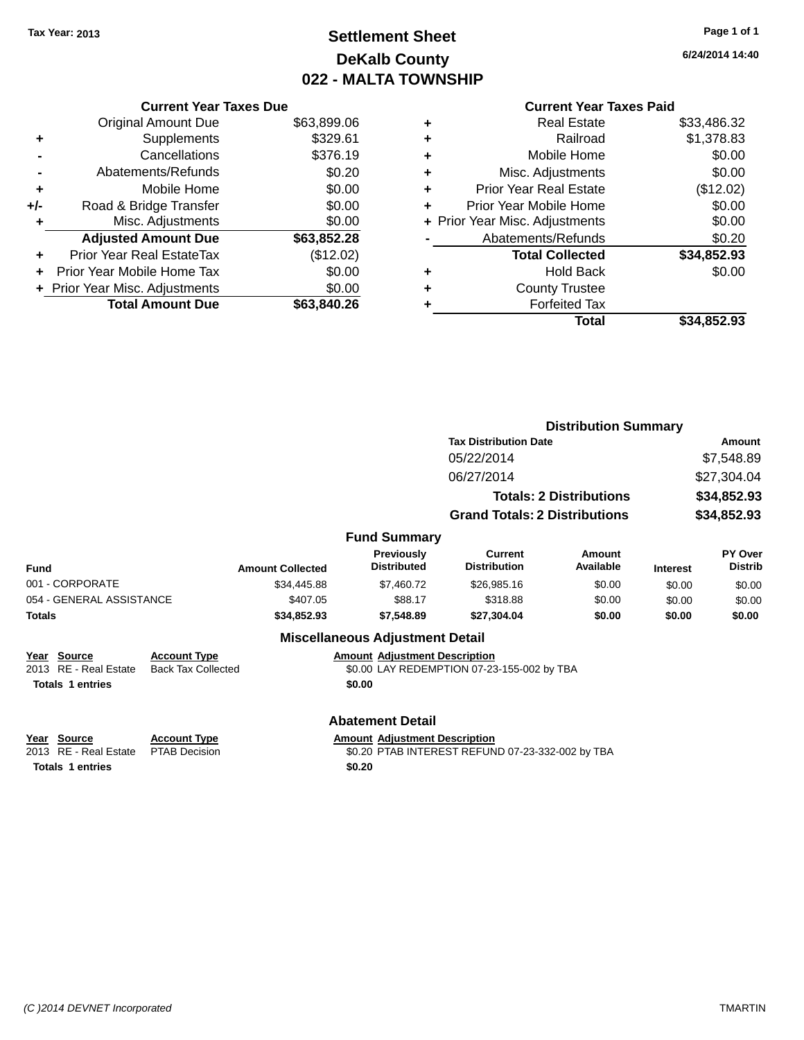Tax Year: 2013

# Settlement Sheet
## DeKalb County
## 022 - MALTA TOWNSHIP

6/24/2014 14:40

### Current Year Taxes Due

| | | |
|---|---|---|
| | Original Amount Due | $63,899.06 |
| + | Supplements | $329.61 |
| - | Cancellations | $376.19 |
| - | Abatements/Refunds | $0.20 |
| + | Mobile Home | $0.00 |
| +/- | Road & Bridge Transfer | $0.00 |
| + | Misc. Adjustments | $0.00 |
| | **Adjusted Amount Due** | **$63,852.28** |
| + | Prior Year Real EstateTax | ($12.02) |
| + | Prior Year Mobile Home Tax | $0.00 |
| + | Prior Year Misc. Adjustments | $0.00 |
| | **Total Amount Due** | **$63,840.26** |

### Current Year Taxes Paid

| | | |
|---|---|---|
| + | Real Estate | $33,486.32 |
| + | Railroad | $1,378.83 |
| + | Mobile Home | $0.00 |
| + | Misc. Adjustments | $0.00 |
| + | Prior Year Real Estate | ($12.02) |
| + | Prior Year Mobile Home | $0.00 |
| + | Prior Year Misc. Adjustments | $0.00 |
| - | Abatements/Refunds | $0.20 |
| | **Total Collected** | **$34,852.93** |
| + | Hold Back | $0.00 |
| + | County Trustee | |
| + | Forfeited Tax | |
| | **Total** | **$34,852.93** |

### Distribution Summary

| Tax Distribution Date | Amount |
|---|---|
| 05/22/2014 | $7,548.89 |
| 06/27/2014 | $27,304.04 |
| **Totals: 2 Distributions** | **$34,852.93** |
| **Grand Totals: 2 Distributions** | **$34,852.93** |

### Fund Summary

| Fund | Amount Collected | Previously Distributed | Current Distribution | Amount Available | Interest | PY Over Distrib |
|---|---|---|---|---|---|---|
| 001 - CORPORATE | $34,445.88 | $7,460.72 | $26,985.16 | $0.00 | $0.00 | $0.00 |
| 054 - GENERAL ASSISTANCE | $407.05 | $88.17 | $318.88 | $0.00 | $0.00 | $0.00 |
| **Totals** | **$34,852.93** | **$7,548.89** | **$27,304.04** | **$0.00** | **$0.00** | **$0.00** |

### Miscellaneous Adjustment Detail

| Year | Source | Account Type | Amount | Adjustment Description |
|---|---|---|---|---|
| 2013 | RE - Real Estate | Back Tax Collected | $0.00 | LAY REDEMPTION 07-23-155-002 by TBA |
| **Totals** | **1 entries** | | **$0.00** | |

### Abatement Detail

| Year | Source | Account Type | Amount | Adjustment Description |
|---|---|---|---|---|
| 2013 | RE - Real Estate | PTAB Decision | $0.20 | PTAB INTEREST REFUND 07-23-332-002 by TBA |
| **Totals** | **1 entries** | | **$0.20** | |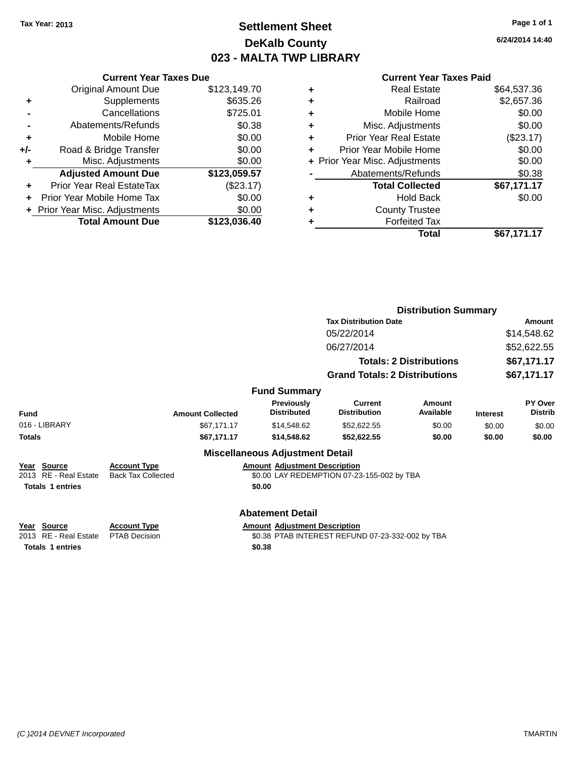Tax Year: 2013

# Settlement Sheet

## DeKalb County

## 023 - MALTA TWP LIBRARY

6/24/2014 14:40

### Current Year Taxes Due

| | | |
|---|---|---|
| | Original Amount Due | $123,149.70 |
| + | Supplements | $635.26 |
| - | Cancellations | $725.01 |
| - | Abatements/Refunds | $0.38 |
| + | Mobile Home | $0.00 |
| +/- | Road & Bridge Transfer | $0.00 |
| + | Misc. Adjustments | $0.00 |
| | **Adjusted Amount Due** | **$123,059.57** |
| + | Prior Year Real EstateTax | ($23.17) |
| + | Prior Year Mobile Home Tax | $0.00 |
| + | Prior Year Misc. Adjustments | $0.00 |
| | **Total Amount Due** | **$123,036.40** |

### Current Year Taxes Paid

| | | |
|---|---|---|
| + | Real Estate | $64,537.36 |
| + | Railroad | $2,657.36 |
| + | Mobile Home | $0.00 |
| + | Misc. Adjustments | $0.00 |
| + | Prior Year Real Estate | ($23.17) |
| + | Prior Year Mobile Home | $0.00 |
| + | Prior Year Misc. Adjustments | $0.00 |
| - | Abatements/Refunds | $0.38 |
| | **Total Collected** | **$67,171.17** |
| + | Hold Back | $0.00 |
| + | County Trustee | |
| + | Forfeited Tax | |
| | **Total** | **$67,171.17** |

### Distribution Summary

| Tax Distribution Date | Amount |
|---|---|
| 05/22/2014 | $14,548.62 |
| 06/27/2014 | $52,622.55 |
| **Totals: 2 Distributions** | **$67,171.17** |
| **Grand Totals: 2 Distributions** | **$67,171.17** |

### Fund Summary

| Fund | Amount Collected | Previously Distributed | Current Distribution | Amount Available | Interest | PY Over Distrib |
|---|---|---|---|---|---|---|
| 016 - LIBRARY | $67,171.17 | $14,548.62 | $52,622.55 | $0.00 | $0.00 | $0.00 |
| **Totals** | **$67,171.17** | **$14,548.62** | **$52,622.55** | **$0.00** | **$0.00** | **$0.00** |

### Miscellaneous Adjustment Detail

| Year | Source | Account Type | Amount | Adjustment Description |
|---|---|---|---|---|
| 2013 | RE - Real Estate | Back Tax Collected | $0.00 | LAY REDEMPTION 07-23-155-002 by TBA |
| **Totals** | **1 entries** | | **$0.00** | |

### Abatement Detail

| Year | Source | Account Type | Amount | Adjustment Description |
|---|---|---|---|---|
| 2013 | RE - Real Estate | PTAB Decision | $0.38 | PTAB INTEREST REFUND 07-23-332-002 by TBA |
| **Totals** | **1 entries** | | **$0.38** | |

(C )2014 DEVNET Incorporated TMARTIN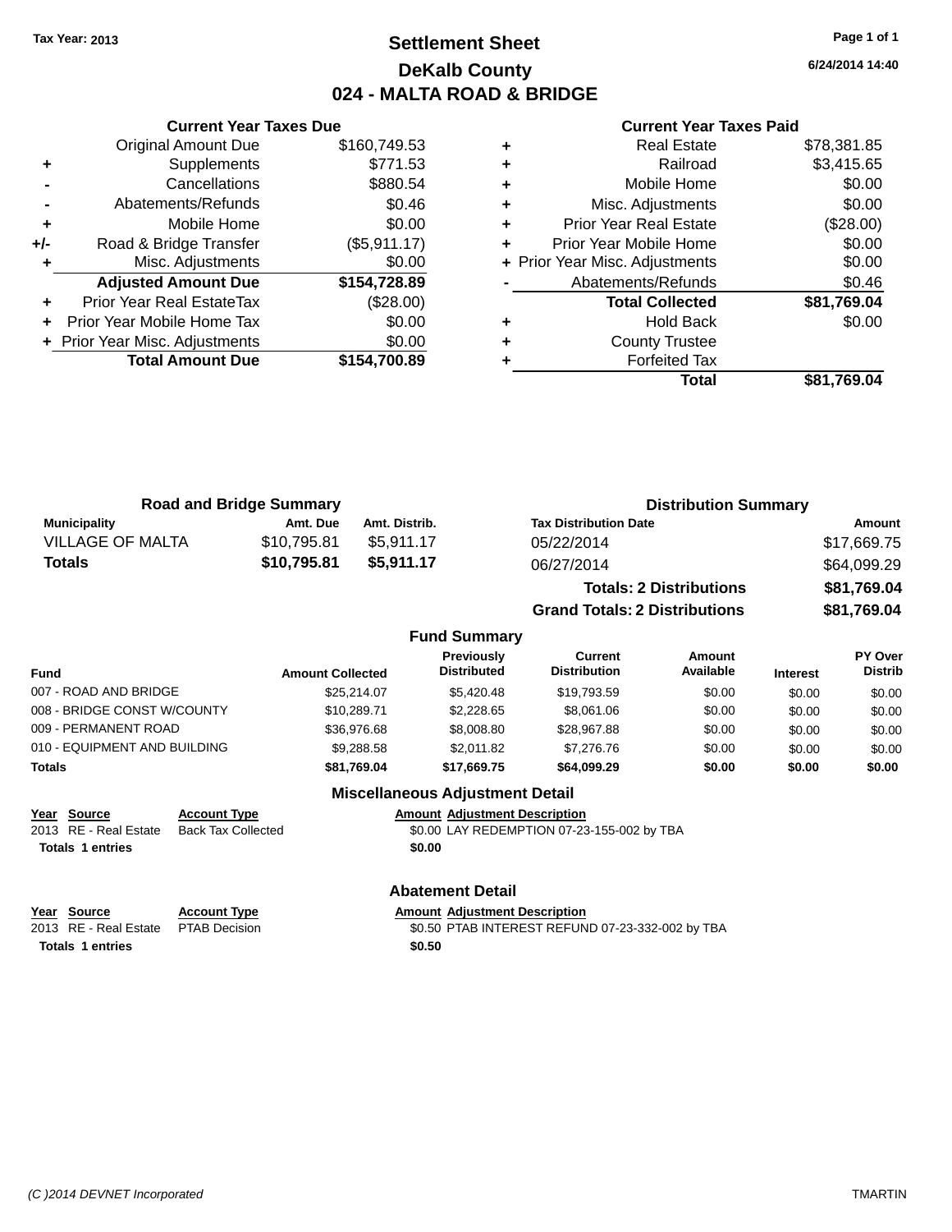Tax Year: 2013

# Settlement Sheet
## DeKalb County
## 024 - MALTA ROAD & BRIDGE

6/24/2014 14:40

### Current Year Taxes Due

| | | |
|---|---|---|
| | Original Amount Due | $160,749.53 |
| + | Supplements | $771.53 |
| - | Cancellations | $880.54 |
| - | Abatements/Refunds | $0.46 |
| + | Mobile Home | $0.00 |
| +/- | Road & Bridge Transfer | ($5,911.17) |
| + | Misc. Adjustments | $0.00 |
| | **Adjusted Amount Due** | **$154,728.89** |
| + | Prior Year Real EstateTax | ($28.00) |
| + | Prior Year Mobile Home Tax | $0.00 |
| + | Prior Year Misc. Adjustments | $0.00 |
| | **Total Amount Due** | **$154,700.89** |

### Current Year Taxes Paid

| | | |
|---|---|---|
| + | Real Estate | $78,381.85 |
| + | Railroad | $3,415.65 |
| + | Mobile Home | $0.00 |
| + | Misc. Adjustments | $0.00 |
| + | Prior Year Real Estate | ($28.00) |
| + | Prior Year Mobile Home | $0.00 |
| + | Prior Year Misc. Adjustments | $0.00 |
| - | Abatements/Refunds | $0.46 |
| | **Total Collected** | **$81,769.04** |
| + | Hold Back | $0.00 |
| + | County Trustee | |
| + | Forfeited Tax | |
| | **Total** | **$81,769.04** |

### Road and Bridge Summary

| Municipality | Amt. Due | Amt. Distrib. |
|---|---|---|
| VILLAGE OF MALTA | $10,795.81 | $5,911.17 |
| **Totals** | **$10,795.81** | **$5,911.17** |

### Distribution Summary

| Tax Distribution Date | Amount |
|---|---|
| 05/22/2014 | $17,669.75 |
| 06/27/2014 | $64,099.29 |
| **Totals: 2 Distributions** | **$81,769.04** |
| **Grand Totals: 2 Distributions** | **$81,769.04** |

### Fund Summary

| Fund | Amount Collected | Previously Distributed | Current Distribution | Amount Available | Interest | PY Over Distrib |
|---|---|---|---|---|---|---|
| 007 - ROAD AND BRIDGE | $25,214.07 | $5,420.48 | $19,793.59 | $0.00 | $0.00 | $0.00 |
| 008 - BRIDGE CONST W/COUNTY | $10,289.71 | $2,228.65 | $8,061.06 | $0.00 | $0.00 | $0.00 |
| 009 - PERMANENT ROAD | $36,976.68 | $8,008.80 | $28,967.88 | $0.00 | $0.00 | $0.00 |
| 010 - EQUIPMENT AND BUILDING | $9,288.58 | $2,011.82 | $7,276.76 | $0.00 | $0.00 | $0.00 |
| **Totals** | **$81,769.04** | **$17,669.75** | **$64,099.29** | **$0.00** | **$0.00** | **$0.00** |

### Miscellaneous Adjustment Detail

| Year | Source | Account Type | Amount | Adjustment Description |
|---|---|---|---|---|
| 2013 | RE - Real Estate | Back Tax Collected | $0.00 | LAY REDEMPTION 07-23-155-002 by TBA |
| **Totals** | **1 entries** | | **$0.00** | |

### Abatement Detail

| Year | Source | Account Type | Amount | Adjustment Description |
|---|---|---|---|---|
| 2013 | RE - Real Estate | PTAB Decision | $0.50 | PTAB INTEREST REFUND 07-23-332-002 by TBA |
| **Totals** | **1 entries** | | **$0.50** | |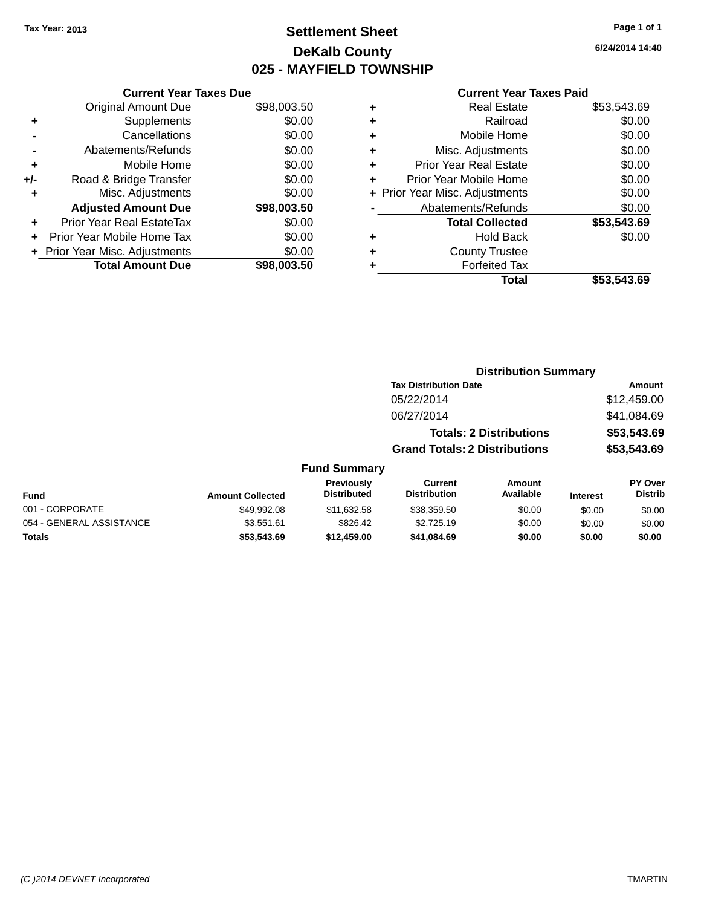Tax Year: 2013

# Settlement Sheet
## DeKalb County
## 025 - MAYFIELD TOWNSHIP

6/24/2014 14:40

### Current Year Taxes Due

| | | |
|---|---|---|
| | Original Amount Due | $98,003.50 |
| + | Supplements | $0.00 |
| - | Cancellations | $0.00 |
| - | Abatements/Refunds | $0.00 |
| + | Mobile Home | $0.00 |
| +/- | Road & Bridge Transfer | $0.00 |
| + | Misc. Adjustments | $0.00 |
| | **Adjusted Amount Due** | **$98,003.50** |
| + | Prior Year Real EstateTax | $0.00 |
| + | Prior Year Mobile Home Tax | $0.00 |
| + | Prior Year Misc. Adjustments | $0.00 |
| | **Total Amount Due** | **$98,003.50** |

### Current Year Taxes Paid

| | | |
|---|---|---|
| + | Real Estate | $53,543.69 |
| + | Railroad | $0.00 |
| + | Mobile Home | $0.00 |
| + | Misc. Adjustments | $0.00 |
| + | Prior Year Real Estate | $0.00 |
| + | Prior Year Mobile Home | $0.00 |
| + | Prior Year Misc. Adjustments | $0.00 |
| - | Abatements/Refunds | $0.00 |
| | **Total Collected** | **$53,543.69** |
| + | Hold Back | $0.00 |
| + | County Trustee | |
| + | Forfeited Tax | |
| | **Total** | **$53,543.69** |

### Distribution Summary

| Tax Distribution Date | Amount |
|---|---|
| 05/22/2014 | $12,459.00 |
| 06/27/2014 | $41,084.69 |
| **Totals: 2 Distributions** | **$53,543.69** |
| **Grand Totals: 2 Distributions** | **$53,543.69** |

### Fund Summary

| Fund | Amount Collected | Previously Distributed | Current Distribution | Amount Available | Interest | PY Over Distrib |
|---|---|---|---|---|---|---|
| 001 - CORPORATE | $49,992.08 | $11,632.58 | $38,359.50 | $0.00 | $0.00 | $0.00 |
| 054 - GENERAL ASSISTANCE | $3,551.61 | $826.42 | $2,725.19 | $0.00 | $0.00 | $0.00 |
| **Totals** | **$53,543.69** | **$12,459.00** | **$41,084.69** | **$0.00** | **$0.00** | **$0.00** |

(C )2014 DEVNET Incorporated TMARTIN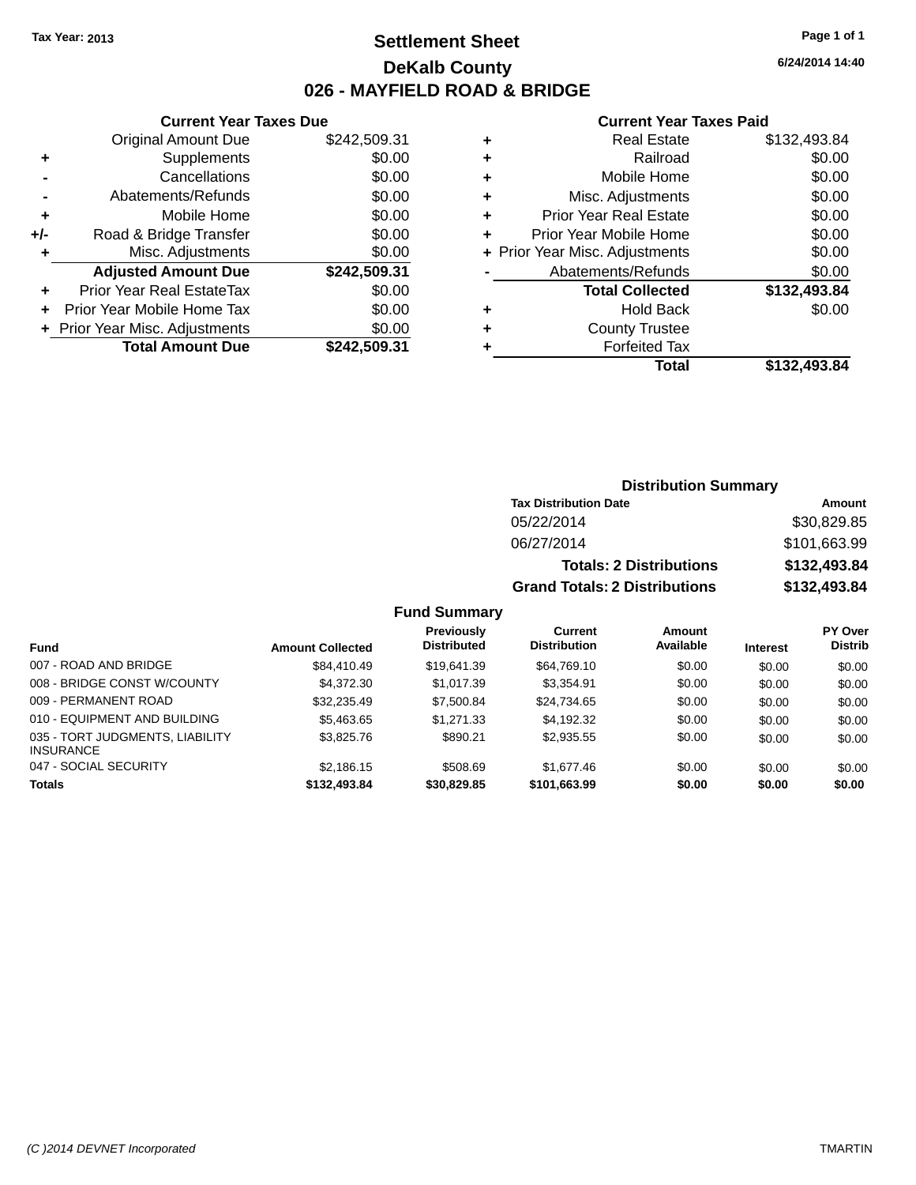Tax Year: 2013

# Settlement Sheet

## DeKalb County

## 026 - MAYFIELD ROAD & BRIDGE

6/24/2014 14:40

### Current Year Taxes Due

| | | |
|---|---|---|
| | Original Amount Due | $242,509.31 |
| + | Supplements | $0.00 |
| - | Cancellations | $0.00 |
| - | Abatements/Refunds | $0.00 |
| + | Mobile Home | $0.00 |
| +/- | Road & Bridge Transfer | $0.00 |
| + | Misc. Adjustments | $0.00 |
| | **Adjusted Amount Due** | **$242,509.31** |
| + | Prior Year Real EstateTax | $0.00 |
| + | Prior Year Mobile Home Tax | $0.00 |
| + | Prior Year Misc. Adjustments | $0.00 |
| | **Total Amount Due** | **$242,509.31** |

### Current Year Taxes Paid

| | | |
|---|---|---|
| + | Real Estate | $132,493.84 |
| + | Railroad | $0.00 |
| + | Mobile Home | $0.00 |
| + | Misc. Adjustments | $0.00 |
| + | Prior Year Real Estate | $0.00 |
| + | Prior Year Mobile Home | $0.00 |
| + | Prior Year Misc. Adjustments | $0.00 |
| - | Abatements/Refunds | $0.00 |
| | **Total Collected** | **$132,493.84** |
| + | Hold Back | $0.00 |
| + | County Trustee | |
| + | Forfeited Tax | |
| | **Total** | **$132,493.84** |

### Distribution Summary

| Tax Distribution Date | Amount |
|---|---|
| 05/22/2014 | $30,829.85 |
| 06/27/2014 | $101,663.99 |
| **Totals: 2 Distributions** | **$132,493.84** |
| **Grand Totals: 2 Distributions** | **$132,493.84** |

### Fund Summary

| Fund | Amount Collected | Previously Distributed | Current Distribution | Amount Available | Interest | PY Over Distrib |
|---|---|---|---|---|---|---|
| 007 - ROAD AND BRIDGE | $84,410.49 | $19,641.39 | $64,769.10 | $0.00 | $0.00 | $0.00 |
| 008 - BRIDGE CONST W/COUNTY | $4,372.30 | $1,017.39 | $3,354.91 | $0.00 | $0.00 | $0.00 |
| 009 - PERMANENT ROAD | $32,235.49 | $7,500.84 | $24,734.65 | $0.00 | $0.00 | $0.00 |
| 010 - EQUIPMENT AND BUILDING | $5,463.65 | $1,271.33 | $4,192.32 | $0.00 | $0.00 | $0.00 |
| 035 - TORT JUDGMENTS, LIABILITY INSURANCE | $3,825.76 | $890.21 | $2,935.55 | $0.00 | $0.00 | $0.00 |
| 047 - SOCIAL SECURITY | $2,186.15 | $508.69 | $1,677.46 | $0.00 | $0.00 | $0.00 |
| **Totals** | **$132,493.84** | **$30,829.85** | **$101,663.99** | **$0.00** | **$0.00** | **$0.00** |

(C )2014 DEVNET Incorporated

TMARTIN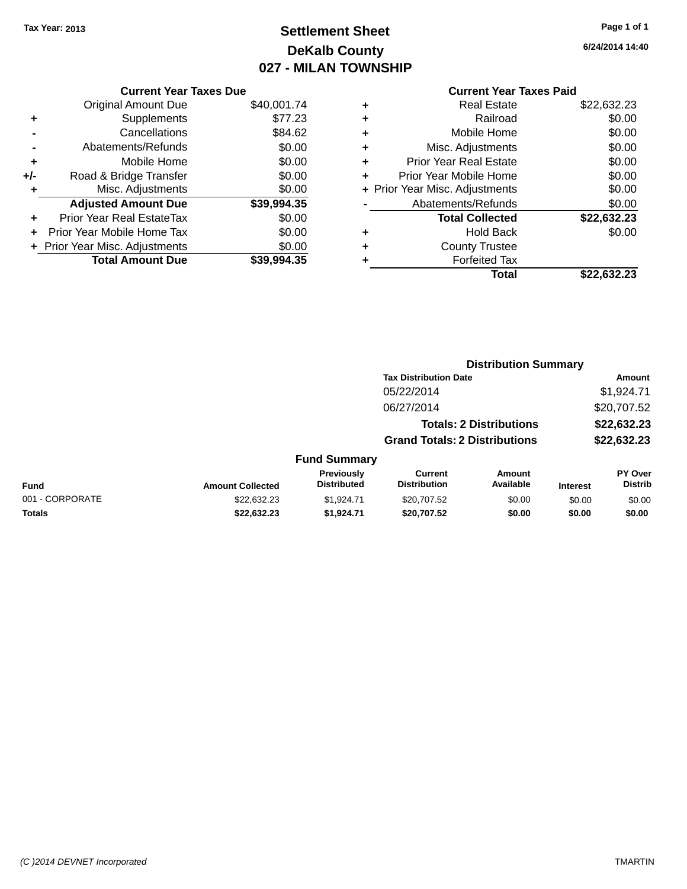Tax Year: 2013

# Settlement Sheet
## DeKalb County
## 027 - MILAN TOWNSHIP

6/24/2014 14:40

### Current Year Taxes Due

| | | |
|---|---|---|
| | Original Amount Due | $40,001.74 |
| + | Supplements | $77.23 |
| - | Cancellations | $84.62 |
| - | Abatements/Refunds | $0.00 |
| + | Mobile Home | $0.00 |
| +/- | Road & Bridge Transfer | $0.00 |
| + | Misc. Adjustments | $0.00 |
| | **Adjusted Amount Due** | **$39,994.35** |
| + | Prior Year Real EstateTax | $0.00 |
| + | Prior Year Mobile Home Tax | $0.00 |
| + | Prior Year Misc. Adjustments | $0.00 |
| | **Total Amount Due** | **$39,994.35** |

### Current Year Taxes Paid

| | | |
|---|---|---|
| + | Real Estate | $22,632.23 |
| + | Railroad | $0.00 |
| + | Mobile Home | $0.00 |
| + | Misc. Adjustments | $0.00 |
| + | Prior Year Real Estate | $0.00 |
| + | Prior Year Mobile Home | $0.00 |
| + | Prior Year Misc. Adjustments | $0.00 |
| - | Abatements/Refunds | $0.00 |
| | **Total Collected** | **$22,632.23** |
| + | Hold Back | $0.00 |
| + | County Trustee | |
| + | Forfeited Tax | |
| | **Total** | **$22,632.23** |

### Distribution Summary

| Tax Distribution Date | Amount |
|---|---|
| 05/22/2014 | $1,924.71 |
| 06/27/2014 | $20,707.52 |
| **Totals: 2 Distributions** | **$22,632.23** |
| **Grand Totals: 2 Distributions** | **$22,632.23** |

### Fund Summary

| Fund | Amount Collected | Previously Distributed | Current Distribution | Amount Available | Interest | PY Over Distrib |
|---|---|---|---|---|---|---|
| 001 - CORPORATE | $22,632.23 | $1,924.71 | $20,707.52 | $0.00 | $0.00 | $0.00 |
| **Totals** | **$22,632.23** | **$1,924.71** | **$20,707.52** | **$0.00** | **$0.00** | **$0.00** |

(C )2014 DEVNET Incorporated    TMARTIN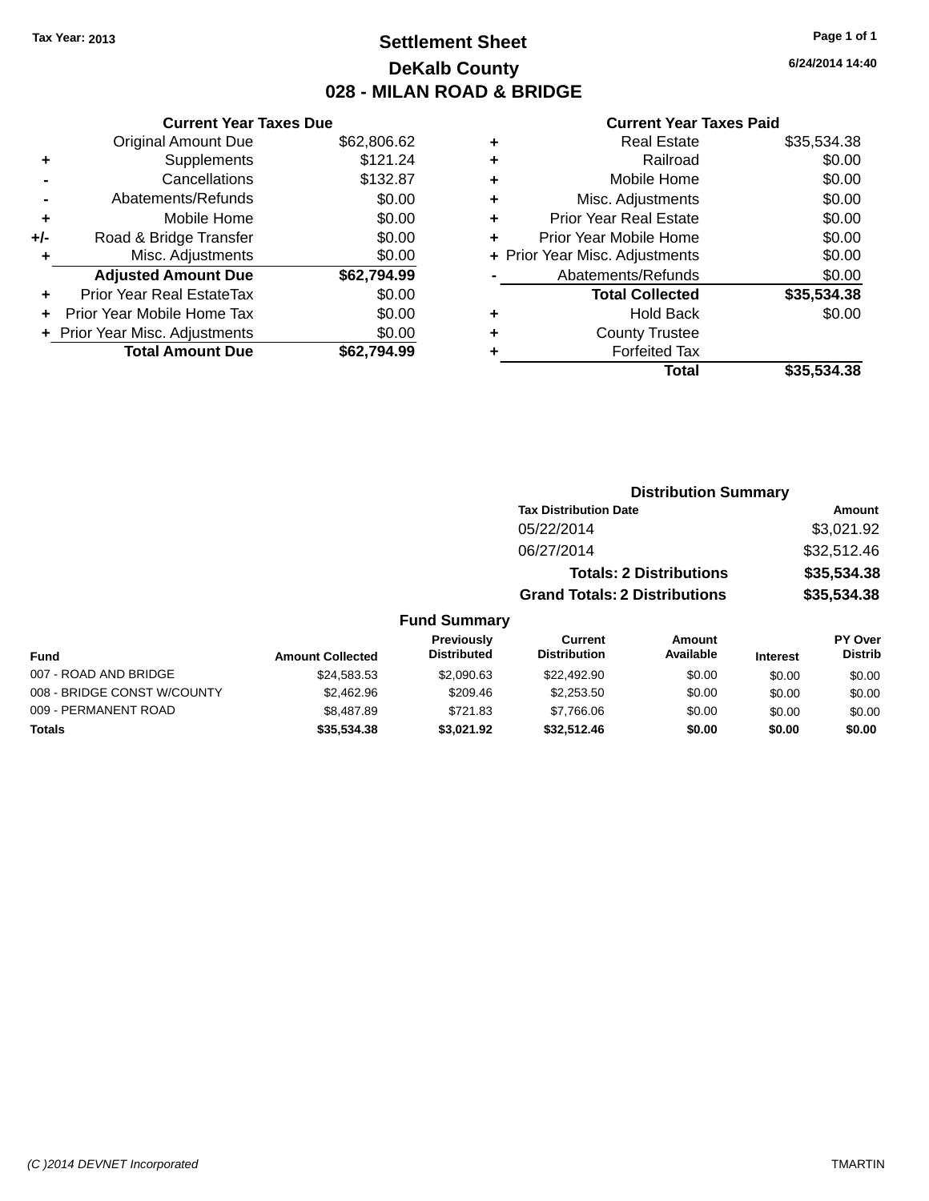Tax Year: 2013

# Settlement Sheet

## DeKalb County

## 028 - MILAN ROAD & BRIDGE

6/24/2014 14:40

**Current Year Taxes Due**

| | | |
|---|---|---|
| | Original Amount Due | $62,806.62 |
| + | Supplements | $121.24 |
| - | Cancellations | $132.87 |
| - | Abatements/Refunds | $0.00 |
| + | Mobile Home | $0.00 |
| +/- | Road & Bridge Transfer | $0.00 |
| + | Misc. Adjustments | $0.00 |
| | **Adjusted Amount Due** | **$62,794.99** |
| + | Prior Year Real EstateTax | $0.00 |
| + | Prior Year Mobile Home Tax | $0.00 |
| + | Prior Year Misc. Adjustments | $0.00 |
| | **Total Amount Due** | **$62,794.99** |

**Current Year Taxes Paid**

| | | |
|---|---|---|
| + | Real Estate | $35,534.38 |
| + | Railroad | $0.00 |
| + | Mobile Home | $0.00 |
| + | Misc. Adjustments | $0.00 |
| + | Prior Year Real Estate | $0.00 |
| + | Prior Year Mobile Home | $0.00 |
| + | Prior Year Misc. Adjustments | $0.00 |
| - | Abatements/Refunds | $0.00 |
| | **Total Collected** | **$35,534.38** |
| + | Hold Back | $0.00 |
| + | County Trustee | |
| + | Forfeited Tax | |
| | **Total** | **$35,534.38** |

**Distribution Summary**

| Tax Distribution Date | Amount |
|---|---|
| 05/22/2014 | $3,021.92 |
| 06/27/2014 | $32,512.46 |
| **Totals: 2 Distributions** | **$35,534.38** |
| **Grand Totals: 2 Distributions** | **$35,534.38** |

**Fund Summary**

| Fund | Amount Collected | Previously Distributed | Current Distribution | Amount Available | Interest | PY Over Distrib |
|---|---|---|---|---|---|---|
| 007 - ROAD AND BRIDGE | $24,583.53 | $2,090.63 | $22,492.90 | $0.00 | $0.00 | $0.00 |
| 008 - BRIDGE CONST W/COUNTY | $2,462.96 | $209.46 | $2,253.50 | $0.00 | $0.00 | $0.00 |
| 009 - PERMANENT ROAD | $8,487.89 | $721.83 | $7,766.06 | $0.00 | $0.00 | $0.00 |
| **Totals** | **$35,534.38** | **$3,021.92** | **$32,512.46** | **$0.00** | **$0.00** | **$0.00** |

(C )2014 DEVNET Incorporated TMARTIN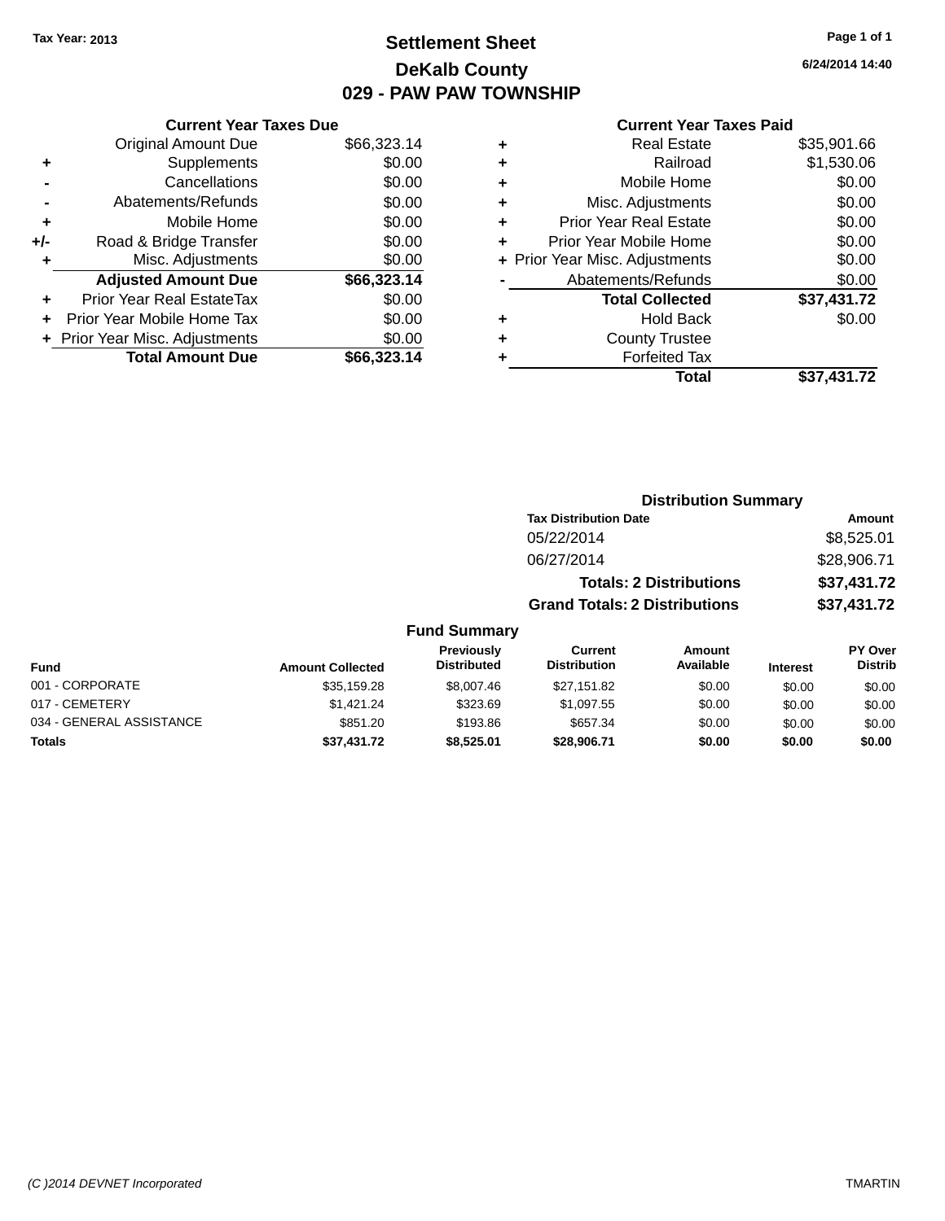Tax Year: 2013

# Settlement Sheet

## DeKalb County

## 029 - PAW PAW TOWNSHIP

6/24/2014 14:40

### Current Year Taxes Due

| | | |
|---|---|---|
| | Original Amount Due | $66,323.14 |
| + | Supplements | $0.00 |
| - | Cancellations | $0.00 |
| - | Abatements/Refunds | $0.00 |
| + | Mobile Home | $0.00 |
| +/- | Road & Bridge Transfer | $0.00 |
| + | Misc. Adjustments | $0.00 |
| | **Adjusted Amount Due** | **$66,323.14** |
| + | Prior Year Real EstateTax | $0.00 |
| + | Prior Year Mobile Home Tax | $0.00 |
| + | Prior Year Misc. Adjustments | $0.00 |
| | **Total Amount Due** | **$66,323.14** |

### Current Year Taxes Paid

| | | |
|---|---|---|
| + | Real Estate | $35,901.66 |
| + | Railroad | $1,530.06 |
| + | Mobile Home | $0.00 |
| + | Misc. Adjustments | $0.00 |
| + | Prior Year Real Estate | $0.00 |
| + | Prior Year Mobile Home | $0.00 |
| + | Prior Year Misc. Adjustments | $0.00 |
| - | Abatements/Refunds | $0.00 |
| | **Total Collected** | **$37,431.72** |
| + | Hold Back | $0.00 |
| + | County Trustee | |
| + | Forfeited Tax | |
| | **Total** | **$37,431.72** |

### Distribution Summary

| Tax Distribution Date | Amount |
|---|---|
| 05/22/2014 | $8,525.01 |
| 06/27/2014 | $28,906.71 |
| **Totals: 2 Distributions** | **$37,431.72** |
| **Grand Totals: 2 Distributions** | **$37,431.72** |

### Fund Summary

| Fund | Amount Collected | Previously Distributed | Current Distribution | Amount Available | Interest | PY Over Distrib |
|---|---|---|---|---|---|---|
| 001 - CORPORATE | $35,159.28 | $8,007.46 | $27,151.82 | $0.00 | $0.00 | $0.00 |
| 017 - CEMETERY | $1,421.24 | $323.69 | $1,097.55 | $0.00 | $0.00 | $0.00 |
| 034 - GENERAL ASSISTANCE | $851.20 | $193.86 | $657.34 | $0.00 | $0.00 | $0.00 |
| **Totals** | **$37,431.72** | **$8,525.01** | **$28,906.71** | **$0.00** | **$0.00** | **$0.00** |

(C )2014 DEVNET Incorporated TMARTIN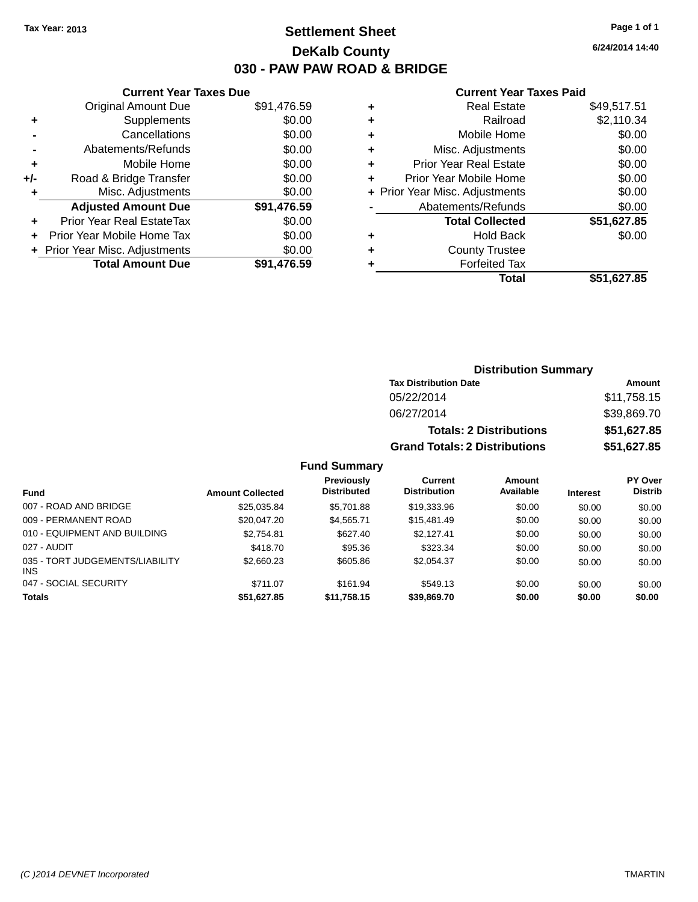Tax Year: 2013

# Settlement Sheet

## DeKalb County

## 030 - PAW PAW ROAD & BRIDGE

6/24/2014 14:40

### Current Year Taxes Due

| | | |
|---|---|---|
| | Original Amount Due | $91,476.59 |
| + | Supplements | $0.00 |
| - | Cancellations | $0.00 |
| - | Abatements/Refunds | $0.00 |
| + | Mobile Home | $0.00 |
| +/- | Road & Bridge Transfer | $0.00 |
| + | Misc. Adjustments | $0.00 |
| | **Adjusted Amount Due** | **$91,476.59** |
| + | Prior Year Real EstateTax | $0.00 |
| + | Prior Year Mobile Home Tax | $0.00 |
| + | Prior Year Misc. Adjustments | $0.00 |
| | **Total Amount Due** | **$91,476.59** |

### Current Year Taxes Paid

| | | |
|---|---|---|
| + | Real Estate | $49,517.51 |
| + | Railroad | $2,110.34 |
| + | Mobile Home | $0.00 |
| + | Misc. Adjustments | $0.00 |
| + | Prior Year Real Estate | $0.00 |
| + | Prior Year Mobile Home | $0.00 |
| + | Prior Year Misc. Adjustments | $0.00 |
| - | Abatements/Refunds | $0.00 |
| | **Total Collected** | **$51,627.85** |
| + | Hold Back | $0.00 |
| + | County Trustee | |
| + | Forfeited Tax | |
| | **Total** | **$51,627.85** |

### Distribution Summary

| Tax Distribution Date | Amount |
|---|---|
| 05/22/2014 | $11,758.15 |
| 06/27/2014 | $39,869.70 |
| **Totals: 2 Distributions** | **$51,627.85** |
| **Grand Totals: 2 Distributions** | **$51,627.85** |

### Fund Summary

| Fund | Amount Collected | Previously Distributed | Current Distribution | Amount Available | Interest | PY Over Distrib |
|---|---|---|---|---|---|---|
| 007 - ROAD AND BRIDGE | $25,035.84 | $5,701.88 | $19,333.96 | $0.00 | $0.00 | $0.00 |
| 009 - PERMANENT ROAD | $20,047.20 | $4,565.71 | $15,481.49 | $0.00 | $0.00 | $0.00 |
| 010 - EQUIPMENT AND BUILDING | $2,754.81 | $627.40 | $2,127.41 | $0.00 | $0.00 | $0.00 |
| 027 - AUDIT | $418.70 | $95.36 | $323.34 | $0.00 | $0.00 | $0.00 |
| 035 - TORT JUDGEMENTS/LIABILITY INS | $2,660.23 | $605.86 | $2,054.37 | $0.00 | $0.00 | $0.00 |
| 047 - SOCIAL SECURITY | $711.07 | $161.94 | $549.13 | $0.00 | $0.00 | $0.00 |
| **Totals** | **$51,627.85** | **$11,758.15** | **$39,869.70** | **$0.00** | **$0.00** | **$0.00** |

(C )2014 DEVNET Incorporated TMARTIN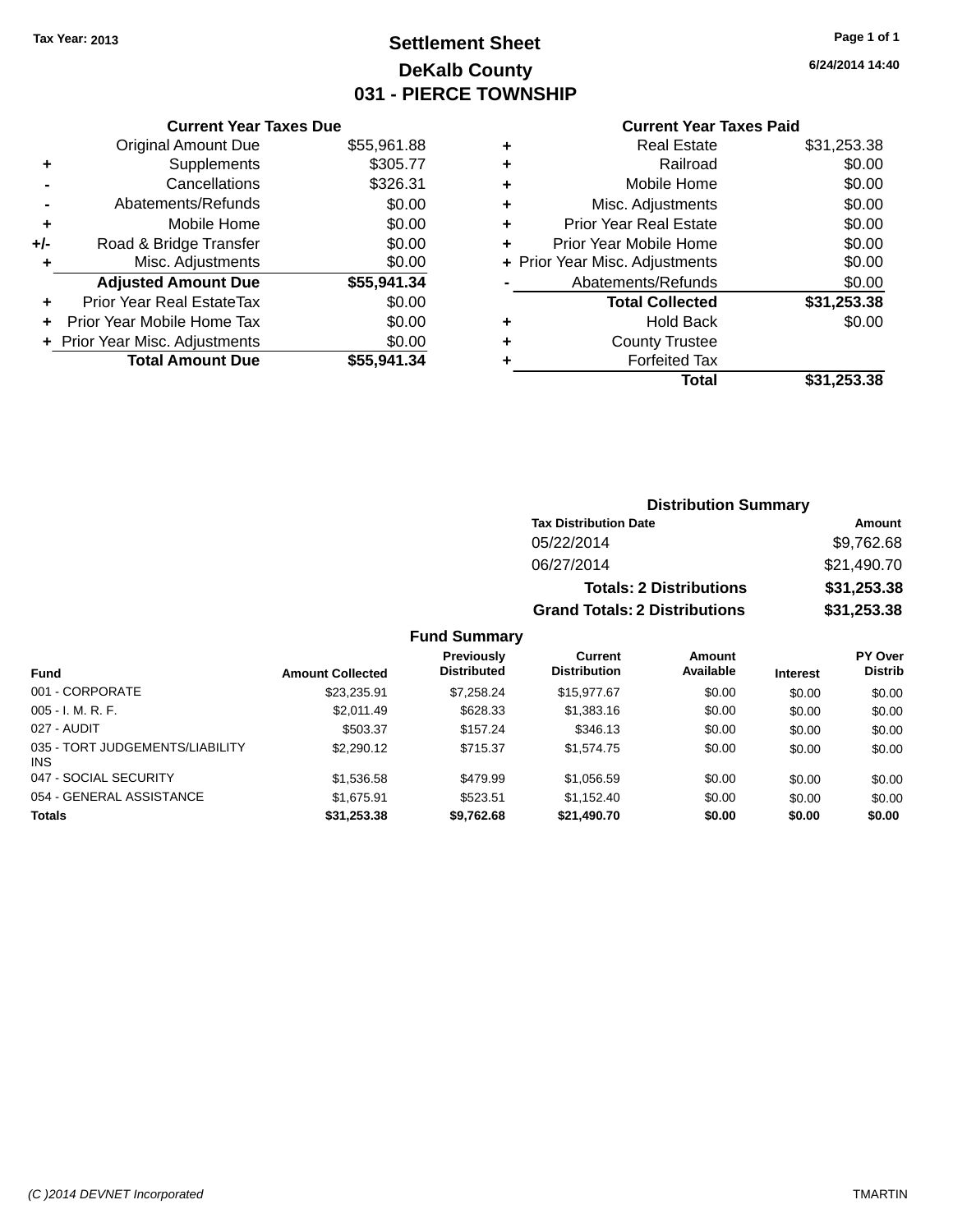Tax Year: 2013

# Settlement Sheet
## DeKalb County
## 031 - PIERCE TOWNSHIP

6/24/2014 14:40

### Current Year Taxes Due

| | | |
|---|---|---|
| | Original Amount Due | $55,961.88 |
| + | Supplements | $305.77 |
| - | Cancellations | $326.31 |
| - | Abatements/Refunds | $0.00 |
| + | Mobile Home | $0.00 |
| +/- | Road & Bridge Transfer | $0.00 |
| + | Misc. Adjustments | $0.00 |
| | **Adjusted Amount Due** | **$55,941.34** |
| + | Prior Year Real EstateTax | $0.00 |
| + | Prior Year Mobile Home Tax | $0.00 |
| + | Prior Year Misc. Adjustments | $0.00 |
| | **Total Amount Due** | **$55,941.34** |

### Current Year Taxes Paid

| | | |
|---|---|---|
| + | Real Estate | $31,253.38 |
| + | Railroad | $0.00 |
| + | Mobile Home | $0.00 |
| + | Misc. Adjustments | $0.00 |
| + | Prior Year Real Estate | $0.00 |
| + | Prior Year Mobile Home | $0.00 |
| + | Prior Year Misc. Adjustments | $0.00 |
| - | Abatements/Refunds | $0.00 |
| | **Total Collected** | **$31,253.38** |
| + | Hold Back | $0.00 |
| + | County Trustee | |
| + | Forfeited Tax | |
| | **Total** | **$31,253.38** |

### Distribution Summary

| Tax Distribution Date | Amount |
|---|---|
| 05/22/2014 | $9,762.68 |
| 06/27/2014 | $21,490.70 |
| **Totals: 2 Distributions** | **$31,253.38** |
| **Grand Totals: 2 Distributions** | **$31,253.38** |

### Fund Summary

| Fund | Amount Collected | Previously Distributed | Current Distribution | Amount Available | Interest | PY Over Distrib |
|---|---|---|---|---|---|---|
| 001 - CORPORATE | $23,235.91 | $7,258.24 | $15,977.67 | $0.00 | $0.00 | $0.00 |
| 005 - I. M. R. F. | $2,011.49 | $628.33 | $1,383.16 | $0.00 | $0.00 | $0.00 |
| 027 - AUDIT | $503.37 | $157.24 | $346.13 | $0.00 | $0.00 | $0.00 |
| 035 - TORT JUDGEMENTS/LIABILITY INS | $2,290.12 | $715.37 | $1,574.75 | $0.00 | $0.00 | $0.00 |
| 047 - SOCIAL SECURITY | $1,536.58 | $479.99 | $1,056.59 | $0.00 | $0.00 | $0.00 |
| 054 - GENERAL ASSISTANCE | $1,675.91 | $523.51 | $1,152.40 | $0.00 | $0.00 | $0.00 |
| **Totals** | **$31,253.38** | **$9,762.68** | **$21,490.70** | **$0.00** | **$0.00** | **$0.00** |

(C )2014 DEVNET Incorporated TMARTIN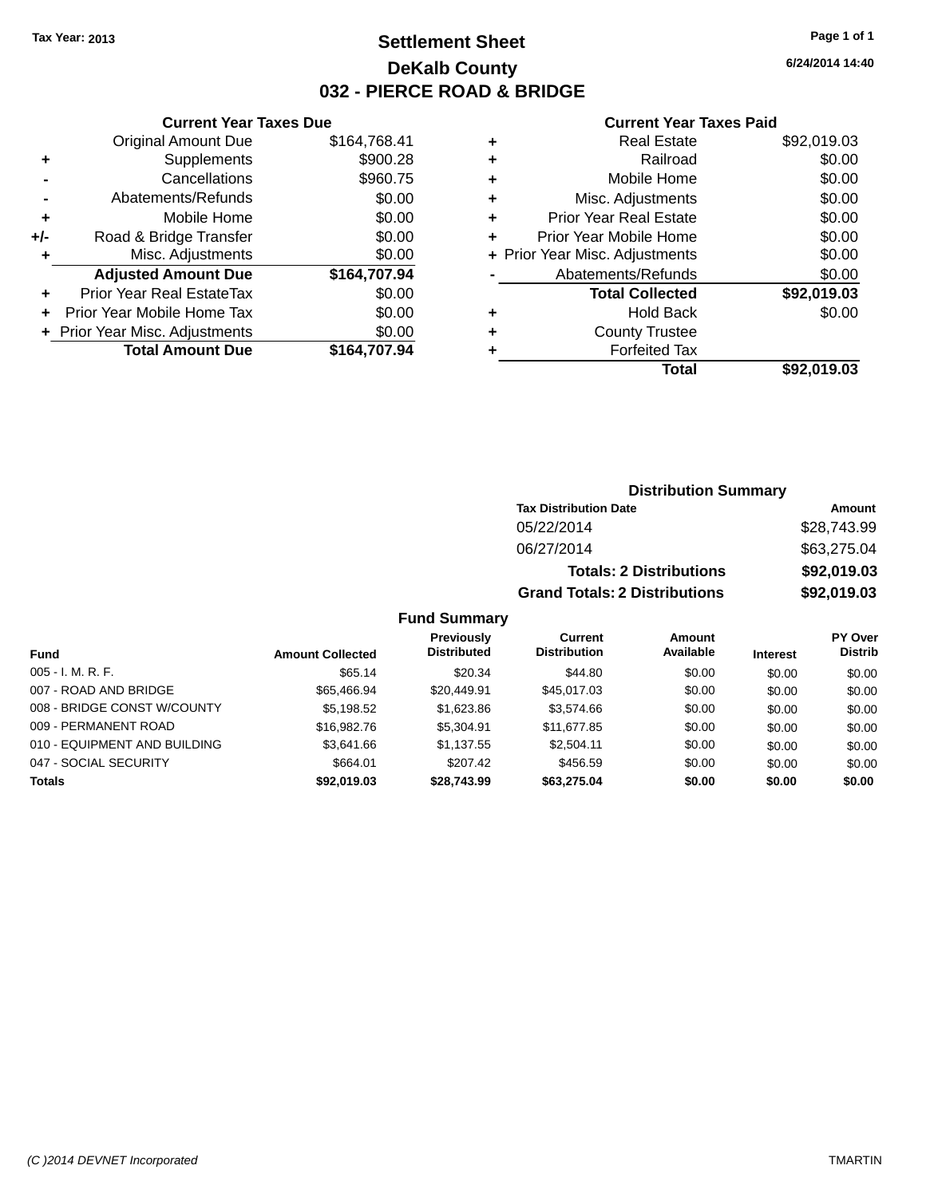Tax Year: 2013

# Settlement Sheet
## DeKalb County
## 032 - PIERCE ROAD & BRIDGE

6/24/2014 14:40

### Current Year Taxes Due

| | | |
|---|---|---|
| | Original Amount Due | $164,768.41 |
| + | Supplements | $900.28 |
| - | Cancellations | $960.75 |
| - | Abatements/Refunds | $0.00 |
| + | Mobile Home | $0.00 |
| +/- | Road & Bridge Transfer | $0.00 |
| + | Misc. Adjustments | $0.00 |
| | **Adjusted Amount Due** | **$164,707.94** |
| + | Prior Year Real EstateTax | $0.00 |
| + | Prior Year Mobile Home Tax | $0.00 |
| + | Prior Year Misc. Adjustments | $0.00 |
| | **Total Amount Due** | **$164,707.94** |

### Current Year Taxes Paid

| | | |
|---|---|---|
| + | Real Estate | $92,019.03 |
| + | Railroad | $0.00 |
| + | Mobile Home | $0.00 |
| + | Misc. Adjustments | $0.00 |
| + | Prior Year Real Estate | $0.00 |
| + | Prior Year Mobile Home | $0.00 |
| + | Prior Year Misc. Adjustments | $0.00 |
| - | Abatements/Refunds | $0.00 |
| | **Total Collected** | **$92,019.03** |
| + | Hold Back | $0.00 |
| + | County Trustee | |
| + | Forfeited Tax | |
| | **Total** | **$92,019.03** |

### Distribution Summary

| Tax Distribution Date | Amount |
|---|---|
| 05/22/2014 | $28,743.99 |
| 06/27/2014 | $63,275.04 |
| **Totals: 2 Distributions** | **$92,019.03** |
| **Grand Totals: 2 Distributions** | **$92,019.03** |

### Fund Summary

| Fund | Amount Collected | Previously Distributed | Current Distribution | Amount Available | Interest | PY Over Distrib |
|---|---|---|---|---|---|---|
| 005 - I. M. R. F. | $65.14 | $20.34 | $44.80 | $0.00 | $0.00 | $0.00 |
| 007 - ROAD AND BRIDGE | $65,466.94 | $20,449.91 | $45,017.03 | $0.00 | $0.00 | $0.00 |
| 008 - BRIDGE CONST W/COUNTY | $5,198.52 | $1,623.86 | $3,574.66 | $0.00 | $0.00 | $0.00 |
| 009 - PERMANENT ROAD | $16,982.76 | $5,304.91 | $11,677.85 | $0.00 | $0.00 | $0.00 |
| 010 - EQUIPMENT AND BUILDING | $3,641.66 | $1,137.55 | $2,504.11 | $0.00 | $0.00 | $0.00 |
| 047 - SOCIAL SECURITY | $664.01 | $207.42 | $456.59 | $0.00 | $0.00 | $0.00 |
| **Totals** | **$92,019.03** | **$28,743.99** | **$63,275.04** | **$0.00** | **$0.00** | **$0.00** |

(C )2014 DEVNET Incorporated TMARTIN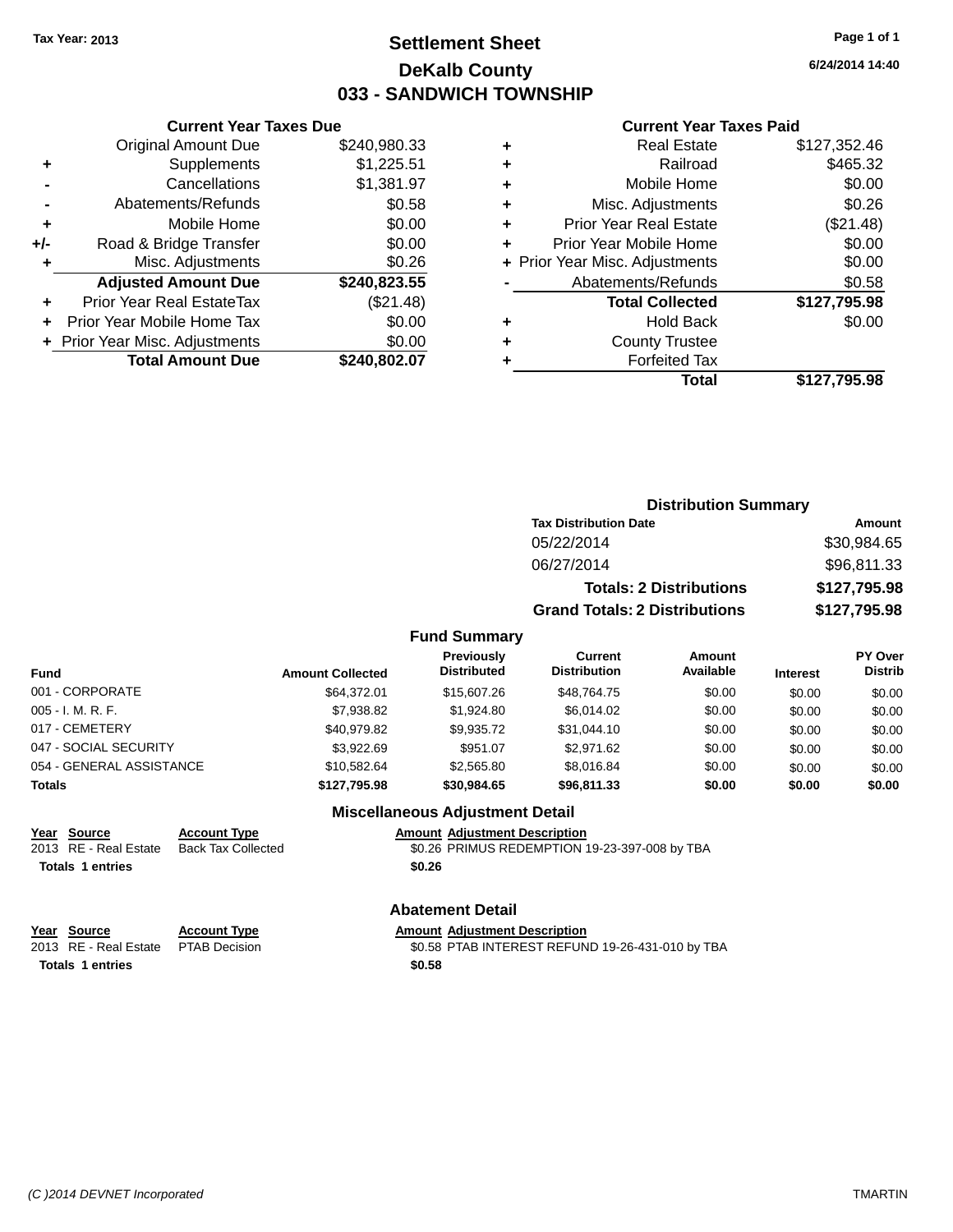**Tax Year: 2013**

# Settlement Sheet

## DeKalb County

## 033 - SANDWICH TOWNSHIP

6/24/2014 14:40

### Current Year Taxes Due

| | | |
|---|---|---|
| | Original Amount Due | $240,980.33 |
| + | Supplements | $1,225.51 |
| - | Cancellations | $1,381.97 |
| - | Abatements/Refunds | $0.58 |
| + | Mobile Home | $0.00 |
| +/- | Road & Bridge Transfer | $0.00 |
| + | Misc. Adjustments | $0.26 |
| | **Adjusted Amount Due** | **$240,823.55** |
| + | Prior Year Real EstateTax | ($21.48) |
| + | Prior Year Mobile Home Tax | $0.00 |
| + | Prior Year Misc. Adjustments | $0.00 |
| | **Total Amount Due** | **$240,802.07** |

### Current Year Taxes Paid

| | | |
|---|---|---|
| + | Real Estate | $127,352.46 |
| + | Railroad | $465.32 |
| + | Mobile Home | $0.00 |
| + | Misc. Adjustments | $0.26 |
| + | Prior Year Real Estate | ($21.48) |
| + | Prior Year Mobile Home | $0.00 |
| + | Prior Year Misc. Adjustments | $0.00 |
| - | Abatements/Refunds | $0.58 |
| | **Total Collected** | **$127,795.98** |
| + | Hold Back | $0.00 |
| + | County Trustee | |
| + | Forfeited Tax | |
| | **Total** | **$127,795.98** |

### Distribution Summary

| Tax Distribution Date | Amount |
|---|---|
| 05/22/2014 | $30,984.65 |
| 06/27/2014 | $96,811.33 |
| **Totals: 2 Distributions** | **$127,795.98** |
| **Grand Totals: 2 Distributions** | **$127,795.98** |

### Fund Summary

| Fund | Amount Collected | Previously Distributed | Current Distribution | Amount Available | Interest | PY Over Distrib |
|---|---|---|---|---|---|---|
| 001 - CORPORATE | $64,372.01 | $15,607.26 | $48,764.75 | $0.00 | $0.00 | $0.00 |
| 005 - I. M. R. F. | $7,938.82 | $1,924.80 | $6,014.02 | $0.00 | $0.00 | $0.00 |
| 017 - CEMETERY | $40,979.82 | $9,935.72 | $31,044.10 | $0.00 | $0.00 | $0.00 |
| 047 - SOCIAL SECURITY | $3,922.69 | $951.07 | $2,971.62 | $0.00 | $0.00 | $0.00 |
| 054 - GENERAL ASSISTANCE | $10,582.64 | $2,565.80 | $8,016.84 | $0.00 | $0.00 | $0.00 |
| **Totals** | **$127,795.98** | **$30,984.65** | **$96,811.33** | **$0.00** | **$0.00** | **$0.00** |

### Miscellaneous Adjustment Detail

| Year | Source | Account Type | Amount | Adjustment Description |
|---|---|---|---|---|
| 2013 | RE - Real Estate | Back Tax Collected | $0.26 | PRIMUS REDEMPTION 19-23-397-008 by TBA |
| **Totals** | **1 entries** | | **$0.26** | |

### Abatement Detail

| Year | Source | Account Type | Amount | Adjustment Description |
|---|---|---|---|---|
| 2013 | RE - Real Estate | PTAB Decision | $0.58 | PTAB INTEREST REFUND 19-26-431-010 by TBA |
| **Totals** | **1 entries** | | **$0.58** | |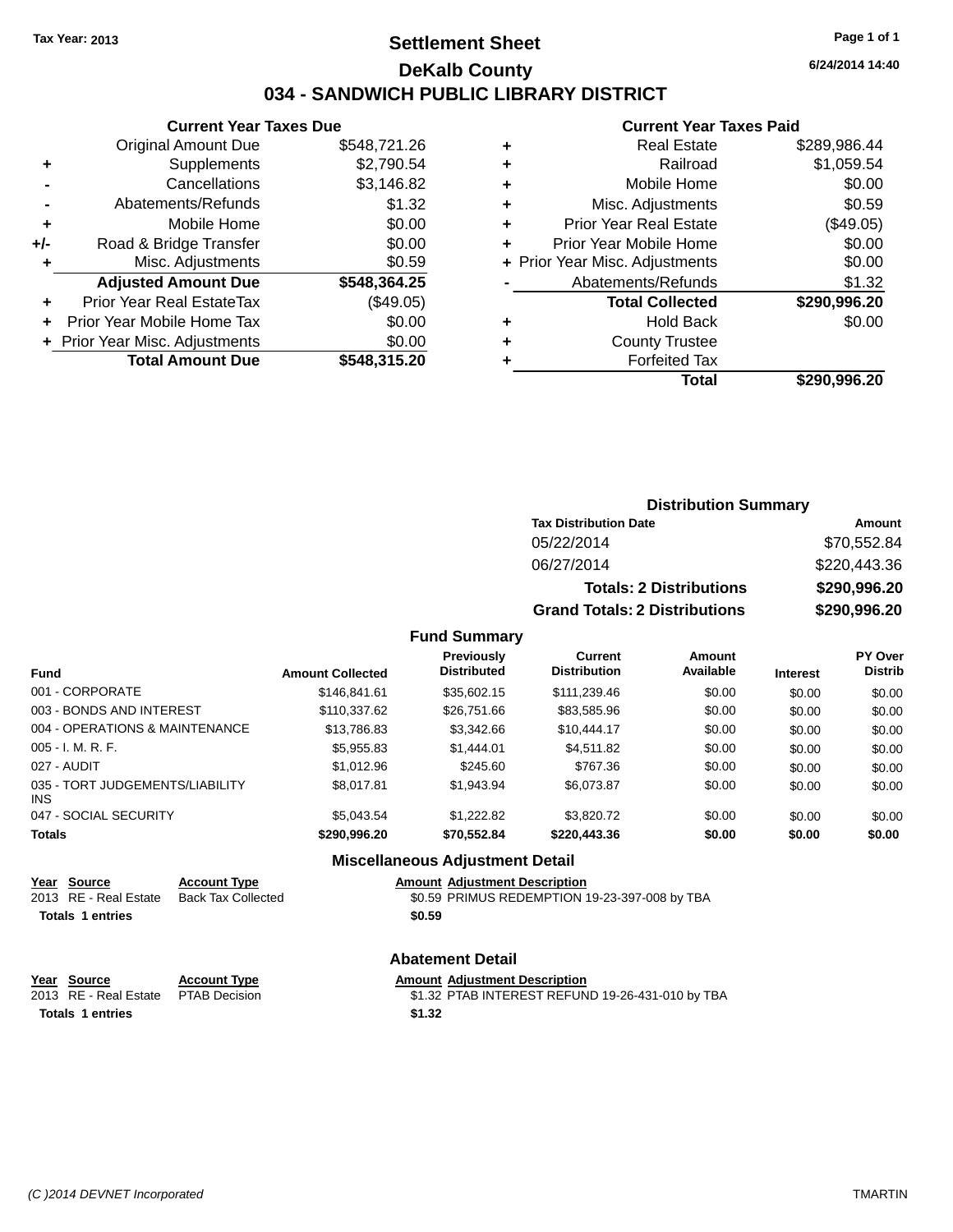Tax Year: 2013

# Settlement Sheet

## DeKalb County

## 034 - SANDWICH PUBLIC LIBRARY DISTRICT

6/24/2014 14:40

### Current Year Taxes Due

| | | |
|---|---|---|
| | Original Amount Due | $548,721.26 |
| + | Supplements | $2,790.54 |
| - | Cancellations | $3,146.82 |
| - | Abatements/Refunds | $1.32 |
| + | Mobile Home | $0.00 |
| +/- | Road & Bridge Transfer | $0.00 |
| + | Misc. Adjustments | $0.59 |
| | **Adjusted Amount Due** | **$548,364.25** |
| + | Prior Year Real EstateTax | ($49.05) |
| + | Prior Year Mobile Home Tax | $0.00 |
| + | Prior Year Misc. Adjustments | $0.00 |
| | **Total Amount Due** | **$548,315.20** |

### Current Year Taxes Paid

| | | |
|---|---|---|
| + | Real Estate | $289,986.44 |
| + | Railroad | $1,059.54 |
| + | Mobile Home | $0.00 |
| + | Misc. Adjustments | $0.59 |
| + | Prior Year Real Estate | ($49.05) |
| + | Prior Year Mobile Home | $0.00 |
| + | Prior Year Misc. Adjustments | $0.00 |
| - | Abatements/Refunds | $1.32 |
| | **Total Collected** | **$290,996.20** |
| + | Hold Back | $0.00 |
| + | County Trustee | |
| + | Forfeited Tax | |
| | **Total** | **$290,996.20** |

### Distribution Summary

| Tax Distribution Date | Amount |
|---|---|
| 05/22/2014 | $70,552.84 |
| 06/27/2014 | $220,443.36 |
| **Totals: 2 Distributions** | **$290,996.20** |
| **Grand Totals: 2 Distributions** | **$290,996.20** |

### Fund Summary

| Fund | Amount Collected | Previously Distributed | Current Distribution | Amount Available | Interest | PY Over Distrib |
|---|---|---|---|---|---|---|
| 001 - CORPORATE | $146,841.61 | $35,602.15 | $111,239.46 | $0.00 | $0.00 | $0.00 |
| 003 - BONDS AND INTEREST | $110,337.62 | $26,751.66 | $83,585.96 | $0.00 | $0.00 | $0.00 |
| 004 - OPERATIONS & MAINTENANCE | $13,786.83 | $3,342.66 | $10,444.17 | $0.00 | $0.00 | $0.00 |
| 005 - I. M. R. F. | $5,955.83 | $1,444.01 | $4,511.82 | $0.00 | $0.00 | $0.00 |
| 027 - AUDIT | $1,012.96 | $245.60 | $767.36 | $0.00 | $0.00 | $0.00 |
| 035 - TORT JUDGEMENTS/LIABILITY INS | $8,017.81 | $1,943.94 | $6,073.87 | $0.00 | $0.00 | $0.00 |
| 047 - SOCIAL SECURITY | $5,043.54 | $1,222.82 | $3,820.72 | $0.00 | $0.00 | $0.00 |
| **Totals** | **$290,996.20** | **$70,552.84** | **$220,443.36** | **$0.00** | **$0.00** | **$0.00** |

### Miscellaneous Adjustment Detail

| Year | Source | Account Type | Amount | Adjustment Description |
|---|---|---|---|---|
| 2013 | RE - Real Estate | Back Tax Collected | $0.59 | PRIMUS REDEMPTION 19-23-397-008 by TBA |
| **Totals** | **1 entries** | | **$0.59** | |

### Abatement Detail

| Year | Source | Account Type | Amount | Adjustment Description |
|---|---|---|---|---|
| 2013 | RE - Real Estate | PTAB Decision | $1.32 | PTAB INTEREST REFUND 19-26-431-010 by TBA |
| **Totals** | **1 entries** | | **$1.32** | |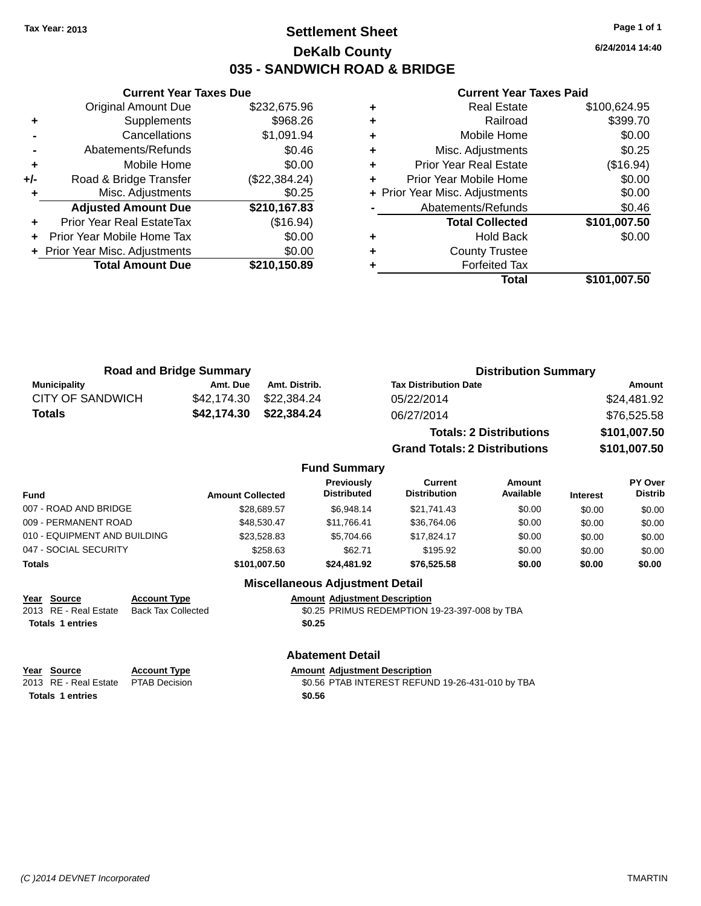Tax Year: 2013

# Settlement Sheet

## DeKalb County

## 035 - SANDWICH ROAD & BRIDGE

6/24/2014 14:40

### Current Year Taxes Due

| | | |
|---|---|---|
| | Original Amount Due | $232,675.96 |
| + | Supplements | $968.26 |
| - | Cancellations | $1,091.94 |
| - | Abatements/Refunds | $0.46 |
| + | Mobile Home | $0.00 |
| +/- | Road & Bridge Transfer | ($22,384.24) |
| + | Misc. Adjustments | $0.25 |
| | **Adjusted Amount Due** | **$210,167.83** |
| + | Prior Year Real EstateTax | ($16.94) |
| + | Prior Year Mobile Home Tax | $0.00 |
| + | Prior Year Misc. Adjustments | $0.00 |
| | **Total Amount Due** | **$210,150.89** |

### Current Year Taxes Paid

| | | |
|---|---|---|
| + | Real Estate | $100,624.95 |
| + | Railroad | $399.70 |
| + | Mobile Home | $0.00 |
| + | Misc. Adjustments | $0.25 |
| + | Prior Year Real Estate | ($16.94) |
| + | Prior Year Mobile Home | $0.00 |
| + | Prior Year Misc. Adjustments | $0.00 |
| - | Abatements/Refunds | $0.46 |
| | **Total Collected** | **$101,007.50** |
| + | Hold Back | $0.00 |
| + | County Trustee | |
| + | Forfeited Tax | |
| | **Total** | **$101,007.50** |

### Road and Bridge Summary

| Municipality | Amt. Due | Amt. Distrib. |
|---|---|---|
| CITY OF SANDWICH | $42,174.30 | $22,384.24 |
| **Totals** | **$42,174.30** | **$22,384.24** |

### Distribution Summary

| Tax Distribution Date | Amount |
|---|---|
| 05/22/2014 | $24,481.92 |
| 06/27/2014 | $76,525.58 |
| **Totals: 2 Distributions** | **$101,007.50** |
| **Grand Totals: 2 Distributions** | **$101,007.50** |

### Fund Summary

| Fund | Amount Collected | Previously Distributed | Current Distribution | Amount Available | Interest | PY Over Distrib |
|---|---|---|---|---|---|---|
| 007 - ROAD AND BRIDGE | $28,689.57 | $6,948.14 | $21,741.43 | $0.00 | $0.00 | $0.00 |
| 009 - PERMANENT ROAD | $48,530.47 | $11,766.41 | $36,764.06 | $0.00 | $0.00 | $0.00 |
| 010 - EQUIPMENT AND BUILDING | $23,528.83 | $5,704.66 | $17,824.17 | $0.00 | $0.00 | $0.00 |
| 047 - SOCIAL SECURITY | $258.63 | $62.71 | $195.92 | $0.00 | $0.00 | $0.00 |
| **Totals** | **$101,007.50** | **$24,481.92** | **$76,525.58** | **$0.00** | **$0.00** | **$0.00** |

### Miscellaneous Adjustment Detail

| Year | Source | Account Type | Amount | Adjustment Description |
|---|---|---|---|---|
| 2013 | RE - Real Estate | Back Tax Collected | $0.25 | PRIMUS REDEMPTION 19-23-397-008 by TBA |
| **Totals** | **1 entries** | | **$0.25** | |

### Abatement Detail

| Year | Source | Account Type | Amount | Adjustment Description |
|---|---|---|---|---|
| 2013 | RE - Real Estate | PTAB Decision | $0.56 | PTAB INTEREST REFUND 19-26-431-010 by TBA |
| **Totals** | **1 entries** | | **$0.56** | |

(C )2014 DEVNET Incorporated TMARTIN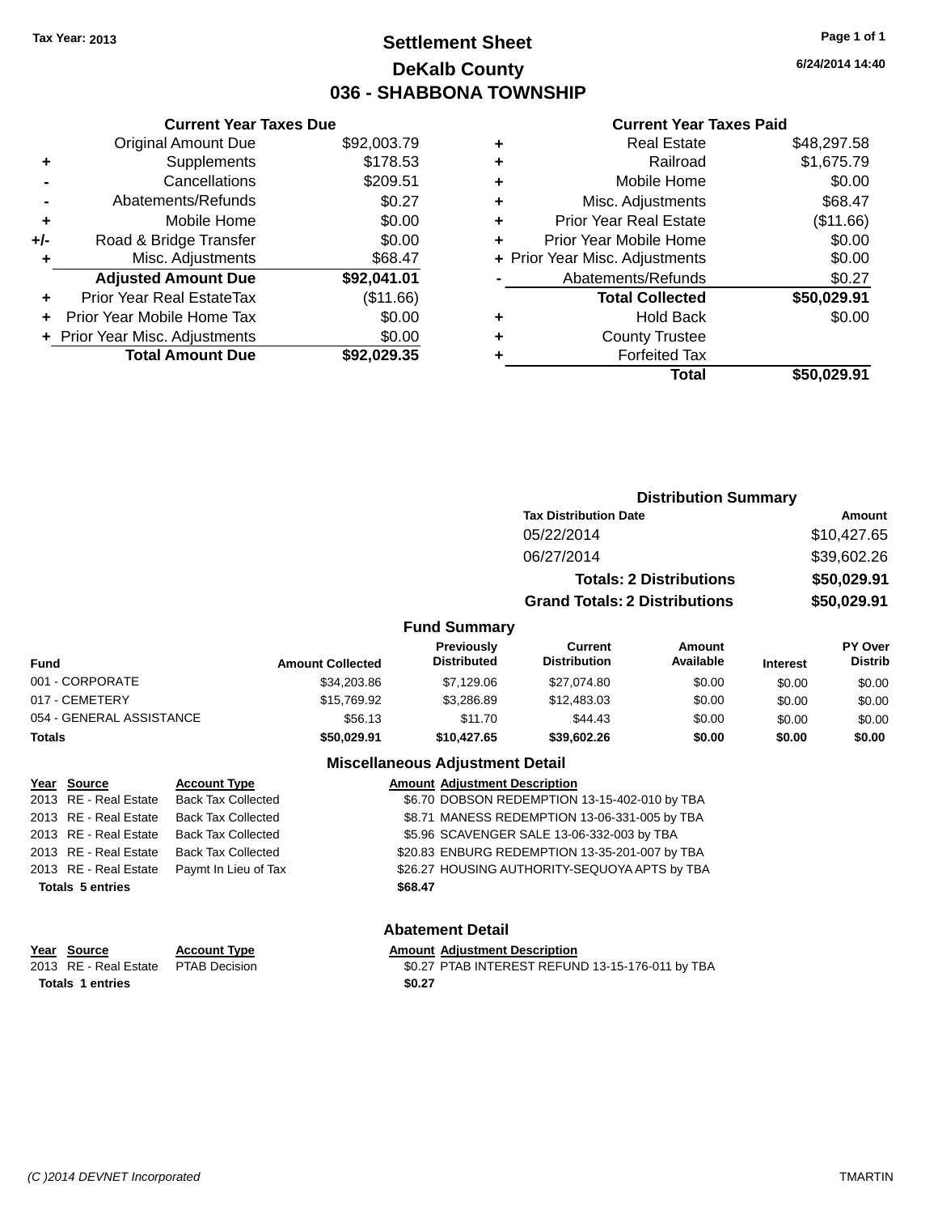Tax Year: 2013

# Settlement Sheet

## DeKalb County

## 036 - SHABBONA TOWNSHIP

6/24/2014 14:40

### Current Year Taxes Due

| | | |
|---|---|---|
| | Original Amount Due | $92,003.79 |
| + | Supplements | $178.53 |
| - | Cancellations | $209.51 |
| - | Abatements/Refunds | $0.27 |
| + | Mobile Home | $0.00 |
| +/- | Road & Bridge Transfer | $0.00 |
| + | Misc. Adjustments | $68.47 |
| | **Adjusted Amount Due** | **$92,041.01** |
| + | Prior Year Real EstateTax | ($11.66) |
| + | Prior Year Mobile Home Tax | $0.00 |
| + | Prior Year Misc. Adjustments | $0.00 |
| | **Total Amount Due** | **$92,029.35** |

### Current Year Taxes Paid

| | | |
|---|---|---|
| + | Real Estate | $48,297.58 |
| + | Railroad | $1,675.79 |
| + | Mobile Home | $0.00 |
| + | Misc. Adjustments | $68.47 |
| + | Prior Year Real Estate | ($11.66) |
| + | Prior Year Mobile Home | $0.00 |
| + | Prior Year Misc. Adjustments | $0.00 |
| - | Abatements/Refunds | $0.27 |
| | **Total Collected** | **$50,029.91** |
| + | Hold Back | $0.00 |
| + | County Trustee | |
| + | Forfeited Tax | |
| | **Total** | **$50,029.91** |

### Distribution Summary

| Tax Distribution Date | Amount |
|---|---|
| 05/22/2014 | $10,427.65 |
| 06/27/2014 | $39,602.26 |
| **Totals: 2 Distributions** | **$50,029.91** |
| **Grand Totals: 2 Distributions** | **$50,029.91** |

### Fund Summary

| Fund | Amount Collected | Previously Distributed | Current Distribution | Amount Available | Interest | PY Over Distrib |
|---|---|---|---|---|---|---|
| 001 - CORPORATE | $34,203.86 | $7,129.06 | $27,074.80 | $0.00 | $0.00 | $0.00 |
| 017 - CEMETERY | $15,769.92 | $3,286.89 | $12,483.03 | $0.00 | $0.00 | $0.00 |
| 054 - GENERAL ASSISTANCE | $56.13 | $11.70 | $44.43 | $0.00 | $0.00 | $0.00 |
| **Totals** | **$50,029.91** | **$10,427.65** | **$39,602.26** | **$0.00** | **$0.00** | **$0.00** |

### Miscellaneous Adjustment Detail

| Year | Source | Account Type | Amount | Adjustment Description |
|---|---|---|---|---|
| 2013 | RE - Real Estate | Back Tax Collected | $6.70 | DOBSON REDEMPTION 13-15-402-010 by TBA |
| 2013 | RE - Real Estate | Back Tax Collected | $8.71 | MANESS REDEMPTION 13-06-331-005 by TBA |
| 2013 | RE - Real Estate | Back Tax Collected | $5.96 | SCAVENGER SALE 13-06-332-003 by TBA |
| 2013 | RE - Real Estate | Back Tax Collected | $20.83 | ENBURG REDEMPTION 13-35-201-007 by TBA |
| 2013 | RE - Real Estate | Paymt In Lieu of Tax | $26.27 | HOUSING AUTHORITY-SEQUOYA APTS by TBA |
| **Totals 5 entries** | | | **$68.47** | |

### Abatement Detail

| Year | Source | Account Type | Amount | Adjustment Description |
|---|---|---|---|---|
| 2013 | RE - Real Estate | PTAB Decision | $0.27 | PTAB INTEREST REFUND 13-15-176-011 by TBA |
| **Totals 1 entries** | | | **$0.27** | |

(C )2014 DEVNET Incorporated — TMARTIN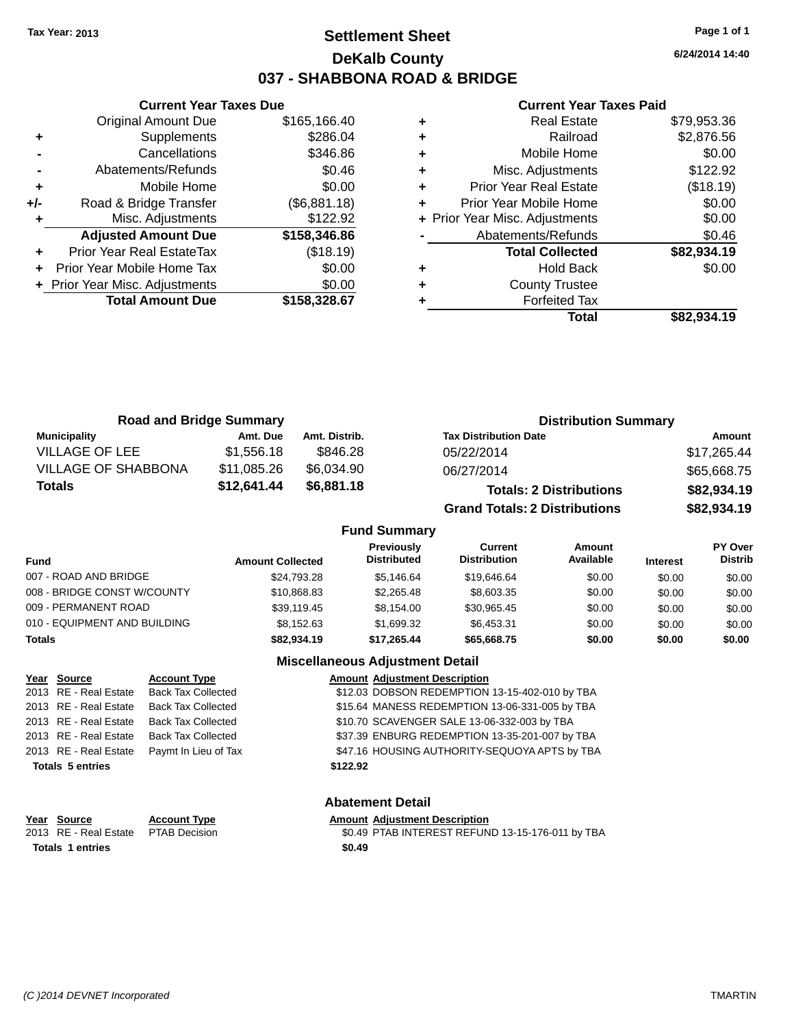Tax Year: 2013

# Settlement Sheet

## DeKalb County

## 037 - SHABBONA ROAD & BRIDGE

6/24/2014 14:40

### Current Year Taxes Due

| | | |
|---|---|---|
| | Original Amount Due | $165,166.40 |
| + | Supplements | $286.04 |
| - | Cancellations | $346.86 |
| - | Abatements/Refunds | $0.46 |
| + | Mobile Home | $0.00 |
| +/- | Road & Bridge Transfer | ($6,881.18) |
| + | Misc. Adjustments | $122.92 |
| | **Adjusted Amount Due** | **$158,346.86** |
| + | Prior Year Real EstateTax | ($18.19) |
| + | Prior Year Mobile Home Tax | $0.00 |
| + | Prior Year Misc. Adjustments | $0.00 |
| | **Total Amount Due** | **$158,328.67** |

### Current Year Taxes Paid

| | | |
|---|---|---|
| + | Real Estate | $79,953.36 |
| + | Railroad | $2,876.56 |
| + | Mobile Home | $0.00 |
| + | Misc. Adjustments | $122.92 |
| + | Prior Year Real Estate | ($18.19) |
| + | Prior Year Mobile Home | $0.00 |
| + | Prior Year Misc. Adjustments | $0.00 |
| - | Abatements/Refunds | $0.46 |
| | **Total Collected** | **$82,934.19** |
| + | Hold Back | $0.00 |
| + | County Trustee | |
| + | Forfeited Tax | |
| | **Total** | **$82,934.19** |

### Road and Bridge Summary

| Municipality | Amt. Due | Amt. Distrib. |
|---|---|---|
| VILLAGE OF LEE | $1,556.18 | $846.28 |
| VILLAGE OF SHABBONA | $11,085.26 | $6,034.90 |
| **Totals** | **$12,641.44** | **$6,881.18** |

### Distribution Summary

| Tax Distribution Date | Amount |
|---|---|
| 05/22/2014 | $17,265.44 |
| 06/27/2014 | $65,668.75 |
| **Totals: 2 Distributions** | **$82,934.19** |
| **Grand Totals: 2 Distributions** | **$82,934.19** |

### Fund Summary

| Fund | Amount Collected | Previously Distributed | Current Distribution | Amount Available | Interest | PY Over Distrib |
|---|---|---|---|---|---|---|
| 007 - ROAD AND BRIDGE | $24,793.28 | $5,146.64 | $19,646.64 | $0.00 | $0.00 | $0.00 |
| 008 - BRIDGE CONST W/COUNTY | $10,868.83 | $2,265.48 | $8,603.35 | $0.00 | $0.00 | $0.00 |
| 009 - PERMANENT ROAD | $39,119.45 | $8,154.00 | $30,965.45 | $0.00 | $0.00 | $0.00 |
| 010 - EQUIPMENT AND BUILDING | $8,152.63 | $1,699.32 | $6,453.31 | $0.00 | $0.00 | $0.00 |
| **Totals** | **$82,934.19** | **$17,265.44** | **$65,668.75** | **$0.00** | **$0.00** | **$0.00** |

### Miscellaneous Adjustment Detail

| Year | Source | Account Type | Amount | Adjustment Description |
|---|---|---|---|---|
| 2013 | RE - Real Estate | Back Tax Collected | $12.03 | DOBSON REDEMPTION 13-15-402-010 by TBA |
| 2013 | RE - Real Estate | Back Tax Collected | $15.64 | MANESS REDEMPTION 13-06-331-005 by TBA |
| 2013 | RE - Real Estate | Back Tax Collected | $10.70 | SCAVENGER SALE 13-06-332-003 by TBA |
| 2013 | RE - Real Estate | Back Tax Collected | $37.39 | ENBURG REDEMPTION 13-35-201-007 by TBA |
| 2013 | RE - Real Estate | Paymt In Lieu of Tax | $47.16 | HOUSING AUTHORITY-SEQUOYA APTS by TBA |
| **Totals 5 entries** | | | **$122.92** | |

### Abatement Detail

| Year | Source | Account Type | Amount | Adjustment Description |
|---|---|---|---|---|
| 2013 | RE - Real Estate | PTAB Decision | $0.49 | PTAB INTEREST REFUND 13-15-176-011 by TBA |
| **Totals 1 entries** | | | **$0.49** | |

(C )2014 DEVNET Incorporated TMARTIN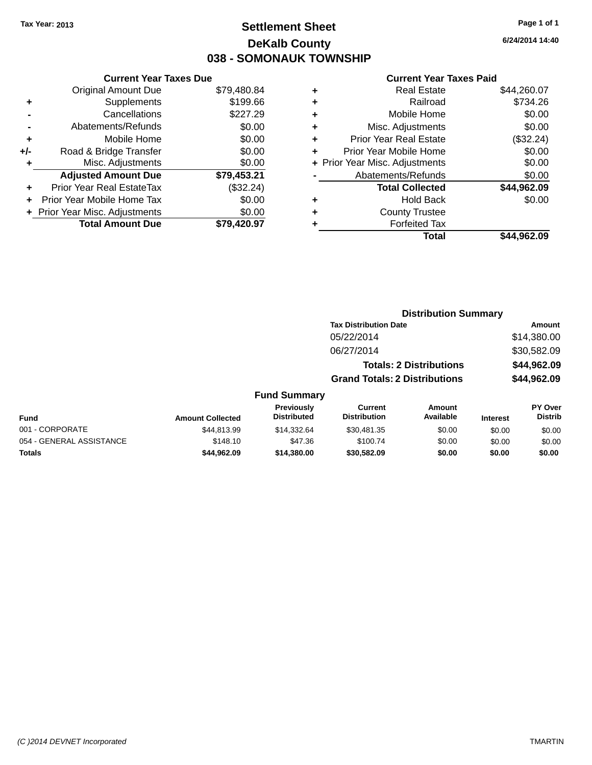Tax Year: 2013

# Settlement Sheet

## DeKalb County

## 038 - SOMONAUK TOWNSHIP

6/24/2014 14:40

### Current Year Taxes Due

| | | |
|---|---|---|
| | Original Amount Due | $79,480.84 |
| + | Supplements | $199.66 |
| - | Cancellations | $227.29 |
| - | Abatements/Refunds | $0.00 |
| + | Mobile Home | $0.00 |
| +/- | Road & Bridge Transfer | $0.00 |
| + | Misc. Adjustments | $0.00 |
| | **Adjusted Amount Due** | **$79,453.21** |
| + | Prior Year Real EstateTax | ($32.24) |
| + | Prior Year Mobile Home Tax | $0.00 |
| + | Prior Year Misc. Adjustments | $0.00 |
| | **Total Amount Due** | **$79,420.97** |

### Current Year Taxes Paid

| | | |
|---|---|---|
| + | Real Estate | $44,260.07 |
| + | Railroad | $734.26 |
| + | Mobile Home | $0.00 |
| + | Misc. Adjustments | $0.00 |
| + | Prior Year Real Estate | ($32.24) |
| + | Prior Year Mobile Home | $0.00 |
| + | Prior Year Misc. Adjustments | $0.00 |
| - | Abatements/Refunds | $0.00 |
| | **Total Collected** | **$44,962.09** |
| + | Hold Back | $0.00 |
| + | County Trustee | |
| + | Forfeited Tax | |
| | **Total** | **$44,962.09** |

### Distribution Summary

| Tax Distribution Date | Amount |
|---|---|
| 05/22/2014 | $14,380.00 |
| 06/27/2014 | $30,582.09 |
| **Totals: 2 Distributions** | **$44,962.09** |
| **Grand Totals: 2 Distributions** | **$44,962.09** |

### Fund Summary

| Fund | Amount Collected | Previously Distributed | Current Distribution | Amount Available | Interest | PY Over Distrib |
|---|---|---|---|---|---|---|
| 001 - CORPORATE | $44,813.99 | $14,332.64 | $30,481.35 | $0.00 | $0.00 | $0.00 |
| 054 - GENERAL ASSISTANCE | $148.10 | $47.36 | $100.74 | $0.00 | $0.00 | $0.00 |
| **Totals** | **$44,962.09** | **$14,380.00** | **$30,582.09** | **$0.00** | **$0.00** | **$0.00** |

(C )2014 DEVNET Incorporated TMARTIN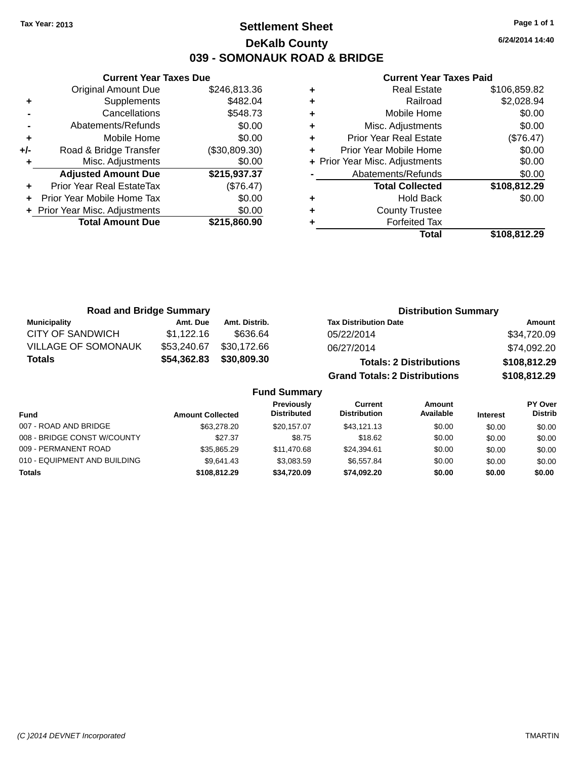Tax Year: 2013

# Settlement Sheet

## DeKalb County

## 039 - SOMONAUK ROAD & BRIDGE

6/24/2014 14:40

### Current Year Taxes Due

| | | |
|---|---|---|
| | Original Amount Due | $246,813.36 |
| + | Supplements | $482.04 |
| - | Cancellations | $548.73 |
| - | Abatements/Refunds | $0.00 |
| + | Mobile Home | $0.00 |
| +/- | Road & Bridge Transfer | ($30,809.30) |
| + | Misc. Adjustments | $0.00 |
| | **Adjusted Amount Due** | **$215,937.37** |
| + | Prior Year Real EstateTax | ($76.47) |
| + | Prior Year Mobile Home Tax | $0.00 |
| + | Prior Year Misc. Adjustments | $0.00 |
| | **Total Amount Due** | **$215,860.90** |

### Current Year Taxes Paid

| | | |
|---|---|---|
| + | Real Estate | $106,859.82 |
| + | Railroad | $2,028.94 |
| + | Mobile Home | $0.00 |
| + | Misc. Adjustments | $0.00 |
| + | Prior Year Real Estate | ($76.47) |
| + | Prior Year Mobile Home | $0.00 |
| + | Prior Year Misc. Adjustments | $0.00 |
| - | Abatements/Refunds | $0.00 |
| | **Total Collected** | **$108,812.29** |
| + | Hold Back | $0.00 |
| + | County Trustee | |
| + | Forfeited Tax | |
| | **Total** | **$108,812.29** |

### Road and Bridge Summary

| Municipality | Amt. Due | Amt. Distrib. |
|---|---|---|
| CITY OF SANDWICH | $1,122.16 | $636.64 |
| VILLAGE OF SOMONAUK | $53,240.67 | $30,172.66 |
| **Totals** | **$54,362.83** | **$30,809.30** |

### Distribution Summary

| Tax Distribution Date | Amount |
|---|---|
| 05/22/2014 | $34,720.09 |
| 06/27/2014 | $74,092.20 |
| **Totals: 2 Distributions** | **$108,812.29** |
| **Grand Totals: 2 Distributions** | **$108,812.29** |

### Fund Summary

| Fund | Amount Collected | Previously Distributed | Current Distribution | Amount Available | Interest | PY Over Distrib |
|---|---|---|---|---|---|---|
| 007 - ROAD AND BRIDGE | $63,278.20 | $20,157.07 | $43,121.13 | $0.00 | $0.00 | $0.00 |
| 008 - BRIDGE CONST W/COUNTY | $27.37 | $8.75 | $18.62 | $0.00 | $0.00 | $0.00 |
| 009 - PERMANENT ROAD | $35,865.29 | $11,470.68 | $24,394.61 | $0.00 | $0.00 | $0.00 |
| 010 - EQUIPMENT AND BUILDING | $9,641.43 | $3,083.59 | $6,557.84 | $0.00 | $0.00 | $0.00 |
| **Totals** | **$108,812.29** | **$34,720.09** | **$74,092.20** | **$0.00** | **$0.00** | **$0.00** |

(C )2014 DEVNET Incorporated TMARTIN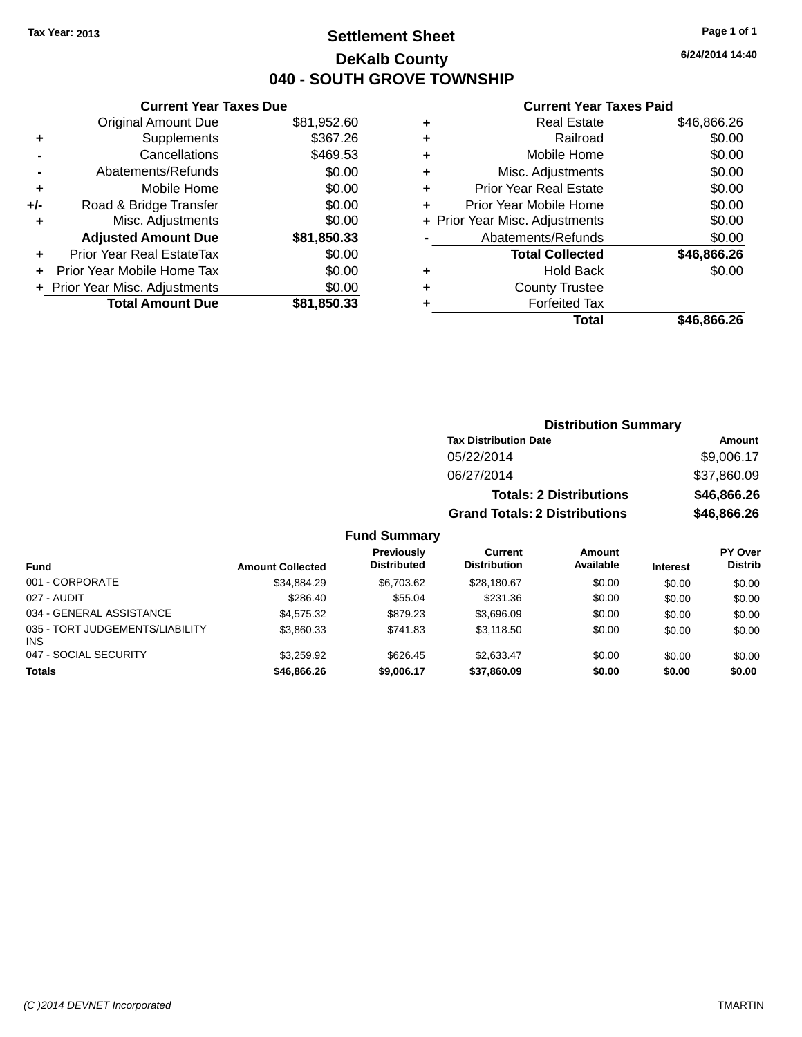Tax Year: 2013

# Settlement Sheet

## DeKalb County

## 040 - SOUTH GROVE TOWNSHIP

6/24/2014 14:40

### Current Year Taxes Due

| | | |
|---|---|---|
| | Original Amount Due | $81,952.60 |
| + | Supplements | $367.26 |
| - | Cancellations | $469.53 |
| - | Abatements/Refunds | $0.00 |
| + | Mobile Home | $0.00 |
| +/- | Road & Bridge Transfer | $0.00 |
| + | Misc. Adjustments | $0.00 |
| | **Adjusted Amount Due** | **$81,850.33** |
| + | Prior Year Real EstateTax | $0.00 |
| + | Prior Year Mobile Home Tax | $0.00 |
| + | Prior Year Misc. Adjustments | $0.00 |
| | **Total Amount Due** | **$81,850.33** |

### Current Year Taxes Paid

| | | |
|---|---|---|
| + | Real Estate | $46,866.26 |
| + | Railroad | $0.00 |
| + | Mobile Home | $0.00 |
| + | Misc. Adjustments | $0.00 |
| + | Prior Year Real Estate | $0.00 |
| + | Prior Year Mobile Home | $0.00 |
| + | Prior Year Misc. Adjustments | $0.00 |
| - | Abatements/Refunds | $0.00 |
| | **Total Collected** | **$46,866.26** |
| + | Hold Back | $0.00 |
| + | County Trustee | |
| + | Forfeited Tax | |
| | **Total** | **$46,866.26** |

### Distribution Summary

| Tax Distribution Date | Amount |
|---|---|
| 05/22/2014 | $9,006.17 |
| 06/27/2014 | $37,860.09 |
| **Totals: 2 Distributions** | **$46,866.26** |
| **Grand Totals: 2 Distributions** | **$46,866.26** |

### Fund Summary

| Fund | Amount Collected | Previously Distributed | Current Distribution | Amount Available | Interest | PY Over Distrib |
|---|---|---|---|---|---|---|
| 001 - CORPORATE | $34,884.29 | $6,703.62 | $28,180.67 | $0.00 | $0.00 | $0.00 |
| 027 - AUDIT | $286.40 | $55.04 | $231.36 | $0.00 | $0.00 | $0.00 |
| 034 - GENERAL ASSISTANCE | $4,575.32 | $879.23 | $3,696.09 | $0.00 | $0.00 | $0.00 |
| 035 - TORT JUDGEMENTS/LIABILITY INS | $3,860.33 | $741.83 | $3,118.50 | $0.00 | $0.00 | $0.00 |
| 047 - SOCIAL SECURITY | $3,259.92 | $626.45 | $2,633.47 | $0.00 | $0.00 | $0.00 |
| **Totals** | **$46,866.26** | **$9,006.17** | **$37,860.09** | **$0.00** | **$0.00** | **$0.00** |

(C )2014 DEVNET Incorporated TMARTIN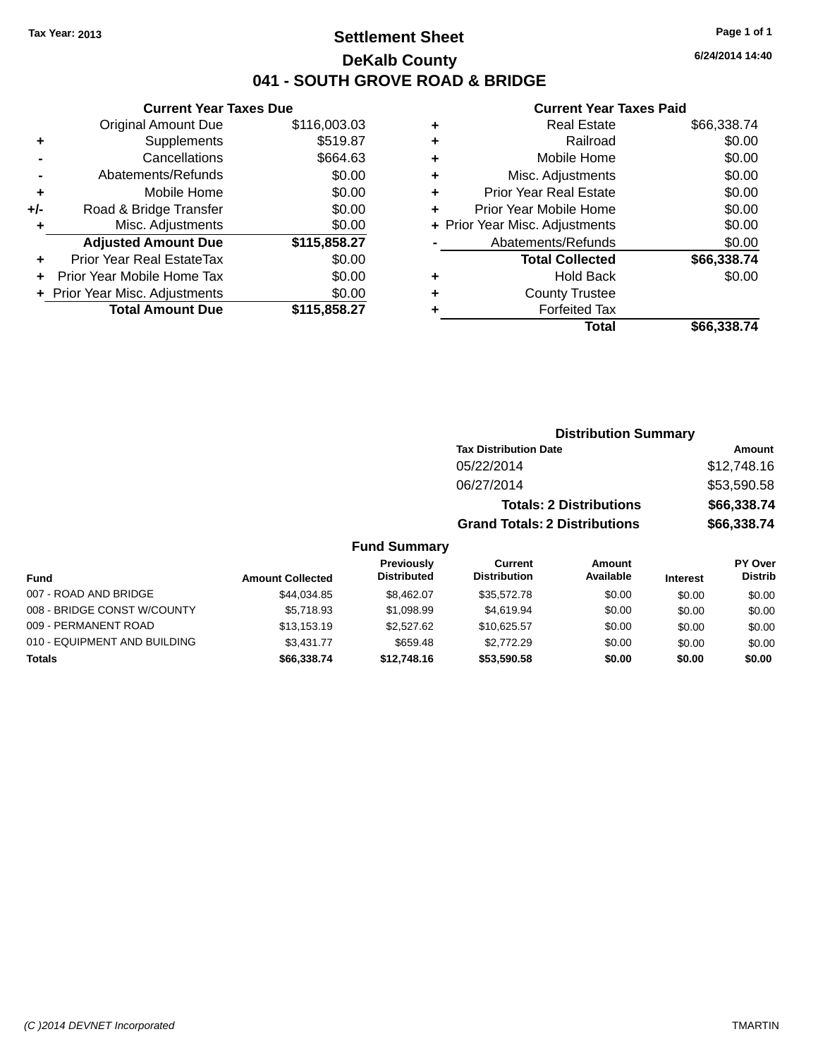Tax Year: 2013

# Settlement Sheet

## DeKalb County

## 041 - SOUTH GROVE ROAD & BRIDGE

6/24/2014 14:40

### Current Year Taxes Due

| | | |
|---|---|---|
| | Original Amount Due | $116,003.03 |
| + | Supplements | $519.87 |
| - | Cancellations | $664.63 |
| - | Abatements/Refunds | $0.00 |
| + | Mobile Home | $0.00 |
| +/- | Road & Bridge Transfer | $0.00 |
| + | Misc. Adjustments | $0.00 |
| | **Adjusted Amount Due** | **$115,858.27** |
| + | Prior Year Real EstateTax | $0.00 |
| + | Prior Year Mobile Home Tax | $0.00 |
| + | Prior Year Misc. Adjustments | $0.00 |
| | **Total Amount Due** | **$115,858.27** |

### Current Year Taxes Paid

| | | |
|---|---|---|
| + | Real Estate | $66,338.74 |
| + | Railroad | $0.00 |
| + | Mobile Home | $0.00 |
| + | Misc. Adjustments | $0.00 |
| + | Prior Year Real Estate | $0.00 |
| + | Prior Year Mobile Home | $0.00 |
| + | Prior Year Misc. Adjustments | $0.00 |
| - | Abatements/Refunds | $0.00 |
| | **Total Collected** | **$66,338.74** |
| + | Hold Back | $0.00 |
| + | County Trustee | |
| + | Forfeited Tax | |
| | **Total** | **$66,338.74** |

### Distribution Summary

| Tax Distribution Date | Amount |
|---|---|
| 05/22/2014 | $12,748.16 |
| 06/27/2014 | $53,590.58 |
| **Totals: 2 Distributions** | **$66,338.74** |
| **Grand Totals: 2 Distributions** | **$66,338.74** |

### Fund Summary

| Fund | Amount Collected | Previously Distributed | Current Distribution | Amount Available | Interest | PY Over Distrib |
|---|---|---|---|---|---|---|
| 007 - ROAD AND BRIDGE | $44,034.85 | $8,462.07 | $35,572.78 | $0.00 | $0.00 | $0.00 |
| 008 - BRIDGE CONST W/COUNTY | $5,718.93 | $1,098.99 | $4,619.94 | $0.00 | $0.00 | $0.00 |
| 009 - PERMANENT ROAD | $13,153.19 | $2,527.62 | $10,625.57 | $0.00 | $0.00 | $0.00 |
| 010 - EQUIPMENT AND BUILDING | $3,431.77 | $659.48 | $2,772.29 | $0.00 | $0.00 | $0.00 |
| **Totals** | **$66,338.74** | **$12,748.16** | **$53,590.58** | **$0.00** | **$0.00** | **$0.00** |

(C )2014 DEVNET Incorporated TMARTIN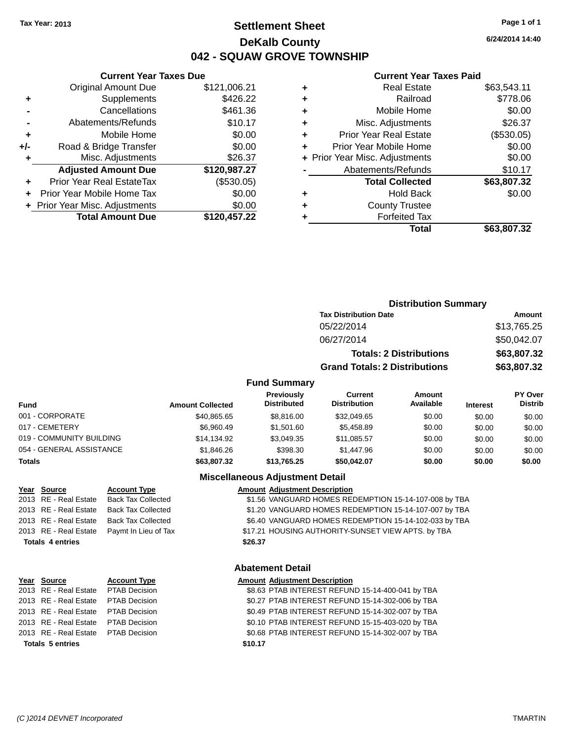**Tax Year: 2013**

# Settlement Sheet

## DeKalb County

## 042 - SQUAW GROVE TOWNSHIP

6/24/2014 14:40

### Current Year Taxes Due

| | | |
|---|---|---|
| | Original Amount Due | $121,006.21 |
| + | Supplements | $426.22 |
| - | Cancellations | $461.36 |
| - | Abatements/Refunds | $10.17 |
| + | Mobile Home | $0.00 |
| +/- | Road & Bridge Transfer | $0.00 |
| + | Misc. Adjustments | $26.37 |
| | **Adjusted Amount Due** | **$120,987.27** |
| + | Prior Year Real EstateTax | ($530.05) |
| + | Prior Year Mobile Home Tax | $0.00 |
| + | Prior Year Misc. Adjustments | $0.00 |
| | **Total Amount Due** | **$120,457.22** |

### Current Year Taxes Paid

| | | |
|---|---|---|
| + | Real Estate | $63,543.11 |
| + | Railroad | $778.06 |
| + | Mobile Home | $0.00 |
| + | Misc. Adjustments | $26.37 |
| + | Prior Year Real Estate | ($530.05) |
| + | Prior Year Mobile Home | $0.00 |
| + | Prior Year Misc. Adjustments | $0.00 |
| - | Abatements/Refunds | $10.17 |
| | **Total Collected** | **$63,807.32** |
| + | Hold Back | $0.00 |
| + | County Trustee | |
| + | Forfeited Tax | |
| | **Total** | **$63,807.32** |

### Distribution Summary

| Tax Distribution Date | Amount |
|---|---|
| 05/22/2014 | $13,765.25 |
| 06/27/2014 | $50,042.07 |
| **Totals: 2 Distributions** | **$63,807.32** |
| **Grand Totals: 2 Distributions** | **$63,807.32** |

### Fund Summary

| Fund | Amount Collected | Previously Distributed | Current Distribution | Amount Available | Interest | PY Over Distrib |
|---|---|---|---|---|---|---|
| 001 - CORPORATE | $40,865.65 | $8,816.00 | $32,049.65 | $0.00 | $0.00 | $0.00 |
| 017 - CEMETERY | $6,960.49 | $1,501.60 | $5,458.89 | $0.00 | $0.00 | $0.00 |
| 019 - COMMUNITY BUILDING | $14,134.92 | $3,049.35 | $11,085.57 | $0.00 | $0.00 | $0.00 |
| 054 - GENERAL ASSISTANCE | $1,846.26 | $398.30 | $1,447.96 | $0.00 | $0.00 | $0.00 |
| **Totals** | **$63,807.32** | **$13,765.25** | **$50,042.07** | **$0.00** | **$0.00** | **$0.00** |

### Miscellaneous Adjustment Detail

| Year | Source | Account Type | Amount | Adjustment Description |
|---|---|---|---|---|
| 2013 | RE - Real Estate | Back Tax Collected | $1.56 | VANGUARD HOMES REDEMPTION 15-14-107-008 by TBA |
| 2013 | RE - Real Estate | Back Tax Collected | $1.20 | VANGUARD HOMES REDEMPTION 15-14-107-007 by TBA |
| 2013 | RE - Real Estate | Back Tax Collected | $6.40 | VANGUARD HOMES REDEMPTION 15-14-102-033 by TBA |
| 2013 | RE - Real Estate | Paymt In Lieu of Tax | $17.21 | HOUSING AUTHORITY-SUNSET VIEW APTS. by TBA |
| **Totals 4 entries** | | | **$26.37** | |

### Abatement Detail

| Year | Source | Account Type | Amount | Adjustment Description |
|---|---|---|---|---|
| 2013 | RE - Real Estate | PTAB Decision | $8.63 | PTAB INTEREST REFUND 15-14-400-041 by TBA |
| 2013 | RE - Real Estate | PTAB Decision | $0.27 | PTAB INTEREST REFUND 15-14-302-006 by TBA |
| 2013 | RE - Real Estate | PTAB Decision | $0.49 | PTAB INTEREST REFUND 15-14-302-007 by TBA |
| 2013 | RE - Real Estate | PTAB Decision | $0.10 | PTAB INTEREST REFUND 15-15-403-020 by TBA |
| 2013 | RE - Real Estate | PTAB Decision | $0.68 | PTAB INTEREST REFUND 15-14-302-007 by TBA |
| **Totals 5 entries** | | | **$10.17** | |

(C )2014 DEVNET Incorporated TMARTIN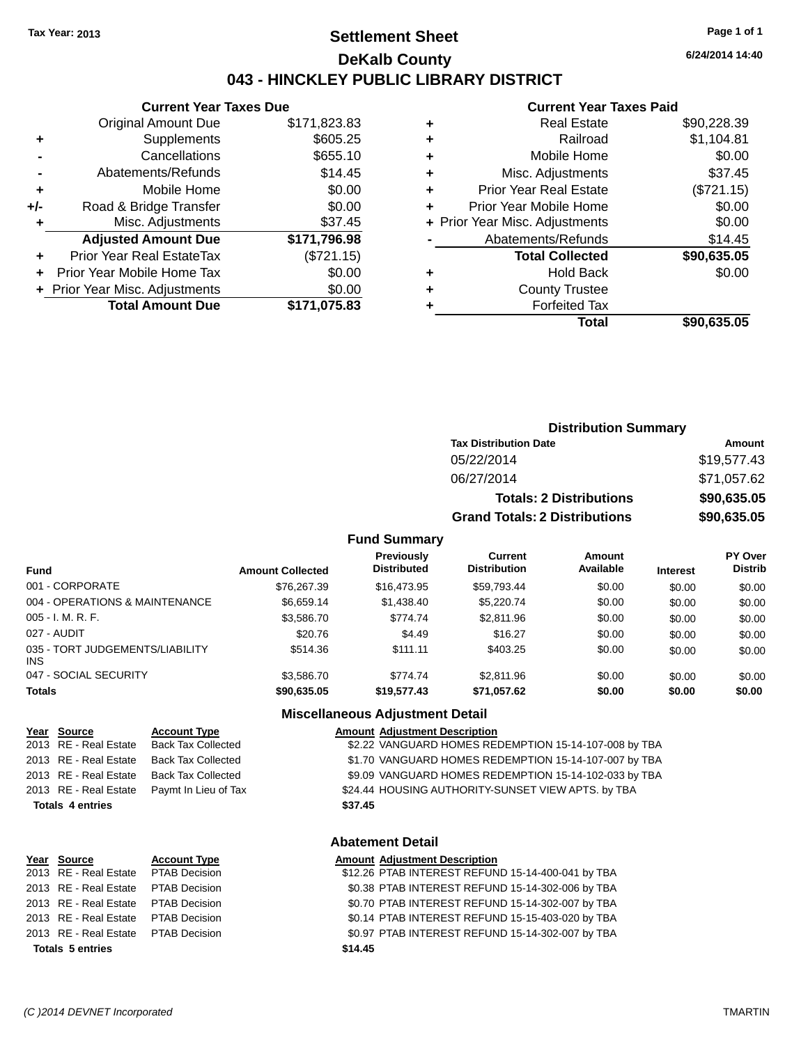Tax Year: 2013

# Settlement Sheet

## DeKalb County

## 043 - HINCKLEY PUBLIC LIBRARY DISTRICT

6/24/2014 14:40

### Current Year Taxes Due

| | | |
|---|---|---|
| | Original Amount Due | $171,823.83 |
| + | Supplements | $605.25 |
| - | Cancellations | $655.10 |
| - | Abatements/Refunds | $14.45 |
| + | Mobile Home | $0.00 |
| +/- | Road & Bridge Transfer | $0.00 |
| + | Misc. Adjustments | $37.45 |
| | **Adjusted Amount Due** | **$171,796.98** |
| + | Prior Year Real EstateTax | ($721.15) |
| + | Prior Year Mobile Home Tax | $0.00 |
| + | Prior Year Misc. Adjustments | $0.00 |
| | **Total Amount Due** | **$171,075.83** |

### Current Year Taxes Paid

| | | |
|---|---|---|
| + | Real Estate | $90,228.39 |
| + | Railroad | $1,104.81 |
| + | Mobile Home | $0.00 |
| + | Misc. Adjustments | $37.45 |
| + | Prior Year Real Estate | ($721.15) |
| + | Prior Year Mobile Home | $0.00 |
| + | Prior Year Misc. Adjustments | $0.00 |
| - | Abatements/Refunds | $14.45 |
| | **Total Collected** | **$90,635.05** |
| + | Hold Back | $0.00 |
| + | County Trustee | |
| + | Forfeited Tax | |
| | **Total** | **$90,635.05** |

### Distribution Summary

| Tax Distribution Date | Amount |
|---|---|
| 05/22/2014 | $19,577.43 |
| 06/27/2014 | $71,057.62 |
| **Totals: 2 Distributions** | **$90,635.05** |
| **Grand Totals: 2 Distributions** | **$90,635.05** |

### Fund Summary

| Fund | Amount Collected | Previously Distributed | Current Distribution | Amount Available | Interest | PY Over Distrib |
|---|---|---|---|---|---|---|
| 001 - CORPORATE | $76,267.39 | $16,473.95 | $59,793.44 | $0.00 | $0.00 | $0.00 |
| 004 - OPERATIONS & MAINTENANCE | $6,659.14 | $1,438.40 | $5,220.74 | $0.00 | $0.00 | $0.00 |
| 005 - I. M. R. F. | $3,586.70 | $774.74 | $2,811.96 | $0.00 | $0.00 | $0.00 |
| 027 - AUDIT | $20.76 | $4.49 | $16.27 | $0.00 | $0.00 | $0.00 |
| 035 - TORT JUDGEMENTS/LIABILITY INS | $514.36 | $111.11 | $403.25 | $0.00 | $0.00 | $0.00 |
| 047 - SOCIAL SECURITY | $3,586.70 | $774.74 | $2,811.96 | $0.00 | $0.00 | $0.00 |
| **Totals** | **$90,635.05** | **$19,577.43** | **$71,057.62** | **$0.00** | **$0.00** | **$0.00** |

### Miscellaneous Adjustment Detail

| Year | Source | Account Type | Amount | Adjustment Description |
|---|---|---|---|---|
| 2013 | RE - Real Estate | Back Tax Collected | $2.22 | VANGUARD HOMES REDEMPTION 15-14-107-008 by TBA |
| 2013 | RE - Real Estate | Back Tax Collected | $1.70 | VANGUARD HOMES REDEMPTION 15-14-107-007 by TBA |
| 2013 | RE - Real Estate | Back Tax Collected | $9.09 | VANGUARD HOMES REDEMPTION 15-14-102-033 by TBA |
| 2013 | RE - Real Estate | Paymt In Lieu of Tax | $24.44 | HOUSING AUTHORITY-SUNSET VIEW APTS. by TBA |
| **Totals 4 entries** | | | **$37.45** | |

### Abatement Detail

| Year | Source | Account Type | Amount | Adjustment Description |
|---|---|---|---|---|
| 2013 | RE - Real Estate | PTAB Decision | $12.26 | PTAB INTEREST REFUND 15-14-400-041 by TBA |
| 2013 | RE - Real Estate | PTAB Decision | $0.38 | PTAB INTEREST REFUND 15-14-302-006 by TBA |
| 2013 | RE - Real Estate | PTAB Decision | $0.70 | PTAB INTEREST REFUND 15-14-302-007 by TBA |
| 2013 | RE - Real Estate | PTAB Decision | $0.14 | PTAB INTEREST REFUND 15-15-403-020 by TBA |
| 2013 | RE - Real Estate | PTAB Decision | $0.97 | PTAB INTEREST REFUND 15-14-302-007 by TBA |
| **Totals 5 entries** | | | **$14.45** | |

(C )2014 DEVNET Incorporated TMARTIN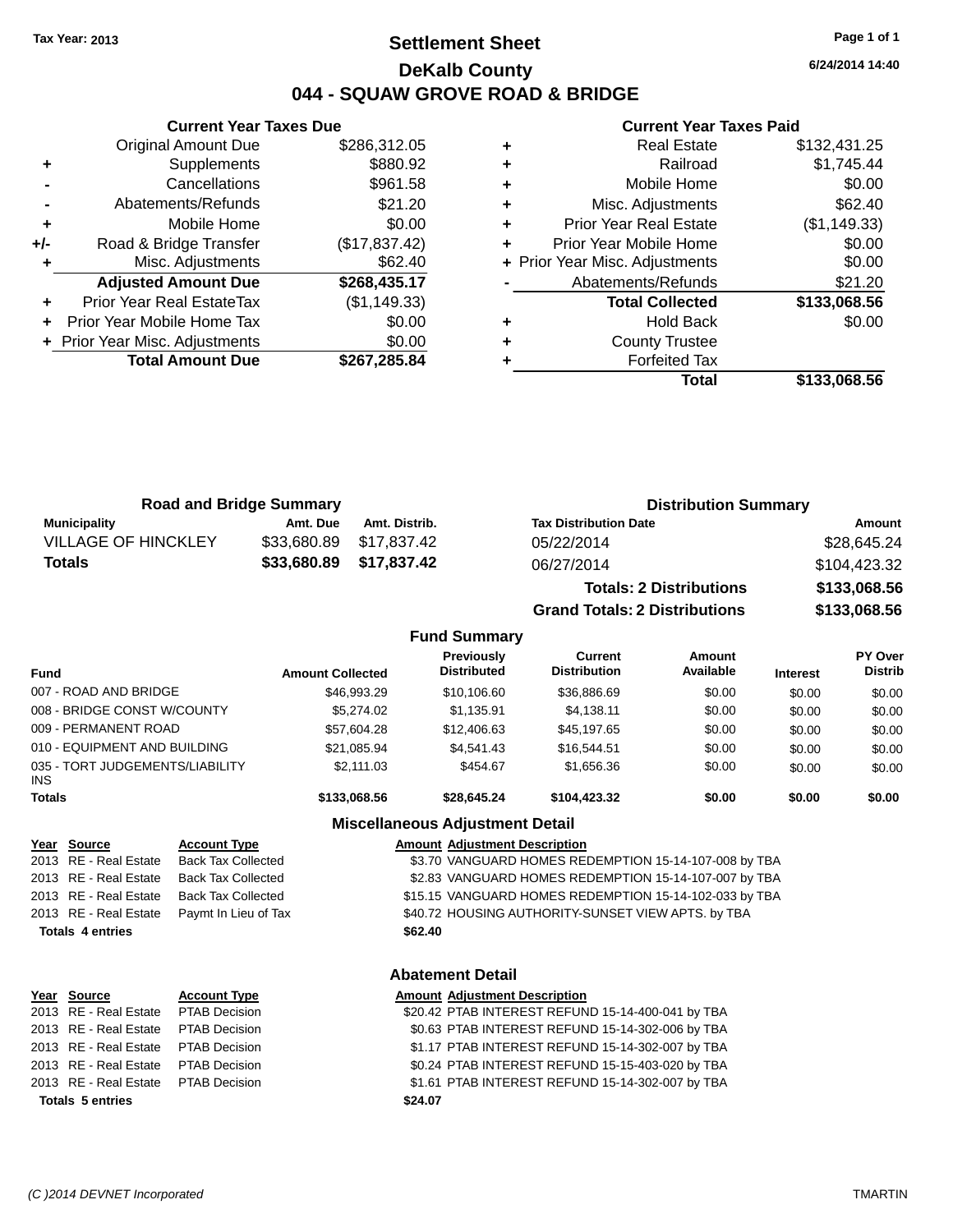Tax Year: 2013

# Settlement Sheet

## DeKalb County

## 044 - SQUAW GROVE ROAD & BRIDGE

6/24/2014 14:40

### Current Year Taxes Due

| | | |
|---|---|---|
| | Original Amount Due | $286,312.05 |
| + | Supplements | $880.92 |
| - | Cancellations | $961.58 |
| - | Abatements/Refunds | $21.20 |
| + | Mobile Home | $0.00 |
| +/- | Road & Bridge Transfer | ($17,837.42) |
| + | Misc. Adjustments | $62.40 |
| | **Adjusted Amount Due** | **$268,435.17** |
| + | Prior Year Real EstateTax | ($1,149.33) |
| + | Prior Year Mobile Home Tax | $0.00 |
| + | Prior Year Misc. Adjustments | $0.00 |
| | **Total Amount Due** | **$267,285.84** |

### Current Year Taxes Paid

| | | |
|---|---|---|
| + | Real Estate | $132,431.25 |
| + | Railroad | $1,745.44 |
| + | Mobile Home | $0.00 |
| + | Misc. Adjustments | $62.40 |
| + | Prior Year Real Estate | ($1,149.33) |
| + | Prior Year Mobile Home | $0.00 |
| + | Prior Year Misc. Adjustments | $0.00 |
| - | Abatements/Refunds | $21.20 |
| | **Total Collected** | **$133,068.56** |
| + | Hold Back | $0.00 |
| + | County Trustee | |
| + | Forfeited Tax | |
| | **Total** | **$133,068.56** |

### Road and Bridge Summary

| Municipality | Amt. Due | Amt. Distrib. |
|---|---|---|
| VILLAGE OF HINCKLEY | $33,680.89 | $17,837.42 |
| **Totals** | **$33,680.89** | **$17,837.42** |

### Distribution Summary

| Tax Distribution Date | Amount |
|---|---|
| 05/22/2014 | $28,645.24 |
| 06/27/2014 | $104,423.32 |
| **Totals: 2 Distributions** | **$133,068.56** |
| **Grand Totals: 2 Distributions** | **$133,068.56** |

### Fund Summary

| Fund | Amount Collected | Previously Distributed | Current Distribution | Amount Available | Interest | PY Over Distrib |
|---|---|---|---|---|---|---|
| 007 - ROAD AND BRIDGE | $46,993.29 | $10,106.60 | $36,886.69 | $0.00 | $0.00 | $0.00 |
| 008 - BRIDGE CONST W/COUNTY | $5,274.02 | $1,135.91 | $4,138.11 | $0.00 | $0.00 | $0.00 |
| 009 - PERMANENT ROAD | $57,604.28 | $12,406.63 | $45,197.65 | $0.00 | $0.00 | $0.00 |
| 010 - EQUIPMENT AND BUILDING | $21,085.94 | $4,541.43 | $16,544.51 | $0.00 | $0.00 | $0.00 |
| 035 - TORT JUDGEMENTS/LIABILITY INS | $2,111.03 | $454.67 | $1,656.36 | $0.00 | $0.00 | $0.00 |
| **Totals** | **$133,068.56** | **$28,645.24** | **$104,423.32** | **$0.00** | **$0.00** | **$0.00** |

### Miscellaneous Adjustment Detail

| Year | Source | Account Type | Amount | Adjustment Description |
|---|---|---|---|---|
| 2013 | RE - Real Estate | Back Tax Collected | $3.70 | VANGUARD HOMES REDEMPTION 15-14-107-008 by TBA |
| 2013 | RE - Real Estate | Back Tax Collected | $2.83 | VANGUARD HOMES REDEMPTION 15-14-107-007 by TBA |
| 2013 | RE - Real Estate | Back Tax Collected | $15.15 | VANGUARD HOMES REDEMPTION 15-14-102-033 by TBA |
| 2013 | RE - Real Estate | Paymt In Lieu of Tax | $40.72 | HOUSING AUTHORITY-SUNSET VIEW APTS. by TBA |
| **Totals 4 entries** | | | **$62.40** | |

### Abatement Detail

| Year | Source | Account Type | Amount | Adjustment Description |
|---|---|---|---|---|
| 2013 | RE - Real Estate | PTAB Decision | $20.42 | PTAB INTEREST REFUND 15-14-400-041 by TBA |
| 2013 | RE - Real Estate | PTAB Decision | $0.63 | PTAB INTEREST REFUND 15-14-302-006 by TBA |
| 2013 | RE - Real Estate | PTAB Decision | $1.17 | PTAB INTEREST REFUND 15-14-302-007 by TBA |
| 2013 | RE - Real Estate | PTAB Decision | $0.24 | PTAB INTEREST REFUND 15-15-403-020 by TBA |
| 2013 | RE - Real Estate | PTAB Decision | $1.61 | PTAB INTEREST REFUND 15-14-302-007 by TBA |
| **Totals 5 entries** | | | **$24.07** | |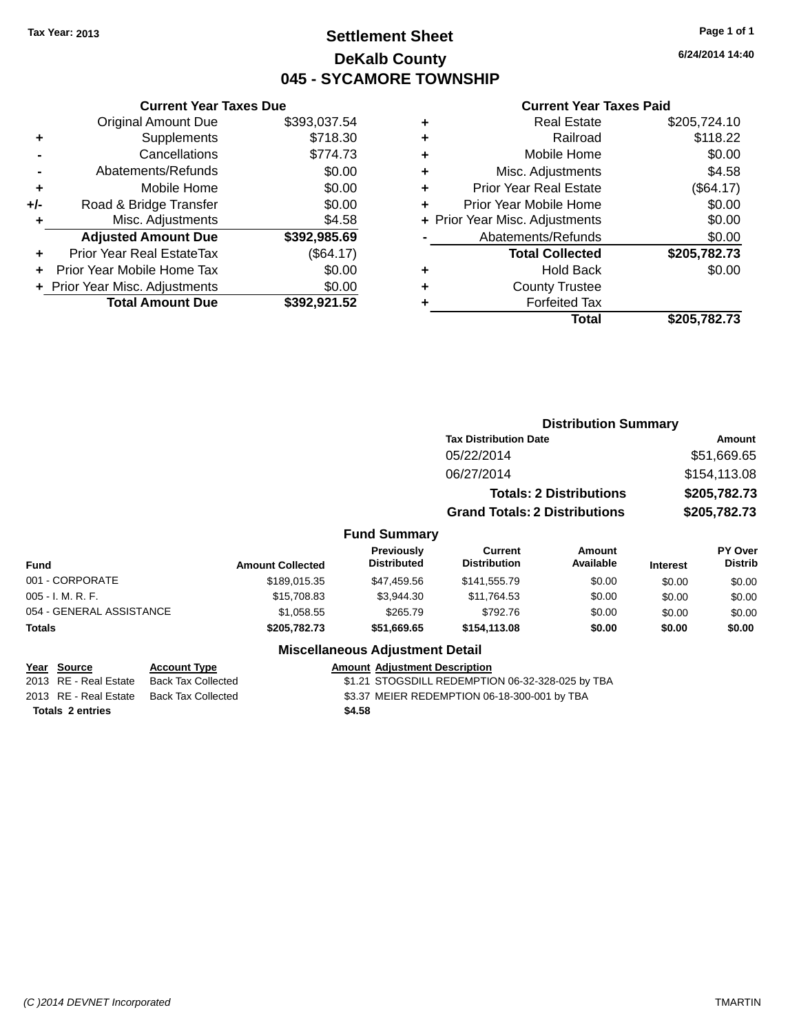Tax Year: 2013

# Settlement Sheet

## DeKalb County

## 045 - SYCAMORE TOWNSHIP

6/24/2014 14:40

### Current Year Taxes Due

| | | |
|---|---|---|
| | Original Amount Due | $393,037.54 |
| + | Supplements | $718.30 |
| - | Cancellations | $774.73 |
| - | Abatements/Refunds | $0.00 |
| + | Mobile Home | $0.00 |
| +/- | Road & Bridge Transfer | $0.00 |
| + | Misc. Adjustments | $4.58 |
| | **Adjusted Amount Due** | **$392,985.69** |
| + | Prior Year Real EstateTax | ($64.17) |
| + | Prior Year Mobile Home Tax | $0.00 |
| + | Prior Year Misc. Adjustments | $0.00 |
| | **Total Amount Due** | **$392,921.52** |

### Current Year Taxes Paid

| | | |
|---|---|---|
| + | Real Estate | $205,724.10 |
| + | Railroad | $118.22 |
| + | Mobile Home | $0.00 |
| + | Misc. Adjustments | $4.58 |
| + | Prior Year Real Estate | ($64.17) |
| + | Prior Year Mobile Home | $0.00 |
| + | Prior Year Misc. Adjustments | $0.00 |
| - | Abatements/Refunds | $0.00 |
| | **Total Collected** | **$205,782.73** |
| + | Hold Back | $0.00 |
| + | County Trustee | |
| + | Forfeited Tax | |
| | **Total** | **$205,782.73** |

### Distribution Summary

| Tax Distribution Date | Amount |
|---|---|
| 05/22/2014 | $51,669.65 |
| 06/27/2014 | $154,113.08 |
| **Totals: 2 Distributions** | **$205,782.73** |
| **Grand Totals: 2 Distributions** | **$205,782.73** |

### Fund Summary

| Fund | Amount Collected | Previously Distributed | Current Distribution | Amount Available | Interest | PY Over Distrib |
|---|---|---|---|---|---|---|
| 001 - CORPORATE | $189,015.35 | $47,459.56 | $141,555.79 | $0.00 | $0.00 | $0.00 |
| 005 - I. M. R. F. | $15,708.83 | $3,944.30 | $11,764.53 | $0.00 | $0.00 | $0.00 |
| 054 - GENERAL ASSISTANCE | $1,058.55 | $265.79 | $792.76 | $0.00 | $0.00 | $0.00 |
| **Totals** | **$205,782.73** | **$51,669.65** | **$154,113.08** | **$0.00** | **$0.00** | **$0.00** |

### Miscellaneous Adjustment Detail

| Year | Source | Account Type | Amount | Adjustment Description |
|---|---|---|---|---|
| 2013 | RE - Real Estate | Back Tax Collected | $1.21 | STOGSDILL REDEMPTION 06-32-328-025 by TBA |
| 2013 | RE - Real Estate | Back Tax Collected | $3.37 | MEIER REDEMPTION 06-18-300-001 by TBA |
| **Totals** | **2 entries** | | **$4.58** | |

(C )2014 DEVNET Incorporated TMARTIN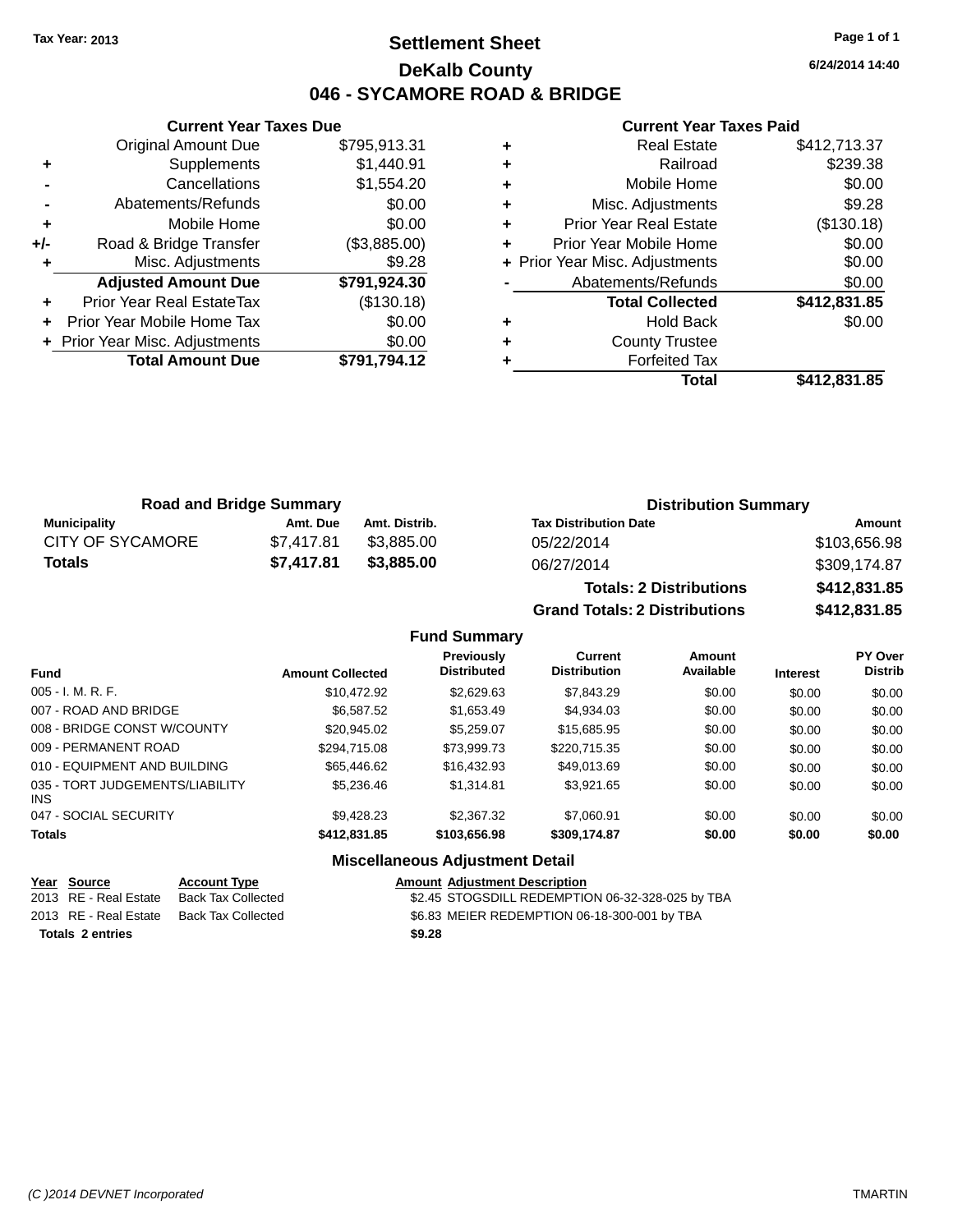Tax Year: 2013

# Settlement Sheet

## DeKalb County

## 046 - SYCAMORE ROAD & BRIDGE

6/24/2014 14:40

### Current Year Taxes Due

| | | |
|---|---|---|
| | Original Amount Due | $795,913.31 |
| + | Supplements | $1,440.91 |
| - | Cancellations | $1,554.20 |
| - | Abatements/Refunds | $0.00 |
| + | Mobile Home | $0.00 |
| +/- | Road & Bridge Transfer | ($3,885.00) |
| + | Misc. Adjustments | $9.28 |
| | **Adjusted Amount Due** | **$791,924.30** |
| + | Prior Year Real EstateTax | ($130.18) |
| + | Prior Year Mobile Home Tax | $0.00 |
| + | Prior Year Misc. Adjustments | $0.00 |
| | **Total Amount Due** | **$791,794.12** |

### Current Year Taxes Paid

| | | |
|---|---|---|
| + | Real Estate | $412,713.37 |
| + | Railroad | $239.38 |
| + | Mobile Home | $0.00 |
| + | Misc. Adjustments | $9.28 |
| + | Prior Year Real Estate | ($130.18) |
| + | Prior Year Mobile Home | $0.00 |
| + | Prior Year Misc. Adjustments | $0.00 |
| - | Abatements/Refunds | $0.00 |
| | **Total Collected** | **$412,831.85** |
| + | Hold Back | $0.00 |
| + | County Trustee | |
| + | Forfeited Tax | |
| | **Total** | **$412,831.85** |

### Road and Bridge Summary

| Municipality | Amt. Due | Amt. Distrib. |
|---|---|---|
| CITY OF SYCAMORE | $7,417.81 | $3,885.00 |
| **Totals** | **$7,417.81** | **$3,885.00** |

### Distribution Summary

| Tax Distribution Date | Amount |
|---|---|
| 05/22/2014 | $103,656.98 |
| 06/27/2014 | $309,174.87 |
| **Totals: 2 Distributions** | **$412,831.85** |
| **Grand Totals: 2 Distributions** | **$412,831.85** |

### Fund Summary

| Fund | Amount Collected | Previously Distributed | Current Distribution | Amount Available | Interest | PY Over Distrib |
|---|---|---|---|---|---|---|
| 005 - I. M. R. F. | $10,472.92 | $2,629.63 | $7,843.29 | $0.00 | $0.00 | $0.00 |
| 007 - ROAD AND BRIDGE | $6,587.52 | $1,653.49 | $4,934.03 | $0.00 | $0.00 | $0.00 |
| 008 - BRIDGE CONST W/COUNTY | $20,945.02 | $5,259.07 | $15,685.95 | $0.00 | $0.00 | $0.00 |
| 009 - PERMANENT ROAD | $294,715.08 | $73,999.73 | $220,715.35 | $0.00 | $0.00 | $0.00 |
| 010 - EQUIPMENT AND BUILDING | $65,446.62 | $16,432.93 | $49,013.69 | $0.00 | $0.00 | $0.00 |
| 035 - TORT JUDGEMENTS/LIABILITY INS | $5,236.46 | $1,314.81 | $3,921.65 | $0.00 | $0.00 | $0.00 |
| 047 - SOCIAL SECURITY | $9,428.23 | $2,367.32 | $7,060.91 | $0.00 | $0.00 | $0.00 |
| **Totals** | **$412,831.85** | **$103,656.98** | **$309,174.87** | **$0.00** | **$0.00** | **$0.00** |

### Miscellaneous Adjustment Detail

| Year | Source | Account Type | Amount | Adjustment Description |
|---|---|---|---|---|
| 2013 | RE - Real Estate | Back Tax Collected | $2.45 | STOGSDILL REDEMPTION 06-32-328-025 by TBA |
| 2013 | RE - Real Estate | Back Tax Collected | $6.83 | MEIER REDEMPTION 06-18-300-001 by TBA |
| **Totals** | **2 entries** | | **$9.28** | |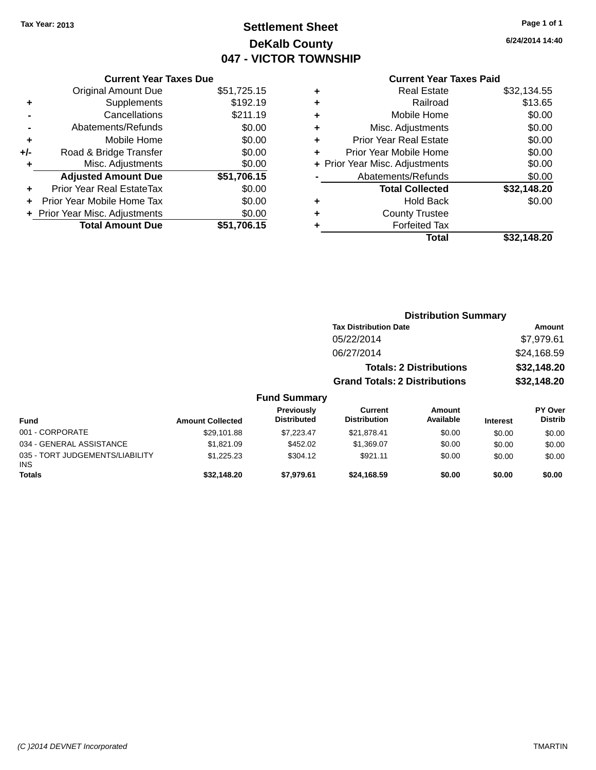**Tax Year: 2013**

# Settlement Sheet
## DeKalb County
## 047 - VICTOR TOWNSHIP

6/24/2014 14:40

### Current Year Taxes Due

| | | |
|---|---|---|
| | Original Amount Due | $51,725.15 |
| + | Supplements | $192.19 |
| - | Cancellations | $211.19 |
| - | Abatements/Refunds | $0.00 |
| + | Mobile Home | $0.00 |
| +/- | Road & Bridge Transfer | $0.00 |
| + | Misc. Adjustments | $0.00 |
| | **Adjusted Amount Due** | **$51,706.15** |
| + | Prior Year Real EstateTax | $0.00 |
| + | Prior Year Mobile Home Tax | $0.00 |
| + | Prior Year Misc. Adjustments | $0.00 |
| | **Total Amount Due** | **$51,706.15** |

### Current Year Taxes Paid

| | | |
|---|---|---|
| + | Real Estate | $32,134.55 |
| + | Railroad | $13.65 |
| + | Mobile Home | $0.00 |
| + | Misc. Adjustments | $0.00 |
| + | Prior Year Real Estate | $0.00 |
| + | Prior Year Mobile Home | $0.00 |
| + | Prior Year Misc. Adjustments | $0.00 |
| - | Abatements/Refunds | $0.00 |
| | **Total Collected** | **$32,148.20** |
| + | Hold Back | $0.00 |
| + | County Trustee | |
| + | Forfeited Tax | |
| | **Total** | **$32,148.20** |

### Distribution Summary

| Tax Distribution Date | Amount |
|---|---|
| 05/22/2014 | $7,979.61 |
| 06/27/2014 | $24,168.59 |
| **Totals: 2 Distributions** | **$32,148.20** |
| **Grand Totals: 2 Distributions** | **$32,148.20** |

### Fund Summary

| Fund | Amount Collected | Previously Distributed | Current Distribution | Amount Available | Interest | PY Over Distrib |
|---|---|---|---|---|---|---|
| 001 - CORPORATE | $29,101.88 | $7,223.47 | $21,878.41 | $0.00 | $0.00 | $0.00 |
| 034 - GENERAL ASSISTANCE | $1,821.09 | $452.02 | $1,369.07 | $0.00 | $0.00 | $0.00 |
| 035 - TORT JUDGEMENTS/LIABILITY INS | $1,225.23 | $304.12 | $921.11 | $0.00 | $0.00 | $0.00 |
| **Totals** | **$32,148.20** | **$7,979.61** | **$24,168.59** | **$0.00** | **$0.00** | **$0.00** |

(C )2014 DEVNET Incorporated    TMARTIN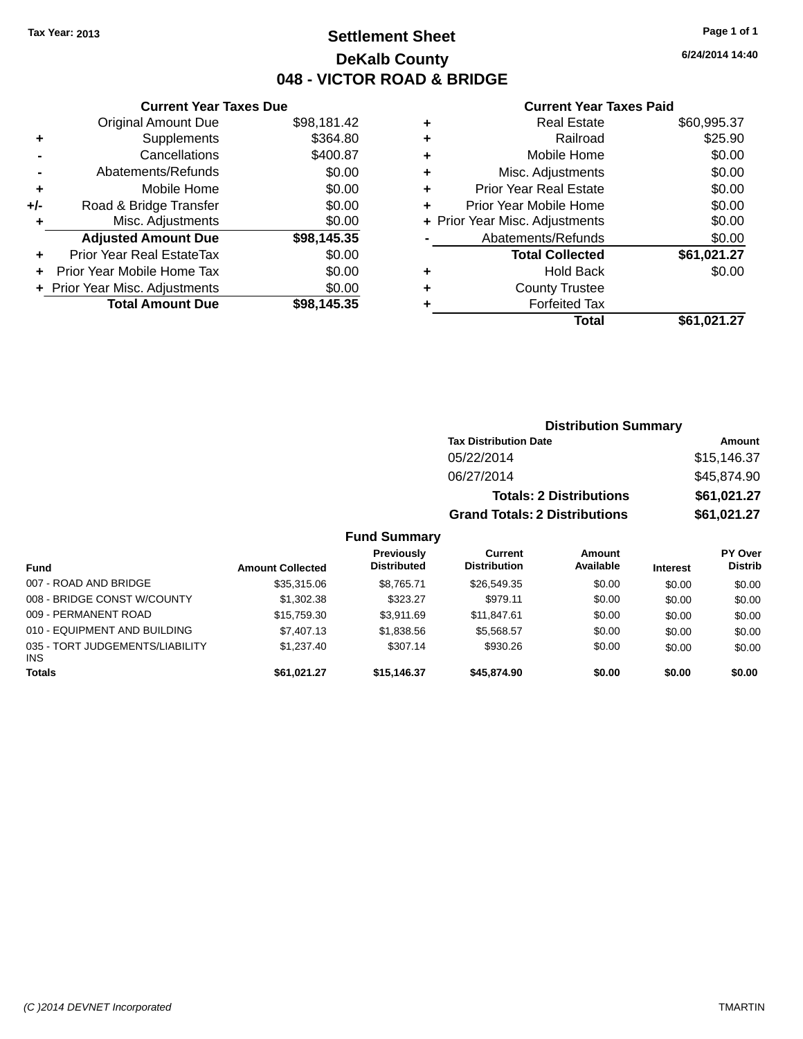Tax Year: 2013

# Settlement Sheet

## DeKalb County

## 048 - VICTOR ROAD & BRIDGE

6/24/2014 14:40

### Current Year Taxes Due

| | | |
|---|---|---|
| | Original Amount Due | $98,181.42 |
| + | Supplements | $364.80 |
| - | Cancellations | $400.87 |
| - | Abatements/Refunds | $0.00 |
| + | Mobile Home | $0.00 |
| +/- | Road & Bridge Transfer | $0.00 |
| + | Misc. Adjustments | $0.00 |
| | **Adjusted Amount Due** | **$98,145.35** |
| + | Prior Year Real EstateTax | $0.00 |
| + | Prior Year Mobile Home Tax | $0.00 |
| + | Prior Year Misc. Adjustments | $0.00 |
| | **Total Amount Due** | **$98,145.35** |

### Current Year Taxes Paid

| | | |
|---|---|---|
| + | Real Estate | $60,995.37 |
| + | Railroad | $25.90 |
| + | Mobile Home | $0.00 |
| + | Misc. Adjustments | $0.00 |
| + | Prior Year Real Estate | $0.00 |
| + | Prior Year Mobile Home | $0.00 |
| + | Prior Year Misc. Adjustments | $0.00 |
| - | Abatements/Refunds | $0.00 |
| | **Total Collected** | **$61,021.27** |
| + | Hold Back | $0.00 |
| + | County Trustee | |
| + | Forfeited Tax | |
| | **Total** | **$61,021.27** |

### Distribution Summary

| Tax Distribution Date | Amount |
|---|---|
| 05/22/2014 | $15,146.37 |
| 06/27/2014 | $45,874.90 |
| **Totals: 2 Distributions** | **$61,021.27** |
| **Grand Totals: 2 Distributions** | **$61,021.27** |

### Fund Summary

| Fund | Amount Collected | Previously Distributed | Current Distribution | Amount Available | Interest | PY Over Distrib |
|---|---|---|---|---|---|---|
| 007 - ROAD AND BRIDGE | $35,315.06 | $8,765.71 | $26,549.35 | $0.00 | $0.00 | $0.00 |
| 008 - BRIDGE CONST W/COUNTY | $1,302.38 | $323.27 | $979.11 | $0.00 | $0.00 | $0.00 |
| 009 - PERMANENT ROAD | $15,759.30 | $3,911.69 | $11,847.61 | $0.00 | $0.00 | $0.00 |
| 010 - EQUIPMENT AND BUILDING | $7,407.13 | $1,838.56 | $5,568.57 | $0.00 | $0.00 | $0.00 |
| 035 - TORT JUDGEMENTS/LIABILITY INS | $1,237.40 | $307.14 | $930.26 | $0.00 | $0.00 | $0.00 |
| **Totals** | **$61,021.27** | **$15,146.37** | **$45,874.90** | **$0.00** | **$0.00** | **$0.00** |

(C )2014 DEVNET Incorporated TMARTIN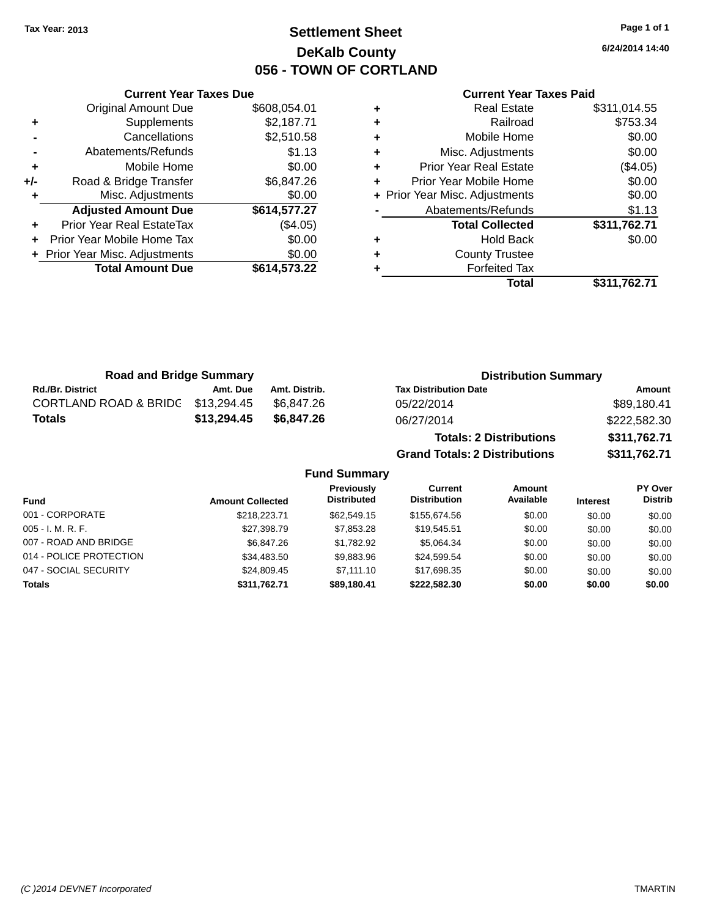Tax Year: 2013

# Settlement Sheet

## DeKalb County

## 056 - TOWN OF CORTLAND

6/24/2014 14:40

### Current Year Taxes Due

| | | |
|---|---|---|
| | Original Amount Due | $608,054.01 |
| + | Supplements | $2,187.71 |
| - | Cancellations | $2,510.58 |
| - | Abatements/Refunds | $1.13 |
| + | Mobile Home | $0.00 |
| +/- | Road & Bridge Transfer | $6,847.26 |
| + | Misc. Adjustments | $0.00 |
| | **Adjusted Amount Due** | **$614,577.27** |
| + | Prior Year Real EstateTax | ($4.05) |
| + | Prior Year Mobile Home Tax | $0.00 |
| + | Prior Year Misc. Adjustments | $0.00 |
| | **Total Amount Due** | **$614,573.22** |

### Current Year Taxes Paid

| | | |
|---|---|---|
| + | Real Estate | $311,014.55 |
| + | Railroad | $753.34 |
| + | Mobile Home | $0.00 |
| + | Misc. Adjustments | $0.00 |
| + | Prior Year Real Estate | ($4.05) |
| + | Prior Year Mobile Home | $0.00 |
| + | Prior Year Misc. Adjustments | $0.00 |
| - | Abatements/Refunds | $1.13 |
| | **Total Collected** | **$311,762.71** |
| + | Hold Back | $0.00 |
| + | County Trustee | |
| + | Forfeited Tax | |
| | **Total** | **$311,762.71** |

### Road and Bridge Summary

| Rd./Br. District | Amt. Due | Amt. Distrib. |
|---|---|---|
| CORTLAND ROAD & BRIDG | $13,294.45 | $6,847.26 |
| **Totals** | **$13,294.45** | **$6,847.26** |

### Distribution Summary

| Tax Distribution Date | Amount |
|---|---|
| 05/22/2014 | $89,180.41 |
| 06/27/2014 | $222,582.30 |
| **Totals: 2 Distributions** | **$311,762.71** |
| **Grand Totals: 2 Distributions** | **$311,762.71** |

### Fund Summary

| Fund | Amount Collected | Previously Distributed | Current Distribution | Amount Available | Interest | PY Over Distrib |
|---|---|---|---|---|---|---|
| 001 - CORPORATE | $218,223.71 | $62,549.15 | $155,674.56 | $0.00 | $0.00 | $0.00 |
| 005 - I. M. R. F. | $27,398.79 | $7,853.28 | $19,545.51 | $0.00 | $0.00 | $0.00 |
| 007 - ROAD AND BRIDGE | $6,847.26 | $1,782.92 | $5,064.34 | $0.00 | $0.00 | $0.00 |
| 014 - POLICE PROTECTION | $34,483.50 | $9,883.96 | $24,599.54 | $0.00 | $0.00 | $0.00 |
| 047 - SOCIAL SECURITY | $24,809.45 | $7,111.10 | $17,698.35 | $0.00 | $0.00 | $0.00 |
| **Totals** | **$311,762.71** | **$89,180.41** | **$222,582.30** | **$0.00** | **$0.00** | **$0.00** |

(C )2014 DEVNET Incorporated TMARTIN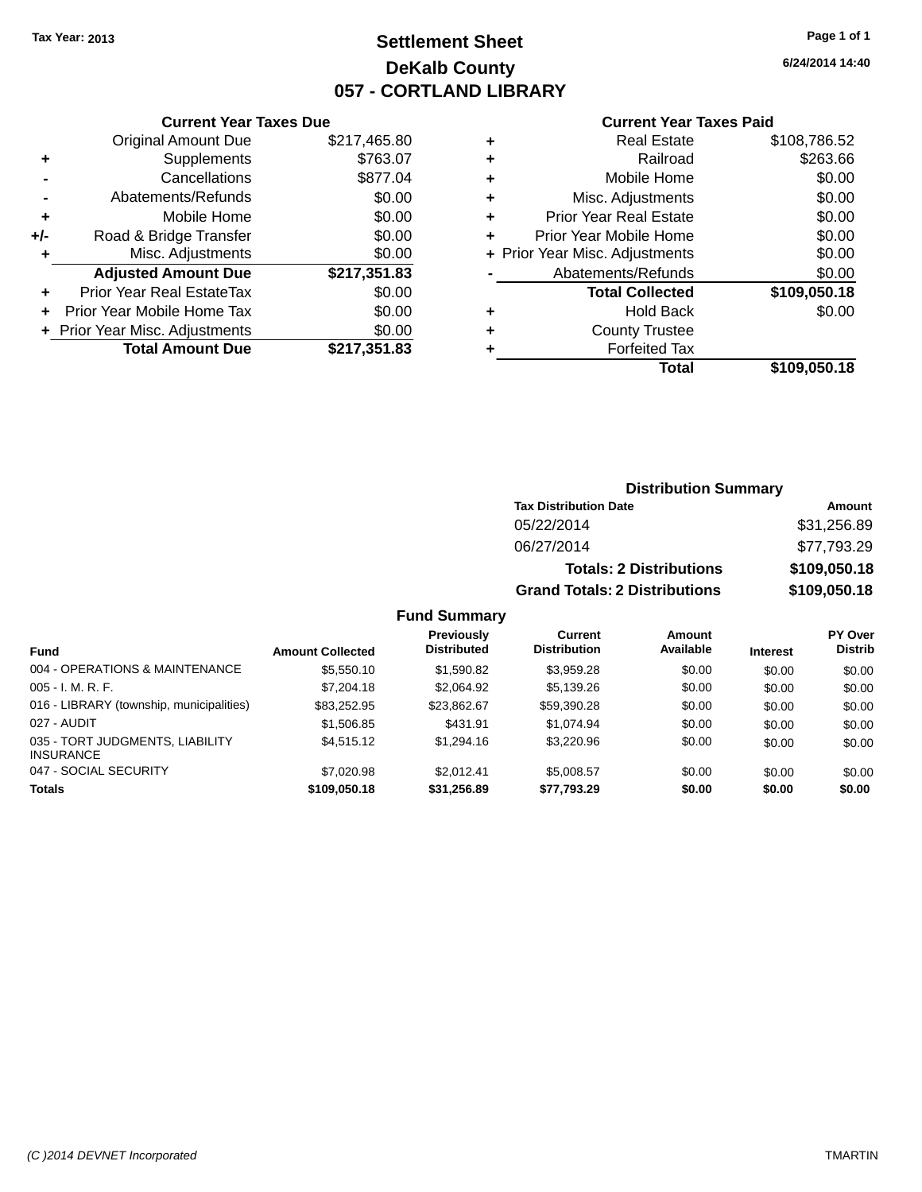Tax Year: 2013

# Settlement Sheet
## DeKalb County
## 057 - CORTLAND LIBRARY

6/24/2014 14:40

### Current Year Taxes Due

| | | |
|---|---|---|
| | Original Amount Due | $217,465.80 |
| + | Supplements | $763.07 |
| - | Cancellations | $877.04 |
| - | Abatements/Refunds | $0.00 |
| + | Mobile Home | $0.00 |
| +/- | Road & Bridge Transfer | $0.00 |
| + | Misc. Adjustments | $0.00 |
| | **Adjusted Amount Due** | **$217,351.83** |
| + | Prior Year Real EstateTax | $0.00 |
| + | Prior Year Mobile Home Tax | $0.00 |
| + | Prior Year Misc. Adjustments | $0.00 |
| | **Total Amount Due** | **$217,351.83** |

### Current Year Taxes Paid

| | | |
|---|---|---|
| + | Real Estate | $108,786.52 |
| + | Railroad | $263.66 |
| + | Mobile Home | $0.00 |
| + | Misc. Adjustments | $0.00 |
| + | Prior Year Real Estate | $0.00 |
| + | Prior Year Mobile Home | $0.00 |
| + | Prior Year Misc. Adjustments | $0.00 |
| - | Abatements/Refunds | $0.00 |
| | **Total Collected** | **$109,050.18** |
| + | Hold Back | $0.00 |
| + | County Trustee | |
| + | Forfeited Tax | |
| | **Total** | **$109,050.18** |

### Distribution Summary

| Tax Distribution Date | Amount |
|---|---|
| 05/22/2014 | $31,256.89 |
| 06/27/2014 | $77,793.29 |
| **Totals: 2 Distributions** | **$109,050.18** |
| **Grand Totals: 2 Distributions** | **$109,050.18** |

### Fund Summary

| Fund | Amount Collected | Previously Distributed | Current Distribution | Amount Available | Interest | PY Over Distrib |
|---|---|---|---|---|---|---|
| 004 - OPERATIONS & MAINTENANCE | $5,550.10 | $1,590.82 | $3,959.28 | $0.00 | $0.00 | $0.00 |
| 005 - I. M. R. F. | $7,204.18 | $2,064.92 | $5,139.26 | $0.00 | $0.00 | $0.00 |
| 016 - LIBRARY (township, municipalities) | $83,252.95 | $23,862.67 | $59,390.28 | $0.00 | $0.00 | $0.00 |
| 027 - AUDIT | $1,506.85 | $431.91 | $1,074.94 | $0.00 | $0.00 | $0.00 |
| 035 - TORT JUDGMENTS, LIABILITY INSURANCE | $4,515.12 | $1,294.16 | $3,220.96 | $0.00 | $0.00 | $0.00 |
| 047 - SOCIAL SECURITY | $7,020.98 | $2,012.41 | $5,008.57 | $0.00 | $0.00 | $0.00 |
| **Totals** | **$109,050.18** | **$31,256.89** | **$77,793.29** | **$0.00** | **$0.00** | **$0.00** |

(C )2014 DEVNET Incorporated TMARTIN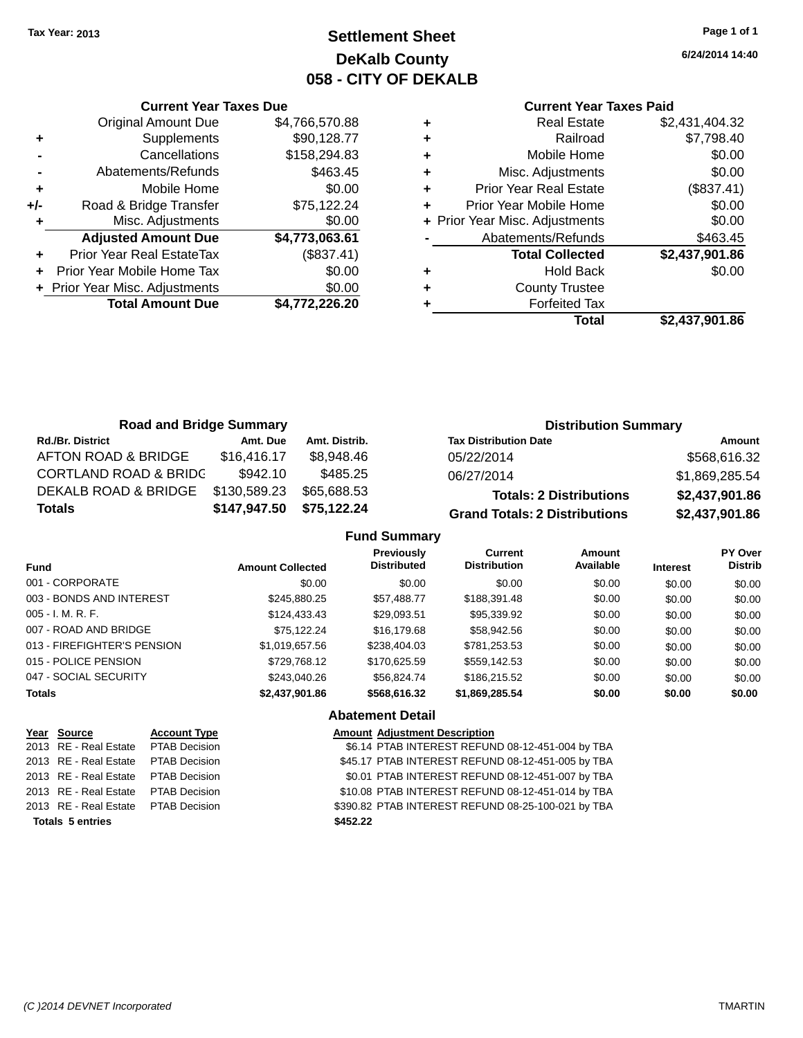Tax Year: 2013

# Settlement Sheet
## DeKalb County
## 058 - CITY OF DEKALB

6/24/2014 14:40

### Current Year Taxes Due

| | | |
|---|---|---|
| | Original Amount Due | $4,766,570.88 |
| + | Supplements | $90,128.77 |
| - | Cancellations | $158,294.83 |
| - | Abatements/Refunds | $463.45 |
| + | Mobile Home | $0.00 |
| +/- | Road & Bridge Transfer | $75,122.24 |
| + | Misc. Adjustments | $0.00 |
| | **Adjusted Amount Due** | **$4,773,063.61** |
| + | Prior Year Real EstateTax | ($837.41) |
| + | Prior Year Mobile Home Tax | $0.00 |
| + | Prior Year Misc. Adjustments | $0.00 |
| | **Total Amount Due** | **$4,772,226.20** |

### Current Year Taxes Paid

| | | |
|---|---|---|
| + | Real Estate | $2,431,404.32 |
| + | Railroad | $7,798.40 |
| + | Mobile Home | $0.00 |
| + | Misc. Adjustments | $0.00 |
| + | Prior Year Real Estate | ($837.41) |
| + | Prior Year Mobile Home | $0.00 |
| + | Prior Year Misc. Adjustments | $0.00 |
| - | Abatements/Refunds | $463.45 |
| | **Total Collected** | **$2,437,901.86** |
| + | Hold Back | $0.00 |
| + | County Trustee | |
| + | Forfeited Tax | |
| | **Total** | **$2,437,901.86** |

### Road and Bridge Summary

| Rd./Br. District | Amt. Due | Amt. Distrib. |
|---|---|---|
| AFTON ROAD & BRIDGE | $16,416.17 | $8,948.46 |
| CORTLAND ROAD & BRIDG | $942.10 | $485.25 |
| DEKALB ROAD & BRIDGE | $130,589.23 | $65,688.53 |
| **Totals** | **$147,947.50** | **$75,122.24** |

### Distribution Summary

| Tax Distribution Date | Amount |
|---|---|
| 05/22/2014 | $568,616.32 |
| 06/27/2014 | $1,869,285.54 |
| **Totals: 2 Distributions** | **$2,437,901.86** |
| **Grand Totals: 2 Distributions** | **$2,437,901.86** |

### Fund Summary

| Fund | Amount Collected | Previously Distributed | Current Distribution | Amount Available | Interest | PY Over Distrib |
|---|---|---|---|---|---|---|
| 001 - CORPORATE | $0.00 | $0.00 | $0.00 | $0.00 | $0.00 | $0.00 |
| 003 - BONDS AND INTEREST | $245,880.25 | $57,488.77 | $188,391.48 | $0.00 | $0.00 | $0.00 |
| 005 - I. M. R. F. | $124,433.43 | $29,093.51 | $95,339.92 | $0.00 | $0.00 | $0.00 |
| 007 - ROAD AND BRIDGE | $75,122.24 | $16,179.68 | $58,942.56 | $0.00 | $0.00 | $0.00 |
| 013 - FIREFIGHTER'S PENSION | $1,019,657.56 | $238,404.03 | $781,253.53 | $0.00 | $0.00 | $0.00 |
| 015 - POLICE PENSION | $729,768.12 | $170,625.59 | $559,142.53 | $0.00 | $0.00 | $0.00 |
| 047 - SOCIAL SECURITY | $243,040.26 | $56,824.74 | $186,215.52 | $0.00 | $0.00 | $0.00 |
| **Totals** | **$2,437,901.86** | **$568,616.32** | **$1,869,285.54** | **$0.00** | **$0.00** | **$0.00** |

### Abatement Detail

| Year | Source | Account Type | Amount | Adjustment Description |
|---|---|---|---|---|
| 2013 | RE - Real Estate | PTAB Decision | $6.14 | PTAB INTEREST REFUND 08-12-451-004 by TBA |
| 2013 | RE - Real Estate | PTAB Decision | $45.17 | PTAB INTEREST REFUND 08-12-451-005 by TBA |
| 2013 | RE - Real Estate | PTAB Decision | $0.01 | PTAB INTEREST REFUND 08-12-451-007 by TBA |
| 2013 | RE - Real Estate | PTAB Decision | $10.08 | PTAB INTEREST REFUND 08-12-451-014 by TBA |
| 2013 | RE - Real Estate | PTAB Decision | $390.82 | PTAB INTEREST REFUND 08-25-100-021 by TBA |
| **Totals 5 entries** | | | **$452.22** | |

(C )2014 DEVNET Incorporated

TMARTIN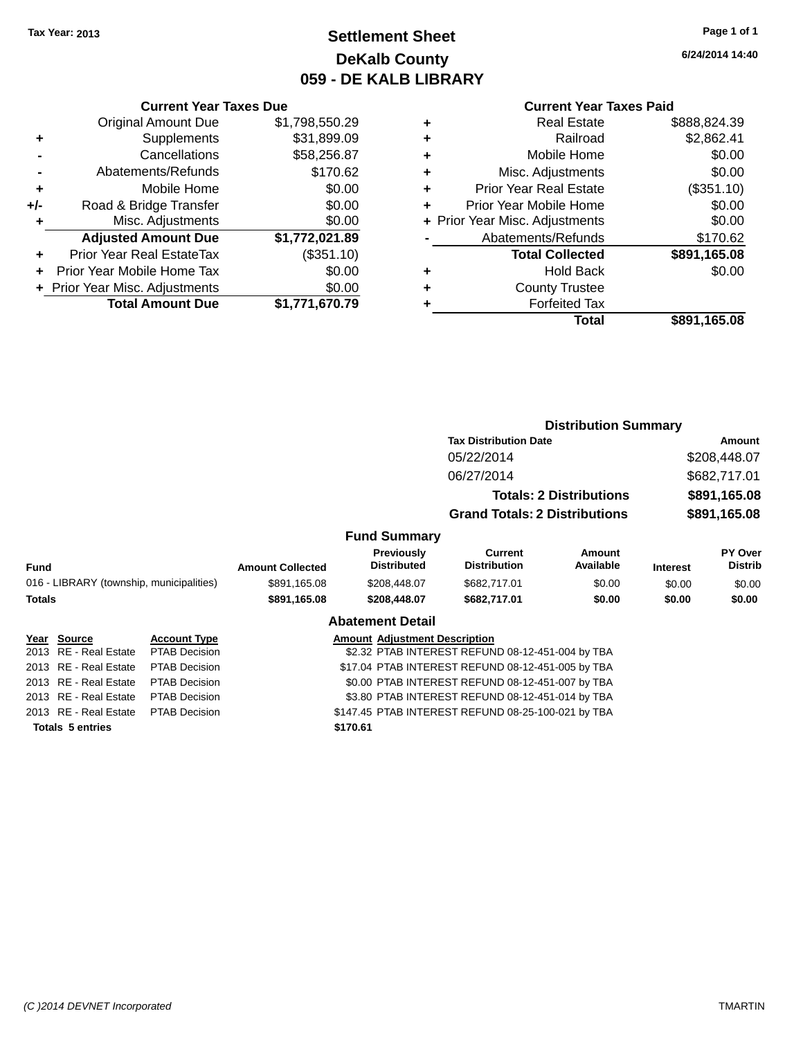Tax Year: 2013

# Settlement Sheet
## DeKalb County
## 059 - DE KALB LIBRARY

6/24/2014 14:40

### Current Year Taxes Due

| | | |
|---|---|---|
| | Original Amount Due | $1,798,550.29 |
| + | Supplements | $31,899.09 |
| - | Cancellations | $58,256.87 |
| - | Abatements/Refunds | $170.62 |
| + | Mobile Home | $0.00 |
| +/- | Road & Bridge Transfer | $0.00 |
| + | Misc. Adjustments | $0.00 |
| | **Adjusted Amount Due** | **$1,772,021.89** |
| + | Prior Year Real EstateTax | ($351.10) |
| + | Prior Year Mobile Home Tax | $0.00 |
| + | Prior Year Misc. Adjustments | $0.00 |
| | **Total Amount Due** | **$1,771,670.79** |

### Current Year Taxes Paid

| | | |
|---|---|---|
| + | Real Estate | $888,824.39 |
| + | Railroad | $2,862.41 |
| + | Mobile Home | $0.00 |
| + | Misc. Adjustments | $0.00 |
| + | Prior Year Real Estate | ($351.10) |
| + | Prior Year Mobile Home | $0.00 |
| + | Prior Year Misc. Adjustments | $0.00 |
| - | Abatements/Refunds | $170.62 |
| | **Total Collected** | **$891,165.08** |
| + | Hold Back | $0.00 |
| + | County Trustee | |
| + | Forfeited Tax | |
| | **Total** | **$891,165.08** |

### Distribution Summary

| Tax Distribution Date | Amount |
|---|---|
| 05/22/2014 | $208,448.07 |
| 06/27/2014 | $682,717.01 |
| **Totals: 2 Distributions** | **$891,165.08** |
| **Grand Totals: 2 Distributions** | **$891,165.08** |

### Fund Summary

| Fund | Amount Collected | Previously Distributed | Current Distribution | Amount Available | Interest | PY Over Distrib |
|---|---|---|---|---|---|---|
| 016 - LIBRARY (township, municipalities) | $891,165.08 | $208,448.07 | $682,717.01 | $0.00 | $0.00 | $0.00 |
| **Totals** | **$891,165.08** | **$208,448.07** | **$682,717.01** | **$0.00** | **$0.00** | **$0.00** |

### Abatement Detail

| Year | Source | Account Type | Amount | Adjustment Description |
|---|---|---|---|---|
| 2013 | RE - Real Estate | PTAB Decision | $2.32 | PTAB INTEREST REFUND 08-12-451-004 by TBA |
| 2013 | RE - Real Estate | PTAB Decision | $17.04 | PTAB INTEREST REFUND 08-12-451-005 by TBA |
| 2013 | RE - Real Estate | PTAB Decision | $0.00 | PTAB INTEREST REFUND 08-12-451-007 by TBA |
| 2013 | RE - Real Estate | PTAB Decision | $3.80 | PTAB INTEREST REFUND 08-12-451-014 by TBA |
| 2013 | RE - Real Estate | PTAB Decision | $147.45 | PTAB INTEREST REFUND 08-25-100-021 by TBA |
| **Totals 5 entries** | | | **$170.61** | |

(C )2014 DEVNET Incorporated — TMARTIN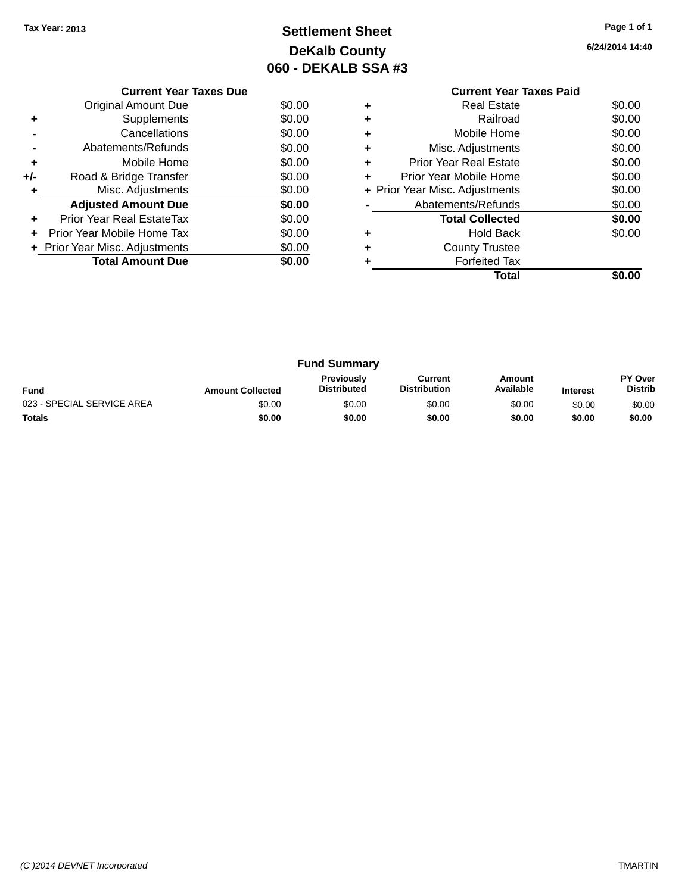Tax Year: 2013

# Settlement Sheet
## DeKalb County
## 060 - DEKALB SSA #3

6/24/2014 14:40

### Current Year Taxes Due

| | | |
|---|---|---|
| | Original Amount Due | $0.00 |
| + | Supplements | $0.00 |
| - | Cancellations | $0.00 |
| - | Abatements/Refunds | $0.00 |
| + | Mobile Home | $0.00 |
| +/- | Road & Bridge Transfer | $0.00 |
| + | Misc. Adjustments | $0.00 |
| | **Adjusted Amount Due** | **$0.00** |
| + | Prior Year Real EstateTax | $0.00 |
| + | Prior Year Mobile Home Tax | $0.00 |
| + | Prior Year Misc. Adjustments | $0.00 |
| | **Total Amount Due** | **$0.00** |

### Current Year Taxes Paid

| | | |
|---|---|---|
| + | Real Estate | $0.00 |
| + | Railroad | $0.00 |
| + | Mobile Home | $0.00 |
| + | Misc. Adjustments | $0.00 |
| + | Prior Year Real Estate | $0.00 |
| + | Prior Year Mobile Home | $0.00 |
| + | Prior Year Misc. Adjustments | $0.00 |
| - | Abatements/Refunds | $0.00 |
| | **Total Collected** | **$0.00** |
| + | Hold Back | $0.00 |
| + | County Trustee | |
| + | Forfeited Tax | |
| | **Total** | **$0.00** |

### Fund Summary

| Fund | Amount Collected | Previously Distributed | Current Distribution | Amount Available | Interest | PY Over Distrib |
|---|---|---|---|---|---|---|
| 023 - SPECIAL SERVICE AREA | $0.00 | $0.00 | $0.00 | $0.00 | $0.00 | $0.00 |
| **Totals** | **$0.00** | **$0.00** | **$0.00** | **$0.00** | **$0.00** | **$0.00** |

*(C )2014 DEVNET Incorporated* TMARTIN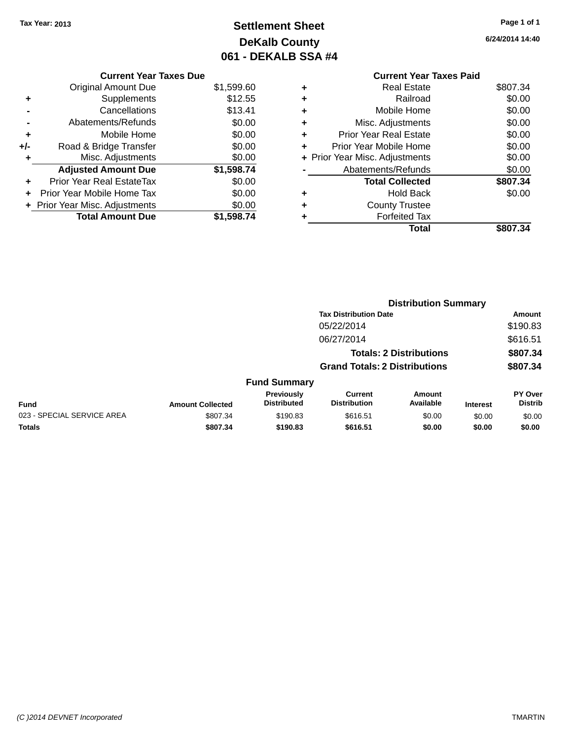Tax Year: 2013

# Settlement Sheet
## DeKalb County
## 061 - DEKALB SSA #4

6/24/2014 14:40

### Current Year Taxes Due

| | | |
|---|---|---|
| | Original Amount Due | $1,599.60 |
| + | Supplements | $12.55 |
| - | Cancellations | $13.41 |
| - | Abatements/Refunds | $0.00 |
| + | Mobile Home | $0.00 |
| +/- | Road & Bridge Transfer | $0.00 |
| + | Misc. Adjustments | $0.00 |
| | **Adjusted Amount Due** | **$1,598.74** |
| + | Prior Year Real EstateTax | $0.00 |
| + | Prior Year Mobile Home Tax | $0.00 |
| + | Prior Year Misc. Adjustments | $0.00 |
| | **Total Amount Due** | **$1,598.74** |

### Current Year Taxes Paid

| | | |
|---|---|---|
| + | Real Estate | $807.34 |
| + | Railroad | $0.00 |
| + | Mobile Home | $0.00 |
| + | Misc. Adjustments | $0.00 |
| + | Prior Year Real Estate | $0.00 |
| + | Prior Year Mobile Home | $0.00 |
| + | Prior Year Misc. Adjustments | $0.00 |
| - | Abatements/Refunds | $0.00 |
| | **Total Collected** | **$807.34** |
| + | Hold Back | $0.00 |
| + | County Trustee | |
| + | Forfeited Tax | |
| | **Total** | **$807.34** |

### Distribution Summary

| Tax Distribution Date | Amount |
|---|---|
| 05/22/2014 | $190.83 |
| 06/27/2014 | $616.51 |
| **Totals: 2 Distributions** | **$807.34** |
| **Grand Totals: 2 Distributions** | **$807.34** |

### Fund Summary

| Fund | Amount Collected | Previously Distributed | Current Distribution | Amount Available | Interest | PY Over Distrib |
|---|---|---|---|---|---|---|
| 023 - SPECIAL SERVICE AREA | $807.34 | $190.83 | $616.51 | $0.00 | $0.00 | $0.00 |
| **Totals** | **$807.34** | **$190.83** | **$616.51** | **$0.00** | **$0.00** | **$0.00** |

*(C )2014 DEVNET Incorporated* TMARTIN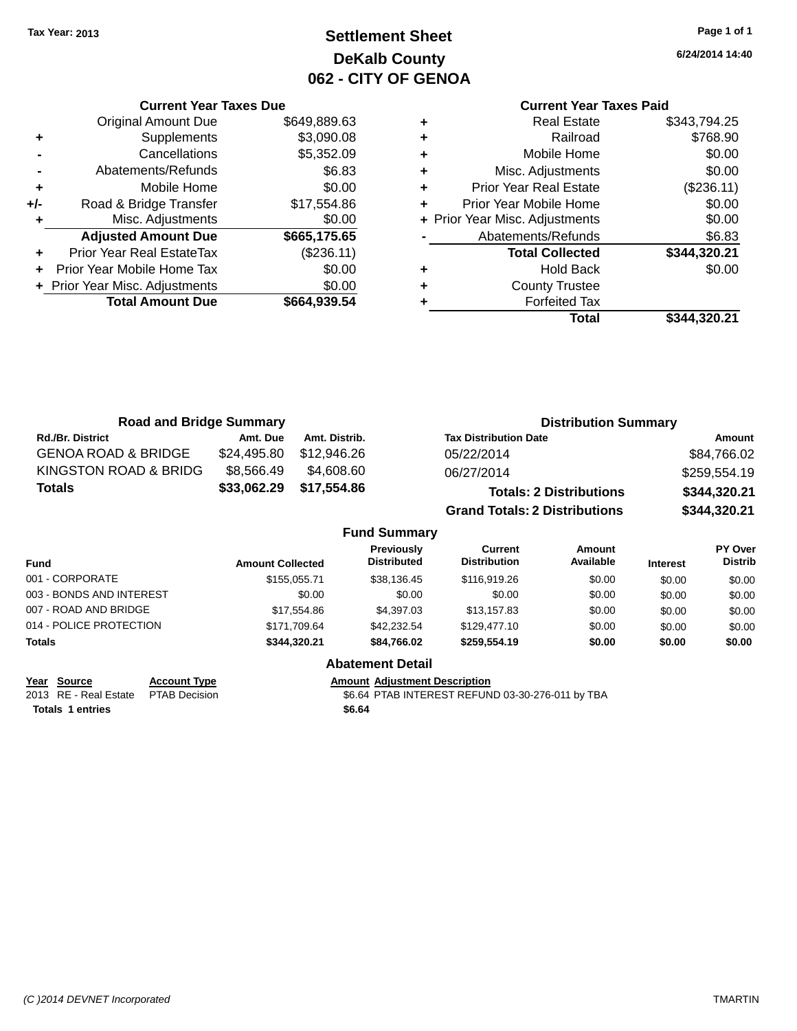Tax Year: 2013

# Settlement Sheet
## DeKalb County
## 062 - CITY OF GENOA

6/24/2014 14:40

### Current Year Taxes Due

| | | |
|---|---|---|
| | Original Amount Due | $649,889.63 |
| + | Supplements | $3,090.08 |
| - | Cancellations | $5,352.09 |
| - | Abatements/Refunds | $6.83 |
| + | Mobile Home | $0.00 |
| +/- | Road & Bridge Transfer | $17,554.86 |
| + | Misc. Adjustments | $0.00 |
| | **Adjusted Amount Due** | **$665,175.65** |
| + | Prior Year Real EstateTax | ($236.11) |
| + | Prior Year Mobile Home Tax | $0.00 |
| + | Prior Year Misc. Adjustments | $0.00 |
| | **Total Amount Due** | **$664,939.54** |

### Current Year Taxes Paid

| | | |
|---|---|---|
| + | Real Estate | $343,794.25 |
| + | Railroad | $768.90 |
| + | Mobile Home | $0.00 |
| + | Misc. Adjustments | $0.00 |
| + | Prior Year Real Estate | ($236.11) |
| + | Prior Year Mobile Home | $0.00 |
| + | Prior Year Misc. Adjustments | $0.00 |
| - | Abatements/Refunds | $6.83 |
| | **Total Collected** | **$344,320.21** |
| + | Hold Back | $0.00 |
| + | County Trustee | |
| + | Forfeited Tax | |
| | **Total** | **$344,320.21** |

### Road and Bridge Summary

| Rd./Br. District | Amt. Due | Amt. Distrib. |
|---|---|---|
| GENOA ROAD & BRIDGE | $24,495.80 | $12,946.26 |
| KINGSTON ROAD & BRIDG | $8,566.49 | $4,608.60 |
| **Totals** | **$33,062.29** | **$17,554.86** |

### Distribution Summary

| Tax Distribution Date | Amount |
|---|---|
| 05/22/2014 | $84,766.02 |
| 06/27/2014 | $259,554.19 |
| **Totals: 2 Distributions** | **$344,320.21** |
| **Grand Totals: 2 Distributions** | **$344,320.21** |

### Fund Summary

| Fund | Amount Collected | Previously Distributed | Current Distribution | Amount Available | Interest | PY Over Distrib |
|---|---|---|---|---|---|---|
| 001 - CORPORATE | $155,055.71 | $38,136.45 | $116,919.26 | $0.00 | $0.00 | $0.00 |
| 003 - BONDS AND INTEREST | $0.00 | $0.00 | $0.00 | $0.00 | $0.00 | $0.00 |
| 007 - ROAD AND BRIDGE | $17,554.86 | $4,397.03 | $13,157.83 | $0.00 | $0.00 | $0.00 |
| 014 - POLICE PROTECTION | $171,709.64 | $42,232.54 | $129,477.10 | $0.00 | $0.00 | $0.00 |
| **Totals** | **$344,320.21** | **$84,766.02** | **$259,554.19** | **$0.00** | **$0.00** | **$0.00** |

### Abatement Detail

| Year | Source | Account Type | Amount | Adjustment Description |
|---|---|---|---|---|
| 2013 | RE - Real Estate | PTAB Decision | $6.64 | PTAB INTEREST REFUND 03-30-276-011 by TBA |
| **Totals 1 entries** | | | **$6.64** | |

(C )2014 DEVNET Incorporated TMARTIN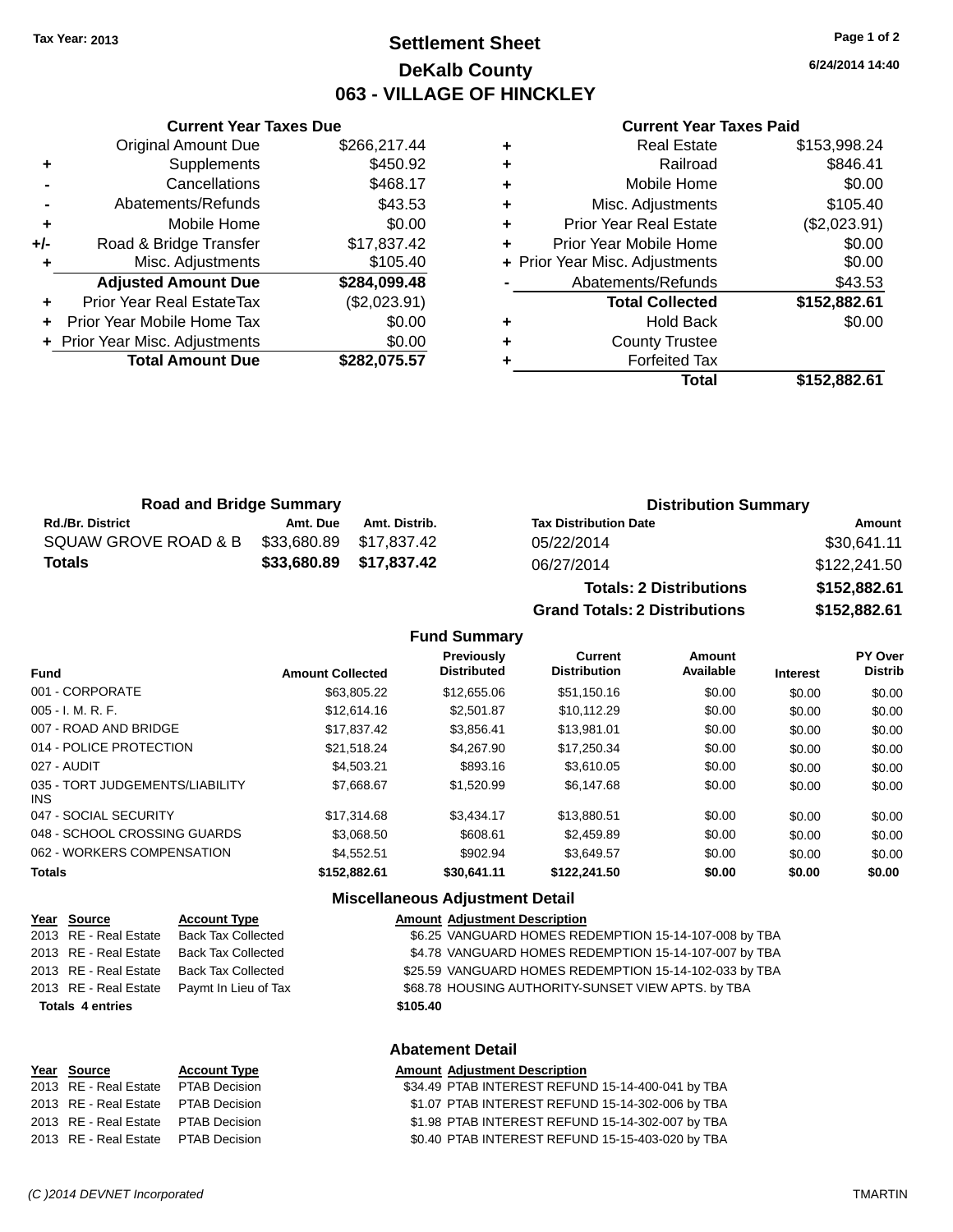Tax Year: 2013

# Settlement Sheet

## DeKalb County

## 063 - VILLAGE OF HINCKLEY

6/24/2014 14:40

### Current Year Taxes Due

| | | |
|---|---|---|
| | Original Amount Due | $266,217.44 |
| + | Supplements | $450.92 |
| - | Cancellations | $468.17 |
| - | Abatements/Refunds | $43.53 |
| + | Mobile Home | $0.00 |
| +/- | Road & Bridge Transfer | $17,837.42 |
| + | Misc. Adjustments | $105.40 |
| | **Adjusted Amount Due** | **$284,099.48** |
| + | Prior Year Real EstateTax | ($2,023.91) |
| + | Prior Year Mobile Home Tax | $0.00 |
| + | Prior Year Misc. Adjustments | $0.00 |
| | **Total Amount Due** | **$282,075.57** |

### Current Year Taxes Paid

| | | |
|---|---|---|
| + | Real Estate | $153,998.24 |
| + | Railroad | $846.41 |
| + | Mobile Home | $0.00 |
| + | Misc. Adjustments | $105.40 |
| + | Prior Year Real Estate | ($2,023.91) |
| + | Prior Year Mobile Home | $0.00 |
| + | Prior Year Misc. Adjustments | $0.00 |
| - | Abatements/Refunds | $43.53 |
| | **Total Collected** | **$152,882.61** |
| + | Hold Back | $0.00 |
| + | County Trustee | |
| + | Forfeited Tax | |
| | **Total** | **$152,882.61** |

### Road and Bridge Summary

| Rd./Br. District | Amt. Due | Amt. Distrib. |
|---|---|---|
| SQUAW GROVE ROAD & B | $33,680.89 | $17,837.42 |
| **Totals** | **$33,680.89** | **$17,837.42** |

### Distribution Summary

| Tax Distribution Date | Amount |
|---|---|
| 05/22/2014 | $30,641.11 |
| 06/27/2014 | $122,241.50 |
| **Totals: 2 Distributions** | **$152,882.61** |
| **Grand Totals: 2 Distributions** | **$152,882.61** |

### Fund Summary

| Fund | Amount Collected | Previously Distributed | Current Distribution | Amount Available | Interest | PY Over Distrib |
|---|---|---|---|---|---|---|
| 001 - CORPORATE | $63,805.22 | $12,655.06 | $51,150.16 | $0.00 | $0.00 | $0.00 |
| 005 - I. M. R. F. | $12,614.16 | $2,501.87 | $10,112.29 | $0.00 | $0.00 | $0.00 |
| 007 - ROAD AND BRIDGE | $17,837.42 | $3,856.41 | $13,981.01 | $0.00 | $0.00 | $0.00 |
| 014 - POLICE PROTECTION | $21,518.24 | $4,267.90 | $17,250.34 | $0.00 | $0.00 | $0.00 |
| 027 - AUDIT | $4,503.21 | $893.16 | $3,610.05 | $0.00 | $0.00 | $0.00 |
| 035 - TORT JUDGEMENTS/LIABILITY INS | $7,668.67 | $1,520.99 | $6,147.68 | $0.00 | $0.00 | $0.00 |
| 047 - SOCIAL SECURITY | $17,314.68 | $3,434.17 | $13,880.51 | $0.00 | $0.00 | $0.00 |
| 048 - SCHOOL CROSSING GUARDS | $3,068.50 | $608.61 | $2,459.89 | $0.00 | $0.00 | $0.00 |
| 062 - WORKERS COMPENSATION | $4,552.51 | $902.94 | $3,649.57 | $0.00 | $0.00 | $0.00 |
| **Totals** | **$152,882.61** | **$30,641.11** | **$122,241.50** | **$0.00** | **$0.00** | **$0.00** |

### Miscellaneous Adjustment Detail

| Year | Source | Account Type | Amount | Adjustment Description |
|---|---|---|---|---|
| 2013 | RE - Real Estate | Back Tax Collected | $6.25 | VANGUARD HOMES REDEMPTION 15-14-107-008 by TBA |
| 2013 | RE - Real Estate | Back Tax Collected | $4.78 | VANGUARD HOMES REDEMPTION 15-14-107-007 by TBA |
| 2013 | RE - Real Estate | Back Tax Collected | $25.59 | VANGUARD HOMES REDEMPTION 15-14-102-033 by TBA |
| 2013 | RE - Real Estate | Paymt In Lieu of Tax | $68.78 | HOUSING AUTHORITY-SUNSET VIEW APTS. by TBA |
| **Totals** | **4 entries** | | **$105.40** | |

### Abatement Detail

| Year | Source | Account Type | Amount | Adjustment Description |
|---|---|---|---|---|
| 2013 | RE - Real Estate | PTAB Decision | $34.49 | PTAB INTEREST REFUND 15-14-400-041 by TBA |
| 2013 | RE - Real Estate | PTAB Decision | $1.07 | PTAB INTEREST REFUND 15-14-302-006 by TBA |
| 2013 | RE - Real Estate | PTAB Decision | $1.98 | PTAB INTEREST REFUND 15-14-302-007 by TBA |
| 2013 | RE - Real Estate | PTAB Decision | $0.40 | PTAB INTEREST REFUND 15-15-403-020 by TBA |

(C )2014 DEVNET Incorporated TMARTIN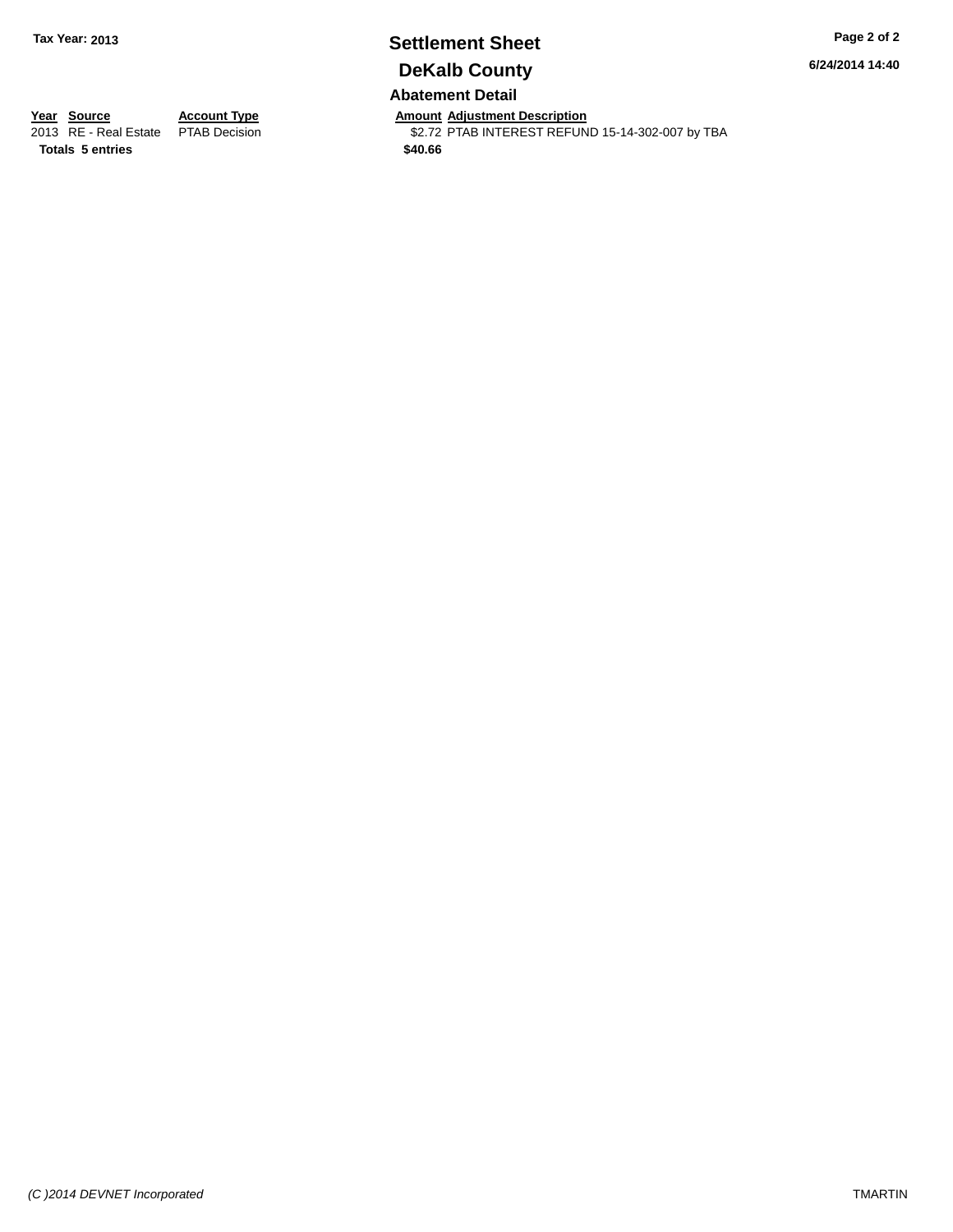# Settlement Sheet

## DeKalb County

Tax Year: 2013

6/24/2014 14:40

### Abatement Detail

| Year | Source | Account Type | Amount | Adjustment Description |
|---|---|---|---|---|
| 2013 | RE - Real Estate | PTAB Decision | $2.72 | PTAB INTEREST REFUND 15-14-302-007 by TBA |
| **Totals** | **5 entries** | | **$40.66** | |

*(C )2014 DEVNET Incorporated* TMARTIN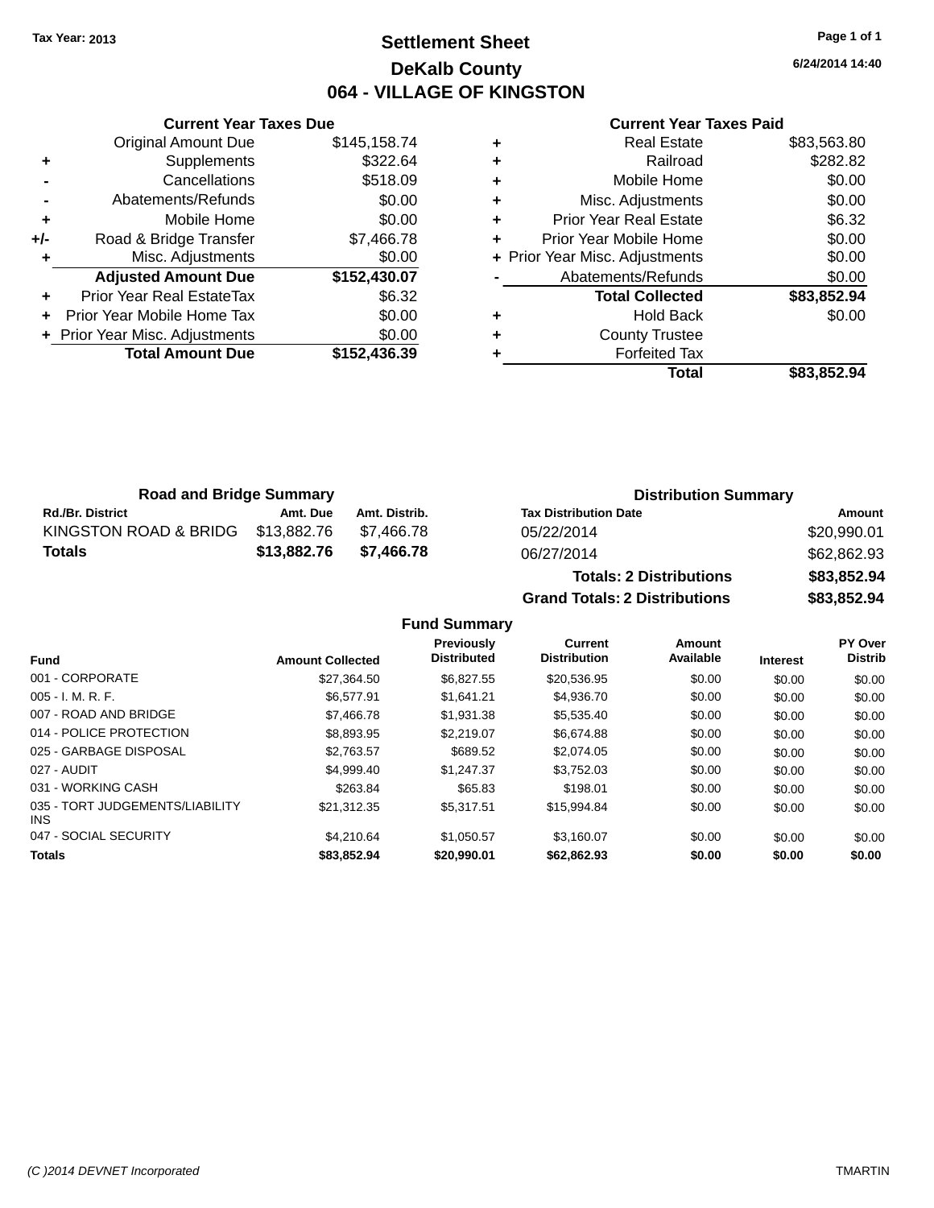Tax Year: 2013

# Settlement Sheet

## DeKalb County

## 064 - VILLAGE OF KINGSTON

6/24/2014 14:40

### Current Year Taxes Due

| | | |
|---|---|---|
| | Original Amount Due | $145,158.74 |
| + | Supplements | $322.64 |
| - | Cancellations | $518.09 |
| - | Abatements/Refunds | $0.00 |
| + | Mobile Home | $0.00 |
| +/- | Road & Bridge Transfer | $7,466.78 |
| + | Misc. Adjustments | $0.00 |
| | **Adjusted Amount Due** | **$152,430.07** |
| + | Prior Year Real EstateTax | $6.32 |
| + | Prior Year Mobile Home Tax | $0.00 |
| + | Prior Year Misc. Adjustments | $0.00 |
| | **Total Amount Due** | **$152,436.39** |

### Current Year Taxes Paid

| | | |
|---|---|---|
| + | Real Estate | $83,563.80 |
| + | Railroad | $282.82 |
| + | Mobile Home | $0.00 |
| + | Misc. Adjustments | $0.00 |
| + | Prior Year Real Estate | $6.32 |
| + | Prior Year Mobile Home | $0.00 |
| + | Prior Year Misc. Adjustments | $0.00 |
| - | Abatements/Refunds | $0.00 |
| | **Total Collected** | **$83,852.94** |
| + | Hold Back | $0.00 |
| + | County Trustee | |
| + | Forfeited Tax | |
| | **Total** | **$83,852.94** |

### Road and Bridge Summary

| Rd./Br. District | Amt. Due | Amt. Distrib. |
|---|---|---|
| KINGSTON ROAD & BRIDG | $13,882.76 | $7,466.78 |
| **Totals** | **$13,882.76** | **$7,466.78** |

### Distribution Summary

| Tax Distribution Date | Amount |
|---|---|
| 05/22/2014 | $20,990.01 |
| 06/27/2014 | $62,862.93 |
| **Totals: 2 Distributions** | **$83,852.94** |
| **Grand Totals: 2 Distributions** | **$83,852.94** |

### Fund Summary

| Fund | Amount Collected | Previously Distributed | Current Distribution | Amount Available | Interest | PY Over Distrib |
|---|---|---|---|---|---|---|
| 001 - CORPORATE | $27,364.50 | $6,827.55 | $20,536.95 | $0.00 | $0.00 | $0.00 |
| 005 - I. M. R. F. | $6,577.91 | $1,641.21 | $4,936.70 | $0.00 | $0.00 | $0.00 |
| 007 - ROAD AND BRIDGE | $7,466.78 | $1,931.38 | $5,535.40 | $0.00 | $0.00 | $0.00 |
| 014 - POLICE PROTECTION | $8,893.95 | $2,219.07 | $6,674.88 | $0.00 | $0.00 | $0.00 |
| 025 - GARBAGE DISPOSAL | $2,763.57 | $689.52 | $2,074.05 | $0.00 | $0.00 | $0.00 |
| 027 - AUDIT | $4,999.40 | $1,247.37 | $3,752.03 | $0.00 | $0.00 | $0.00 |
| 031 - WORKING CASH | $263.84 | $65.83 | $198.01 | $0.00 | $0.00 | $0.00 |
| 035 - TORT JUDGEMENTS/LIABILITY INS | $21,312.35 | $5,317.51 | $15,994.84 | $0.00 | $0.00 | $0.00 |
| 047 - SOCIAL SECURITY | $4,210.64 | $1,050.57 | $3,160.07 | $0.00 | $0.00 | $0.00 |
| **Totals** | **$83,852.94** | **$20,990.01** | **$62,862.93** | **$0.00** | **$0.00** | **$0.00** |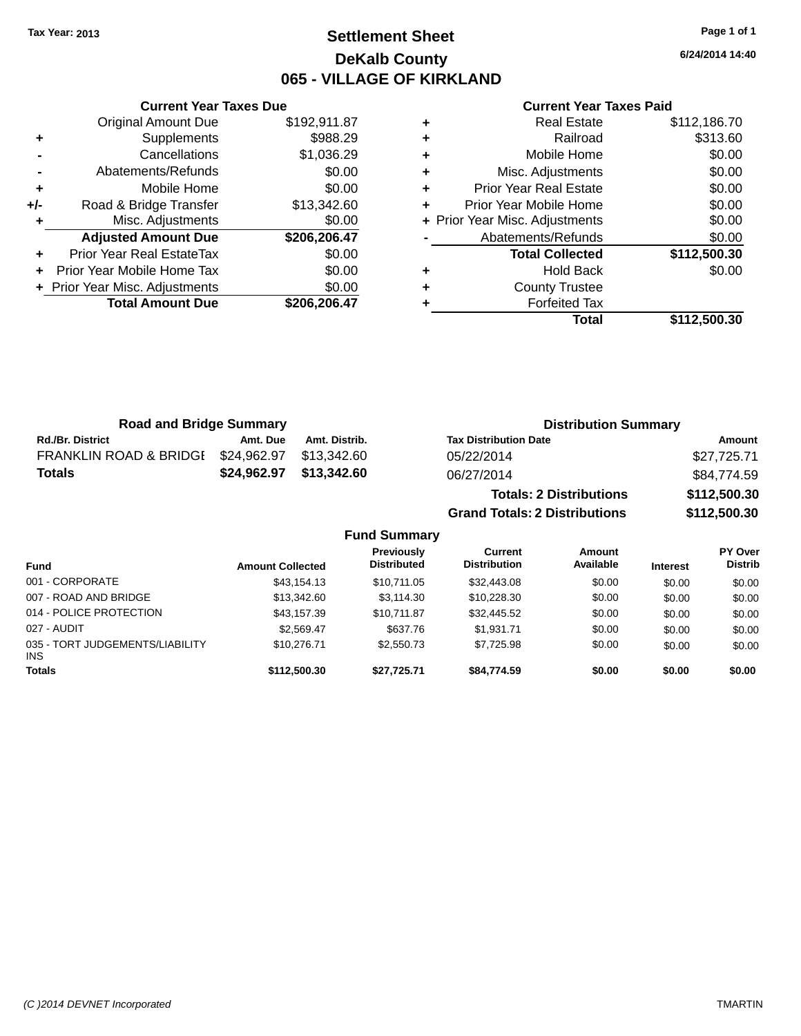**Tax Year: 2013**

# Settlement Sheet

## DeKalb County

## 065 - VILLAGE OF KIRKLAND

6/24/2014 14:40

### Current Year Taxes Due

| | | |
|---|---|---|
| | Original Amount Due | $192,911.87 |
| + | Supplements | $988.29 |
| - | Cancellations | $1,036.29 |
| - | Abatements/Refunds | $0.00 |
| + | Mobile Home | $0.00 |
| +/- | Road & Bridge Transfer | $13,342.60 |
| + | Misc. Adjustments | $0.00 |
| | **Adjusted Amount Due** | **$206,206.47** |
| + | Prior Year Real EstateTax | $0.00 |
| + | Prior Year Mobile Home Tax | $0.00 |
| + | Prior Year Misc. Adjustments | $0.00 |
| | **Total Amount Due** | **$206,206.47** |

### Current Year Taxes Paid

| | | |
|---|---|---|
| + | Real Estate | $112,186.70 |
| + | Railroad | $313.60 |
| + | Mobile Home | $0.00 |
| + | Misc. Adjustments | $0.00 |
| + | Prior Year Real Estate | $0.00 |
| + | Prior Year Mobile Home | $0.00 |
| + | Prior Year Misc. Adjustments | $0.00 |
| - | Abatements/Refunds | $0.00 |
| | **Total Collected** | **$112,500.30** |
| + | Hold Back | $0.00 |
| + | County Trustee | |
| + | Forfeited Tax | |
| | **Total** | **$112,500.30** |

### Road and Bridge Summary

| Rd./Br. District | Amt. Due | Amt. Distrib. |
|---|---|---|
| FRANKLIN ROAD & BRIDGE | $24,962.97 | $13,342.60 |
| **Totals** | **$24,962.97** | **$13,342.60** |

### Distribution Summary

| Tax Distribution Date | Amount |
|---|---|
| 05/22/2014 | $27,725.71 |
| 06/27/2014 | $84,774.59 |
| **Totals: 2 Distributions** | **$112,500.30** |
| **Grand Totals: 2 Distributions** | **$112,500.30** |

### Fund Summary

| Fund | Amount Collected | Previously Distributed | Current Distribution | Amount Available | Interest | PY Over Distrib |
|---|---|---|---|---|---|---|
| 001 - CORPORATE | $43,154.13 | $10,711.05 | $32,443.08 | $0.00 | $0.00 | $0.00 |
| 007 - ROAD AND BRIDGE | $13,342.60 | $3,114.30 | $10,228.30 | $0.00 | $0.00 | $0.00 |
| 014 - POLICE PROTECTION | $43,157.39 | $10,711.87 | $32,445.52 | $0.00 | $0.00 | $0.00 |
| 027 - AUDIT | $2,569.47 | $637.76 | $1,931.71 | $0.00 | $0.00 | $0.00 |
| 035 - TORT JUDGEMENTS/LIABILITY INS | $10,276.71 | $2,550.73 | $7,725.98 | $0.00 | $0.00 | $0.00 |
| **Totals** | **$112,500.30** | **$27,725.71** | **$84,774.59** | **$0.00** | **$0.00** | **$0.00** |

(C )2014 DEVNET Incorporated TMARTIN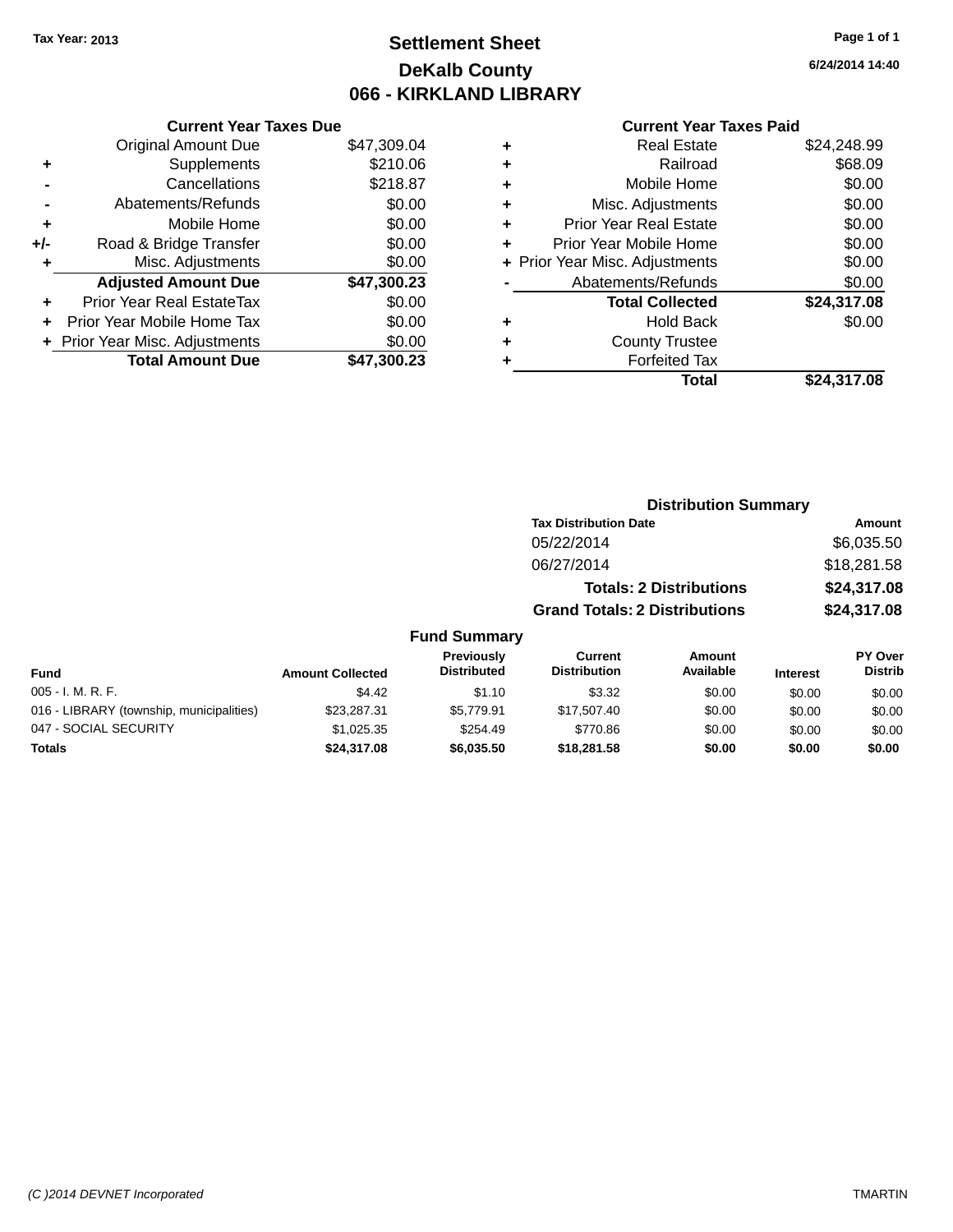Tax Year: 2013

# Settlement Sheet

## DeKalb County

## 066 - KIRKLAND LIBRARY

6/24/2014 14:40

### Current Year Taxes Due

| | | |
|---|---|---|
| | Original Amount Due | $47,309.04 |
| + | Supplements | $210.06 |
| - | Cancellations | $218.87 |
| - | Abatements/Refunds | $0.00 |
| + | Mobile Home | $0.00 |
| +/- | Road & Bridge Transfer | $0.00 |
| + | Misc. Adjustments | $0.00 |
| | **Adjusted Amount Due** | **$47,300.23** |
| + | Prior Year Real EstateTax | $0.00 |
| + | Prior Year Mobile Home Tax | $0.00 |
| + | Prior Year Misc. Adjustments | $0.00 |
| | **Total Amount Due** | **$47,300.23** |

### Current Year Taxes Paid

| | | |
|---|---|---|
| + | Real Estate | $24,248.99 |
| + | Railroad | $68.09 |
| + | Mobile Home | $0.00 |
| + | Misc. Adjustments | $0.00 |
| + | Prior Year Real Estate | $0.00 |
| + | Prior Year Mobile Home | $0.00 |
| + | Prior Year Misc. Adjustments | $0.00 |
| - | Abatements/Refunds | $0.00 |
| | **Total Collected** | **$24,317.08** |
| + | Hold Back | $0.00 |
| + | County Trustee | |
| + | Forfeited Tax | |
| | **Total** | **$24,317.08** |

### Distribution Summary

| Tax Distribution Date | Amount |
|---|---|
| 05/22/2014 | $6,035.50 |
| 06/27/2014 | $18,281.58 |
| **Totals: 2 Distributions** | **$24,317.08** |
| **Grand Totals: 2 Distributions** | **$24,317.08** |

### Fund Summary

| Fund | Amount Collected | Previously Distributed | Current Distribution | Amount Available | Interest | PY Over Distrib |
|---|---|---|---|---|---|---|
| 005 - I. M. R. F. | $4.42 | $1.10 | $3.32 | $0.00 | $0.00 | $0.00 |
| 016 - LIBRARY (township, municipalities) | $23,287.31 | $5,779.91 | $17,507.40 | $0.00 | $0.00 | $0.00 |
| 047 - SOCIAL SECURITY | $1,025.35 | $254.49 | $770.86 | $0.00 | $0.00 | $0.00 |
| **Totals** | **$24,317.08** | **$6,035.50** | **$18,281.58** | **$0.00** | **$0.00** | **$0.00** |

(C )2014 DEVNET Incorporated TMARTIN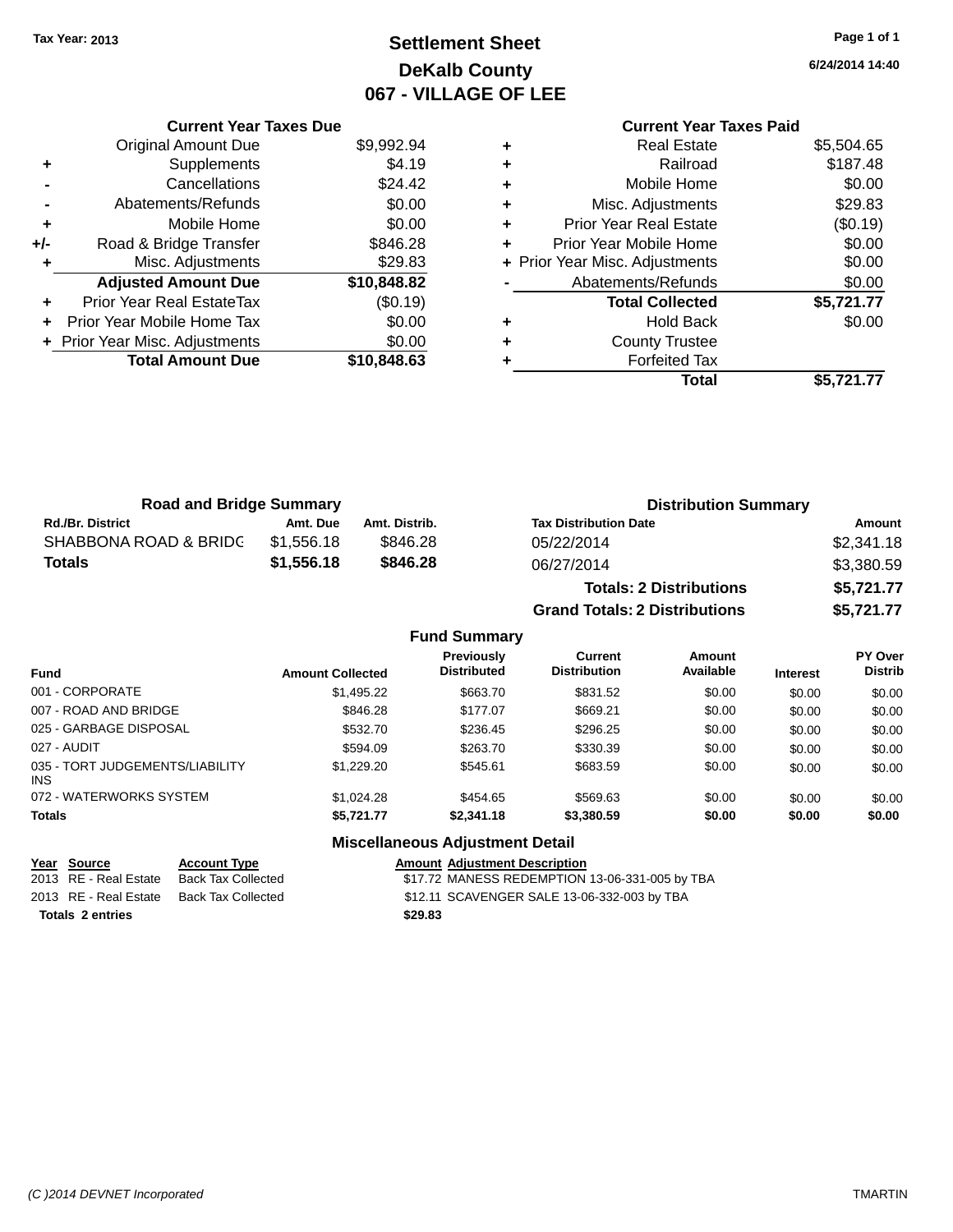Tax Year: 2013

# Settlement Sheet
## DeKalb County
## 067 - VILLAGE OF LEE

6/24/2014 14:40

| | Current Year Taxes Due | |
|---|---|---|
| | Original Amount Due | $9,992.94 |
| + | Supplements | $4.19 |
| - | Cancellations | $24.42 |
| - | Abatements/Refunds | $0.00 |
| + | Mobile Home | $0.00 |
| +/- | Road & Bridge Transfer | $846.28 |
| + | Misc. Adjustments | $29.83 |
| | **Adjusted Amount Due** | **$10,848.82** |
| + | Prior Year Real EstateTax | ($0.19) |
| + | Prior Year Mobile Home Tax | $0.00 |
| + | Prior Year Misc. Adjustments | $0.00 |
| | **Total Amount Due** | **$10,848.63** |

| | Current Year Taxes Paid | |
|---|---|---|
| + | Real Estate | $5,504.65 |
| + | Railroad | $187.48 |
| + | Mobile Home | $0.00 |
| + | Misc. Adjustments | $29.83 |
| + | Prior Year Real Estate | ($0.19) |
| + | Prior Year Mobile Home | $0.00 |
| + | Prior Year Misc. Adjustments | $0.00 |
| - | Abatements/Refunds | $0.00 |
| | **Total Collected** | **$5,721.77** |
| + | Hold Back | $0.00 |
| + | County Trustee | |
| + | Forfeited Tax | |
| | **Total** | **$5,721.77** |

### Road and Bridge Summary

| Rd./Br. District | Amt. Due | Amt. Distrib. |
|---|---|---|
| SHABBONA ROAD & BRIDG | $1,556.18 | $846.28 |
| **Totals** | **$1,556.18** | **$846.28** |

### Distribution Summary

| Tax Distribution Date | Amount |
|---|---|
| 05/22/2014 | $2,341.18 |
| 06/27/2014 | $3,380.59 |
| **Totals: 2 Distributions** | **$5,721.77** |
| **Grand Totals: 2 Distributions** | **$5,721.77** |

### Fund Summary

| Fund | Amount Collected | Previously Distributed | Current Distribution | Amount Available | Interest | PY Over Distrib |
|---|---|---|---|---|---|---|
| 001 - CORPORATE | $1,495.22 | $663.70 | $831.52 | $0.00 | $0.00 | $0.00 |
| 007 - ROAD AND BRIDGE | $846.28 | $177.07 | $669.21 | $0.00 | $0.00 | $0.00 |
| 025 - GARBAGE DISPOSAL | $532.70 | $236.45 | $296.25 | $0.00 | $0.00 | $0.00 |
| 027 - AUDIT | $594.09 | $263.70 | $330.39 | $0.00 | $0.00 | $0.00 |
| 035 - TORT JUDGEMENTS/LIABILITY INS | $1,229.20 | $545.61 | $683.59 | $0.00 | $0.00 | $0.00 |
| 072 - WATERWORKS SYSTEM | $1,024.28 | $454.65 | $569.63 | $0.00 | $0.00 | $0.00 |
| **Totals** | **$5,721.77** | **$2,341.18** | **$3,380.59** | **$0.00** | **$0.00** | **$0.00** |

### Miscellaneous Adjustment Detail

| Year | Source | Account Type | Amount | Adjustment Description |
|---|---|---|---|---|
| 2013 | RE - Real Estate | Back Tax Collected | $17.72 | MANESS REDEMPTION 13-06-331-005 by TBA |
| 2013 | RE - Real Estate | Back Tax Collected | $12.11 | SCAVENGER SALE 13-06-332-003 by TBA |
| **Totals 2 entries** | | | **$29.83** | |

(C )2014 DEVNET Incorporated TMARTIN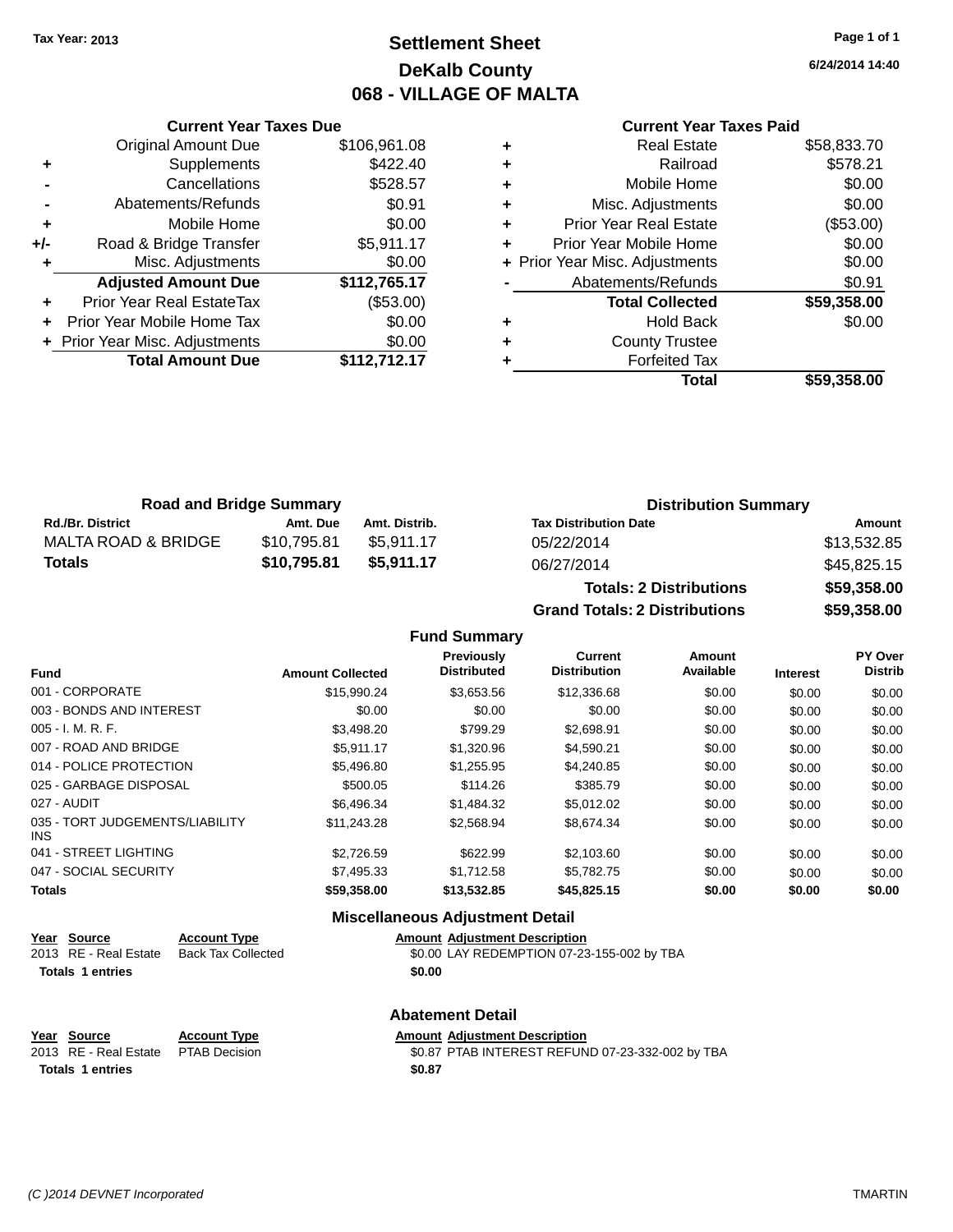Tax Year: 2013

# Settlement Sheet
## DeKalb County
## 068 - VILLAGE OF MALTA

6/24/2014 14:40

### Current Year Taxes Due

| | | |
|---|---|---|
| | Original Amount Due | $106,961.08 |
| + | Supplements | $422.40 |
| - | Cancellations | $528.57 |
| - | Abatements/Refunds | $0.91 |
| + | Mobile Home | $0.00 |
| +/- | Road & Bridge Transfer | $5,911.17 |
| + | Misc. Adjustments | $0.00 |
| | **Adjusted Amount Due** | **$112,765.17** |
| + | Prior Year Real EstateTax | ($53.00) |
| + | Prior Year Mobile Home Tax | $0.00 |
| + | Prior Year Misc. Adjustments | $0.00 |
| | **Total Amount Due** | **$112,712.17** |

### Current Year Taxes Paid

| | | |
|---|---|---|
| + | Real Estate | $58,833.70 |
| + | Railroad | $578.21 |
| + | Mobile Home | $0.00 |
| + | Misc. Adjustments | $0.00 |
| + | Prior Year Real Estate | ($53.00) |
| + | Prior Year Mobile Home | $0.00 |
| + | Prior Year Misc. Adjustments | $0.00 |
| - | Abatements/Refunds | $0.91 |
| | **Total Collected** | **$59,358.00** |
| + | Hold Back | $0.00 |
| + | County Trustee | |
| + | Forfeited Tax | |
| | **Total** | **$59,358.00** |

### Road and Bridge Summary

| Rd./Br. District | Amt. Due | Amt. Distrib. |
|---|---|---|
| MALTA ROAD & BRIDGE | $10,795.81 | $5,911.17 |
| **Totals** | **$10,795.81** | **$5,911.17** |

### Distribution Summary

| Tax Distribution Date | Amount |
|---|---|
| 05/22/2014 | $13,532.85 |
| 06/27/2014 | $45,825.15 |
| **Totals: 2 Distributions** | **$59,358.00** |
| **Grand Totals: 2 Distributions** | **$59,358.00** |

### Fund Summary

| Fund | Amount Collected | Previously Distributed | Current Distribution | Amount Available | Interest | PY Over Distrib |
|---|---|---|---|---|---|---|
| 001 - CORPORATE | $15,990.24 | $3,653.56 | $12,336.68 | $0.00 | $0.00 | $0.00 |
| 003 - BONDS AND INTEREST | $0.00 | $0.00 | $0.00 | $0.00 | $0.00 | $0.00 |
| 005 - I. M. R. F. | $3,498.20 | $799.29 | $2,698.91 | $0.00 | $0.00 | $0.00 |
| 007 - ROAD AND BRIDGE | $5,911.17 | $1,320.96 | $4,590.21 | $0.00 | $0.00 | $0.00 |
| 014 - POLICE PROTECTION | $5,496.80 | $1,255.95 | $4,240.85 | $0.00 | $0.00 | $0.00 |
| 025 - GARBAGE DISPOSAL | $500.05 | $114.26 | $385.79 | $0.00 | $0.00 | $0.00 |
| 027 - AUDIT | $6,496.34 | $1,484.32 | $5,012.02 | $0.00 | $0.00 | $0.00 |
| 035 - TORT JUDGEMENTS/LIABILITY INS | $11,243.28 | $2,568.94 | $8,674.34 | $0.00 | $0.00 | $0.00 |
| 041 - STREET LIGHTING | $2,726.59 | $622.99 | $2,103.60 | $0.00 | $0.00 | $0.00 |
| 047 - SOCIAL SECURITY | $7,495.33 | $1,712.58 | $5,782.75 | $0.00 | $0.00 | $0.00 |
| **Totals** | **$59,358.00** | **$13,532.85** | **$45,825.15** | **$0.00** | **$0.00** | **$0.00** |

### Miscellaneous Adjustment Detail

| Year | Source | Account Type | Amount | Adjustment Description |
|---|---|---|---|---|
| 2013 | RE - Real Estate | Back Tax Collected | $0.00 | LAY REDEMPTION 07-23-155-002 by TBA |
| **Totals** | **1 entries** | | **$0.00** | |

### Abatement Detail

| Year | Source | Account Type | Amount | Adjustment Description |
|---|---|---|---|---|
| 2013 | RE - Real Estate | PTAB Decision | $0.87 | PTAB INTEREST REFUND 07-23-332-002 by TBA |
| **Totals** | **1 entries** | | **$0.87** | |

(C )2014 DEVNET Incorporated TMARTIN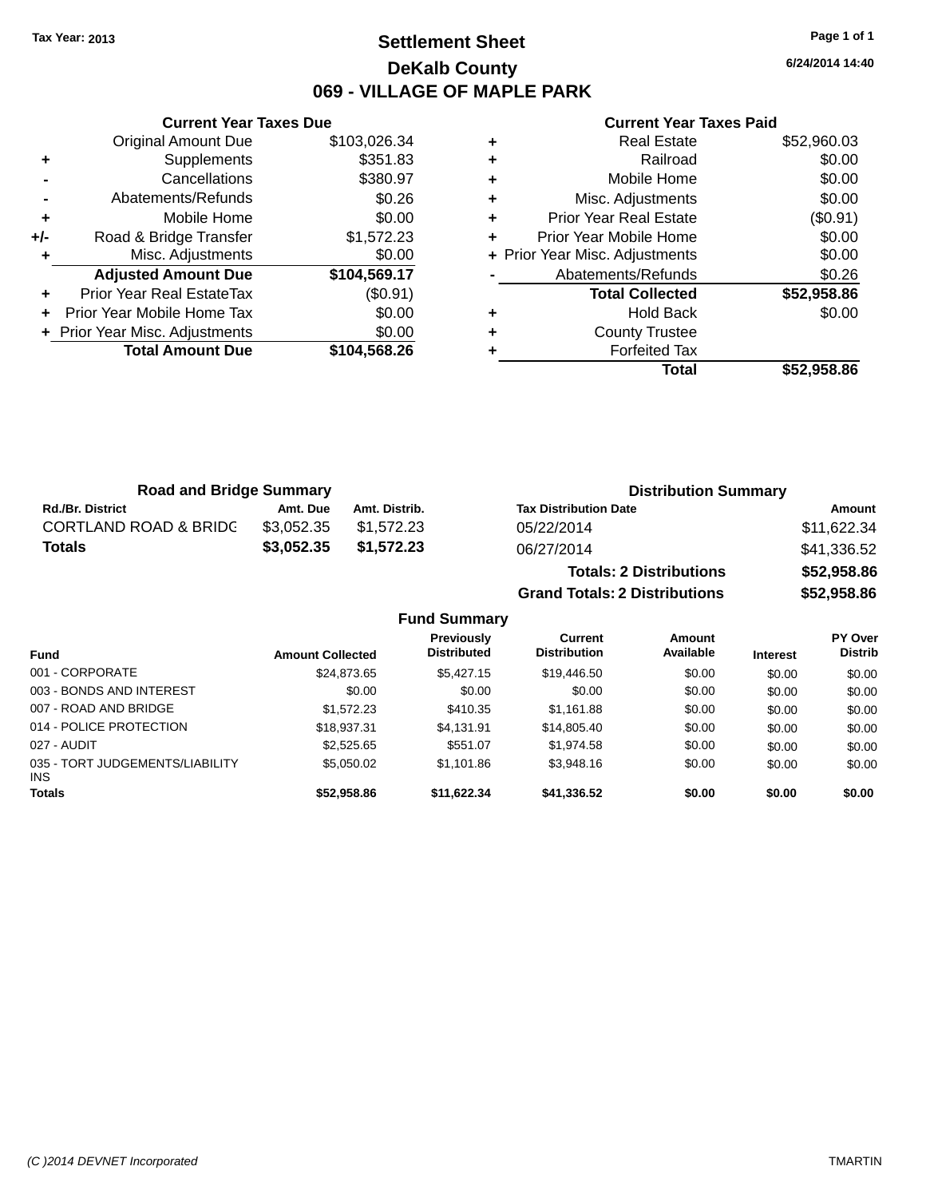Tax Year: 2013

# Settlement Sheet

## DeKalb County

## 069 - VILLAGE OF MAPLE PARK

6/24/2014 14:40

### Current Year Taxes Due

| | | |
|---|---|---|
| | Original Amount Due | $103,026.34 |
| + | Supplements | $351.83 |
| - | Cancellations | $380.97 |
| - | Abatements/Refunds | $0.26 |
| + | Mobile Home | $0.00 |
| +/- | Road & Bridge Transfer | $1,572.23 |
| + | Misc. Adjustments | $0.00 |
| | **Adjusted Amount Due** | **$104,569.17** |
| + | Prior Year Real EstateTax | ($0.91) |
| + | Prior Year Mobile Home Tax | $0.00 |
| + | Prior Year Misc. Adjustments | $0.00 |
| | **Total Amount Due** | **$104,568.26** |

### Current Year Taxes Paid

| | | |
|---|---|---|
| + | Real Estate | $52,960.03 |
| + | Railroad | $0.00 |
| + | Mobile Home | $0.00 |
| + | Misc. Adjustments | $0.00 |
| + | Prior Year Real Estate | ($0.91) |
| + | Prior Year Mobile Home | $0.00 |
| + | Prior Year Misc. Adjustments | $0.00 |
| - | Abatements/Refunds | $0.26 |
| | **Total Collected** | **$52,958.86** |
| + | Hold Back | $0.00 |
| + | County Trustee | |
| + | Forfeited Tax | |
| | **Total** | **$52,958.86** |

### Road and Bridge Summary

| Rd./Br. District | Amt. Due | Amt. Distrib. |
|---|---|---|
| CORTLAND ROAD & BRIDG | $3,052.35 | $1,572.23 |
| **Totals** | **$3,052.35** | **$1,572.23** |

### Distribution Summary

| Tax Distribution Date | Amount |
|---|---|
| 05/22/2014 | $11,622.34 |
| 06/27/2014 | $41,336.52 |
| **Totals: 2 Distributions** | **$52,958.86** |
| **Grand Totals: 2 Distributions** | **$52,958.86** |

### Fund Summary

| Fund | Amount Collected | Previously Distributed | Current Distribution | Amount Available | Interest | PY Over Distrib |
|---|---|---|---|---|---|---|
| 001 - CORPORATE | $24,873.65 | $5,427.15 | $19,446.50 | $0.00 | $0.00 | $0.00 |
| 003 - BONDS AND INTEREST | $0.00 | $0.00 | $0.00 | $0.00 | $0.00 | $0.00 |
| 007 - ROAD AND BRIDGE | $1,572.23 | $410.35 | $1,161.88 | $0.00 | $0.00 | $0.00 |
| 014 - POLICE PROTECTION | $18,937.31 | $4,131.91 | $14,805.40 | $0.00 | $0.00 | $0.00 |
| 027 - AUDIT | $2,525.65 | $551.07 | $1,974.58 | $0.00 | $0.00 | $0.00 |
| 035 - TORT JUDGEMENTS/LIABILITY INS | $5,050.02 | $1,101.86 | $3,948.16 | $0.00 | $0.00 | $0.00 |
| **Totals** | **$52,958.86** | **$11,622.34** | **$41,336.52** | **$0.00** | **$0.00** | **$0.00** |

(C )2014 DEVNET Incorporated TMARTIN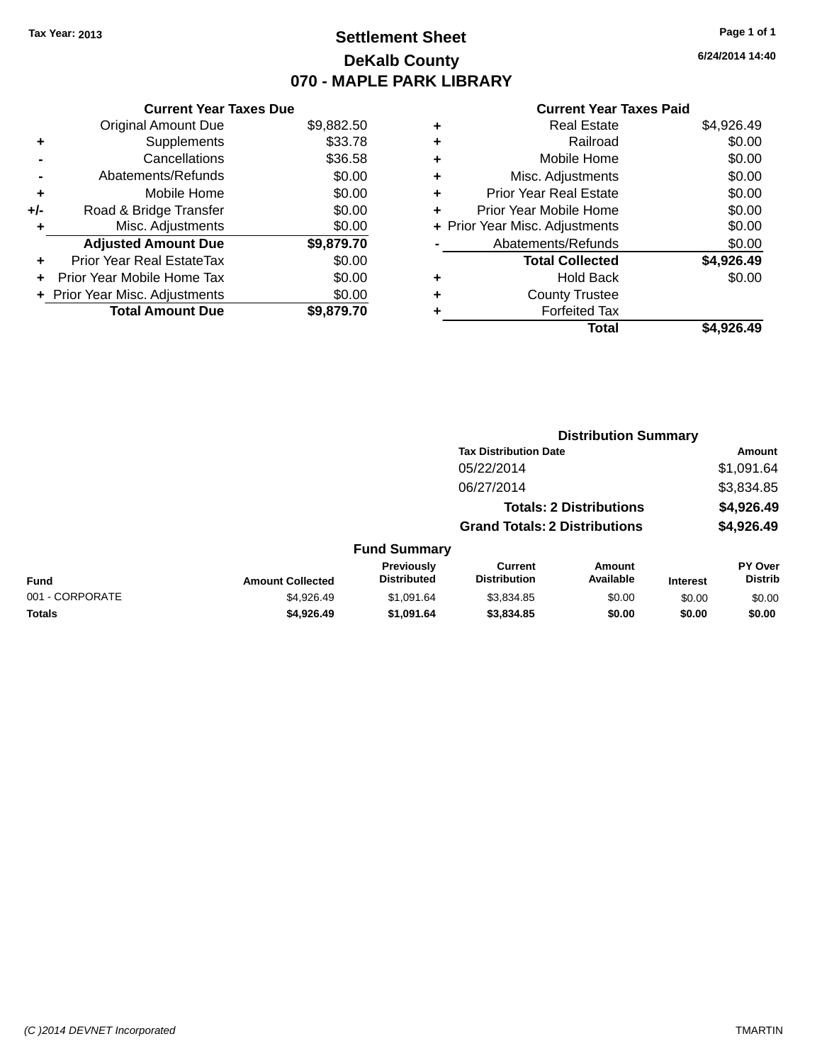Tax Year: 2013

# Settlement Sheet

## DeKalb County

## 070 - MAPLE PARK LIBRARY

6/24/2014 14:40

### Current Year Taxes Due

| | | |
|---|---|---|
| | Original Amount Due | $9,882.50 |
| + | Supplements | $33.78 |
| - | Cancellations | $36.58 |
| - | Abatements/Refunds | $0.00 |
| + | Mobile Home | $0.00 |
| +/- | Road & Bridge Transfer | $0.00 |
| + | Misc. Adjustments | $0.00 |
| | **Adjusted Amount Due** | **$9,879.70** |
| + | Prior Year Real EstateTax | $0.00 |
| + | Prior Year Mobile Home Tax | $0.00 |
| + | Prior Year Misc. Adjustments | $0.00 |
| | **Total Amount Due** | **$9,879.70** |

### Current Year Taxes Paid

| | | |
|---|---|---|
| + | Real Estate | $4,926.49 |
| + | Railroad | $0.00 |
| + | Mobile Home | $0.00 |
| + | Misc. Adjustments | $0.00 |
| + | Prior Year Real Estate | $0.00 |
| + | Prior Year Mobile Home | $0.00 |
| + | Prior Year Misc. Adjustments | $0.00 |
| - | Abatements/Refunds | $0.00 |
| | **Total Collected** | **$4,926.49** |
| + | Hold Back | $0.00 |
| + | County Trustee | |
| + | Forfeited Tax | |
| | **Total** | **$4,926.49** |

### Distribution Summary

| Tax Distribution Date | Amount |
|---|---|
| 05/22/2014 | $1,091.64 |
| 06/27/2014 | $3,834.85 |
| **Totals: 2 Distributions** | **$4,926.49** |
| **Grand Totals: 2 Distributions** | **$4,926.49** |

### Fund Summary

| Fund | Amount Collected | Previously Distributed | Current Distribution | Amount Available | Interest | PY Over Distrib |
|---|---|---|---|---|---|---|
| 001 - CORPORATE | $4,926.49 | $1,091.64 | $3,834.85 | $0.00 | $0.00 | $0.00 |
| **Totals** | **$4,926.49** | **$1,091.64** | **$3,834.85** | **$0.00** | **$0.00** | **$0.00** |

(C )2014 DEVNET Incorporated TMARTIN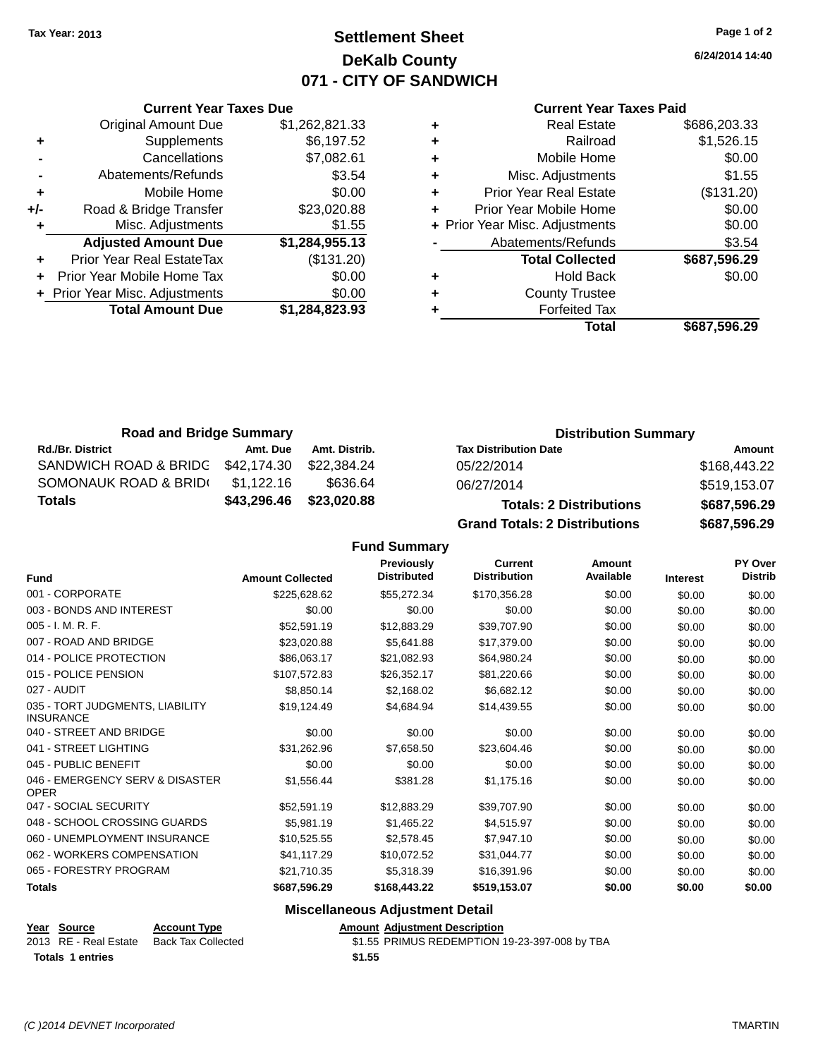Tax Year: 2013

# Settlement Sheet
## DeKalb County
## 071 - CITY OF SANDWICH

6/24/2014 14:40

### Current Year Taxes Due

| | | |
|---|---|---|
| | Original Amount Due | $1,262,821.33 |
| + | Supplements | $6,197.52 |
| - | Cancellations | $7,082.61 |
| - | Abatements/Refunds | $3.54 |
| + | Mobile Home | $0.00 |
| +/- | Road & Bridge Transfer | $23,020.88 |
| + | Misc. Adjustments | $1.55 |
| | **Adjusted Amount Due** | **$1,284,955.13** |
| + | Prior Year Real EstateTax | ($131.20) |
| + | Prior Year Mobile Home Tax | $0.00 |
| + | Prior Year Misc. Adjustments | $0.00 |
| | **Total Amount Due** | **$1,284,823.93** |

### Current Year Taxes Paid

| | | |
|---|---|---|
| + | Real Estate | $686,203.33 |
| + | Railroad | $1,526.15 |
| + | Mobile Home | $0.00 |
| + | Misc. Adjustments | $1.55 |
| + | Prior Year Real Estate | ($131.20) |
| + | Prior Year Mobile Home | $0.00 |
| + | Prior Year Misc. Adjustments | $0.00 |
| - | Abatements/Refunds | $3.54 |
| | **Total Collected** | **$687,596.29** |
| + | Hold Back | $0.00 |
| + | County Trustee | |
| + | Forfeited Tax | |
| | **Total** | **$687,596.29** |

### Road and Bridge Summary

| Rd./Br. District | Amt. Due | Amt. Distrib. |
|---|---|---|
| SANDWICH ROAD & BRIDG | $42,174.30 | $22,384.24 |
| SOMONAUK ROAD & BRID( | $1,122.16 | $636.64 |
| **Totals** | **$43,296.46** | **$23,020.88** |

### Distribution Summary

| Tax Distribution Date | Amount |
|---|---|
| 05/22/2014 | $168,443.22 |
| 06/27/2014 | $519,153.07 |
| **Totals: 2 Distributions** | **$687,596.29** |
| **Grand Totals: 2 Distributions** | **$687,596.29** |

### Fund Summary

| Fund | Amount Collected | Previously Distributed | Current Distribution | Amount Available | Interest | PY Over Distrib |
|---|---|---|---|---|---|---|
| 001 - CORPORATE | $225,628.62 | $55,272.34 | $170,356.28 | $0.00 | $0.00 | $0.00 |
| 003 - BONDS AND INTEREST | $0.00 | $0.00 | $0.00 | $0.00 | $0.00 | $0.00 |
| 005 - I. M. R. F. | $52,591.19 | $12,883.29 | $39,707.90 | $0.00 | $0.00 | $0.00 |
| 007 - ROAD AND BRIDGE | $23,020.88 | $5,641.88 | $17,379.00 | $0.00 | $0.00 | $0.00 |
| 014 - POLICE PROTECTION | $86,063.17 | $21,082.93 | $64,980.24 | $0.00 | $0.00 | $0.00 |
| 015 - POLICE PENSION | $107,572.83 | $26,352.17 | $81,220.66 | $0.00 | $0.00 | $0.00 |
| 027 - AUDIT | $8,850.14 | $2,168.02 | $6,682.12 | $0.00 | $0.00 | $0.00 |
| 035 - TORT JUDGMENTS, LIABILITY INSURANCE | $19,124.49 | $4,684.94 | $14,439.55 | $0.00 | $0.00 | $0.00 |
| 040 - STREET AND BRIDGE | $0.00 | $0.00 | $0.00 | $0.00 | $0.00 | $0.00 |
| 041 - STREET LIGHTING | $31,262.96 | $7,658.50 | $23,604.46 | $0.00 | $0.00 | $0.00 |
| 045 - PUBLIC BENEFIT | $0.00 | $0.00 | $0.00 | $0.00 | $0.00 | $0.00 |
| 046 - EMERGENCY SERV & DISASTER OPER | $1,556.44 | $381.28 | $1,175.16 | $0.00 | $0.00 | $0.00 |
| 047 - SOCIAL SECURITY | $52,591.19 | $12,883.29 | $39,707.90 | $0.00 | $0.00 | $0.00 |
| 048 - SCHOOL CROSSING GUARDS | $5,981.19 | $1,465.22 | $4,515.97 | $0.00 | $0.00 | $0.00 |
| 060 - UNEMPLOYMENT INSURANCE | $10,525.55 | $2,578.45 | $7,947.10 | $0.00 | $0.00 | $0.00 |
| 062 - WORKERS COMPENSATION | $41,117.29 | $10,072.52 | $31,044.77 | $0.00 | $0.00 | $0.00 |
| 065 - FORESTRY PROGRAM | $21,710.35 | $5,318.39 | $16,391.96 | $0.00 | $0.00 | $0.00 |
| **Totals** | **$687,596.29** | **$168,443.22** | **$519,153.07** | **$0.00** | **$0.00** | **$0.00** |

### Miscellaneous Adjustment Detail

| Year | Source | Account Type | Amount | Adjustment Description |
|---|---|---|---|---|
| 2013 | RE - Real Estate | Back Tax Collected | $1.55 | PRIMUS REDEMPTION 19-23-397-008 by TBA |
| **Totals 1 entries** | | | **$1.55** | |

(C )2014 DEVNET Incorporated TMARTIN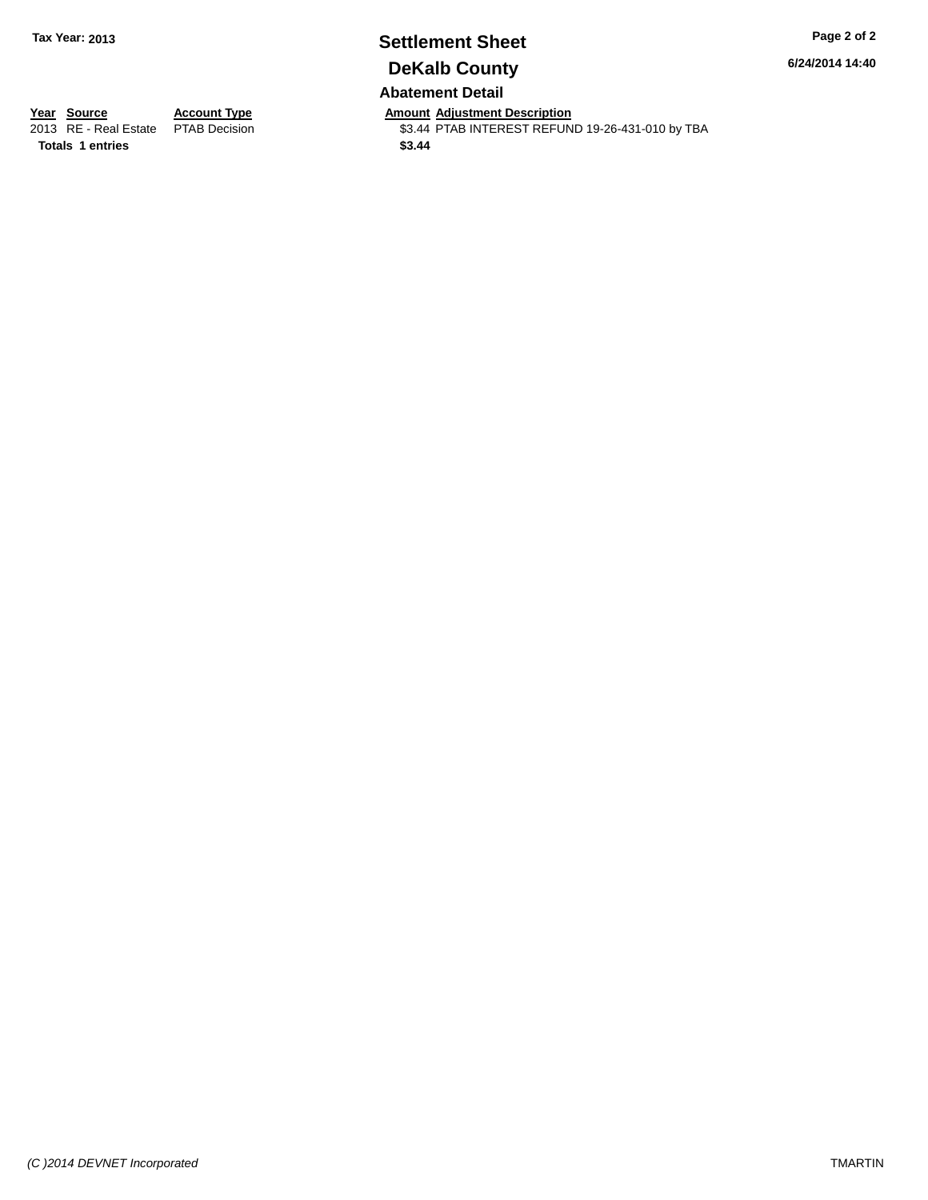**Tax Year: 2013**

# Settlement Sheet

## DeKalb County

6/24/2014 14:40

### Abatement Detail

| Year | Source | Account Type | Amount | Adjustment Description |
|---|---|---|---|---|
| 2013 | RE - Real Estate | PTAB Decision | $3.44 | PTAB INTEREST REFUND 19-26-431-010 by TBA |
| **Totals** | **1 entries** | | **$3.44** | |

*(C )2014 DEVNET Incorporated*

TMARTIN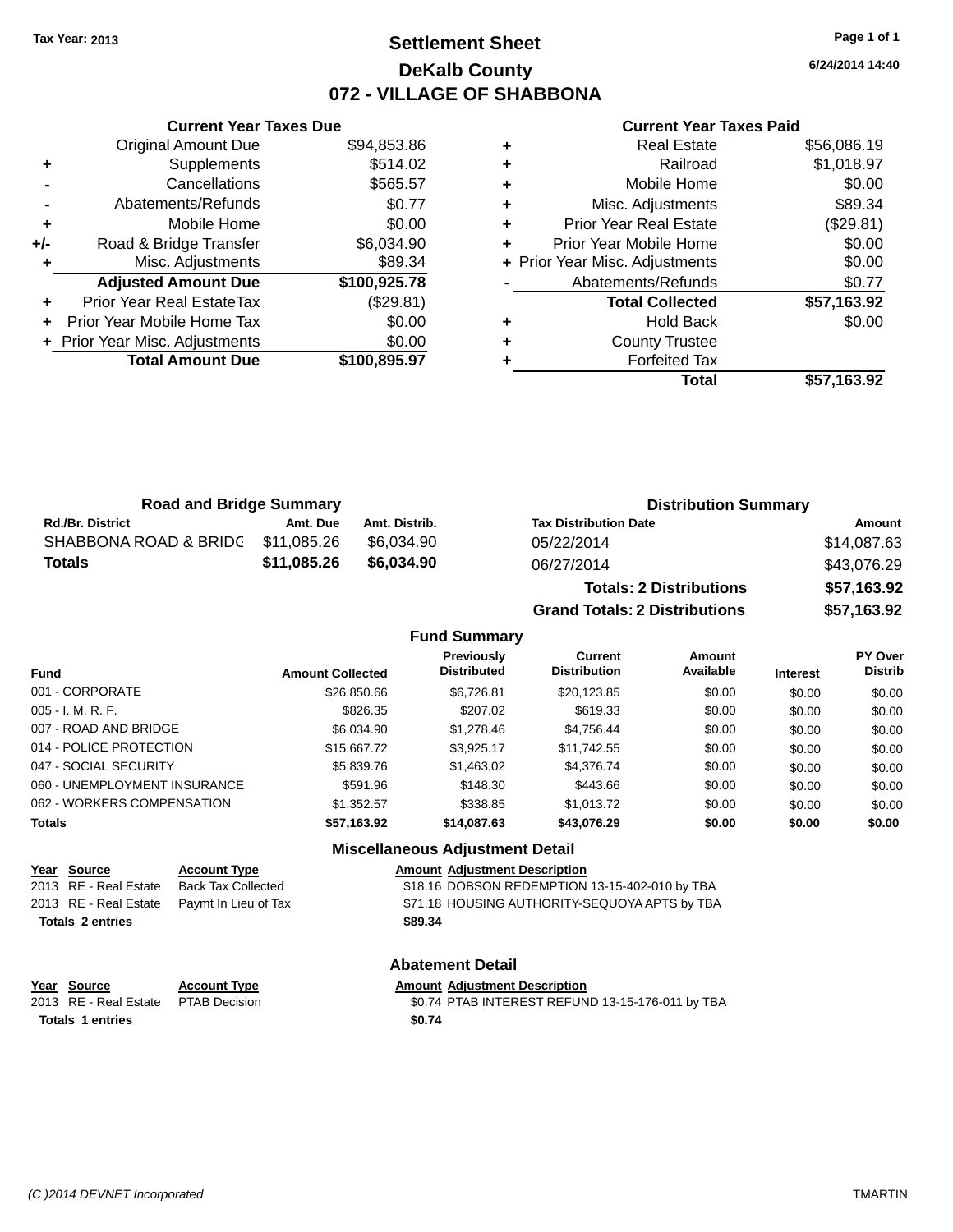Tax Year: 2013

# Settlement Sheet

## DeKalb County

## 072 - VILLAGE OF SHABBONA

6/24/2014 14:40

### Current Year Taxes Due

| | | |
|---|---|---|
| | Original Amount Due | $94,853.86 |
| + | Supplements | $514.02 |
| - | Cancellations | $565.57 |
| - | Abatements/Refunds | $0.77 |
| + | Mobile Home | $0.00 |
| +/- | Road & Bridge Transfer | $6,034.90 |
| + | Misc. Adjustments | $89.34 |
| | **Adjusted Amount Due** | **$100,925.78** |
| + | Prior Year Real EstateTax | ($29.81) |
| + | Prior Year Mobile Home Tax | $0.00 |
| + | Prior Year Misc. Adjustments | $0.00 |
| | **Total Amount Due** | **$100,895.97** |

### Current Year Taxes Paid

| | | |
|---|---|---|
| + | Real Estate | $56,086.19 |
| + | Railroad | $1,018.97 |
| + | Mobile Home | $0.00 |
| + | Misc. Adjustments | $89.34 |
| + | Prior Year Real Estate | ($29.81) |
| + | Prior Year Mobile Home | $0.00 |
| + | Prior Year Misc. Adjustments | $0.00 |
| - | Abatements/Refunds | $0.77 |
| | **Total Collected** | **$57,163.92** |
| + | Hold Back | $0.00 |
| + | County Trustee | |
| + | Forfeited Tax | |
| | **Total** | **$57,163.92** |

### Road and Bridge Summary

| Rd./Br. District | Amt. Due | Amt. Distrib. |
|---|---|---|
| SHABBONA ROAD & BRIDG | $11,085.26 | $6,034.90 |
| **Totals** | **$11,085.26** | **$6,034.90** |

### Distribution Summary

| Tax Distribution Date | Amount |
|---|---|
| 05/22/2014 | $14,087.63 |
| 06/27/2014 | $43,076.29 |
| **Totals: 2 Distributions** | **$57,163.92** |
| **Grand Totals: 2 Distributions** | **$57,163.92** |

### Fund Summary

| Fund | Amount Collected | Previously Distributed | Current Distribution | Amount Available | Interest | PY Over Distrib |
|---|---|---|---|---|---|---|
| 001 - CORPORATE | $26,850.66 | $6,726.81 | $20,123.85 | $0.00 | $0.00 | $0.00 |
| 005 - I. M. R. F. | $826.35 | $207.02 | $619.33 | $0.00 | $0.00 | $0.00 |
| 007 - ROAD AND BRIDGE | $6,034.90 | $1,278.46 | $4,756.44 | $0.00 | $0.00 | $0.00 |
| 014 - POLICE PROTECTION | $15,667.72 | $3,925.17 | $11,742.55 | $0.00 | $0.00 | $0.00 |
| 047 - SOCIAL SECURITY | $5,839.76 | $1,463.02 | $4,376.74 | $0.00 | $0.00 | $0.00 |
| 060 - UNEMPLOYMENT INSURANCE | $591.96 | $148.30 | $443.66 | $0.00 | $0.00 | $0.00 |
| 062 - WORKERS COMPENSATION | $1,352.57 | $338.85 | $1,013.72 | $0.00 | $0.00 | $0.00 |
| **Totals** | **$57,163.92** | **$14,087.63** | **$43,076.29** | **$0.00** | **$0.00** | **$0.00** |

### Miscellaneous Adjustment Detail

| Year | Source | Account Type | Amount | Adjustment Description |
|---|---|---|---|---|
| 2013 | RE - Real Estate | Back Tax Collected | $18.16 | DOBSON REDEMPTION 13-15-402-010 by TBA |
| 2013 | RE - Real Estate | Paymt In Lieu of Tax | $71.18 | HOUSING AUTHORITY-SEQUOYA APTS by TBA |
| **Totals 2 entries** | | | **$89.34** | |

### Abatement Detail

| Year | Source | Account Type | Amount | Adjustment Description |
|---|---|---|---|---|
| 2013 | RE - Real Estate | PTAB Decision | $0.74 | PTAB INTEREST REFUND 13-15-176-011 by TBA |
| **Totals 1 entries** | | | **$0.74** | |

(C )2014 DEVNET Incorporated TMARTIN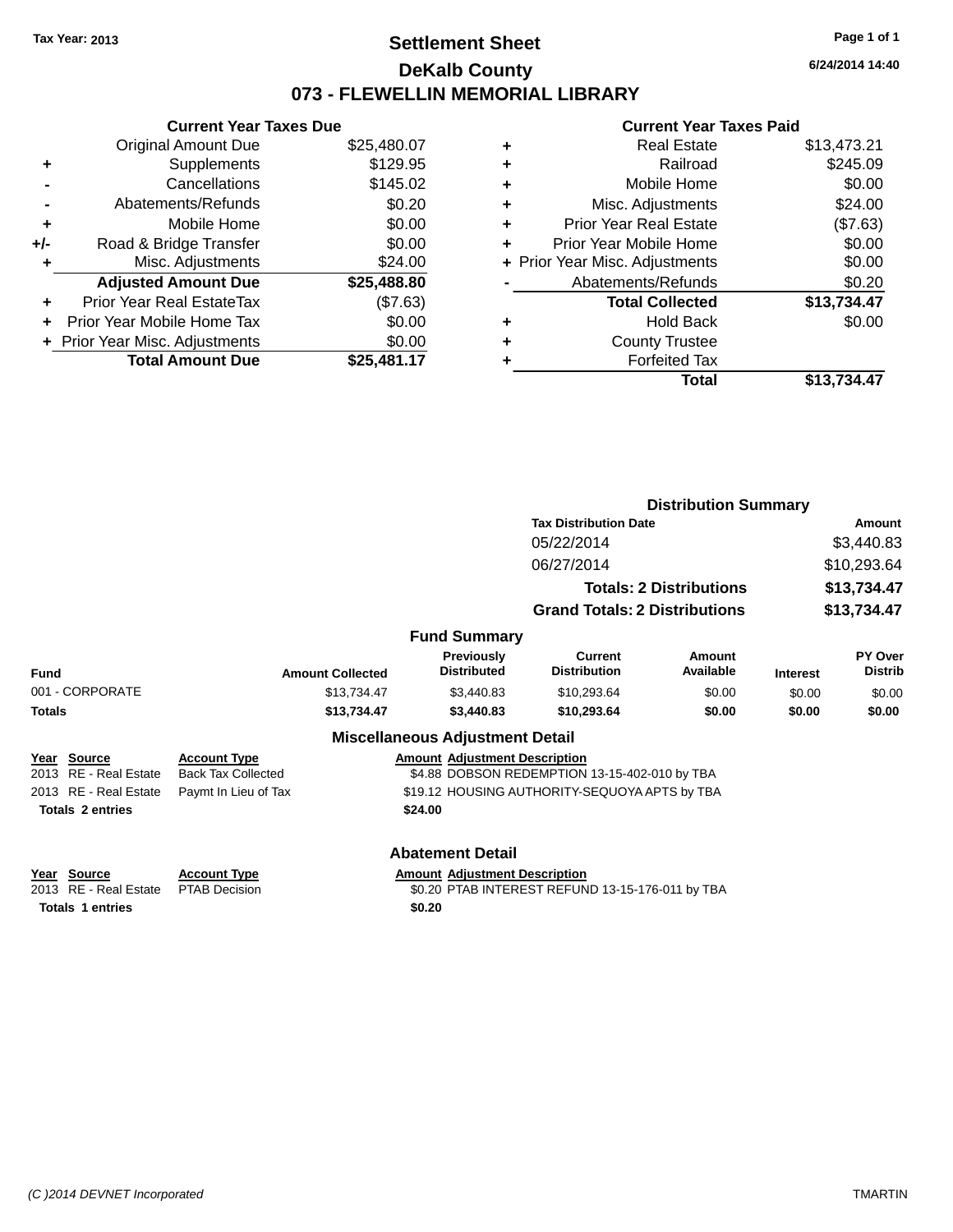Tax Year: 2013

# Settlement Sheet
## DeKalb County
## 073 - FLEWELLIN MEMORIAL LIBRARY

6/24/2014 14:40

### Current Year Taxes Due

| | | |
|---|---|---|
| | Original Amount Due | $25,480.07 |
| + | Supplements | $129.95 |
| - | Cancellations | $145.02 |
| - | Abatements/Refunds | $0.20 |
| + | Mobile Home | $0.00 |
| +/- | Road & Bridge Transfer | $0.00 |
| + | Misc. Adjustments | $24.00 |
| | **Adjusted Amount Due** | **$25,488.80** |
| + | Prior Year Real EstateTax | ($7.63) |
| + | Prior Year Mobile Home Tax | $0.00 |
| + | Prior Year Misc. Adjustments | $0.00 |
| | **Total Amount Due** | **$25,481.17** |

### Current Year Taxes Paid

| | | |
|---|---|---|
| + | Real Estate | $13,473.21 |
| + | Railroad | $245.09 |
| + | Mobile Home | $0.00 |
| + | Misc. Adjustments | $24.00 |
| + | Prior Year Real Estate | ($7.63) |
| + | Prior Year Mobile Home | $0.00 |
| + | Prior Year Misc. Adjustments | $0.00 |
| - | Abatements/Refunds | $0.20 |
| | **Total Collected** | **$13,734.47** |
| + | Hold Back | $0.00 |
| + | County Trustee | |
| + | Forfeited Tax | |
| | **Total** | **$13,734.47** |

### Distribution Summary

| Tax Distribution Date | Amount |
|---|---|
| 05/22/2014 | $3,440.83 |
| 06/27/2014 | $10,293.64 |
| **Totals: 2 Distributions** | **$13,734.47** |
| **Grand Totals: 2 Distributions** | **$13,734.47** |

### Fund Summary

| Fund | Amount Collected | Previously Distributed | Current Distribution | Amount Available | Interest | PY Over Distrib |
|---|---|---|---|---|---|---|
| 001 - CORPORATE | $13,734.47 | $3,440.83 | $10,293.64 | $0.00 | $0.00 | $0.00 |
| **Totals** | **$13,734.47** | **$3,440.83** | **$10,293.64** | **$0.00** | **$0.00** | **$0.00** |

### Miscellaneous Adjustment Detail

| Year | Source | Account Type | Amount | Adjustment Description |
|---|---|---|---|---|
| 2013 | RE - Real Estate | Back Tax Collected | $4.88 | DOBSON REDEMPTION 13-15-402-010 by TBA |
| 2013 | RE - Real Estate | Paymt In Lieu of Tax | $19.12 | HOUSING AUTHORITY-SEQUOYA APTS by TBA |
| **Totals 2 entries** | | | **$24.00** | |

### Abatement Detail

| Year | Source | Account Type | Amount | Adjustment Description |
|---|---|---|---|---|
| 2013 | RE - Real Estate | PTAB Decision | $0.20 | PTAB INTEREST REFUND 13-15-176-011 by TBA |
| **Totals 1 entries** | | | **$0.20** | |

(C )2014 DEVNET Incorporated    TMARTIN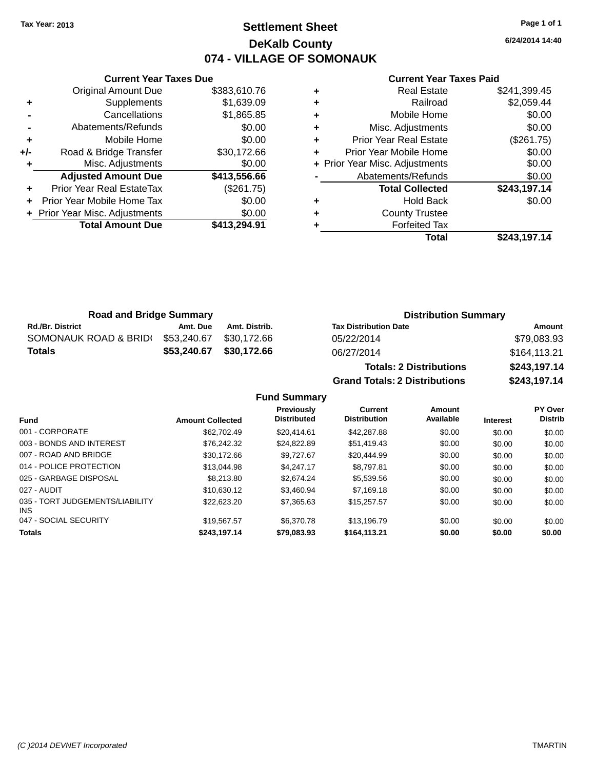Tax Year: 2013

# Settlement Sheet

## DeKalb County

## 074 - VILLAGE OF SOMONAUK

6/24/2014 14:40

### Current Year Taxes Due

| | | |
|---|---|---|
| | Original Amount Due | $383,610.76 |
| + | Supplements | $1,639.09 |
| - | Cancellations | $1,865.85 |
| - | Abatements/Refunds | $0.00 |
| + | Mobile Home | $0.00 |
| +/- | Road & Bridge Transfer | $30,172.66 |
| + | Misc. Adjustments | $0.00 |
| | **Adjusted Amount Due** | **$413,556.66** |
| + | Prior Year Real EstateTax | ($261.75) |
| + | Prior Year Mobile Home Tax | $0.00 |
| + | Prior Year Misc. Adjustments | $0.00 |
| | **Total Amount Due** | **$413,294.91** |

### Current Year Taxes Paid

| | | |
|---|---|---|
| + | Real Estate | $241,399.45 |
| + | Railroad | $2,059.44 |
| + | Mobile Home | $0.00 |
| + | Misc. Adjustments | $0.00 |
| + | Prior Year Real Estate | ($261.75) |
| + | Prior Year Mobile Home | $0.00 |
| + | Prior Year Misc. Adjustments | $0.00 |
| - | Abatements/Refunds | $0.00 |
| | **Total Collected** | **$243,197.14** |
| + | Hold Back | $0.00 |
| + | County Trustee | |
| + | Forfeited Tax | |
| | **Total** | **$243,197.14** |

### Road and Bridge Summary

| Rd./Br. District | Amt. Due | Amt. Distrib. |
|---|---|---|
| SOMONAUK ROAD & BRID( | $53,240.67 | $30,172.66 |
| **Totals** | **$53,240.67** | **$30,172.66** |

### Distribution Summary

| Tax Distribution Date | Amount |
|---|---|
| 05/22/2014 | $79,083.93 |
| 06/27/2014 | $164,113.21 |
| **Totals: 2 Distributions** | **$243,197.14** |
| **Grand Totals: 2 Distributions** | **$243,197.14** |

### Fund Summary

| Fund | Amount Collected | Previously Distributed | Current Distribution | Amount Available | Interest | PY Over Distrib |
|---|---|---|---|---|---|---|
| 001 - CORPORATE | $62,702.49 | $20,414.61 | $42,287.88 | $0.00 | $0.00 | $0.00 |
| 003 - BONDS AND INTEREST | $76,242.32 | $24,822.89 | $51,419.43 | $0.00 | $0.00 | $0.00 |
| 007 - ROAD AND BRIDGE | $30,172.66 | $9,727.67 | $20,444.99 | $0.00 | $0.00 | $0.00 |
| 014 - POLICE PROTECTION | $13,044.98 | $4,247.17 | $8,797.81 | $0.00 | $0.00 | $0.00 |
| 025 - GARBAGE DISPOSAL | $8,213.80 | $2,674.24 | $5,539.56 | $0.00 | $0.00 | $0.00 |
| 027 - AUDIT | $10,630.12 | $3,460.94 | $7,169.18 | $0.00 | $0.00 | $0.00 |
| 035 - TORT JUDGEMENTS/LIABILITY INS | $22,623.20 | $7,365.63 | $15,257.57 | $0.00 | $0.00 | $0.00 |
| 047 - SOCIAL SECURITY | $19,567.57 | $6,370.78 | $13,196.79 | $0.00 | $0.00 | $0.00 |
| **Totals** | **$243,197.14** | **$79,083.93** | **$164,113.21** | **$0.00** | **$0.00** | **$0.00** |

(C )2014 DEVNET Incorporated TMARTIN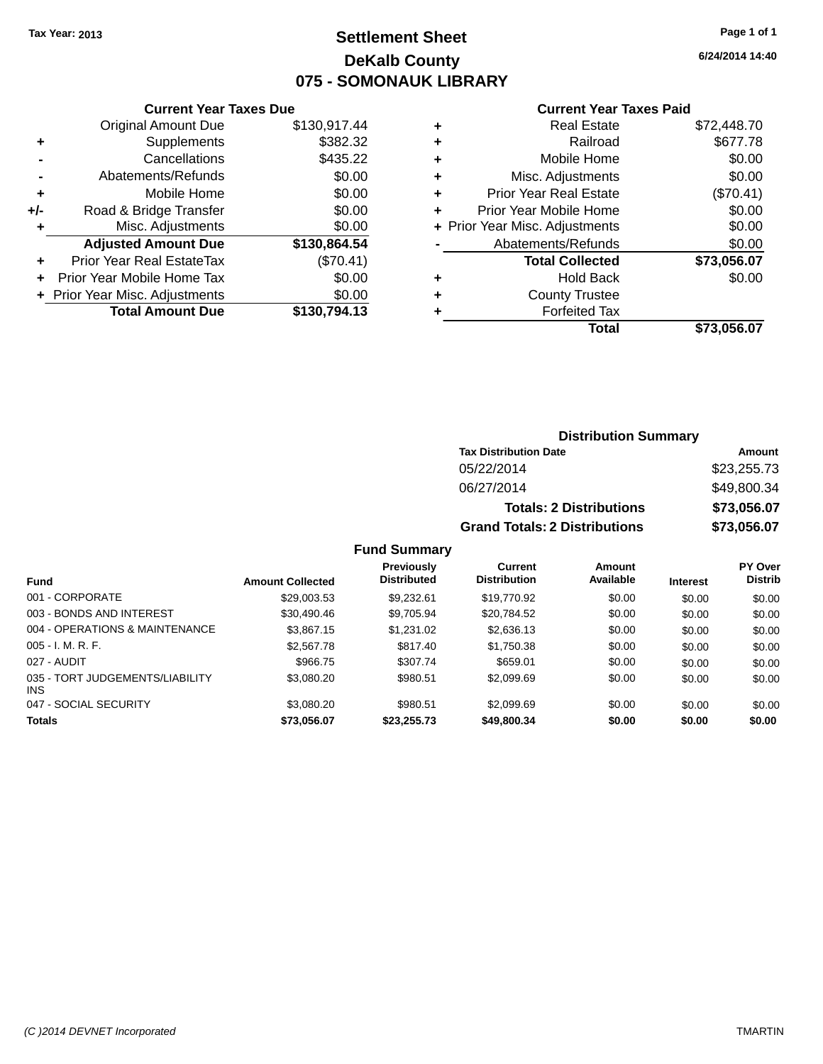Tax Year: 2013

# Settlement Sheet

## DeKalb County

## 075 - SOMONAUK LIBRARY

6/24/2014 14:40

### Current Year Taxes Due

| | | |
|---|---|---|
| | Original Amount Due | $130,917.44 |
| + | Supplements | $382.32 |
| - | Cancellations | $435.22 |
| - | Abatements/Refunds | $0.00 |
| + | Mobile Home | $0.00 |
| +/- | Road & Bridge Transfer | $0.00 |
| + | Misc. Adjustments | $0.00 |
| | **Adjusted Amount Due** | **$130,864.54** |
| + | Prior Year Real EstateTax | ($70.41) |
| + | Prior Year Mobile Home Tax | $0.00 |
| + | Prior Year Misc. Adjustments | $0.00 |
| | **Total Amount Due** | **$130,794.13** |

### Current Year Taxes Paid

| | | |
|---|---|---|
| + | Real Estate | $72,448.70 |
| + | Railroad | $677.78 |
| + | Mobile Home | $0.00 |
| + | Misc. Adjustments | $0.00 |
| + | Prior Year Real Estate | ($70.41) |
| + | Prior Year Mobile Home | $0.00 |
| + | Prior Year Misc. Adjustments | $0.00 |
| - | Abatements/Refunds | $0.00 |
| | **Total Collected** | **$73,056.07** |
| + | Hold Back | $0.00 |
| + | County Trustee | |
| + | Forfeited Tax | |
| | **Total** | **$73,056.07** |

### Distribution Summary

| Tax Distribution Date | Amount |
|---|---|
| 05/22/2014 | $23,255.73 |
| 06/27/2014 | $49,800.34 |
| **Totals: 2 Distributions** | **$73,056.07** |
| **Grand Totals: 2 Distributions** | **$73,056.07** |

### Fund Summary

| Fund | Amount Collected | Previously Distributed | Current Distribution | Amount Available | Interest | PY Over Distrib |
|---|---|---|---|---|---|---|
| 001 - CORPORATE | $29,003.53 | $9,232.61 | $19,770.92 | $0.00 | $0.00 | $0.00 |
| 003 - BONDS AND INTEREST | $30,490.46 | $9,705.94 | $20,784.52 | $0.00 | $0.00 | $0.00 |
| 004 - OPERATIONS & MAINTENANCE | $3,867.15 | $1,231.02 | $2,636.13 | $0.00 | $0.00 | $0.00 |
| 005 - I. M. R. F. | $2,567.78 | $817.40 | $1,750.38 | $0.00 | $0.00 | $0.00 |
| 027 - AUDIT | $966.75 | $307.74 | $659.01 | $0.00 | $0.00 | $0.00 |
| 035 - TORT JUDGEMENTS/LIABILITY INS | $3,080.20 | $980.51 | $2,099.69 | $0.00 | $0.00 | $0.00 |
| 047 - SOCIAL SECURITY | $3,080.20 | $980.51 | $2,099.69 | $0.00 | $0.00 | $0.00 |
| **Totals** | **$73,056.07** | **$23,255.73** | **$49,800.34** | **$0.00** | **$0.00** | **$0.00** |

(C )2014 DEVNET Incorporated TMARTIN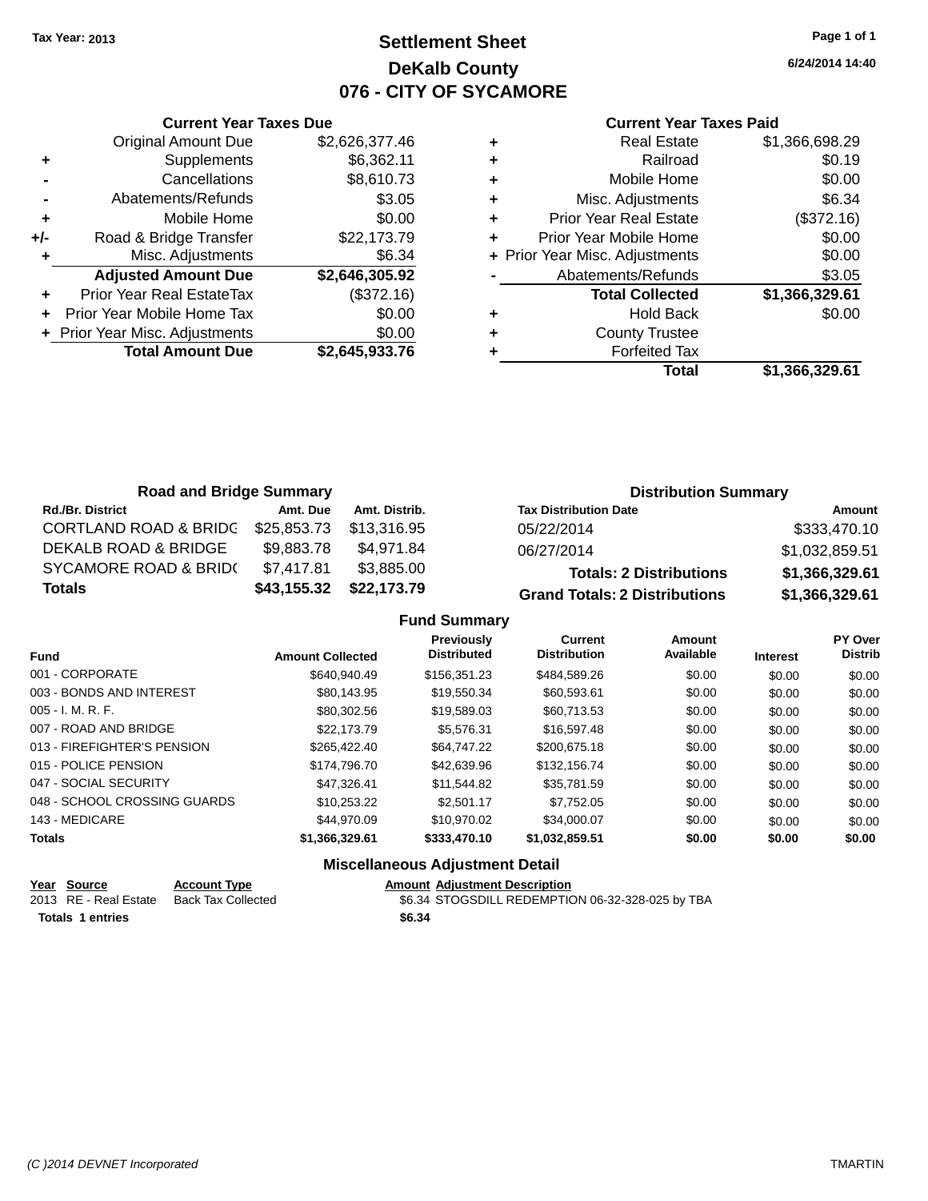Tax Year: 2013

# Settlement Sheet
## DeKalb County
## 076 - CITY OF SYCAMORE

6/24/2014 14:40

### Current Year Taxes Due

| | | |
|---|---|---|
| | Original Amount Due | $2,626,377.46 |
| + | Supplements | $6,362.11 |
| - | Cancellations | $8,610.73 |
| - | Abatements/Refunds | $3.05 |
| + | Mobile Home | $0.00 |
| +/- | Road & Bridge Transfer | $22,173.79 |
| + | Misc. Adjustments | $6.34 |
| | **Adjusted Amount Due** | **$2,646,305.92** |
| + | Prior Year Real EstateTax | ($372.16) |
| + | Prior Year Mobile Home Tax | $0.00 |
| + | Prior Year Misc. Adjustments | $0.00 |
| | **Total Amount Due** | **$2,645,933.76** |

### Current Year Taxes Paid

| | | |
|---|---|---|
| + | Real Estate | $1,366,698.29 |
| + | Railroad | $0.19 |
| + | Mobile Home | $0.00 |
| + | Misc. Adjustments | $6.34 |
| + | Prior Year Real Estate | ($372.16) |
| + | Prior Year Mobile Home | $0.00 |
| + | Prior Year Misc. Adjustments | $0.00 |
| - | Abatements/Refunds | $3.05 |
| | **Total Collected** | **$1,366,329.61** |
| + | Hold Back | $0.00 |
| + | County Trustee | |
| + | Forfeited Tax | |
| | **Total** | **$1,366,329.61** |

### Road and Bridge Summary

| Rd./Br. District | Amt. Due | Amt. Distrib. |
|---|---|---|
| CORTLAND ROAD & BRIDG | $25,853.73 | $13,316.95 |
| DEKALB ROAD & BRIDGE | $9,883.78 | $4,971.84 |
| SYCAMORE ROAD & BRID( | $7,417.81 | $3,885.00 |
| **Totals** | **$43,155.32** | **$22,173.79** |

### Distribution Summary

| Tax Distribution Date | Amount |
|---|---|
| 05/22/2014 | $333,470.10 |
| 06/27/2014 | $1,032,859.51 |
| **Totals: 2 Distributions** | **$1,366,329.61** |
| **Grand Totals: 2 Distributions** | **$1,366,329.61** |

### Fund Summary

| Fund | Amount Collected | Previously Distributed | Current Distribution | Amount Available | Interest | PY Over Distrib |
|---|---|---|---|---|---|---|
| 001 - CORPORATE | $640,940.49 | $156,351.23 | $484,589.26 | $0.00 | $0.00 | $0.00 |
| 003 - BONDS AND INTEREST | $80,143.95 | $19,550.34 | $60,593.61 | $0.00 | $0.00 | $0.00 |
| 005 - I. M. R. F. | $80,302.56 | $19,589.03 | $60,713.53 | $0.00 | $0.00 | $0.00 |
| 007 - ROAD AND BRIDGE | $22,173.79 | $5,576.31 | $16,597.48 | $0.00 | $0.00 | $0.00 |
| 013 - FIREFIGHTER'S PENSION | $265,422.40 | $64,747.22 | $200,675.18 | $0.00 | $0.00 | $0.00 |
| 015 - POLICE PENSION | $174,796.70 | $42,639.96 | $132,156.74 | $0.00 | $0.00 | $0.00 |
| 047 - SOCIAL SECURITY | $47,326.41 | $11,544.82 | $35,781.59 | $0.00 | $0.00 | $0.00 |
| 048 - SCHOOL CROSSING GUARDS | $10,253.22 | $2,501.17 | $7,752.05 | $0.00 | $0.00 | $0.00 |
| 143 - MEDICARE | $44,970.09 | $10,970.02 | $34,000.07 | $0.00 | $0.00 | $0.00 |
| **Totals** | **$1,366,329.61** | **$333,470.10** | **$1,032,859.51** | **$0.00** | **$0.00** | **$0.00** |

### Miscellaneous Adjustment Detail

| Year | Source | Account Type | Amount | Adjustment Description |
|---|---|---|---|---|
| 2013 | RE - Real Estate | Back Tax Collected | $6.34 | STOGSDILL REDEMPTION 06-32-328-025 by TBA |
| **Totals 1 entries** | | | **$6.34** | |

(C )2014 DEVNET Incorporated TMARTIN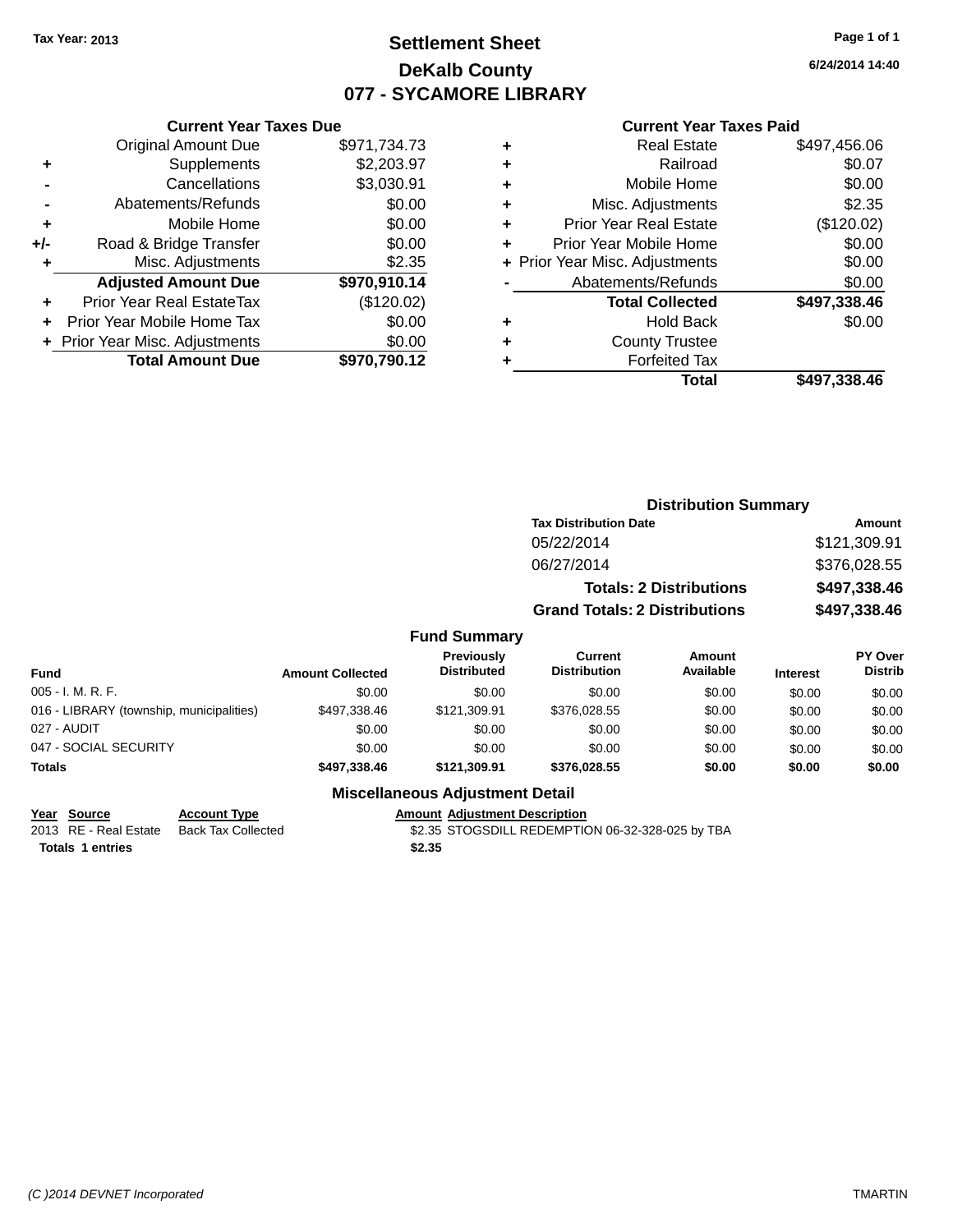Tax Year: 2013

# Settlement Sheet
## DeKalb County
## 077 - SYCAMORE LIBRARY

6/24/2014 14:40

### Current Year Taxes Due

| | | |
|---|---|---|
| | Original Amount Due | $971,734.73 |
| + | Supplements | $2,203.97 |
| - | Cancellations | $3,030.91 |
| - | Abatements/Refunds | $0.00 |
| + | Mobile Home | $0.00 |
| +/- | Road & Bridge Transfer | $0.00 |
| + | Misc. Adjustments | $2.35 |
| | **Adjusted Amount Due** | **$970,910.14** |
| + | Prior Year Real EstateTax | ($120.02) |
| + | Prior Year Mobile Home Tax | $0.00 |
| + | Prior Year Misc. Adjustments | $0.00 |
| | **Total Amount Due** | **$970,790.12** |

### Current Year Taxes Paid

| | | |
|---|---|---|
| + | Real Estate | $497,456.06 |
| + | Railroad | $0.07 |
| + | Mobile Home | $0.00 |
| + | Misc. Adjustments | $2.35 |
| + | Prior Year Real Estate | ($120.02) |
| + | Prior Year Mobile Home | $0.00 |
| + | Prior Year Misc. Adjustments | $0.00 |
| - | Abatements/Refunds | $0.00 |
| | **Total Collected** | **$497,338.46** |
| + | Hold Back | $0.00 |
| + | County Trustee | |
| + | Forfeited Tax | |
| | **Total** | **$497,338.46** |

### Distribution Summary

| Tax Distribution Date | Amount |
|---|---|
| 05/22/2014 | $121,309.91 |
| 06/27/2014 | $376,028.55 |
| **Totals: 2 Distributions** | **$497,338.46** |
| **Grand Totals: 2 Distributions** | **$497,338.46** |

### Fund Summary

| Fund | Amount Collected | Previously Distributed | Current Distribution | Amount Available | Interest | PY Over Distrib |
|---|---|---|---|---|---|---|
| 005 - I. M. R. F. | $0.00 | $0.00 | $0.00 | $0.00 | $0.00 | $0.00 |
| 016 - LIBRARY (township, municipalities) | $497,338.46 | $121,309.91 | $376,028.55 | $0.00 | $0.00 | $0.00 |
| 027 - AUDIT | $0.00 | $0.00 | $0.00 | $0.00 | $0.00 | $0.00 |
| 047 - SOCIAL SECURITY | $0.00 | $0.00 | $0.00 | $0.00 | $0.00 | $0.00 |
| **Totals** | **$497,338.46** | **$121,309.91** | **$376,028.55** | **$0.00** | **$0.00** | **$0.00** |

### Miscellaneous Adjustment Detail

| Year | Source | Account Type | Amount | Adjustment Description |
|---|---|---|---|---|
| 2013 | RE - Real Estate | Back Tax Collected | $2.35 | STOGSDILL REDEMPTION 06-32-328-025 by TBA |
| **Totals** | **1 entries** | | **$2.35** | |

(C )2014 DEVNET Incorporated — TMARTIN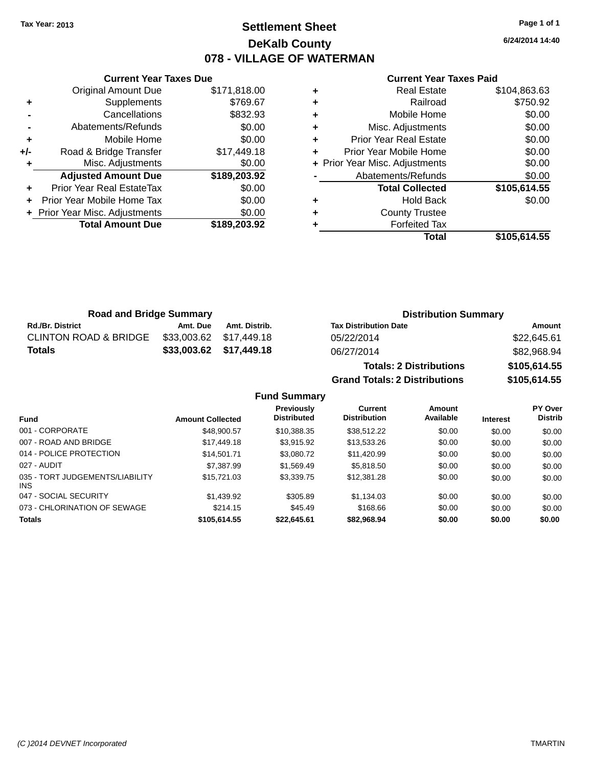Tax Year: 2013

# Settlement Sheet
## DeKalb County
## 078 - VILLAGE OF WATERMAN

6/24/2014 14:40

### Current Year Taxes Due

| | | |
|---|---|---|
| | Original Amount Due | $171,818.00 |
| + | Supplements | $769.67 |
| - | Cancellations | $832.93 |
| - | Abatements/Refunds | $0.00 |
| + | Mobile Home | $0.00 |
| +/- | Road & Bridge Transfer | $17,449.18 |
| + | Misc. Adjustments | $0.00 |
| | **Adjusted Amount Due** | **$189,203.92** |
| + | Prior Year Real EstateTax | $0.00 |
| + | Prior Year Mobile Home Tax | $0.00 |
| + | Prior Year Misc. Adjustments | $0.00 |
| | **Total Amount Due** | **$189,203.92** |

### Current Year Taxes Paid

| | | |
|---|---|---|
| + | Real Estate | $104,863.63 |
| + | Railroad | $750.92 |
| + | Mobile Home | $0.00 |
| + | Misc. Adjustments | $0.00 |
| + | Prior Year Real Estate | $0.00 |
| + | Prior Year Mobile Home | $0.00 |
| + | Prior Year Misc. Adjustments | $0.00 |
| - | Abatements/Refunds | $0.00 |
| | **Total Collected** | **$105,614.55** |
| + | Hold Back | $0.00 |
| + | County Trustee | |
| + | Forfeited Tax | |
| | **Total** | **$105,614.55** |

### Road and Bridge Summary

| Rd./Br. District | Amt. Due | Amt. Distrib. |
|---|---|---|
| CLINTON ROAD & BRIDGE | $33,003.62 | $17,449.18 |
| **Totals** | **$33,003.62** | **$17,449.18** |

### Distribution Summary

| Tax Distribution Date | Amount |
|---|---|
| 05/22/2014 | $22,645.61 |
| 06/27/2014 | $82,968.94 |
| **Totals: 2 Distributions** | **$105,614.55** |
| **Grand Totals: 2 Distributions** | **$105,614.55** |

### Fund Summary

| Fund | Amount Collected | Previously Distributed | Current Distribution | Amount Available | Interest | PY Over Distrib |
|---|---|---|---|---|---|---|
| 001 - CORPORATE | $48,900.57 | $10,388.35 | $38,512.22 | $0.00 | $0.00 | $0.00 |
| 007 - ROAD AND BRIDGE | $17,449.18 | $3,915.92 | $13,533.26 | $0.00 | $0.00 | $0.00 |
| 014 - POLICE PROTECTION | $14,501.71 | $3,080.72 | $11,420.99 | $0.00 | $0.00 | $0.00 |
| 027 - AUDIT | $7,387.99 | $1,569.49 | $5,818.50 | $0.00 | $0.00 | $0.00 |
| 035 - TORT JUDGEMENTS/LIABILITY INS | $15,721.03 | $3,339.75 | $12,381.28 | $0.00 | $0.00 | $0.00 |
| 047 - SOCIAL SECURITY | $1,439.92 | $305.89 | $1,134.03 | $0.00 | $0.00 | $0.00 |
| 073 - CHLORINATION OF SEWAGE | $214.15 | $45.49 | $168.66 | $0.00 | $0.00 | $0.00 |
| **Totals** | **$105,614.55** | **$22,645.61** | **$82,968.94** | **$0.00** | **$0.00** | **$0.00** |

(C )2014 DEVNET Incorporated TMARTIN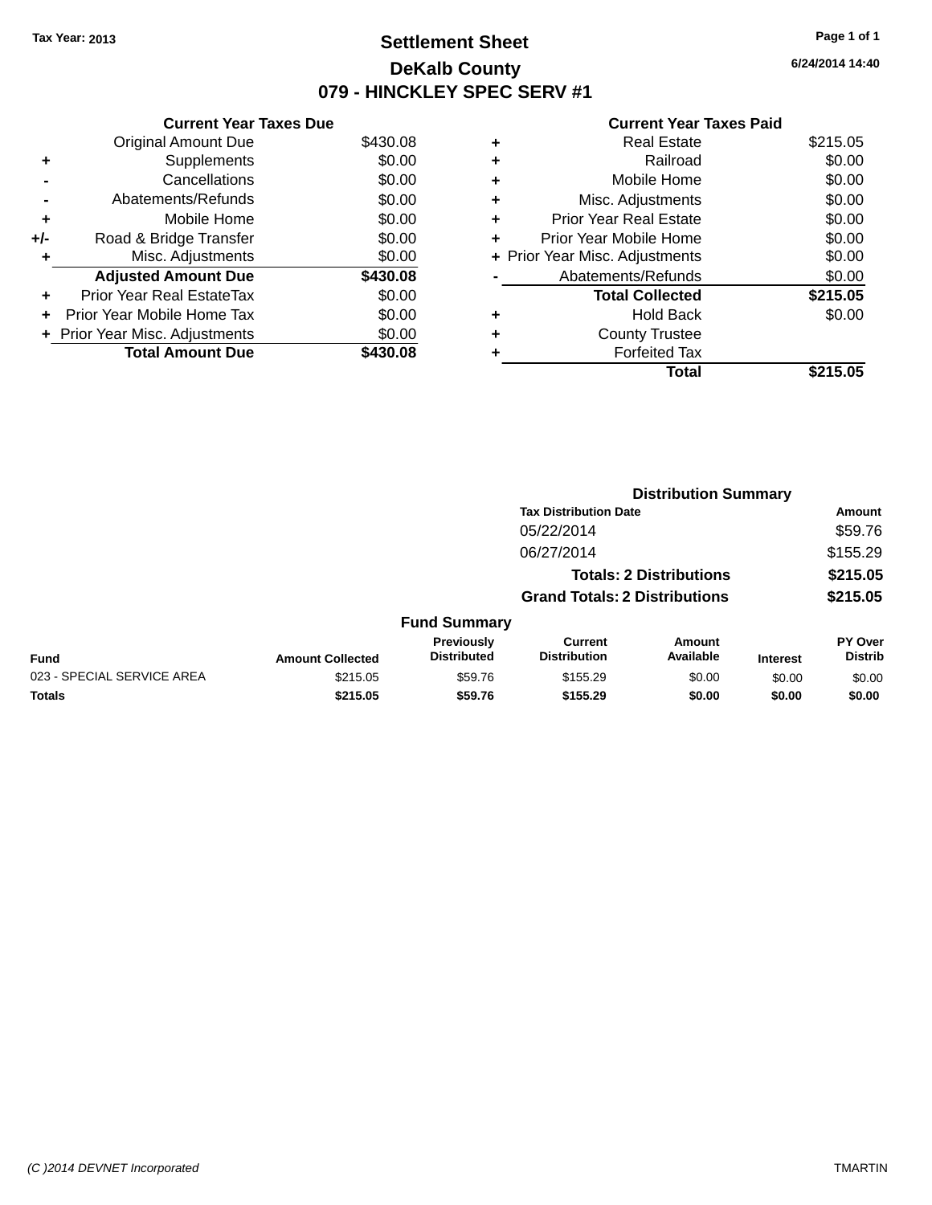Tax Year: 2013

# Settlement Sheet

## DeKalb County

## 079 - HINCKLEY SPEC SERV #1

6/24/2014 14:40

### Current Year Taxes Due

| | | |
|---|---|---|
| | Original Amount Due | $430.08 |
| + | Supplements | $0.00 |
| - | Cancellations | $0.00 |
| - | Abatements/Refunds | $0.00 |
| + | Mobile Home | $0.00 |
| +/- | Road & Bridge Transfer | $0.00 |
| + | Misc. Adjustments | $0.00 |
| | **Adjusted Amount Due** | **$430.08** |
| + | Prior Year Real EstateTax | $0.00 |
| + | Prior Year Mobile Home Tax | $0.00 |
| + | Prior Year Misc. Adjustments | $0.00 |
| | **Total Amount Due** | **$430.08** |

### Current Year Taxes Paid

| | | |
|---|---|---|
| + | Real Estate | $215.05 |
| + | Railroad | $0.00 |
| + | Mobile Home | $0.00 |
| + | Misc. Adjustments | $0.00 |
| + | Prior Year Real Estate | $0.00 |
| + | Prior Year Mobile Home | $0.00 |
| + | Prior Year Misc. Adjustments | $0.00 |
| - | Abatements/Refunds | $0.00 |
| | **Total Collected** | **$215.05** |
| + | Hold Back | $0.00 |
| + | County Trustee | |
| + | Forfeited Tax | |
| | **Total** | **$215.05** |

### Distribution Summary

| Tax Distribution Date | Amount |
|---|---|
| 05/22/2014 | $59.76 |
| 06/27/2014 | $155.29 |
| **Totals: 2 Distributions** | **$215.05** |
| **Grand Totals: 2 Distributions** | **$215.05** |

### Fund Summary

| Fund | Amount Collected | Previously Distributed | Current Distribution | Amount Available | Interest | PY Over Distrib |
|---|---|---|---|---|---|---|
| 023 - SPECIAL SERVICE AREA | $215.05 | $59.76 | $155.29 | $0.00 | $0.00 | $0.00 |
| **Totals** | **$215.05** | **$59.76** | **$155.29** | **$0.00** | **$0.00** | **$0.00** |

(C )2014 DEVNET Incorporated TMARTIN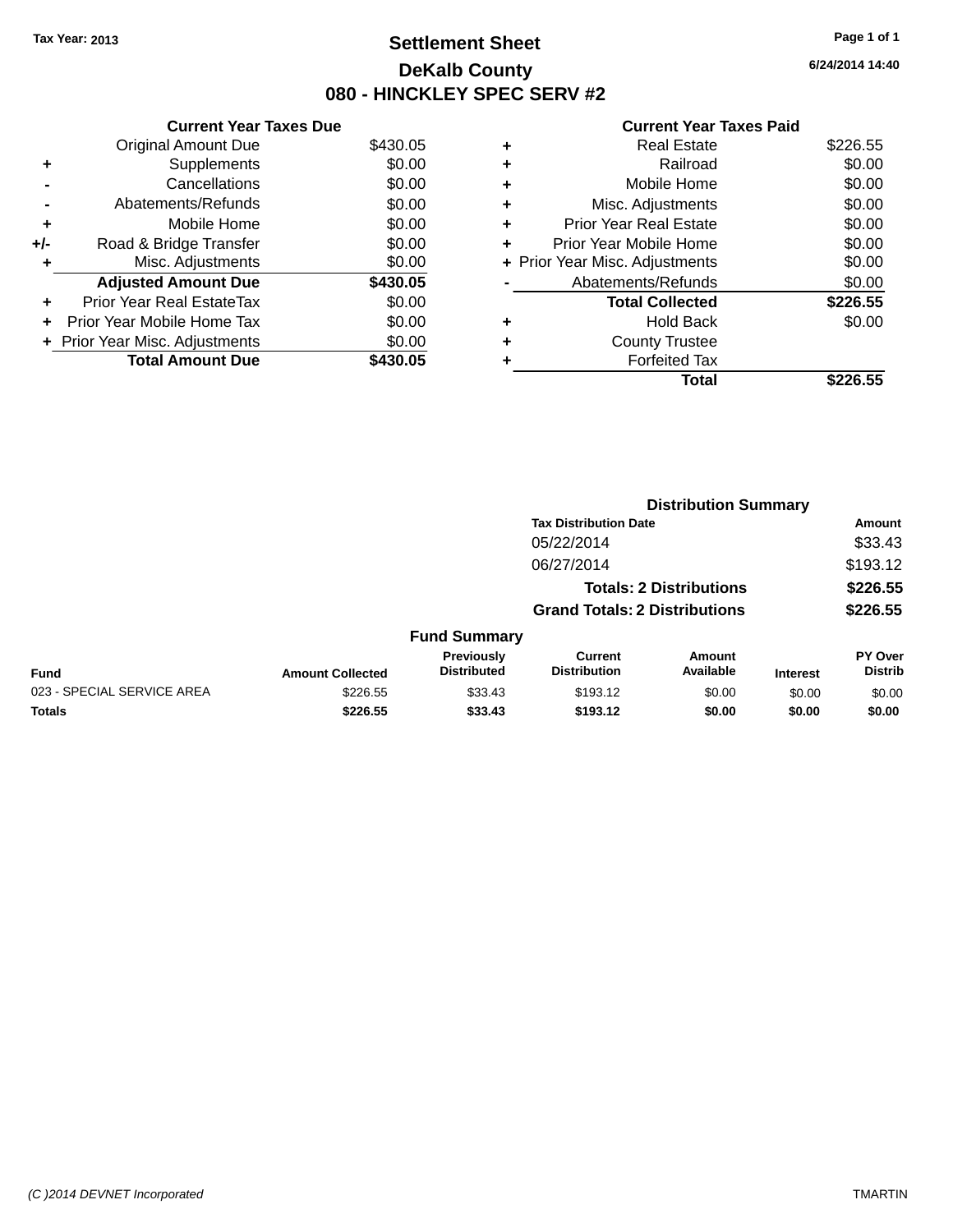Tax Year: 2013

# Settlement Sheet

## DeKalb County

## 080 - HINCKLEY SPEC SERV #2

6/24/2014 14:40

### Current Year Taxes Due

| | | |
|---|---|---|
| | Original Amount Due | $430.05 |
| + | Supplements | $0.00 |
| - | Cancellations | $0.00 |
| - | Abatements/Refunds | $0.00 |
| + | Mobile Home | $0.00 |
| +/- | Road & Bridge Transfer | $0.00 |
| + | Misc. Adjustments | $0.00 |
| | **Adjusted Amount Due** | **$430.05** |
| + | Prior Year Real EstateTax | $0.00 |
| + | Prior Year Mobile Home Tax | $0.00 |
| + | Prior Year Misc. Adjustments | $0.00 |
| | **Total Amount Due** | **$430.05** |

### Current Year Taxes Paid

| | | |
|---|---|---|
| + | Real Estate | $226.55 |
| + | Railroad | $0.00 |
| + | Mobile Home | $0.00 |
| + | Misc. Adjustments | $0.00 |
| + | Prior Year Real Estate | $0.00 |
| + | Prior Year Mobile Home | $0.00 |
| + | Prior Year Misc. Adjustments | $0.00 |
| - | Abatements/Refunds | $0.00 |
| | **Total Collected** | **$226.55** |
| + | Hold Back | $0.00 |
| + | County Trustee | |
| + | Forfeited Tax | |
| | **Total** | **$226.55** |

### Distribution Summary

| Tax Distribution Date | Amount |
|---|---|
| 05/22/2014 | $33.43 |
| 06/27/2014 | $193.12 |
| **Totals: 2 Distributions** | **$226.55** |
| **Grand Totals: 2 Distributions** | **$226.55** |

### Fund Summary

| Fund | Amount Collected | Previously Distributed | Current Distribution | Amount Available | Interest | PY Over Distrib |
|---|---|---|---|---|---|---|
| 023 - SPECIAL SERVICE AREA | $226.55 | $33.43 | $193.12 | $0.00 | $0.00 | $0.00 |
| **Totals** | **$226.55** | **$33.43** | **$193.12** | **$0.00** | **$0.00** | **$0.00** |

(C )2014 DEVNET Incorporated TMARTIN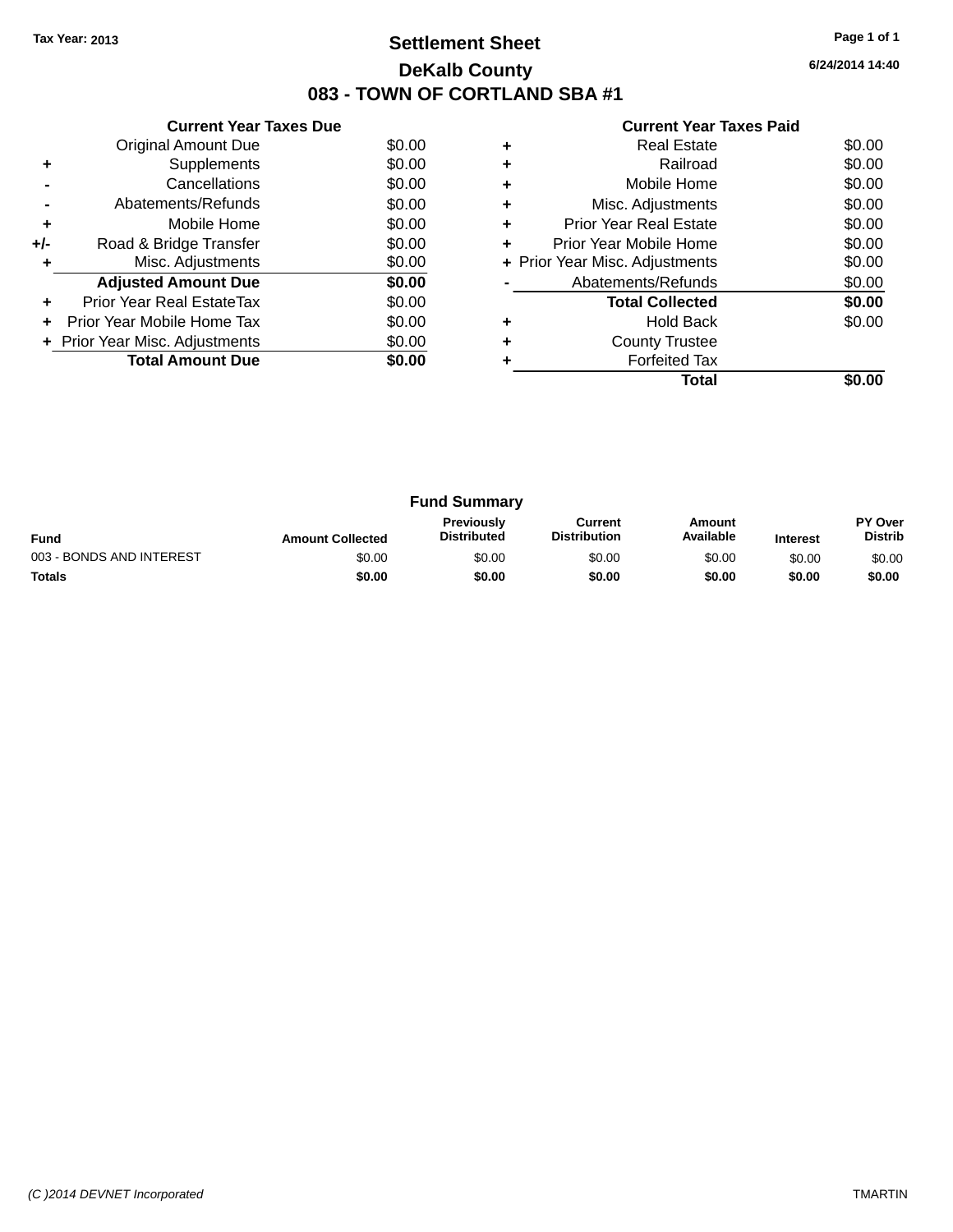Tax Year: 2013

# Settlement Sheet

## DeKalb County

## 083 - TOWN OF CORTLAND SBA #1

6/24/2014 14:40

### Current Year Taxes Due

| | | |
|---|---|---|
| | Original Amount Due | $0.00 |
| + | Supplements | $0.00 |
| - | Cancellations | $0.00 |
| - | Abatements/Refunds | $0.00 |
| + | Mobile Home | $0.00 |
| +/- | Road & Bridge Transfer | $0.00 |
| + | Misc. Adjustments | $0.00 |
| | **Adjusted Amount Due** | **$0.00** |
| + | Prior Year Real EstateTax | $0.00 |
| + | Prior Year Mobile Home Tax | $0.00 |
| + | Prior Year Misc. Adjustments | $0.00 |
| | **Total Amount Due** | **$0.00** |

### Current Year Taxes Paid

| | | |
|---|---|---|
| + | Real Estate | $0.00 |
| + | Railroad | $0.00 |
| + | Mobile Home | $0.00 |
| + | Misc. Adjustments | $0.00 |
| + | Prior Year Real Estate | $0.00 |
| + | Prior Year Mobile Home | $0.00 |
| + | Prior Year Misc. Adjustments | $0.00 |
| - | Abatements/Refunds | $0.00 |
| | **Total Collected** | **$0.00** |
| + | Hold Back | $0.00 |
| + | County Trustee | |
| + | Forfeited Tax | |
| | **Total** | **$0.00** |

### Fund Summary

| Fund | Amount Collected | Previously Distributed | Current Distribution | Amount Available | Interest | PY Over Distrib |
|---|---|---|---|---|---|---|
| 003 - BONDS AND INTEREST | $0.00 | $0.00 | $0.00 | $0.00 | $0.00 | $0.00 |
| **Totals** | **$0.00** | **$0.00** | **$0.00** | **$0.00** | **$0.00** | **$0.00** |

(C )2014 DEVNET Incorporated

TMARTIN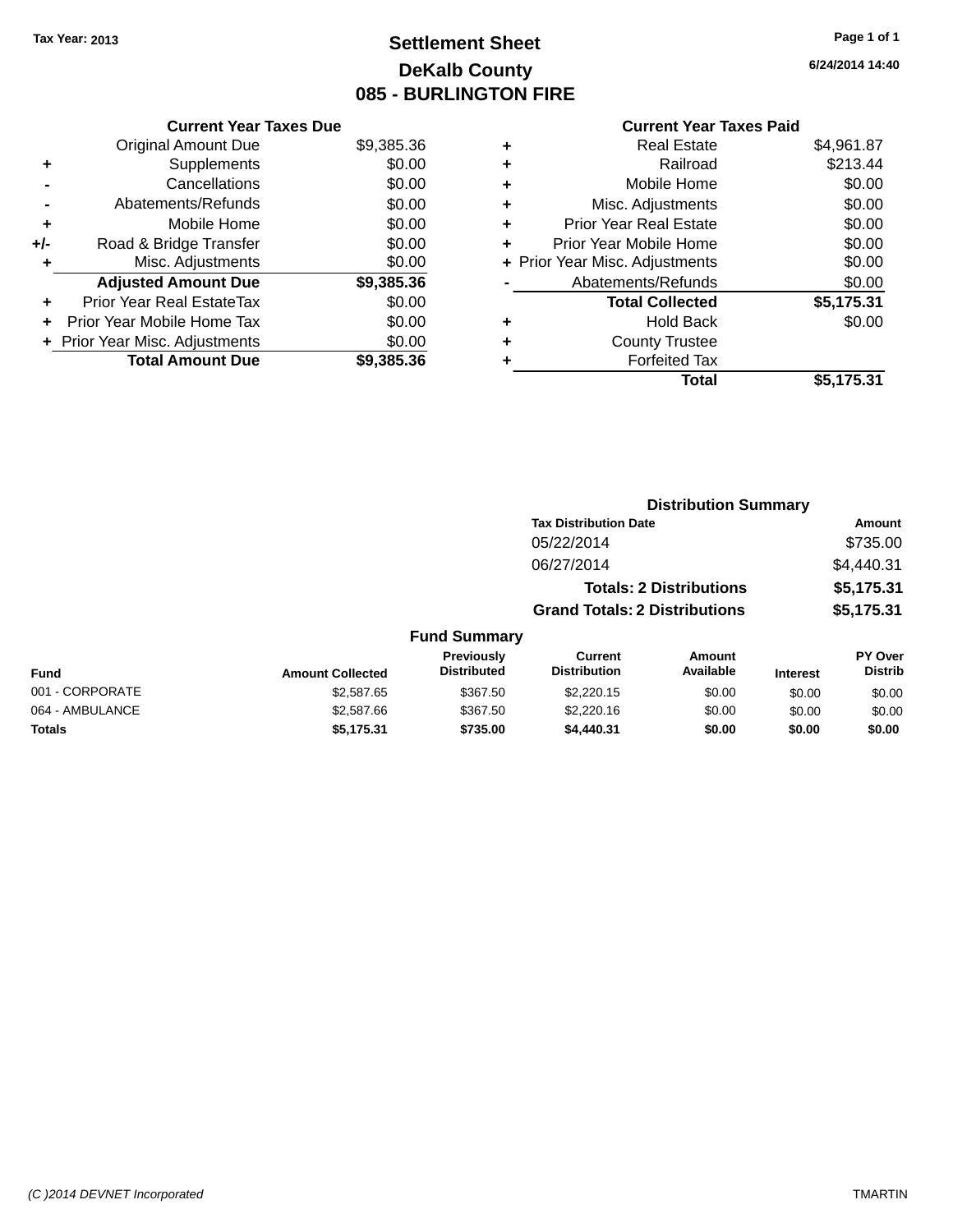Tax Year: 2013

# Settlement Sheet
## DeKalb County
## 085 - BURLINGTON FIRE

6/24/2014 14:40

### Current Year Taxes Due

| | | |
|---|---|---|
| | Original Amount Due | $9,385.36 |
| + | Supplements | $0.00 |
| - | Cancellations | $0.00 |
| - | Abatements/Refunds | $0.00 |
| + | Mobile Home | $0.00 |
| +/- | Road & Bridge Transfer | $0.00 |
| + | Misc. Adjustments | $0.00 |
| | **Adjusted Amount Due** | **$9,385.36** |
| + | Prior Year Real EstateTax | $0.00 |
| + | Prior Year Mobile Home Tax | $0.00 |
| + | Prior Year Misc. Adjustments | $0.00 |
| | **Total Amount Due** | **$9,385.36** |

### Current Year Taxes Paid

| | | |
|---|---|---|
| + | Real Estate | $4,961.87 |
| + | Railroad | $213.44 |
| + | Mobile Home | $0.00 |
| + | Misc. Adjustments | $0.00 |
| + | Prior Year Real Estate | $0.00 |
| + | Prior Year Mobile Home | $0.00 |
| + | Prior Year Misc. Adjustments | $0.00 |
| - | Abatements/Refunds | $0.00 |
| | **Total Collected** | **$5,175.31** |
| + | Hold Back | $0.00 |
| + | County Trustee | |
| + | Forfeited Tax | |
| | **Total** | **$5,175.31** |

### Distribution Summary

| Tax Distribution Date | Amount |
|---|---|
| 05/22/2014 | $735.00 |
| 06/27/2014 | $4,440.31 |
| **Totals: 2 Distributions** | **$5,175.31** |
| **Grand Totals: 2 Distributions** | **$5,175.31** |

### Fund Summary

| Fund | Amount Collected | Previously Distributed | Current Distribution | Amount Available | Interest | PY Over Distrib |
|---|---|---|---|---|---|---|
| 001 - CORPORATE | $2,587.65 | $367.50 | $2,220.15 | $0.00 | $0.00 | $0.00 |
| 064 - AMBULANCE | $2,587.66 | $367.50 | $2,220.16 | $0.00 | $0.00 | $0.00 |
| **Totals** | **$5,175.31** | **$735.00** | **$4,440.31** | **$0.00** | **$0.00** | **$0.00** |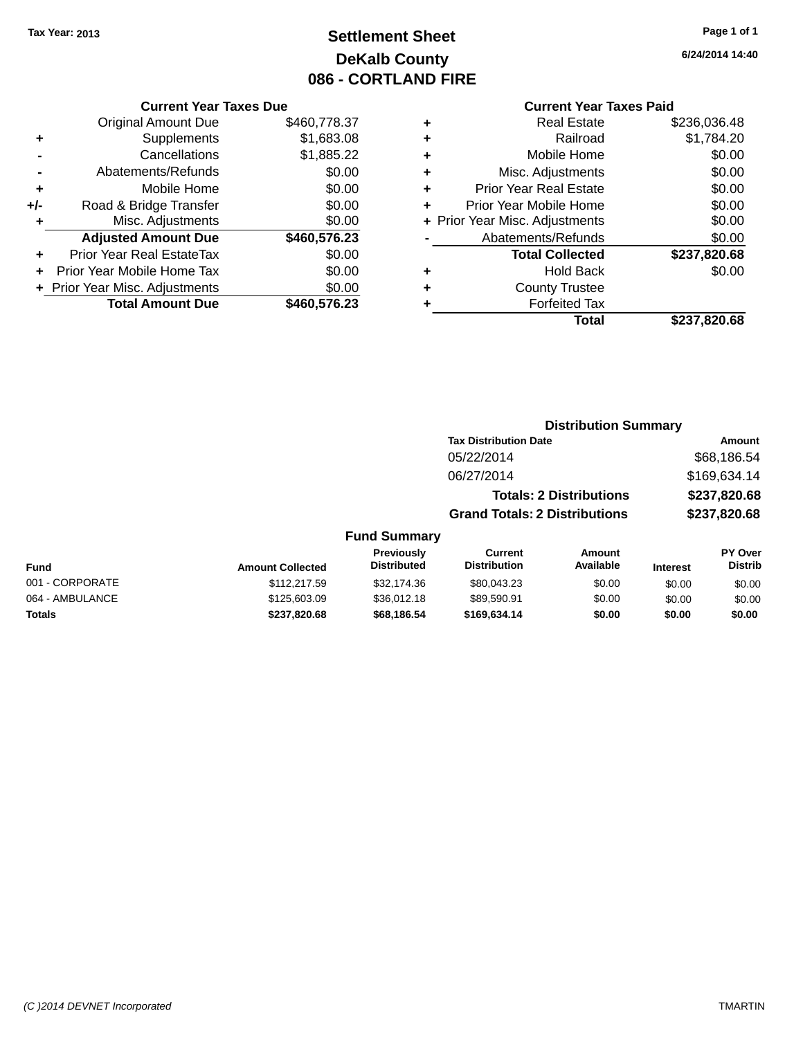Tax Year: 2013

# Settlement Sheet
## DeKalb County
## 086 - CORTLAND FIRE

6/24/2014 14:40

### Current Year Taxes Due

| | | |
|---|---|---|
| | Original Amount Due | $460,778.37 |
| + | Supplements | $1,683.08 |
| - | Cancellations | $1,885.22 |
| - | Abatements/Refunds | $0.00 |
| + | Mobile Home | $0.00 |
| +/- | Road & Bridge Transfer | $0.00 |
| + | Misc. Adjustments | $0.00 |
| | **Adjusted Amount Due** | **$460,576.23** |
| + | Prior Year Real EstateTax | $0.00 |
| + | Prior Year Mobile Home Tax | $0.00 |
| + | Prior Year Misc. Adjustments | $0.00 |
| | **Total Amount Due** | **$460,576.23** |

### Current Year Taxes Paid

| | | |
|---|---|---|
| + | Real Estate | $236,036.48 |
| + | Railroad | $1,784.20 |
| + | Mobile Home | $0.00 |
| + | Misc. Adjustments | $0.00 |
| + | Prior Year Real Estate | $0.00 |
| + | Prior Year Mobile Home | $0.00 |
| + | Prior Year Misc. Adjustments | $0.00 |
| - | Abatements/Refunds | $0.00 |
| | **Total Collected** | **$237,820.68** |
| + | Hold Back | $0.00 |
| + | County Trustee | |
| + | Forfeited Tax | |
| | **Total** | **$237,820.68** |

### Distribution Summary

| Tax Distribution Date | Amount |
|---|---|
| 05/22/2014 | $68,186.54 |
| 06/27/2014 | $169,634.14 |
| **Totals: 2 Distributions** | **$237,820.68** |
| **Grand Totals: 2 Distributions** | **$237,820.68** |

### Fund Summary

| Fund | Amount Collected | Previously Distributed | Current Distribution | Amount Available | Interest | PY Over Distrib |
|---|---|---|---|---|---|---|
| 001 - CORPORATE | $112,217.59 | $32,174.36 | $80,043.23 | $0.00 | $0.00 | $0.00 |
| 064 - AMBULANCE | $125,603.09 | $36,012.18 | $89,590.91 | $0.00 | $0.00 | $0.00 |
| **Totals** | **$237,820.68** | **$68,186.54** | **$169,634.14** | **$0.00** | **$0.00** | **$0.00** |

(C )2014 DEVNET Incorporated — TMARTIN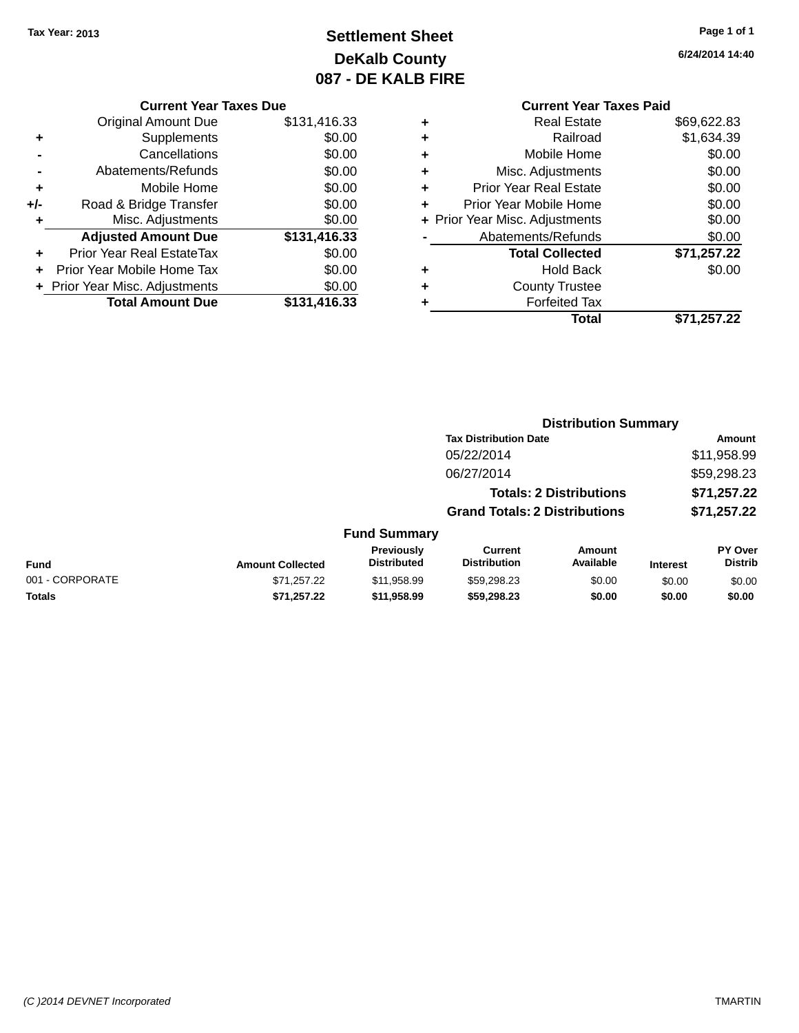Tax Year: 2013

# Settlement Sheet
## DeKalb County
## 087 - DE KALB FIRE

6/24/2014 14:40

### Current Year Taxes Due

| | | |
|---|---|---|
| | Original Amount Due | $131,416.33 |
| + | Supplements | $0.00 |
| - | Cancellations | $0.00 |
| - | Abatements/Refunds | $0.00 |
| + | Mobile Home | $0.00 |
| +/- | Road & Bridge Transfer | $0.00 |
| + | Misc. Adjustments | $0.00 |
| | **Adjusted Amount Due** | **$131,416.33** |
| + | Prior Year Real EstateTax | $0.00 |
| + | Prior Year Mobile Home Tax | $0.00 |
| + | Prior Year Misc. Adjustments | $0.00 |
| | **Total Amount Due** | **$131,416.33** |

### Current Year Taxes Paid

| | | |
|---|---|---|
| + | Real Estate | $69,622.83 |
| + | Railroad | $1,634.39 |
| + | Mobile Home | $0.00 |
| + | Misc. Adjustments | $0.00 |
| + | Prior Year Real Estate | $0.00 |
| + | Prior Year Mobile Home | $0.00 |
| + | Prior Year Misc. Adjustments | $0.00 |
| - | Abatements/Refunds | $0.00 |
| | **Total Collected** | **$71,257.22** |
| + | Hold Back | $0.00 |
| + | County Trustee | |
| + | Forfeited Tax | |
| | **Total** | **$71,257.22** |

### Distribution Summary

| Tax Distribution Date | Amount |
|---|---|
| 05/22/2014 | $11,958.99 |
| 06/27/2014 | $59,298.23 |
| **Totals: 2 Distributions** | **$71,257.22** |
| **Grand Totals: 2 Distributions** | **$71,257.22** |

### Fund Summary

| Fund | Amount Collected | Previously Distributed | Current Distribution | Amount Available | Interest | PY Over Distrib |
|---|---|---|---|---|---|---|
| 001 - CORPORATE | $71,257.22 | $11,958.99 | $59,298.23 | $0.00 | $0.00 | $0.00 |
| **Totals** | **$71,257.22** | **$11,958.99** | **$59,298.23** | **$0.00** | **$0.00** | **$0.00** |

(C )2014 DEVNET Incorporated

TMARTIN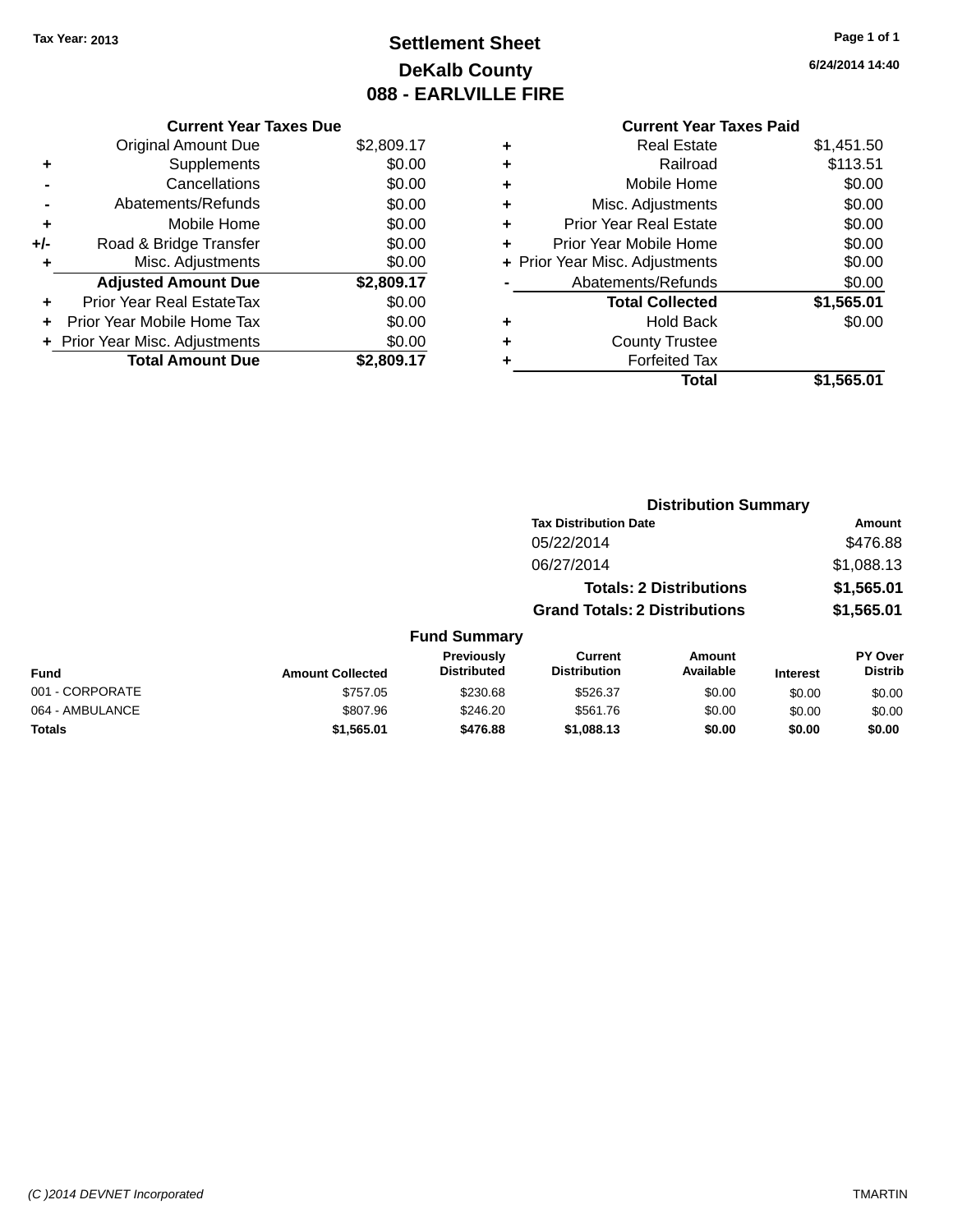Tax Year: 2013

# Settlement Sheet
## DeKalb County
## 088 - EARLVILLE FIRE

Page 1 of 1

6/24/2014 14:40

| | Current Year Taxes Due | |
|---|---|---|
| | Original Amount Due | $2,809.17 |
| + | Supplements | $0.00 |
| - | Cancellations | $0.00 |
| - | Abatements/Refunds | $0.00 |
| + | Mobile Home | $0.00 |
| +/- | Road & Bridge Transfer | $0.00 |
| + | Misc. Adjustments | $0.00 |
| | **Adjusted Amount Due** | **$2,809.17** |
| + | Prior Year Real EstateTax | $0.00 |
| + | Prior Year Mobile Home Tax | $0.00 |
| + | Prior Year Misc. Adjustments | $0.00 |
| | **Total Amount Due** | **$2,809.17** |

| | Current Year Taxes Paid | |
|---|---|---|
| + | Real Estate | $1,451.50 |
| + | Railroad | $113.51 |
| + | Mobile Home | $0.00 |
| + | Misc. Adjustments | $0.00 |
| + | Prior Year Real Estate | $0.00 |
| + | Prior Year Mobile Home | $0.00 |
| + | Prior Year Misc. Adjustments | $0.00 |
| - | Abatements/Refunds | $0.00 |
| | **Total Collected** | **$1,565.01** |
| + | Hold Back | $0.00 |
| + | County Trustee | |
| + | Forfeited Tax | |
| | **Total** | **$1,565.01** |

### Distribution Summary

| Tax Distribution Date | Amount |
|---|---|
| 05/22/2014 | $476.88 |
| 06/27/2014 | $1,088.13 |
| **Totals: 2 Distributions** | **$1,565.01** |
| **Grand Totals: 2 Distributions** | **$1,565.01** |

### Fund Summary

| Fund | Amount Collected | Previously Distributed | Current Distribution | Amount Available | Interest | PY Over Distrib |
|---|---|---|---|---|---|---|
| 001 - CORPORATE | $757.05 | $230.68 | $526.37 | $0.00 | $0.00 | $0.00 |
| 064 - AMBULANCE | $807.96 | $246.20 | $561.76 | $0.00 | $0.00 | $0.00 |
| **Totals** | **$1,565.01** | **$476.88** | **$1,088.13** | **$0.00** | **$0.00** | **$0.00** |

(C )2014 DEVNET Incorporated

TMARTIN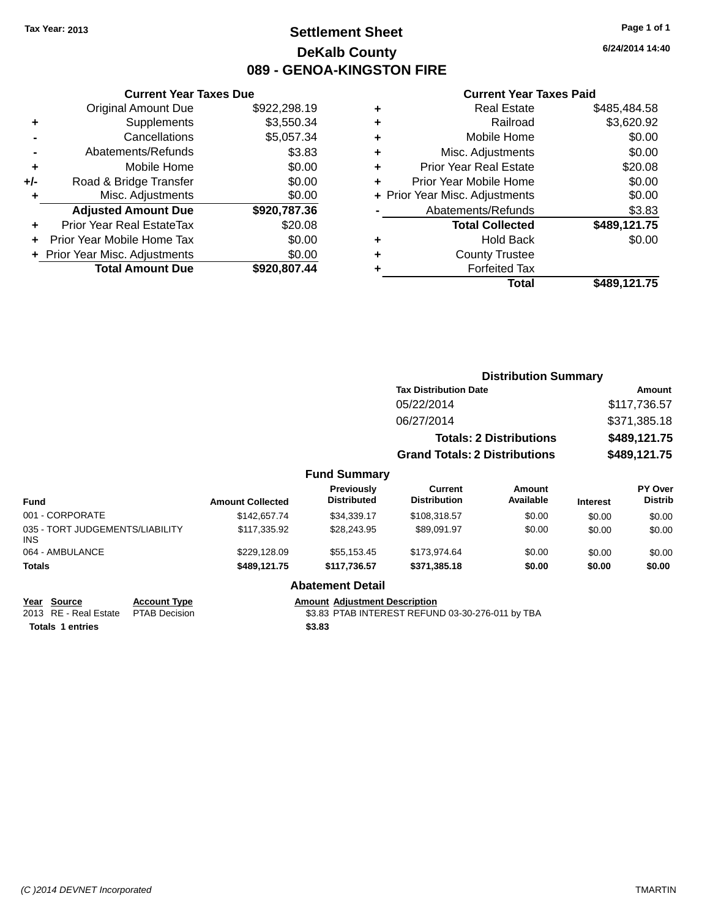Tax Year: 2013

# Settlement Sheet

## DeKalb County

## 089 - GENOA-KINGSTON FIRE

6/24/2014 14:40

### Current Year Taxes Due

| | | |
|---|---|---|
| | Original Amount Due | $922,298.19 |
| + | Supplements | $3,550.34 |
| - | Cancellations | $5,057.34 |
| - | Abatements/Refunds | $3.83 |
| + | Mobile Home | $0.00 |
| +/- | Road & Bridge Transfer | $0.00 |
| + | Misc. Adjustments | $0.00 |
| | **Adjusted Amount Due** | **$920,787.36** |
| + | Prior Year Real EstateTax | $20.08 |
| + | Prior Year Mobile Home Tax | $0.00 |
| + | Prior Year Misc. Adjustments | $0.00 |
| | **Total Amount Due** | **$920,807.44** |

### Current Year Taxes Paid

| | | |
|---|---|---|
| + | Real Estate | $485,484.58 |
| + | Railroad | $3,620.92 |
| + | Mobile Home | $0.00 |
| + | Misc. Adjustments | $0.00 |
| + | Prior Year Real Estate | $20.08 |
| + | Prior Year Mobile Home | $0.00 |
| + | Prior Year Misc. Adjustments | $0.00 |
| - | Abatements/Refunds | $3.83 |
| | **Total Collected** | **$489,121.75** |
| + | Hold Back | $0.00 |
| + | County Trustee | |
| + | Forfeited Tax | |
| | **Total** | **$489,121.75** |

### Distribution Summary

| Tax Distribution Date | Amount |
|---|---|
| 05/22/2014 | $117,736.57 |
| 06/27/2014 | $371,385.18 |
| **Totals: 2 Distributions** | **$489,121.75** |
| **Grand Totals: 2 Distributions** | **$489,121.75** |

### Fund Summary

| Fund | Amount Collected | Previously Distributed | Current Distribution | Amount Available | Interest | PY Over Distrib |
|---|---|---|---|---|---|---|
| 001 - CORPORATE | $142,657.74 | $34,339.17 | $108,318.57 | $0.00 | $0.00 | $0.00 |
| 035 - TORT JUDGEMENTS/LIABILITY INS | $117,335.92 | $28,243.95 | $89,091.97 | $0.00 | $0.00 | $0.00 |
| 064 - AMBULANCE | $229,128.09 | $55,153.45 | $173,974.64 | $0.00 | $0.00 | $0.00 |
| **Totals** | **$489,121.75** | **$117,736.57** | **$371,385.18** | **$0.00** | **$0.00** | **$0.00** |

### Abatement Detail

| Year | Source | Account Type | Amount | Adjustment Description |
|---|---|---|---|---|
| 2013 | RE - Real Estate | PTAB Decision | $3.83 | PTAB INTEREST REFUND 03-30-276-011 by TBA |
| **Totals** | **1 entries** | | **$3.83** | |

(C )2014 DEVNET Incorporated TMARTIN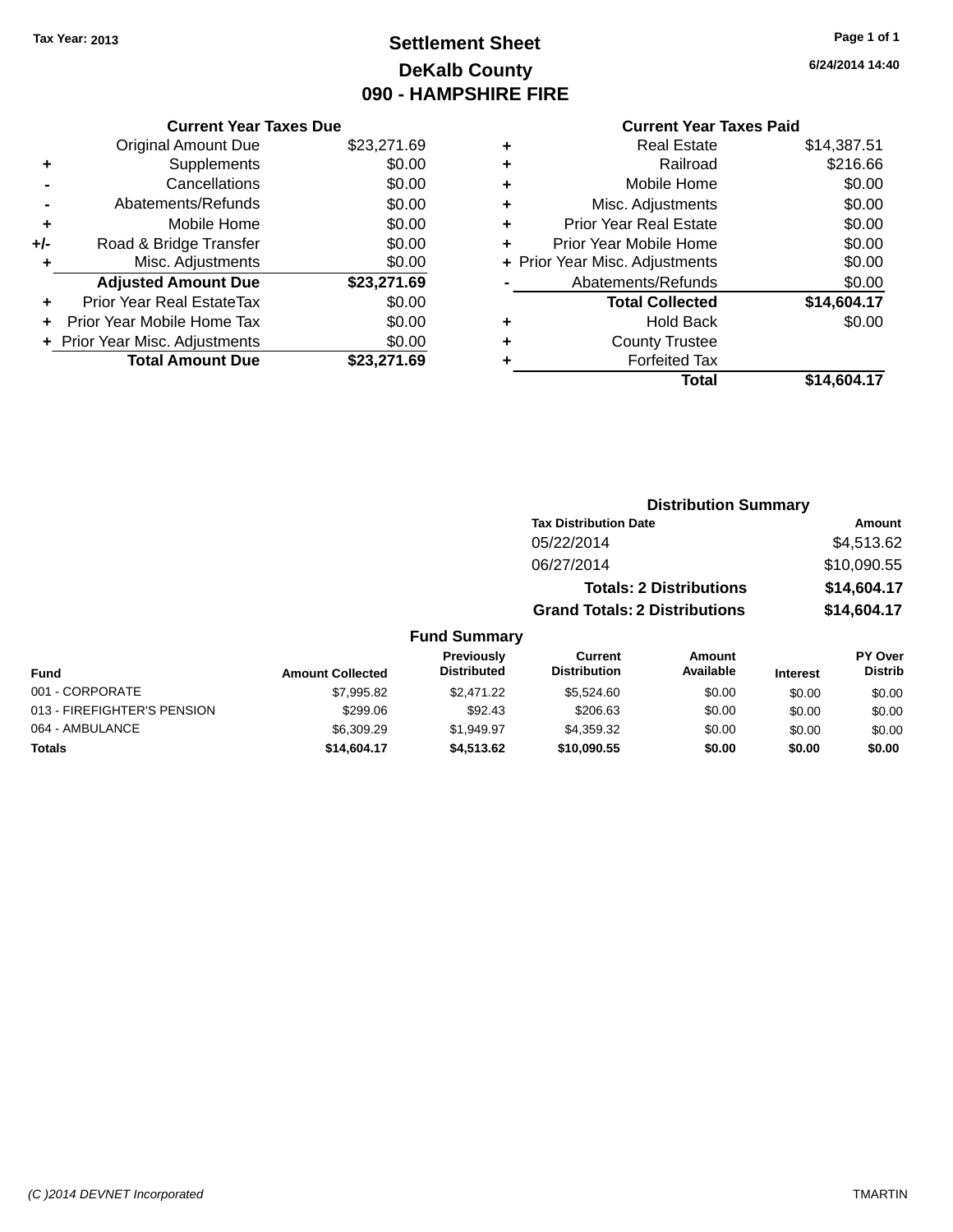Tax Year: 2013

# Settlement Sheet
## DeKalb County
## 090 - HAMPSHIRE FIRE

6/24/2014 14:40

### Current Year Taxes Due

| | | |
|---|---|---|
| | Original Amount Due | $23,271.69 |
| + | Supplements | $0.00 |
| - | Cancellations | $0.00 |
| - | Abatements/Refunds | $0.00 |
| + | Mobile Home | $0.00 |
| +/- | Road & Bridge Transfer | $0.00 |
| + | Misc. Adjustments | $0.00 |
| | **Adjusted Amount Due** | **$23,271.69** |
| + | Prior Year Real EstateTax | $0.00 |
| + | Prior Year Mobile Home Tax | $0.00 |
| + | Prior Year Misc. Adjustments | $0.00 |
| | **Total Amount Due** | **$23,271.69** |

### Current Year Taxes Paid

| | | |
|---|---|---|
| + | Real Estate | $14,387.51 |
| + | Railroad | $216.66 |
| + | Mobile Home | $0.00 |
| + | Misc. Adjustments | $0.00 |
| + | Prior Year Real Estate | $0.00 |
| + | Prior Year Mobile Home | $0.00 |
| + | Prior Year Misc. Adjustments | $0.00 |
| - | Abatements/Refunds | $0.00 |
| | **Total Collected** | **$14,604.17** |
| + | Hold Back | $0.00 |
| + | County Trustee | |
| + | Forfeited Tax | |
| | **Total** | **$14,604.17** |

### Distribution Summary

| Tax Distribution Date | Amount |
|---|---|
| 05/22/2014 | $4,513.62 |
| 06/27/2014 | $10,090.55 |
| **Totals: 2 Distributions** | **$14,604.17** |
| **Grand Totals: 2 Distributions** | **$14,604.17** |

### Fund Summary

| Fund | Amount Collected | Previously Distributed | Current Distribution | Amount Available | Interest | PY Over Distrib |
|---|---|---|---|---|---|---|
| 001 - CORPORATE | $7,995.82 | $2,471.22 | $5,524.60 | $0.00 | $0.00 | $0.00 |
| 013 - FIREFIGHTER'S PENSION | $299.06 | $92.43 | $206.63 | $0.00 | $0.00 | $0.00 |
| 064 - AMBULANCE | $6,309.29 | $1,949.97 | $4,359.32 | $0.00 | $0.00 | $0.00 |
| **Totals** | **$14,604.17** | **$4,513.62** | **$10,090.55** | **$0.00** | **$0.00** | **$0.00** |

(C )2014 DEVNET Incorporated TMARTIN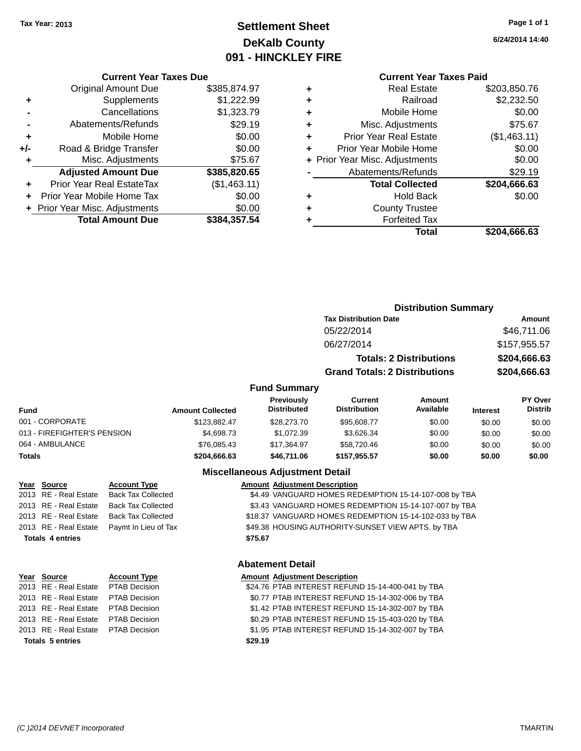Tax Year: 2013

# Settlement Sheet
## DeKalb County
## 091 - HINCKLEY FIRE

6/24/2014 14:40

### Current Year Taxes Due

| | | |
|---|---|---|
| | Original Amount Due | $385,874.97 |
| + | Supplements | $1,222.99 |
| - | Cancellations | $1,323.79 |
| - | Abatements/Refunds | $29.19 |
| + | Mobile Home | $0.00 |
| +/- | Road & Bridge Transfer | $0.00 |
| + | Misc. Adjustments | $75.67 |
| | **Adjusted Amount Due** | **$385,820.65** |
| + | Prior Year Real EstateTax | ($1,463.11) |
| + | Prior Year Mobile Home Tax | $0.00 |
| + | Prior Year Misc. Adjustments | $0.00 |
| | **Total Amount Due** | **$384,357.54** |

### Current Year Taxes Paid

| | | |
|---|---|---|
| + | Real Estate | $203,850.76 |
| + | Railroad | $2,232.50 |
| + | Mobile Home | $0.00 |
| + | Misc. Adjustments | $75.67 |
| + | Prior Year Real Estate | ($1,463.11) |
| + | Prior Year Mobile Home | $0.00 |
| + | Prior Year Misc. Adjustments | $0.00 |
| - | Abatements/Refunds | $29.19 |
| | **Total Collected** | **$204,666.63** |
| + | Hold Back | $0.00 |
| + | County Trustee | |
| + | Forfeited Tax | |
| | **Total** | **$204,666.63** |

### Distribution Summary

| Tax Distribution Date | Amount |
|---|---|
| 05/22/2014 | $46,711.06 |
| 06/27/2014 | $157,955.57 |
| **Totals: 2 Distributions** | **$204,666.63** |
| **Grand Totals: 2 Distributions** | **$204,666.63** |

### Fund Summary

| Fund | Amount Collected | Previously Distributed | Current Distribution | Amount Available | Interest | PY Over Distrib |
|---|---|---|---|---|---|---|
| 001 - CORPORATE | $123,882.47 | $28,273.70 | $95,608.77 | $0.00 | $0.00 | $0.00 |
| 013 - FIREFIGHTER'S PENSION | $4,698.73 | $1,072.39 | $3,626.34 | $0.00 | $0.00 | $0.00 |
| 064 - AMBULANCE | $76,085.43 | $17,364.97 | $58,720.46 | $0.00 | $0.00 | $0.00 |
| **Totals** | **$204,666.63** | **$46,711.06** | **$157,955.57** | **$0.00** | **$0.00** | **$0.00** |

### Miscellaneous Adjustment Detail

| Year | Source | Account Type | Amount | Adjustment Description |
|---|---|---|---|---|
| 2013 | RE - Real Estate | Back Tax Collected | $4.49 | VANGUARD HOMES REDEMPTION 15-14-107-008 by TBA |
| 2013 | RE - Real Estate | Back Tax Collected | $3.43 | VANGUARD HOMES REDEMPTION 15-14-107-007 by TBA |
| 2013 | RE - Real Estate | Back Tax Collected | $18.37 | VANGUARD HOMES REDEMPTION 15-14-102-033 by TBA |
| 2013 | RE - Real Estate | Paymt In Lieu of Tax | $49.38 | HOUSING AUTHORITY-SUNSET VIEW APTS. by TBA |
| **Totals 4 entries** | | | **$75.67** | |

### Abatement Detail

| Year | Source | Account Type | Amount | Adjustment Description |
|---|---|---|---|---|
| 2013 | RE - Real Estate | PTAB Decision | $24.76 | PTAB INTEREST REFUND 15-14-400-041 by TBA |
| 2013 | RE - Real Estate | PTAB Decision | $0.77 | PTAB INTEREST REFUND 15-14-302-006 by TBA |
| 2013 | RE - Real Estate | PTAB Decision | $1.42 | PTAB INTEREST REFUND 15-14-302-007 by TBA |
| 2013 | RE - Real Estate | PTAB Decision | $0.29 | PTAB INTEREST REFUND 15-15-403-020 by TBA |
| 2013 | RE - Real Estate | PTAB Decision | $1.95 | PTAB INTEREST REFUND 15-14-302-007 by TBA |
| **Totals 5 entries** | | | **$29.19** | |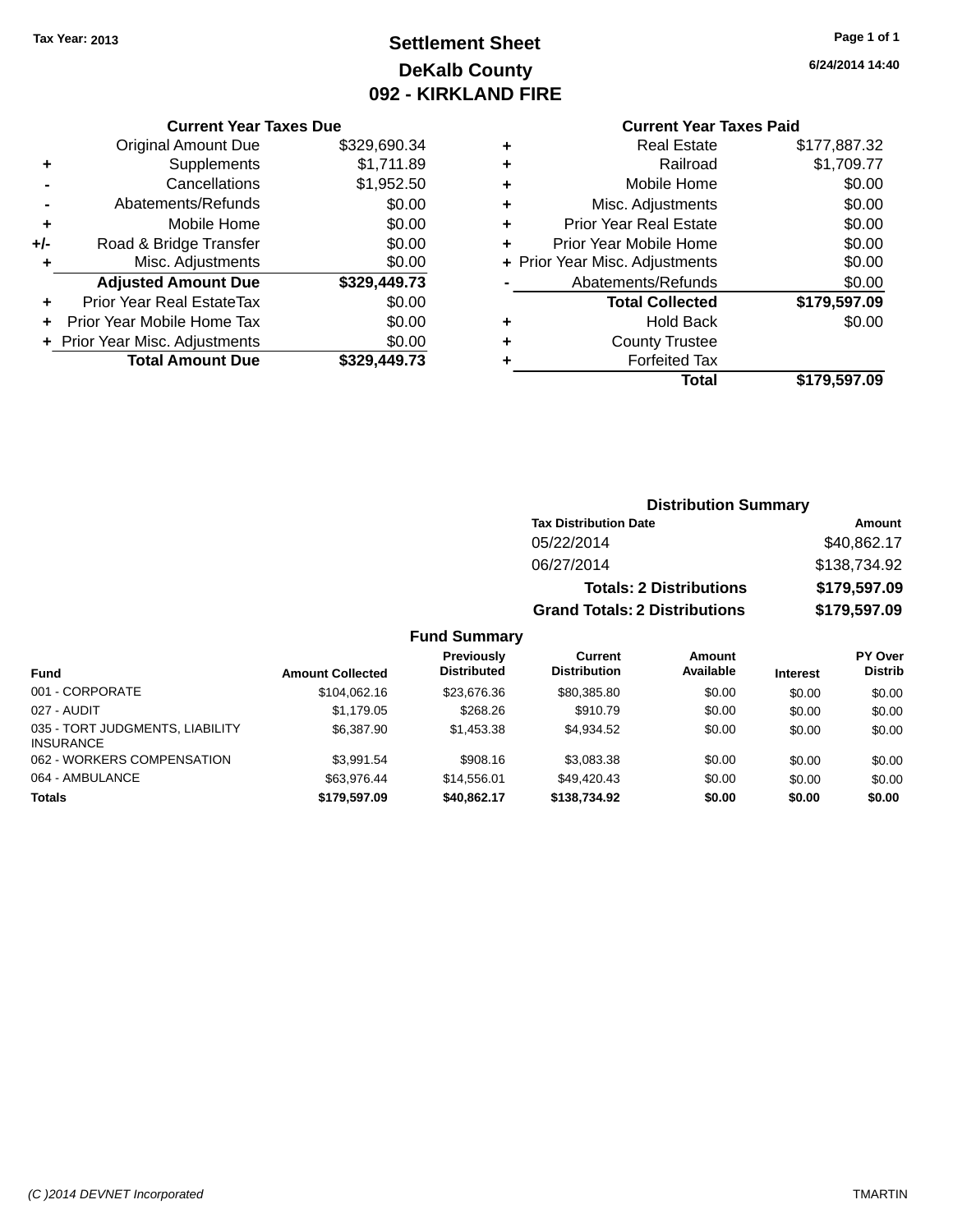Tax Year: 2013

# Settlement Sheet

## DeKalb County

## 092 - KIRKLAND FIRE

6/24/2014 14:40

### Current Year Taxes Due

| | | |
|---|---|---|
| | Original Amount Due | $329,690.34 |
| + | Supplements | $1,711.89 |
| - | Cancellations | $1,952.50 |
| - | Abatements/Refunds | $0.00 |
| + | Mobile Home | $0.00 |
| +/- | Road & Bridge Transfer | $0.00 |
| + | Misc. Adjustments | $0.00 |
| | **Adjusted Amount Due** | **$329,449.73** |
| + | Prior Year Real EstateTax | $0.00 |
| + | Prior Year Mobile Home Tax | $0.00 |
| + | Prior Year Misc. Adjustments | $0.00 |
| | **Total Amount Due** | **$329,449.73** |

### Current Year Taxes Paid

| | | |
|---|---|---|
| + | Real Estate | $177,887.32 |
| + | Railroad | $1,709.77 |
| + | Mobile Home | $0.00 |
| + | Misc. Adjustments | $0.00 |
| + | Prior Year Real Estate | $0.00 |
| + | Prior Year Mobile Home | $0.00 |
| + | Prior Year Misc. Adjustments | $0.00 |
| - | Abatements/Refunds | $0.00 |
| | **Total Collected** | **$179,597.09** |
| + | Hold Back | $0.00 |
| + | County Trustee | |
| + | Forfeited Tax | |
| | **Total** | **$179,597.09** |

### Distribution Summary

| Tax Distribution Date | Amount |
|---|---|
| 05/22/2014 | $40,862.17 |
| 06/27/2014 | $138,734.92 |
| **Totals: 2 Distributions** | **$179,597.09** |
| **Grand Totals: 2 Distributions** | **$179,597.09** |

### Fund Summary

| Fund | Amount Collected | Previously Distributed | Current Distribution | Amount Available | Interest | PY Over Distrib |
|---|---|---|---|---|---|---|
| 001 - CORPORATE | $104,062.16 | $23,676.36 | $80,385.80 | $0.00 | $0.00 | $0.00 |
| 027 - AUDIT | $1,179.05 | $268.26 | $910.79 | $0.00 | $0.00 | $0.00 |
| 035 - TORT JUDGMENTS, LIABILITY INSURANCE | $6,387.90 | $1,453.38 | $4,934.52 | $0.00 | $0.00 | $0.00 |
| 062 - WORKERS COMPENSATION | $3,991.54 | $908.16 | $3,083.38 | $0.00 | $0.00 | $0.00 |
| 064 - AMBULANCE | $63,976.44 | $14,556.01 | $49,420.43 | $0.00 | $0.00 | $0.00 |
| **Totals** | **$179,597.09** | **$40,862.17** | **$138,734.92** | **$0.00** | **$0.00** | **$0.00** |

(C )2014 DEVNET Incorporated TMARTIN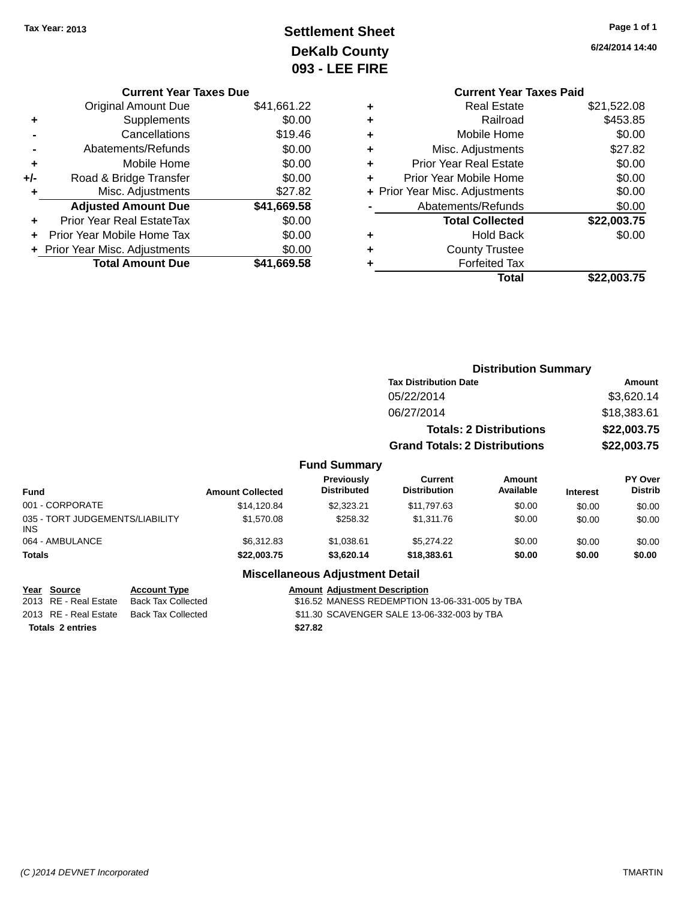Tax Year: 2013

# Settlement Sheet
## DeKalb County
## 093 - LEE FIRE

6/24/2014 14:40

### Current Year Taxes Due

| | | |
|---|---|---|
| | Original Amount Due | $41,661.22 |
| + | Supplements | $0.00 |
| - | Cancellations | $19.46 |
| - | Abatements/Refunds | $0.00 |
| + | Mobile Home | $0.00 |
| +/- | Road & Bridge Transfer | $0.00 |
| + | Misc. Adjustments | $27.82 |
| | **Adjusted Amount Due** | **$41,669.58** |
| + | Prior Year Real EstateTax | $0.00 |
| + | Prior Year Mobile Home Tax | $0.00 |
| + | Prior Year Misc. Adjustments | $0.00 |
| | **Total Amount Due** | **$41,669.58** |

### Current Year Taxes Paid

| | | |
|---|---|---|
| + | Real Estate | $21,522.08 |
| + | Railroad | $453.85 |
| + | Mobile Home | $0.00 |
| + | Misc. Adjustments | $27.82 |
| + | Prior Year Real Estate | $0.00 |
| + | Prior Year Mobile Home | $0.00 |
| + | Prior Year Misc. Adjustments | $0.00 |
| - | Abatements/Refunds | $0.00 |
| | **Total Collected** | **$22,003.75** |
| + | Hold Back | $0.00 |
| + | County Trustee | |
| + | Forfeited Tax | |
| | **Total** | **$22,003.75** |

### Distribution Summary

| Tax Distribution Date | Amount |
|---|---|
| 05/22/2014 | $3,620.14 |
| 06/27/2014 | $18,383.61 |
| **Totals: 2 Distributions** | **$22,003.75** |
| **Grand Totals: 2 Distributions** | **$22,003.75** |

### Fund Summary

| Fund | Amount Collected | Previously Distributed | Current Distribution | Amount Available | Interest | PY Over Distrib |
|---|---|---|---|---|---|---|
| 001 - CORPORATE | $14,120.84 | $2,323.21 | $11,797.63 | $0.00 | $0.00 | $0.00 |
| 035 - TORT JUDGEMENTS/LIABILITY INS | $1,570.08 | $258.32 | $1,311.76 | $0.00 | $0.00 | $0.00 |
| 064 - AMBULANCE | $6,312.83 | $1,038.61 | $5,274.22 | $0.00 | $0.00 | $0.00 |
| **Totals** | **$22,003.75** | **$3,620.14** | **$18,383.61** | **$0.00** | **$0.00** | **$0.00** |

### Miscellaneous Adjustment Detail

| Year | Source | Account Type | Amount | Adjustment Description |
|---|---|---|---|---|
| 2013 | RE - Real Estate | Back Tax Collected | $16.52 | MANESS REDEMPTION 13-06-331-005 by TBA |
| 2013 | RE - Real Estate | Back Tax Collected | $11.30 | SCAVENGER SALE 13-06-332-003 by TBA |
| **Totals** | **2 entries** | | **$27.82** | |

(C )2014 DEVNET Incorporated TMARTIN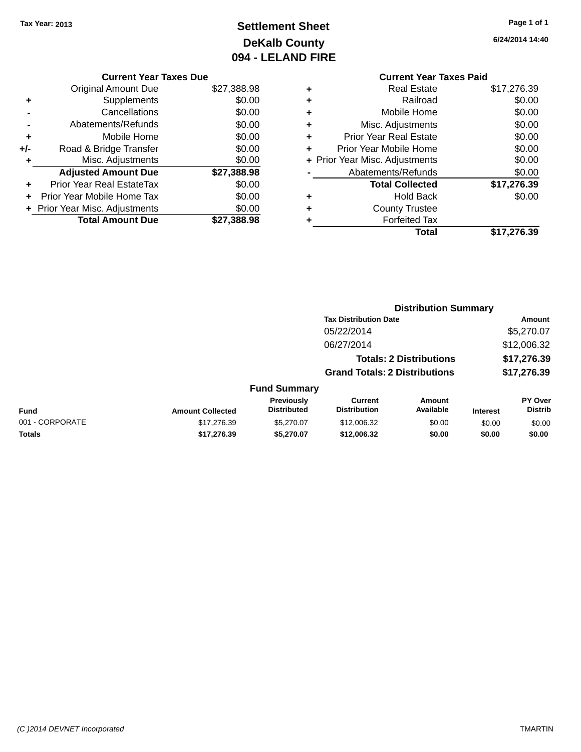Tax Year: 2013

# Settlement Sheet
## DeKalb County
## 094 - LELAND FIRE

6/24/2014 14:40

### Current Year Taxes Due

| | | |
|---|---|---|
| | Original Amount Due | $27,388.98 |
| + | Supplements | $0.00 |
| - | Cancellations | $0.00 |
| - | Abatements/Refunds | $0.00 |
| + | Mobile Home | $0.00 |
| +/- | Road & Bridge Transfer | $0.00 |
| + | Misc. Adjustments | $0.00 |
| | **Adjusted Amount Due** | **$27,388.98** |
| + | Prior Year Real EstateTax | $0.00 |
| + | Prior Year Mobile Home Tax | $0.00 |
| + | Prior Year Misc. Adjustments | $0.00 |
| | **Total Amount Due** | **$27,388.98** |

### Current Year Taxes Paid

| | | |
|---|---|---|
| + | Real Estate | $17,276.39 |
| + | Railroad | $0.00 |
| + | Mobile Home | $0.00 |
| + | Misc. Adjustments | $0.00 |
| + | Prior Year Real Estate | $0.00 |
| + | Prior Year Mobile Home | $0.00 |
| + | Prior Year Misc. Adjustments | $0.00 |
| - | Abatements/Refunds | $0.00 |
| | **Total Collected** | **$17,276.39** |
| + | Hold Back | $0.00 |
| + | County Trustee | |
| + | Forfeited Tax | |
| | **Total** | **$17,276.39** |

### Distribution Summary

| Tax Distribution Date | Amount |
|---|---|
| 05/22/2014 | $5,270.07 |
| 06/27/2014 | $12,006.32 |
| **Totals: 2 Distributions** | **$17,276.39** |
| **Grand Totals: 2 Distributions** | **$17,276.39** |

### Fund Summary

| Fund | Amount Collected | Previously Distributed | Current Distribution | Amount Available | Interest | PY Over Distrib |
|---|---|---|---|---|---|---|
| 001 - CORPORATE | $17,276.39 | $5,270.07 | $12,006.32 | $0.00 | $0.00 | $0.00 |
| **Totals** | **$17,276.39** | **$5,270.07** | **$12,006.32** | **$0.00** | **$0.00** | **$0.00** |

(C )2014 DEVNET Incorporated TMARTIN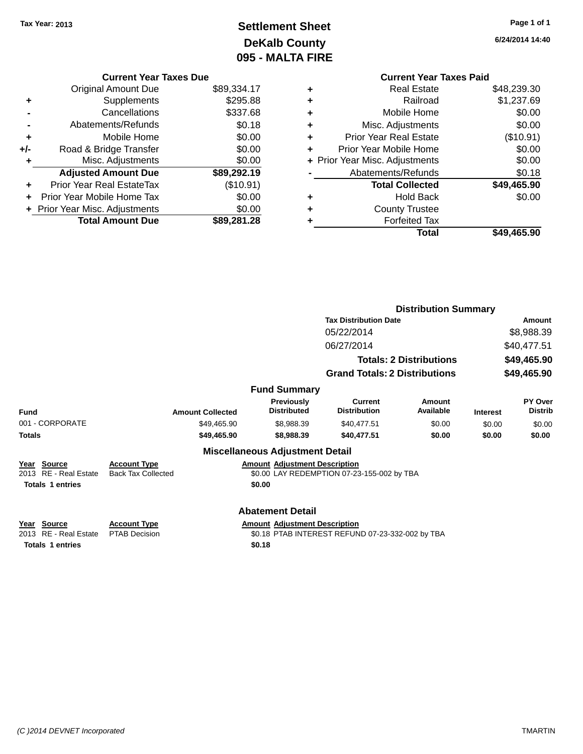Tax Year: 2013

# Settlement Sheet
## DeKalb County
## 095 - MALTA FIRE

6/24/2014 14:40

### Current Year Taxes Due

| | | |
|---|---|---|
| | Original Amount Due | $89,334.17 |
| + | Supplements | $295.88 |
| - | Cancellations | $337.68 |
| - | Abatements/Refunds | $0.18 |
| + | Mobile Home | $0.00 |
| +/- | Road & Bridge Transfer | $0.00 |
| + | Misc. Adjustments | $0.00 |
| | **Adjusted Amount Due** | **$89,292.19** |
| + | Prior Year Real EstateTax | ($10.91) |
| + | Prior Year Mobile Home Tax | $0.00 |
| + | Prior Year Misc. Adjustments | $0.00 |
| | **Total Amount Due** | **$89,281.28** |

### Current Year Taxes Paid

| | | |
|---|---|---|
| + | Real Estate | $48,239.30 |
| + | Railroad | $1,237.69 |
| + | Mobile Home | $0.00 |
| + | Misc. Adjustments | $0.00 |
| + | Prior Year Real Estate | ($10.91) |
| + | Prior Year Mobile Home | $0.00 |
| + | Prior Year Misc. Adjustments | $0.00 |
| - | Abatements/Refunds | $0.18 |
| | **Total Collected** | **$49,465.90** |
| + | Hold Back | $0.00 |
| + | County Trustee | |
| + | Forfeited Tax | |
| | **Total** | **$49,465.90** |

### Distribution Summary

| Tax Distribution Date | Amount |
|---|---|
| 05/22/2014 | $8,988.39 |
| 06/27/2014 | $40,477.51 |
| **Totals: 2 Distributions** | **$49,465.90** |
| **Grand Totals: 2 Distributions** | **$49,465.90** |

### Fund Summary

| Fund | Amount Collected | Previously Distributed | Current Distribution | Amount Available | Interest | PY Over Distrib |
|---|---|---|---|---|---|---|
| 001 - CORPORATE | $49,465.90 | $8,988.39 | $40,477.51 | $0.00 | $0.00 | $0.00 |
| **Totals** | **$49,465.90** | **$8,988.39** | **$40,477.51** | **$0.00** | **$0.00** | **$0.00** |

### Miscellaneous Adjustment Detail

| Year | Source | Account Type | Amount | Adjustment Description |
|---|---|---|---|---|
| 2013 | RE - Real Estate | Back Tax Collected | $0.00 | LAY REDEMPTION 07-23-155-002 by TBA |
| **Totals 1 entries** | | | **$0.00** | |

### Abatement Detail

| Year | Source | Account Type | Amount | Adjustment Description |
|---|---|---|---|---|
| 2013 | RE - Real Estate | PTAB Decision | $0.18 | PTAB INTEREST REFUND 07-23-332-002 by TBA |
| **Totals 1 entries** | | | **$0.18** | |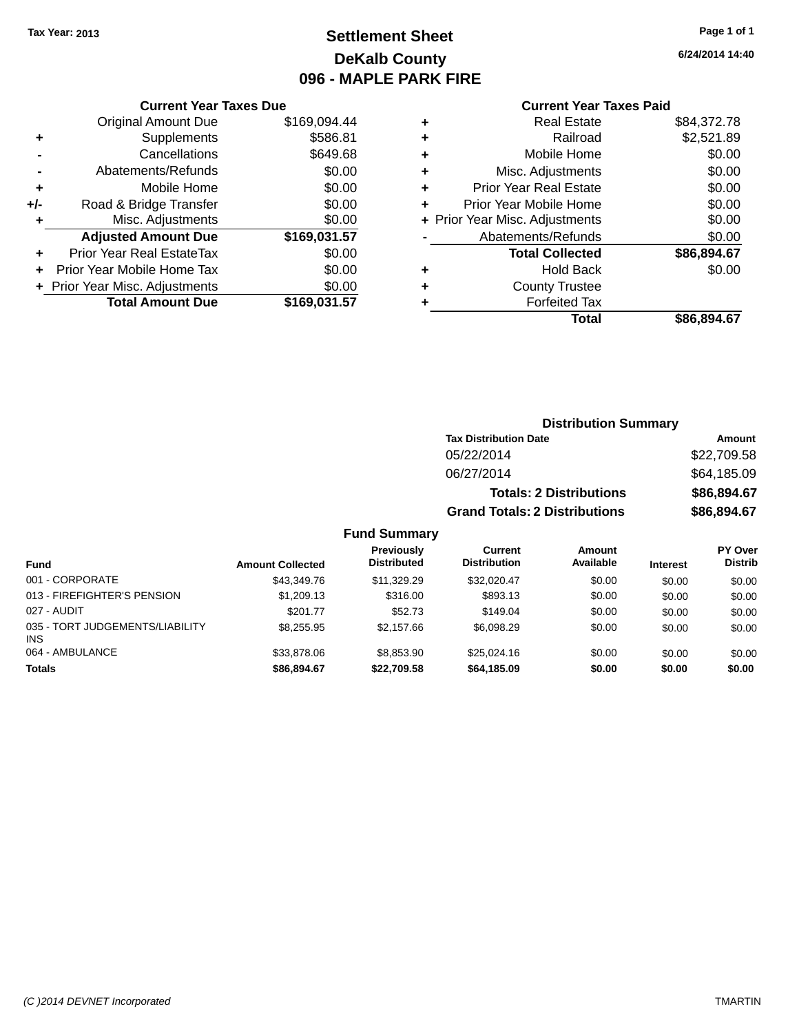Tax Year: 2013

# Settlement Sheet
## DeKalb County
## 096 - MAPLE PARK FIRE

6/24/2014 14:40

### Current Year Taxes Due

| | | |
|---|---|---|
| | Original Amount Due | $169,094.44 |
| + | Supplements | $586.81 |
| - | Cancellations | $649.68 |
| - | Abatements/Refunds | $0.00 |
| + | Mobile Home | $0.00 |
| +/- | Road & Bridge Transfer | $0.00 |
| + | Misc. Adjustments | $0.00 |
| | **Adjusted Amount Due** | **$169,031.57** |
| + | Prior Year Real EstateTax | $0.00 |
| + | Prior Year Mobile Home Tax | $0.00 |
| + | Prior Year Misc. Adjustments | $0.00 |
| | **Total Amount Due** | **$169,031.57** |

### Current Year Taxes Paid

| | | |
|---|---|---|
| + | Real Estate | $84,372.78 |
| + | Railroad | $2,521.89 |
| + | Mobile Home | $0.00 |
| + | Misc. Adjustments | $0.00 |
| + | Prior Year Real Estate | $0.00 |
| + | Prior Year Mobile Home | $0.00 |
| + | Prior Year Misc. Adjustments | $0.00 |
| - | Abatements/Refunds | $0.00 |
| | **Total Collected** | **$86,894.67** |
| + | Hold Back | $0.00 |
| + | County Trustee | |
| + | Forfeited Tax | |
| | **Total** | **$86,894.67** |

### Distribution Summary

| Tax Distribution Date | Amount |
|---|---|
| 05/22/2014 | $22,709.58 |
| 06/27/2014 | $64,185.09 |
| **Totals: 2 Distributions** | **$86,894.67** |
| **Grand Totals: 2 Distributions** | **$86,894.67** |

### Fund Summary

| Fund | Amount Collected | Previously Distributed | Current Distribution | Amount Available | Interest | PY Over Distrib |
|---|---|---|---|---|---|---|
| 001 - CORPORATE | $43,349.76 | $11,329.29 | $32,020.47 | $0.00 | $0.00 | $0.00 |
| 013 - FIREFIGHTER'S PENSION | $1,209.13 | $316.00 | $893.13 | $0.00 | $0.00 | $0.00 |
| 027 - AUDIT | $201.77 | $52.73 | $149.04 | $0.00 | $0.00 | $0.00 |
| 035 - TORT JUDGEMENTS/LIABILITY INS | $8,255.95 | $2,157.66 | $6,098.29 | $0.00 | $0.00 | $0.00 |
| 064 - AMBULANCE | $33,878.06 | $8,853.90 | $25,024.16 | $0.00 | $0.00 | $0.00 |
| **Totals** | **$86,894.67** | **$22,709.58** | **$64,185.09** | **$0.00** | **$0.00** | **$0.00** |

(C )2014 DEVNET Incorporated TMARTIN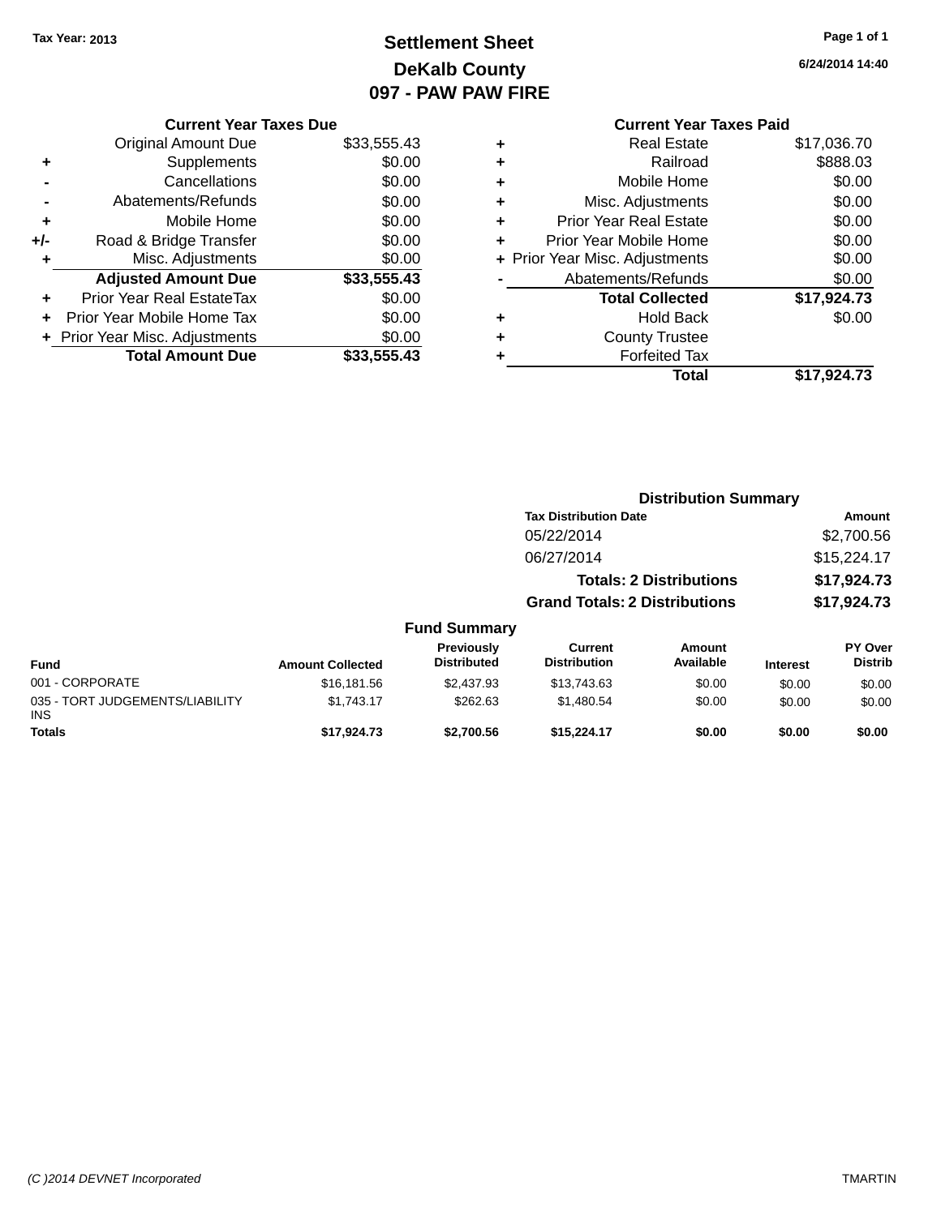Tax Year: 2013

# Settlement Sheet
## DeKalb County
## 097 - PAW PAW FIRE

6/24/2014 14:40

### Current Year Taxes Due

| | | |
|---|---|---|
| | Original Amount Due | $33,555.43 |
| + | Supplements | $0.00 |
| - | Cancellations | $0.00 |
| - | Abatements/Refunds | $0.00 |
| + | Mobile Home | $0.00 |
| +/- | Road & Bridge Transfer | $0.00 |
| + | Misc. Adjustments | $0.00 |
| | **Adjusted Amount Due** | **$33,555.43** |
| + | Prior Year Real EstateTax | $0.00 |
| + | Prior Year Mobile Home Tax | $0.00 |
| + | Prior Year Misc. Adjustments | $0.00 |
| | **Total Amount Due** | **$33,555.43** |

### Current Year Taxes Paid

| | | |
|---|---|---|
| + | Real Estate | $17,036.70 |
| + | Railroad | $888.03 |
| + | Mobile Home | $0.00 |
| + | Misc. Adjustments | $0.00 |
| + | Prior Year Real Estate | $0.00 |
| + | Prior Year Mobile Home | $0.00 |
| + | Prior Year Misc. Adjustments | $0.00 |
| - | Abatements/Refunds | $0.00 |
| | **Total Collected** | **$17,924.73** |
| + | Hold Back | $0.00 |
| + | County Trustee | |
| + | Forfeited Tax | |
| | **Total** | **$17,924.73** |

### Distribution Summary

| Tax Distribution Date | Amount |
|---|---|
| 05/22/2014 | $2,700.56 |
| 06/27/2014 | $15,224.17 |
| **Totals: 2 Distributions** | **$17,924.73** |
| **Grand Totals: 2 Distributions** | **$17,924.73** |

### Fund Summary

| Fund | Amount Collected | Previously Distributed | Current Distribution | Amount Available | Interest | PY Over Distrib |
|---|---|---|---|---|---|---|
| 001 - CORPORATE | $16,181.56 | $2,437.93 | $13,743.63 | $0.00 | $0.00 | $0.00 |
| 035 - TORT JUDGEMENTS/LIABILITY INS | $1,743.17 | $262.63 | $1,480.54 | $0.00 | $0.00 | $0.00 |
| **Totals** | **$17,924.73** | **$2,700.56** | **$15,224.17** | **$0.00** | **$0.00** | **$0.00** |

(C )2014 DEVNET Incorporated TMARTIN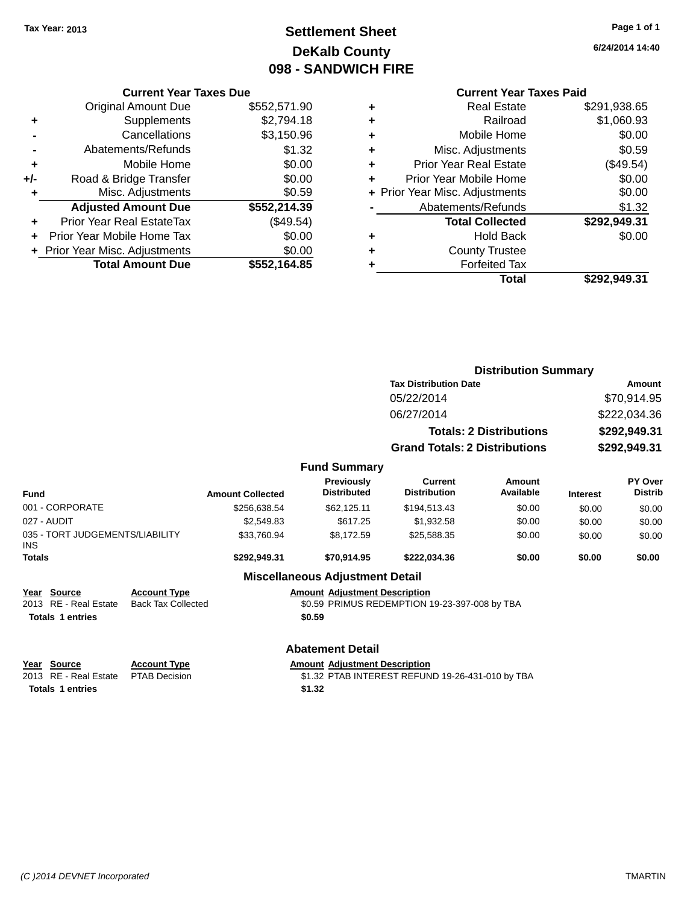Tax Year: 2013

# Settlement Sheet
## DeKalb County
## 098 - SANDWICH FIRE

6/24/2014 14:40

### Current Year Taxes Due

| | | |
|---|---|---|
| | Original Amount Due | $552,571.90 |
| + | Supplements | $2,794.18 |
| - | Cancellations | $3,150.96 |
| - | Abatements/Refunds | $1.32 |
| + | Mobile Home | $0.00 |
| +/- | Road & Bridge Transfer | $0.00 |
| + | Misc. Adjustments | $0.59 |
| | **Adjusted Amount Due** | **$552,214.39** |
| + | Prior Year Real EstateTax | ($49.54) |
| + | Prior Year Mobile Home Tax | $0.00 |
| + | Prior Year Misc. Adjustments | $0.00 |
| | **Total Amount Due** | **$552,164.85** |

### Current Year Taxes Paid

| | | |
|---|---|---|
| + | Real Estate | $291,938.65 |
| + | Railroad | $1,060.93 |
| + | Mobile Home | $0.00 |
| + | Misc. Adjustments | $0.59 |
| + | Prior Year Real Estate | ($49.54) |
| + | Prior Year Mobile Home | $0.00 |
| + | Prior Year Misc. Adjustments | $0.00 |
| - | Abatements/Refunds | $1.32 |
| | **Total Collected** | **$292,949.31** |
| + | Hold Back | $0.00 |
| + | County Trustee | |
| + | Forfeited Tax | |
| | **Total** | **$292,949.31** |

### Distribution Summary

| Tax Distribution Date | Amount |
|---|---|
| 05/22/2014 | $70,914.95 |
| 06/27/2014 | $222,034.36 |
| **Totals: 2 Distributions** | **$292,949.31** |
| **Grand Totals: 2 Distributions** | **$292,949.31** |

### Fund Summary

| Fund | Amount Collected | Previously Distributed | Current Distribution | Amount Available | Interest | PY Over Distrib |
|---|---|---|---|---|---|---|
| 001 - CORPORATE | $256,638.54 | $62,125.11 | $194,513.43 | $0.00 | $0.00 | $0.00 |
| 027 - AUDIT | $2,549.83 | $617.25 | $1,932.58 | $0.00 | $0.00 | $0.00 |
| 035 - TORT JUDGEMENTS/LIABILITY INS | $33,760.94 | $8,172.59 | $25,588.35 | $0.00 | $0.00 | $0.00 |
| **Totals** | **$292,949.31** | **$70,914.95** | **$222,034.36** | **$0.00** | **$0.00** | **$0.00** |

### Miscellaneous Adjustment Detail

| Year | Source | Account Type | Amount | Adjustment Description |
|---|---|---|---|---|
| 2013 | RE - Real Estate | Back Tax Collected | $0.59 | PRIMUS REDEMPTION 19-23-397-008 by TBA |
| **Totals** | **1 entries** | | **$0.59** | |

### Abatement Detail

| Year | Source | Account Type | Amount | Adjustment Description |
|---|---|---|---|---|
| 2013 | RE - Real Estate | PTAB Decision | $1.32 | PTAB INTEREST REFUND 19-26-431-010 by TBA |
| **Totals** | **1 entries** | | **$1.32** | |

(C )2014 DEVNET Incorporated TMARTIN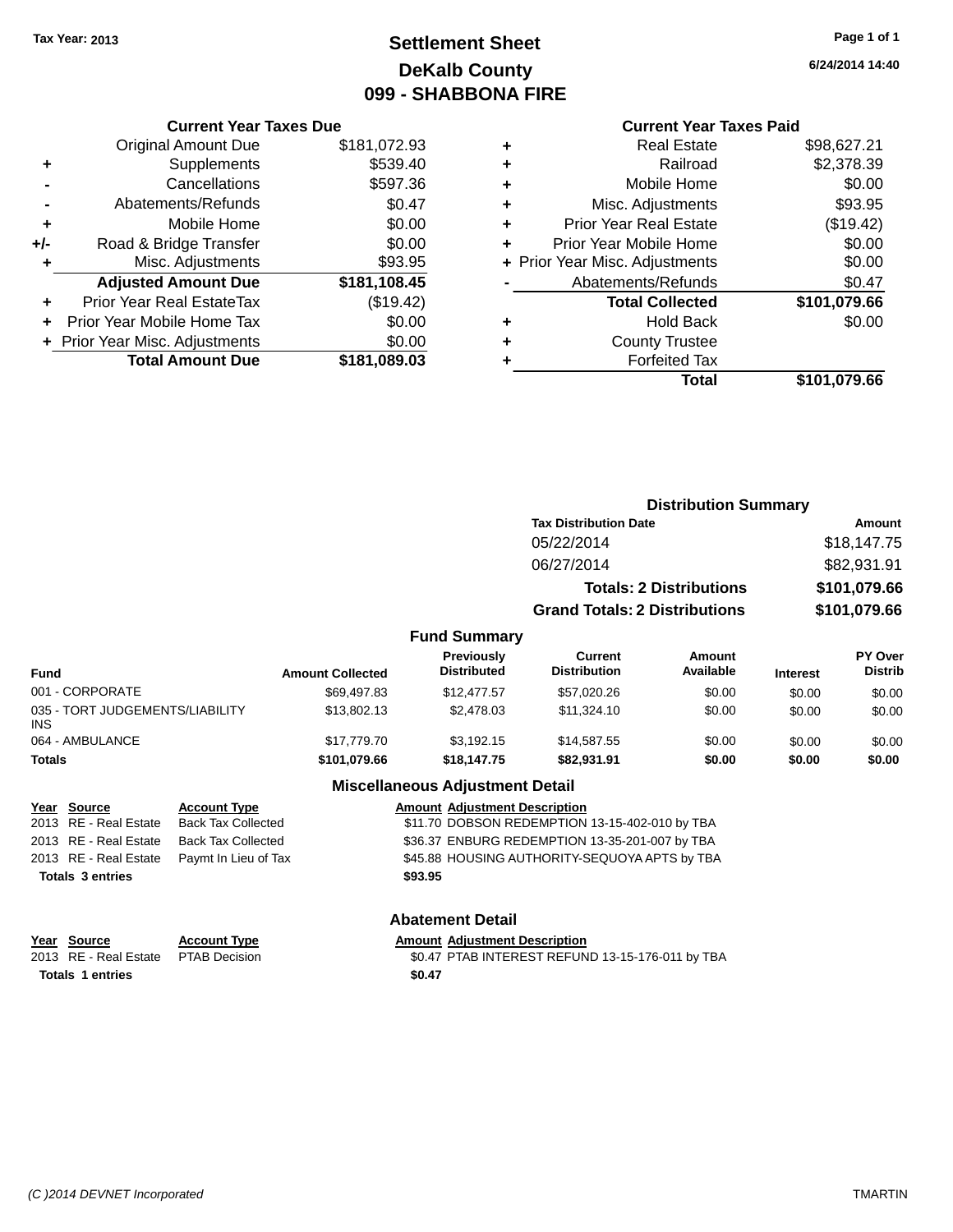Tax Year: 2013

# Settlement Sheet
## DeKalb County
## 099 - SHABBONA FIRE

6/24/2014 14:40

### Current Year Taxes Due

| | | |
|---|---|---|
| | Original Amount Due | $181,072.93 |
| + | Supplements | $539.40 |
| - | Cancellations | $597.36 |
| - | Abatements/Refunds | $0.47 |
| + | Mobile Home | $0.00 |
| +/- | Road & Bridge Transfer | $0.00 |
| + | Misc. Adjustments | $93.95 |
| | **Adjusted Amount Due** | **$181,108.45** |
| + | Prior Year Real EstateTax | ($19.42) |
| + | Prior Year Mobile Home Tax | $0.00 |
| + | Prior Year Misc. Adjustments | $0.00 |
| | **Total Amount Due** | **$181,089.03** |

### Current Year Taxes Paid

| | | |
|---|---|---|
| + | Real Estate | $98,627.21 |
| + | Railroad | $2,378.39 |
| + | Mobile Home | $0.00 |
| + | Misc. Adjustments | $93.95 |
| + | Prior Year Real Estate | ($19.42) |
| + | Prior Year Mobile Home | $0.00 |
| + | Prior Year Misc. Adjustments | $0.00 |
| - | Abatements/Refunds | $0.47 |
| | **Total Collected** | **$101,079.66** |
| + | Hold Back | $0.00 |
| + | County Trustee | |
| + | Forfeited Tax | |
| | **Total** | **$101,079.66** |

### Distribution Summary

| Tax Distribution Date | Amount |
|---|---|
| 05/22/2014 | $18,147.75 |
| 06/27/2014 | $82,931.91 |
| **Totals: 2 Distributions** | **$101,079.66** |
| **Grand Totals: 2 Distributions** | **$101,079.66** |

### Fund Summary

| Fund | Amount Collected | Previously Distributed | Current Distribution | Amount Available | Interest | PY Over Distrib |
|---|---|---|---|---|---|---|
| 001 - CORPORATE | $69,497.83 | $12,477.57 | $57,020.26 | $0.00 | $0.00 | $0.00 |
| 035 - TORT JUDGEMENTS/LIABILITY INS | $13,802.13 | $2,478.03 | $11,324.10 | $0.00 | $0.00 | $0.00 |
| 064 - AMBULANCE | $17,779.70 | $3,192.15 | $14,587.55 | $0.00 | $0.00 | $0.00 |
| **Totals** | **$101,079.66** | **$18,147.75** | **$82,931.91** | **$0.00** | **$0.00** | **$0.00** |

### Miscellaneous Adjustment Detail

| Year | Source | Account Type | Amount | Adjustment Description |
|---|---|---|---|---|
| 2013 | RE - Real Estate | Back Tax Collected | $11.70 | DOBSON REDEMPTION 13-15-402-010 by TBA |
| 2013 | RE - Real Estate | Back Tax Collected | $36.37 | ENBURG REDEMPTION 13-35-201-007 by TBA |
| 2013 | RE - Real Estate | Paymt In Lieu of Tax | $45.88 | HOUSING AUTHORITY-SEQUOYA APTS by TBA |
| **Totals 3 entries** | | | **$93.95** | |

### Abatement Detail

| Year | Source | Account Type | Amount | Adjustment Description |
|---|---|---|---|---|
| 2013 | RE - Real Estate | PTAB Decision | $0.47 | PTAB INTEREST REFUND 13-15-176-011 by TBA |
| **Totals 1 entries** | | | **$0.47** | |

(C )2014 DEVNET Incorporated — TMARTIN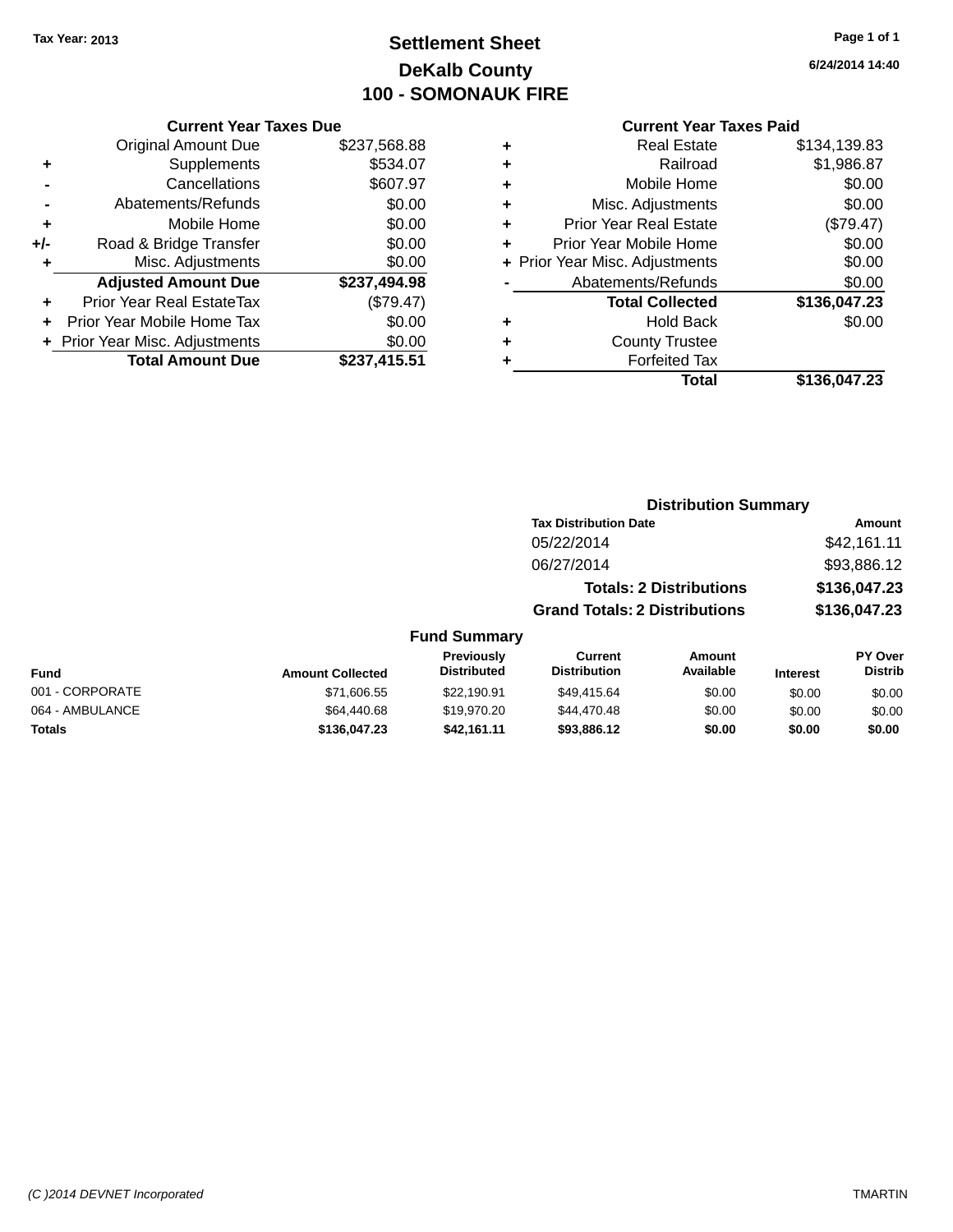Tax Year: 2013

# Settlement Sheet
## DeKalb County
## 100 - SOMONAUK FIRE

6/24/2014 14:40

### Current Year Taxes Due

| | | |
|---|---|---|
| | Original Amount Due | $237,568.88 |
| + | Supplements | $534.07 |
| - | Cancellations | $607.97 |
| - | Abatements/Refunds | $0.00 |
| + | Mobile Home | $0.00 |
| +/- | Road & Bridge Transfer | $0.00 |
| + | Misc. Adjustments | $0.00 |
| | **Adjusted Amount Due** | **$237,494.98** |
| + | Prior Year Real EstateTax | ($79.47) |
| + | Prior Year Mobile Home Tax | $0.00 |
| + | Prior Year Misc. Adjustments | $0.00 |
| | **Total Amount Due** | **$237,415.51** |

### Current Year Taxes Paid

| | | |
|---|---|---|
| + | Real Estate | $134,139.83 |
| + | Railroad | $1,986.87 |
| + | Mobile Home | $0.00 |
| + | Misc. Adjustments | $0.00 |
| + | Prior Year Real Estate | ($79.47) |
| + | Prior Year Mobile Home | $0.00 |
| + | Prior Year Misc. Adjustments | $0.00 |
| - | Abatements/Refunds | $0.00 |
| | **Total Collected** | **$136,047.23** |
| + | Hold Back | $0.00 |
| + | County Trustee | |
| + | Forfeited Tax | |
| | **Total** | **$136,047.23** |

### Distribution Summary

| Tax Distribution Date | Amount |
|---|---|
| 05/22/2014 | $42,161.11 |
| 06/27/2014 | $93,886.12 |
| **Totals: 2 Distributions** | **$136,047.23** |
| **Grand Totals: 2 Distributions** | **$136,047.23** |

### Fund Summary

| Fund | Amount Collected | Previously Distributed | Current Distribution | Amount Available | Interest | PY Over Distrib |
|---|---|---|---|---|---|---|
| 001 - CORPORATE | $71,606.55 | $22,190.91 | $49,415.64 | $0.00 | $0.00 | $0.00 |
| 064 - AMBULANCE | $64,440.68 | $19,970.20 | $44,470.48 | $0.00 | $0.00 | $0.00 |
| **Totals** | **$136,047.23** | **$42,161.11** | **$93,886.12** | **$0.00** | **$0.00** | **$0.00** |

(C )2014 DEVNET Incorporated — TMARTIN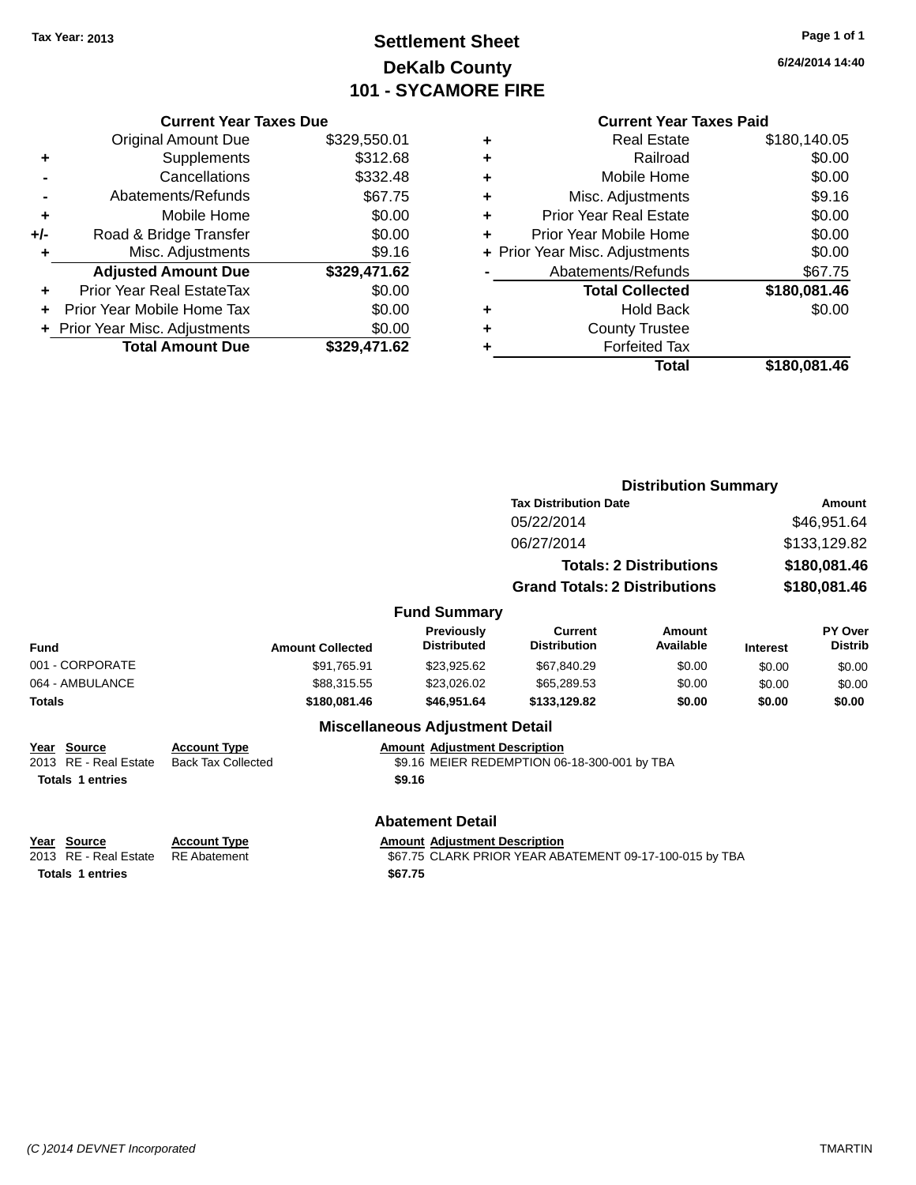Tax Year: 2013

# Settlement Sheet
## DeKalb County
## 101 - SYCAMORE FIRE

6/24/2014 14:40

### Current Year Taxes Due

| | | |
|---|---|---|
| | Original Amount Due | $329,550.01 |
| + | Supplements | $312.68 |
| - | Cancellations | $332.48 |
| - | Abatements/Refunds | $67.75 |
| + | Mobile Home | $0.00 |
| +/- | Road & Bridge Transfer | $0.00 |
| + | Misc. Adjustments | $9.16 |
| | **Adjusted Amount Due** | **$329,471.62** |
| + | Prior Year Real EstateTax | $0.00 |
| + | Prior Year Mobile Home Tax | $0.00 |
| + | Prior Year Misc. Adjustments | $0.00 |
| | **Total Amount Due** | **$329,471.62** |

### Current Year Taxes Paid

| | | |
|---|---|---|
| + | Real Estate | $180,140.05 |
| + | Railroad | $0.00 |
| + | Mobile Home | $0.00 |
| + | Misc. Adjustments | $9.16 |
| + | Prior Year Real Estate | $0.00 |
| + | Prior Year Mobile Home | $0.00 |
| + | Prior Year Misc. Adjustments | $0.00 |
| - | Abatements/Refunds | $67.75 |
| | **Total Collected** | **$180,081.46** |
| + | Hold Back | $0.00 |
| + | County Trustee | |
| + | Forfeited Tax | |
| | **Total** | **$180,081.46** |

### Distribution Summary

| Tax Distribution Date | Amount |
|---|---|
| 05/22/2014 | $46,951.64 |
| 06/27/2014 | $133,129.82 |
| **Totals: 2 Distributions** | **$180,081.46** |
| **Grand Totals: 2 Distributions** | **$180,081.46** |

### Fund Summary

| Fund | Amount Collected | Previously Distributed | Current Distribution | Amount Available | Interest | PY Over Distrib |
|---|---|---|---|---|---|---|
| 001 - CORPORATE | $91,765.91 | $23,925.62 | $67,840.29 | $0.00 | $0.00 | $0.00 |
| 064 - AMBULANCE | $88,315.55 | $23,026.02 | $65,289.53 | $0.00 | $0.00 | $0.00 |
| **Totals** | **$180,081.46** | **$46,951.64** | **$133,129.82** | **$0.00** | **$0.00** | **$0.00** |

### Miscellaneous Adjustment Detail

| Year | Source | Account Type | Amount | Adjustment Description |
|---|---|---|---|---|
| 2013 | RE - Real Estate | Back Tax Collected | $9.16 | MEIER REDEMPTION 06-18-300-001 by TBA |
| **Totals 1 entries** | | | **$9.16** | |

### Abatement Detail

| Year | Source | Account Type | Amount | Adjustment Description |
|---|---|---|---|---|
| 2013 | RE - Real Estate | RE Abatement | $67.75 | CLARK PRIOR YEAR ABATEMENT 09-17-100-015 by TBA |
| **Totals 1 entries** | | | **$67.75** | |

(C )2014 DEVNET Incorporated TMARTIN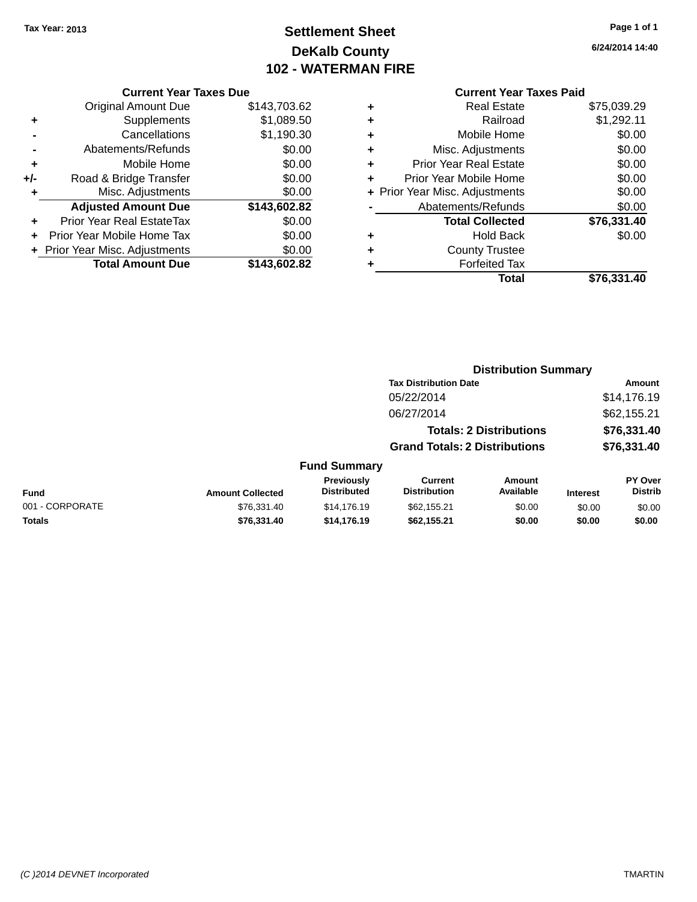Tax Year: 2013

# Settlement Sheet

## DeKalb County

## 102 - WATERMAN FIRE

6/24/2014 14:40

### Current Year Taxes Due

| | | |
|---|---|---|
| | Original Amount Due | $143,703.62 |
| + | Supplements | $1,089.50 |
| - | Cancellations | $1,190.30 |
| - | Abatements/Refunds | $0.00 |
| + | Mobile Home | $0.00 |
| +/- | Road & Bridge Transfer | $0.00 |
| + | Misc. Adjustments | $0.00 |
| | **Adjusted Amount Due** | **$143,602.82** |
| + | Prior Year Real EstateTax | $0.00 |
| + | Prior Year Mobile Home Tax | $0.00 |
| + | Prior Year Misc. Adjustments | $0.00 |
| | **Total Amount Due** | **$143,602.82** |

### Current Year Taxes Paid

| | | |
|---|---|---|
| + | Real Estate | $75,039.29 |
| + | Railroad | $1,292.11 |
| + | Mobile Home | $0.00 |
| + | Misc. Adjustments | $0.00 |
| + | Prior Year Real Estate | $0.00 |
| + | Prior Year Mobile Home | $0.00 |
| + | Prior Year Misc. Adjustments | $0.00 |
| - | Abatements/Refunds | $0.00 |
| | **Total Collected** | **$76,331.40** |
| + | Hold Back | $0.00 |
| + | County Trustee | |
| + | Forfeited Tax | |
| | **Total** | **$76,331.40** |

### Distribution Summary

| Tax Distribution Date | Amount |
|---|---|
| 05/22/2014 | $14,176.19 |
| 06/27/2014 | $62,155.21 |
| **Totals: 2 Distributions** | **$76,331.40** |
| **Grand Totals: 2 Distributions** | **$76,331.40** |

### Fund Summary

| Fund | Amount Collected | Previously Distributed | Current Distribution | Amount Available | Interest | PY Over Distrib |
|---|---|---|---|---|---|---|
| 001 - CORPORATE | $76,331.40 | $14,176.19 | $62,155.21 | $0.00 | $0.00 | $0.00 |
| **Totals** | **$76,331.40** | **$14,176.19** | **$62,155.21** | **$0.00** | **$0.00** | **$0.00** |

(C )2014 DEVNET Incorporated TMARTIN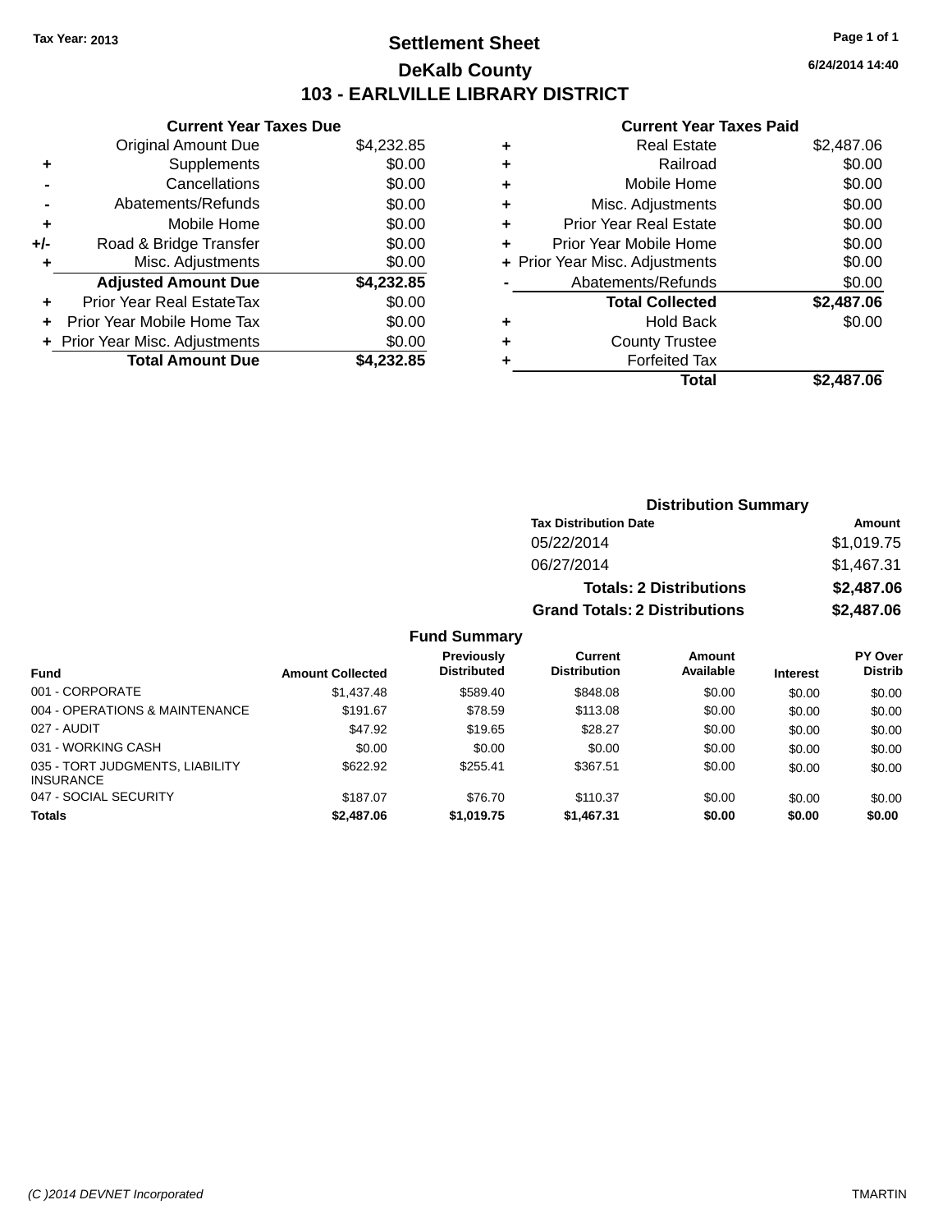Tax Year: 2013

# Settlement Sheet

## DeKalb County

## 103 - EARLVILLE LIBRARY DISTRICT

6/24/2014 14:40

### Current Year Taxes Due

| | | |
|---|---|---|
| | Original Amount Due | $4,232.85 |
| + | Supplements | $0.00 |
| - | Cancellations | $0.00 |
| - | Abatements/Refunds | $0.00 |
| + | Mobile Home | $0.00 |
| +/- | Road & Bridge Transfer | $0.00 |
| + | Misc. Adjustments | $0.00 |
| | **Adjusted Amount Due** | **$4,232.85** |
| + | Prior Year Real EstateTax | $0.00 |
| + | Prior Year Mobile Home Tax | $0.00 |
| + | Prior Year Misc. Adjustments | $0.00 |
| | **Total Amount Due** | **$4,232.85** |

### Current Year Taxes Paid

| | | |
|---|---|---|
| + | Real Estate | $2,487.06 |
| + | Railroad | $0.00 |
| + | Mobile Home | $0.00 |
| + | Misc. Adjustments | $0.00 |
| + | Prior Year Real Estate | $0.00 |
| + | Prior Year Mobile Home | $0.00 |
| + | Prior Year Misc. Adjustments | $0.00 |
| - | Abatements/Refunds | $0.00 |
| | **Total Collected** | **$2,487.06** |
| + | Hold Back | $0.00 |
| + | County Trustee | |
| + | Forfeited Tax | |
| | **Total** | **$2,487.06** |

### Distribution Summary

| Tax Distribution Date | Amount |
|---|---|
| 05/22/2014 | $1,019.75 |
| 06/27/2014 | $1,467.31 |
| **Totals: 2 Distributions** | **$2,487.06** |
| **Grand Totals: 2 Distributions** | **$2,487.06** |

### Fund Summary

| Fund | Amount Collected | Previously Distributed | Current Distribution | Amount Available | Interest | PY Over Distrib |
|---|---|---|---|---|---|---|
| 001 - CORPORATE | $1,437.48 | $589.40 | $848.08 | $0.00 | $0.00 | $0.00 |
| 004 - OPERATIONS & MAINTENANCE | $191.67 | $78.59 | $113.08 | $0.00 | $0.00 | $0.00 |
| 027 - AUDIT | $47.92 | $19.65 | $28.27 | $0.00 | $0.00 | $0.00 |
| 031 - WORKING CASH | $0.00 | $0.00 | $0.00 | $0.00 | $0.00 | $0.00 |
| 035 - TORT JUDGMENTS, LIABILITY INSURANCE | $622.92 | $255.41 | $367.51 | $0.00 | $0.00 | $0.00 |
| 047 - SOCIAL SECURITY | $187.07 | $76.70 | $110.37 | $0.00 | $0.00 | $0.00 |
| **Totals** | **$2,487.06** | **$1,019.75** | **$1,467.31** | **$0.00** | **$0.00** | **$0.00** |

(C )2014 DEVNET Incorporated — TMARTIN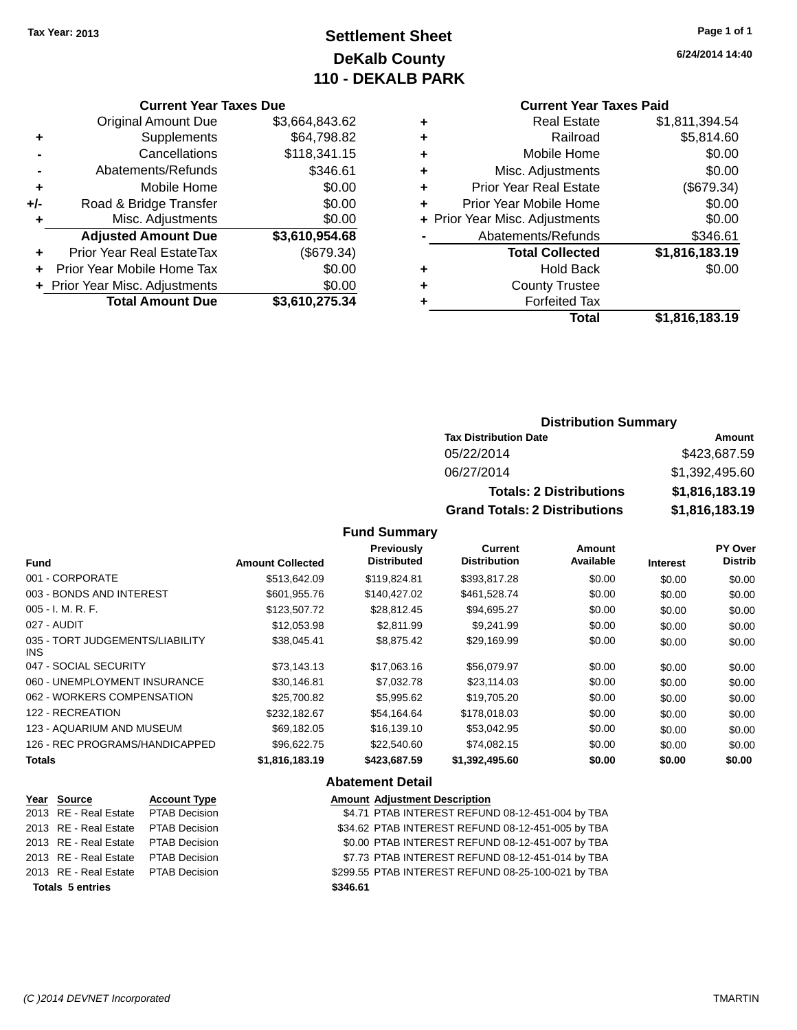Tax Year: 2013

# Settlement Sheet
## DeKalb County
## 110 - DEKALB PARK

6/24/2014 14:40

### Current Year Taxes Due

| | | |
|---|---|---|
| | Original Amount Due | $3,664,843.62 |
| + | Supplements | $64,798.82 |
| - | Cancellations | $118,341.15 |
| - | Abatements/Refunds | $346.61 |
| + | Mobile Home | $0.00 |
| +/- | Road & Bridge Transfer | $0.00 |
| + | Misc. Adjustments | $0.00 |
| | **Adjusted Amount Due** | **$3,610,954.68** |
| + | Prior Year Real EstateTax | ($679.34) |
| + | Prior Year Mobile Home Tax | $0.00 |
| + | Prior Year Misc. Adjustments | $0.00 |
| | **Total Amount Due** | **$3,610,275.34** |

### Current Year Taxes Paid

| | | |
|---|---|---|
| + | Real Estate | $1,811,394.54 |
| + | Railroad | $5,814.60 |
| + | Mobile Home | $0.00 |
| + | Misc. Adjustments | $0.00 |
| + | Prior Year Real Estate | ($679.34) |
| + | Prior Year Mobile Home | $0.00 |
| + | Prior Year Misc. Adjustments | $0.00 |
| - | Abatements/Refunds | $346.61 |
| | **Total Collected** | **$1,816,183.19** |
| + | Hold Back | $0.00 |
| + | County Trustee | |
| + | Forfeited Tax | |
| | **Total** | **$1,816,183.19** |

### Distribution Summary

| Tax Distribution Date | Amount |
|---|---|
| 05/22/2014 | $423,687.59 |
| 06/27/2014 | $1,392,495.60 |
| **Totals: 2 Distributions** | **$1,816,183.19** |
| **Grand Totals: 2 Distributions** | **$1,816,183.19** |

### Fund Summary

| Fund | Amount Collected | Previously Distributed | Current Distribution | Amount Available | Interest | PY Over Distrib |
|---|---|---|---|---|---|---|
| 001 - CORPORATE | $513,642.09 | $119,824.81 | $393,817.28 | $0.00 | $0.00 | $0.00 |
| 003 - BONDS AND INTEREST | $601,955.76 | $140,427.02 | $461,528.74 | $0.00 | $0.00 | $0.00 |
| 005 - I. M. R. F. | $123,507.72 | $28,812.45 | $94,695.27 | $0.00 | $0.00 | $0.00 |
| 027 - AUDIT | $12,053.98 | $2,811.99 | $9,241.99 | $0.00 | $0.00 | $0.00 |
| 035 - TORT JUDGEMENTS/LIABILITY INS | $38,045.41 | $8,875.42 | $29,169.99 | $0.00 | $0.00 | $0.00 |
| 047 - SOCIAL SECURITY | $73,143.13 | $17,063.16 | $56,079.97 | $0.00 | $0.00 | $0.00 |
| 060 - UNEMPLOYMENT INSURANCE | $30,146.81 | $7,032.78 | $23,114.03 | $0.00 | $0.00 | $0.00 |
| 062 - WORKERS COMPENSATION | $25,700.82 | $5,995.62 | $19,705.20 | $0.00 | $0.00 | $0.00 |
| 122 - RECREATION | $232,182.67 | $54,164.64 | $178,018.03 | $0.00 | $0.00 | $0.00 |
| 123 - AQUARIUM AND MUSEUM | $69,182.05 | $16,139.10 | $53,042.95 | $0.00 | $0.00 | $0.00 |
| 126 - REC PROGRAMS/HANDICAPPED | $96,622.75 | $22,540.60 | $74,082.15 | $0.00 | $0.00 | $0.00 |
| **Totals** | **$1,816,183.19** | **$423,687.59** | **$1,392,495.60** | **$0.00** | **$0.00** | **$0.00** |

### Abatement Detail

| Year | Source | Account Type | Amount | Adjustment Description |
|---|---|---|---|---|
| 2013 | RE - Real Estate | PTAB Decision | $4.71 | PTAB INTEREST REFUND 08-12-451-004 by TBA |
| 2013 | RE - Real Estate | PTAB Decision | $34.62 | PTAB INTEREST REFUND 08-12-451-005 by TBA |
| 2013 | RE - Real Estate | PTAB Decision | $0.00 | PTAB INTEREST REFUND 08-12-451-007 by TBA |
| 2013 | RE - Real Estate | PTAB Decision | $7.73 | PTAB INTEREST REFUND 08-12-451-014 by TBA |
| 2013 | RE - Real Estate | PTAB Decision | $299.55 | PTAB INTEREST REFUND 08-25-100-021 by TBA |
| **Totals 5 entries** | | | **$346.61** | |

(C )2014 DEVNET Incorporated TMARTIN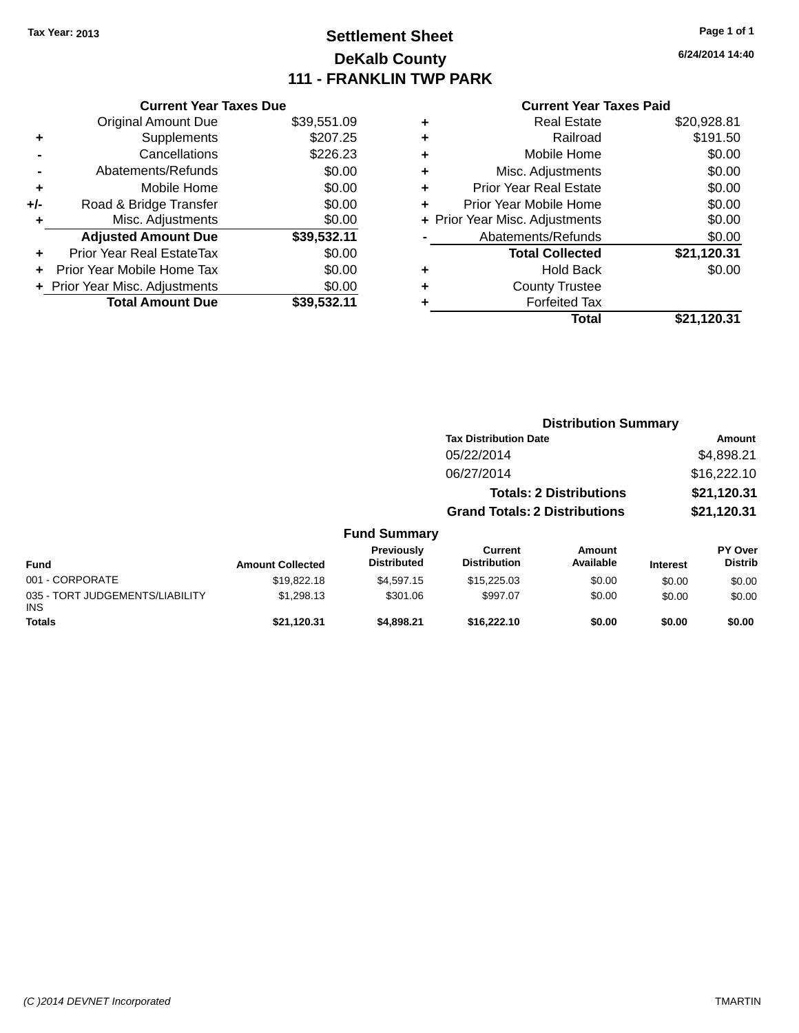Tax Year: 2013

# Settlement Sheet
## DeKalb County
## 111 - FRANKLIN TWP PARK

6/24/2014 14:40

### Current Year Taxes Due

| | | |
|---|---|---|
| | Original Amount Due | $39,551.09 |
| + | Supplements | $207.25 |
| - | Cancellations | $226.23 |
| - | Abatements/Refunds | $0.00 |
| + | Mobile Home | $0.00 |
| +/- | Road & Bridge Transfer | $0.00 |
| + | Misc. Adjustments | $0.00 |
| | **Adjusted Amount Due** | **$39,532.11** |
| + | Prior Year Real EstateTax | $0.00 |
| + | Prior Year Mobile Home Tax | $0.00 |
| + | Prior Year Misc. Adjustments | $0.00 |
| | **Total Amount Due** | **$39,532.11** |

### Current Year Taxes Paid

| | | |
|---|---|---|
| + | Real Estate | $20,928.81 |
| + | Railroad | $191.50 |
| + | Mobile Home | $0.00 |
| + | Misc. Adjustments | $0.00 |
| + | Prior Year Real Estate | $0.00 |
| + | Prior Year Mobile Home | $0.00 |
| + | Prior Year Misc. Adjustments | $0.00 |
| - | Abatements/Refunds | $0.00 |
| | **Total Collected** | **$21,120.31** |
| + | Hold Back | $0.00 |
| + | County Trustee | |
| + | Forfeited Tax | |
| | **Total** | **$21,120.31** |

### Distribution Summary

| Tax Distribution Date | Amount |
|---|---|
| 05/22/2014 | $4,898.21 |
| 06/27/2014 | $16,222.10 |
| **Totals: 2 Distributions** | **$21,120.31** |
| **Grand Totals: 2 Distributions** | **$21,120.31** |

### Fund Summary

| Fund | Amount Collected | Previously Distributed | Current Distribution | Amount Available | Interest | PY Over Distrib |
|---|---|---|---|---|---|---|
| 001 - CORPORATE | $19,822.18 | $4,597.15 | $15,225.03 | $0.00 | $0.00 | $0.00 |
| 035 - TORT JUDGEMENTS/LIABILITY INS | $1,298.13 | $301.06 | $997.07 | $0.00 | $0.00 | $0.00 |
| **Totals** | **$21,120.31** | **$4,898.21** | **$16,222.10** | **$0.00** | **$0.00** | **$0.00** |

(C )2014 DEVNET Incorporated — TMARTIN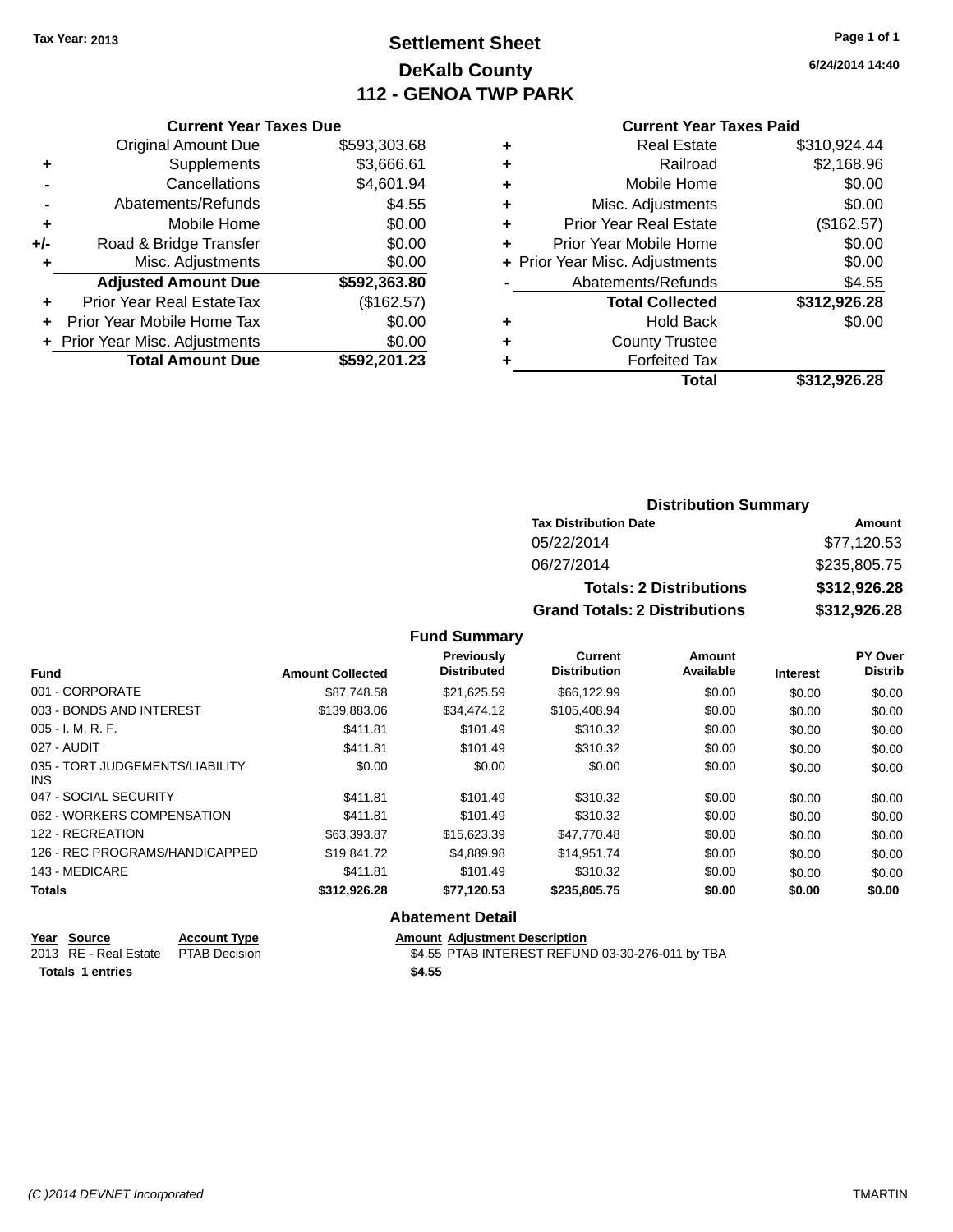Tax Year: 2013

# Settlement Sheet
## DeKalb County
## 112 - GENOA TWP PARK

Page 1 of 1

6/24/2014 14:40

### Current Year Taxes Due

| | | |
|---|---|---|
| | Original Amount Due | $593,303.68 |
| + | Supplements | $3,666.61 |
| - | Cancellations | $4,601.94 |
| - | Abatements/Refunds | $4.55 |
| + | Mobile Home | $0.00 |
| +/- | Road & Bridge Transfer | $0.00 |
| + | Misc. Adjustments | $0.00 |
| | **Adjusted Amount Due** | **$592,363.80** |
| + | Prior Year Real EstateTax | ($162.57) |
| + | Prior Year Mobile Home Tax | $0.00 |
| + | Prior Year Misc. Adjustments | $0.00 |
| | **Total Amount Due** | **$592,201.23** |

### Current Year Taxes Paid

| | | |
|---|---|---|
| + | Real Estate | $310,924.44 |
| + | Railroad | $2,168.96 |
| + | Mobile Home | $0.00 |
| + | Misc. Adjustments | $0.00 |
| + | Prior Year Real Estate | ($162.57) |
| + | Prior Year Mobile Home | $0.00 |
| + | Prior Year Misc. Adjustments | $0.00 |
| - | Abatements/Refunds | $4.55 |
| | **Total Collected** | **$312,926.28** |
| + | Hold Back | $0.00 |
| + | County Trustee | |
| + | Forfeited Tax | |
| | **Total** | **$312,926.28** |

### Distribution Summary

| Tax Distribution Date | Amount |
|---|---|
| 05/22/2014 | $77,120.53 |
| 06/27/2014 | $235,805.75 |
| **Totals: 2 Distributions** | **$312,926.28** |
| **Grand Totals: 2 Distributions** | **$312,926.28** |

### Fund Summary

| Fund | Amount Collected | Previously Distributed | Current Distribution | Amount Available | Interest | PY Over Distrib |
|---|---|---|---|---|---|---|
| 001 - CORPORATE | $87,748.58 | $21,625.59 | $66,122.99 | $0.00 | $0.00 | $0.00 |
| 003 - BONDS AND INTEREST | $139,883.06 | $34,474.12 | $105,408.94 | $0.00 | $0.00 | $0.00 |
| 005 - I. M. R. F. | $411.81 | $101.49 | $310.32 | $0.00 | $0.00 | $0.00 |
| 027 - AUDIT | $411.81 | $101.49 | $310.32 | $0.00 | $0.00 | $0.00 |
| 035 - TORT JUDGEMENTS/LIABILITY INS | $0.00 | $0.00 | $0.00 | $0.00 | $0.00 | $0.00 |
| 047 - SOCIAL SECURITY | $411.81 | $101.49 | $310.32 | $0.00 | $0.00 | $0.00 |
| 062 - WORKERS COMPENSATION | $411.81 | $101.49 | $310.32 | $0.00 | $0.00 | $0.00 |
| 122 - RECREATION | $63,393.87 | $15,623.39 | $47,770.48 | $0.00 | $0.00 | $0.00 |
| 126 - REC PROGRAMS/HANDICAPPED | $19,841.72 | $4,889.98 | $14,951.74 | $0.00 | $0.00 | $0.00 |
| 143 - MEDICARE | $411.81 | $101.49 | $310.32 | $0.00 | $0.00 | $0.00 |
| **Totals** | **$312,926.28** | **$77,120.53** | **$235,805.75** | **$0.00** | **$0.00** | **$0.00** |

### Abatement Detail

| Year | Source | Account Type | Amount | Adjustment Description |
|---|---|---|---|---|
| 2013 | RE - Real Estate | PTAB Decision | $4.55 | PTAB INTEREST REFUND 03-30-276-011 by TBA |
| **Totals 1 entries** | | | **$4.55** | |

(C )2014 DEVNET Incorporated

TMARTIN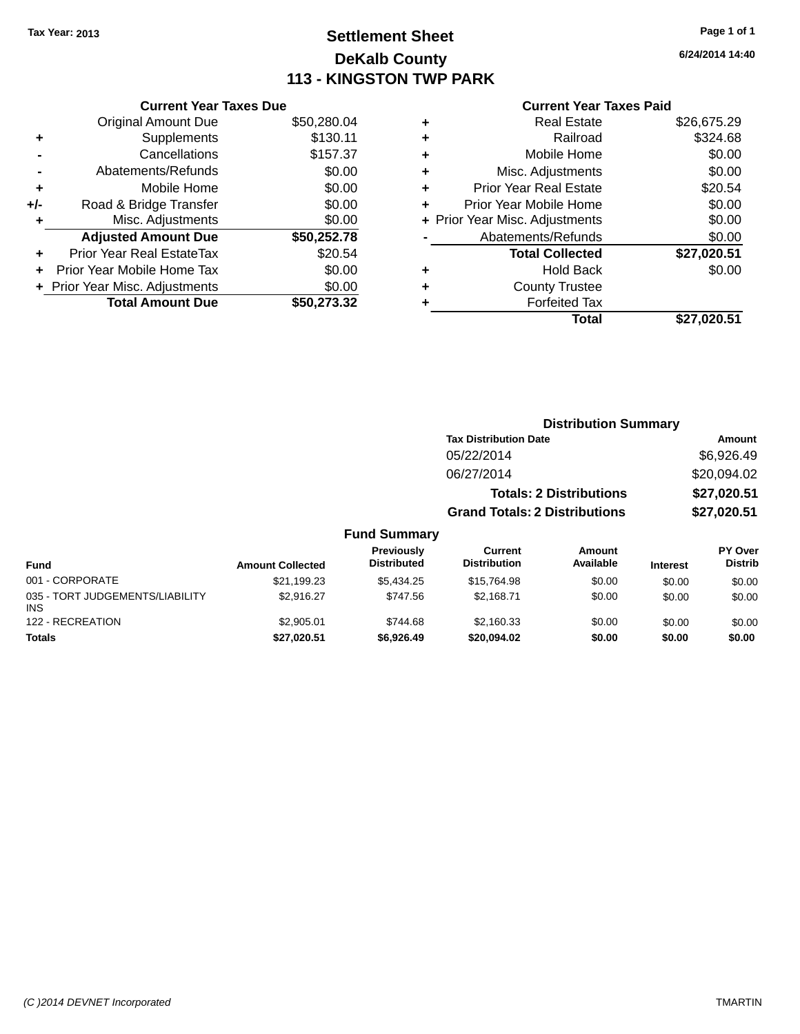Tax Year: 2013

# Settlement Sheet

## DeKalb County

## 113 - KINGSTON TWP PARK

6/24/2014 14:40

### Current Year Taxes Due

| | | |
|---|---|---|
| | Original Amount Due | $50,280.04 |
| + | Supplements | $130.11 |
| - | Cancellations | $157.37 |
| - | Abatements/Refunds | $0.00 |
| + | Mobile Home | $0.00 |
| +/- | Road & Bridge Transfer | $0.00 |
| + | Misc. Adjustments | $0.00 |
| | **Adjusted Amount Due** | **$50,252.78** |
| + | Prior Year Real EstateTax | $20.54 |
| + | Prior Year Mobile Home Tax | $0.00 |
| + | Prior Year Misc. Adjustments | $0.00 |
| | **Total Amount Due** | **$50,273.32** |

### Current Year Taxes Paid

| | | |
|---|---|---|
| + | Real Estate | $26,675.29 |
| + | Railroad | $324.68 |
| + | Mobile Home | $0.00 |
| + | Misc. Adjustments | $0.00 |
| + | Prior Year Real Estate | $20.54 |
| + | Prior Year Mobile Home | $0.00 |
| + | Prior Year Misc. Adjustments | $0.00 |
| - | Abatements/Refunds | $0.00 |
| | **Total Collected** | **$27,020.51** |
| + | Hold Back | $0.00 |
| + | County Trustee | |
| + | Forfeited Tax | |
| | **Total** | **$27,020.51** |

### Distribution Summary

| Tax Distribution Date | Amount |
|---|---|
| 05/22/2014 | $6,926.49 |
| 06/27/2014 | $20,094.02 |
| **Totals: 2 Distributions** | **$27,020.51** |
| **Grand Totals: 2 Distributions** | **$27,020.51** |

### Fund Summary

| Fund | Amount Collected | Previously Distributed | Current Distribution | Amount Available | Interest | PY Over Distrib |
|---|---|---|---|---|---|---|
| 001 - CORPORATE | $21,199.23 | $5,434.25 | $15,764.98 | $0.00 | $0.00 | $0.00 |
| 035 - TORT JUDGEMENTS/LIABILITY INS | $2,916.27 | $747.56 | $2,168.71 | $0.00 | $0.00 | $0.00 |
| 122 - RECREATION | $2,905.01 | $744.68 | $2,160.33 | $0.00 | $0.00 | $0.00 |
| **Totals** | **$27,020.51** | **$6,926.49** | **$20,094.02** | **$0.00** | **$0.00** | **$0.00** |

(C )2014 DEVNET Incorporated TMARTIN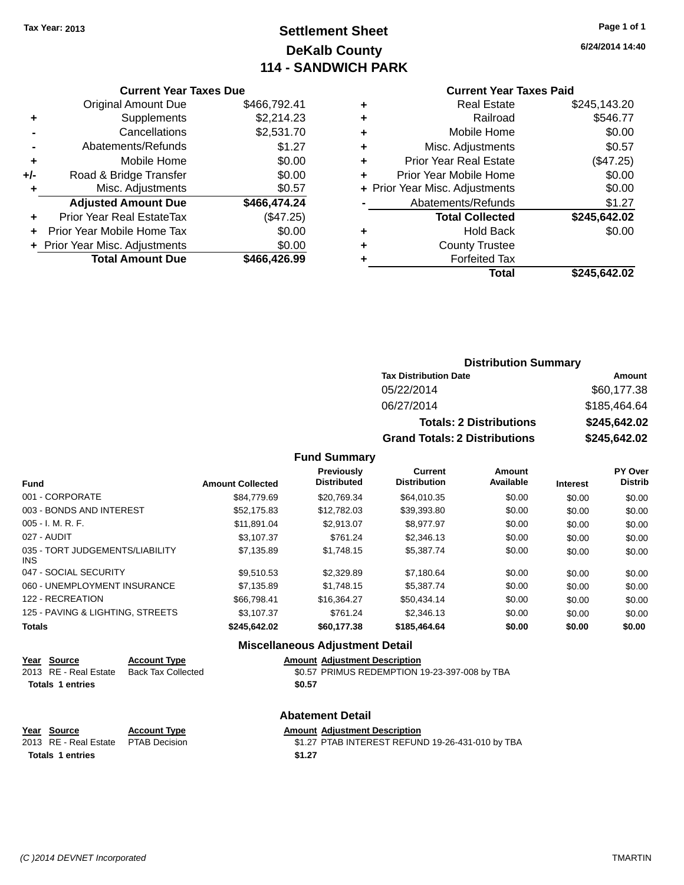Tax Year: 2013

# Settlement Sheet
## DeKalb County
## 114 - SANDWICH PARK

6/24/2014 14:40

### Current Year Taxes Due

| | | |
|---|---|---|
| | Original Amount Due | $466,792.41 |
| + | Supplements | $2,214.23 |
| - | Cancellations | $2,531.70 |
| - | Abatements/Refunds | $1.27 |
| + | Mobile Home | $0.00 |
| +/- | Road & Bridge Transfer | $0.00 |
| + | Misc. Adjustments | $0.57 |
| | **Adjusted Amount Due** | **$466,474.24** |
| + | Prior Year Real EstateTax | ($47.25) |
| + | Prior Year Mobile Home Tax | $0.00 |
| + | Prior Year Misc. Adjustments | $0.00 |
| | **Total Amount Due** | **$466,426.99** |

### Current Year Taxes Paid

| | | |
|---|---|---|
| + | Real Estate | $245,143.20 |
| + | Railroad | $546.77 |
| + | Mobile Home | $0.00 |
| + | Misc. Adjustments | $0.57 |
| + | Prior Year Real Estate | ($47.25) |
| + | Prior Year Mobile Home | $0.00 |
| + | Prior Year Misc. Adjustments | $0.00 |
| - | Abatements/Refunds | $1.27 |
| | **Total Collected** | **$245,642.02** |
| + | Hold Back | $0.00 |
| + | County Trustee | |
| + | Forfeited Tax | |
| | **Total** | **$245,642.02** |

### Distribution Summary

| Tax Distribution Date | Amount |
|---|---|
| 05/22/2014 | $60,177.38 |
| 06/27/2014 | $185,464.64 |
| **Totals: 2 Distributions** | **$245,642.02** |
| **Grand Totals: 2 Distributions** | **$245,642.02** |

### Fund Summary

| Fund | Amount Collected | Previously Distributed | Current Distribution | Amount Available | Interest | PY Over Distrib |
|---|---|---|---|---|---|---|
| 001 - CORPORATE | $84,779.69 | $20,769.34 | $64,010.35 | $0.00 | $0.00 | $0.00 |
| 003 - BONDS AND INTEREST | $52,175.83 | $12,782.03 | $39,393.80 | $0.00 | $0.00 | $0.00 |
| 005 - I. M. R. F. | $11,891.04 | $2,913.07 | $8,977.97 | $0.00 | $0.00 | $0.00 |
| 027 - AUDIT | $3,107.37 | $761.24 | $2,346.13 | $0.00 | $0.00 | $0.00 |
| 035 - TORT JUDGEMENTS/LIABILITY INS | $7,135.89 | $1,748.15 | $5,387.74 | $0.00 | $0.00 | $0.00 |
| 047 - SOCIAL SECURITY | $9,510.53 | $2,329.89 | $7,180.64 | $0.00 | $0.00 | $0.00 |
| 060 - UNEMPLOYMENT INSURANCE | $7,135.89 | $1,748.15 | $5,387.74 | $0.00 | $0.00 | $0.00 |
| 122 - RECREATION | $66,798.41 | $16,364.27 | $50,434.14 | $0.00 | $0.00 | $0.00 |
| 125 - PAVING & LIGHTING, STREETS | $3,107.37 | $761.24 | $2,346.13 | $0.00 | $0.00 | $0.00 |
| **Totals** | **$245,642.02** | **$60,177.38** | **$185,464.64** | **$0.00** | **$0.00** | **$0.00** |

### Miscellaneous Adjustment Detail

| Year | Source | Account Type | Amount | Adjustment Description |
|---|---|---|---|---|
| 2013 | RE - Real Estate | Back Tax Collected | $0.57 | PRIMUS REDEMPTION 19-23-397-008 by TBA |
| **Totals 1 entries** | | | **$0.57** | |

### Abatement Detail

| Year | Source | Account Type | Amount | Adjustment Description |
|---|---|---|---|---|
| 2013 | RE - Real Estate | PTAB Decision | $1.27 | PTAB INTEREST REFUND 19-26-431-010 by TBA |
| **Totals 1 entries** | | | **$1.27** | |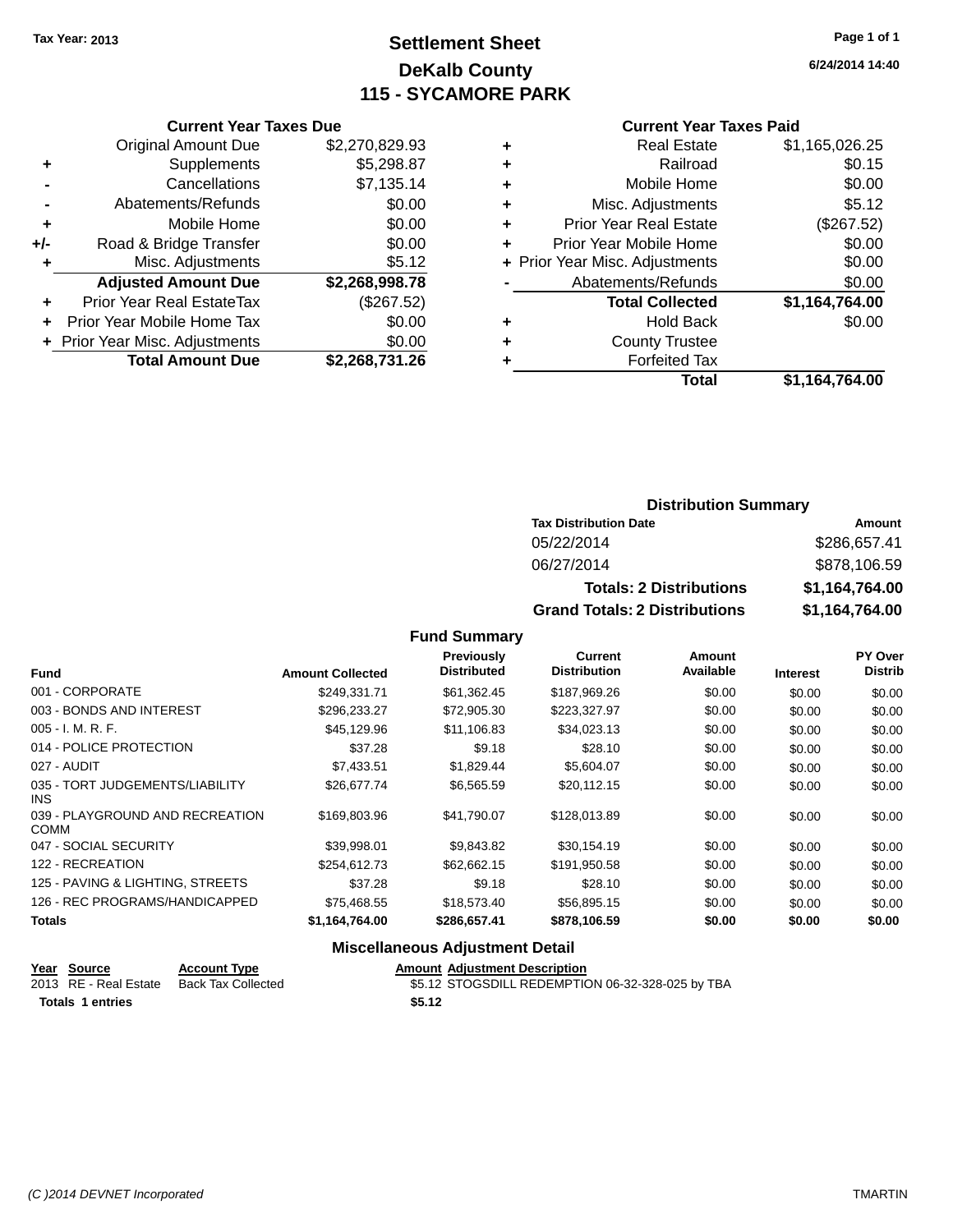Tax Year: 2013

# Settlement Sheet

## DeKalb County

## 115 - SYCAMORE PARK

6/24/2014 14:40

### Current Year Taxes Due

| | | |
|---|---|---|
| | Original Amount Due | $2,270,829.93 |
| + | Supplements | $5,298.87 |
| - | Cancellations | $7,135.14 |
| - | Abatements/Refunds | $0.00 |
| + | Mobile Home | $0.00 |
| +/- | Road & Bridge Transfer | $0.00 |
| + | Misc. Adjustments | $5.12 |
| | **Adjusted Amount Due** | **$2,268,998.78** |
| + | Prior Year Real EstateTax | ($267.52) |
| + | Prior Year Mobile Home Tax | $0.00 |
| + | Prior Year Misc. Adjustments | $0.00 |
| | **Total Amount Due** | **$2,268,731.26** |

### Current Year Taxes Paid

| | | |
|---|---|---|
| + | Real Estate | $1,165,026.25 |
| + | Railroad | $0.15 |
| + | Mobile Home | $0.00 |
| + | Misc. Adjustments | $5.12 |
| + | Prior Year Real Estate | ($267.52) |
| + | Prior Year Mobile Home | $0.00 |
| + | Prior Year Misc. Adjustments | $0.00 |
| - | Abatements/Refunds | $0.00 |
| | **Total Collected** | **$1,164,764.00** |
| + | Hold Back | $0.00 |
| + | County Trustee | |
| + | Forfeited Tax | |
| | **Total** | **$1,164,764.00** |

### Distribution Summary

| Tax Distribution Date | Amount |
|---|---|
| 05/22/2014 | $286,657.41 |
| 06/27/2014 | $878,106.59 |
| **Totals: 2 Distributions** | **$1,164,764.00** |
| **Grand Totals: 2 Distributions** | **$1,164,764.00** |

### Fund Summary

| Fund | Amount Collected | Previously Distributed | Current Distribution | Amount Available | Interest | PY Over Distrib |
|---|---|---|---|---|---|---|
| 001 - CORPORATE | $249,331.71 | $61,362.45 | $187,969.26 | $0.00 | $0.00 | $0.00 |
| 003 - BONDS AND INTEREST | $296,233.27 | $72,905.30 | $223,327.97 | $0.00 | $0.00 | $0.00 |
| 005 - I. M. R. F. | $45,129.96 | $11,106.83 | $34,023.13 | $0.00 | $0.00 | $0.00 |
| 014 - POLICE PROTECTION | $37.28 | $9.18 | $28.10 | $0.00 | $0.00 | $0.00 |
| 027 - AUDIT | $7,433.51 | $1,829.44 | $5,604.07 | $0.00 | $0.00 | $0.00 |
| 035 - TORT JUDGEMENTS/LIABILITY INS | $26,677.74 | $6,565.59 | $20,112.15 | $0.00 | $0.00 | $0.00 |
| 039 - PLAYGROUND AND RECREATION COMM | $169,803.96 | $41,790.07 | $128,013.89 | $0.00 | $0.00 | $0.00 |
| 047 - SOCIAL SECURITY | $39,998.01 | $9,843.82 | $30,154.19 | $0.00 | $0.00 | $0.00 |
| 122 - RECREATION | $254,612.73 | $62,662.15 | $191,950.58 | $0.00 | $0.00 | $0.00 |
| 125 - PAVING & LIGHTING, STREETS | $37.28 | $9.18 | $28.10 | $0.00 | $0.00 | $0.00 |
| 126 - REC PROGRAMS/HANDICAPPED | $75,468.55 | $18,573.40 | $56,895.15 | $0.00 | $0.00 | $0.00 |
| **Totals** | **$1,164,764.00** | **$286,657.41** | **$878,106.59** | **$0.00** | **$0.00** | **$0.00** |

### Miscellaneous Adjustment Detail

| Year | Source | Account Type | Amount | Adjustment Description |
|---|---|---|---|---|
| 2013 | RE - Real Estate | Back Tax Collected | $5.12 | STOGSDILL REDEMPTION 06-32-328-025 by TBA |
| **Totals 1 entries** | | | **$5.12** | |

(C )2014 DEVNET Incorporated TMARTIN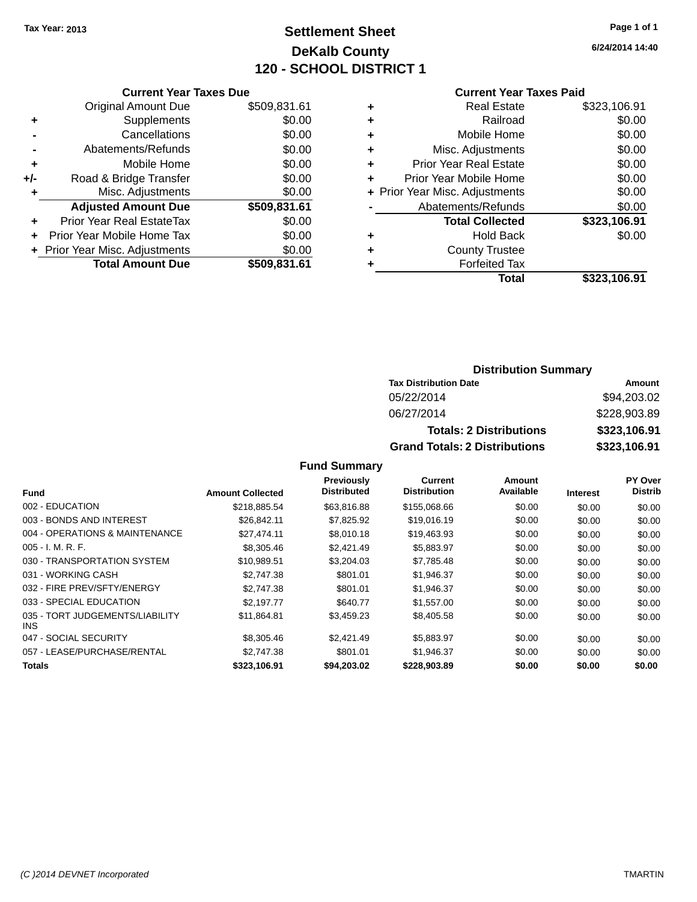Tax Year: 2013

# Settlement Sheet
## DeKalb County
## 120 - SCHOOL DISTRICT 1

6/24/2014 14:40

### Current Year Taxes Due

| | | |
|---|---|---|
| | Original Amount Due | $509,831.61 |
| + | Supplements | $0.00 |
| - | Cancellations | $0.00 |
| - | Abatements/Refunds | $0.00 |
| + | Mobile Home | $0.00 |
| +/- | Road & Bridge Transfer | $0.00 |
| + | Misc. Adjustments | $0.00 |
| | **Adjusted Amount Due** | **$509,831.61** |
| + | Prior Year Real EstateTax | $0.00 |
| + | Prior Year Mobile Home Tax | $0.00 |
| + | Prior Year Misc. Adjustments | $0.00 |
| | **Total Amount Due** | **$509,831.61** |

### Current Year Taxes Paid

| | | |
|---|---|---|
| + | Real Estate | $323,106.91 |
| + | Railroad | $0.00 |
| + | Mobile Home | $0.00 |
| + | Misc. Adjustments | $0.00 |
| + | Prior Year Real Estate | $0.00 |
| + | Prior Year Mobile Home | $0.00 |
| + | Prior Year Misc. Adjustments | $0.00 |
| - | Abatements/Refunds | $0.00 |
| | **Total Collected** | **$323,106.91** |
| + | Hold Back | $0.00 |
| + | County Trustee | |
| + | Forfeited Tax | |
| | **Total** | **$323,106.91** |

### Distribution Summary

| Tax Distribution Date | Amount |
|---|---|
| 05/22/2014 | $94,203.02 |
| 06/27/2014 | $228,903.89 |
| **Totals: 2 Distributions** | **$323,106.91** |
| **Grand Totals: 2 Distributions** | **$323,106.91** |

### Fund Summary

| Fund | Amount Collected | Previously Distributed | Current Distribution | Amount Available | Interest | PY Over Distrib |
|---|---|---|---|---|---|---|
| 002 - EDUCATION | $218,885.54 | $63,816.88 | $155,068.66 | $0.00 | $0.00 | $0.00 |
| 003 - BONDS AND INTEREST | $26,842.11 | $7,825.92 | $19,016.19 | $0.00 | $0.00 | $0.00 |
| 004 - OPERATIONS & MAINTENANCE | $27,474.11 | $8,010.18 | $19,463.93 | $0.00 | $0.00 | $0.00 |
| 005 - I. M. R. F. | $8,305.46 | $2,421.49 | $5,883.97 | $0.00 | $0.00 | $0.00 |
| 030 - TRANSPORTATION SYSTEM | $10,989.51 | $3,204.03 | $7,785.48 | $0.00 | $0.00 | $0.00 |
| 031 - WORKING CASH | $2,747.38 | $801.01 | $1,946.37 | $0.00 | $0.00 | $0.00 |
| 032 - FIRE PREV/SFTY/ENERGY | $2,747.38 | $801.01 | $1,946.37 | $0.00 | $0.00 | $0.00 |
| 033 - SPECIAL EDUCATION | $2,197.77 | $640.77 | $1,557.00 | $0.00 | $0.00 | $0.00 |
| 035 - TORT JUDGEMENTS/LIABILITY INS | $11,864.81 | $3,459.23 | $8,405.58 | $0.00 | $0.00 | $0.00 |
| 047 - SOCIAL SECURITY | $8,305.46 | $2,421.49 | $5,883.97 | $0.00 | $0.00 | $0.00 |
| 057 - LEASE/PURCHASE/RENTAL | $2,747.38 | $801.01 | $1,946.37 | $0.00 | $0.00 | $0.00 |
| **Totals** | **$323,106.91** | **$94,203.02** | **$228,903.89** | **$0.00** | **$0.00** | **$0.00** |

(C )2014 DEVNET Incorporated TMARTIN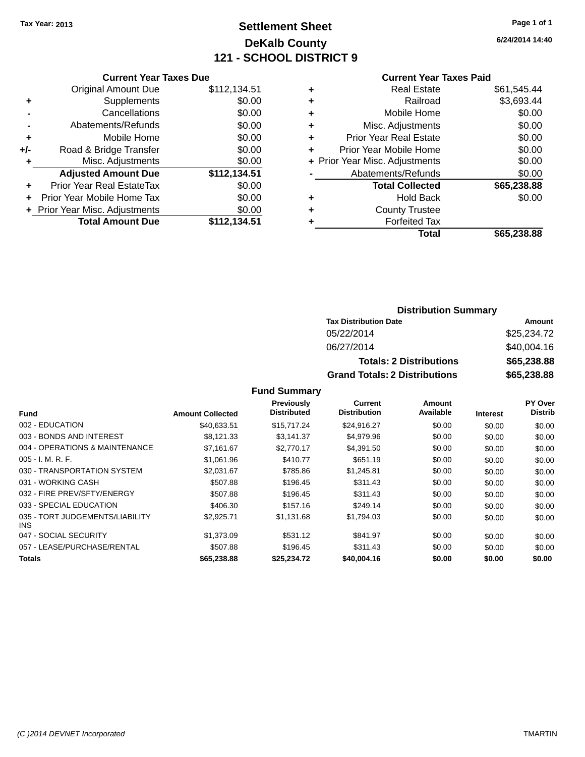Tax Year: 2013

# Settlement Sheet
## DeKalb County
## 121 - SCHOOL DISTRICT 9

6/24/2014 14:40

### Current Year Taxes Due

| | | |
|---|---|---|
| | Original Amount Due | $112,134.51 |
| + | Supplements | $0.00 |
| - | Cancellations | $0.00 |
| - | Abatements/Refunds | $0.00 |
| + | Mobile Home | $0.00 |
| +/- | Road & Bridge Transfer | $0.00 |
| + | Misc. Adjustments | $0.00 |
| | **Adjusted Amount Due** | **$112,134.51** |
| + | Prior Year Real EstateTax | $0.00 |
| + | Prior Year Mobile Home Tax | $0.00 |
| + | Prior Year Misc. Adjustments | $0.00 |
| | **Total Amount Due** | **$112,134.51** |

### Current Year Taxes Paid

| | | |
|---|---|---|
| + | Real Estate | $61,545.44 |
| + | Railroad | $3,693.44 |
| + | Mobile Home | $0.00 |
| + | Misc. Adjustments | $0.00 |
| + | Prior Year Real Estate | $0.00 |
| + | Prior Year Mobile Home | $0.00 |
| + | Prior Year Misc. Adjustments | $0.00 |
| - | Abatements/Refunds | $0.00 |
| | **Total Collected** | **$65,238.88** |
| + | Hold Back | $0.00 |
| + | County Trustee | |
| + | Forfeited Tax | |
| | **Total** | **$65,238.88** |

### Distribution Summary

| Tax Distribution Date | Amount |
|---|---|
| 05/22/2014 | $25,234.72 |
| 06/27/2014 | $40,004.16 |
| **Totals: 2 Distributions** | **$65,238.88** |
| **Grand Totals: 2 Distributions** | **$65,238.88** |

### Fund Summary

| Fund | Amount Collected | Previously Distributed | Current Distribution | Amount Available | Interest | PY Over Distrib |
|---|---|---|---|---|---|---|
| 002 - EDUCATION | $40,633.51 | $15,717.24 | $24,916.27 | $0.00 | $0.00 | $0.00 |
| 003 - BONDS AND INTEREST | $8,121.33 | $3,141.37 | $4,979.96 | $0.00 | $0.00 | $0.00 |
| 004 - OPERATIONS & MAINTENANCE | $7,161.67 | $2,770.17 | $4,391.50 | $0.00 | $0.00 | $0.00 |
| 005 - I. M. R. F. | $1,061.96 | $410.77 | $651.19 | $0.00 | $0.00 | $0.00 |
| 030 - TRANSPORTATION SYSTEM | $2,031.67 | $785.86 | $1,245.81 | $0.00 | $0.00 | $0.00 |
| 031 - WORKING CASH | $507.88 | $196.45 | $311.43 | $0.00 | $0.00 | $0.00 |
| 032 - FIRE PREV/SFTY/ENERGY | $507.88 | $196.45 | $311.43 | $0.00 | $0.00 | $0.00 |
| 033 - SPECIAL EDUCATION | $406.30 | $157.16 | $249.14 | $0.00 | $0.00 | $0.00 |
| 035 - TORT JUDGEMENTS/LIABILITY INS | $2,925.71 | $1,131.68 | $1,794.03 | $0.00 | $0.00 | $0.00 |
| 047 - SOCIAL SECURITY | $1,373.09 | $531.12 | $841.97 | $0.00 | $0.00 | $0.00 |
| 057 - LEASE/PURCHASE/RENTAL | $507.88 | $196.45 | $311.43 | $0.00 | $0.00 | $0.00 |
| **Totals** | **$65,238.88** | **$25,234.72** | **$40,004.16** | **$0.00** | **$0.00** | **$0.00** |

(C )2014 DEVNET Incorporated — TMARTIN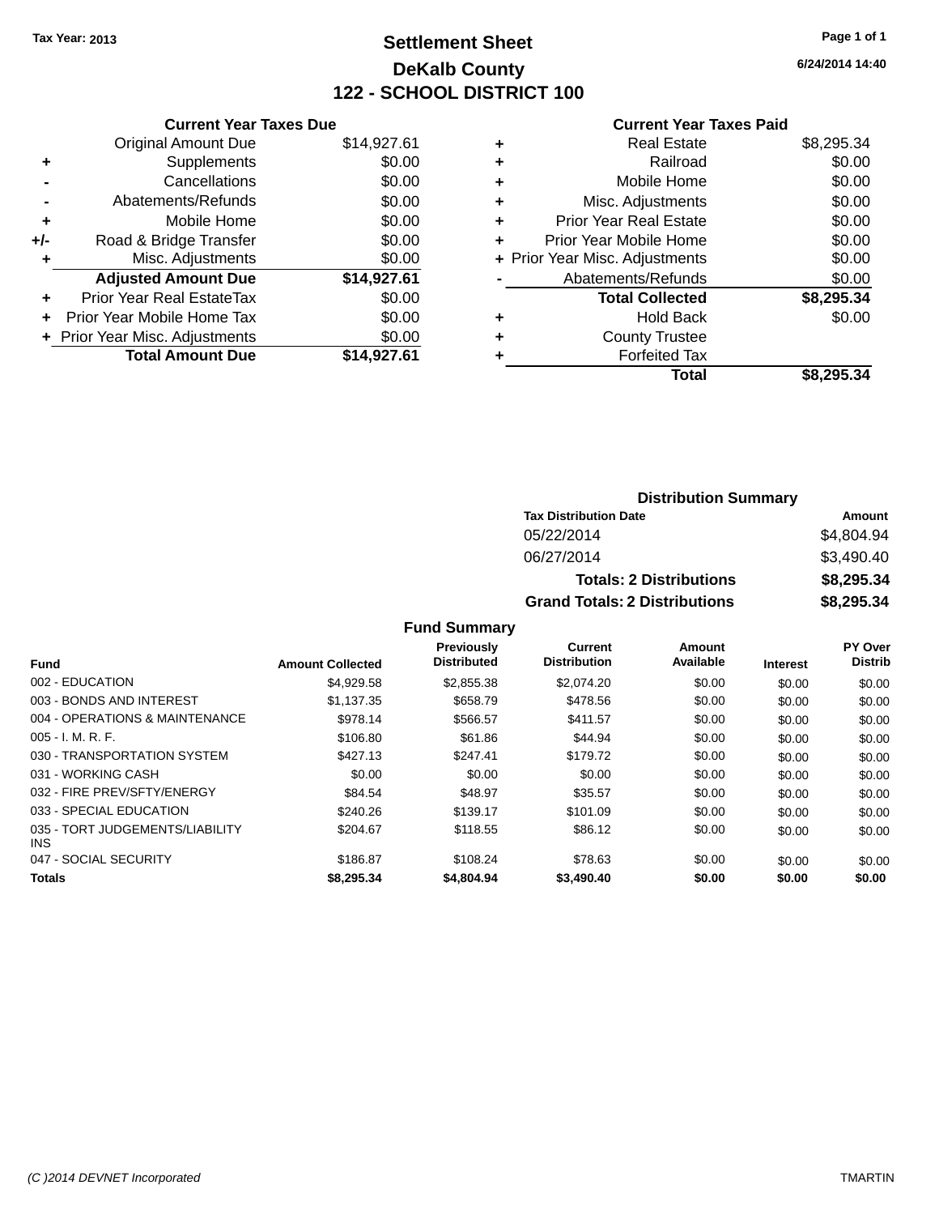Tax Year: 2013

# Settlement Sheet

## DeKalb County

## 122 - SCHOOL DISTRICT 100

6/24/2014 14:40

### Current Year Taxes Due

| | | |
|---|---|---|
| | Original Amount Due | $14,927.61 |
| + | Supplements | $0.00 |
| - | Cancellations | $0.00 |
| - | Abatements/Refunds | $0.00 |
| + | Mobile Home | $0.00 |
| +/- | Road & Bridge Transfer | $0.00 |
| + | Misc. Adjustments | $0.00 |
| | **Adjusted Amount Due** | **$14,927.61** |
| + | Prior Year Real EstateTax | $0.00 |
| + | Prior Year Mobile Home Tax | $0.00 |
| + | Prior Year Misc. Adjustments | $0.00 |
| | **Total Amount Due** | **$14,927.61** |

### Current Year Taxes Paid

| | | |
|---|---|---|
| + | Real Estate | $8,295.34 |
| + | Railroad | $0.00 |
| + | Mobile Home | $0.00 |
| + | Misc. Adjustments | $0.00 |
| + | Prior Year Real Estate | $0.00 |
| + | Prior Year Mobile Home | $0.00 |
| + | Prior Year Misc. Adjustments | $0.00 |
| - | Abatements/Refunds | $0.00 |
| | **Total Collected** | **$8,295.34** |
| + | Hold Back | $0.00 |
| + | County Trustee | |
| + | Forfeited Tax | |
| | **Total** | **$8,295.34** |

### Distribution Summary

| Tax Distribution Date | Amount |
|---|---|
| 05/22/2014 | $4,804.94 |
| 06/27/2014 | $3,490.40 |
| **Totals: 2 Distributions** | **$8,295.34** |
| **Grand Totals: 2 Distributions** | **$8,295.34** |

### Fund Summary

| Fund | Amount Collected | Previously Distributed | Current Distribution | Amount Available | Interest | PY Over Distrib |
|---|---|---|---|---|---|---|
| 002 - EDUCATION | $4,929.58 | $2,855.38 | $2,074.20 | $0.00 | $0.00 | $0.00 |
| 003 - BONDS AND INTEREST | $1,137.35 | $658.79 | $478.56 | $0.00 | $0.00 | $0.00 |
| 004 - OPERATIONS & MAINTENANCE | $978.14 | $566.57 | $411.57 | $0.00 | $0.00 | $0.00 |
| 005 - I. M. R. F. | $106.80 | $61.86 | $44.94 | $0.00 | $0.00 | $0.00 |
| 030 - TRANSPORTATION SYSTEM | $427.13 | $247.41 | $179.72 | $0.00 | $0.00 | $0.00 |
| 031 - WORKING CASH | $0.00 | $0.00 | $0.00 | $0.00 | $0.00 | $0.00 |
| 032 - FIRE PREV/SFTY/ENERGY | $84.54 | $48.97 | $35.57 | $0.00 | $0.00 | $0.00 |
| 033 - SPECIAL EDUCATION | $240.26 | $139.17 | $101.09 | $0.00 | $0.00 | $0.00 |
| 035 - TORT JUDGEMENTS/LIABILITY INS | $204.67 | $118.55 | $86.12 | $0.00 | $0.00 | $0.00 |
| 047 - SOCIAL SECURITY | $186.87 | $108.24 | $78.63 | $0.00 | $0.00 | $0.00 |
| **Totals** | **$8,295.34** | **$4,804.94** | **$3,490.40** | **$0.00** | **$0.00** | **$0.00** |

(C )2014 DEVNET Incorporated TMARTIN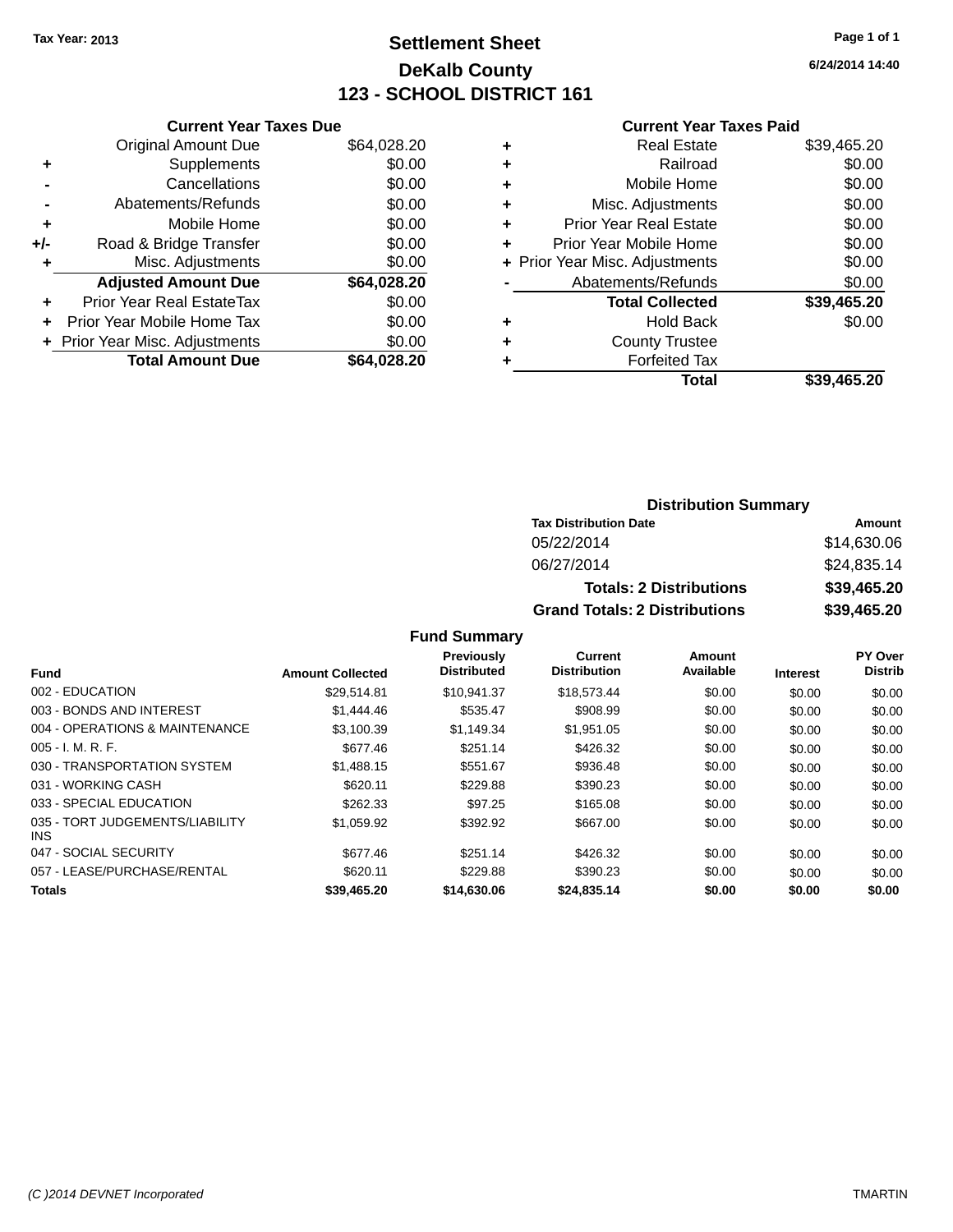Tax Year: 2013

# Settlement Sheet
## DeKalb County
## 123 - SCHOOL DISTRICT 161

6/24/2014 14:40

### Current Year Taxes Due

| | | |
|---|---|---|
| | Original Amount Due | $64,028.20 |
| + | Supplements | $0.00 |
| - | Cancellations | $0.00 |
| - | Abatements/Refunds | $0.00 |
| + | Mobile Home | $0.00 |
| +/- | Road & Bridge Transfer | $0.00 |
| + | Misc. Adjustments | $0.00 |
| | **Adjusted Amount Due** | **$64,028.20** |
| + | Prior Year Real EstateTax | $0.00 |
| + | Prior Year Mobile Home Tax | $0.00 |
| + | Prior Year Misc. Adjustments | $0.00 |
| | **Total Amount Due** | **$64,028.20** |

### Current Year Taxes Paid

| | | |
|---|---|---|
| + | Real Estate | $39,465.20 |
| + | Railroad | $0.00 |
| + | Mobile Home | $0.00 |
| + | Misc. Adjustments | $0.00 |
| + | Prior Year Real Estate | $0.00 |
| + | Prior Year Mobile Home | $0.00 |
| + | Prior Year Misc. Adjustments | $0.00 |
| - | Abatements/Refunds | $0.00 |
| | **Total Collected** | **$39,465.20** |
| + | Hold Back | $0.00 |
| + | County Trustee | |
| + | Forfeited Tax | |
| | **Total** | **$39,465.20** |

### Distribution Summary

| Tax Distribution Date | Amount |
|---|---|
| 05/22/2014 | $14,630.06 |
| 06/27/2014 | $24,835.14 |
| **Totals: 2 Distributions** | **$39,465.20** |
| **Grand Totals: 2 Distributions** | **$39,465.20** |

### Fund Summary

| Fund | Amount Collected | Previously Distributed | Current Distribution | Amount Available | Interest | PY Over Distrib |
|---|---|---|---|---|---|---|
| 002 - EDUCATION | $29,514.81 | $10,941.37 | $18,573.44 | $0.00 | $0.00 | $0.00 |
| 003 - BONDS AND INTEREST | $1,444.46 | $535.47 | $908.99 | $0.00 | $0.00 | $0.00 |
| 004 - OPERATIONS & MAINTENANCE | $3,100.39 | $1,149.34 | $1,951.05 | $0.00 | $0.00 | $0.00 |
| 005 - I. M. R. F. | $677.46 | $251.14 | $426.32 | $0.00 | $0.00 | $0.00 |
| 030 - TRANSPORTATION SYSTEM | $1,488.15 | $551.67 | $936.48 | $0.00 | $0.00 | $0.00 |
| 031 - WORKING CASH | $620.11 | $229.88 | $390.23 | $0.00 | $0.00 | $0.00 |
| 033 - SPECIAL EDUCATION | $262.33 | $97.25 | $165.08 | $0.00 | $0.00 | $0.00 |
| 035 - TORT JUDGEMENTS/LIABILITY INS | $1,059.92 | $392.92 | $667.00 | $0.00 | $0.00 | $0.00 |
| 047 - SOCIAL SECURITY | $677.46 | $251.14 | $426.32 | $0.00 | $0.00 | $0.00 |
| 057 - LEASE/PURCHASE/RENTAL | $620.11 | $229.88 | $390.23 | $0.00 | $0.00 | $0.00 |
| **Totals** | **$39,465.20** | **$14,630.06** | **$24,835.14** | **$0.00** | **$0.00** | **$0.00** |

(C )2014 DEVNET Incorporated — TMARTIN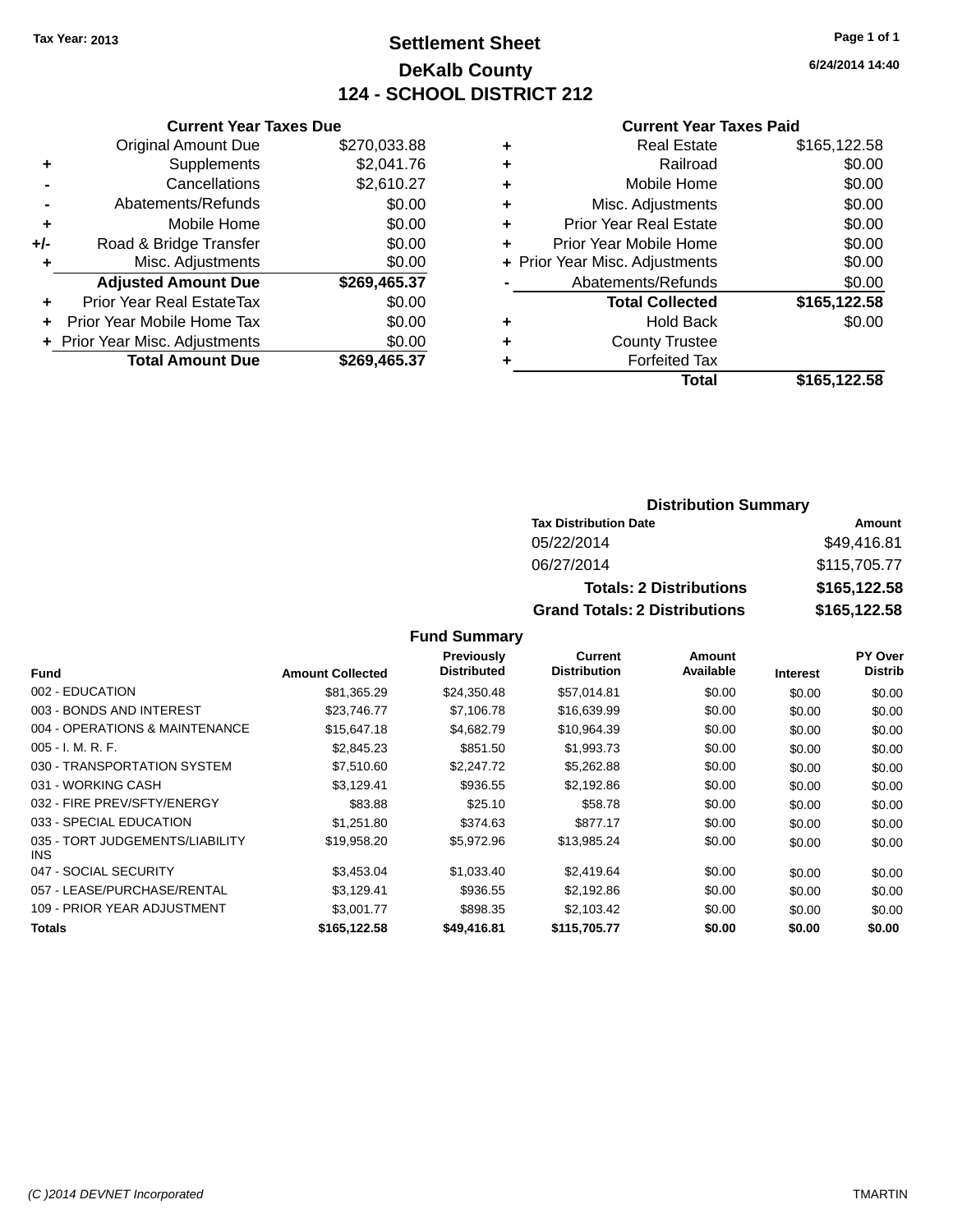Tax Year: 2013

# Settlement Sheet
## DeKalb County
## 124 - SCHOOL DISTRICT 212

6/24/2014 14:40

### Current Year Taxes Due

| | | |
|---|---|---|
| | Original Amount Due | $270,033.88 |
| + | Supplements | $2,041.76 |
| - | Cancellations | $2,610.27 |
| - | Abatements/Refunds | $0.00 |
| + | Mobile Home | $0.00 |
| +/- | Road & Bridge Transfer | $0.00 |
| + | Misc. Adjustments | $0.00 |
| | **Adjusted Amount Due** | **$269,465.37** |
| + | Prior Year Real EstateTax | $0.00 |
| + | Prior Year Mobile Home Tax | $0.00 |
| + | Prior Year Misc. Adjustments | $0.00 |
| | **Total Amount Due** | **$269,465.37** |

### Current Year Taxes Paid

| | | |
|---|---|---|
| + | Real Estate | $165,122.58 |
| + | Railroad | $0.00 |
| + | Mobile Home | $0.00 |
| + | Misc. Adjustments | $0.00 |
| + | Prior Year Real Estate | $0.00 |
| + | Prior Year Mobile Home | $0.00 |
| + | Prior Year Misc. Adjustments | $0.00 |
| - | Abatements/Refunds | $0.00 |
| | **Total Collected** | **$165,122.58** |
| + | Hold Back | $0.00 |
| + | County Trustee | |
| + | Forfeited Tax | |
| | **Total** | **$165,122.58** |

### Distribution Summary

| Tax Distribution Date | Amount |
|---|---|
| 05/22/2014 | $49,416.81 |
| 06/27/2014 | $115,705.77 |
| **Totals: 2 Distributions** | **$165,122.58** |
| **Grand Totals: 2 Distributions** | **$165,122.58** |

### Fund Summary

| Fund | Amount Collected | Previously Distributed | Current Distribution | Amount Available | Interest | PY Over Distrib |
|---|---|---|---|---|---|---|
| 002 - EDUCATION | $81,365.29 | $24,350.48 | $57,014.81 | $0.00 | $0.00 | $0.00 |
| 003 - BONDS AND INTEREST | $23,746.77 | $7,106.78 | $16,639.99 | $0.00 | $0.00 | $0.00 |
| 004 - OPERATIONS & MAINTENANCE | $15,647.18 | $4,682.79 | $10,964.39 | $0.00 | $0.00 | $0.00 |
| 005 - I. M. R. F. | $2,845.23 | $851.50 | $1,993.73 | $0.00 | $0.00 | $0.00 |
| 030 - TRANSPORTATION SYSTEM | $7,510.60 | $2,247.72 | $5,262.88 | $0.00 | $0.00 | $0.00 |
| 031 - WORKING CASH | $3,129.41 | $936.55 | $2,192.86 | $0.00 | $0.00 | $0.00 |
| 032 - FIRE PREV/SFTY/ENERGY | $83.88 | $25.10 | $58.78 | $0.00 | $0.00 | $0.00 |
| 033 - SPECIAL EDUCATION | $1,251.80 | $374.63 | $877.17 | $0.00 | $0.00 | $0.00 |
| 035 - TORT JUDGEMENTS/LIABILITY INS | $19,958.20 | $5,972.96 | $13,985.24 | $0.00 | $0.00 | $0.00 |
| 047 - SOCIAL SECURITY | $3,453.04 | $1,033.40 | $2,419.64 | $0.00 | $0.00 | $0.00 |
| 057 - LEASE/PURCHASE/RENTAL | $3,129.41 | $936.55 | $2,192.86 | $0.00 | $0.00 | $0.00 |
| 109 - PRIOR YEAR ADJUSTMENT | $3,001.77 | $898.35 | $2,103.42 | $0.00 | $0.00 | $0.00 |
| **Totals** | **$165,122.58** | **$49,416.81** | **$115,705.77** | **$0.00** | **$0.00** | **$0.00** |

(C )2014 DEVNET Incorporated TMARTIN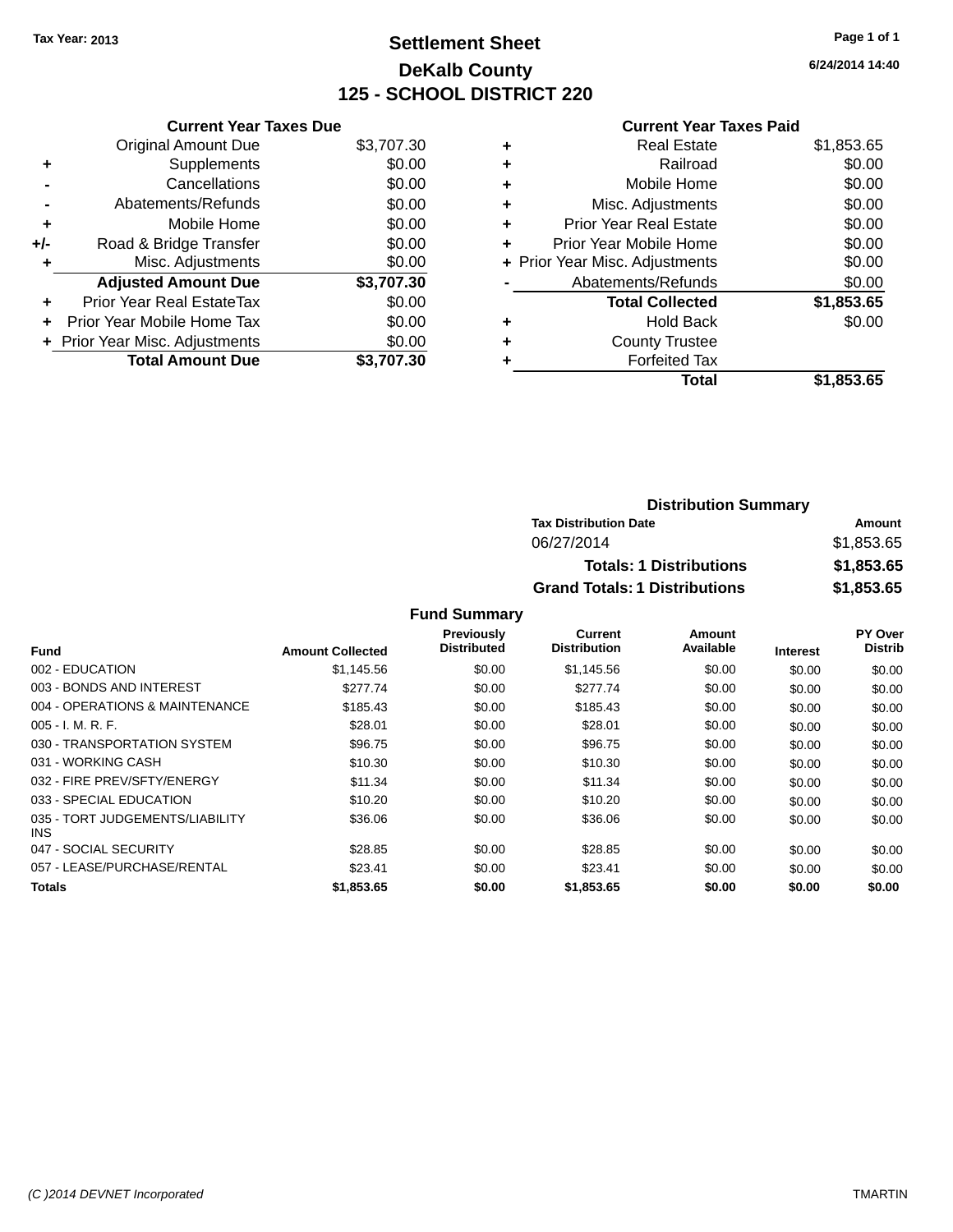Tax Year: 2013

# Settlement Sheet

## DeKalb County

## 125 - SCHOOL DISTRICT 220

6/24/2014 14:40

### Current Year Taxes Due

| | | |
|---|---|---|
| | Original Amount Due | $3,707.30 |
| + | Supplements | $0.00 |
| - | Cancellations | $0.00 |
| - | Abatements/Refunds | $0.00 |
| + | Mobile Home | $0.00 |
| +/- | Road & Bridge Transfer | $0.00 |
| + | Misc. Adjustments | $0.00 |
| | **Adjusted Amount Due** | **$3,707.30** |
| + | Prior Year Real EstateTax | $0.00 |
| + | Prior Year Mobile Home Tax | $0.00 |
| + | Prior Year Misc. Adjustments | $0.00 |
| | **Total Amount Due** | **$3,707.30** |

### Current Year Taxes Paid

| | | |
|---|---|---|
| + | Real Estate | $1,853.65 |
| + | Railroad | $0.00 |
| + | Mobile Home | $0.00 |
| + | Misc. Adjustments | $0.00 |
| + | Prior Year Real Estate | $0.00 |
| + | Prior Year Mobile Home | $0.00 |
| + | Prior Year Misc. Adjustments | $0.00 |
| - | Abatements/Refunds | $0.00 |
| | **Total Collected** | **$1,853.65** |
| + | Hold Back | $0.00 |
| + | County Trustee | |
| + | Forfeited Tax | |
| | **Total** | **$1,853.65** |

### Distribution Summary

| Tax Distribution Date | Amount |
|---|---|
| 06/27/2014 | $1,853.65 |
| **Totals: 1 Distributions** | **$1,853.65** |
| **Grand Totals: 1 Distributions** | **$1,853.65** |

### Fund Summary

| Fund | Amount Collected | Previously Distributed | Current Distribution | Amount Available | Interest | PY Over Distrib |
|---|---|---|---|---|---|---|
| 002 - EDUCATION | $1,145.56 | $0.00 | $1,145.56 | $0.00 | $0.00 | $0.00 |
| 003 - BONDS AND INTEREST | $277.74 | $0.00 | $277.74 | $0.00 | $0.00 | $0.00 |
| 004 - OPERATIONS & MAINTENANCE | $185.43 | $0.00 | $185.43 | $0.00 | $0.00 | $0.00 |
| 005 - I. M. R. F. | $28.01 | $0.00 | $28.01 | $0.00 | $0.00 | $0.00 |
| 030 - TRANSPORTATION SYSTEM | $96.75 | $0.00 | $96.75 | $0.00 | $0.00 | $0.00 |
| 031 - WORKING CASH | $10.30 | $0.00 | $10.30 | $0.00 | $0.00 | $0.00 |
| 032 - FIRE PREV/SFTY/ENERGY | $11.34 | $0.00 | $11.34 | $0.00 | $0.00 | $0.00 |
| 033 - SPECIAL EDUCATION | $10.20 | $0.00 | $10.20 | $0.00 | $0.00 | $0.00 |
| 035 - TORT JUDGEMENTS/LIABILITY INS | $36.06 | $0.00 | $36.06 | $0.00 | $0.00 | $0.00 |
| 047 - SOCIAL SECURITY | $28.85 | $0.00 | $28.85 | $0.00 | $0.00 | $0.00 |
| 057 - LEASE/PURCHASE/RENTAL | $23.41 | $0.00 | $23.41 | $0.00 | $0.00 | $0.00 |
| **Totals** | **$1,853.65** | **$0.00** | **$1,853.65** | **$0.00** | **$0.00** | **$0.00** |

(C )2014 DEVNET Incorporated TMARTIN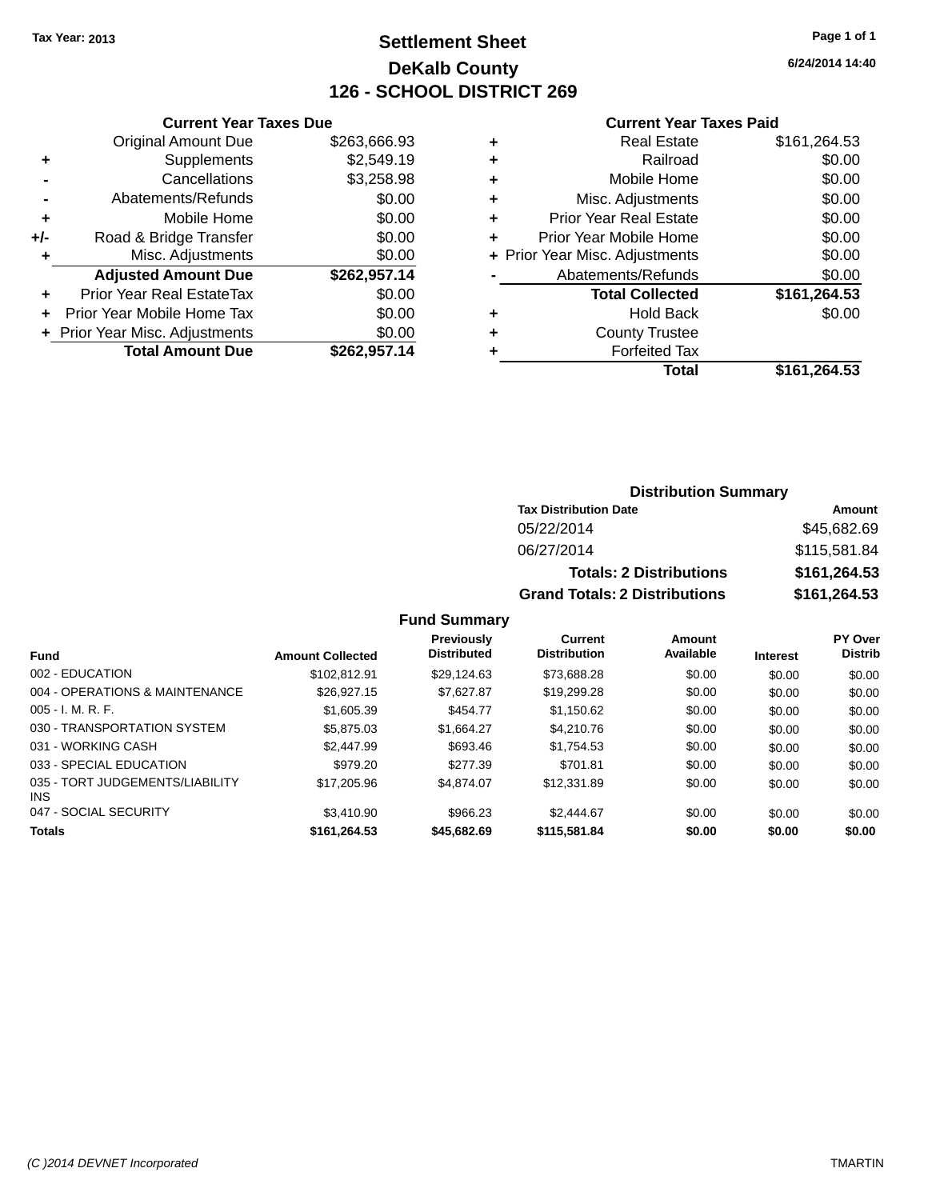Tax Year: 2013

# Settlement Sheet

## DeKalb County

## 126 - SCHOOL DISTRICT 269

6/24/2014 14:40

### Current Year Taxes Due

| | | |
|---|---|---|
| | Original Amount Due | $263,666.93 |
| + | Supplements | $2,549.19 |
| - | Cancellations | $3,258.98 |
| - | Abatements/Refunds | $0.00 |
| + | Mobile Home | $0.00 |
| +/- | Road & Bridge Transfer | $0.00 |
| + | Misc. Adjustments | $0.00 |
| | **Adjusted Amount Due** | **$262,957.14** |
| + | Prior Year Real EstateTax | $0.00 |
| + | Prior Year Mobile Home Tax | $0.00 |
| + | Prior Year Misc. Adjustments | $0.00 |
| | **Total Amount Due** | **$262,957.14** |

### Current Year Taxes Paid

| | | |
|---|---|---|
| + | Real Estate | $161,264.53 |
| + | Railroad | $0.00 |
| + | Mobile Home | $0.00 |
| + | Misc. Adjustments | $0.00 |
| + | Prior Year Real Estate | $0.00 |
| + | Prior Year Mobile Home | $0.00 |
| + | Prior Year Misc. Adjustments | $0.00 |
| - | Abatements/Refunds | $0.00 |
| | **Total Collected** | **$161,264.53** |
| + | Hold Back | $0.00 |
| + | County Trustee | |
| + | Forfeited Tax | |
| | **Total** | **$161,264.53** |

### Distribution Summary

| Tax Distribution Date | Amount |
|---|---|
| 05/22/2014 | $45,682.69 |
| 06/27/2014 | $115,581.84 |
| **Totals: 2 Distributions** | **$161,264.53** |
| **Grand Totals: 2 Distributions** | **$161,264.53** |

### Fund Summary

| Fund | Amount Collected | Previously Distributed | Current Distribution | Amount Available | Interest | PY Over Distrib |
|---|---|---|---|---|---|---|
| 002 - EDUCATION | $102,812.91 | $29,124.63 | $73,688.28 | $0.00 | $0.00 | $0.00 |
| 004 - OPERATIONS & MAINTENANCE | $26,927.15 | $7,627.87 | $19,299.28 | $0.00 | $0.00 | $0.00 |
| 005 - I. M. R. F. | $1,605.39 | $454.77 | $1,150.62 | $0.00 | $0.00 | $0.00 |
| 030 - TRANSPORTATION SYSTEM | $5,875.03 | $1,664.27 | $4,210.76 | $0.00 | $0.00 | $0.00 |
| 031 - WORKING CASH | $2,447.99 | $693.46 | $1,754.53 | $0.00 | $0.00 | $0.00 |
| 033 - SPECIAL EDUCATION | $979.20 | $277.39 | $701.81 | $0.00 | $0.00 | $0.00 |
| 035 - TORT JUDGEMENTS/LIABILITY INS | $17,205.96 | $4,874.07 | $12,331.89 | $0.00 | $0.00 | $0.00 |
| 047 - SOCIAL SECURITY | $3,410.90 | $966.23 | $2,444.67 | $0.00 | $0.00 | $0.00 |
| **Totals** | **$161,264.53** | **$45,682.69** | **$115,581.84** | **$0.00** | **$0.00** | **$0.00** |

(C )2014 DEVNET Incorporated TMARTIN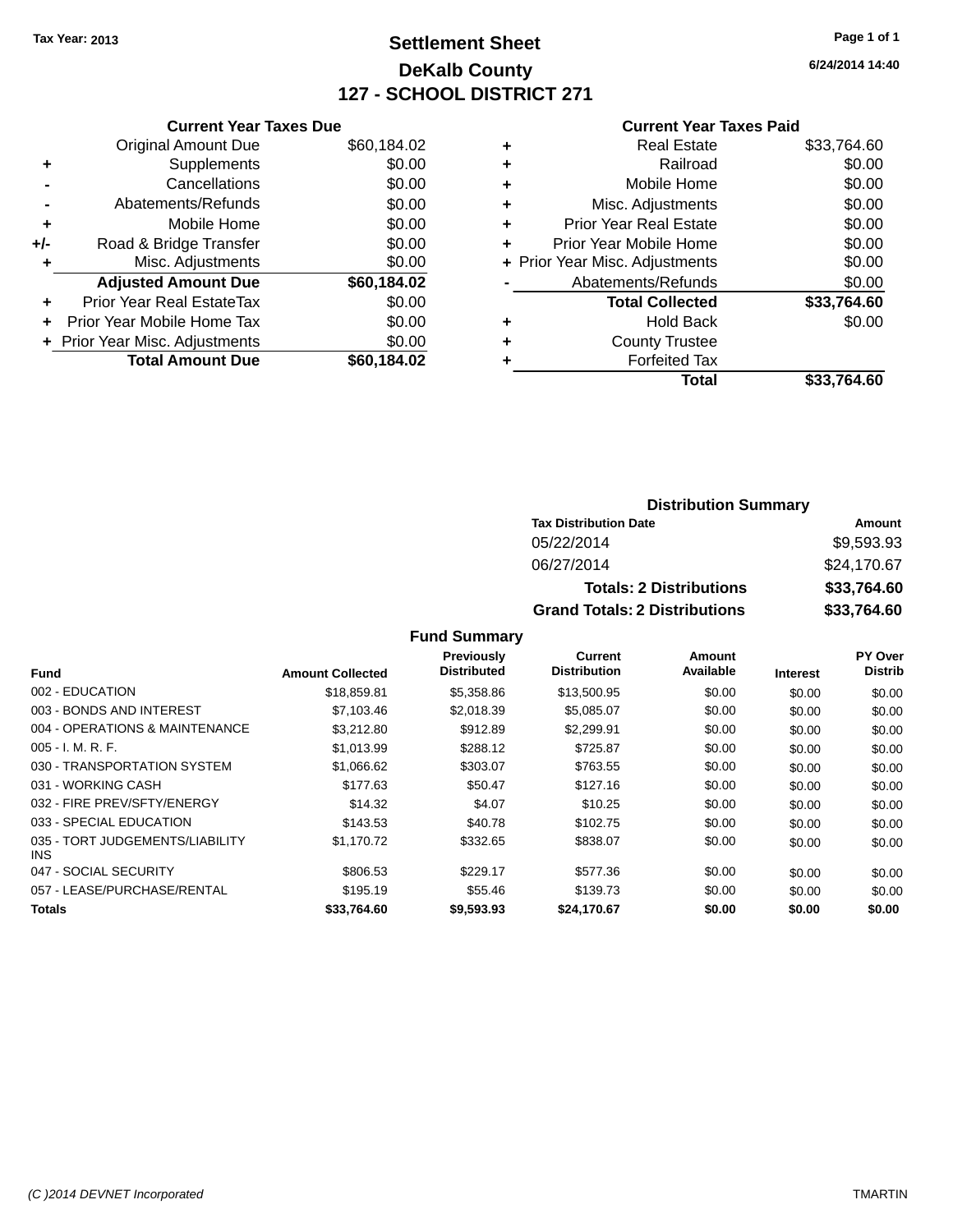Tax Year: 2013

# Settlement Sheet

## DeKalb County

## 127 - SCHOOL DISTRICT 271

6/24/2014 14:40

### Current Year Taxes Due

| | | |
|---|---|---|
| | Original Amount Due | $60,184.02 |
| + | Supplements | $0.00 |
| - | Cancellations | $0.00 |
| - | Abatements/Refunds | $0.00 |
| + | Mobile Home | $0.00 |
| +/- | Road & Bridge Transfer | $0.00 |
| + | Misc. Adjustments | $0.00 |
| | **Adjusted Amount Due** | **$60,184.02** |
| + | Prior Year Real EstateTax | $0.00 |
| + | Prior Year Mobile Home Tax | $0.00 |
| + | Prior Year Misc. Adjustments | $0.00 |
| | **Total Amount Due** | **$60,184.02** |

### Current Year Taxes Paid

| | | |
|---|---|---|
| + | Real Estate | $33,764.60 |
| + | Railroad | $0.00 |
| + | Mobile Home | $0.00 |
| + | Misc. Adjustments | $0.00 |
| + | Prior Year Real Estate | $0.00 |
| + | Prior Year Mobile Home | $0.00 |
| + | Prior Year Misc. Adjustments | $0.00 |
| - | Abatements/Refunds | $0.00 |
| | **Total Collected** | **$33,764.60** |
| + | Hold Back | $0.00 |
| + | County Trustee | |
| + | Forfeited Tax | |
| | **Total** | **$33,764.60** |

### Distribution Summary

| Tax Distribution Date | Amount |
|---|---|
| 05/22/2014 | $9,593.93 |
| 06/27/2014 | $24,170.67 |
| **Totals: 2 Distributions** | **$33,764.60** |
| **Grand Totals: 2 Distributions** | **$33,764.60** |

### Fund Summary

| Fund | Amount Collected | Previously Distributed | Current Distribution | Amount Available | Interest | PY Over Distrib |
|---|---|---|---|---|---|---|
| 002 - EDUCATION | $18,859.81 | $5,358.86 | $13,500.95 | $0.00 | $0.00 | $0.00 |
| 003 - BONDS AND INTEREST | $7,103.46 | $2,018.39 | $5,085.07 | $0.00 | $0.00 | $0.00 |
| 004 - OPERATIONS & MAINTENANCE | $3,212.80 | $912.89 | $2,299.91 | $0.00 | $0.00 | $0.00 |
| 005 - I. M. R. F. | $1,013.99 | $288.12 | $725.87 | $0.00 | $0.00 | $0.00 |
| 030 - TRANSPORTATION SYSTEM | $1,066.62 | $303.07 | $763.55 | $0.00 | $0.00 | $0.00 |
| 031 - WORKING CASH | $177.63 | $50.47 | $127.16 | $0.00 | $0.00 | $0.00 |
| 032 - FIRE PREV/SFTY/ENERGY | $14.32 | $4.07 | $10.25 | $0.00 | $0.00 | $0.00 |
| 033 - SPECIAL EDUCATION | $143.53 | $40.78 | $102.75 | $0.00 | $0.00 | $0.00 |
| 035 - TORT JUDGEMENTS/LIABILITY INS | $1,170.72 | $332.65 | $838.07 | $0.00 | $0.00 | $0.00 |
| 047 - SOCIAL SECURITY | $806.53 | $229.17 | $577.36 | $0.00 | $0.00 | $0.00 |
| 057 - LEASE/PURCHASE/RENTAL | $195.19 | $55.46 | $139.73 | $0.00 | $0.00 | $0.00 |
| **Totals** | **$33,764.60** | **$9,593.93** | **$24,170.67** | **$0.00** | **$0.00** | **$0.00** |

(C )2014 DEVNET Incorporated TMARTIN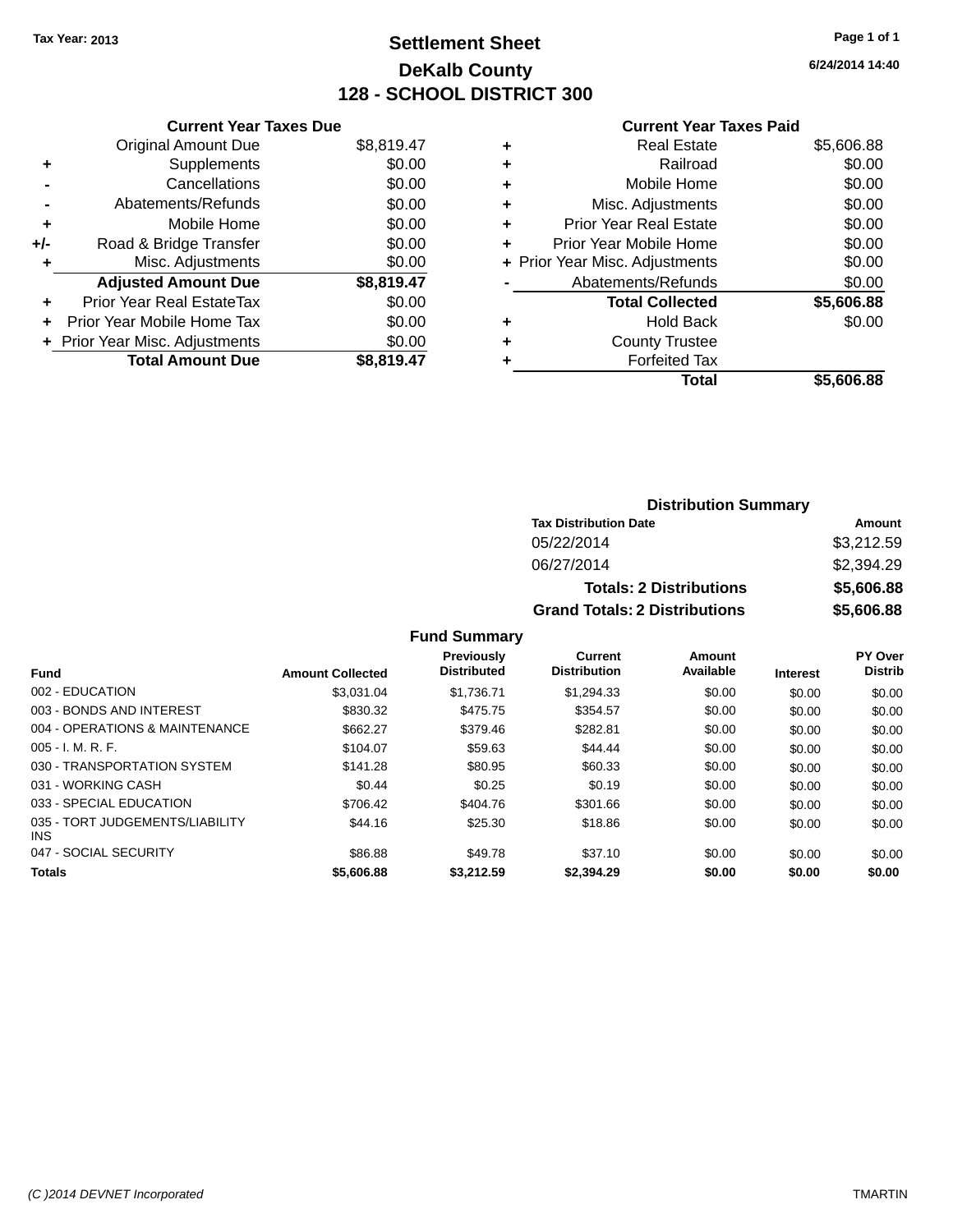Tax Year: 2013

# Settlement Sheet

## DeKalb County

## 128 - SCHOOL DISTRICT 300

6/24/2014 14:40

### Current Year Taxes Due

| | | |
|---|---|---|
| | Original Amount Due | $8,819.47 |
| + | Supplements | $0.00 |
| - | Cancellations | $0.00 |
| - | Abatements/Refunds | $0.00 |
| + | Mobile Home | $0.00 |
| +/- | Road & Bridge Transfer | $0.00 |
| + | Misc. Adjustments | $0.00 |
| | **Adjusted Amount Due** | **$8,819.47** |
| + | Prior Year Real EstateTax | $0.00 |
| + | Prior Year Mobile Home Tax | $0.00 |
| + | Prior Year Misc. Adjustments | $0.00 |
| | **Total Amount Due** | **$8,819.47** |

### Current Year Taxes Paid

| | | |
|---|---|---|
| + | Real Estate | $5,606.88 |
| + | Railroad | $0.00 |
| + | Mobile Home | $0.00 |
| + | Misc. Adjustments | $0.00 |
| + | Prior Year Real Estate | $0.00 |
| + | Prior Year Mobile Home | $0.00 |
| + | Prior Year Misc. Adjustments | $0.00 |
| - | Abatements/Refunds | $0.00 |
| | **Total Collected** | **$5,606.88** |
| + | Hold Back | $0.00 |
| + | County Trustee | |
| + | Forfeited Tax | |
| | **Total** | **$5,606.88** |

### Distribution Summary

| Tax Distribution Date | Amount |
|---|---|
| 05/22/2014 | $3,212.59 |
| 06/27/2014 | $2,394.29 |
| **Totals: 2 Distributions** | **$5,606.88** |
| **Grand Totals: 2 Distributions** | **$5,606.88** |

### Fund Summary

| Fund | Amount Collected | Previously Distributed | Current Distribution | Amount Available | Interest | PY Over Distrib |
|---|---|---|---|---|---|---|
| 002 - EDUCATION | $3,031.04 | $1,736.71 | $1,294.33 | $0.00 | $0.00 | $0.00 |
| 003 - BONDS AND INTEREST | $830.32 | $475.75 | $354.57 | $0.00 | $0.00 | $0.00 |
| 004 - OPERATIONS & MAINTENANCE | $662.27 | $379.46 | $282.81 | $0.00 | $0.00 | $0.00 |
| 005 - I. M. R. F. | $104.07 | $59.63 | $44.44 | $0.00 | $0.00 | $0.00 |
| 030 - TRANSPORTATION SYSTEM | $141.28 | $80.95 | $60.33 | $0.00 | $0.00 | $0.00 |
| 031 - WORKING CASH | $0.44 | $0.25 | $0.19 | $0.00 | $0.00 | $0.00 |
| 033 - SPECIAL EDUCATION | $706.42 | $404.76 | $301.66 | $0.00 | $0.00 | $0.00 |
| 035 - TORT JUDGEMENTS/LIABILITY INS | $44.16 | $25.30 | $18.86 | $0.00 | $0.00 | $0.00 |
| 047 - SOCIAL SECURITY | $86.88 | $49.78 | $37.10 | $0.00 | $0.00 | $0.00 |
| **Totals** | **$5,606.88** | **$3,212.59** | **$2,394.29** | **$0.00** | **$0.00** | **$0.00** |

(C )2014 DEVNET Incorporated — TMARTIN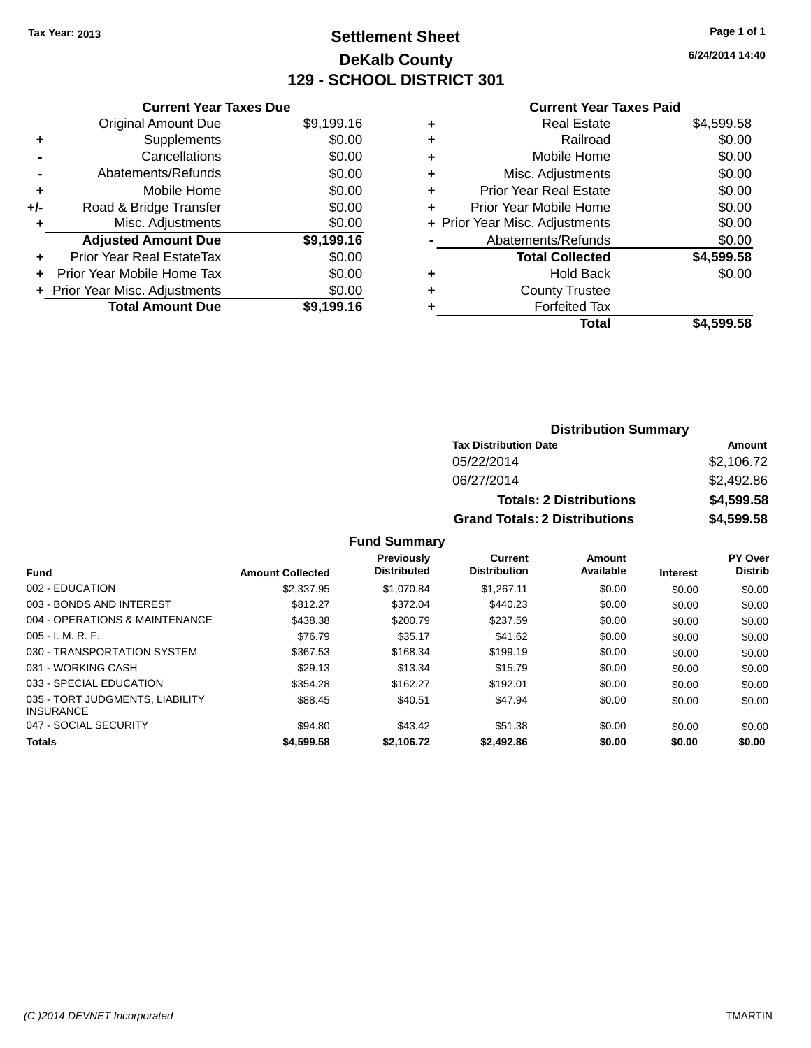Tax Year: 2013

# Settlement Sheet

## DeKalb County

## 129 - SCHOOL DISTRICT 301

6/24/2014 14:40

### Current Year Taxes Due

| | | |
|---|---|---|
| | Original Amount Due | $9,199.16 |
| + | Supplements | $0.00 |
| - | Cancellations | $0.00 |
| - | Abatements/Refunds | $0.00 |
| + | Mobile Home | $0.00 |
| +/- | Road & Bridge Transfer | $0.00 |
| + | Misc. Adjustments | $0.00 |
| | **Adjusted Amount Due** | **$9,199.16** |
| + | Prior Year Real EstateTax | $0.00 |
| + | Prior Year Mobile Home Tax | $0.00 |
| + | Prior Year Misc. Adjustments | $0.00 |
| | **Total Amount Due** | **$9,199.16** |

### Current Year Taxes Paid

| | | |
|---|---|---|
| + | Real Estate | $4,599.58 |
| + | Railroad | $0.00 |
| + | Mobile Home | $0.00 |
| + | Misc. Adjustments | $0.00 |
| + | Prior Year Real Estate | $0.00 |
| + | Prior Year Mobile Home | $0.00 |
| + | Prior Year Misc. Adjustments | $0.00 |
| - | Abatements/Refunds | $0.00 |
| | **Total Collected** | **$4,599.58** |
| + | Hold Back | $0.00 |
| + | County Trustee | |
| + | Forfeited Tax | |
| | **Total** | **$4,599.58** |

### Distribution Summary

| Tax Distribution Date | Amount |
|---|---|
| 05/22/2014 | $2,106.72 |
| 06/27/2014 | $2,492.86 |
| **Totals: 2 Distributions** | **$4,599.58** |
| **Grand Totals: 2 Distributions** | **$4,599.58** |

### Fund Summary

| Fund | Amount Collected | Previously Distributed | Current Distribution | Amount Available | Interest | PY Over Distrib |
|---|---|---|---|---|---|---|
| 002 - EDUCATION | $2,337.95 | $1,070.84 | $1,267.11 | $0.00 | $0.00 | $0.00 |
| 003 - BONDS AND INTEREST | $812.27 | $372.04 | $440.23 | $0.00 | $0.00 | $0.00 |
| 004 - OPERATIONS & MAINTENANCE | $438.38 | $200.79 | $237.59 | $0.00 | $0.00 | $0.00 |
| 005 - I. M. R. F. | $76.79 | $35.17 | $41.62 | $0.00 | $0.00 | $0.00 |
| 030 - TRANSPORTATION SYSTEM | $367.53 | $168.34 | $199.19 | $0.00 | $0.00 | $0.00 |
| 031 - WORKING CASH | $29.13 | $13.34 | $15.79 | $0.00 | $0.00 | $0.00 |
| 033 - SPECIAL EDUCATION | $354.28 | $162.27 | $192.01 | $0.00 | $0.00 | $0.00 |
| 035 - TORT JUDGMENTS, LIABILITY INSURANCE | $88.45 | $40.51 | $47.94 | $0.00 | $0.00 | $0.00 |
| 047 - SOCIAL SECURITY | $94.80 | $43.42 | $51.38 | $0.00 | $0.00 | $0.00 |
| **Totals** | **$4,599.58** | **$2,106.72** | **$2,492.86** | **$0.00** | **$0.00** | **$0.00** |

(C )2014 DEVNET Incorporated TMARTIN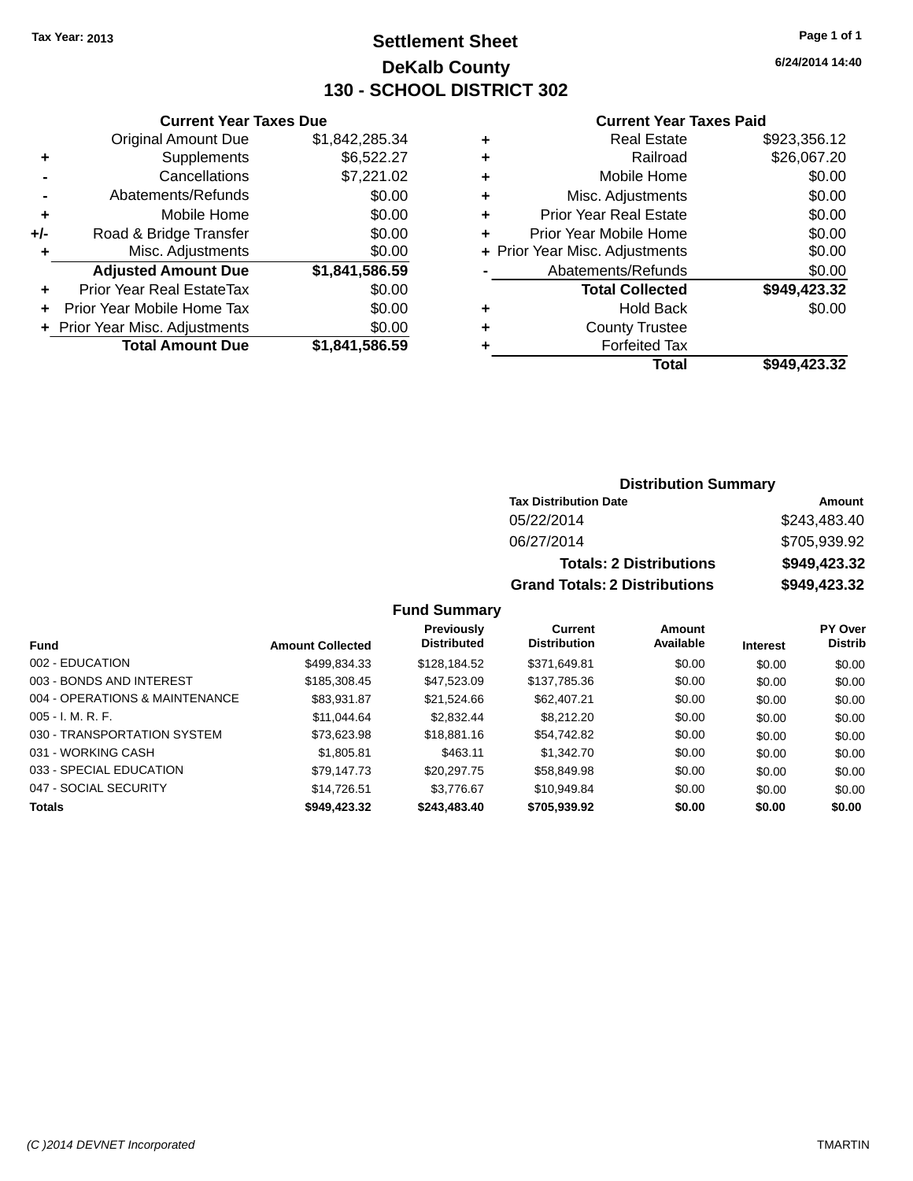Tax Year: 2013

# Settlement Sheet
## DeKalb County
## 130 - SCHOOL DISTRICT 302

6/24/2014 14:40

### Current Year Taxes Due

| | | |
|---|---|---|
| | Original Amount Due | $1,842,285.34 |
| + | Supplements | $6,522.27 |
| - | Cancellations | $7,221.02 |
| - | Abatements/Refunds | $0.00 |
| + | Mobile Home | $0.00 |
| +/- | Road & Bridge Transfer | $0.00 |
| + | Misc. Adjustments | $0.00 |
| | **Adjusted Amount Due** | **$1,841,586.59** |
| + | Prior Year Real EstateTax | $0.00 |
| + | Prior Year Mobile Home Tax | $0.00 |
| + | Prior Year Misc. Adjustments | $0.00 |
| | **Total Amount Due** | **$1,841,586.59** |

### Current Year Taxes Paid

| | | |
|---|---|---|
| + | Real Estate | $923,356.12 |
| + | Railroad | $26,067.20 |
| + | Mobile Home | $0.00 |
| + | Misc. Adjustments | $0.00 |
| + | Prior Year Real Estate | $0.00 |
| + | Prior Year Mobile Home | $0.00 |
| + | Prior Year Misc. Adjustments | $0.00 |
| - | Abatements/Refunds | $0.00 |
| | **Total Collected** | **$949,423.32** |
| + | Hold Back | $0.00 |
| + | County Trustee | |
| + | Forfeited Tax | |
| | **Total** | **$949,423.32** |

### Distribution Summary

| Tax Distribution Date | Amount |
|---|---|
| 05/22/2014 | $243,483.40 |
| 06/27/2014 | $705,939.92 |
| **Totals: 2 Distributions** | **$949,423.32** |
| **Grand Totals: 2 Distributions** | **$949,423.32** |

### Fund Summary

| Fund | Amount Collected | Previously Distributed | Current Distribution | Amount Available | Interest | PY Over Distrib |
|---|---|---|---|---|---|---|
| 002 - EDUCATION | $499,834.33 | $128,184.52 | $371,649.81 | $0.00 | $0.00 | $0.00 |
| 003 - BONDS AND INTEREST | $185,308.45 | $47,523.09 | $137,785.36 | $0.00 | $0.00 | $0.00 |
| 004 - OPERATIONS & MAINTENANCE | $83,931.87 | $21,524.66 | $62,407.21 | $0.00 | $0.00 | $0.00 |
| 005 - I. M. R. F. | $11,044.64 | $2,832.44 | $8,212.20 | $0.00 | $0.00 | $0.00 |
| 030 - TRANSPORTATION SYSTEM | $73,623.98 | $18,881.16 | $54,742.82 | $0.00 | $0.00 | $0.00 |
| 031 - WORKING CASH | $1,805.81 | $463.11 | $1,342.70 | $0.00 | $0.00 | $0.00 |
| 033 - SPECIAL EDUCATION | $79,147.73 | $20,297.75 | $58,849.98 | $0.00 | $0.00 | $0.00 |
| 047 - SOCIAL SECURITY | $14,726.51 | $3,776.67 | $10,949.84 | $0.00 | $0.00 | $0.00 |
| **Totals** | **$949,423.32** | **$243,483.40** | **$705,939.92** | **$0.00** | **$0.00** | **$0.00** |

(C )2014 DEVNET Incorporated TMARTIN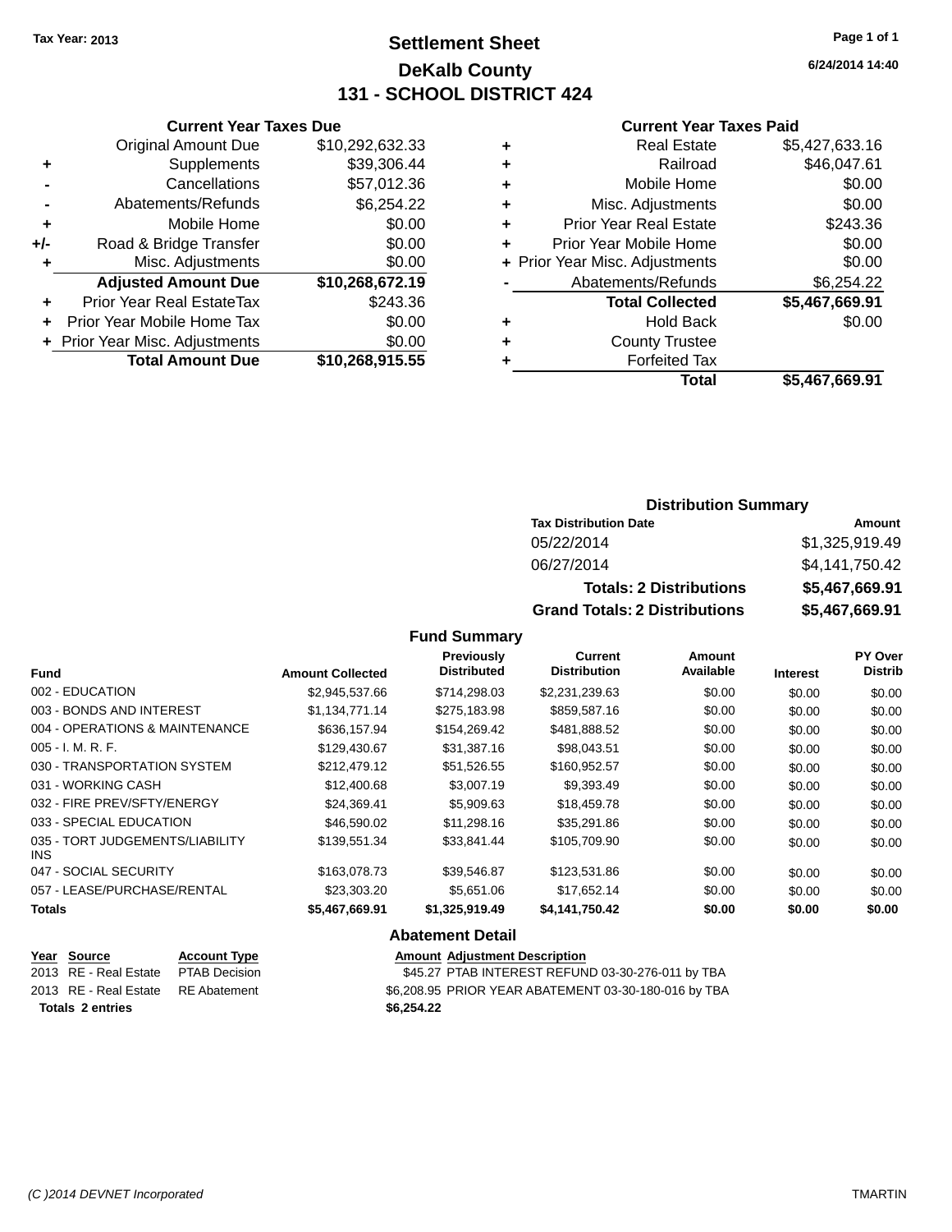Tax Year: 2013

# Settlement Sheet
## DeKalb County
## 131 - SCHOOL DISTRICT 424

6/24/2014 14:40

### Current Year Taxes Due

| | | |
|---|---|---|
| | Original Amount Due | $10,292,632.33 |
| + | Supplements | $39,306.44 |
| - | Cancellations | $57,012.36 |
| - | Abatements/Refunds | $6,254.22 |
| + | Mobile Home | $0.00 |
| +/- | Road & Bridge Transfer | $0.00 |
| + | Misc. Adjustments | $0.00 |
| | **Adjusted Amount Due** | **$10,268,672.19** |
| + | Prior Year Real EstateTax | $243.36 |
| + | Prior Year Mobile Home Tax | $0.00 |
| + | Prior Year Misc. Adjustments | $0.00 |
| | **Total Amount Due** | **$10,268,915.55** |

### Current Year Taxes Paid

| | | |
|---|---|---|
| + | Real Estate | $5,427,633.16 |
| + | Railroad | $46,047.61 |
| + | Mobile Home | $0.00 |
| + | Misc. Adjustments | $0.00 |
| + | Prior Year Real Estate | $243.36 |
| + | Prior Year Mobile Home | $0.00 |
| + | Prior Year Misc. Adjustments | $0.00 |
| - | Abatements/Refunds | $6,254.22 |
| | **Total Collected** | **$5,467,669.91** |
| + | Hold Back | $0.00 |
| + | County Trustee | |
| + | Forfeited Tax | |
| | **Total** | **$5,467,669.91** |

### Distribution Summary

| Tax Distribution Date | Amount |
|---|---|
| 05/22/2014 | $1,325,919.49 |
| 06/27/2014 | $4,141,750.42 |
| **Totals: 2 Distributions** | **$5,467,669.91** |
| **Grand Totals: 2 Distributions** | **$5,467,669.91** |

### Fund Summary

| Fund | Amount Collected | Previously Distributed | Current Distribution | Amount Available | Interest | PY Over Distrib |
|---|---|---|---|---|---|---|
| 002 - EDUCATION | $2,945,537.66 | $714,298.03 | $2,231,239.63 | $0.00 | $0.00 | $0.00 |
| 003 - BONDS AND INTEREST | $1,134,771.14 | $275,183.98 | $859,587.16 | $0.00 | $0.00 | $0.00 |
| 004 - OPERATIONS & MAINTENANCE | $636,157.94 | $154,269.42 | $481,888.52 | $0.00 | $0.00 | $0.00 |
| 005 - I. M. R. F. | $129,430.67 | $31,387.16 | $98,043.51 | $0.00 | $0.00 | $0.00 |
| 030 - TRANSPORTATION SYSTEM | $212,479.12 | $51,526.55 | $160,952.57 | $0.00 | $0.00 | $0.00 |
| 031 - WORKING CASH | $12,400.68 | $3,007.19 | $9,393.49 | $0.00 | $0.00 | $0.00 |
| 032 - FIRE PREV/SFTY/ENERGY | $24,369.41 | $5,909.63 | $18,459.78 | $0.00 | $0.00 | $0.00 |
| 033 - SPECIAL EDUCATION | $46,590.02 | $11,298.16 | $35,291.86 | $0.00 | $0.00 | $0.00 |
| 035 - TORT JUDGEMENTS/LIABILITY INS | $139,551.34 | $33,841.44 | $105,709.90 | $0.00 | $0.00 | $0.00 |
| 047 - SOCIAL SECURITY | $163,078.73 | $39,546.87 | $123,531.86 | $0.00 | $0.00 | $0.00 |
| 057 - LEASE/PURCHASE/RENTAL | $23,303.20 | $5,651.06 | $17,652.14 | $0.00 | $0.00 | $0.00 |
| **Totals** | **$5,467,669.91** | **$1,325,919.49** | **$4,141,750.42** | **$0.00** | **$0.00** | **$0.00** |

### Abatement Detail

| Year | Source | Account Type | Amount | Adjustment Description |
|---|---|---|---|---|
| 2013 | RE - Real Estate | PTAB Decision | $45.27 | PTAB INTEREST REFUND 03-30-276-011 by TBA |
| 2013 | RE - Real Estate | RE Abatement | $6,208.95 | PRIOR YEAR ABATEMENT 03-30-180-016 by TBA |
| **Totals 2 entries** | | | **$6,254.22** | |

(C )2014 DEVNET Incorporated TMARTIN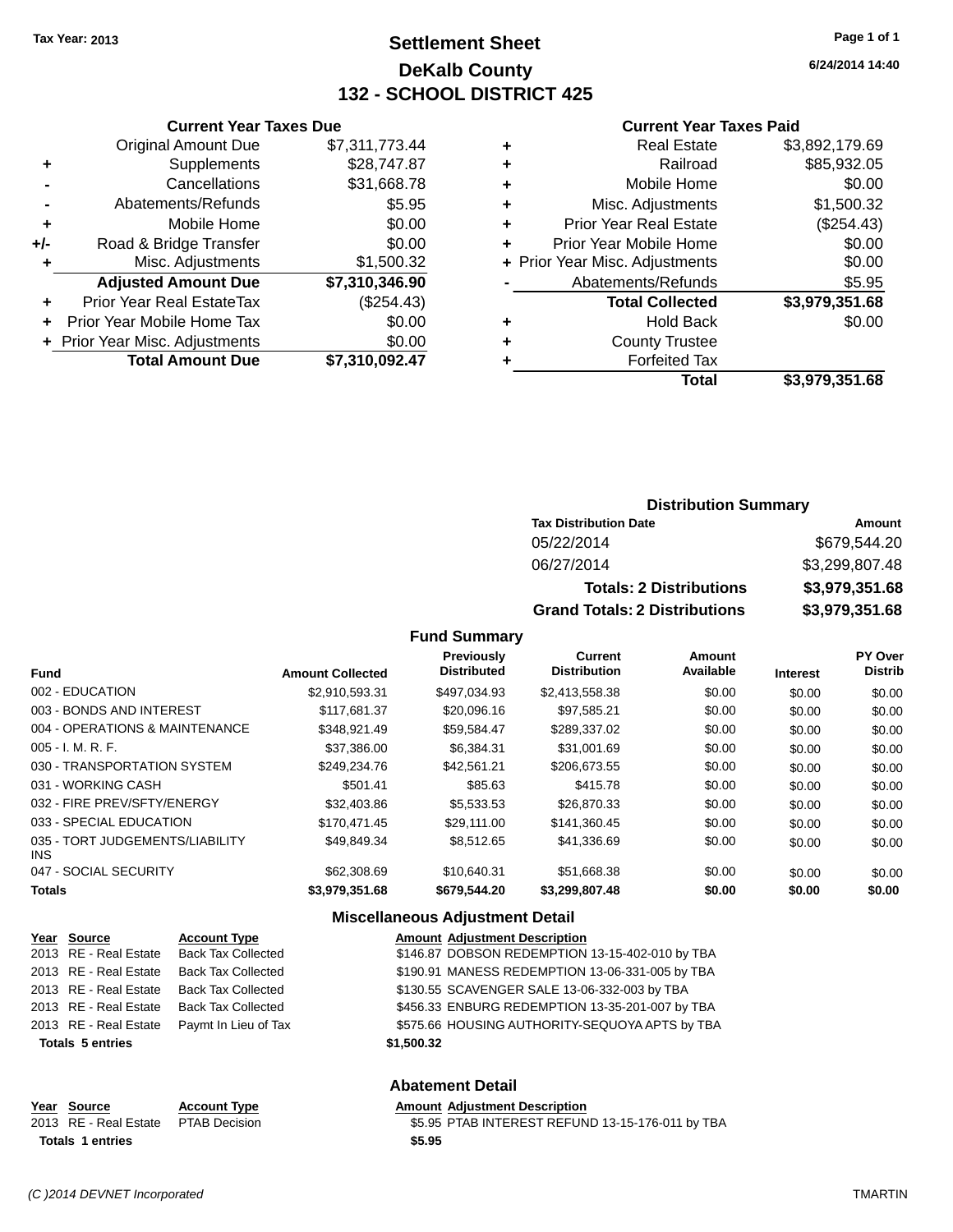Tax Year: 2013

# Settlement Sheet

## DeKalb County

## 132 - SCHOOL DISTRICT 425

6/24/2014 14:40

### Current Year Taxes Due

| | | |
|---|---|---|
| | Original Amount Due | $7,311,773.44 |
| + | Supplements | $28,747.87 |
| - | Cancellations | $31,668.78 |
| - | Abatements/Refunds | $5.95 |
| + | Mobile Home | $0.00 |
| +/- | Road & Bridge Transfer | $0.00 |
| + | Misc. Adjustments | $1,500.32 |
| | **Adjusted Amount Due** | **$7,310,346.90** |
| + | Prior Year Real EstateTax | ($254.43) |
| + | Prior Year Mobile Home Tax | $0.00 |
| + | Prior Year Misc. Adjustments | $0.00 |
| | **Total Amount Due** | **$7,310,092.47** |

### Current Year Taxes Paid

| | | |
|---|---|---|
| + | Real Estate | $3,892,179.69 |
| + | Railroad | $85,932.05 |
| + | Mobile Home | $0.00 |
| + | Misc. Adjustments | $1,500.32 |
| + | Prior Year Real Estate | ($254.43) |
| + | Prior Year Mobile Home | $0.00 |
| + | Prior Year Misc. Adjustments | $0.00 |
| - | Abatements/Refunds | $5.95 |
| | **Total Collected** | **$3,979,351.68** |
| + | Hold Back | $0.00 |
| + | County Trustee | |
| + | Forfeited Tax | |
| | **Total** | **$3,979,351.68** |

### Distribution Summary

| Tax Distribution Date | Amount |
|---|---|
| 05/22/2014 | $679,544.20 |
| 06/27/2014 | $3,299,807.48 |
| **Totals: 2 Distributions** | **$3,979,351.68** |
| **Grand Totals: 2 Distributions** | **$3,979,351.68** |

### Fund Summary

| Fund | Amount Collected | Previously Distributed | Current Distribution | Amount Available | Interest | PY Over Distrib |
|---|---|---|---|---|---|---|
| 002 - EDUCATION | $2,910,593.31 | $497,034.93 | $2,413,558.38 | $0.00 | $0.00 | $0.00 |
| 003 - BONDS AND INTEREST | $117,681.37 | $20,096.16 | $97,585.21 | $0.00 | $0.00 | $0.00 |
| 004 - OPERATIONS & MAINTENANCE | $348,921.49 | $59,584.47 | $289,337.02 | $0.00 | $0.00 | $0.00 |
| 005 - I. M. R. F. | $37,386.00 | $6,384.31 | $31,001.69 | $0.00 | $0.00 | $0.00 |
| 030 - TRANSPORTATION SYSTEM | $249,234.76 | $42,561.21 | $206,673.55 | $0.00 | $0.00 | $0.00 |
| 031 - WORKING CASH | $501.41 | $85.63 | $415.78 | $0.00 | $0.00 | $0.00 |
| 032 - FIRE PREV/SFTY/ENERGY | $32,403.86 | $5,533.53 | $26,870.33 | $0.00 | $0.00 | $0.00 |
| 033 - SPECIAL EDUCATION | $170,471.45 | $29,111.00 | $141,360.45 | $0.00 | $0.00 | $0.00 |
| 035 - TORT JUDGEMENTS/LIABILITY INS | $49,849.34 | $8,512.65 | $41,336.69 | $0.00 | $0.00 | $0.00 |
| 047 - SOCIAL SECURITY | $62,308.69 | $10,640.31 | $51,668.38 | $0.00 | $0.00 | $0.00 |
| **Totals** | **$3,979,351.68** | **$679,544.20** | **$3,299,807.48** | **$0.00** | **$0.00** | **$0.00** |

### Miscellaneous Adjustment Detail

| Year | Source | Account Type | Amount | Adjustment Description |
|---|---|---|---|---|
| 2013 | RE - Real Estate | Back Tax Collected | $146.87 | DOBSON REDEMPTION 13-15-402-010 by TBA |
| 2013 | RE - Real Estate | Back Tax Collected | $190.91 | MANESS REDEMPTION 13-06-331-005 by TBA |
| 2013 | RE - Real Estate | Back Tax Collected | $130.55 | SCAVENGER SALE 13-06-332-003 by TBA |
| 2013 | RE - Real Estate | Back Tax Collected | $456.33 | ENBURG REDEMPTION 13-35-201-007 by TBA |
| 2013 | RE - Real Estate | Paymt In Lieu of Tax | $575.66 | HOUSING AUTHORITY-SEQUOYA APTS by TBA |
| **Totals 5 entries** | | | **$1,500.32** | |

### Abatement Detail

| Year | Source | Account Type | Amount | Adjustment Description |
|---|---|---|---|---|
| 2013 | RE - Real Estate | PTAB Decision | $5.95 | PTAB INTEREST REFUND 13-15-176-011 by TBA |
| **Totals 1 entries** | | | **$5.95** | |

(C )2014 DEVNET Incorporated TMARTIN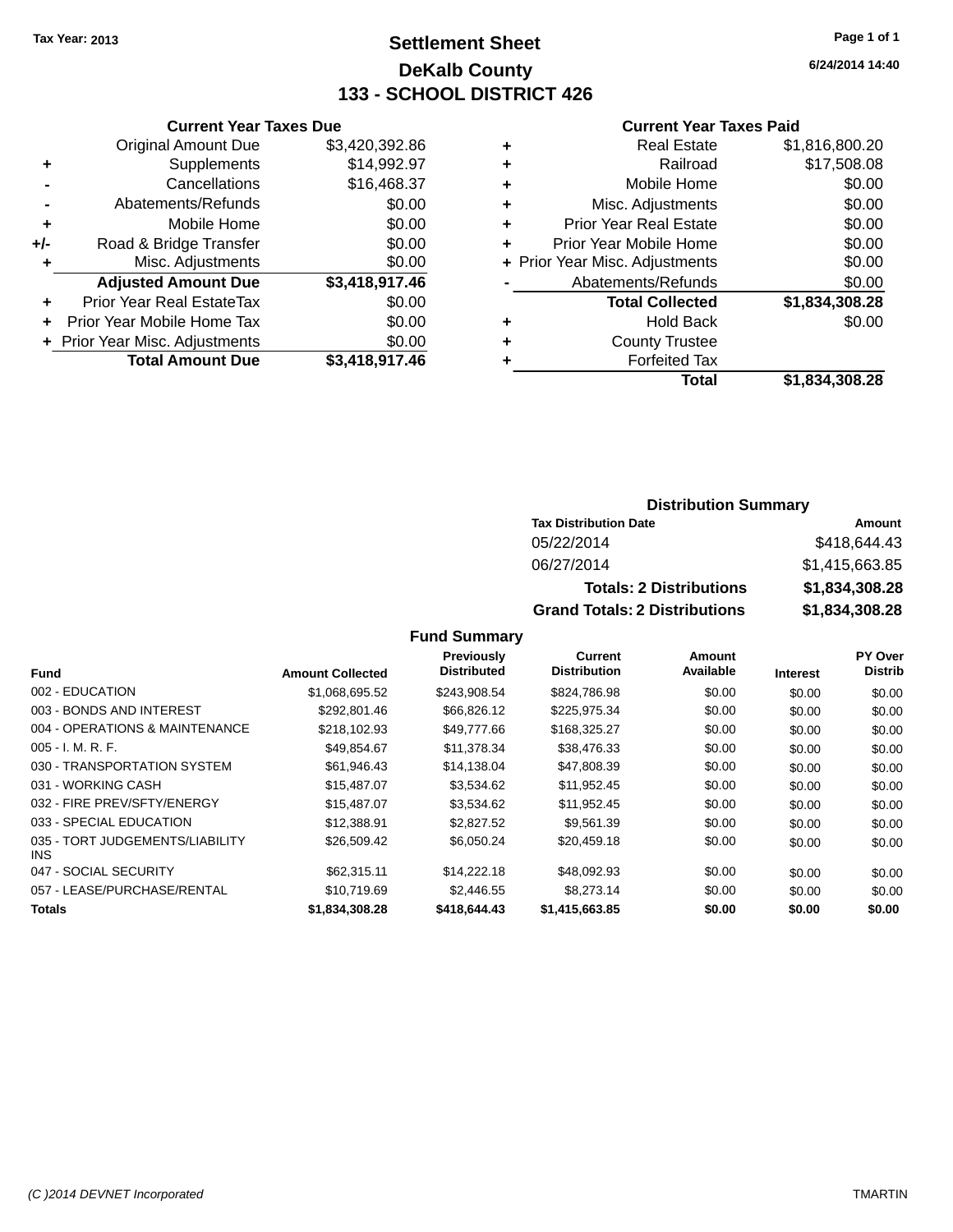Tax Year: 2013

# Settlement Sheet
## DeKalb County
## 133 - SCHOOL DISTRICT 426

6/24/2014 14:40

### Current Year Taxes Due

| | | Amount |
|---|---|---|
| | Original Amount Due | $3,420,392.86 |
| + | Supplements | $14,992.97 |
| - | Cancellations | $16,468.37 |
| - | Abatements/Refunds | $0.00 |
| + | Mobile Home | $0.00 |
| +/- | Road & Bridge Transfer | $0.00 |
| + | Misc. Adjustments | $0.00 |
| | **Adjusted Amount Due** | **$3,418,917.46** |
| + | Prior Year Real EstateTax | $0.00 |
| + | Prior Year Mobile Home Tax | $0.00 |
| + | Prior Year Misc. Adjustments | $0.00 |
| | **Total Amount Due** | **$3,418,917.46** |

### Current Year Taxes Paid

| | | Amount |
|---|---|---|
| + | Real Estate | $1,816,800.20 |
| + | Railroad | $17,508.08 |
| + | Mobile Home | $0.00 |
| + | Misc. Adjustments | $0.00 |
| + | Prior Year Real Estate | $0.00 |
| + | Prior Year Mobile Home | $0.00 |
| + | Prior Year Misc. Adjustments | $0.00 |
| - | Abatements/Refunds | $0.00 |
| | **Total Collected** | **$1,834,308.28** |
| + | Hold Back | $0.00 |
| + | County Trustee | |
| + | Forfeited Tax | |
| | **Total** | **$1,834,308.28** |

### Distribution Summary

| Tax Distribution Date | Amount |
|---|---|
| 05/22/2014 | $418,644.43 |
| 06/27/2014 | $1,415,663.85 |
| **Totals: 2 Distributions** | **$1,834,308.28** |
| **Grand Totals: 2 Distributions** | **$1,834,308.28** |

### Fund Summary

| Fund | Amount Collected | Previously Distributed | Current Distribution | Amount Available | Interest | PY Over Distrib |
|---|---|---|---|---|---|---|
| 002 - EDUCATION | $1,068,695.52 | $243,908.54 | $824,786.98 | $0.00 | $0.00 | $0.00 |
| 003 - BONDS AND INTEREST | $292,801.46 | $66,826.12 | $225,975.34 | $0.00 | $0.00 | $0.00 |
| 004 - OPERATIONS & MAINTENANCE | $218,102.93 | $49,777.66 | $168,325.27 | $0.00 | $0.00 | $0.00 |
| 005 - I. M. R. F. | $49,854.67 | $11,378.34 | $38,476.33 | $0.00 | $0.00 | $0.00 |
| 030 - TRANSPORTATION SYSTEM | $61,946.43 | $14,138.04 | $47,808.39 | $0.00 | $0.00 | $0.00 |
| 031 - WORKING CASH | $15,487.07 | $3,534.62 | $11,952.45 | $0.00 | $0.00 | $0.00 |
| 032 - FIRE PREV/SFTY/ENERGY | $15,487.07 | $3,534.62 | $11,952.45 | $0.00 | $0.00 | $0.00 |
| 033 - SPECIAL EDUCATION | $12,388.91 | $2,827.52 | $9,561.39 | $0.00 | $0.00 | $0.00 |
| 035 - TORT JUDGEMENTS/LIABILITY INS | $26,509.42 | $6,050.24 | $20,459.18 | $0.00 | $0.00 | $0.00 |
| 047 - SOCIAL SECURITY | $62,315.11 | $14,222.18 | $48,092.93 | $0.00 | $0.00 | $0.00 |
| 057 - LEASE/PURCHASE/RENTAL | $10,719.69 | $2,446.55 | $8,273.14 | $0.00 | $0.00 | $0.00 |
| **Totals** | **$1,834,308.28** | **$418,644.43** | **$1,415,663.85** | **$0.00** | **$0.00** | **$0.00** |

(C )2014 DEVNET Incorporated — TMARTIN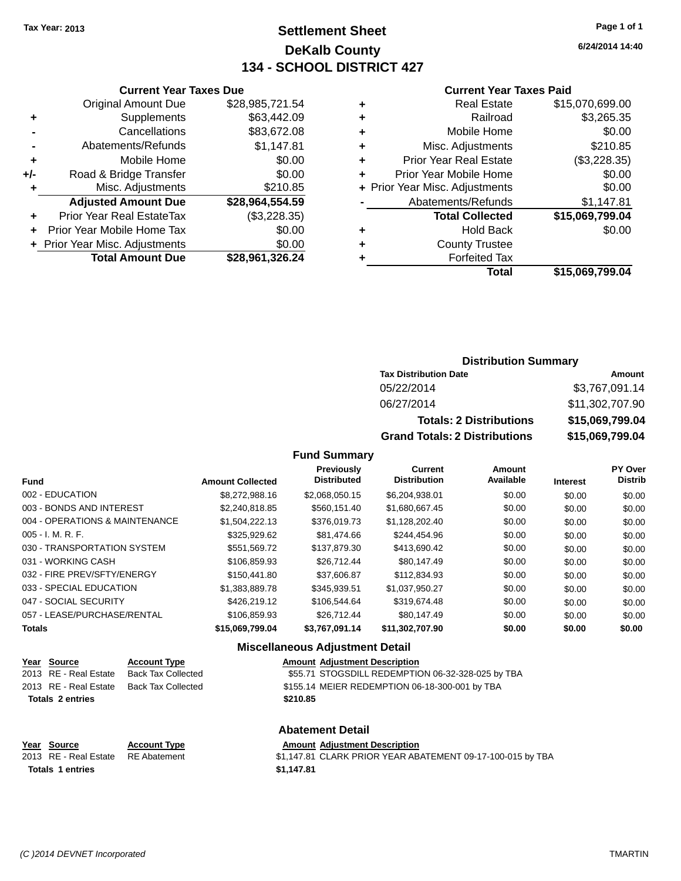Tax Year: 2013

# Settlement Sheet

## DeKalb County

## 134 - SCHOOL DISTRICT 427

6/24/2014 14:40

### Current Year Taxes Due

| | | |
|---|---|---|
| | Original Amount Due | $28,985,721.54 |
| + | Supplements | $63,442.09 |
| - | Cancellations | $83,672.08 |
| - | Abatements/Refunds | $1,147.81 |
| + | Mobile Home | $0.00 |
| +/- | Road & Bridge Transfer | $0.00 |
| + | Misc. Adjustments | $210.85 |
| | **Adjusted Amount Due** | **$28,964,554.59** |
| + | Prior Year Real EstateTax | ($3,228.35) |
| + | Prior Year Mobile Home Tax | $0.00 |
| + | Prior Year Misc. Adjustments | $0.00 |
| | **Total Amount Due** | **$28,961,326.24** |

### Current Year Taxes Paid

| | | |
|---|---|---|
| + | Real Estate | $15,070,699.00 |
| + | Railroad | $3,265.35 |
| + | Mobile Home | $0.00 |
| + | Misc. Adjustments | $210.85 |
| + | Prior Year Real Estate | ($3,228.35) |
| + | Prior Year Mobile Home | $0.00 |
| + | Prior Year Misc. Adjustments | $0.00 |
| - | Abatements/Refunds | $1,147.81 |
| | **Total Collected** | **$15,069,799.04** |
| + | Hold Back | $0.00 |
| + | County Trustee | |
| + | Forfeited Tax | |
| | **Total** | **$15,069,799.04** |

### Distribution Summary

| Tax Distribution Date | Amount |
|---|---|
| 05/22/2014 | $3,767,091.14 |
| 06/27/2014 | $11,302,707.90 |
| **Totals: 2 Distributions** | **$15,069,799.04** |
| **Grand Totals: 2 Distributions** | **$15,069,799.04** |

### Fund Summary

| Fund | Amount Collected | Previously Distributed | Current Distribution | Amount Available | Interest | PY Over Distrib |
|---|---|---|---|---|---|---|
| 002 - EDUCATION | $8,272,988.16 | $2,068,050.15 | $6,204,938.01 | $0.00 | $0.00 | $0.00 |
| 003 - BONDS AND INTEREST | $2,240,818.85 | $560,151.40 | $1,680,667.45 | $0.00 | $0.00 | $0.00 |
| 004 - OPERATIONS & MAINTENANCE | $1,504,222.13 | $376,019.73 | $1,128,202.40 | $0.00 | $0.00 | $0.00 |
| 005 - I. M. R. F. | $325,929.62 | $81,474.66 | $244,454.96 | $0.00 | $0.00 | $0.00 |
| 030 - TRANSPORTATION SYSTEM | $551,569.72 | $137,879.30 | $413,690.42 | $0.00 | $0.00 | $0.00 |
| 031 - WORKING CASH | $106,859.93 | $26,712.44 | $80,147.49 | $0.00 | $0.00 | $0.00 |
| 032 - FIRE PREV/SFTY/ENERGY | $150,441.80 | $37,606.87 | $112,834.93 | $0.00 | $0.00 | $0.00 |
| 033 - SPECIAL EDUCATION | $1,383,889.78 | $345,939.51 | $1,037,950.27 | $0.00 | $0.00 | $0.00 |
| 047 - SOCIAL SECURITY | $426,219.12 | $106,544.64 | $319,674.48 | $0.00 | $0.00 | $0.00 |
| 057 - LEASE/PURCHASE/RENTAL | $106,859.93 | $26,712.44 | $80,147.49 | $0.00 | $0.00 | $0.00 |
| **Totals** | **$15,069,799.04** | **$3,767,091.14** | **$11,302,707.90** | **$0.00** | **$0.00** | **$0.00** |

### Miscellaneous Adjustment Detail

| Year | Source | Account Type | Amount | Adjustment Description |
|---|---|---|---|---|
| 2013 | RE - Real Estate | Back Tax Collected | $55.71 | STOGSDILL REDEMPTION 06-32-328-025 by TBA |
| 2013 | RE - Real Estate | Back Tax Collected | $155.14 | MEIER REDEMPTION 06-18-300-001 by TBA |
| **Totals 2 entries** | | | **$210.85** | |

### Abatement Detail

| Year | Source | Account Type | Amount | Adjustment Description |
|---|---|---|---|---|
| 2013 | RE - Real Estate | RE Abatement | $1,147.81 | CLARK PRIOR YEAR ABATEMENT 09-17-100-015 by TBA |
| **Totals 1 entries** | | | **$1,147.81** | |

(C )2014 DEVNET Incorporated — TMARTIN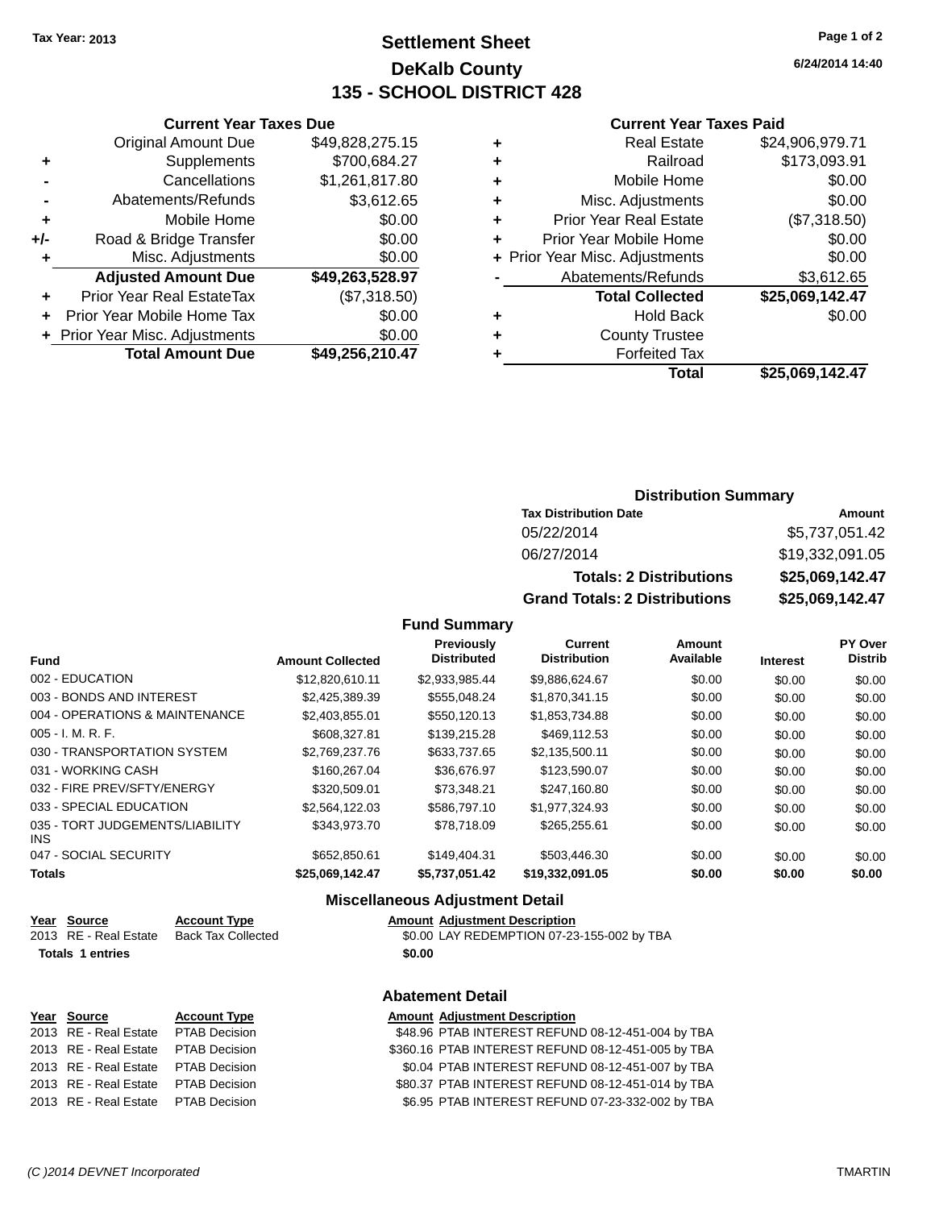Tax Year: 2013

# Settlement Sheet
## DeKalb County
## 135 - SCHOOL DISTRICT 428

6/24/2014 14:40

### Current Year Taxes Due

| | | |
|---|---|---|
| | Original Amount Due | $49,828,275.15 |
| + | Supplements | $700,684.27 |
| - | Cancellations | $1,261,817.80 |
| - | Abatements/Refunds | $3,612.65 |
| + | Mobile Home | $0.00 |
| +/- | Road & Bridge Transfer | $0.00 |
| + | Misc. Adjustments | $0.00 |
| | **Adjusted Amount Due** | **$49,263,528.97** |
| + | Prior Year Real EstateTax | ($7,318.50) |
| + | Prior Year Mobile Home Tax | $0.00 |
| + | Prior Year Misc. Adjustments | $0.00 |
| | **Total Amount Due** | **$49,256,210.47** |

### Current Year Taxes Paid

| | | |
|---|---|---|
| + | Real Estate | $24,906,979.71 |
| + | Railroad | $173,093.91 |
| + | Mobile Home | $0.00 |
| + | Misc. Adjustments | $0.00 |
| + | Prior Year Real Estate | ($7,318.50) |
| + | Prior Year Mobile Home | $0.00 |
| + | Prior Year Misc. Adjustments | $0.00 |
| - | Abatements/Refunds | $3,612.65 |
| | **Total Collected** | **$25,069,142.47** |
| + | Hold Back | $0.00 |
| + | County Trustee | |
| + | Forfeited Tax | |
| | **Total** | **$25,069,142.47** |

### Distribution Summary

| Tax Distribution Date | Amount |
|---|---|
| 05/22/2014 | $5,737,051.42 |
| 06/27/2014 | $19,332,091.05 |
| **Totals: 2 Distributions** | **$25,069,142.47** |
| **Grand Totals: 2 Distributions** | **$25,069,142.47** |

### Fund Summary

| Fund | Amount Collected | Previously Distributed | Current Distribution | Amount Available | Interest | PY Over Distrib |
|---|---|---|---|---|---|---|
| 002 - EDUCATION | $12,820,610.11 | $2,933,985.44 | $9,886,624.67 | $0.00 | $0.00 | $0.00 |
| 003 - BONDS AND INTEREST | $2,425,389.39 | $555,048.24 | $1,870,341.15 | $0.00 | $0.00 | $0.00 |
| 004 - OPERATIONS & MAINTENANCE | $2,403,855.01 | $550,120.13 | $1,853,734.88 | $0.00 | $0.00 | $0.00 |
| 005 - I. M. R. F. | $608,327.81 | $139,215.28 | $469,112.53 | $0.00 | $0.00 | $0.00 |
| 030 - TRANSPORTATION SYSTEM | $2,769,237.76 | $633,737.65 | $2,135,500.11 | $0.00 | $0.00 | $0.00 |
| 031 - WORKING CASH | $160,267.04 | $36,676.97 | $123,590.07 | $0.00 | $0.00 | $0.00 |
| 032 - FIRE PREV/SFTY/ENERGY | $320,509.01 | $73,348.21 | $247,160.80 | $0.00 | $0.00 | $0.00 |
| 033 - SPECIAL EDUCATION | $2,564,122.03 | $586,797.10 | $1,977,324.93 | $0.00 | $0.00 | $0.00 |
| 035 - TORT JUDGEMENTS/LIABILITY INS | $343,973.70 | $78,718.09 | $265,255.61 | $0.00 | $0.00 | $0.00 |
| 047 - SOCIAL SECURITY | $652,850.61 | $149,404.31 | $503,446.30 | $0.00 | $0.00 | $0.00 |
| **Totals** | **$25,069,142.47** | **$5,737,051.42** | **$19,332,091.05** | **$0.00** | **$0.00** | **$0.00** |

### Miscellaneous Adjustment Detail

| Year | Source | Account Type | Amount | Adjustment Description |
|---|---|---|---|---|
| 2013 | RE - Real Estate | Back Tax Collected | $0.00 | LAY REDEMPTION 07-23-155-002 by TBA |
| **Totals 1 entries** | | | **$0.00** | |

### Abatement Detail

| Year | Source | Account Type | Amount | Adjustment Description |
|---|---|---|---|---|
| 2013 | RE - Real Estate | PTAB Decision | $48.96 | PTAB INTEREST REFUND 08-12-451-004 by TBA |
| 2013 | RE - Real Estate | PTAB Decision | $360.16 | PTAB INTEREST REFUND 08-12-451-005 by TBA |
| 2013 | RE - Real Estate | PTAB Decision | $0.04 | PTAB INTEREST REFUND 08-12-451-007 by TBA |
| 2013 | RE - Real Estate | PTAB Decision | $80.37 | PTAB INTEREST REFUND 08-12-451-014 by TBA |
| 2013 | RE - Real Estate | PTAB Decision | $6.95 | PTAB INTEREST REFUND 07-23-332-002 by TBA |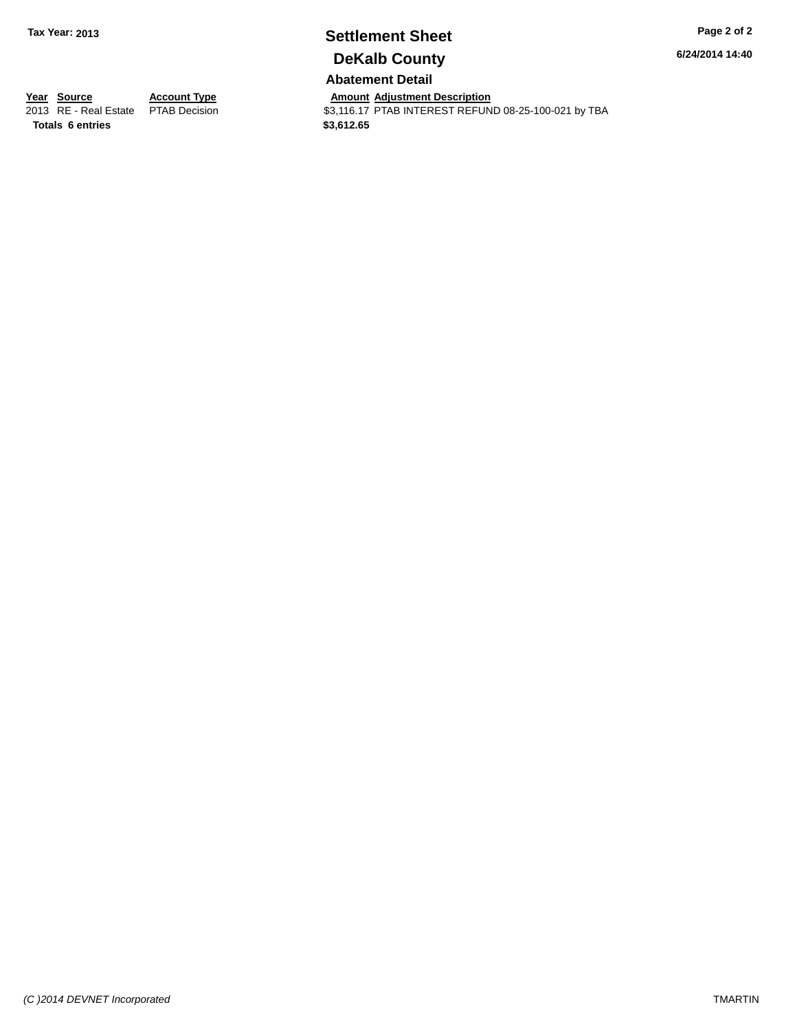# Settlement Sheet

## DeKalb County

Tax Year: 2013

### Abatement Detail

| Year | Source | Account Type | Amount | Adjustment Description |
|---|---|---|---|---|
| 2013 | RE - Real Estate | PTAB Decision | $3,116.17 | PTAB INTEREST REFUND 08-25-100-021 by TBA |
| **Totals 6 entries** | | | **$3,612.65** | |

*(C )2014 DEVNET Incorporated*

TMARTIN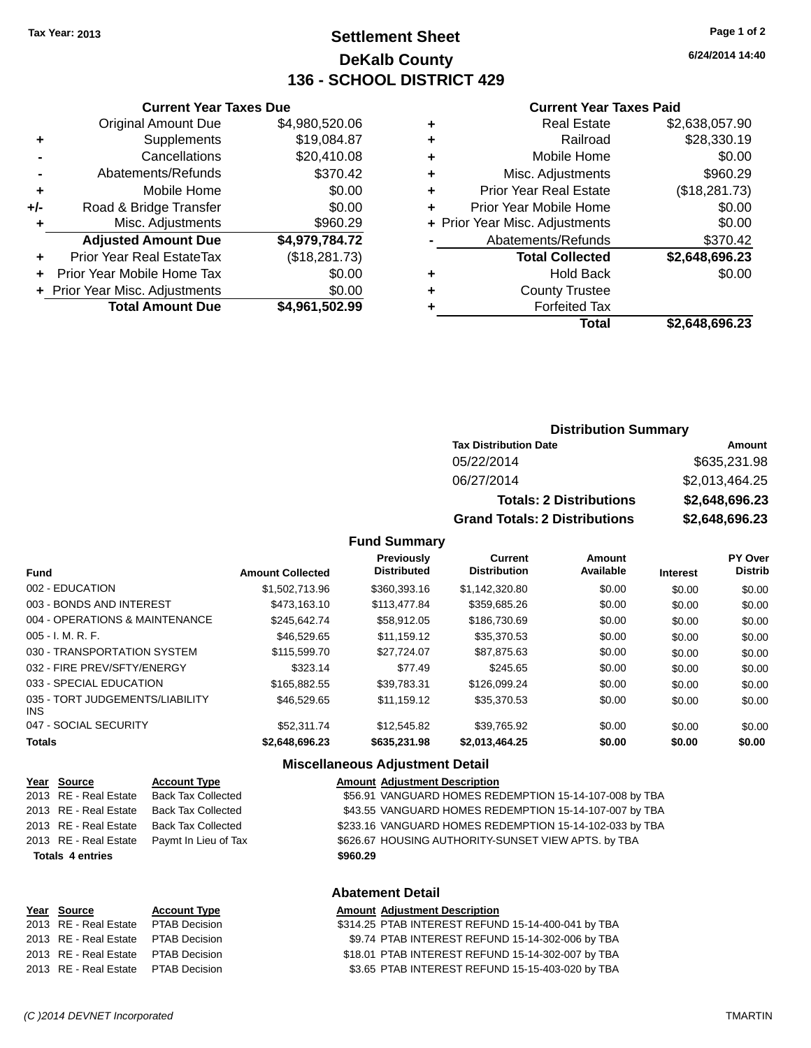Tax Year: 2013

# Settlement Sheet
## DeKalb County
## 136 - SCHOOL DISTRICT 429

6/24/2014 14:40

### Current Year Taxes Due

| | | |
|---|---|---|
| | Original Amount Due | $4,980,520.06 |
| + | Supplements | $19,084.87 |
| - | Cancellations | $20,410.08 |
| - | Abatements/Refunds | $370.42 |
| + | Mobile Home | $0.00 |
| +/- | Road & Bridge Transfer | $0.00 |
| + | Misc. Adjustments | $960.29 |
| | **Adjusted Amount Due** | **$4,979,784.72** |
| + | Prior Year Real EstateTax | ($18,281.73) |
| + | Prior Year Mobile Home Tax | $0.00 |
| + | Prior Year Misc. Adjustments | $0.00 |
| | **Total Amount Due** | **$4,961,502.99** |

### Current Year Taxes Paid

| | | |
|---|---|---|
| + | Real Estate | $2,638,057.90 |
| + | Railroad | $28,330.19 |
| + | Mobile Home | $0.00 |
| + | Misc. Adjustments | $960.29 |
| + | Prior Year Real Estate | ($18,281.73) |
| + | Prior Year Mobile Home | $0.00 |
| + | Prior Year Misc. Adjustments | $0.00 |
| - | Abatements/Refunds | $370.42 |
| | **Total Collected** | **$2,648,696.23** |
| + | Hold Back | $0.00 |
| + | County Trustee | |
| + | Forfeited Tax | |
| | **Total** | **$2,648,696.23** |

### Distribution Summary

| Tax Distribution Date | Amount |
|---|---|
| 05/22/2014 | $635,231.98 |
| 06/27/2014 | $2,013,464.25 |
| **Totals: 2 Distributions** | **$2,648,696.23** |
| **Grand Totals: 2 Distributions** | **$2,648,696.23** |

### Fund Summary

| Fund | Amount Collected | Previously Distributed | Current Distribution | Amount Available | Interest | PY Over Distrib |
|---|---|---|---|---|---|---|
| 002 - EDUCATION | $1,502,713.96 | $360,393.16 | $1,142,320.80 | $0.00 | $0.00 | $0.00 |
| 003 - BONDS AND INTEREST | $473,163.10 | $113,477.84 | $359,685.26 | $0.00 | $0.00 | $0.00 |
| 004 - OPERATIONS & MAINTENANCE | $245,642.74 | $58,912.05 | $186,730.69 | $0.00 | $0.00 | $0.00 |
| 005 - I. M. R. F. | $46,529.65 | $11,159.12 | $35,370.53 | $0.00 | $0.00 | $0.00 |
| 030 - TRANSPORTATION SYSTEM | $115,599.70 | $27,724.07 | $87,875.63 | $0.00 | $0.00 | $0.00 |
| 032 - FIRE PREV/SFTY/ENERGY | $323.14 | $77.49 | $245.65 | $0.00 | $0.00 | $0.00 |
| 033 - SPECIAL EDUCATION | $165,882.55 | $39,783.31 | $126,099.24 | $0.00 | $0.00 | $0.00 |
| 035 - TORT JUDGEMENTS/LIABILITY INS | $46,529.65 | $11,159.12 | $35,370.53 | $0.00 | $0.00 | $0.00 |
| 047 - SOCIAL SECURITY | $52,311.74 | $12,545.82 | $39,765.92 | $0.00 | $0.00 | $0.00 |
| **Totals** | **$2,648,696.23** | **$635,231.98** | **$2,013,464.25** | **$0.00** | **$0.00** | **$0.00** |

### Miscellaneous Adjustment Detail

| Year | Source | Account Type | Amount | Adjustment Description |
|---|---|---|---|---|
| 2013 | RE - Real Estate | Back Tax Collected | $56.91 | VANGUARD HOMES REDEMPTION 15-14-107-008 by TBA |
| 2013 | RE - Real Estate | Back Tax Collected | $43.55 | VANGUARD HOMES REDEMPTION 15-14-107-007 by TBA |
| 2013 | RE - Real Estate | Back Tax Collected | $233.16 | VANGUARD HOMES REDEMPTION 15-14-102-033 by TBA |
| 2013 | RE - Real Estate | Paymt In Lieu of Tax | $626.67 | HOUSING AUTHORITY-SUNSET VIEW APTS. by TBA |
| **Totals 4 entries** | | | **$960.29** | |

### Abatement Detail

| Year | Source | Account Type | Amount | Adjustment Description |
|---|---|---|---|---|
| 2013 | RE - Real Estate | PTAB Decision | $314.25 | PTAB INTEREST REFUND 15-14-400-041 by TBA |
| 2013 | RE - Real Estate | PTAB Decision | $9.74 | PTAB INTEREST REFUND 15-14-302-006 by TBA |
| 2013 | RE - Real Estate | PTAB Decision | $18.01 | PTAB INTEREST REFUND 15-14-302-007 by TBA |
| 2013 | RE - Real Estate | PTAB Decision | $3.65 | PTAB INTEREST REFUND 15-15-403-020 by TBA |

(C )2014 DEVNET Incorporated — TMARTIN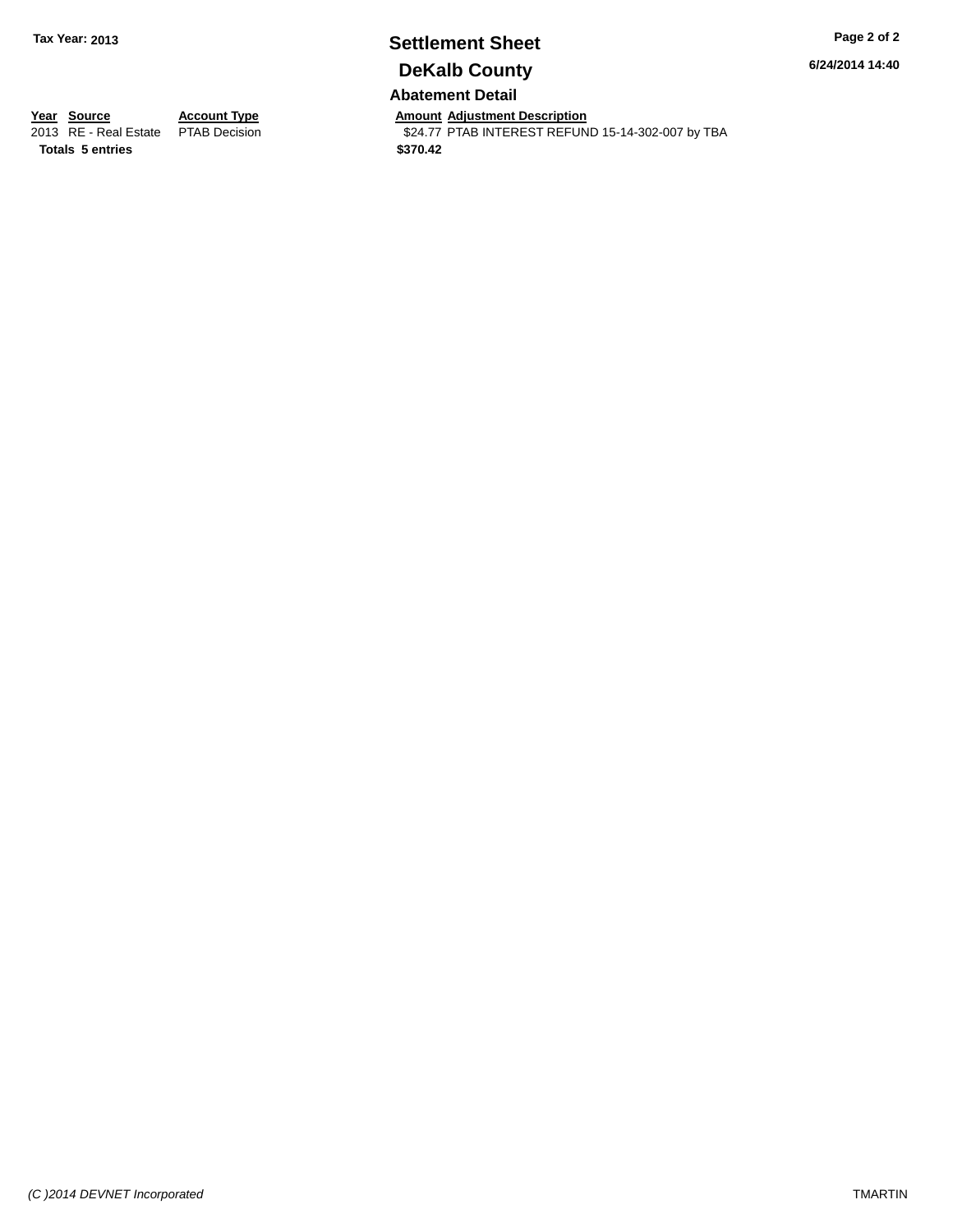Tax Year: 2013

# Settlement Sheet

## DeKalb County

6/24/2014 14:40

### Abatement Detail

| Year | Source | Account Type | Amount | Adjustment Description |
|---|---|---|---|---|
| 2013 | RE - Real Estate | PTAB Decision | $24.77 | PTAB INTEREST REFUND 15-14-302-007 by TBA |
| **Totals** | **5 entries** | | **$370.42** | |

*(C )2014 DEVNET Incorporated*

TMARTIN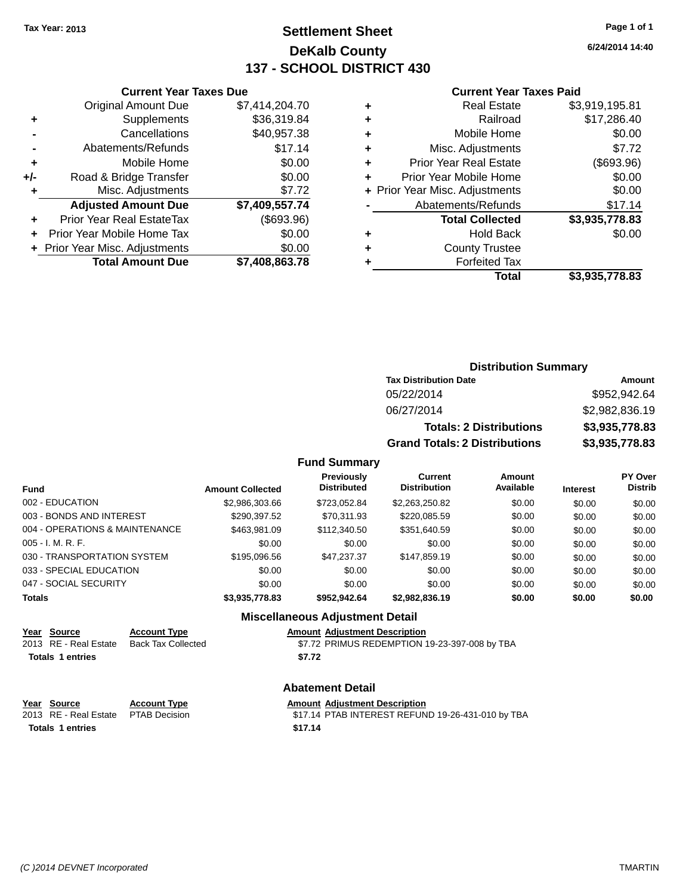Tax Year: 2013

# Settlement Sheet

## DeKalb County

## 137 - SCHOOL DISTRICT 430

6/24/2014 14:40

### Current Year Taxes Due

| | | |
|---|---|---|
| | Original Amount Due | $7,414,204.70 |
| + | Supplements | $36,319.84 |
| - | Cancellations | $40,957.38 |
| - | Abatements/Refunds | $17.14 |
| + | Mobile Home | $0.00 |
| +/- | Road & Bridge Transfer | $0.00 |
| + | Misc. Adjustments | $7.72 |
| | **Adjusted Amount Due** | **$7,409,557.74** |
| + | Prior Year Real EstateTax | ($693.96) |
| + | Prior Year Mobile Home Tax | $0.00 |
| + | Prior Year Misc. Adjustments | $0.00 |
| | **Total Amount Due** | **$7,408,863.78** |

### Current Year Taxes Paid

| | | |
|---|---|---|
| + | Real Estate | $3,919,195.81 |
| + | Railroad | $17,286.40 |
| + | Mobile Home | $0.00 |
| + | Misc. Adjustments | $7.72 |
| + | Prior Year Real Estate | ($693.96) |
| + | Prior Year Mobile Home | $0.00 |
| + | Prior Year Misc. Adjustments | $0.00 |
| - | Abatements/Refunds | $17.14 |
| | **Total Collected** | **$3,935,778.83** |
| + | Hold Back | $0.00 |
| + | County Trustee | |
| + | Forfeited Tax | |
| | **Total** | **$3,935,778.83** |

### Distribution Summary

| Tax Distribution Date | Amount |
|---|---|
| 05/22/2014 | $952,942.64 |
| 06/27/2014 | $2,982,836.19 |
| **Totals: 2 Distributions** | **$3,935,778.83** |
| **Grand Totals: 2 Distributions** | **$3,935,778.83** |

### Fund Summary

| Fund | Amount Collected | Previously Distributed | Current Distribution | Amount Available | Interest | PY Over Distrib |
|---|---|---|---|---|---|---|
| 002 - EDUCATION | $2,986,303.66 | $723,052.84 | $2,263,250.82 | $0.00 | $0.00 | $0.00 |
| 003 - BONDS AND INTEREST | $290,397.52 | $70,311.93 | $220,085.59 | $0.00 | $0.00 | $0.00 |
| 004 - OPERATIONS & MAINTENANCE | $463,981.09 | $112,340.50 | $351,640.59 | $0.00 | $0.00 | $0.00 |
| 005 - I. M. R. F. | $0.00 | $0.00 | $0.00 | $0.00 | $0.00 | $0.00 |
| 030 - TRANSPORTATION SYSTEM | $195,096.56 | $47,237.37 | $147,859.19 | $0.00 | $0.00 | $0.00 |
| 033 - SPECIAL EDUCATION | $0.00 | $0.00 | $0.00 | $0.00 | $0.00 | $0.00 |
| 047 - SOCIAL SECURITY | $0.00 | $0.00 | $0.00 | $0.00 | $0.00 | $0.00 |
| **Totals** | **$3,935,778.83** | **$952,942.64** | **$2,982,836.19** | **$0.00** | **$0.00** | **$0.00** |

### Miscellaneous Adjustment Detail

| Year | Source | Account Type | Amount | Adjustment Description |
|---|---|---|---|---|
| 2013 | RE - Real Estate | Back Tax Collected | $7.72 | PRIMUS REDEMPTION 19-23-397-008 by TBA |
| **Totals** | **1 entries** | | **$7.72** | |

### Abatement Detail

| Year | Source | Account Type | Amount | Adjustment Description |
|---|---|---|---|---|
| 2013 | RE - Real Estate | PTAB Decision | $17.14 | PTAB INTEREST REFUND 19-26-431-010 by TBA |
| **Totals** | **1 entries** | | **$17.14** | |

(C )2014 DEVNET Incorporated TMARTIN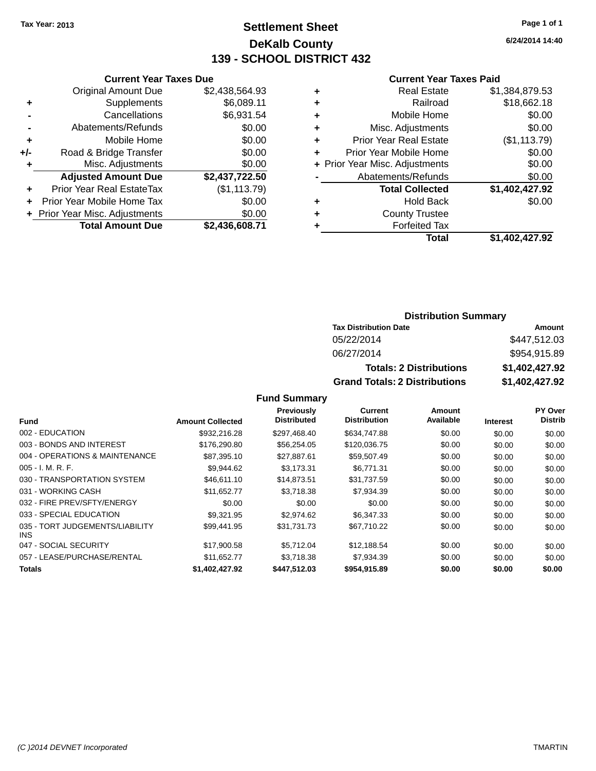Tax Year: 2013

# Settlement Sheet
## DeKalb County
## 139 - SCHOOL DISTRICT 432

6/24/2014 14:40

### Current Year Taxes Due

| | | |
|---|---|---|
| | Original Amount Due | $2,438,564.93 |
| + | Supplements | $6,089.11 |
| - | Cancellations | $6,931.54 |
| - | Abatements/Refunds | $0.00 |
| + | Mobile Home | $0.00 |
| +/- | Road & Bridge Transfer | $0.00 |
| + | Misc. Adjustments | $0.00 |
| | **Adjusted Amount Due** | **$2,437,722.50** |
| + | Prior Year Real EstateTax | ($1,113.79) |
| + | Prior Year Mobile Home Tax | $0.00 |
| + | Prior Year Misc. Adjustments | $0.00 |
| | **Total Amount Due** | **$2,436,608.71** |

### Current Year Taxes Paid

| | | |
|---|---|---|
| + | Real Estate | $1,384,879.53 |
| + | Railroad | $18,662.18 |
| + | Mobile Home | $0.00 |
| + | Misc. Adjustments | $0.00 |
| + | Prior Year Real Estate | ($1,113.79) |
| + | Prior Year Mobile Home | $0.00 |
| + | Prior Year Misc. Adjustments | $0.00 |
| - | Abatements/Refunds | $0.00 |
| | **Total Collected** | **$1,402,427.92** |
| + | Hold Back | $0.00 |
| + | County Trustee | |
| + | Forfeited Tax | |
| | **Total** | **$1,402,427.92** |

### Distribution Summary

| Tax Distribution Date | Amount |
|---|---|
| 05/22/2014 | $447,512.03 |
| 06/27/2014 | $954,915.89 |
| **Totals: 2 Distributions** | **$1,402,427.92** |
| **Grand Totals: 2 Distributions** | **$1,402,427.92** |

### Fund Summary

| Fund | Amount Collected | Previously Distributed | Current Distribution | Amount Available | Interest | PY Over Distrib |
|---|---|---|---|---|---|---|
| 002 - EDUCATION | $932,216.28 | $297,468.40 | $634,747.88 | $0.00 | $0.00 | $0.00 |
| 003 - BONDS AND INTEREST | $176,290.80 | $56,254.05 | $120,036.75 | $0.00 | $0.00 | $0.00 |
| 004 - OPERATIONS & MAINTENANCE | $87,395.10 | $27,887.61 | $59,507.49 | $0.00 | $0.00 | $0.00 |
| 005 - I. M. R. F. | $9,944.62 | $3,173.31 | $6,771.31 | $0.00 | $0.00 | $0.00 |
| 030 - TRANSPORTATION SYSTEM | $46,611.10 | $14,873.51 | $31,737.59 | $0.00 | $0.00 | $0.00 |
| 031 - WORKING CASH | $11,652.77 | $3,718.38 | $7,934.39 | $0.00 | $0.00 | $0.00 |
| 032 - FIRE PREV/SFTY/ENERGY | $0.00 | $0.00 | $0.00 | $0.00 | $0.00 | $0.00 |
| 033 - SPECIAL EDUCATION | $9,321.95 | $2,974.62 | $6,347.33 | $0.00 | $0.00 | $0.00 |
| 035 - TORT JUDGEMENTS/LIABILITY INS | $99,441.95 | $31,731.73 | $67,710.22 | $0.00 | $0.00 | $0.00 |
| 047 - SOCIAL SECURITY | $17,900.58 | $5,712.04 | $12,188.54 | $0.00 | $0.00 | $0.00 |
| 057 - LEASE/PURCHASE/RENTAL | $11,652.77 | $3,718.38 | $7,934.39 | $0.00 | $0.00 | $0.00 |
| **Totals** | **$1,402,427.92** | **$447,512.03** | **$954,915.89** | **$0.00** | **$0.00** | **$0.00** |

(C )2014 DEVNET Incorporated — TMARTIN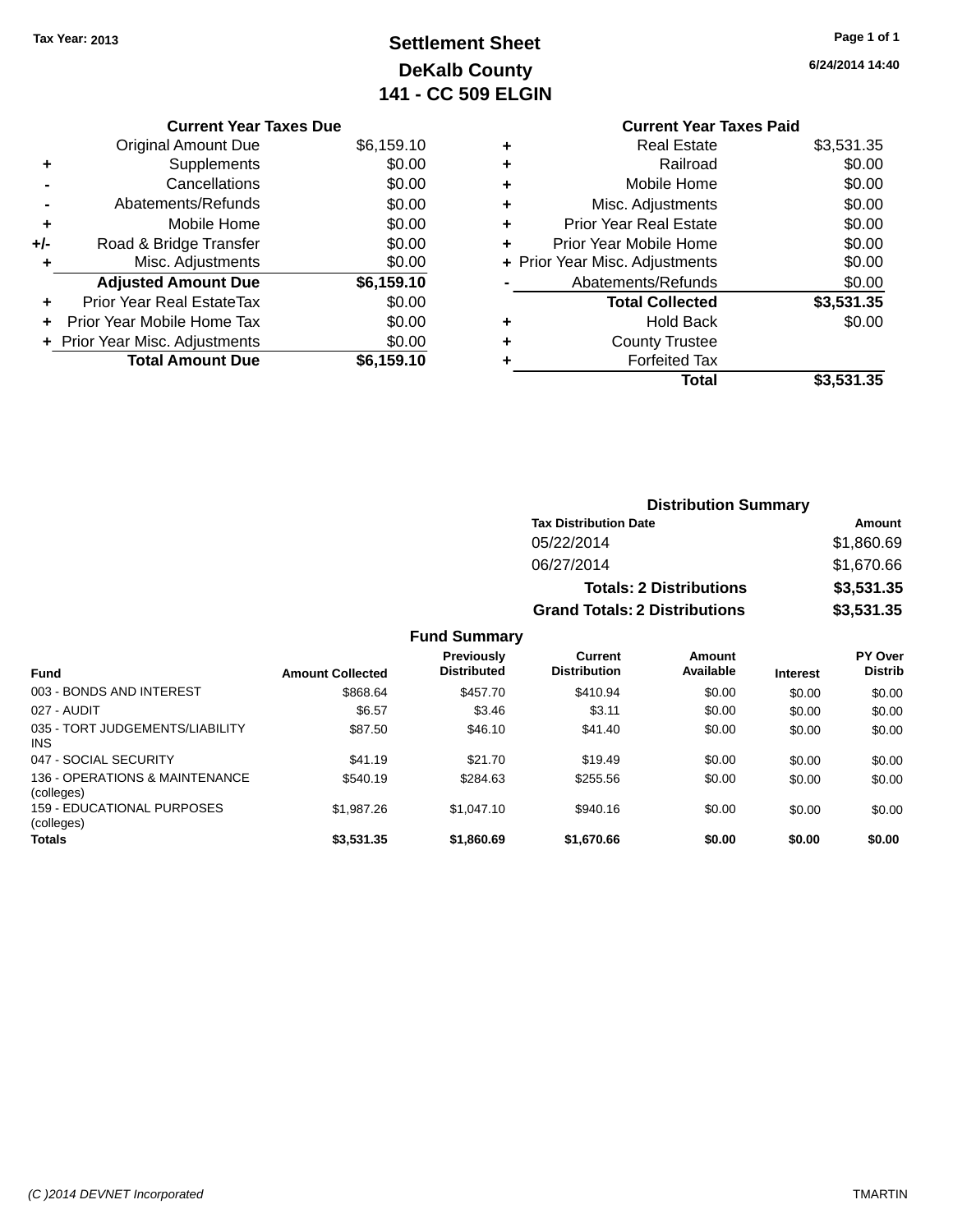Tax Year: 2013

# Settlement Sheet
## DeKalb County
## 141 - CC 509 ELGIN

6/24/2014 14:40

### Current Year Taxes Due

| | | |
|---|---|---|
| | Original Amount Due | $6,159.10 |
| + | Supplements | $0.00 |
| - | Cancellations | $0.00 |
| - | Abatements/Refunds | $0.00 |
| + | Mobile Home | $0.00 |
| +/- | Road & Bridge Transfer | $0.00 |
| + | Misc. Adjustments | $0.00 |
| | **Adjusted Amount Due** | **$6,159.10** |
| + | Prior Year Real EstateTax | $0.00 |
| + | Prior Year Mobile Home Tax | $0.00 |
| + | Prior Year Misc. Adjustments | $0.00 |
| | **Total Amount Due** | **$6,159.10** |

### Current Year Taxes Paid

| | | |
|---|---|---|
| + | Real Estate | $3,531.35 |
| + | Railroad | $0.00 |
| + | Mobile Home | $0.00 |
| + | Misc. Adjustments | $0.00 |
| + | Prior Year Real Estate | $0.00 |
| + | Prior Year Mobile Home | $0.00 |
| + | Prior Year Misc. Adjustments | $0.00 |
| - | Abatements/Refunds | $0.00 |
| | **Total Collected** | **$3,531.35** |
| + | Hold Back | $0.00 |
| + | County Trustee | |
| + | Forfeited Tax | |
| | **Total** | **$3,531.35** |

### Distribution Summary

| Tax Distribution Date | Amount |
|---|---|
| 05/22/2014 | $1,860.69 |
| 06/27/2014 | $1,670.66 |
| **Totals: 2 Distributions** | **$3,531.35** |
| **Grand Totals: 2 Distributions** | **$3,531.35** |

### Fund Summary

| Fund | Amount Collected | Previously Distributed | Current Distribution | Amount Available | Interest | PY Over Distrib |
|---|---|---|---|---|---|---|
| 003 - BONDS AND INTEREST | $868.64 | $457.70 | $410.94 | $0.00 | $0.00 | $0.00 |
| 027 - AUDIT | $6.57 | $3.46 | $3.11 | $0.00 | $0.00 | $0.00 |
| 035 - TORT JUDGEMENTS/LIABILITY INS | $87.50 | $46.10 | $41.40 | $0.00 | $0.00 | $0.00 |
| 047 - SOCIAL SECURITY | $41.19 | $21.70 | $19.49 | $0.00 | $0.00 | $0.00 |
| 136 - OPERATIONS & MAINTENANCE (colleges) | $540.19 | $284.63 | $255.56 | $0.00 | $0.00 | $0.00 |
| 159 - EDUCATIONAL PURPOSES (colleges) | $1,987.26 | $1,047.10 | $940.16 | $0.00 | $0.00 | $0.00 |
| **Totals** | **$3,531.35** | **$1,860.69** | **$1,670.66** | **$0.00** | **$0.00** | **$0.00** |

(C )2014 DEVNET Incorporated TMARTIN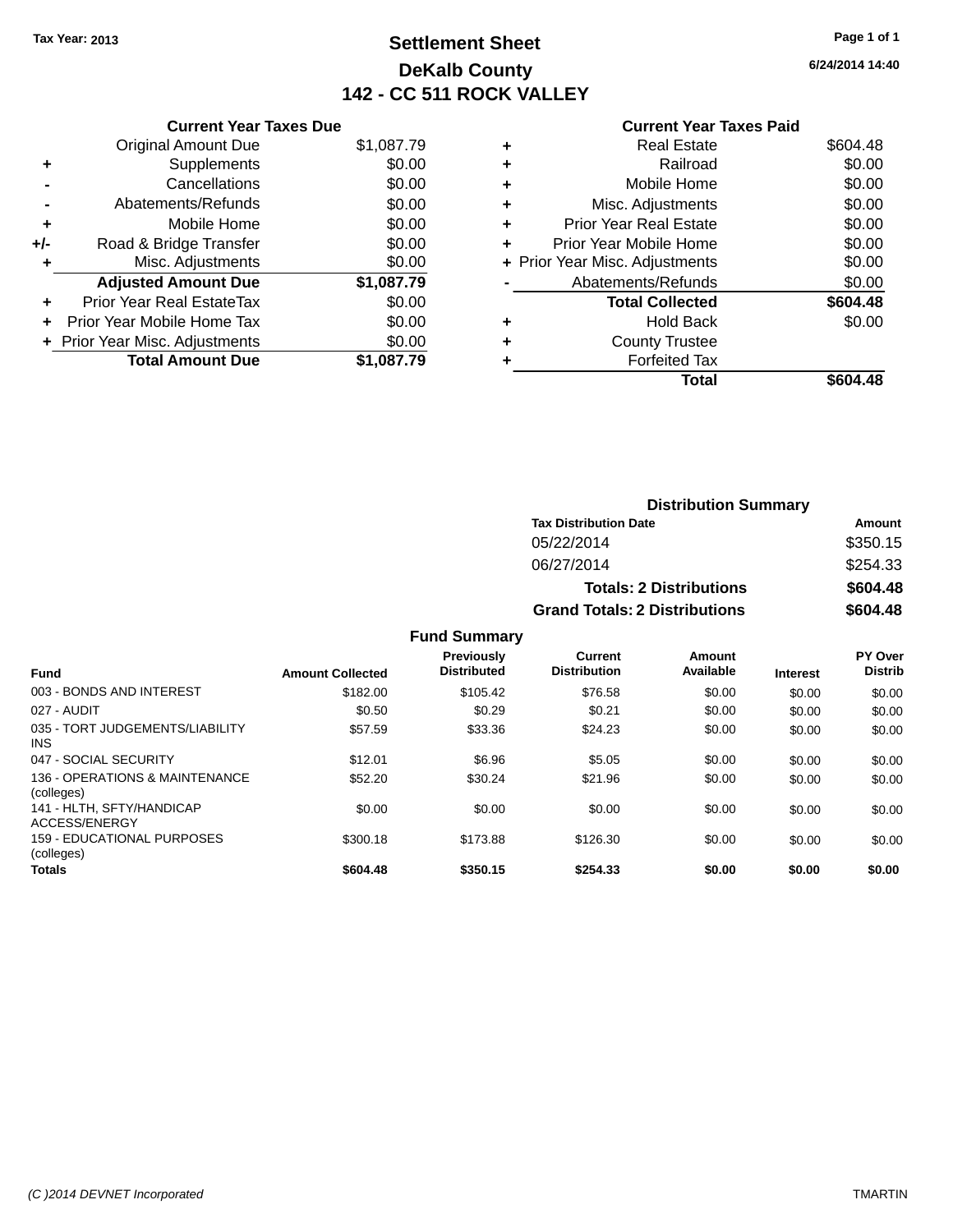Tax Year: 2013

# Settlement Sheet

## DeKalb County

## 142 - CC 511 ROCK VALLEY

6/24/2014 14:40

**Current Year Taxes Due**

| | | |
|---|---|---|
| | Original Amount Due | $1,087.79 |
| + | Supplements | $0.00 |
| - | Cancellations | $0.00 |
| - | Abatements/Refunds | $0.00 |
| + | Mobile Home | $0.00 |
| +/- | Road & Bridge Transfer | $0.00 |
| + | Misc. Adjustments | $0.00 |
| | **Adjusted Amount Due** | **$1,087.79** |
| + | Prior Year Real EstateTax | $0.00 |
| + | Prior Year Mobile Home Tax | $0.00 |
| + | Prior Year Misc. Adjustments | $0.00 |
| | **Total Amount Due** | **$1,087.79** |

**Current Year Taxes Paid**

| | | |
|---|---|---|
| + | Real Estate | $604.48 |
| + | Railroad | $0.00 |
| + | Mobile Home | $0.00 |
| + | Misc. Adjustments | $0.00 |
| + | Prior Year Real Estate | $0.00 |
| + | Prior Year Mobile Home | $0.00 |
| + | Prior Year Misc. Adjustments | $0.00 |
| - | Abatements/Refunds | $0.00 |
| | **Total Collected** | **$604.48** |
| + | Hold Back | $0.00 |
| + | County Trustee | |
| + | Forfeited Tax | |
| | **Total** | **$604.48** |

**Distribution Summary**

| Tax Distribution Date | Amount |
|---|---|
| 05/22/2014 | $350.15 |
| 06/27/2014 | $254.33 |
| **Totals: 2 Distributions** | **$604.48** |
| **Grand Totals: 2 Distributions** | **$604.48** |

**Fund Summary**

| Fund | Amount Collected | Previously Distributed | Current Distribution | Amount Available | Interest | PY Over Distrib |
|---|---|---|---|---|---|---|
| 003 - BONDS AND INTEREST | $182.00 | $105.42 | $76.58 | $0.00 | $0.00 | $0.00 |
| 027 - AUDIT | $0.50 | $0.29 | $0.21 | $0.00 | $0.00 | $0.00 |
| 035 - TORT JUDGEMENTS/LIABILITY INS | $57.59 | $33.36 | $24.23 | $0.00 | $0.00 | $0.00 |
| 047 - SOCIAL SECURITY | $12.01 | $6.96 | $5.05 | $0.00 | $0.00 | $0.00 |
| 136 - OPERATIONS & MAINTENANCE (colleges) | $52.20 | $30.24 | $21.96 | $0.00 | $0.00 | $0.00 |
| 141 - HLTH, SFTY/HANDICAP ACCESS/ENERGY | $0.00 | $0.00 | $0.00 | $0.00 | $0.00 | $0.00 |
| 159 - EDUCATIONAL PURPOSES (colleges) | $300.18 | $173.88 | $126.30 | $0.00 | $0.00 | $0.00 |
| **Totals** | **$604.48** | **$350.15** | **$254.33** | **$0.00** | **$0.00** | **$0.00** |

(C )2014 DEVNET Incorporated TMARTIN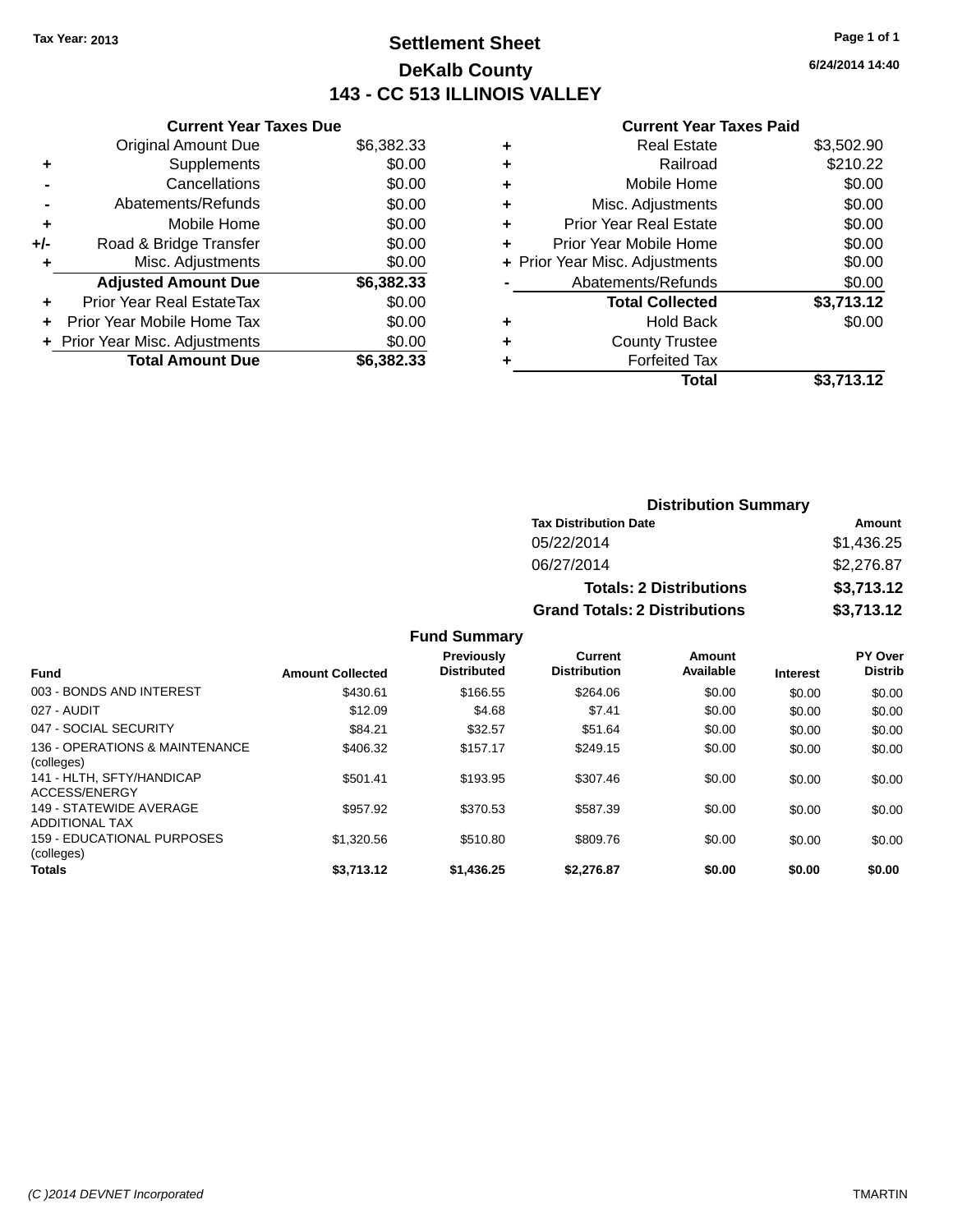Tax Year: 2013

# Settlement Sheet

## DeKalb County

## 143 - CC 513 ILLINOIS VALLEY

6/24/2014 14:40

### Current Year Taxes Due

| | | |
|---|---|---|
| | Original Amount Due | $6,382.33 |
| + | Supplements | $0.00 |
| - | Cancellations | $0.00 |
| - | Abatements/Refunds | $0.00 |
| + | Mobile Home | $0.00 |
| +/- | Road & Bridge Transfer | $0.00 |
| + | Misc. Adjustments | $0.00 |
| | **Adjusted Amount Due** | **$6,382.33** |
| + | Prior Year Real EstateTax | $0.00 |
| + | Prior Year Mobile Home Tax | $0.00 |
| + | Prior Year Misc. Adjustments | $0.00 |
| | **Total Amount Due** | **$6,382.33** |

### Current Year Taxes Paid

| | | |
|---|---|---|
| + | Real Estate | $3,502.90 |
| + | Railroad | $210.22 |
| + | Mobile Home | $0.00 |
| + | Misc. Adjustments | $0.00 |
| + | Prior Year Real Estate | $0.00 |
| + | Prior Year Mobile Home | $0.00 |
| + | Prior Year Misc. Adjustments | $0.00 |
| - | Abatements/Refunds | $0.00 |
| | **Total Collected** | **$3,713.12** |
| + | Hold Back | $0.00 |
| + | County Trustee | |
| + | Forfeited Tax | |
| | **Total** | **$3,713.12** |

### Distribution Summary

| Tax Distribution Date | Amount |
|---|---|
| 05/22/2014 | $1,436.25 |
| 06/27/2014 | $2,276.87 |
| **Totals: 2 Distributions** | **$3,713.12** |
| **Grand Totals: 2 Distributions** | **$3,713.12** |

### Fund Summary

| Fund | Amount Collected | Previously Distributed | Current Distribution | Amount Available | Interest | PY Over Distrib |
|---|---|---|---|---|---|---|
| 003 - BONDS AND INTEREST | $430.61 | $166.55 | $264.06 | $0.00 | $0.00 | $0.00 |
| 027 - AUDIT | $12.09 | $4.68 | $7.41 | $0.00 | $0.00 | $0.00 |
| 047 - SOCIAL SECURITY | $84.21 | $32.57 | $51.64 | $0.00 | $0.00 | $0.00 |
| 136 - OPERATIONS & MAINTENANCE (colleges) | $406.32 | $157.17 | $249.15 | $0.00 | $0.00 | $0.00 |
| 141 - HLTH, SFTY/HANDICAP ACCESS/ENERGY | $501.41 | $193.95 | $307.46 | $0.00 | $0.00 | $0.00 |
| 149 - STATEWIDE AVERAGE ADDITIONAL TAX | $957.92 | $370.53 | $587.39 | $0.00 | $0.00 | $0.00 |
| 159 - EDUCATIONAL PURPOSES (colleges) | $1,320.56 | $510.80 | $809.76 | $0.00 | $0.00 | $0.00 |
| **Totals** | **$3,713.12** | **$1,436.25** | **$2,276.87** | **$0.00** | **$0.00** | **$0.00** |

(C )2014 DEVNET Incorporated — TMARTIN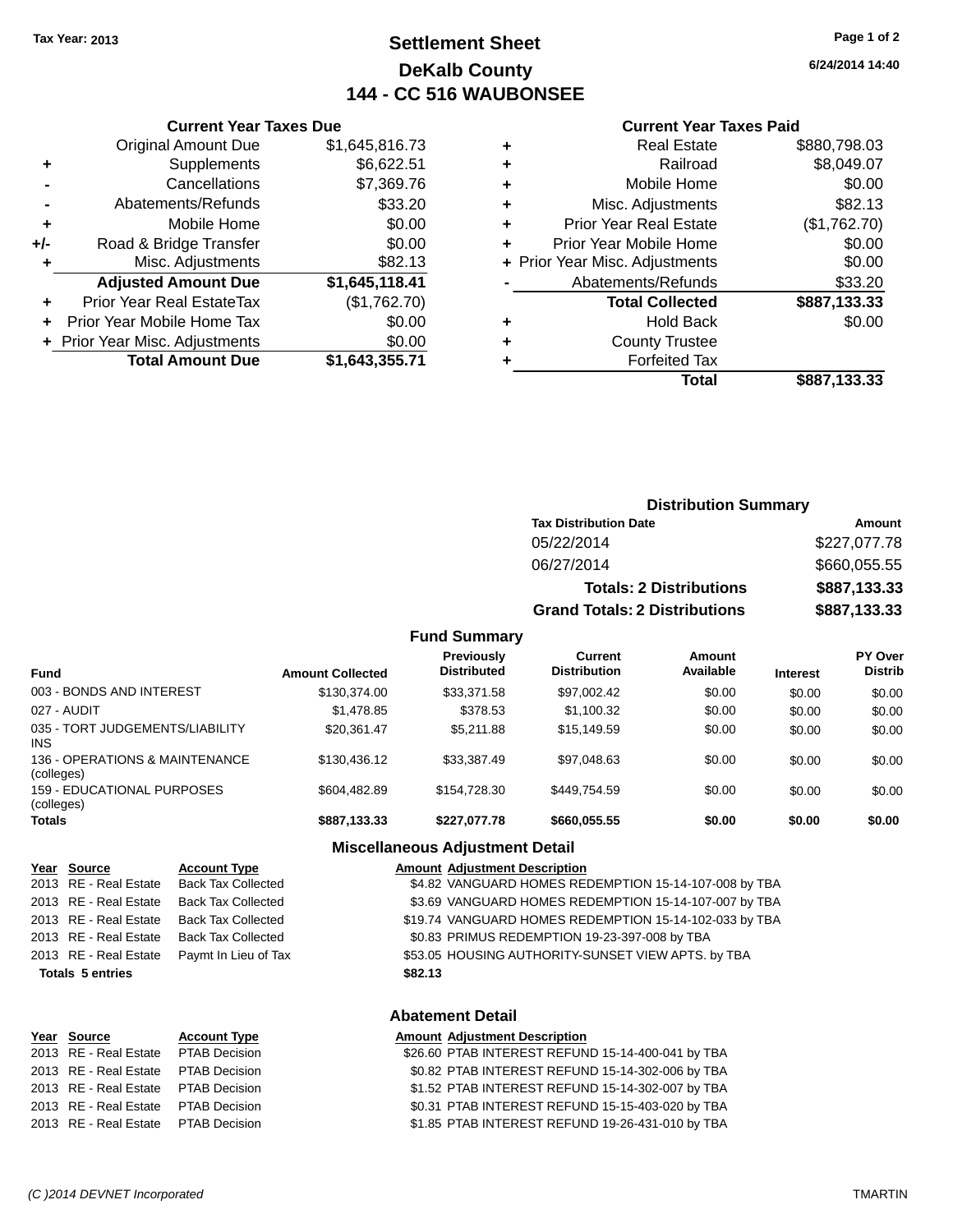Tax Year: 2013

# Settlement Sheet
## DeKalb County
## 144 - CC 516 WAUBONSEE

6/24/2014 14:40

### Current Year Taxes Due

| | | |
|---|---|---|
| | Original Amount Due | $1,645,816.73 |
| + | Supplements | $6,622.51 |
| - | Cancellations | $7,369.76 |
| - | Abatements/Refunds | $33.20 |
| + | Mobile Home | $0.00 |
| +/- | Road & Bridge Transfer | $0.00 |
| + | Misc. Adjustments | $82.13 |
| | **Adjusted Amount Due** | **$1,645,118.41** |
| + | Prior Year Real EstateTax | ($1,762.70) |
| + | Prior Year Mobile Home Tax | $0.00 |
| + | Prior Year Misc. Adjustments | $0.00 |
| | **Total Amount Due** | **$1,643,355.71** |

### Current Year Taxes Paid

| | | |
|---|---|---|
| + | Real Estate | $880,798.03 |
| + | Railroad | $8,049.07 |
| + | Mobile Home | $0.00 |
| + | Misc. Adjustments | $82.13 |
| + | Prior Year Real Estate | ($1,762.70) |
| + | Prior Year Mobile Home | $0.00 |
| + | Prior Year Misc. Adjustments | $0.00 |
| - | Abatements/Refunds | $33.20 |
| | **Total Collected** | **$887,133.33** |
| + | Hold Back | $0.00 |
| + | County Trustee | |
| + | Forfeited Tax | |
| | **Total** | **$887,133.33** |

### Distribution Summary

| Tax Distribution Date | Amount |
|---|---|
| 05/22/2014 | $227,077.78 |
| 06/27/2014 | $660,055.55 |
| **Totals: 2 Distributions** | **$887,133.33** |
| **Grand Totals: 2 Distributions** | **$887,133.33** |

### Fund Summary

| Fund | Amount Collected | Previously Distributed | Current Distribution | Amount Available | Interest | PY Over Distrib |
|---|---|---|---|---|---|---|
| 003 - BONDS AND INTEREST | $130,374.00 | $33,371.58 | $97,002.42 | $0.00 | $0.00 | $0.00 |
| 027 - AUDIT | $1,478.85 | $378.53 | $1,100.32 | $0.00 | $0.00 | $0.00 |
| 035 - TORT JUDGEMENTS/LIABILITY INS | $20,361.47 | $5,211.88 | $15,149.59 | $0.00 | $0.00 | $0.00 |
| 136 - OPERATIONS & MAINTENANCE (colleges) | $130,436.12 | $33,387.49 | $97,048.63 | $0.00 | $0.00 | $0.00 |
| 159 - EDUCATIONAL PURPOSES (colleges) | $604,482.89 | $154,728.30 | $449,754.59 | $0.00 | $0.00 | $0.00 |
| **Totals** | **$887,133.33** | **$227,077.78** | **$660,055.55** | **$0.00** | **$0.00** | **$0.00** |

### Miscellaneous Adjustment Detail

| Year | Source | Account Type | Amount | Adjustment Description |
|---|---|---|---|---|
| 2013 | RE - Real Estate | Back Tax Collected | $4.82 | VANGUARD HOMES REDEMPTION 15-14-107-008 by TBA |
| 2013 | RE - Real Estate | Back Tax Collected | $3.69 | VANGUARD HOMES REDEMPTION 15-14-107-007 by TBA |
| 2013 | RE - Real Estate | Back Tax Collected | $19.74 | VANGUARD HOMES REDEMPTION 15-14-102-033 by TBA |
| 2013 | RE - Real Estate | Back Tax Collected | $0.83 | PRIMUS REDEMPTION 19-23-397-008 by TBA |
| 2013 | RE - Real Estate | Paymt In Lieu of Tax | $53.05 | HOUSING AUTHORITY-SUNSET VIEW APTS. by TBA |
| **Totals 5 entries** | | | **$82.13** | |

### Abatement Detail

| Year | Source | Account Type | Amount | Adjustment Description |
|---|---|---|---|---|
| 2013 | RE - Real Estate | PTAB Decision | $26.60 | PTAB INTEREST REFUND 15-14-400-041 by TBA |
| 2013 | RE - Real Estate | PTAB Decision | $0.82 | PTAB INTEREST REFUND 15-14-302-006 by TBA |
| 2013 | RE - Real Estate | PTAB Decision | $1.52 | PTAB INTEREST REFUND 15-14-302-007 by TBA |
| 2013 | RE - Real Estate | PTAB Decision | $0.31 | PTAB INTEREST REFUND 15-15-403-020 by TBA |
| 2013 | RE - Real Estate | PTAB Decision | $1.85 | PTAB INTEREST REFUND 19-26-431-010 by TBA |

(C )2014 DEVNET Incorporated TMARTIN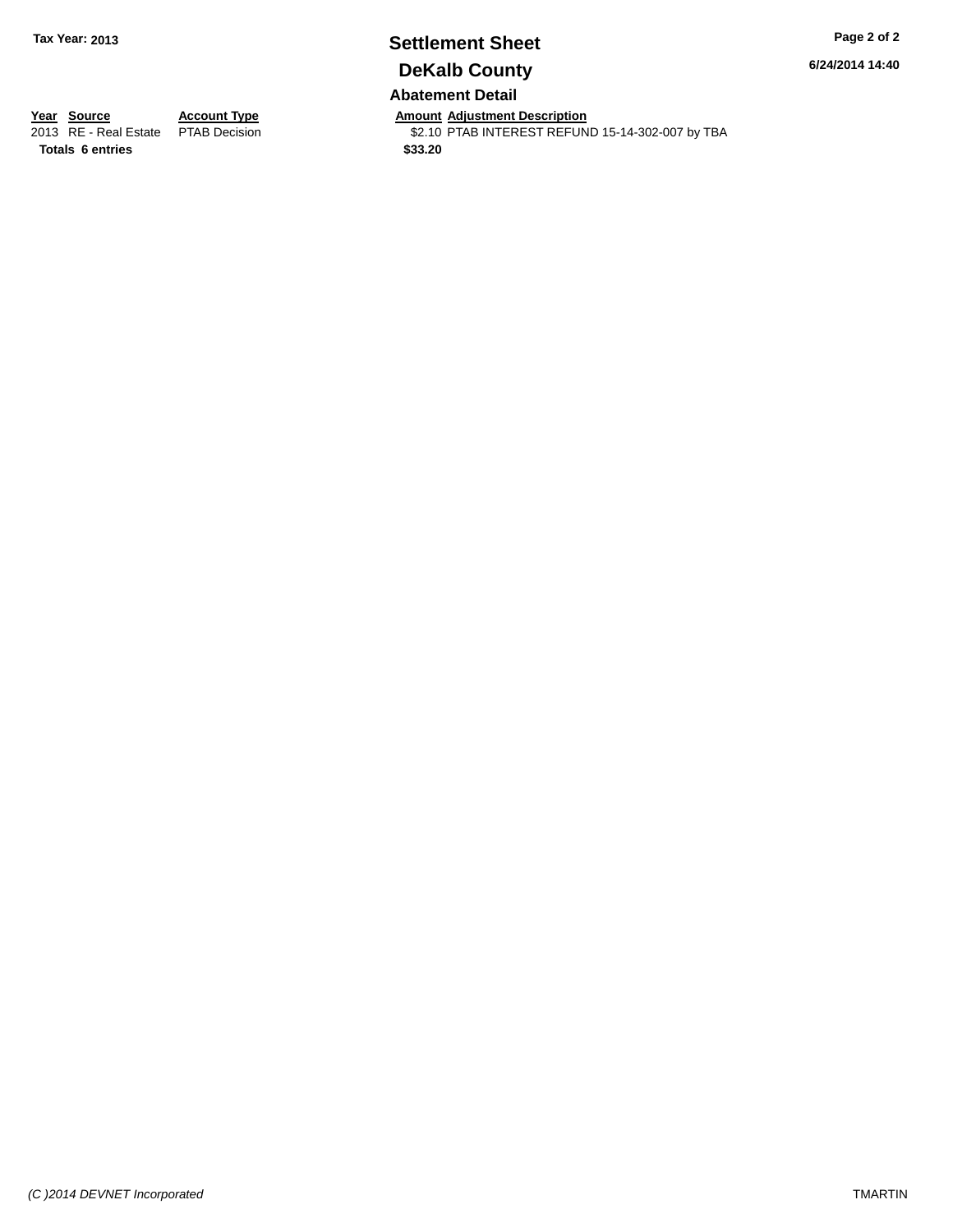**Tax Year: 2013**

# Settlement Sheet

## DeKalb County

6/24/2014 14:40

### Abatement Detail

| Year | Source | Account Type | Amount | Adjustment Description |
|---|---|---|---|---|
| 2013 | RE - Real Estate | PTAB Decision | $2.10 | PTAB INTEREST REFUND 15-14-302-007 by TBA |
| **Totals** | **6 entries** | | **$33.20** | |

*(C )2014 DEVNET Incorporated*

TMARTIN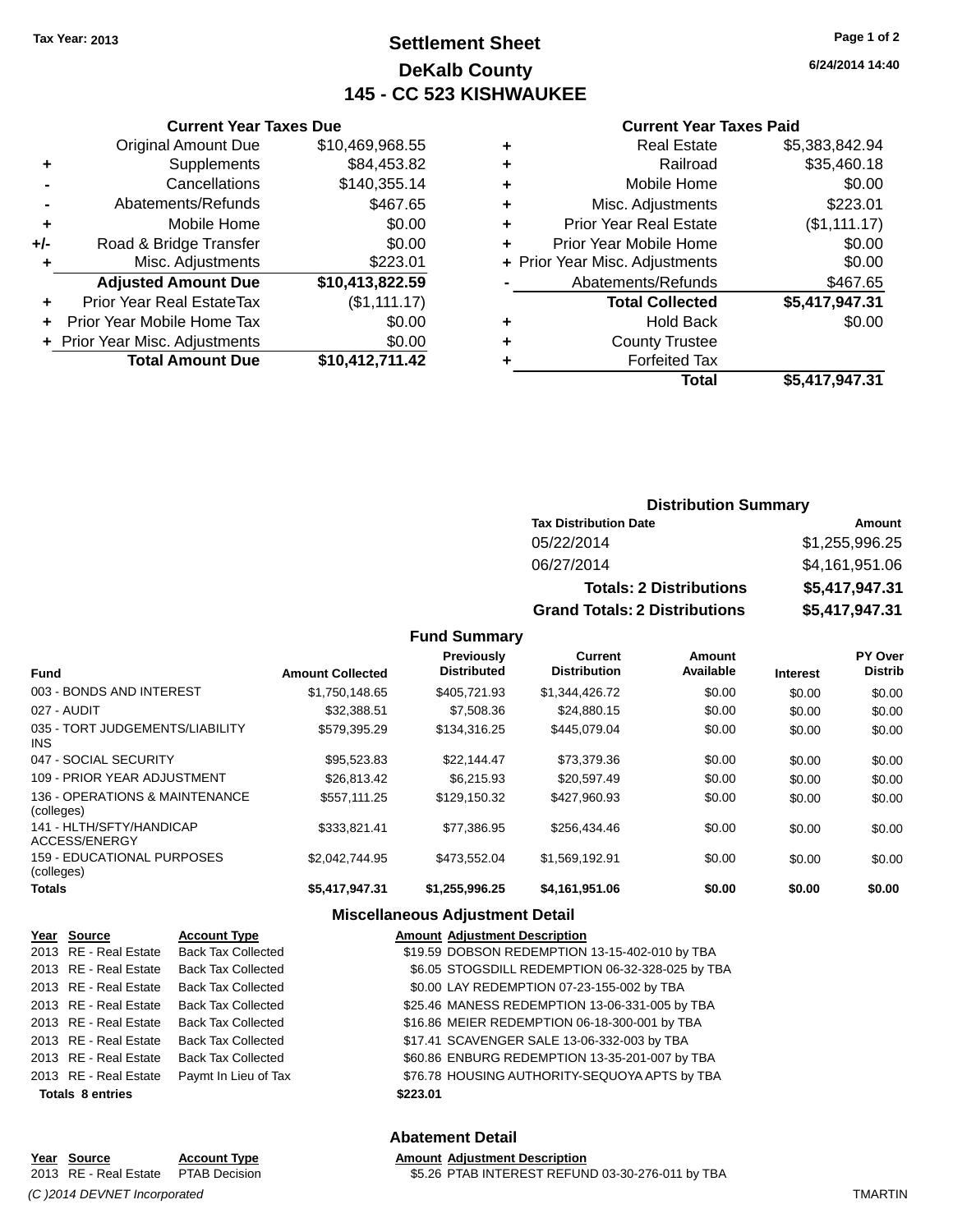Tax Year: 2013

# Settlement Sheet

## DeKalb County

## 145 - CC 523 KISHWAUKEE

6/24/2014 14:40

### Current Year Taxes Due

| | | |
|---|---|---|
| | Original Amount Due | $10,469,968.55 |
| + | Supplements | $84,453.82 |
| - | Cancellations | $140,355.14 |
| - | Abatements/Refunds | $467.65 |
| + | Mobile Home | $0.00 |
| +/- | Road & Bridge Transfer | $0.00 |
| + | Misc. Adjustments | $223.01 |
| | **Adjusted Amount Due** | **$10,413,822.59** |
| + | Prior Year Real EstateTax | ($1,111.17) |
| + | Prior Year Mobile Home Tax | $0.00 |
| + | Prior Year Misc. Adjustments | $0.00 |
| | **Total Amount Due** | **$10,412,711.42** |

### Current Year Taxes Paid

| | | |
|---|---|---|
| + | Real Estate | $5,383,842.94 |
| + | Railroad | $35,460.18 |
| + | Mobile Home | $0.00 |
| + | Misc. Adjustments | $223.01 |
| + | Prior Year Real Estate | ($1,111.17) |
| + | Prior Year Mobile Home | $0.00 |
| + | Prior Year Misc. Adjustments | $0.00 |
| - | Abatements/Refunds | $467.65 |
| | **Total Collected** | **$5,417,947.31** |
| + | Hold Back | $0.00 |
| + | County Trustee | |
| + | Forfeited Tax | |
| | **Total** | **$5,417,947.31** |

### Distribution Summary

| Tax Distribution Date | Amount |
|---|---|
| 05/22/2014 | $1,255,996.25 |
| 06/27/2014 | $4,161,951.06 |
| **Totals: 2 Distributions** | **$5,417,947.31** |
| **Grand Totals: 2 Distributions** | **$5,417,947.31** |

### Fund Summary

| Fund | Amount Collected | Previously Distributed | Current Distribution | Amount Available | Interest | PY Over Distrib |
|---|---|---|---|---|---|---|
| 003 - BONDS AND INTEREST | $1,750,148.65 | $405,721.93 | $1,344,426.72 | $0.00 | $0.00 | $0.00 |
| 027 - AUDIT | $32,388.51 | $7,508.36 | $24,880.15 | $0.00 | $0.00 | $0.00 |
| 035 - TORT JUDGEMENTS/LIABILITY INS | $579,395.29 | $134,316.25 | $445,079.04 | $0.00 | $0.00 | $0.00 |
| 047 - SOCIAL SECURITY | $95,523.83 | $22,144.47 | $73,379.36 | $0.00 | $0.00 | $0.00 |
| 109 - PRIOR YEAR ADJUSTMENT | $26,813.42 | $6,215.93 | $20,597.49 | $0.00 | $0.00 | $0.00 |
| 136 - OPERATIONS & MAINTENANCE (colleges) | $557,111.25 | $129,150.32 | $427,960.93 | $0.00 | $0.00 | $0.00 |
| 141 - HLTH/SFTY/HANDICAP ACCESS/ENERGY | $333,821.41 | $77,386.95 | $256,434.46 | $0.00 | $0.00 | $0.00 |
| 159 - EDUCATIONAL PURPOSES (colleges) | $2,042,744.95 | $473,552.04 | $1,569,192.91 | $0.00 | $0.00 | $0.00 |
| **Totals** | **$5,417,947.31** | **$1,255,996.25** | **$4,161,951.06** | **$0.00** | **$0.00** | **$0.00** |

### Miscellaneous Adjustment Detail

| Year | Source | Account Type | Amount | Adjustment Description |
|---|---|---|---|---|
| 2013 | RE - Real Estate | Back Tax Collected | $19.59 | DOBSON REDEMPTION 13-15-402-010 by TBA |
| 2013 | RE - Real Estate | Back Tax Collected | $6.05 | STOGSDILL REDEMPTION 06-32-328-025 by TBA |
| 2013 | RE - Real Estate | Back Tax Collected | $0.00 | LAY REDEMPTION 07-23-155-002 by TBA |
| 2013 | RE - Real Estate | Back Tax Collected | $25.46 | MANESS REDEMPTION 13-06-331-005 by TBA |
| 2013 | RE - Real Estate | Back Tax Collected | $16.86 | MEIER REDEMPTION 06-18-300-001 by TBA |
| 2013 | RE - Real Estate | Back Tax Collected | $17.41 | SCAVENGER SALE 13-06-332-003 by TBA |
| 2013 | RE - Real Estate | Back Tax Collected | $60.86 | ENBURG REDEMPTION 13-35-201-007 by TBA |
| 2013 | RE - Real Estate | Paymt In Lieu of Tax | $76.78 | HOUSING AUTHORITY-SEQUOYA APTS by TBA |
| **Totals 8 entries** | | | **$223.01** | |

### Abatement Detail

| Year | Source | Account Type | Amount | Adjustment Description |
|---|---|---|---|---|
| 2013 | RE - Real Estate | PTAB Decision | $5.26 | PTAB INTEREST REFUND 03-30-276-011 by TBA |

(C )2014 DEVNET Incorporated TMARTIN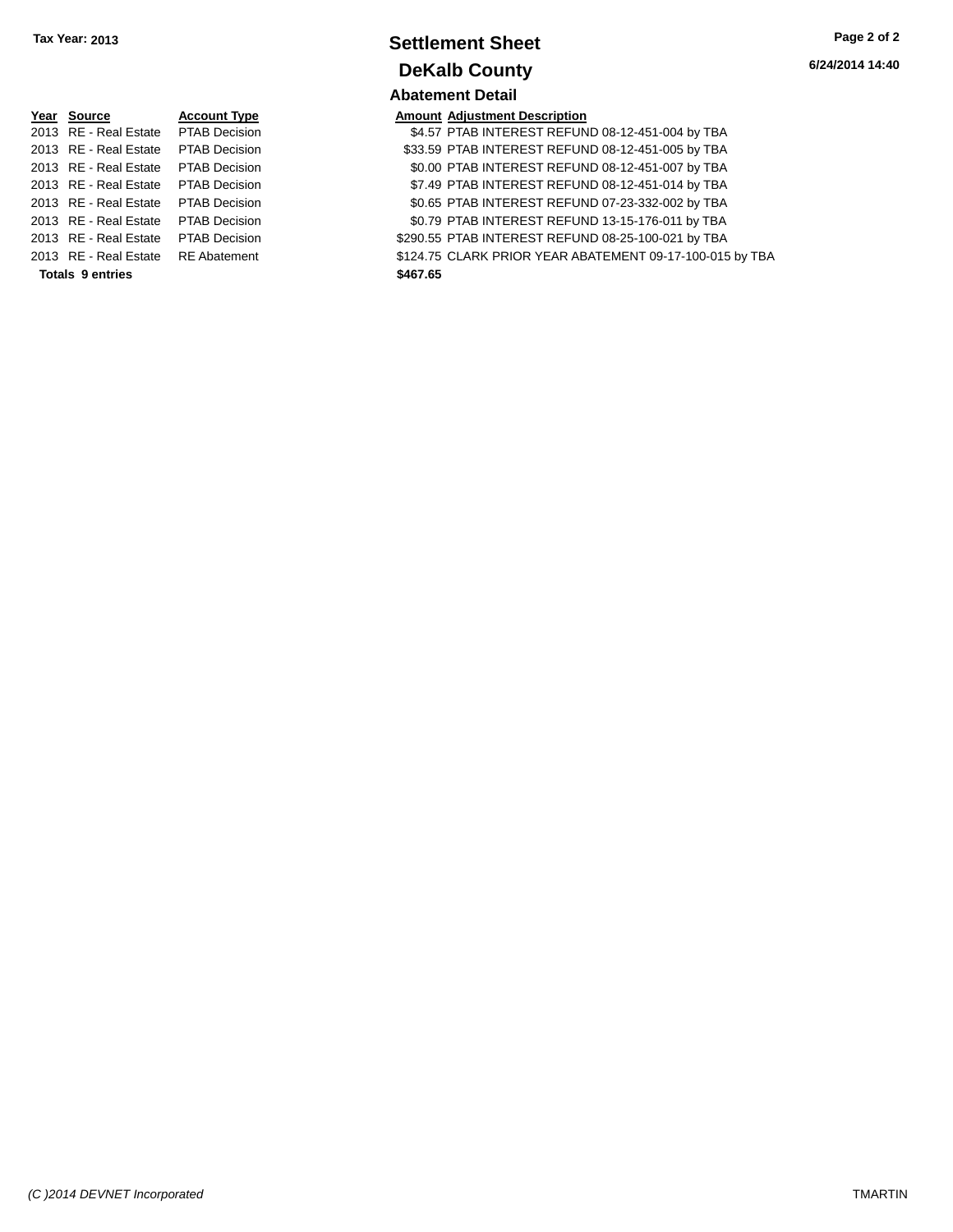**Tax Year: 2013**

# Settlement Sheet

## DeKalb County

6/24/2014 14:40

### Abatement Detail

| Year | Source | Account Type | Amount | Adjustment Description |
|---|---|---|---|---|
| 2013 | RE - Real Estate | PTAB Decision | $4.57 | PTAB INTEREST REFUND 08-12-451-004 by TBA |
| 2013 | RE - Real Estate | PTAB Decision | $33.59 | PTAB INTEREST REFUND 08-12-451-005 by TBA |
| 2013 | RE - Real Estate | PTAB Decision | $0.00 | PTAB INTEREST REFUND 08-12-451-007 by TBA |
| 2013 | RE - Real Estate | PTAB Decision | $7.49 | PTAB INTEREST REFUND 08-12-451-014 by TBA |
| 2013 | RE - Real Estate | PTAB Decision | $0.65 | PTAB INTEREST REFUND 07-23-332-002 by TBA |
| 2013 | RE - Real Estate | PTAB Decision | $0.79 | PTAB INTEREST REFUND 13-15-176-011 by TBA |
| 2013 | RE - Real Estate | PTAB Decision | $290.55 | PTAB INTEREST REFUND 08-25-100-021 by TBA |
| 2013 | RE - Real Estate | RE Abatement | $124.75 | CLARK PRIOR YEAR ABATEMENT 09-17-100-015 by TBA |
| **Totals 9 entries** | | | **$467.65** | |

*(C )2014 DEVNET Incorporated* TMARTIN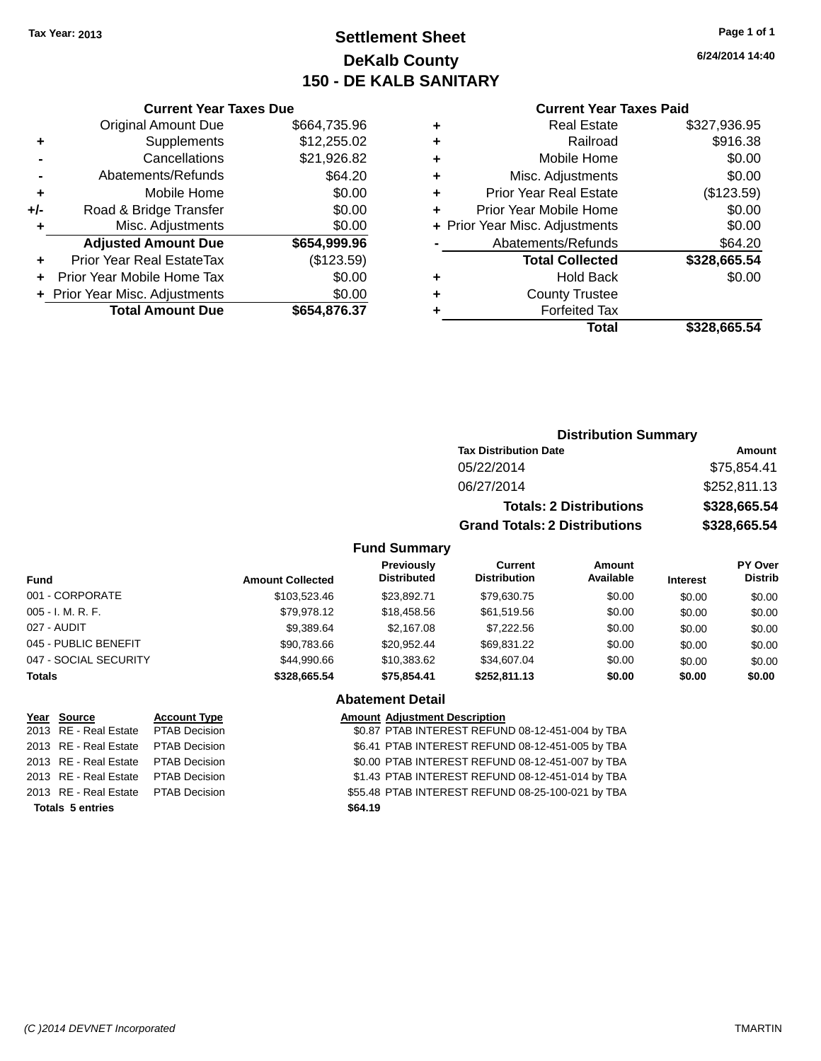Tax Year: 2013

# Settlement Sheet
## DeKalb County
## 150 - DE KALB SANITARY

6/24/2014 14:40

**Current Year Taxes Due**

| | | |
|---|---|---|
| | Original Amount Due | $664,735.96 |
| + | Supplements | $12,255.02 |
| - | Cancellations | $21,926.82 |
| - | Abatements/Refunds | $64.20 |
| + | Mobile Home | $0.00 |
| +/- | Road & Bridge Transfer | $0.00 |
| + | Misc. Adjustments | $0.00 |
| | **Adjusted Amount Due** | **$654,999.96** |
| + | Prior Year Real EstateTax | ($123.59) |
| + | Prior Year Mobile Home Tax | $0.00 |
| + | Prior Year Misc. Adjustments | $0.00 |
| | **Total Amount Due** | **$654,876.37** |

**Current Year Taxes Paid**

| | | |
|---|---|---|
| + | Real Estate | $327,936.95 |
| + | Railroad | $916.38 |
| + | Mobile Home | $0.00 |
| + | Misc. Adjustments | $0.00 |
| + | Prior Year Real Estate | ($123.59) |
| + | Prior Year Mobile Home | $0.00 |
| + | Prior Year Misc. Adjustments | $0.00 |
| - | Abatements/Refunds | $64.20 |
| | **Total Collected** | **$328,665.54** |
| + | Hold Back | $0.00 |
| + | County Trustee | |
| + | Forfeited Tax | |
| | **Total** | **$328,665.54** |

**Distribution Summary**

| Tax Distribution Date | Amount |
|---|---|
| 05/22/2014 | $75,854.41 |
| 06/27/2014 | $252,811.13 |
| **Totals: 2 Distributions** | **$328,665.54** |
| **Grand Totals: 2 Distributions** | **$328,665.54** |

**Fund Summary**

| Fund | Amount Collected | Previously Distributed | Current Distribution | Amount Available | Interest | PY Over Distrib |
|---|---|---|---|---|---|---|
| 001 - CORPORATE | $103,523.46 | $23,892.71 | $79,630.75 | $0.00 | $0.00 | $0.00 |
| 005 - I. M. R. F. | $79,978.12 | $18,458.56 | $61,519.56 | $0.00 | $0.00 | $0.00 |
| 027 - AUDIT | $9,389.64 | $2,167.08 | $7,222.56 | $0.00 | $0.00 | $0.00 |
| 045 - PUBLIC BENEFIT | $90,783.66 | $20,952.44 | $69,831.22 | $0.00 | $0.00 | $0.00 |
| 047 - SOCIAL SECURITY | $44,990.66 | $10,383.62 | $34,607.04 | $0.00 | $0.00 | $0.00 |
| **Totals** | **$328,665.54** | **$75,854.41** | **$252,811.13** | **$0.00** | **$0.00** | **$0.00** |

**Abatement Detail**

| Year | Source | Account Type | Amount | Adjustment Description |
|---|---|---|---|---|
| 2013 | RE - Real Estate | PTAB Decision | $0.87 | PTAB INTEREST REFUND 08-12-451-004 by TBA |
| 2013 | RE - Real Estate | PTAB Decision | $6.41 | PTAB INTEREST REFUND 08-12-451-005 by TBA |
| 2013 | RE - Real Estate | PTAB Decision | $0.00 | PTAB INTEREST REFUND 08-12-451-007 by TBA |
| 2013 | RE - Real Estate | PTAB Decision | $1.43 | PTAB INTEREST REFUND 08-12-451-014 by TBA |
| 2013 | RE - Real Estate | PTAB Decision | $55.48 | PTAB INTEREST REFUND 08-25-100-021 by TBA |
| **Totals 5 entries** | | | **$64.19** | |

(C )2014 DEVNET Incorporated TMARTIN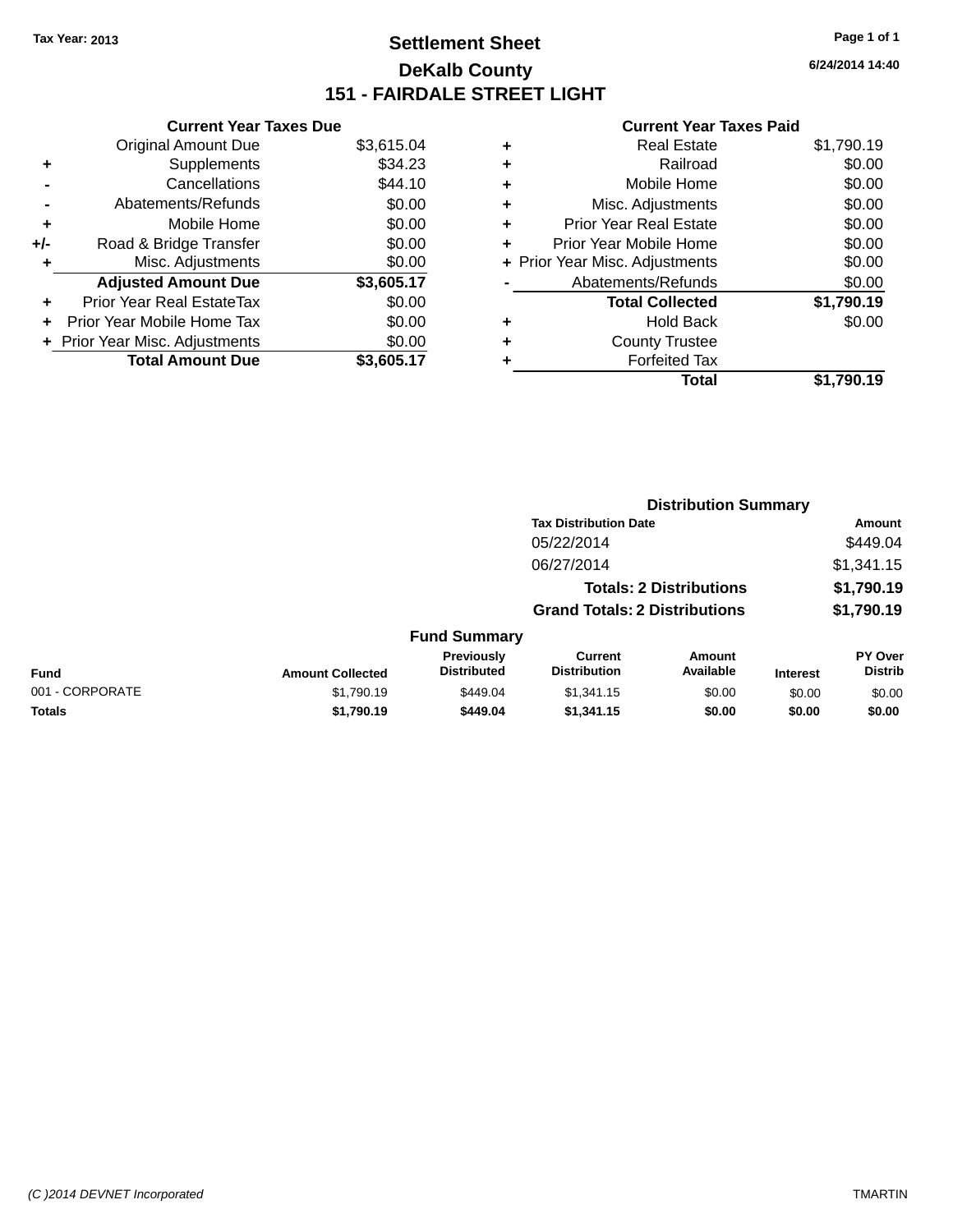Tax Year: 2013

# Settlement Sheet
## DeKalb County
## 151 - FAIRDALE STREET LIGHT

6/24/2014 14:40

### Current Year Taxes Due

| | | |
|---|---|---|
| | Original Amount Due | $3,615.04 |
| + | Supplements | $34.23 |
| - | Cancellations | $44.10 |
| - | Abatements/Refunds | $0.00 |
| + | Mobile Home | $0.00 |
| +/- | Road & Bridge Transfer | $0.00 |
| + | Misc. Adjustments | $0.00 |
| | **Adjusted Amount Due** | **$3,605.17** |
| + | Prior Year Real EstateTax | $0.00 |
| + | Prior Year Mobile Home Tax | $0.00 |
| + | Prior Year Misc. Adjustments | $0.00 |
| | **Total Amount Due** | **$3,605.17** |

### Current Year Taxes Paid

| | | |
|---|---|---|
| + | Real Estate | $1,790.19 |
| + | Railroad | $0.00 |
| + | Mobile Home | $0.00 |
| + | Misc. Adjustments | $0.00 |
| + | Prior Year Real Estate | $0.00 |
| + | Prior Year Mobile Home | $0.00 |
| + | Prior Year Misc. Adjustments | $0.00 |
| - | Abatements/Refunds | $0.00 |
| | **Total Collected** | **$1,790.19** |
| + | Hold Back | $0.00 |
| + | County Trustee | |
| + | Forfeited Tax | |
| | **Total** | **$1,790.19** |

### Distribution Summary

| Tax Distribution Date | Amount |
|---|---|
| 05/22/2014 | $449.04 |
| 06/27/2014 | $1,341.15 |
| **Totals: 2 Distributions** | **$1,790.19** |
| **Grand Totals: 2 Distributions** | **$1,790.19** |

### Fund Summary

| Fund | Amount Collected | Previously Distributed | Current Distribution | Amount Available | Interest | PY Over Distrib |
|---|---|---|---|---|---|---|
| 001 - CORPORATE | $1,790.19 | $449.04 | $1,341.15 | $0.00 | $0.00 | $0.00 |
| **Totals** | **$1,790.19** | **$449.04** | **$1,341.15** | **$0.00** | **$0.00** | **$0.00** |

(C )2014 DEVNET Incorporated TMARTIN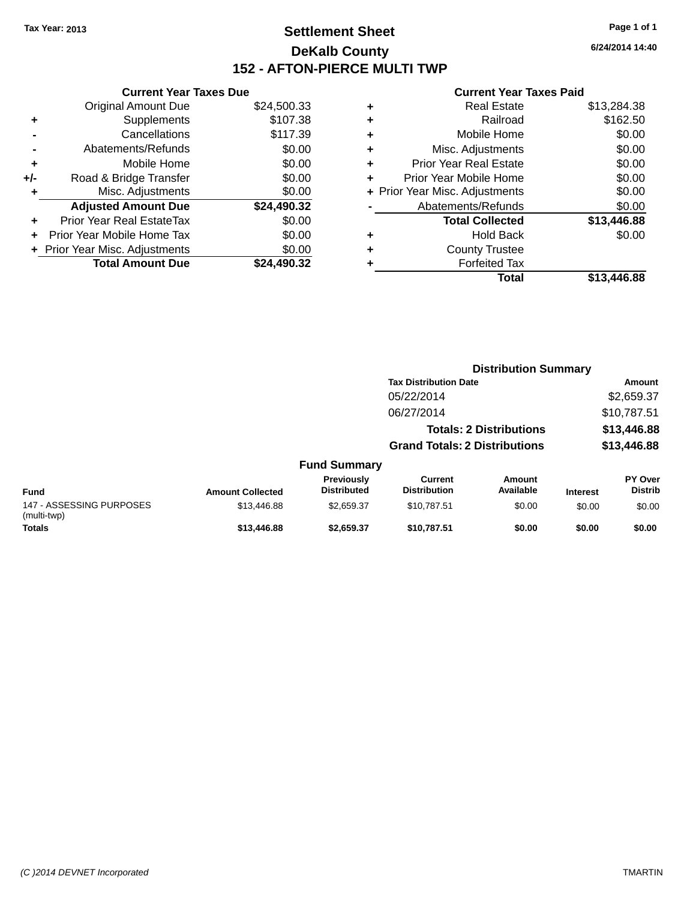Tax Year: 2013

# Settlement Sheet

## DeKalb County

## 152 - AFTON-PIERCE MULTI TWP

6/24/2014 14:40

### Current Year Taxes Due

| | | |
|---|---|---|
| | Original Amount Due | $24,500.33 |
| + | Supplements | $107.38 |
| - | Cancellations | $117.39 |
| - | Abatements/Refunds | $0.00 |
| + | Mobile Home | $0.00 |
| +/- | Road & Bridge Transfer | $0.00 |
| + | Misc. Adjustments | $0.00 |
| | **Adjusted Amount Due** | **$24,490.32** |
| + | Prior Year Real EstateTax | $0.00 |
| + | Prior Year Mobile Home Tax | $0.00 |
| + | Prior Year Misc. Adjustments | $0.00 |
| | **Total Amount Due** | **$24,490.32** |

### Current Year Taxes Paid

| | | |
|---|---|---|
| + | Real Estate | $13,284.38 |
| + | Railroad | $162.50 |
| + | Mobile Home | $0.00 |
| + | Misc. Adjustments | $0.00 |
| + | Prior Year Real Estate | $0.00 |
| + | Prior Year Mobile Home | $0.00 |
| + | Prior Year Misc. Adjustments | $0.00 |
| - | Abatements/Refunds | $0.00 |
| | **Total Collected** | **$13,446.88** |
| + | Hold Back | $0.00 |
| + | County Trustee | |
| + | Forfeited Tax | |
| | **Total** | **$13,446.88** |

### Distribution Summary

| Tax Distribution Date | Amount |
|---|---|
| 05/22/2014 | $2,659.37 |
| 06/27/2014 | $10,787.51 |
| **Totals: 2 Distributions** | **$13,446.88** |
| **Grand Totals: 2 Distributions** | **$13,446.88** |

### Fund Summary

| Fund | Amount Collected | Previously Distributed | Current Distribution | Amount Available | Interest | PY Over Distrib |
|---|---|---|---|---|---|---|
| 147 - ASSESSING PURPOSES (multi-twp) | $13,446.88 | $2,659.37 | $10,787.51 | $0.00 | $0.00 | $0.00 |
| **Totals** | **$13,446.88** | **$2,659.37** | **$10,787.51** | **$0.00** | **$0.00** | **$0.00** |

(C )2014 DEVNET Incorporated TMARTIN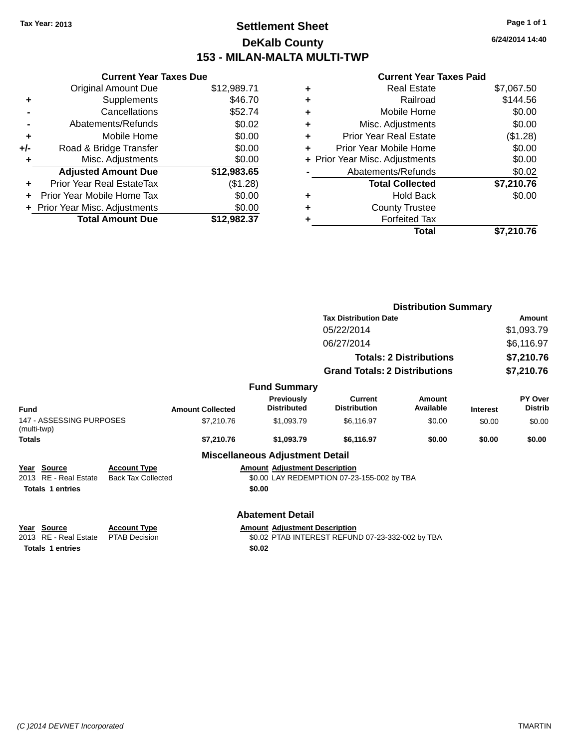Tax Year: 2013

# Settlement Sheet

## DeKalb County

## 153 - MILAN-MALTA MULTI-TWP

6/24/2014 14:40

### Current Year Taxes Due

| | | |
|---|---|---|
| | Original Amount Due | $12,989.71 |
| + | Supplements | $46.70 |
| - | Cancellations | $52.74 |
| - | Abatements/Refunds | $0.02 |
| + | Mobile Home | $0.00 |
| +/- | Road & Bridge Transfer | $0.00 |
| + | Misc. Adjustments | $0.00 |
| | **Adjusted Amount Due** | **$12,983.65** |
| + | Prior Year Real EstateTax | ($1.28) |
| + | Prior Year Mobile Home Tax | $0.00 |
| + | Prior Year Misc. Adjustments | $0.00 |
| | **Total Amount Due** | **$12,982.37** |

### Current Year Taxes Paid

| | | |
|---|---|---|
| + | Real Estate | $7,067.50 |
| + | Railroad | $144.56 |
| + | Mobile Home | $0.00 |
| + | Misc. Adjustments | $0.00 |
| + | Prior Year Real Estate | ($1.28) |
| + | Prior Year Mobile Home | $0.00 |
| + | Prior Year Misc. Adjustments | $0.00 |
| - | Abatements/Refunds | $0.02 |
| | **Total Collected** | **$7,210.76** |
| + | Hold Back | $0.00 |
| + | County Trustee | |
| + | Forfeited Tax | |
| | **Total** | **$7,210.76** |

### Distribution Summary

| Tax Distribution Date | Amount |
|---|---|
| 05/22/2014 | $1,093.79 |
| 06/27/2014 | $6,116.97 |
| **Totals: 2 Distributions** | **$7,210.76** |
| **Grand Totals: 2 Distributions** | **$7,210.76** |

### Fund Summary

| Fund | Amount Collected | Previously Distributed | Current Distribution | Amount Available | Interest | PY Over Distrib |
|---|---|---|---|---|---|---|
| 147 - ASSESSING PURPOSES (multi-twp) | $7,210.76 | $1,093.79 | $6,116.97 | $0.00 | $0.00 | $0.00 |
| **Totals** | **$7,210.76** | **$1,093.79** | **$6,116.97** | **$0.00** | **$0.00** | **$0.00** |

### Miscellaneous Adjustment Detail

| Year | Source | Account Type | Amount | Adjustment Description |
|---|---|---|---|---|
| 2013 | RE - Real Estate | Back Tax Collected | $0.00 | LAY REDEMPTION 07-23-155-002 by TBA |
| **Totals 1 entries** | | | **$0.00** | |

### Abatement Detail

| Year | Source | Account Type | Amount | Adjustment Description |
|---|---|---|---|---|
| 2013 | RE - Real Estate | PTAB Decision | $0.02 | PTAB INTEREST REFUND 07-23-332-002 by TBA |
| **Totals 1 entries** | | | **$0.02** | |

(C )2014 DEVNET Incorporated TMARTIN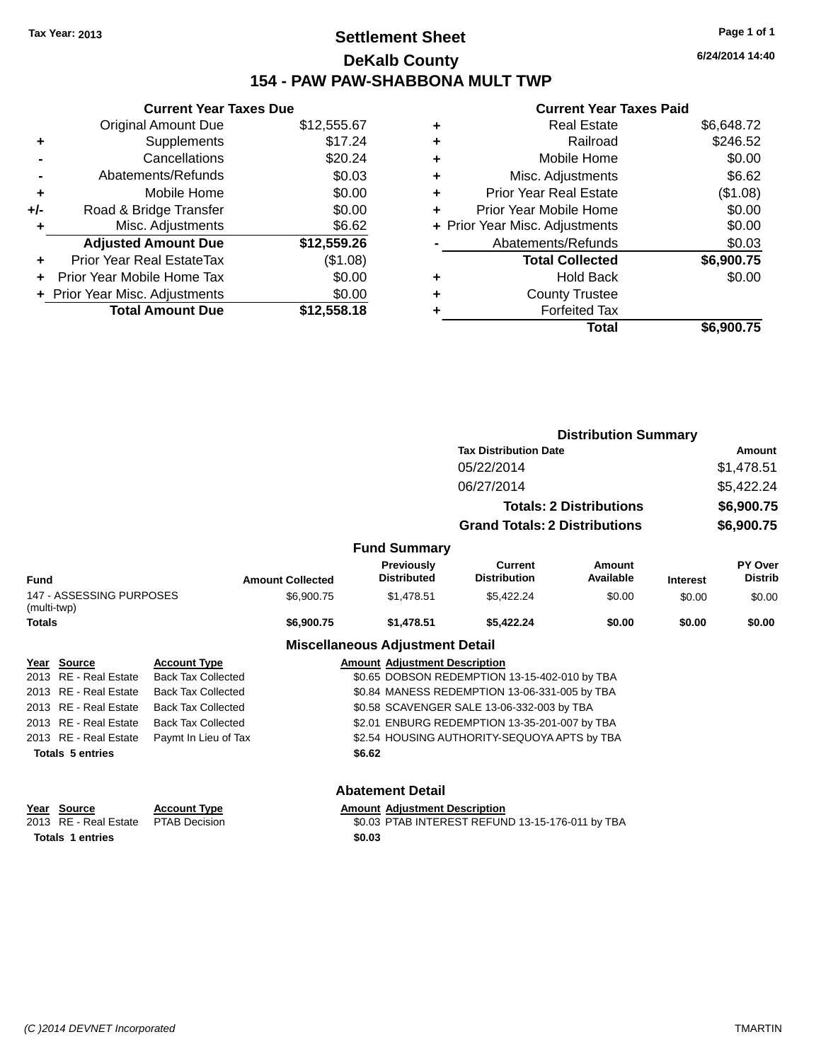Tax Year: 2013

# Settlement Sheet

## DeKalb County

## 154 - PAW PAW-SHABBONA MULT TWP

6/24/2014 14:40

### Current Year Taxes Due

| | | |
|---|---|---|
| | Original Amount Due | $12,555.67 |
| + | Supplements | $17.24 |
| - | Cancellations | $20.24 |
| - | Abatements/Refunds | $0.03 |
| + | Mobile Home | $0.00 |
| +/- | Road & Bridge Transfer | $0.00 |
| + | Misc. Adjustments | $6.62 |
| | **Adjusted Amount Due** | **$12,559.26** |
| + | Prior Year Real EstateTax | ($1.08) |
| + | Prior Year Mobile Home Tax | $0.00 |
| + | Prior Year Misc. Adjustments | $0.00 |
| | **Total Amount Due** | **$12,558.18** |

### Current Year Taxes Paid

| | | |
|---|---|---|
| + | Real Estate | $6,648.72 |
| + | Railroad | $246.52 |
| + | Mobile Home | $0.00 |
| + | Misc. Adjustments | $6.62 |
| + | Prior Year Real Estate | ($1.08) |
| + | Prior Year Mobile Home | $0.00 |
| + | Prior Year Misc. Adjustments | $0.00 |
| - | Abatements/Refunds | $0.03 |
| | **Total Collected** | **$6,900.75** |
| + | Hold Back | $0.00 |
| + | County Trustee | |
| + | Forfeited Tax | |
| | **Total** | **$6,900.75** |

### Distribution Summary

| Tax Distribution Date | Amount |
|---|---|
| 05/22/2014 | $1,478.51 |
| 06/27/2014 | $5,422.24 |
| **Totals: 2 Distributions** | **$6,900.75** |
| **Grand Totals: 2 Distributions** | **$6,900.75** |

### Fund Summary

| Fund | Amount Collected | Previously Distributed | Current Distribution | Amount Available | Interest | PY Over Distrib |
|---|---|---|---|---|---|---|
| 147 - ASSESSING PURPOSES (multi-twp) | $6,900.75 | $1,478.51 | $5,422.24 | $0.00 | $0.00 | $0.00 |
| **Totals** | **$6,900.75** | **$1,478.51** | **$5,422.24** | **$0.00** | **$0.00** | **$0.00** |

### Miscellaneous Adjustment Detail

| Year | Source | Account Type | Amount | Adjustment Description |
|---|---|---|---|---|
| 2013 | RE - Real Estate | Back Tax Collected | $0.65 | DOBSON REDEMPTION 13-15-402-010 by TBA |
| 2013 | RE - Real Estate | Back Tax Collected | $0.84 | MANESS REDEMPTION 13-06-331-005 by TBA |
| 2013 | RE - Real Estate | Back Tax Collected | $0.58 | SCAVENGER SALE 13-06-332-003 by TBA |
| 2013 | RE - Real Estate | Back Tax Collected | $2.01 | ENBURG REDEMPTION 13-35-201-007 by TBA |
| 2013 | RE - Real Estate | Paymt In Lieu of Tax | $2.54 | HOUSING AUTHORITY-SEQUOYA APTS by TBA |
| **Totals 5 entries** | | | **$6.62** | |

### Abatement Detail

| Year | Source | Account Type | Amount | Adjustment Description |
|---|---|---|---|---|
| 2013 | RE - Real Estate | PTAB Decision | $0.03 | PTAB INTEREST REFUND 13-15-176-011 by TBA |
| **Totals 1 entries** | | | **$0.03** | |

(C )2014 DEVNET Incorporated TMARTIN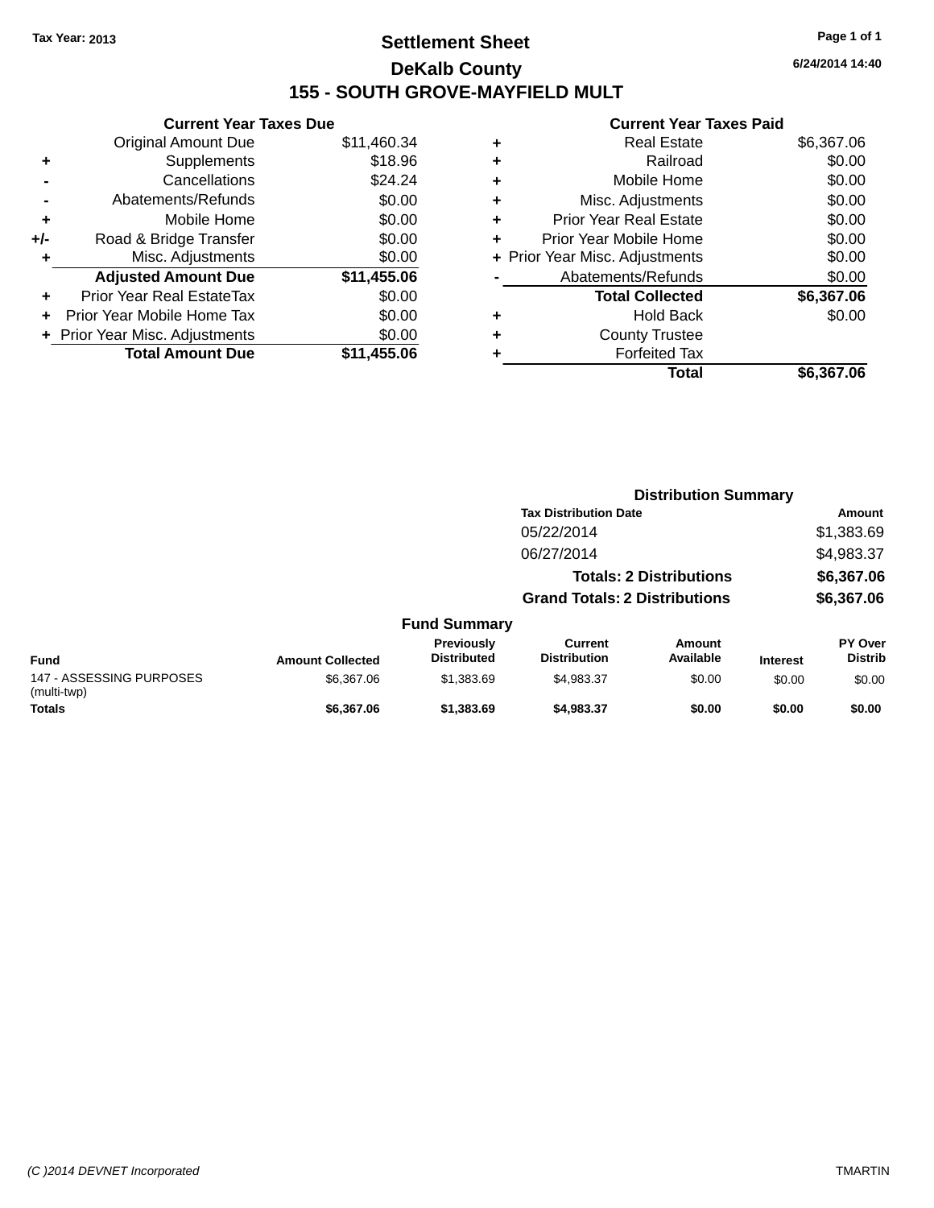Tax Year: 2013

# Settlement Sheet

## DeKalb County

## 155 - SOUTH GROVE-MAYFIELD MULT

6/24/2014 14:40

### Current Year Taxes Due

| | | |
|---|---|---|
| | Original Amount Due | $11,460.34 |
| + | Supplements | $18.96 |
| - | Cancellations | $24.24 |
| - | Abatements/Refunds | $0.00 |
| + | Mobile Home | $0.00 |
| +/- | Road & Bridge Transfer | $0.00 |
| + | Misc. Adjustments | $0.00 |
| | **Adjusted Amount Due** | **$11,455.06** |
| + | Prior Year Real EstateTax | $0.00 |
| + | Prior Year Mobile Home Tax | $0.00 |
| + | Prior Year Misc. Adjustments | $0.00 |
| | **Total Amount Due** | **$11,455.06** |

### Current Year Taxes Paid

| | | |
|---|---|---|
| + | Real Estate | $6,367.06 |
| + | Railroad | $0.00 |
| + | Mobile Home | $0.00 |
| + | Misc. Adjustments | $0.00 |
| + | Prior Year Real Estate | $0.00 |
| + | Prior Year Mobile Home | $0.00 |
| + | Prior Year Misc. Adjustments | $0.00 |
| - | Abatements/Refunds | $0.00 |
| | **Total Collected** | **$6,367.06** |
| + | Hold Back | $0.00 |
| + | County Trustee | |
| + | Forfeited Tax | |
| | **Total** | **$6,367.06** |

### Distribution Summary

| Tax Distribution Date | Amount |
|---|---|
| 05/22/2014 | $1,383.69 |
| 06/27/2014 | $4,983.37 |
| **Totals: 2 Distributions** | **$6,367.06** |
| **Grand Totals: 2 Distributions** | **$6,367.06** |

### Fund Summary

| Fund | Amount Collected | Previously Distributed | Current Distribution | Amount Available | Interest | PY Over Distrib |
|---|---|---|---|---|---|---|
| 147 - ASSESSING PURPOSES (multi-twp) | $6,367.06 | $1,383.69 | $4,983.37 | $0.00 | $0.00 | $0.00 |
| **Totals** | **$6,367.06** | **$1,383.69** | **$4,983.37** | **$0.00** | **$0.00** | **$0.00** |

(C )2014 DEVNET Incorporated    TMARTIN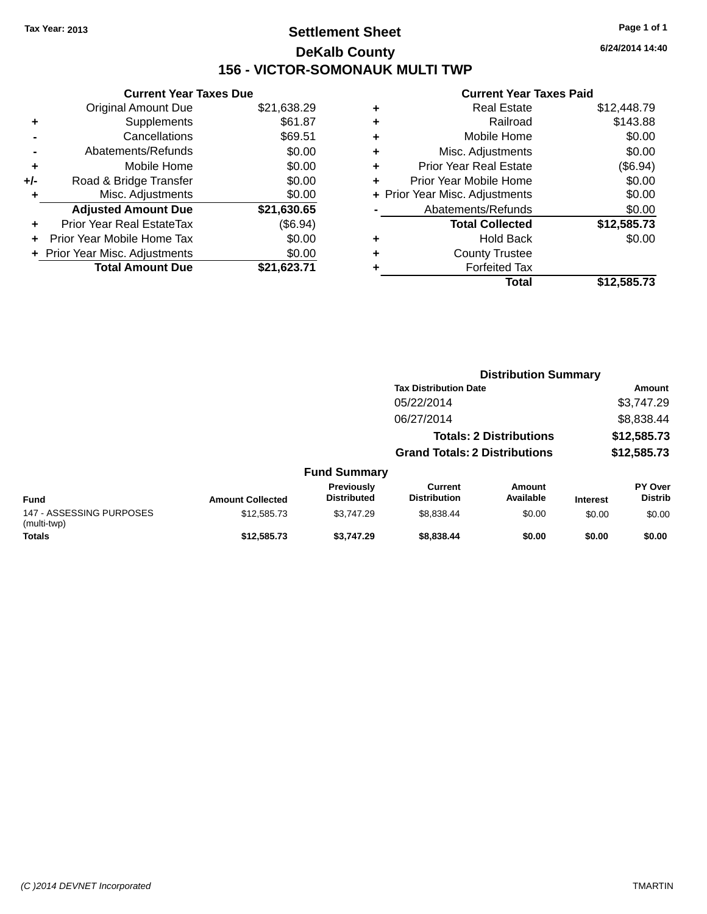Tax Year: 2013

# Settlement Sheet

## DeKalb County

## 156 - VICTOR-SOMONAUK MULTI TWP

6/24/2014 14:40

### Current Year Taxes Due

| | | |
|---|---|---|
| | Original Amount Due | $21,638.29 |
| + | Supplements | $61.87 |
| - | Cancellations | $69.51 |
| - | Abatements/Refunds | $0.00 |
| + | Mobile Home | $0.00 |
| +/- | Road & Bridge Transfer | $0.00 |
| + | Misc. Adjustments | $0.00 |
| | **Adjusted Amount Due** | **$21,630.65** |
| + | Prior Year Real EstateTax | ($6.94) |
| + | Prior Year Mobile Home Tax | $0.00 |
| + | Prior Year Misc. Adjustments | $0.00 |
| | **Total Amount Due** | **$21,623.71** |

### Current Year Taxes Paid

| | | |
|---|---|---|
| + | Real Estate | $12,448.79 |
| + | Railroad | $143.88 |
| + | Mobile Home | $0.00 |
| + | Misc. Adjustments | $0.00 |
| + | Prior Year Real Estate | ($6.94) |
| + | Prior Year Mobile Home | $0.00 |
| + | Prior Year Misc. Adjustments | $0.00 |
| - | Abatements/Refunds | $0.00 |
| | **Total Collected** | **$12,585.73** |
| + | Hold Back | $0.00 |
| + | County Trustee | |
| + | Forfeited Tax | |
| | **Total** | **$12,585.73** |

### Distribution Summary

| Tax Distribution Date | Amount |
|---|---|
| 05/22/2014 | $3,747.29 |
| 06/27/2014 | $8,838.44 |
| **Totals: 2 Distributions** | **$12,585.73** |
| **Grand Totals: 2 Distributions** | **$12,585.73** |

### Fund Summary

| Fund | Amount Collected | Previously Distributed | Current Distribution | Amount Available | Interest | PY Over Distrib |
|---|---|---|---|---|---|---|
| 147 - ASSESSING PURPOSES (multi-twp) | $12,585.73 | $3,747.29 | $8,838.44 | $0.00 | $0.00 | $0.00 |
| **Totals** | **$12,585.73** | **$3,747.29** | **$8,838.44** | **$0.00** | **$0.00** | **$0.00** |

(C )2014 DEVNET Incorporated

TMARTIN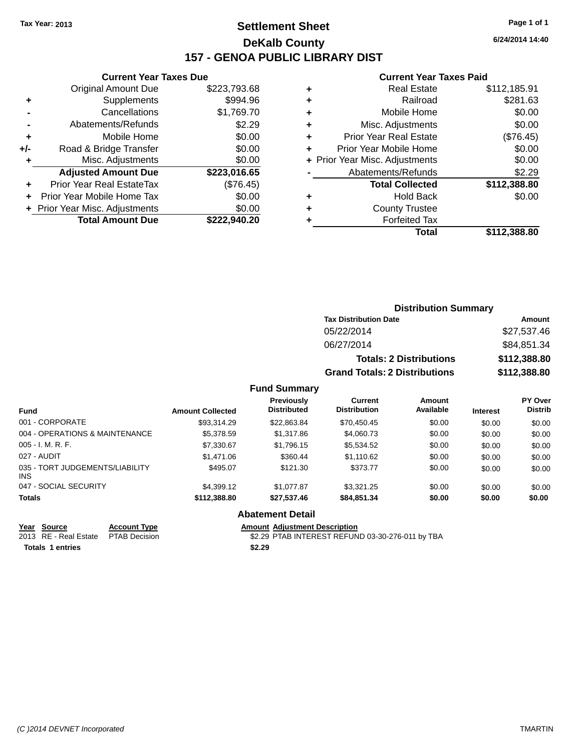Tax Year: 2013

# Settlement Sheet

## DeKalb County

## 157 - GENOA PUBLIC LIBRARY DIST

6/24/2014 14:40

### Current Year Taxes Due

| | | |
|---|---|---|
| | Original Amount Due | $223,793.68 |
| + | Supplements | $994.96 |
| - | Cancellations | $1,769.70 |
| - | Abatements/Refunds | $2.29 |
| + | Mobile Home | $0.00 |
| +/- | Road & Bridge Transfer | $0.00 |
| + | Misc. Adjustments | $0.00 |
| | **Adjusted Amount Due** | **$223,016.65** |
| + | Prior Year Real EstateTax | ($76.45) |
| + | Prior Year Mobile Home Tax | $0.00 |
| + | Prior Year Misc. Adjustments | $0.00 |
| | **Total Amount Due** | **$222,940.20** |

### Current Year Taxes Paid

| | | |
|---|---|---|
| + | Real Estate | $112,185.91 |
| + | Railroad | $281.63 |
| + | Mobile Home | $0.00 |
| + | Misc. Adjustments | $0.00 |
| + | Prior Year Real Estate | ($76.45) |
| + | Prior Year Mobile Home | $0.00 |
| + | Prior Year Misc. Adjustments | $0.00 |
| - | Abatements/Refunds | $2.29 |
| | **Total Collected** | **$112,388.80** |
| + | Hold Back | $0.00 |
| + | County Trustee | |
| + | Forfeited Tax | |
| | **Total** | **$112,388.80** |

### Distribution Summary

| Tax Distribution Date | Amount |
|---|---|
| 05/22/2014 | $27,537.46 |
| 06/27/2014 | $84,851.34 |
| **Totals: 2 Distributions** | **$112,388.80** |
| **Grand Totals: 2 Distributions** | **$112,388.80** |

### Fund Summary

| Fund | Amount Collected | Previously Distributed | Current Distribution | Amount Available | Interest | PY Over Distrib |
|---|---|---|---|---|---|---|
| 001 - CORPORATE | $93,314.29 | $22,863.84 | $70,450.45 | $0.00 | $0.00 | $0.00 |
| 004 - OPERATIONS & MAINTENANCE | $5,378.59 | $1,317.86 | $4,060.73 | $0.00 | $0.00 | $0.00 |
| 005 - I. M. R. F. | $7,330.67 | $1,796.15 | $5,534.52 | $0.00 | $0.00 | $0.00 |
| 027 - AUDIT | $1,471.06 | $360.44 | $1,110.62 | $0.00 | $0.00 | $0.00 |
| 035 - TORT JUDGEMENTS/LIABILITY INS | $495.07 | $121.30 | $373.77 | $0.00 | $0.00 | $0.00 |
| 047 - SOCIAL SECURITY | $4,399.12 | $1,077.87 | $3,321.25 | $0.00 | $0.00 | $0.00 |
| **Totals** | **$112,388.80** | **$27,537.46** | **$84,851.34** | **$0.00** | **$0.00** | **$0.00** |

### Abatement Detail

| Year | Source | Account Type | Amount | Adjustment Description |
|---|---|---|---|---|
| 2013 | RE - Real Estate | PTAB Decision | $2.29 | PTAB INTEREST REFUND 03-30-276-011 by TBA |
| **Totals 1 entries** | | | **$2.29** | |

(C )2014 DEVNET Incorporated TMARTIN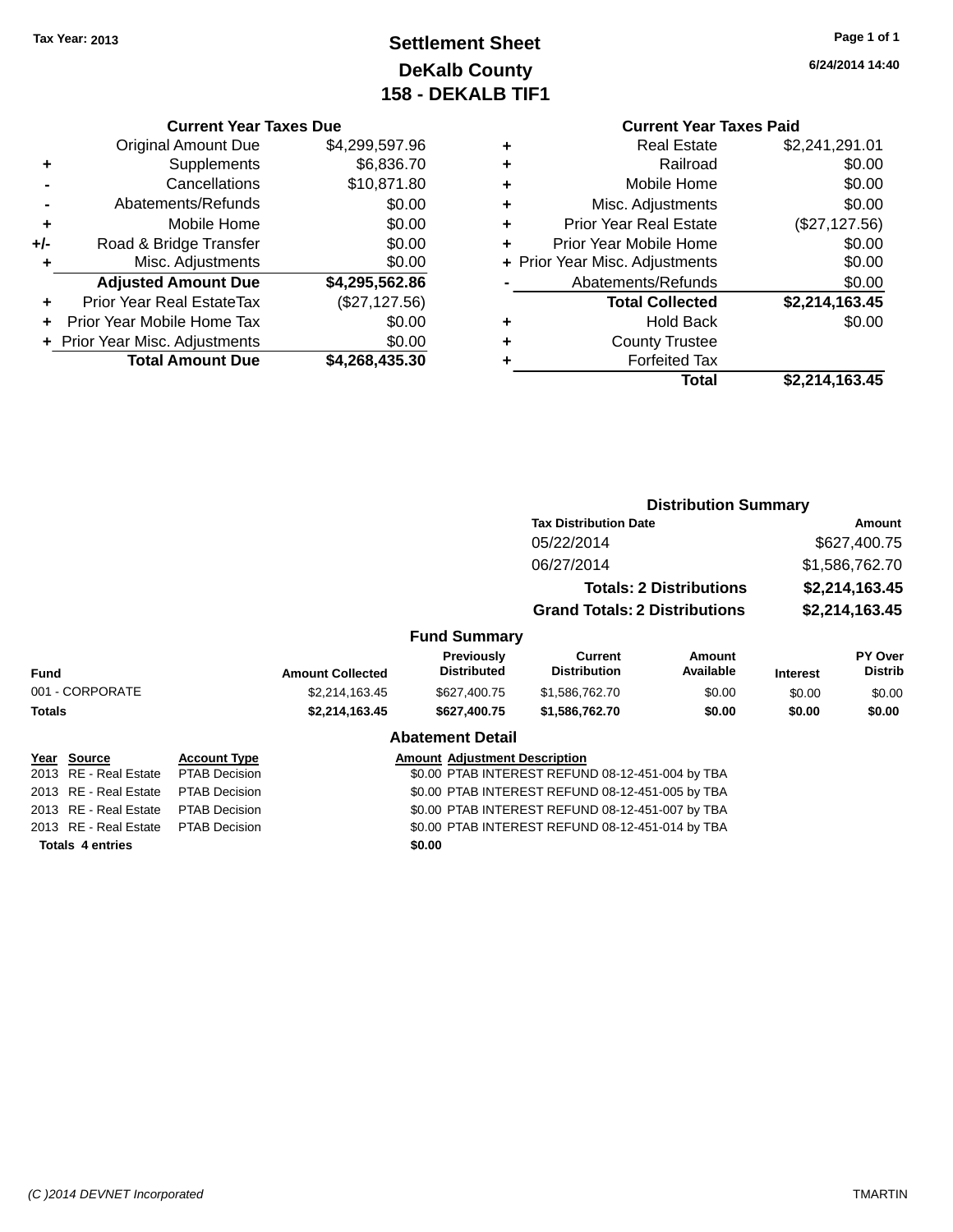Tax Year: 2013

# Settlement Sheet
## DeKalb County
## 158 - DEKALB TIF1

6/24/2014 14:40

### Current Year Taxes Due

| | | |
|---|---|---|
| | Original Amount Due | $4,299,597.96 |
| + | Supplements | $6,836.70 |
| - | Cancellations | $10,871.80 |
| - | Abatements/Refunds | $0.00 |
| + | Mobile Home | $0.00 |
| +/- | Road & Bridge Transfer | $0.00 |
| + | Misc. Adjustments | $0.00 |
| | **Adjusted Amount Due** | **$4,295,562.86** |
| + | Prior Year Real EstateTax | ($27,127.56) |
| + | Prior Year Mobile Home Tax | $0.00 |
| + | Prior Year Misc. Adjustments | $0.00 |
| | **Total Amount Due** | **$4,268,435.30** |

### Current Year Taxes Paid

| | | |
|---|---|---|
| + | Real Estate | $2,241,291.01 |
| + | Railroad | $0.00 |
| + | Mobile Home | $0.00 |
| + | Misc. Adjustments | $0.00 |
| + | Prior Year Real Estate | ($27,127.56) |
| + | Prior Year Mobile Home | $0.00 |
| + | Prior Year Misc. Adjustments | $0.00 |
| - | Abatements/Refunds | $0.00 |
| | **Total Collected** | **$2,214,163.45** |
| + | Hold Back | $0.00 |
| + | County Trustee | |
| + | Forfeited Tax | |
| | **Total** | **$2,214,163.45** |

### Distribution Summary

| Tax Distribution Date | Amount |
|---|---|
| 05/22/2014 | $627,400.75 |
| 06/27/2014 | $1,586,762.70 |
| **Totals: 2 Distributions** | **$2,214,163.45** |
| **Grand Totals: 2 Distributions** | **$2,214,163.45** |

### Fund Summary

| Fund | Amount Collected | Previously Distributed | Current Distribution | Amount Available | Interest | PY Over Distrib |
|---|---|---|---|---|---|---|
| 001 - CORPORATE | $2,214,163.45 | $627,400.75 | $1,586,762.70 | $0.00 | $0.00 | $0.00 |
| **Totals** | **$2,214,163.45** | **$627,400.75** | **$1,586,762.70** | **$0.00** | **$0.00** | **$0.00** |

### Abatement Detail

| Year | Source | Account Type | Amount | Adjustment Description |
|---|---|---|---|---|
| 2013 | RE - Real Estate | PTAB Decision | $0.00 | PTAB INTEREST REFUND 08-12-451-004 by TBA |
| 2013 | RE - Real Estate | PTAB Decision | $0.00 | PTAB INTEREST REFUND 08-12-451-005 by TBA |
| 2013 | RE - Real Estate | PTAB Decision | $0.00 | PTAB INTEREST REFUND 08-12-451-007 by TBA |
| 2013 | RE - Real Estate | PTAB Decision | $0.00 | PTAB INTEREST REFUND 08-12-451-014 by TBA |
| **Totals 4 entries** | | | **$0.00** | |

(C )2014 DEVNET Incorporated TMARTIN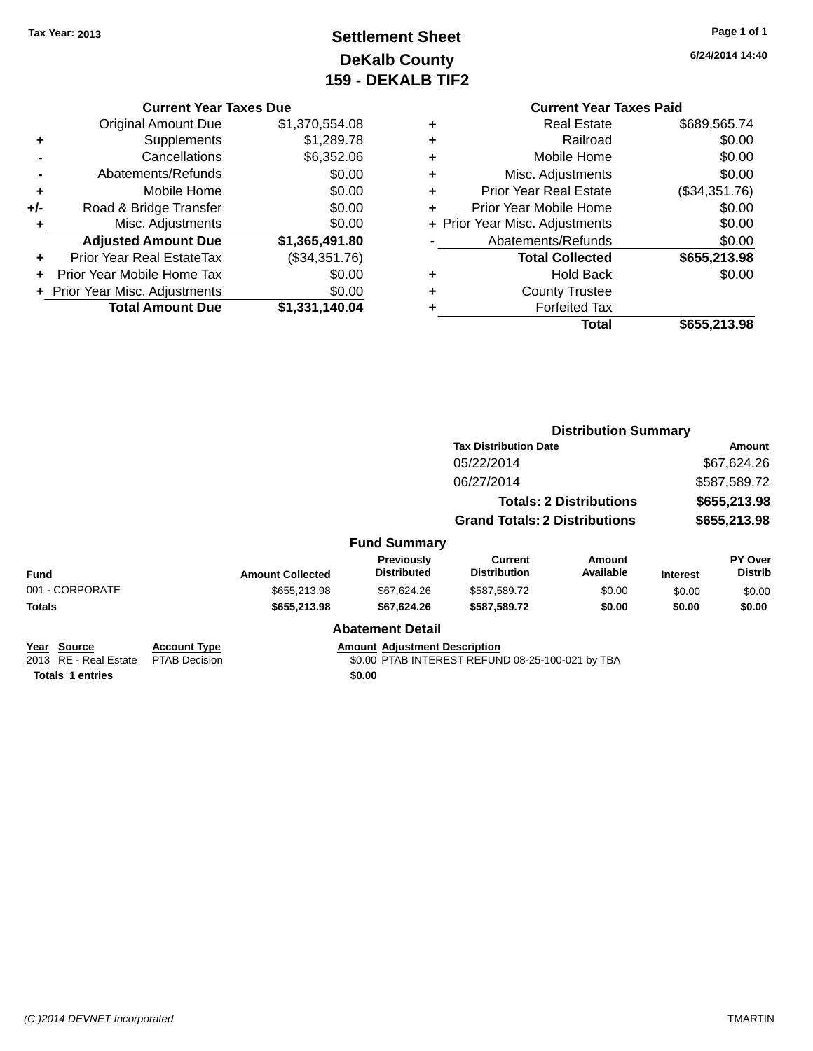Tax Year: 2013

# Settlement Sheet

## DeKalb County

## 159 - DEKALB TIF2

6/24/2014 14:40

### Current Year Taxes Due

| | | |
|---|---|---|
| | Original Amount Due | $1,370,554.08 |
| + | Supplements | $1,289.78 |
| - | Cancellations | $6,352.06 |
| - | Abatements/Refunds | $0.00 |
| + | Mobile Home | $0.00 |
| +/- | Road & Bridge Transfer | $0.00 |
| + | Misc. Adjustments | $0.00 |
| | **Adjusted Amount Due** | **$1,365,491.80** |
| + | Prior Year Real EstateTax | ($34,351.76) |
| + | Prior Year Mobile Home Tax | $0.00 |
| + | Prior Year Misc. Adjustments | $0.00 |
| | **Total Amount Due** | **$1,331,140.04** |

### Current Year Taxes Paid

| | | |
|---|---|---|
| + | Real Estate | $689,565.74 |
| + | Railroad | $0.00 |
| + | Mobile Home | $0.00 |
| + | Misc. Adjustments | $0.00 |
| + | Prior Year Real Estate | ($34,351.76) |
| + | Prior Year Mobile Home | $0.00 |
| + | Prior Year Misc. Adjustments | $0.00 |
| - | Abatements/Refunds | $0.00 |
| | **Total Collected** | **$655,213.98** |
| + | Hold Back | $0.00 |
| + | County Trustee | |
| + | Forfeited Tax | |
| | **Total** | **$655,213.98** |

### Distribution Summary

| Tax Distribution Date | Amount |
|---|---|
| 05/22/2014 | $67,624.26 |
| 06/27/2014 | $587,589.72 |
| **Totals: 2 Distributions** | **$655,213.98** |
| **Grand Totals: 2 Distributions** | **$655,213.98** |

### Fund Summary

| Fund | Amount Collected | Previously Distributed | Current Distribution | Amount Available | Interest | PY Over Distrib |
|---|---|---|---|---|---|---|
| 001 - CORPORATE | $655,213.98 | $67,624.26 | $587,589.72 | $0.00 | $0.00 | $0.00 |
| **Totals** | **$655,213.98** | **$67,624.26** | **$587,589.72** | **$0.00** | **$0.00** | **$0.00** |

### Abatement Detail

| Year | Source | Account Type | Amount | Adjustment Description |
|---|---|---|---|---|
| 2013 | RE - Real Estate | PTAB Decision | $0.00 | PTAB INTEREST REFUND 08-25-100-021 by TBA |
| **Totals 1 entries** | | | **$0.00** | |

(C )2014 DEVNET Incorporated TMARTIN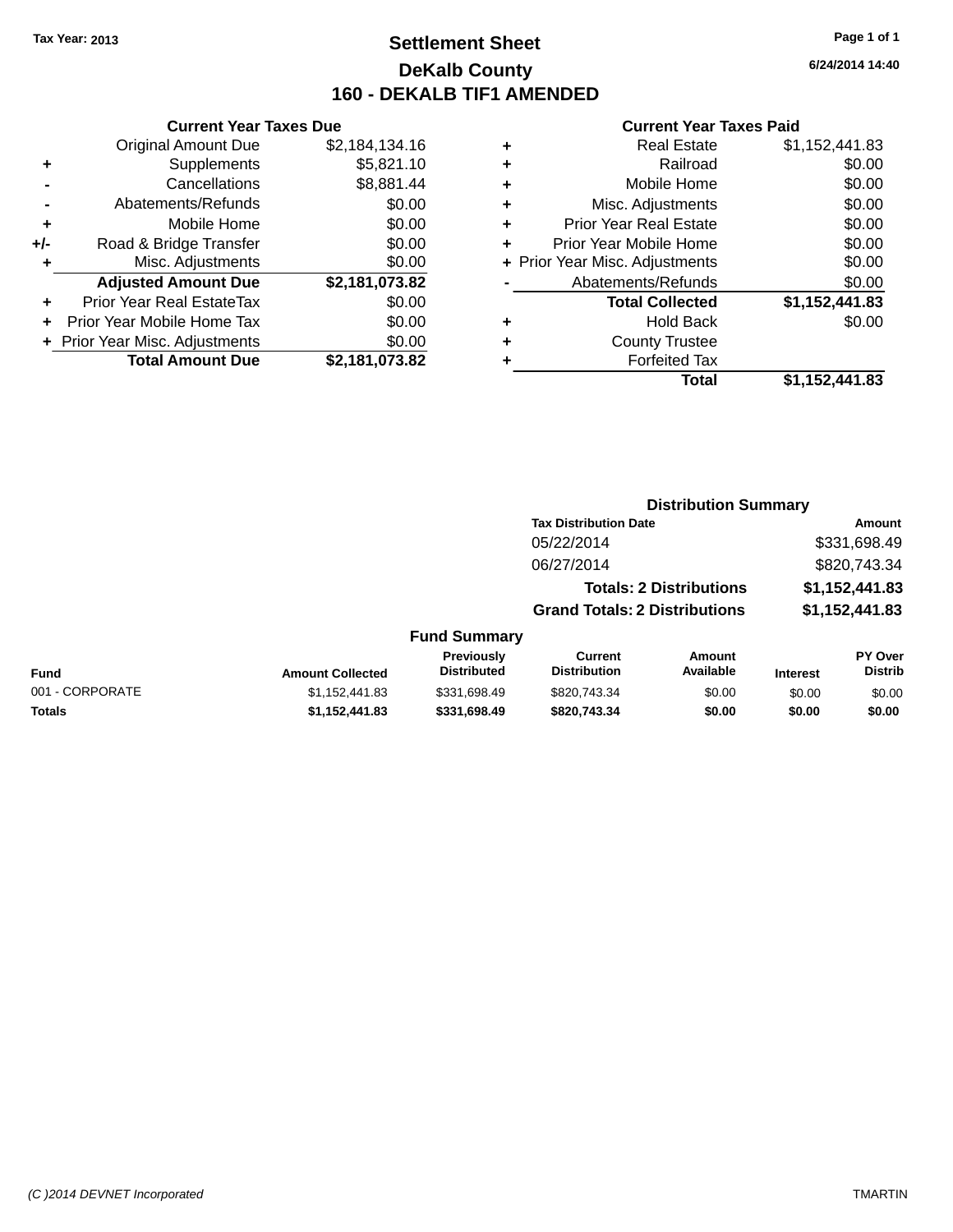Tax Year: 2013

# Settlement Sheet

## DeKalb County

## 160 - DEKALB TIF1 AMENDED

6/24/2014 14:40

### Current Year Taxes Due

| | | |
|---|---|---|
| | Original Amount Due | $2,184,134.16 |
| + | Supplements | $5,821.10 |
| - | Cancellations | $8,881.44 |
| - | Abatements/Refunds | $0.00 |
| + | Mobile Home | $0.00 |
| +/- | Road & Bridge Transfer | $0.00 |
| + | Misc. Adjustments | $0.00 |
| | **Adjusted Amount Due** | **$2,181,073.82** |
| + | Prior Year Real EstateTax | $0.00 |
| + | Prior Year Mobile Home Tax | $0.00 |
| + | Prior Year Misc. Adjustments | $0.00 |
| | **Total Amount Due** | **$2,181,073.82** |

### Current Year Taxes Paid

| | | |
|---|---|---|
| + | Real Estate | $1,152,441.83 |
| + | Railroad | $0.00 |
| + | Mobile Home | $0.00 |
| + | Misc. Adjustments | $0.00 |
| + | Prior Year Real Estate | $0.00 |
| + | Prior Year Mobile Home | $0.00 |
| + | Prior Year Misc. Adjustments | $0.00 |
| - | Abatements/Refunds | $0.00 |
| | **Total Collected** | **$1,152,441.83** |
| + | Hold Back | $0.00 |
| + | County Trustee | |
| + | Forfeited Tax | |
| | **Total** | **$1,152,441.83** |

### Distribution Summary

| Tax Distribution Date | Amount |
|---|---|
| 05/22/2014 | $331,698.49 |
| 06/27/2014 | $820,743.34 |
| **Totals: 2 Distributions** | **$1,152,441.83** |
| **Grand Totals: 2 Distributions** | **$1,152,441.83** |

### Fund Summary

| Fund | Amount Collected | Previously Distributed | Current Distribution | Amount Available | Interest | PY Over Distrib |
|---|---|---|---|---|---|---|
| 001 - CORPORATE | $1,152,441.83 | $331,698.49 | $820,743.34 | $0.00 | $0.00 | $0.00 |
| **Totals** | **$1,152,441.83** | **$331,698.49** | **$820,743.34** | **$0.00** | **$0.00** | **$0.00** |

(C )2014 DEVNET Incorporated TMARTIN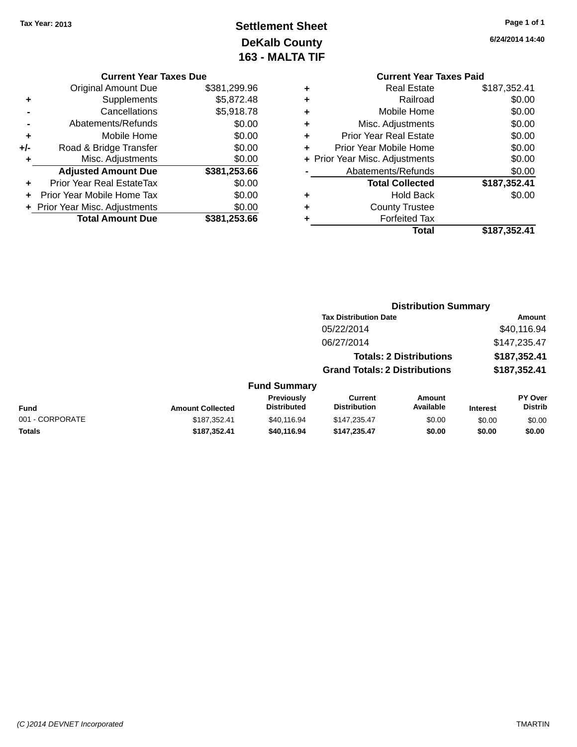Tax Year: 2013

# Settlement Sheet
## DeKalb County
## 163 - MALTA TIF

6/24/2014 14:40

### Current Year Taxes Due

| | | |
|---|---|---|
| | Original Amount Due | $381,299.96 |
| + | Supplements | $5,872.48 |
| - | Cancellations | $5,918.78 |
| - | Abatements/Refunds | $0.00 |
| + | Mobile Home | $0.00 |
| +/- | Road & Bridge Transfer | $0.00 |
| + | Misc. Adjustments | $0.00 |
| | **Adjusted Amount Due** | **$381,253.66** |
| + | Prior Year Real EstateTax | $0.00 |
| + | Prior Year Mobile Home Tax | $0.00 |
| + | Prior Year Misc. Adjustments | $0.00 |
| | **Total Amount Due** | **$381,253.66** |

### Current Year Taxes Paid

| | | |
|---|---|---|
| + | Real Estate | $187,352.41 |
| + | Railroad | $0.00 |
| + | Mobile Home | $0.00 |
| + | Misc. Adjustments | $0.00 |
| + | Prior Year Real Estate | $0.00 |
| + | Prior Year Mobile Home | $0.00 |
| + | Prior Year Misc. Adjustments | $0.00 |
| - | Abatements/Refunds | $0.00 |
| | **Total Collected** | **$187,352.41** |
| + | Hold Back | $0.00 |
| + | County Trustee | |
| + | Forfeited Tax | |
| | **Total** | **$187,352.41** |

### Distribution Summary

| Tax Distribution Date | Amount |
|---|---|
| 05/22/2014 | $40,116.94 |
| 06/27/2014 | $147,235.47 |
| **Totals: 2 Distributions** | **$187,352.41** |
| **Grand Totals: 2 Distributions** | **$187,352.41** |

### Fund Summary

| Fund | Amount Collected | Previously Distributed | Current Distribution | Amount Available | Interest | PY Over Distrib |
|---|---|---|---|---|---|---|
| 001 - CORPORATE | $187,352.41 | $40,116.94 | $147,235.47 | $0.00 | $0.00 | $0.00 |
| **Totals** | **$187,352.41** | **$40,116.94** | **$147,235.47** | **$0.00** | **$0.00** | **$0.00** |

(C )2014 DEVNET Incorporated

TMARTIN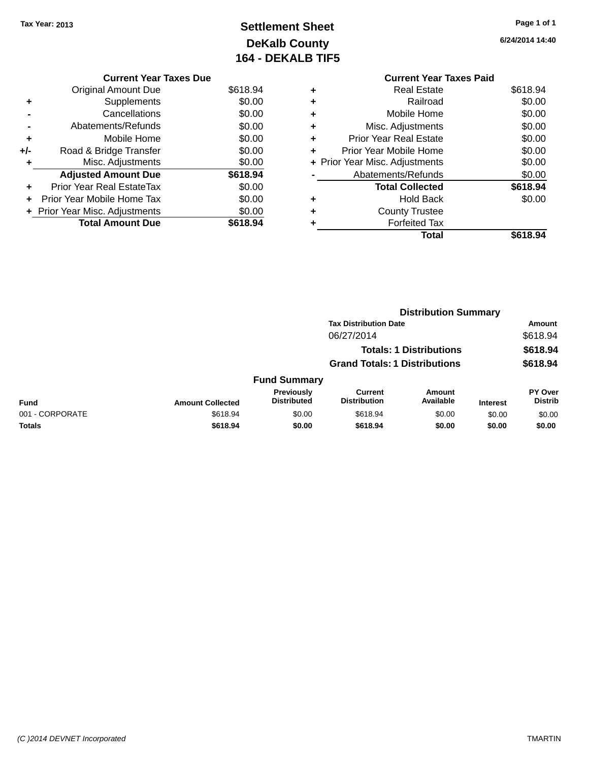Tax Year: 2013

# Settlement Sheet
## DeKalb County
## 164 - DEKALB TIF5

6/24/2014 14:40

### Current Year Taxes Due

| | | |
|---|---|---|
| | Original Amount Due | $618.94 |
| + | Supplements | $0.00 |
| - | Cancellations | $0.00 |
| - | Abatements/Refunds | $0.00 |
| + | Mobile Home | $0.00 |
| +/- | Road & Bridge Transfer | $0.00 |
| + | Misc. Adjustments | $0.00 |
| | **Adjusted Amount Due** | **$618.94** |
| + | Prior Year Real EstateTax | $0.00 |
| + | Prior Year Mobile Home Tax | $0.00 |
| + | Prior Year Misc. Adjustments | $0.00 |
| | **Total Amount Due** | **$618.94** |

### Current Year Taxes Paid

| | | |
|---|---|---|
| + | Real Estate | $618.94 |
| + | Railroad | $0.00 |
| + | Mobile Home | $0.00 |
| + | Misc. Adjustments | $0.00 |
| + | Prior Year Real Estate | $0.00 |
| + | Prior Year Mobile Home | $0.00 |
| + | Prior Year Misc. Adjustments | $0.00 |
| - | Abatements/Refunds | $0.00 |
| | **Total Collected** | **$618.94** |
| + | Hold Back | $0.00 |
| + | County Trustee | |
| + | Forfeited Tax | |
| | **Total** | **$618.94** |

### Distribution Summary

| Tax Distribution Date | Amount |
|---|---|
| 06/27/2014 | $618.94 |
| **Totals: 1 Distributions** | **$618.94** |
| **Grand Totals: 1 Distributions** | **$618.94** |

### Fund Summary

| Fund | Amount Collected | Previously Distributed | Current Distribution | Amount Available | Interest | PY Over Distrib |
|---|---|---|---|---|---|---|
| 001 - CORPORATE | $618.94 | $0.00 | $618.94 | $0.00 | $0.00 | $0.00 |
| **Totals** | **$618.94** | **$0.00** | **$618.94** | **$0.00** | **$0.00** | **$0.00** |

(C )2014 DEVNET Incorporated TMARTIN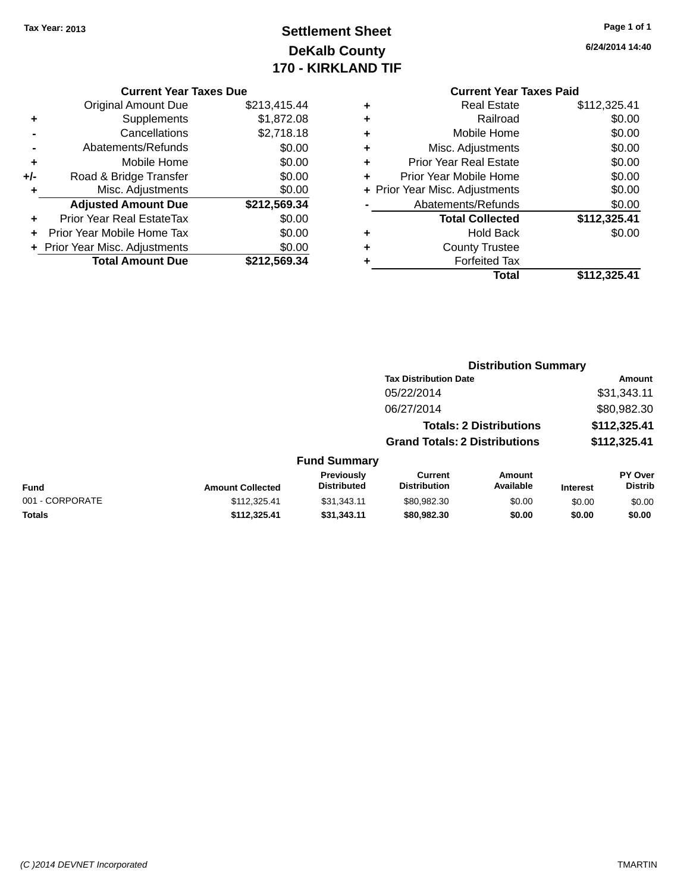Tax Year: 2013

# Settlement Sheet
## DeKalb County
## 170 - KIRKLAND TIF

6/24/2014 14:40

### Current Year Taxes Due

| | | |
|---|---|---|
| | Original Amount Due | $213,415.44 |
| + | Supplements | $1,872.08 |
| - | Cancellations | $2,718.18 |
| - | Abatements/Refunds | $0.00 |
| + | Mobile Home | $0.00 |
| +/- | Road & Bridge Transfer | $0.00 |
| + | Misc. Adjustments | $0.00 |
| | **Adjusted Amount Due** | **$212,569.34** |
| + | Prior Year Real EstateTax | $0.00 |
| + | Prior Year Mobile Home Tax | $0.00 |
| + | Prior Year Misc. Adjustments | $0.00 |
| | **Total Amount Due** | **$212,569.34** |

### Current Year Taxes Paid

| | | |
|---|---|---|
| + | Real Estate | $112,325.41 |
| + | Railroad | $0.00 |
| + | Mobile Home | $0.00 |
| + | Misc. Adjustments | $0.00 |
| + | Prior Year Real Estate | $0.00 |
| + | Prior Year Mobile Home | $0.00 |
| + | Prior Year Misc. Adjustments | $0.00 |
| - | Abatements/Refunds | $0.00 |
| | **Total Collected** | **$112,325.41** |
| + | Hold Back | $0.00 |
| + | County Trustee | |
| + | Forfeited Tax | |
| | **Total** | **$112,325.41** |

### Distribution Summary

| Tax Distribution Date | Amount |
|---|---|
| 05/22/2014 | $31,343.11 |
| 06/27/2014 | $80,982.30 |
| **Totals: 2 Distributions** | **$112,325.41** |
| **Grand Totals: 2 Distributions** | **$112,325.41** |

### Fund Summary

| Fund | Amount Collected | Previously Distributed | Current Distribution | Amount Available | Interest | PY Over Distrib |
|---|---|---|---|---|---|---|
| 001 - CORPORATE | $112,325.41 | $31,343.11 | $80,982.30 | $0.00 | $0.00 | $0.00 |
| **Totals** | **$112,325.41** | **$31,343.11** | **$80,982.30** | **$0.00** | **$0.00** | **$0.00** |

(C )2014 DEVNET Incorporated TMARTIN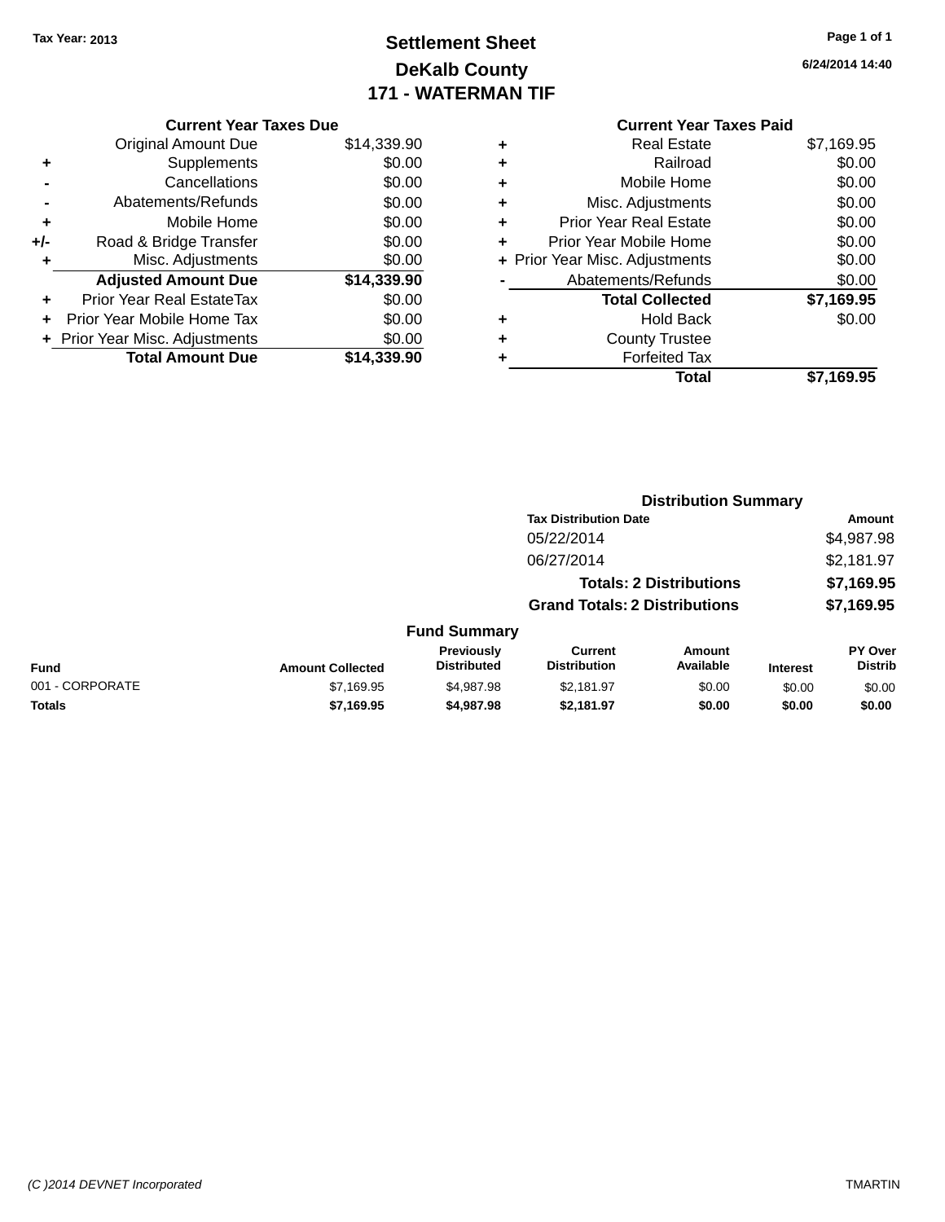**Tax Year: 2013**

# Settlement Sheet
## DeKalb County
## 171 - WATERMAN TIF

6/24/2014 14:40

### Current Year Taxes Due

| | | |
|---|---|---|
| | Original Amount Due | $14,339.90 |
| + | Supplements | $0.00 |
| - | Cancellations | $0.00 |
| - | Abatements/Refunds | $0.00 |
| + | Mobile Home | $0.00 |
| +/- | Road & Bridge Transfer | $0.00 |
| + | Misc. Adjustments | $0.00 |
| | **Adjusted Amount Due** | **$14,339.90** |
| + | Prior Year Real EstateTax | $0.00 |
| + | Prior Year Mobile Home Tax | $0.00 |
| + | Prior Year Misc. Adjustments | $0.00 |
| | **Total Amount Due** | **$14,339.90** |

### Current Year Taxes Paid

| | | |
|---|---|---|
| + | Real Estate | $7,169.95 |
| + | Railroad | $0.00 |
| + | Mobile Home | $0.00 |
| + | Misc. Adjustments | $0.00 |
| + | Prior Year Real Estate | $0.00 |
| + | Prior Year Mobile Home | $0.00 |
| + | Prior Year Misc. Adjustments | $0.00 |
| - | Abatements/Refunds | $0.00 |
| | **Total Collected** | **$7,169.95** |
| + | Hold Back | $0.00 |
| + | County Trustee | |
| + | Forfeited Tax | |
| | **Total** | **$7,169.95** |

### Distribution Summary

| Tax Distribution Date | Amount |
|---|---|
| 05/22/2014 | $4,987.98 |
| 06/27/2014 | $2,181.97 |
| **Totals: 2 Distributions** | **$7,169.95** |
| **Grand Totals: 2 Distributions** | **$7,169.95** |

### Fund Summary

| Fund | Amount Collected | Previously Distributed | Current Distribution | Amount Available | Interest | PY Over Distrib |
|---|---|---|---|---|---|---|
| 001 - CORPORATE | $7,169.95 | $4,987.98 | $2,181.97 | $0.00 | $0.00 | $0.00 |
| **Totals** | **$7,169.95** | **$4,987.98** | **$2,181.97** | **$0.00** | **$0.00** | **$0.00** |

(C )2014 DEVNET Incorporated TMARTIN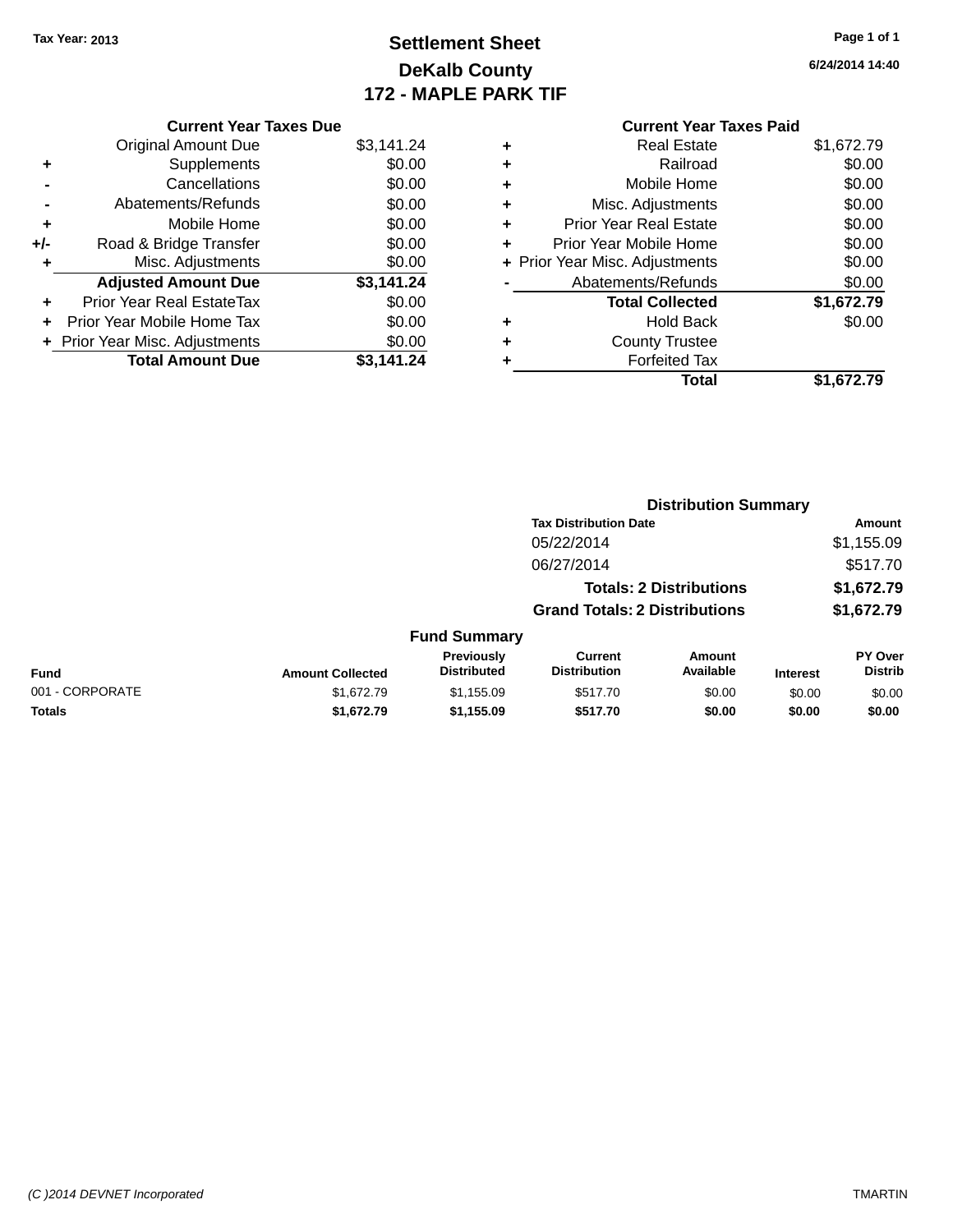**Tax Year: 2013**

# Settlement Sheet
## DeKalb County
## 172 - MAPLE PARK TIF

6/24/2014 14:40

### Current Year Taxes Due

| | | |
|---|---|---|
| | Original Amount Due | $3,141.24 |
| + | Supplements | $0.00 |
| - | Cancellations | $0.00 |
| - | Abatements/Refunds | $0.00 |
| + | Mobile Home | $0.00 |
| +/- | Road & Bridge Transfer | $0.00 |
| + | Misc. Adjustments | $0.00 |
| | **Adjusted Amount Due** | **$3,141.24** |
| + | Prior Year Real EstateTax | $0.00 |
| + | Prior Year Mobile Home Tax | $0.00 |
| + | Prior Year Misc. Adjustments | $0.00 |
| | **Total Amount Due** | **$3,141.24** |

### Current Year Taxes Paid

| | | |
|---|---|---|
| + | Real Estate | $1,672.79 |
| + | Railroad | $0.00 |
| + | Mobile Home | $0.00 |
| + | Misc. Adjustments | $0.00 |
| + | Prior Year Real Estate | $0.00 |
| + | Prior Year Mobile Home | $0.00 |
| + | Prior Year Misc. Adjustments | $0.00 |
| - | Abatements/Refunds | $0.00 |
| | **Total Collected** | **$1,672.79** |
| + | Hold Back | $0.00 |
| + | County Trustee | |
| + | Forfeited Tax | |
| | **Total** | **$1,672.79** |

### Distribution Summary

| Tax Distribution Date | Amount |
|---|---|
| 05/22/2014 | $1,155.09 |
| 06/27/2014 | $517.70 |
| **Totals: 2 Distributions** | **$1,672.79** |
| **Grand Totals: 2 Distributions** | **$1,672.79** |

### Fund Summary

| Fund | Amount Collected | Previously Distributed | Current Distribution | Amount Available | Interest | PY Over Distrib |
|---|---|---|---|---|---|---|
| 001 - CORPORATE | $1,672.79 | $1,155.09 | $517.70 | $0.00 | $0.00 | $0.00 |
| **Totals** | **$1,672.79** | **$1,155.09** | **$517.70** | **$0.00** | **$0.00** | **$0.00** |

(C )2014 DEVNET Incorporated — TMARTIN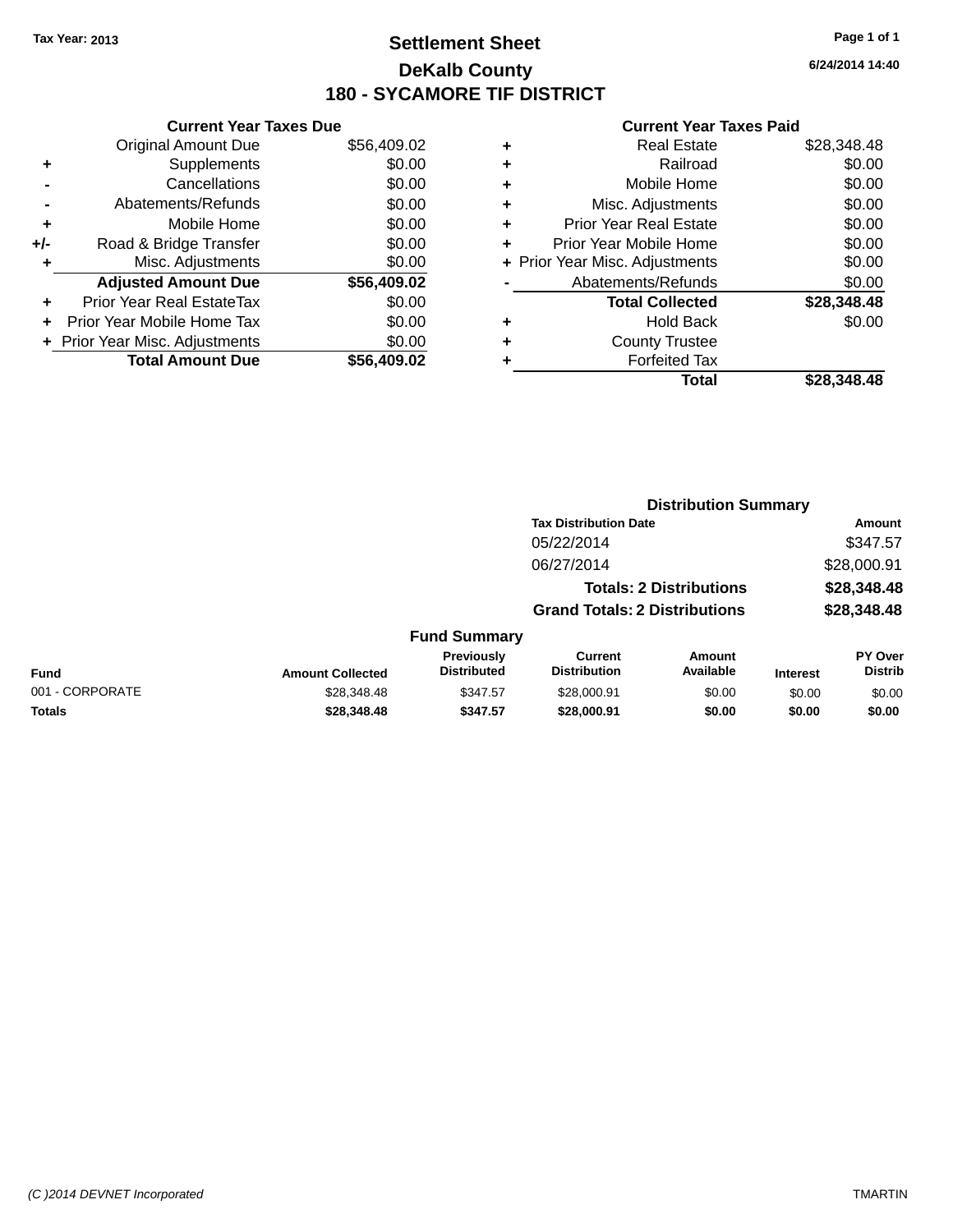Tax Year: 2013

# Settlement Sheet

## DeKalb County

## 180 - SYCAMORE TIF DISTRICT

6/24/2014 14:40

### Current Year Taxes Due

| | | |
|---|---|---|
| | Original Amount Due | $56,409.02 |
| + | Supplements | $0.00 |
| - | Cancellations | $0.00 |
| - | Abatements/Refunds | $0.00 |
| + | Mobile Home | $0.00 |
| +/- | Road & Bridge Transfer | $0.00 |
| + | Misc. Adjustments | $0.00 |
| | **Adjusted Amount Due** | **$56,409.02** |
| + | Prior Year Real EstateTax | $0.00 |
| + | Prior Year Mobile Home Tax | $0.00 |
| + | Prior Year Misc. Adjustments | $0.00 |
| | **Total Amount Due** | **$56,409.02** |

### Current Year Taxes Paid

| | | |
|---|---|---|
| + | Real Estate | $28,348.48 |
| + | Railroad | $0.00 |
| + | Mobile Home | $0.00 |
| + | Misc. Adjustments | $0.00 |
| + | Prior Year Real Estate | $0.00 |
| + | Prior Year Mobile Home | $0.00 |
| + | Prior Year Misc. Adjustments | $0.00 |
| - | Abatements/Refunds | $0.00 |
| | **Total Collected** | **$28,348.48** |
| + | Hold Back | $0.00 |
| + | County Trustee | |
| + | Forfeited Tax | |
| | **Total** | **$28,348.48** |

### Distribution Summary

| Tax Distribution Date | Amount |
|---|---|
| 05/22/2014 | $347.57 |
| 06/27/2014 | $28,000.91 |
| **Totals: 2 Distributions** | **$28,348.48** |
| **Grand Totals: 2 Distributions** | **$28,348.48** |

### Fund Summary

| Fund | Amount Collected | Previously Distributed | Current Distribution | Amount Available | Interest | PY Over Distrib |
|---|---|---|---|---|---|---|
| 001 - CORPORATE | $28,348.48 | $347.57 | $28,000.91 | $0.00 | $0.00 | $0.00 |
| **Totals** | **$28,348.48** | **$347.57** | **$28,000.91** | **$0.00** | **$0.00** | **$0.00** |

(C )2014 DEVNET Incorporated TMARTIN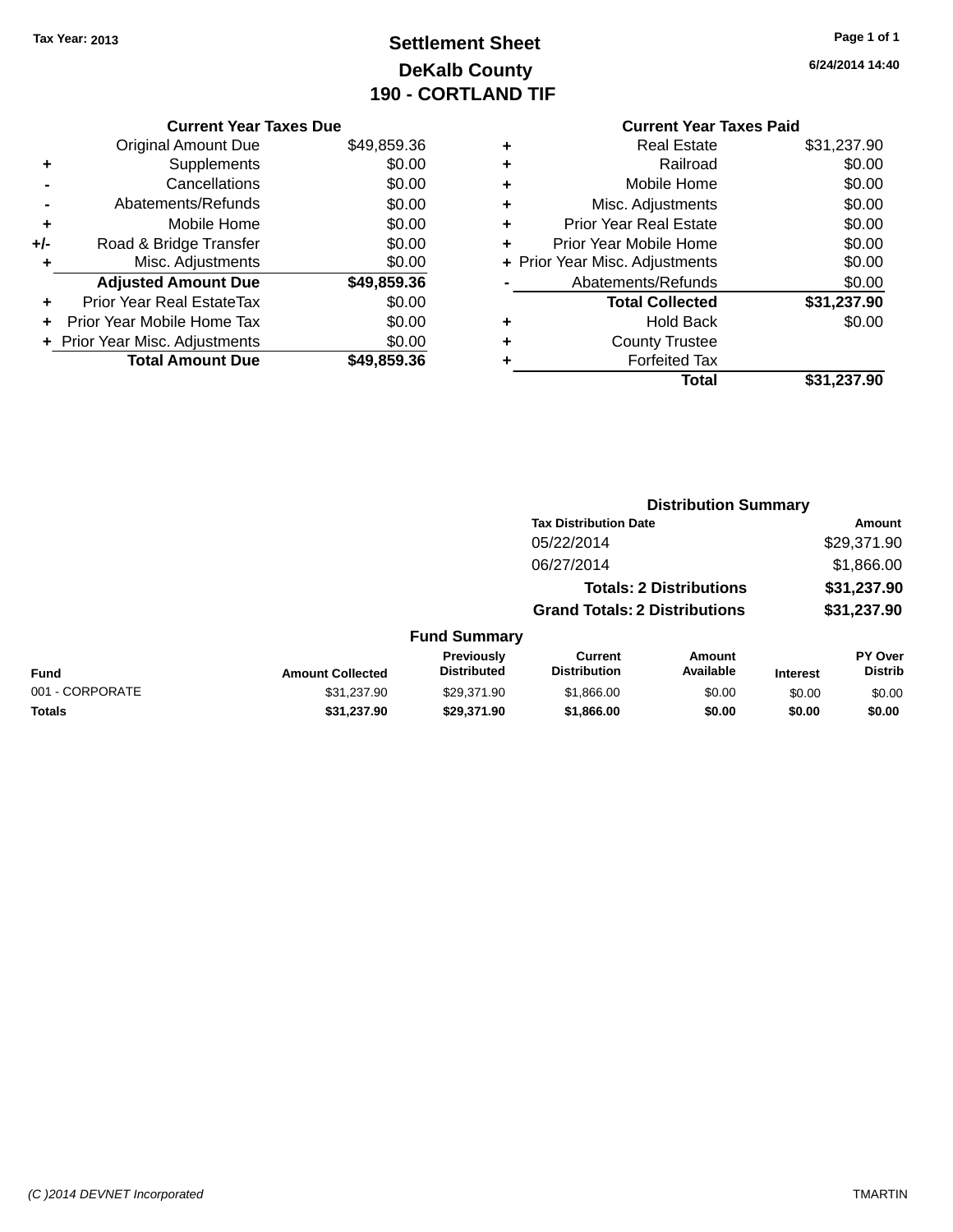Tax Year: 2013

# Settlement Sheet
## DeKalb County
## 190 - CORTLAND TIF

6/24/2014 14:40

### Current Year Taxes Due

| | | |
|---|---|---|
| | Original Amount Due | $49,859.36 |
| + | Supplements | $0.00 |
| - | Cancellations | $0.00 |
| - | Abatements/Refunds | $0.00 |
| + | Mobile Home | $0.00 |
| +/- | Road & Bridge Transfer | $0.00 |
| + | Misc. Adjustments | $0.00 |
| | **Adjusted Amount Due** | **$49,859.36** |
| + | Prior Year Real EstateTax | $0.00 |
| + | Prior Year Mobile Home Tax | $0.00 |
| + | Prior Year Misc. Adjustments | $0.00 |
| | **Total Amount Due** | **$49,859.36** |

### Current Year Taxes Paid

| | | |
|---|---|---|
| + | Real Estate | $31,237.90 |
| + | Railroad | $0.00 |
| + | Mobile Home | $0.00 |
| + | Misc. Adjustments | $0.00 |
| + | Prior Year Real Estate | $0.00 |
| + | Prior Year Mobile Home | $0.00 |
| + | Prior Year Misc. Adjustments | $0.00 |
| - | Abatements/Refunds | $0.00 |
| | **Total Collected** | **$31,237.90** |
| + | Hold Back | $0.00 |
| + | County Trustee | |
| + | Forfeited Tax | |
| | **Total** | **$31,237.90** |

### Distribution Summary

| Tax Distribution Date | Amount |
|---|---|
| 05/22/2014 | $29,371.90 |
| 06/27/2014 | $1,866.00 |
| **Totals: 2 Distributions** | **$31,237.90** |
| **Grand Totals: 2 Distributions** | **$31,237.90** |

### Fund Summary

| Fund | Amount Collected | Previously Distributed | Current Distribution | Amount Available | Interest | PY Over Distrib |
|---|---|---|---|---|---|---|
| 001 - CORPORATE | $31,237.90 | $29,371.90 | $1,866.00 | $0.00 | $0.00 | $0.00 |
| **Totals** | **$31,237.90** | **$29,371.90** | **$1,866.00** | **$0.00** | **$0.00** | **$0.00** |

(C )2014 DEVNET Incorporated TMARTIN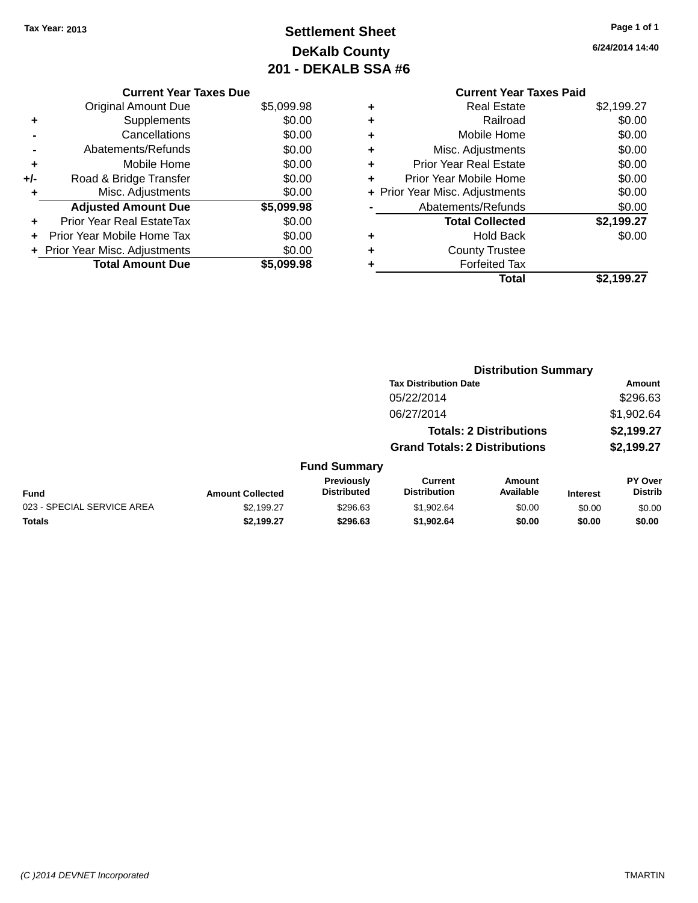Tax Year: 2013

# Settlement Sheet
## DeKalb County
## 201 - DEKALB SSA #6

6/24/2014 14:40

### Current Year Taxes Due

| | | |
|---|---|---|
| | Original Amount Due | $5,099.98 |
| + | Supplements | $0.00 |
| - | Cancellations | $0.00 |
| - | Abatements/Refunds | $0.00 |
| + | Mobile Home | $0.00 |
| +/- | Road & Bridge Transfer | $0.00 |
| + | Misc. Adjustments | $0.00 |
| | **Adjusted Amount Due** | **$5,099.98** |
| + | Prior Year Real EstateTax | $0.00 |
| + | Prior Year Mobile Home Tax | $0.00 |
| + | Prior Year Misc. Adjustments | $0.00 |
| | **Total Amount Due** | **$5,099.98** |

### Current Year Taxes Paid

| | | |
|---|---|---|
| + | Real Estate | $2,199.27 |
| + | Railroad | $0.00 |
| + | Mobile Home | $0.00 |
| + | Misc. Adjustments | $0.00 |
| + | Prior Year Real Estate | $0.00 |
| + | Prior Year Mobile Home | $0.00 |
| + | Prior Year Misc. Adjustments | $0.00 |
| - | Abatements/Refunds | $0.00 |
| | **Total Collected** | **$2,199.27** |
| + | Hold Back | $0.00 |
| + | County Trustee | |
| + | Forfeited Tax | |
| | **Total** | **$2,199.27** |

### Distribution Summary

| Tax Distribution Date | Amount |
|---|---|
| 05/22/2014 | $296.63 |
| 06/27/2014 | $1,902.64 |
| **Totals: 2 Distributions** | **$2,199.27** |
| **Grand Totals: 2 Distributions** | **$2,199.27** |

### Fund Summary

| Fund | Amount Collected | Previously Distributed | Current Distribution | Amount Available | Interest | PY Over Distrib |
|---|---|---|---|---|---|---|
| 023 - SPECIAL SERVICE AREA | $2,199.27 | $296.63 | $1,902.64 | $0.00 | $0.00 | $0.00 |
| **Totals** | **$2,199.27** | **$296.63** | **$1,902.64** | **$0.00** | **$0.00** | **$0.00** |

(C )2014 DEVNET Incorporated TMARTIN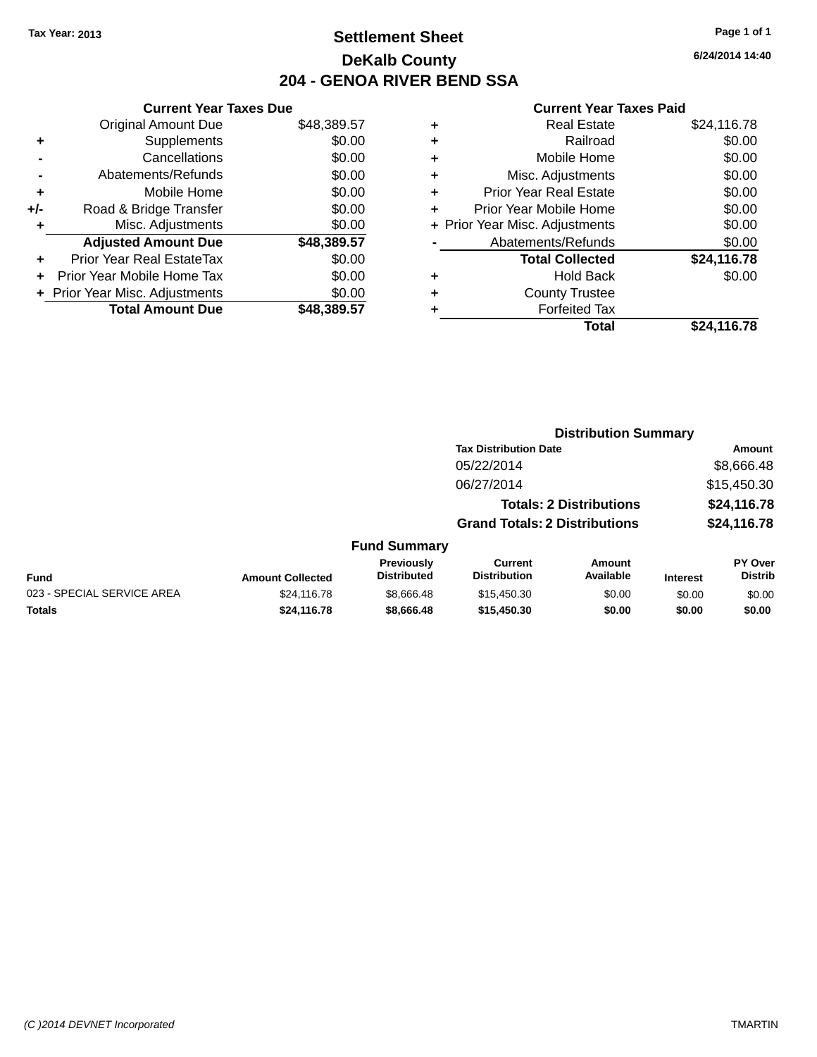Tax Year: 2013

# Settlement Sheet
## DeKalb County
## 204 - GENOA RIVER BEND SSA

6/24/2014 14:40

### Current Year Taxes Due

| | | |
|---|---|---|
| | Original Amount Due | $48,389.57 |
| + | Supplements | $0.00 |
| - | Cancellations | $0.00 |
| - | Abatements/Refunds | $0.00 |
| + | Mobile Home | $0.00 |
| +/- | Road & Bridge Transfer | $0.00 |
| + | Misc. Adjustments | $0.00 |
| | **Adjusted Amount Due** | **$48,389.57** |
| + | Prior Year Real EstateTax | $0.00 |
| + | Prior Year Mobile Home Tax | $0.00 |
| + | Prior Year Misc. Adjustments | $0.00 |
| | **Total Amount Due** | **$48,389.57** |

### Current Year Taxes Paid

| | | |
|---|---|---|
| + | Real Estate | $24,116.78 |
| + | Railroad | $0.00 |
| + | Mobile Home | $0.00 |
| + | Misc. Adjustments | $0.00 |
| + | Prior Year Real Estate | $0.00 |
| + | Prior Year Mobile Home | $0.00 |
| + | Prior Year Misc. Adjustments | $0.00 |
| - | Abatements/Refunds | $0.00 |
| | **Total Collected** | **$24,116.78** |
| + | Hold Back | $0.00 |
| + | County Trustee | |
| + | Forfeited Tax | |
| | **Total** | **$24,116.78** |

### Distribution Summary

| Tax Distribution Date | Amount |
|---|---|
| 05/22/2014 | $8,666.48 |
| 06/27/2014 | $15,450.30 |
| **Totals: 2 Distributions** | **$24,116.78** |
| **Grand Totals: 2 Distributions** | **$24,116.78** |

### Fund Summary

| Fund | Amount Collected | Previously Distributed | Current Distribution | Amount Available | Interest | PY Over Distrib |
|---|---|---|---|---|---|---|
| 023 - SPECIAL SERVICE AREA | $24,116.78 | $8,666.48 | $15,450.30 | $0.00 | $0.00 | $0.00 |
| **Totals** | **$24,116.78** | **$8,666.48** | **$15,450.30** | **$0.00** | **$0.00** | **$0.00** |

(C )2014 DEVNET Incorporated

TMARTIN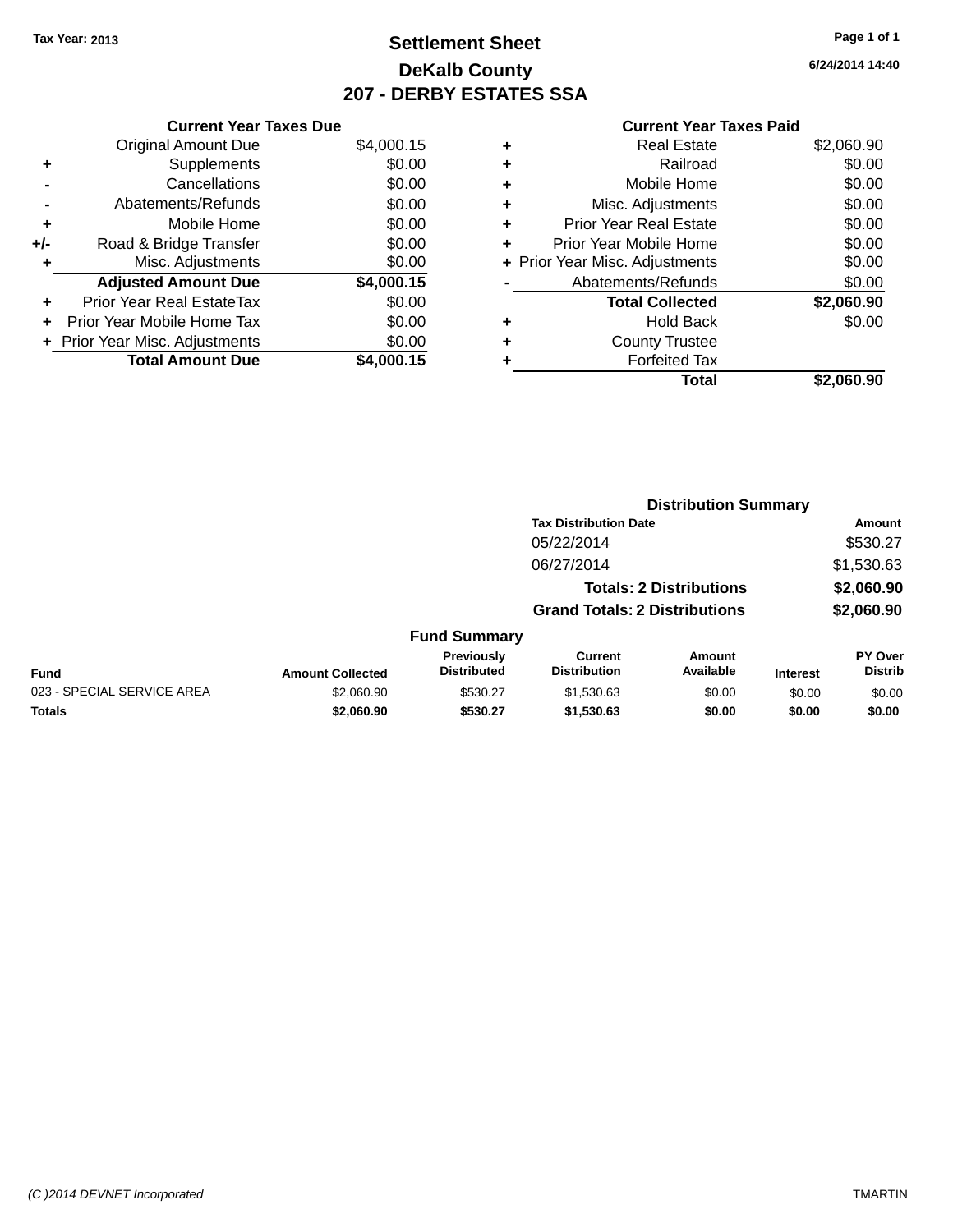Tax Year: 2013

# Settlement Sheet

## DeKalb County

## 207 - DERBY ESTATES SSA

6/24/2014 14:40

### Current Year Taxes Due

| | | Amount |
|---|---|---|
| | Original Amount Due | $4,000.15 |
| + | Supplements | $0.00 |
| - | Cancellations | $0.00 |
| - | Abatements/Refunds | $0.00 |
| + | Mobile Home | $0.00 |
| +/- | Road & Bridge Transfer | $0.00 |
| + | Misc. Adjustments | $0.00 |
| | **Adjusted Amount Due** | **$4,000.15** |
| + | Prior Year Real EstateTax | $0.00 |
| + | Prior Year Mobile Home Tax | $0.00 |
| + | Prior Year Misc. Adjustments | $0.00 |
| | **Total Amount Due** | **$4,000.15** |

### Current Year Taxes Paid

| | | Amount |
|---|---|---|
| + | Real Estate | $2,060.90 |
| + | Railroad | $0.00 |
| + | Mobile Home | $0.00 |
| + | Misc. Adjustments | $0.00 |
| + | Prior Year Real Estate | $0.00 |
| + | Prior Year Mobile Home | $0.00 |
| + | Prior Year Misc. Adjustments | $0.00 |
| - | Abatements/Refunds | $0.00 |
| | **Total Collected** | **$2,060.90** |
| + | Hold Back | $0.00 |
| + | County Trustee | |
| + | Forfeited Tax | |
| | **Total** | **$2,060.90** |

### Distribution Summary

| Tax Distribution Date | Amount |
|---|---|
| 05/22/2014 | $530.27 |
| 06/27/2014 | $1,530.63 |
| **Totals: 2 Distributions** | **$2,060.90** |
| **Grand Totals: 2 Distributions** | **$2,060.90** |

### Fund Summary

| Fund | Amount Collected | Previously Distributed | Current Distribution | Amount Available | Interest | PY Over Distrib |
|---|---|---|---|---|---|---|
| 023 - SPECIAL SERVICE AREA | $2,060.90 | $530.27 | $1,530.63 | $0.00 | $0.00 | $0.00 |
| **Totals** | **$2,060.90** | **$530.27** | **$1,530.63** | **$0.00** | **$0.00** | **$0.00** |

(C )2014 DEVNET Incorporated TMARTIN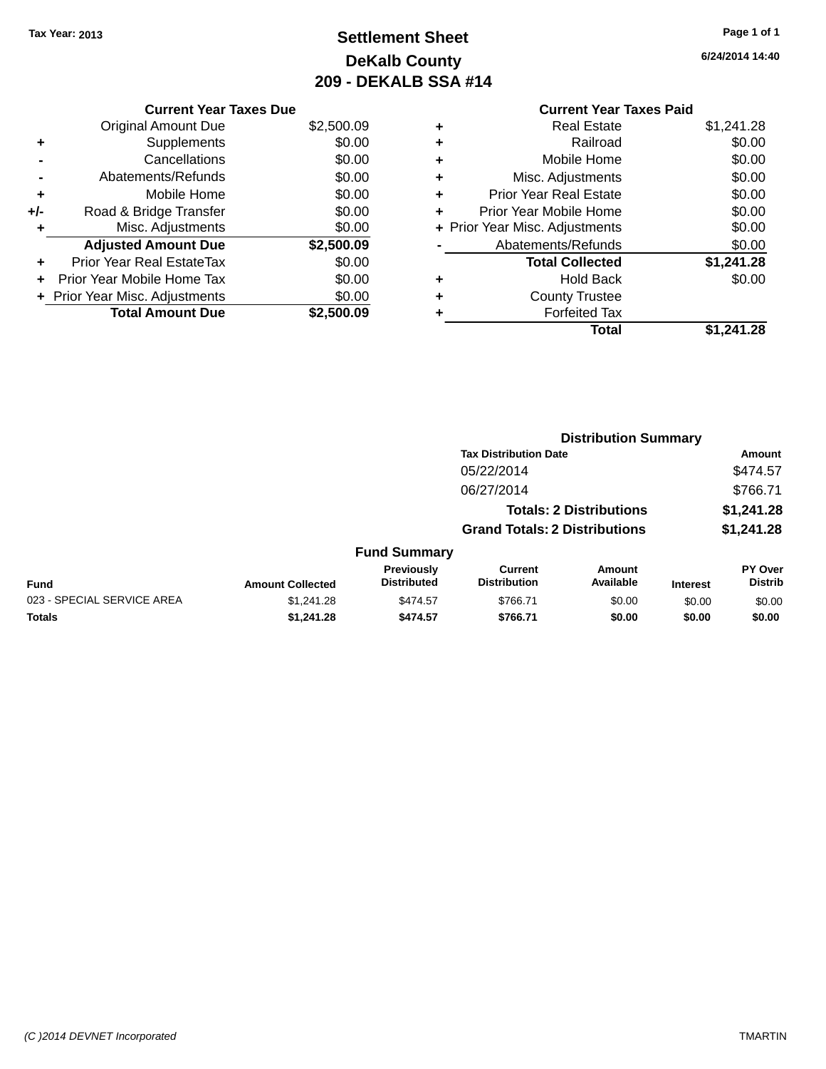Tax Year: 2013

# Settlement Sheet
## DeKalb County
## 209 - DEKALB SSA #14

6/24/2014 14:40

### Current Year Taxes Due

| | | |
|---|---|---|
| | Original Amount Due | $2,500.09 |
| + | Supplements | $0.00 |
| - | Cancellations | $0.00 |
| - | Abatements/Refunds | $0.00 |
| + | Mobile Home | $0.00 |
| +/- | Road & Bridge Transfer | $0.00 |
| + | Misc. Adjustments | $0.00 |
| | **Adjusted Amount Due** | **$2,500.09** |
| + | Prior Year Real EstateTax | $0.00 |
| + | Prior Year Mobile Home Tax | $0.00 |
| + | Prior Year Misc. Adjustments | $0.00 |
| | **Total Amount Due** | **$2,500.09** |

### Current Year Taxes Paid

| | | |
|---|---|---|
| + | Real Estate | $1,241.28 |
| + | Railroad | $0.00 |
| + | Mobile Home | $0.00 |
| + | Misc. Adjustments | $0.00 |
| + | Prior Year Real Estate | $0.00 |
| + | Prior Year Mobile Home | $0.00 |
| + | Prior Year Misc. Adjustments | $0.00 |
| - | Abatements/Refunds | $0.00 |
| | **Total Collected** | **$1,241.28** |
| + | Hold Back | $0.00 |
| + | County Trustee | |
| + | Forfeited Tax | |
| | **Total** | **$1,241.28** |

### Distribution Summary

| Tax Distribution Date | Amount |
|---|---|
| 05/22/2014 | $474.57 |
| 06/27/2014 | $766.71 |
| **Totals: 2 Distributions** | **$1,241.28** |
| **Grand Totals: 2 Distributions** | **$1,241.28** |

### Fund Summary

| Fund | Amount Collected | Previously Distributed | Current Distribution | Amount Available | Interest | PY Over Distrib |
|---|---|---|---|---|---|---|
| 023 - SPECIAL SERVICE AREA | $1,241.28 | $474.57 | $766.71 | $0.00 | $0.00 | $0.00 |
| **Totals** | **$1,241.28** | **$474.57** | **$766.71** | **$0.00** | **$0.00** | **$0.00** |

(C )2014 DEVNET Incorporated TMARTIN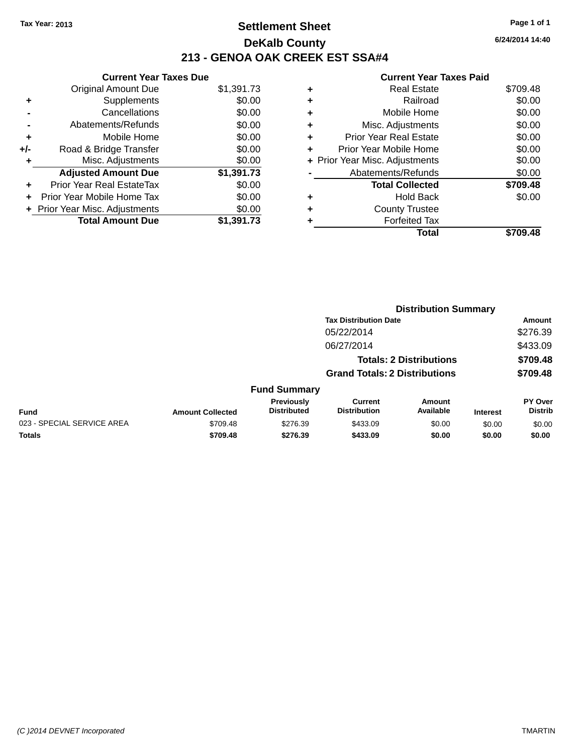Tax Year: 2013

# Settlement Sheet

## DeKalb County

## 213 - GENOA OAK CREEK EST SSA#4

6/24/2014 14:40

**Current Year Taxes Due**

| | | |
|---|---|---|
| | Original Amount Due | $1,391.73 |
| + | Supplements | $0.00 |
| - | Cancellations | $0.00 |
| - | Abatements/Refunds | $0.00 |
| + | Mobile Home | $0.00 |
| +/- | Road & Bridge Transfer | $0.00 |
| + | Misc. Adjustments | $0.00 |
| | **Adjusted Amount Due** | **$1,391.73** |
| + | Prior Year Real EstateTax | $0.00 |
| + | Prior Year Mobile Home Tax | $0.00 |
| + | Prior Year Misc. Adjustments | $0.00 |
| | **Total Amount Due** | **$1,391.73** |

**Current Year Taxes Paid**

| | | |
|---|---|---|
| + | Real Estate | $709.48 |
| + | Railroad | $0.00 |
| + | Mobile Home | $0.00 |
| + | Misc. Adjustments | $0.00 |
| + | Prior Year Real Estate | $0.00 |
| + | Prior Year Mobile Home | $0.00 |
| + | Prior Year Misc. Adjustments | $0.00 |
| - | Abatements/Refunds | $0.00 |
| | **Total Collected** | **$709.48** |
| + | Hold Back | $0.00 |
| + | County Trustee | |
| + | Forfeited Tax | |
| | **Total** | **$709.48** |

**Distribution Summary**

| Tax Distribution Date | Amount |
|---|---|
| 05/22/2014 | $276.39 |
| 06/27/2014 | $433.09 |
| **Totals: 2 Distributions** | **$709.48** |
| **Grand Totals: 2 Distributions** | **$709.48** |

**Fund Summary**

| Fund | Amount Collected | Previously Distributed | Current Distribution | Amount Available | Interest | PY Over Distrib |
|---|---|---|---|---|---|---|
| 023 - SPECIAL SERVICE AREA | $709.48 | $276.39 | $433.09 | $0.00 | $0.00 | $0.00 |
| **Totals** | **$709.48** | **$276.39** | **$433.09** | **$0.00** | **$0.00** | **$0.00** |

(C )2014 DEVNET Incorporated TMARTIN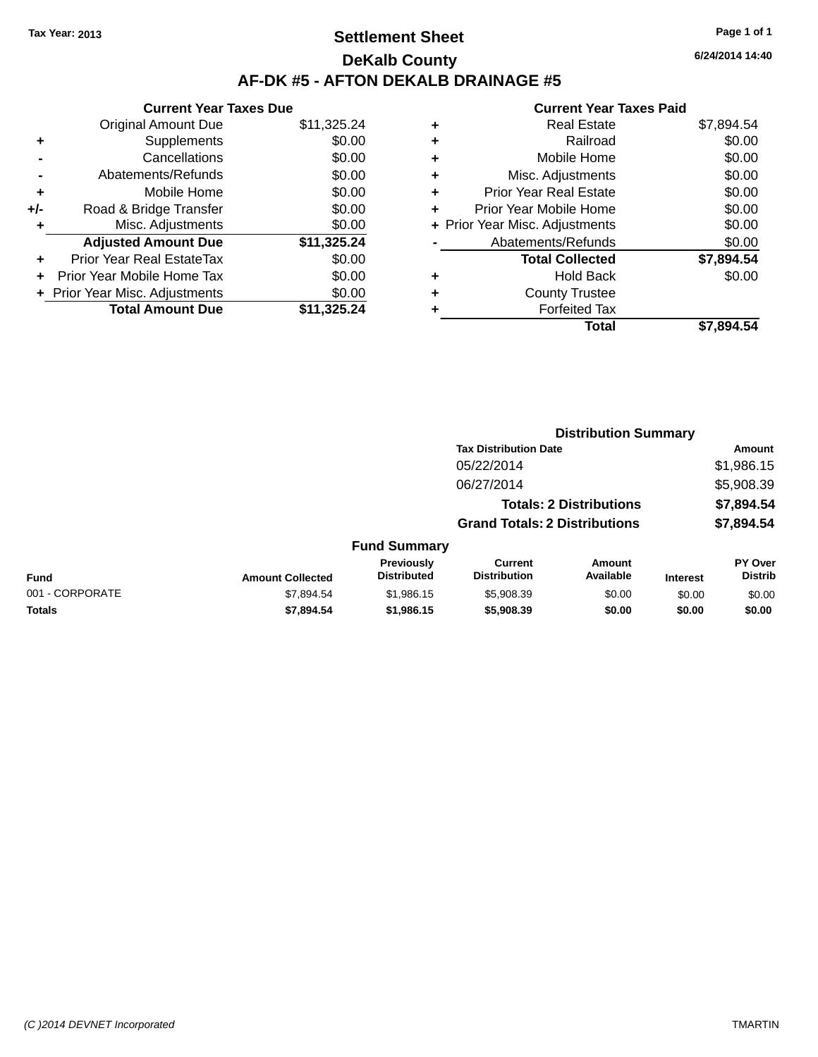Tax Year: 2013

# Settlement Sheet

## DeKalb County

## AF-DK #5 - AFTON DEKALB DRAINAGE #5

6/24/2014 14:40

### Current Year Taxes Due

| | | |
|---|---|---|
| | Original Amount Due | $11,325.24 |
| + | Supplements | $0.00 |
| - | Cancellations | $0.00 |
| - | Abatements/Refunds | $0.00 |
| + | Mobile Home | $0.00 |
| +/- | Road & Bridge Transfer | $0.00 |
| + | Misc. Adjustments | $0.00 |
| | **Adjusted Amount Due** | **$11,325.24** |
| + | Prior Year Real EstateTax | $0.00 |
| + | Prior Year Mobile Home Tax | $0.00 |
| + | Prior Year Misc. Adjustments | $0.00 |
| | **Total Amount Due** | **$11,325.24** |

### Current Year Taxes Paid

| | | |
|---|---|---|
| + | Real Estate | $7,894.54 |
| + | Railroad | $0.00 |
| + | Mobile Home | $0.00 |
| + | Misc. Adjustments | $0.00 |
| + | Prior Year Real Estate | $0.00 |
| + | Prior Year Mobile Home | $0.00 |
| + | Prior Year Misc. Adjustments | $0.00 |
| - | Abatements/Refunds | $0.00 |
| | **Total Collected** | **$7,894.54** |
| + | Hold Back | $0.00 |
| + | County Trustee | |
| + | Forfeited Tax | |
| | **Total** | **$7,894.54** |

### Distribution Summary

| Tax Distribution Date | Amount |
|---|---|
| 05/22/2014 | $1,986.15 |
| 06/27/2014 | $5,908.39 |
| **Totals: 2 Distributions** | **$7,894.54** |
| **Grand Totals: 2 Distributions** | **$7,894.54** |

### Fund Summary

| Fund | Amount Collected | Previously Distributed | Current Distribution | Amount Available | Interest | PY Over Distrib |
|---|---|---|---|---|---|---|
| 001 - CORPORATE | $7,894.54 | $1,986.15 | $5,908.39 | $0.00 | $0.00 | $0.00 |
| **Totals** | **$7,894.54** | **$1,986.15** | **$5,908.39** | **$0.00** | **$0.00** | **$0.00** |

(C )2014 DEVNET Incorporated TMARTIN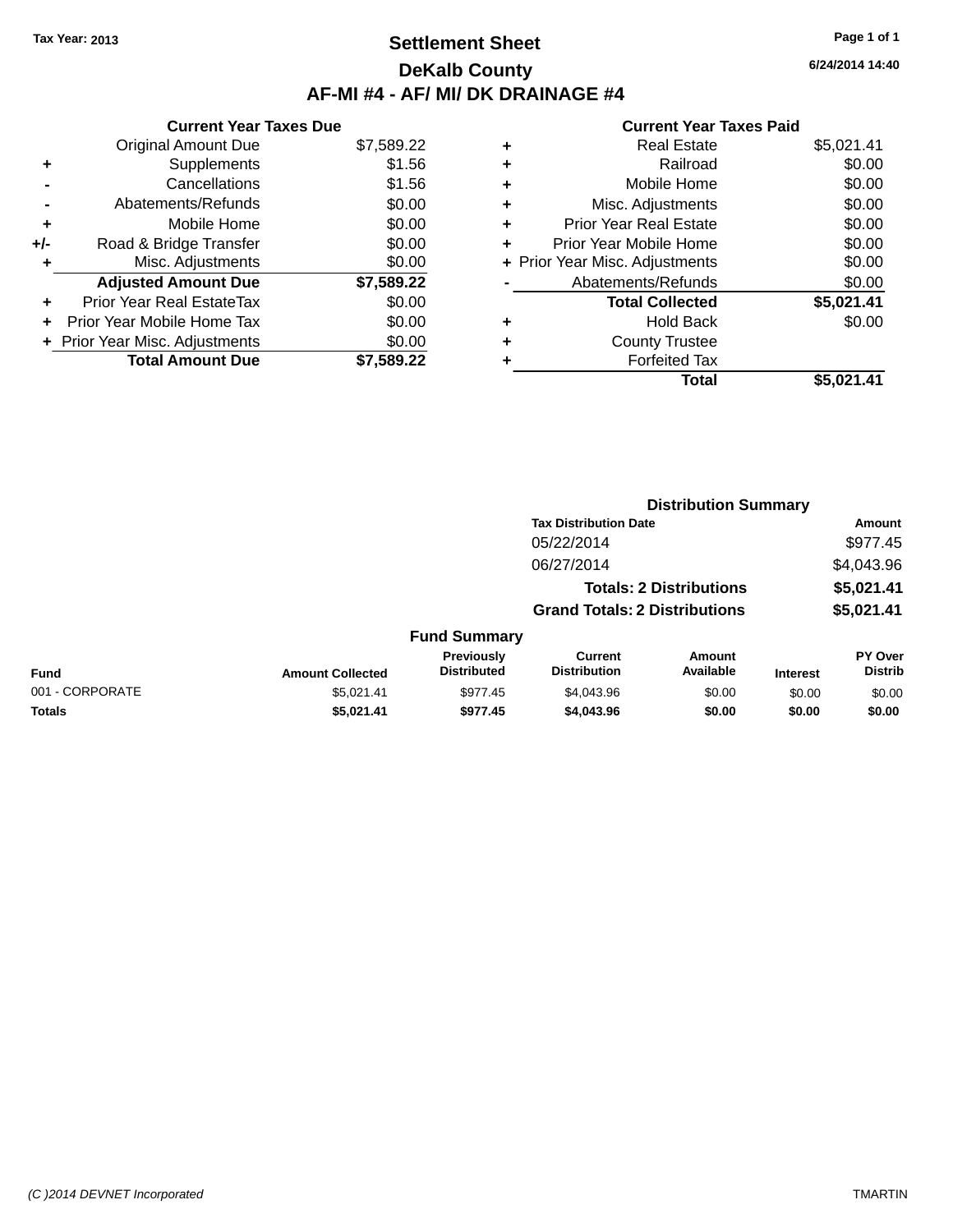**Tax Year: 2013**

# Settlement Sheet

## DeKalb County

## AF-MI #4 - AF/ MI/ DK DRAINAGE #4

6/24/2014 14:40

### Current Year Taxes Due

| | | |
|---|---|---|
| | Original Amount Due | $7,589.22 |
| + | Supplements | $1.56 |
| - | Cancellations | $1.56 |
| - | Abatements/Refunds | $0.00 |
| + | Mobile Home | $0.00 |
| +/- | Road & Bridge Transfer | $0.00 |
| + | Misc. Adjustments | $0.00 |
| | **Adjusted Amount Due** | **$7,589.22** |
| + | Prior Year Real EstateTax | $0.00 |
| + | Prior Year Mobile Home Tax | $0.00 |
| + | Prior Year Misc. Adjustments | $0.00 |
| | **Total Amount Due** | **$7,589.22** |

### Current Year Taxes Paid

| | | |
|---|---|---|
| + | Real Estate | $5,021.41 |
| + | Railroad | $0.00 |
| + | Mobile Home | $0.00 |
| + | Misc. Adjustments | $0.00 |
| + | Prior Year Real Estate | $0.00 |
| + | Prior Year Mobile Home | $0.00 |
| + | Prior Year Misc. Adjustments | $0.00 |
| - | Abatements/Refunds | $0.00 |
| | **Total Collected** | **$5,021.41** |
| + | Hold Back | $0.00 |
| + | County Trustee | |
| + | Forfeited Tax | |
| | **Total** | **$5,021.41** |

### Distribution Summary

| Tax Distribution Date | Amount |
|---|---|
| 05/22/2014 | $977.45 |
| 06/27/2014 | $4,043.96 |
| **Totals: 2 Distributions** | **$5,021.41** |
| **Grand Totals: 2 Distributions** | **$5,021.41** |

### Fund Summary

| Fund | Amount Collected | Previously Distributed | Current Distribution | Amount Available | Interest | PY Over Distrib |
|---|---|---|---|---|---|---|
| 001 - CORPORATE | $5,021.41 | $977.45 | $4,043.96 | $0.00 | $0.00 | $0.00 |
| **Totals** | **$5,021.41** | **$977.45** | **$4,043.96** | **$0.00** | **$0.00** | **$0.00** |

(C )2014 DEVNET Incorporated TMARTIN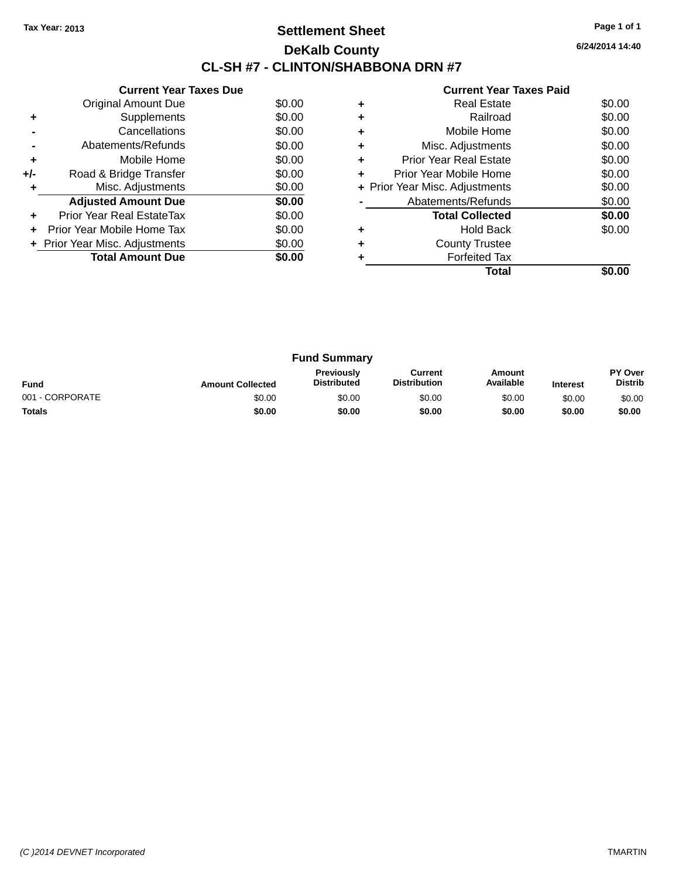Tax Year: 2013

# Settlement Sheet

## DeKalb County

## CL-SH #7 - CLINTON/SHABBONA DRN #7

6/24/2014 14:40

### Current Year Taxes Due

| | | |
|---|---|---|
| | Original Amount Due | $0.00 |
| + | Supplements | $0.00 |
| - | Cancellations | $0.00 |
| - | Abatements/Refunds | $0.00 |
| + | Mobile Home | $0.00 |
| +/- | Road & Bridge Transfer | $0.00 |
| + | Misc. Adjustments | $0.00 |
| | **Adjusted Amount Due** | **$0.00** |
| + | Prior Year Real EstateTax | $0.00 |
| + | Prior Year Mobile Home Tax | $0.00 |
| + | Prior Year Misc. Adjustments | $0.00 |
| | **Total Amount Due** | **$0.00** |

### Current Year Taxes Paid

| | | |
|---|---|---|
| + | Real Estate | $0.00 |
| + | Railroad | $0.00 |
| + | Mobile Home | $0.00 |
| + | Misc. Adjustments | $0.00 |
| + | Prior Year Real Estate | $0.00 |
| + | Prior Year Mobile Home | $0.00 |
| + | Prior Year Misc. Adjustments | $0.00 |
| - | Abatements/Refunds | $0.00 |
| | **Total Collected** | **$0.00** |
| + | Hold Back | $0.00 |
| + | County Trustee | |
| + | Forfeited Tax | |
| | **Total** | **$0.00** |

### Fund Summary

| Fund | Amount Collected | Previously Distributed | Current Distribution | Amount Available | Interest | PY Over Distrib |
|---|---|---|---|---|---|---|
| 001 - CORPORATE | $0.00 | $0.00 | $0.00 | $0.00 | $0.00 | $0.00 |
| **Totals** | **$0.00** | **$0.00** | **$0.00** | **$0.00** | **$0.00** | **$0.00** |

(C )2014 DEVNET Incorporated — TMARTIN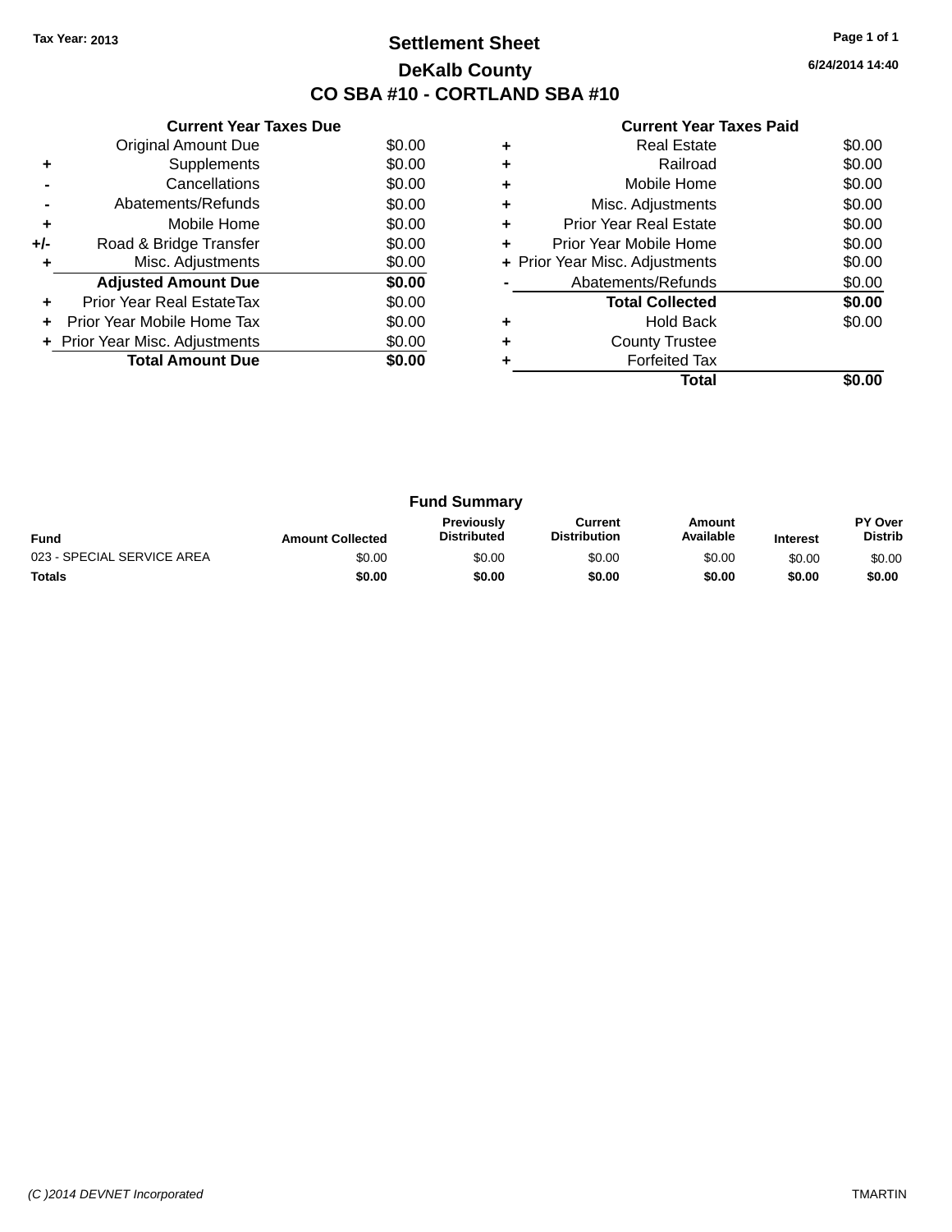Tax Year: 2013

# Settlement Sheet

## DeKalb County

## CO SBA #10 - CORTLAND SBA #10

6/24/2014 14:40

### Current Year Taxes Due

| | | |
|---|---|---|
| | Original Amount Due | $0.00 |
| + | Supplements | $0.00 |
| - | Cancellations | $0.00 |
| - | Abatements/Refunds | $0.00 |
| + | Mobile Home | $0.00 |
| +/- | Road & Bridge Transfer | $0.00 |
| + | Misc. Adjustments | $0.00 |
| | **Adjusted Amount Due** | **$0.00** |
| + | Prior Year Real EstateTax | $0.00 |
| + | Prior Year Mobile Home Tax | $0.00 |
| + | Prior Year Misc. Adjustments | $0.00 |
| | **Total Amount Due** | **$0.00** |

### Current Year Taxes Paid

| | | |
|---|---|---|
| + | Real Estate | $0.00 |
| + | Railroad | $0.00 |
| + | Mobile Home | $0.00 |
| + | Misc. Adjustments | $0.00 |
| + | Prior Year Real Estate | $0.00 |
| + | Prior Year Mobile Home | $0.00 |
| + | Prior Year Misc. Adjustments | $0.00 |
| - | Abatements/Refunds | $0.00 |
| | **Total Collected** | **$0.00** |
| + | Hold Back | $0.00 |
| + | County Trustee | |
| + | Forfeited Tax | |
| | **Total** | **$0.00** |

### Fund Summary

| Fund | Amount Collected | Previously Distributed | Current Distribution | Amount Available | Interest | PY Over Distrib |
|---|---|---|---|---|---|---|
| 023 - SPECIAL SERVICE AREA | $0.00 | $0.00 | $0.00 | $0.00 | $0.00 | $0.00 |
| **Totals** | **$0.00** | **$0.00** | **$0.00** | **$0.00** | **$0.00** | **$0.00** |

*(C )2014 DEVNET Incorporated* TMARTIN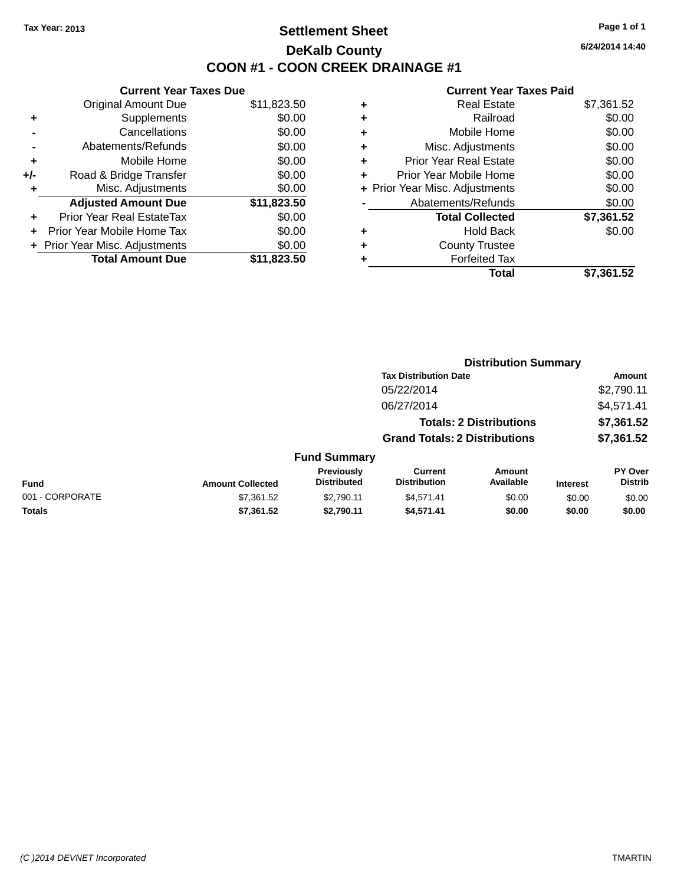Tax Year: 2013

# Settlement Sheet

## DeKalb County

## COON #1 - COON CREEK DRAINAGE #1

6/24/2014 14:40

### Current Year Taxes Due

| | | |
|---|---|---|
| | Original Amount Due | $11,823.50 |
| + | Supplements | $0.00 |
| - | Cancellations | $0.00 |
| - | Abatements/Refunds | $0.00 |
| + | Mobile Home | $0.00 |
| +/- | Road & Bridge Transfer | $0.00 |
| + | Misc. Adjustments | $0.00 |
| | **Adjusted Amount Due** | **$11,823.50** |
| + | Prior Year Real EstateTax | $0.00 |
| + | Prior Year Mobile Home Tax | $0.00 |
| + | Prior Year Misc. Adjustments | $0.00 |
| | **Total Amount Due** | **$11,823.50** |

### Current Year Taxes Paid

| | | |
|---|---|---|
| + | Real Estate | $7,361.52 |
| + | Railroad | $0.00 |
| + | Mobile Home | $0.00 |
| + | Misc. Adjustments | $0.00 |
| + | Prior Year Real Estate | $0.00 |
| + | Prior Year Mobile Home | $0.00 |
| + | Prior Year Misc. Adjustments | $0.00 |
| - | Abatements/Refunds | $0.00 |
| | **Total Collected** | **$7,361.52** |
| + | Hold Back | $0.00 |
| + | County Trustee | |
| + | Forfeited Tax | |
| | **Total** | **$7,361.52** |

### Distribution Summary

| Tax Distribution Date | Amount |
|---|---|
| 05/22/2014 | $2,790.11 |
| 06/27/2014 | $4,571.41 |
| **Totals: 2 Distributions** | **$7,361.52** |
| **Grand Totals: 2 Distributions** | **$7,361.52** |

### Fund Summary

| Fund | Amount Collected | Previously Distributed | Current Distribution | Amount Available | Interest | PY Over Distrib |
|---|---|---|---|---|---|---|
| 001 - CORPORATE | $7,361.52 | $2,790.11 | $4,571.41 | $0.00 | $0.00 | $0.00 |
| **Totals** | **$7,361.52** | **$2,790.11** | **$4,571.41** | **$0.00** | **$0.00** | **$0.00** |

(C )2014 DEVNET Incorporated TMARTIN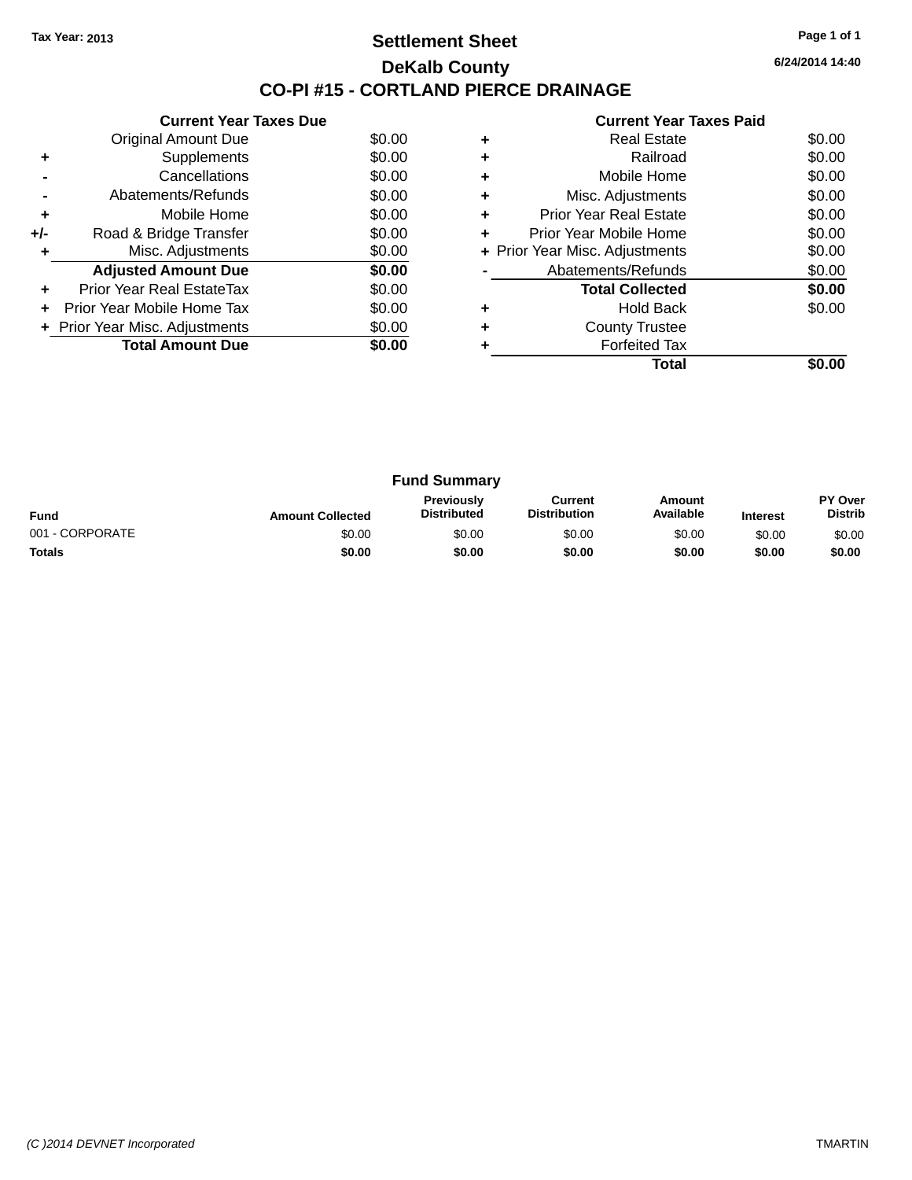Tax Year: 2013

# Settlement Sheet

## DeKalb County

## CO-PI #15 - CORTLAND PIERCE DRAINAGE

6/24/2014 14:40

**Current Year Taxes Due**

| | | |
|---|---|---|
| | Original Amount Due | $0.00 |
| + | Supplements | $0.00 |
| - | Cancellations | $0.00 |
| - | Abatements/Refunds | $0.00 |
| + | Mobile Home | $0.00 |
| +/- | Road & Bridge Transfer | $0.00 |
| + | Misc. Adjustments | $0.00 |
| | **Adjusted Amount Due** | **$0.00** |
| + | Prior Year Real EstateTax | $0.00 |
| + | Prior Year Mobile Home Tax | $0.00 |
| + | Prior Year Misc. Adjustments | $0.00 |
| | **Total Amount Due** | **$0.00** |

**Current Year Taxes Paid**

| | | |
|---|---|---|
| + | Real Estate | $0.00 |
| + | Railroad | $0.00 |
| + | Mobile Home | $0.00 |
| + | Misc. Adjustments | $0.00 |
| + | Prior Year Real Estate | $0.00 |
| + | Prior Year Mobile Home | $0.00 |
| + | Prior Year Misc. Adjustments | $0.00 |
| - | Abatements/Refunds | $0.00 |
| | **Total Collected** | **$0.00** |
| + | Hold Back | $0.00 |
| + | County Trustee | |
| + | Forfeited Tax | |
| | **Total** | **$0.00** |

**Fund Summary**

| Fund | Amount Collected | Previously Distributed | Current Distribution | Amount Available | Interest | PY Over Distrib |
|---|---|---|---|---|---|---|
| 001 - CORPORATE | $0.00 | $0.00 | $0.00 | $0.00 | $0.00 | $0.00 |
| **Totals** | **$0.00** | **$0.00** | **$0.00** | **$0.00** | **$0.00** | **$0.00** |

(C )2014 DEVNET Incorporated

TMARTIN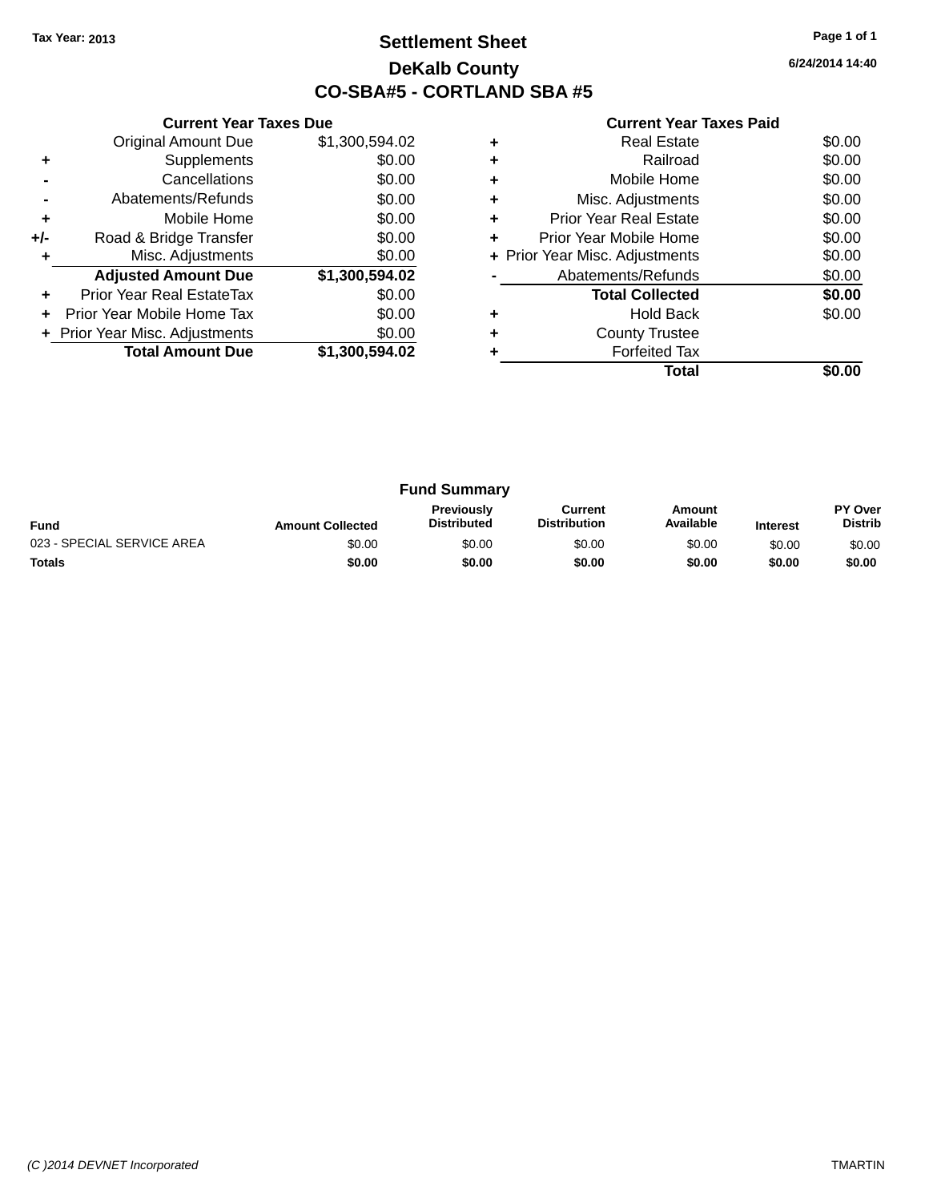Tax Year: 2013

# Settlement Sheet

## DeKalb County

## CO-SBA#5 - CORTLAND SBA #5

6/24/2014 14:40

### Current Year Taxes Due

| | | |
|---|---|---|
| | Original Amount Due | $1,300,594.02 |
| + | Supplements | $0.00 |
| - | Cancellations | $0.00 |
| - | Abatements/Refunds | $0.00 |
| + | Mobile Home | $0.00 |
| +/- | Road & Bridge Transfer | $0.00 |
| + | Misc. Adjustments | $0.00 |
| | **Adjusted Amount Due** | **$1,300,594.02** |
| + | Prior Year Real EstateTax | $0.00 |
| + | Prior Year Mobile Home Tax | $0.00 |
| + | Prior Year Misc. Adjustments | $0.00 |
| | **Total Amount Due** | **$1,300,594.02** |

### Current Year Taxes Paid

| | | |
|---|---|---|
| + | Real Estate | $0.00 |
| + | Railroad | $0.00 |
| + | Mobile Home | $0.00 |
| + | Misc. Adjustments | $0.00 |
| + | Prior Year Real Estate | $0.00 |
| + | Prior Year Mobile Home | $0.00 |
| + | Prior Year Misc. Adjustments | $0.00 |
| - | Abatements/Refunds | $0.00 |
| | **Total Collected** | **$0.00** |
| + | Hold Back | $0.00 |
| + | County Trustee | |
| + | Forfeited Tax | |
| | **Total** | **$0.00** |

### Fund Summary

| Fund | Amount Collected | Previously Distributed | Current Distribution | Amount Available | Interest | PY Over Distrib |
|---|---|---|---|---|---|---|
| 023 - SPECIAL SERVICE AREA | $0.00 | $0.00 | $0.00 | $0.00 | $0.00 | $0.00 |
| **Totals** | **$0.00** | **$0.00** | **$0.00** | **$0.00** | **$0.00** | **$0.00** |

(C )2014 DEVNET Incorporated

TMARTIN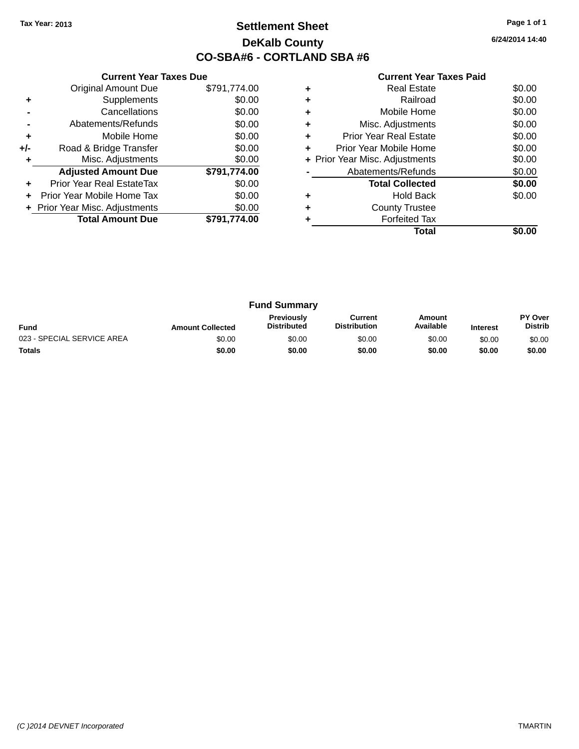Tax Year: 2013

# Settlement Sheet

## DeKalb County

## CO-SBA#6 - CORTLAND SBA #6

6/24/2014 14:40

### Current Year Taxes Due

| | | |
|---|---|---|
| | Original Amount Due | $791,774.00 |
| + | Supplements | $0.00 |
| - | Cancellations | $0.00 |
| - | Abatements/Refunds | $0.00 |
| + | Mobile Home | $0.00 |
| +/- | Road & Bridge Transfer | $0.00 |
| + | Misc. Adjustments | $0.00 |
| | **Adjusted Amount Due** | **$791,774.00** |
| + | Prior Year Real EstateTax | $0.00 |
| + | Prior Year Mobile Home Tax | $0.00 |
| + | Prior Year Misc. Adjustments | $0.00 |
| | **Total Amount Due** | **$791,774.00** |

### Current Year Taxes Paid

| | | |
|---|---|---|
| + | Real Estate | $0.00 |
| + | Railroad | $0.00 |
| + | Mobile Home | $0.00 |
| + | Misc. Adjustments | $0.00 |
| + | Prior Year Real Estate | $0.00 |
| + | Prior Year Mobile Home | $0.00 |
| + | Prior Year Misc. Adjustments | $0.00 |
| - | Abatements/Refunds | $0.00 |
| | **Total Collected** | **$0.00** |
| + | Hold Back | $0.00 |
| + | County Trustee | |
| + | Forfeited Tax | |
| | **Total** | **$0.00** |

### Fund Summary

| Fund | Amount Collected | Previously Distributed | Current Distribution | Amount Available | Interest | PY Over Distrib |
|---|---|---|---|---|---|---|
| 023 - SPECIAL SERVICE AREA | $0.00 | $0.00 | $0.00 | $0.00 | $0.00 | $0.00 |
| **Totals** | **$0.00** | **$0.00** | **$0.00** | **$0.00** | **$0.00** | **$0.00** |

(C )2014 DEVNET Incorporated TMARTIN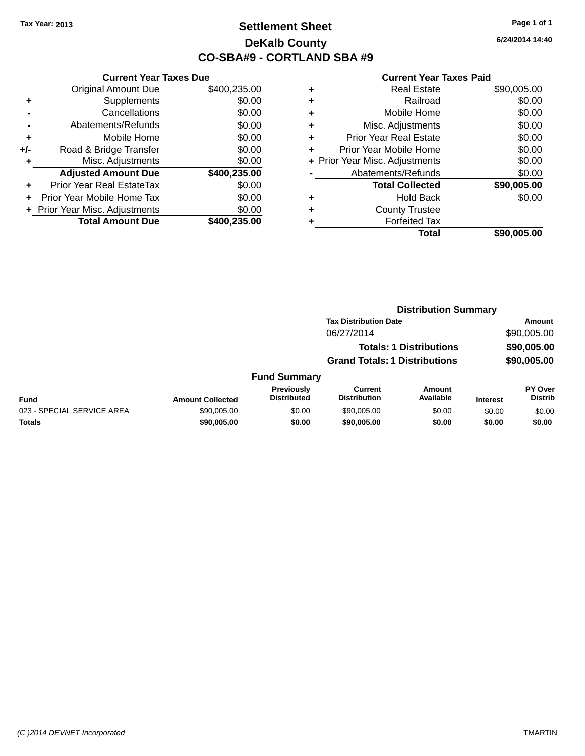Tax Year: 2013

# Settlement Sheet

## DeKalb County

## CO-SBA#9 - CORTLAND SBA #9

6/24/2014 14:40

### Current Year Taxes Due

| | | |
|---|---|---|
| | Original Amount Due | $400,235.00 |
| + | Supplements | $0.00 |
| - | Cancellations | $0.00 |
| - | Abatements/Refunds | $0.00 |
| + | Mobile Home | $0.00 |
| +/- | Road & Bridge Transfer | $0.00 |
| + | Misc. Adjustments | $0.00 |
| | **Adjusted Amount Due** | **$400,235.00** |
| + | Prior Year Real EstateTax | $0.00 |
| + | Prior Year Mobile Home Tax | $0.00 |
| + | Prior Year Misc. Adjustments | $0.00 |
| | **Total Amount Due** | **$400,235.00** |

### Current Year Taxes Paid

| | | |
|---|---|---|
| + | Real Estate | $90,005.00 |
| + | Railroad | $0.00 |
| + | Mobile Home | $0.00 |
| + | Misc. Adjustments | $0.00 |
| + | Prior Year Real Estate | $0.00 |
| + | Prior Year Mobile Home | $0.00 |
| + | Prior Year Misc. Adjustments | $0.00 |
| - | Abatements/Refunds | $0.00 |
| | **Total Collected** | **$90,005.00** |
| + | Hold Back | $0.00 |
| + | County Trustee | |
| + | Forfeited Tax | |
| | **Total** | **$90,005.00** |

### Distribution Summary

| Tax Distribution Date | Amount |
|---|---|
| 06/27/2014 | $90,005.00 |
| **Totals: 1 Distributions** | **$90,005.00** |
| **Grand Totals: 1 Distributions** | **$90,005.00** |

### Fund Summary

| Fund | Amount Collected | Previously Distributed | Current Distribution | Amount Available | Interest | PY Over Distrib |
|---|---|---|---|---|---|---|
| 023 - SPECIAL SERVICE AREA | $90,005.00 | $0.00 | $90,005.00 | $0.00 | $0.00 | $0.00 |
| **Totals** | **$90,005.00** | **$0.00** | **$90,005.00** | **$0.00** | **$0.00** | **$0.00** |

(C )2014 DEVNET Incorporated

TMARTIN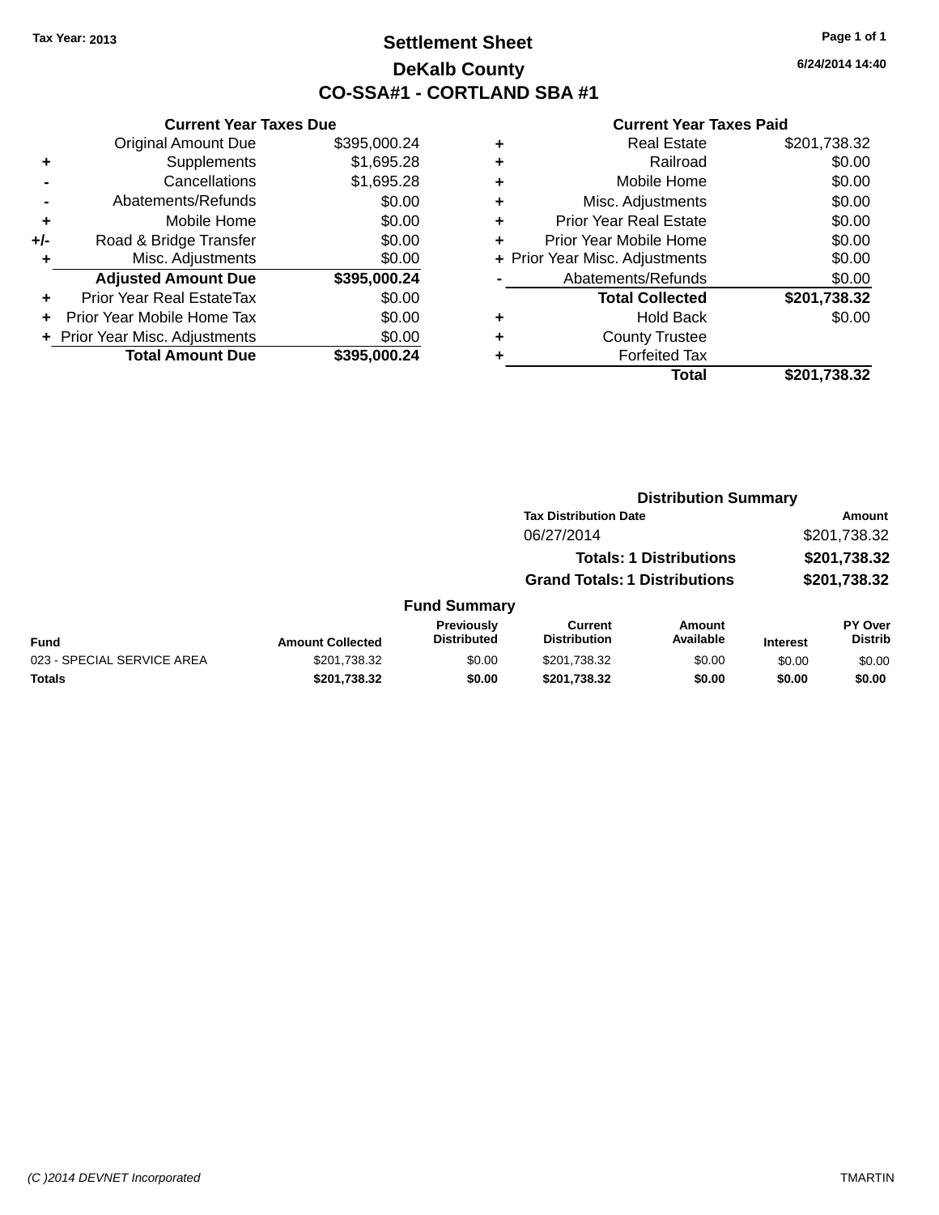Tax Year: 2013

# Settlement Sheet

## DeKalb County

## CO-SSA#1 - CORTLAND SBA #1

6/24/2014 14:40

### Current Year Taxes Due

| | | |
|---|---|---|
| | Original Amount Due | $395,000.24 |
| + | Supplements | $1,695.28 |
| - | Cancellations | $1,695.28 |
| - | Abatements/Refunds | $0.00 |
| + | Mobile Home | $0.00 |
| +/- | Road & Bridge Transfer | $0.00 |
| + | Misc. Adjustments | $0.00 |
| | **Adjusted Amount Due** | **$395,000.24** |
| + | Prior Year Real EstateTax | $0.00 |
| + | Prior Year Mobile Home Tax | $0.00 |
| + | Prior Year Misc. Adjustments | $0.00 |
| | **Total Amount Due** | **$395,000.24** |

### Current Year Taxes Paid

| | | |
|---|---|---|
| + | Real Estate | $201,738.32 |
| + | Railroad | $0.00 |
| + | Mobile Home | $0.00 |
| + | Misc. Adjustments | $0.00 |
| + | Prior Year Real Estate | $0.00 |
| + | Prior Year Mobile Home | $0.00 |
| + | Prior Year Misc. Adjustments | $0.00 |
| - | Abatements/Refunds | $0.00 |
| | **Total Collected** | **$201,738.32** |
| + | Hold Back | $0.00 |
| + | County Trustee | |
| + | Forfeited Tax | |
| | **Total** | **$201,738.32** |

### Distribution Summary

| Tax Distribution Date | Amount |
|---|---|
| 06/27/2014 | $201,738.32 |
| **Totals: 1 Distributions** | **$201,738.32** |
| **Grand Totals: 1 Distributions** | **$201,738.32** |

### Fund Summary

| Fund | Amount Collected | Previously Distributed | Current Distribution | Amount Available | Interest | PY Over Distrib |
|---|---|---|---|---|---|---|
| 023 - SPECIAL SERVICE AREA | $201,738.32 | $0.00 | $201,738.32 | $0.00 | $0.00 | $0.00 |
| **Totals** | **$201,738.32** | **$0.00** | **$201,738.32** | **$0.00** | **$0.00** | **$0.00** |

(C )2014 DEVNET Incorporated TMARTIN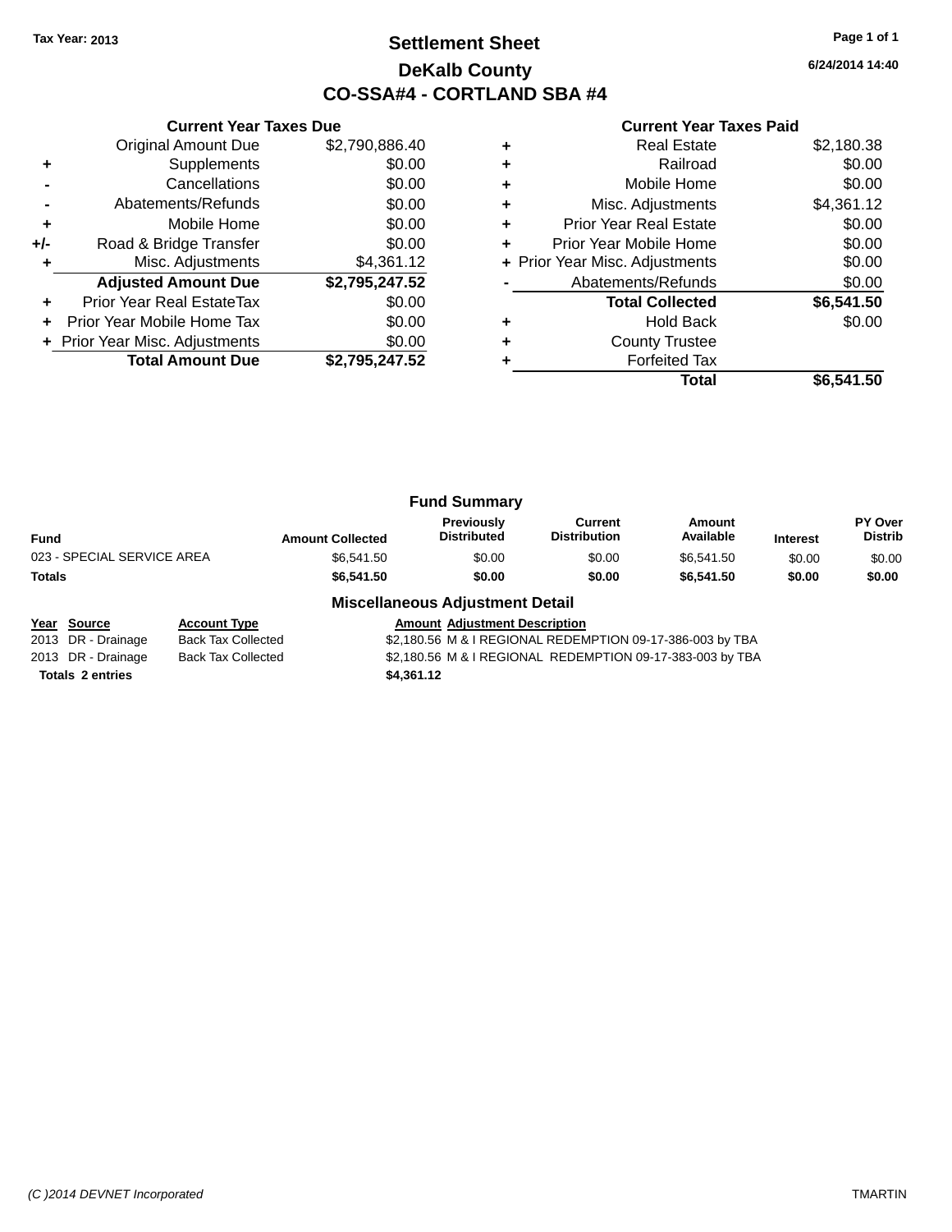Tax Year: 2013

# Settlement Sheet

## DeKalb County

## CO-SSA#4 - CORTLAND SBA #4

6/24/2014 14:40

### Current Year Taxes Due

| | | |
|---|---|---|
| | Original Amount Due | $2,790,886.40 |
| + | Supplements | $0.00 |
| - | Cancellations | $0.00 |
| - | Abatements/Refunds | $0.00 |
| + | Mobile Home | $0.00 |
| +/- | Road & Bridge Transfer | $0.00 |
| + | Misc. Adjustments | $4,361.12 |
| | **Adjusted Amount Due** | **$2,795,247.52** |
| + | Prior Year Real EstateTax | $0.00 |
| + | Prior Year Mobile Home Tax | $0.00 |
| + | Prior Year Misc. Adjustments | $0.00 |
| | **Total Amount Due** | **$2,795,247.52** |

### Current Year Taxes Paid

| | | |
|---|---|---|
| + | Real Estate | $2,180.38 |
| + | Railroad | $0.00 |
| + | Mobile Home | $0.00 |
| + | Misc. Adjustments | $4,361.12 |
| + | Prior Year Real Estate | $0.00 |
| + | Prior Year Mobile Home | $0.00 |
| + | Prior Year Misc. Adjustments | $0.00 |
| - | Abatements/Refunds | $0.00 |
| | **Total Collected** | **$6,541.50** |
| + | Hold Back | $0.00 |
| + | County Trustee | |
| + | Forfeited Tax | |
| | **Total** | **$6,541.50** |

### Fund Summary

| Fund | Amount Collected | Previously Distributed | Current Distribution | Amount Available | Interest | PY Over Distrib |
|---|---|---|---|---|---|---|
| 023 - SPECIAL SERVICE AREA | $6,541.50 | $0.00 | $0.00 | $6,541.50 | $0.00 | $0.00 |
| **Totals** | **$6,541.50** | **$0.00** | **$0.00** | **$6,541.50** | **$0.00** | **$0.00** |

### Miscellaneous Adjustment Detail

| Year | Source | Account Type | Amount | Adjustment Description |
|---|---|---|---|---|
| 2013 | DR - Drainage | Back Tax Collected | $2,180.56 | M & I REGIONAL REDEMPTION 09-17-386-003 by TBA |
| 2013 | DR - Drainage | Back Tax Collected | $2,180.56 | M & I REGIONAL REDEMPTION 09-17-383-003 by TBA |
| **Totals 2 entries** | | | **$4,361.12** | |

(C )2014 DEVNET Incorporated TMARTIN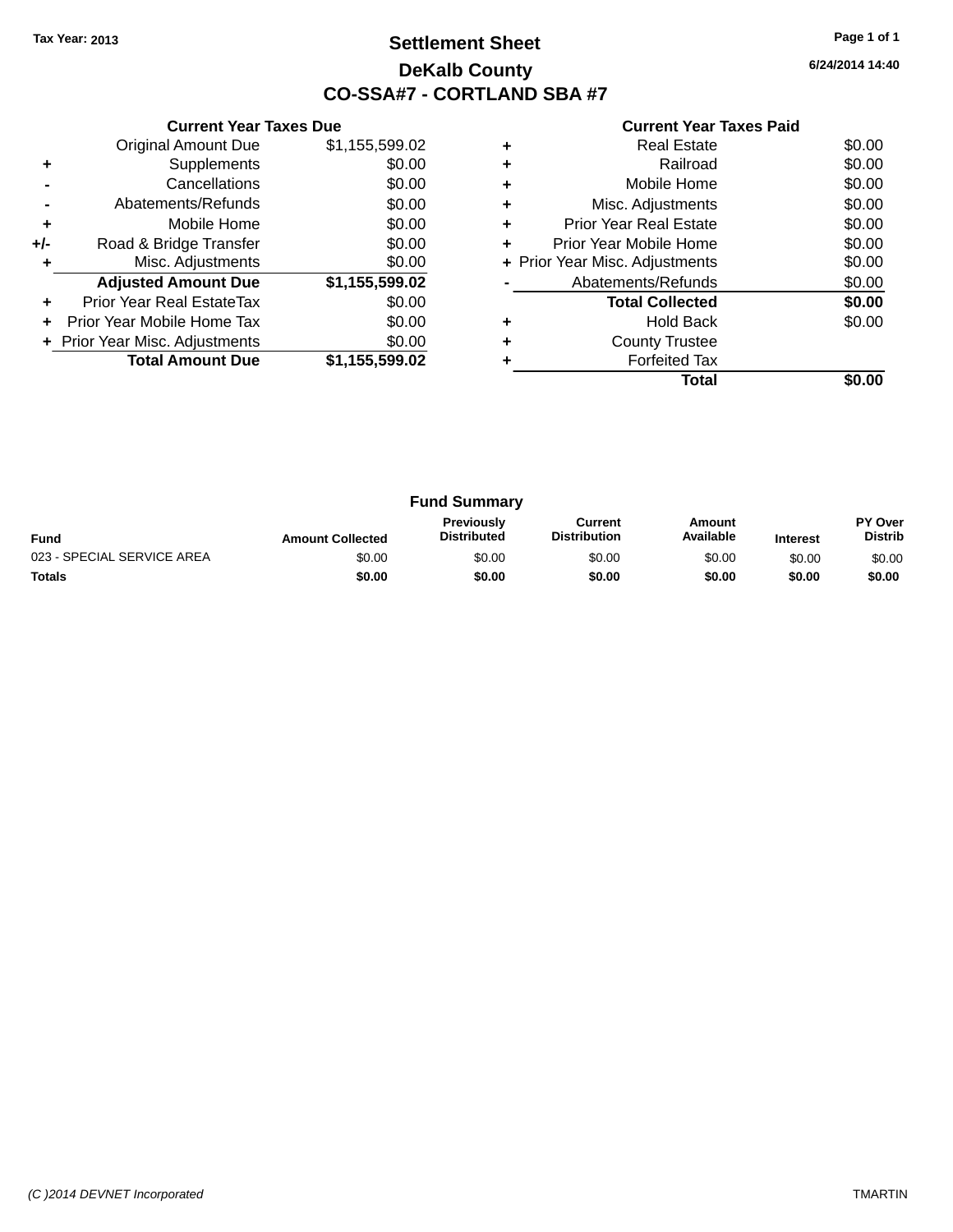Tax Year: 2013

# Settlement Sheet

## DeKalb County

## CO-SSA#7 - CORTLAND SBA #7

6/24/2014 14:40

### Current Year Taxes Due

| | | |
|---|---|---|
| | Original Amount Due | $1,155,599.02 |
| + | Supplements | $0.00 |
| - | Cancellations | $0.00 |
| - | Abatements/Refunds | $0.00 |
| + | Mobile Home | $0.00 |
| +/- | Road & Bridge Transfer | $0.00 |
| + | Misc. Adjustments | $0.00 |
| | **Adjusted Amount Due** | **$1,155,599.02** |
| + | Prior Year Real EstateTax | $0.00 |
| + | Prior Year Mobile Home Tax | $0.00 |
| + | Prior Year Misc. Adjustments | $0.00 |
| | **Total Amount Due** | **$1,155,599.02** |

### Current Year Taxes Paid

| | | |
|---|---|---|
| + | Real Estate | $0.00 |
| + | Railroad | $0.00 |
| + | Mobile Home | $0.00 |
| + | Misc. Adjustments | $0.00 |
| + | Prior Year Real Estate | $0.00 |
| + | Prior Year Mobile Home | $0.00 |
| + | Prior Year Misc. Adjustments | $0.00 |
| - | Abatements/Refunds | $0.00 |
| | **Total Collected** | **$0.00** |
| + | Hold Back | $0.00 |
| + | County Trustee | |
| + | Forfeited Tax | |
| | **Total** | **$0.00** |

### Fund Summary

| Fund | Amount Collected | Previously Distributed | Current Distribution | Amount Available | Interest | PY Over Distrib |
|---|---|---|---|---|---|---|
| 023 - SPECIAL SERVICE AREA | $0.00 | $0.00 | $0.00 | $0.00 | $0.00 | $0.00 |
| **Totals** | **$0.00** | **$0.00** | **$0.00** | **$0.00** | **$0.00** | **$0.00** |

(C )2014 DEVNET Incorporated TMARTIN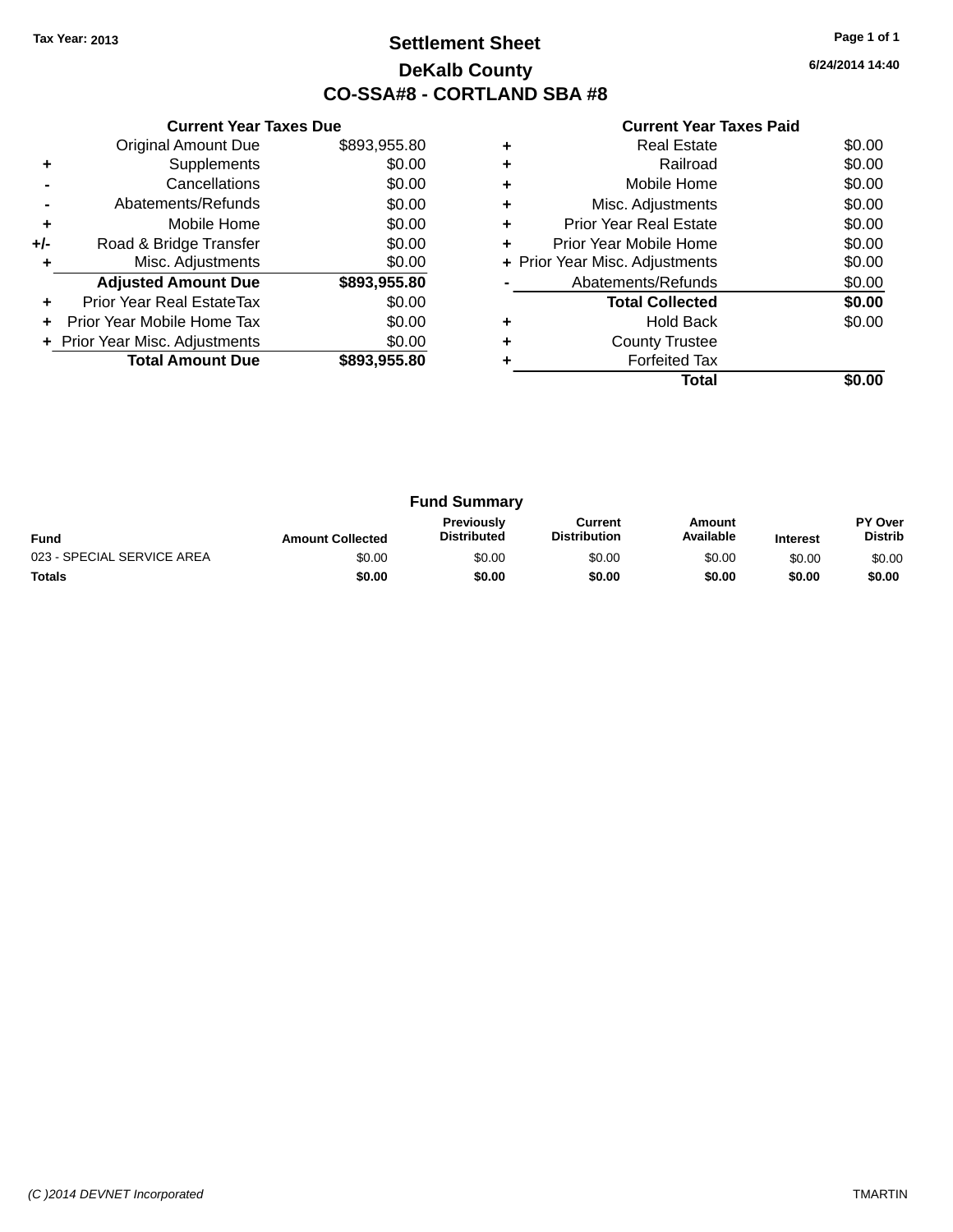Tax Year: 2013

# Settlement Sheet

## DeKalb County

## CO-SSA#8 - CORTLAND SBA #8

6/24/2014 14:40

### Current Year Taxes Due

| | | |
|---|---|---|
| | Original Amount Due | $893,955.80 |
| + | Supplements | $0.00 |
| - | Cancellations | $0.00 |
| - | Abatements/Refunds | $0.00 |
| + | Mobile Home | $0.00 |
| +/- | Road & Bridge Transfer | $0.00 |
| + | Misc. Adjustments | $0.00 |
| | **Adjusted Amount Due** | **$893,955.80** |
| + | Prior Year Real EstateTax | $0.00 |
| + | Prior Year Mobile Home Tax | $0.00 |
| + | Prior Year Misc. Adjustments | $0.00 |
| | **Total Amount Due** | **$893,955.80** |

### Current Year Taxes Paid

| | | |
|---|---|---|
| + | Real Estate | $0.00 |
| + | Railroad | $0.00 |
| + | Mobile Home | $0.00 |
| + | Misc. Adjustments | $0.00 |
| + | Prior Year Real Estate | $0.00 |
| + | Prior Year Mobile Home | $0.00 |
| + | Prior Year Misc. Adjustments | $0.00 |
| - | Abatements/Refunds | $0.00 |
| | **Total Collected** | **$0.00** |
| + | Hold Back | $0.00 |
| + | County Trustee | |
| + | Forfeited Tax | |
| | **Total** | **$0.00** |

### Fund Summary

| Fund | Amount Collected | Previously Distributed | Current Distribution | Amount Available | Interest | PY Over Distrib |
|---|---|---|---|---|---|---|
| 023 - SPECIAL SERVICE AREA | $0.00 | $0.00 | $0.00 | $0.00 | $0.00 | $0.00 |
| **Totals** | **$0.00** | **$0.00** | **$0.00** | **$0.00** | **$0.00** | **$0.00** |

(C )2014 DEVNET Incorporated

TMARTIN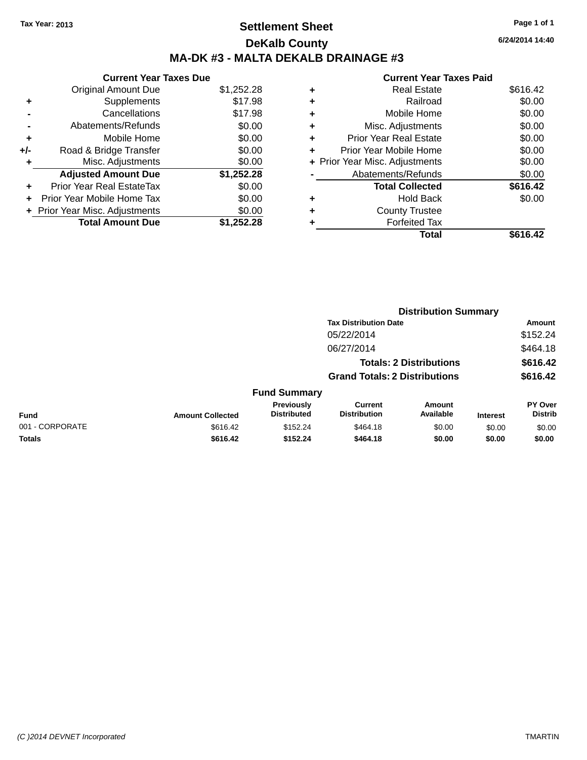Tax Year: 2013

# Settlement Sheet

## DeKalb County

## MA-DK #3 - MALTA DEKALB DRAINAGE #3

6/24/2014 14:40

**Current Year Taxes Due**

| | | |
|---|---|---|
| | Original Amount Due | $1,252.28 |
| + | Supplements | $17.98 |
| - | Cancellations | $17.98 |
| - | Abatements/Refunds | $0.00 |
| + | Mobile Home | $0.00 |
| +/- | Road & Bridge Transfer | $0.00 |
| + | Misc. Adjustments | $0.00 |
| | **Adjusted Amount Due** | **$1,252.28** |
| + | Prior Year Real EstateTax | $0.00 |
| + | Prior Year Mobile Home Tax | $0.00 |
| + | Prior Year Misc. Adjustments | $0.00 |
| | **Total Amount Due** | **$1,252.28** |

**Current Year Taxes Paid**

| | | |
|---|---|---|
| + | Real Estate | $616.42 |
| + | Railroad | $0.00 |
| + | Mobile Home | $0.00 |
| + | Misc. Adjustments | $0.00 |
| + | Prior Year Real Estate | $0.00 |
| + | Prior Year Mobile Home | $0.00 |
| + | Prior Year Misc. Adjustments | $0.00 |
| - | Abatements/Refunds | $0.00 |
| | **Total Collected** | **$616.42** |
| + | Hold Back | $0.00 |
| + | County Trustee | |
| + | Forfeited Tax | |
| | **Total** | **$616.42** |

**Distribution Summary**

| Tax Distribution Date | Amount |
|---|---|
| 05/22/2014 | $152.24 |
| 06/27/2014 | $464.18 |
| **Totals: 2 Distributions** | **$616.42** |
| **Grand Totals: 2 Distributions** | **$616.42** |

**Fund Summary**

| Fund | Amount Collected | Previously Distributed | Current Distribution | Amount Available | Interest | PY Over Distrib |
|---|---|---|---|---|---|---|
| 001 - CORPORATE | $616.42 | $152.24 | $464.18 | $0.00 | $0.00 | $0.00 |
| **Totals** | **$616.42** | **$152.24** | **$464.18** | **$0.00** | **$0.00** | **$0.00** |

(C )2014 DEVNET Incorporated TMARTIN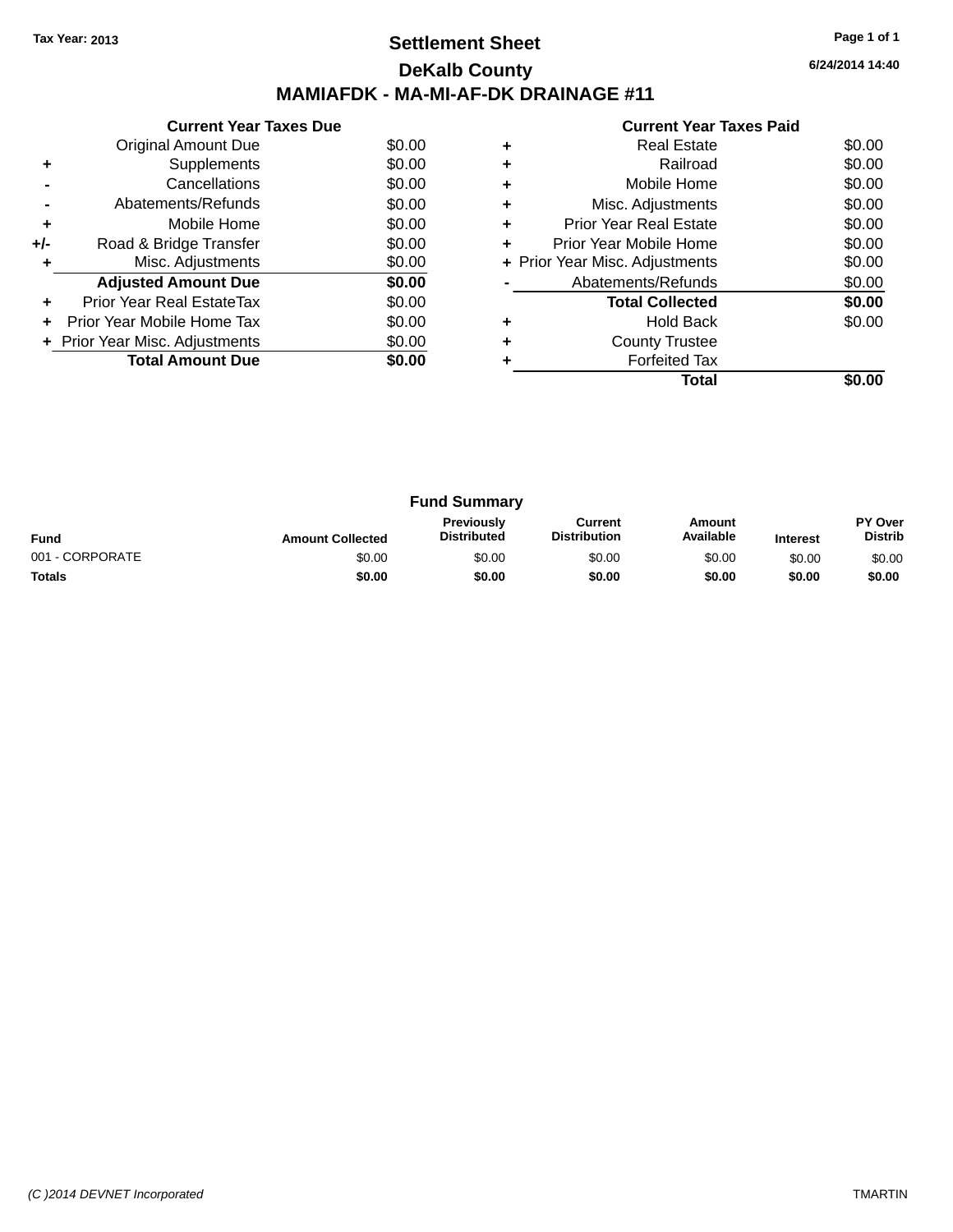Tax Year: 2013

# Settlement Sheet

## DeKalb County

## MAMIAFDK - MA-MI-AF-DK DRAINAGE #11

6/24/2014 14:40

### Current Year Taxes Due

| | | |
|---|---|---|
| | Original Amount Due | $0.00 |
| + | Supplements | $0.00 |
| - | Cancellations | $0.00 |
| - | Abatements/Refunds | $0.00 |
| + | Mobile Home | $0.00 |
| +/- | Road & Bridge Transfer | $0.00 |
| + | Misc. Adjustments | $0.00 |
| | **Adjusted Amount Due** | **$0.00** |
| + | Prior Year Real EstateTax | $0.00 |
| + | Prior Year Mobile Home Tax | $0.00 |
| + | Prior Year Misc. Adjustments | $0.00 |
| | **Total Amount Due** | **$0.00** |

### Current Year Taxes Paid

| | | |
|---|---|---|
| + | Real Estate | $0.00 |
| + | Railroad | $0.00 |
| + | Mobile Home | $0.00 |
| + | Misc. Adjustments | $0.00 |
| + | Prior Year Real Estate | $0.00 |
| + | Prior Year Mobile Home | $0.00 |
| + | Prior Year Misc. Adjustments | $0.00 |
| - | Abatements/Refunds | $0.00 |
| | **Total Collected** | **$0.00** |
| + | Hold Back | $0.00 |
| + | County Trustee | |
| + | Forfeited Tax | |
| | **Total** | **$0.00** |

### Fund Summary

| Fund | Amount Collected | Previously Distributed | Current Distribution | Amount Available | Interest | PY Over Distrib |
|---|---|---|---|---|---|---|
| 001 - CORPORATE | $0.00 | $0.00 | $0.00 | $0.00 | $0.00 | $0.00 |
| **Totals** | **$0.00** | **$0.00** | **$0.00** | **$0.00** | **$0.00** | **$0.00** |

(C )2014 DEVNET Incorporated TMARTIN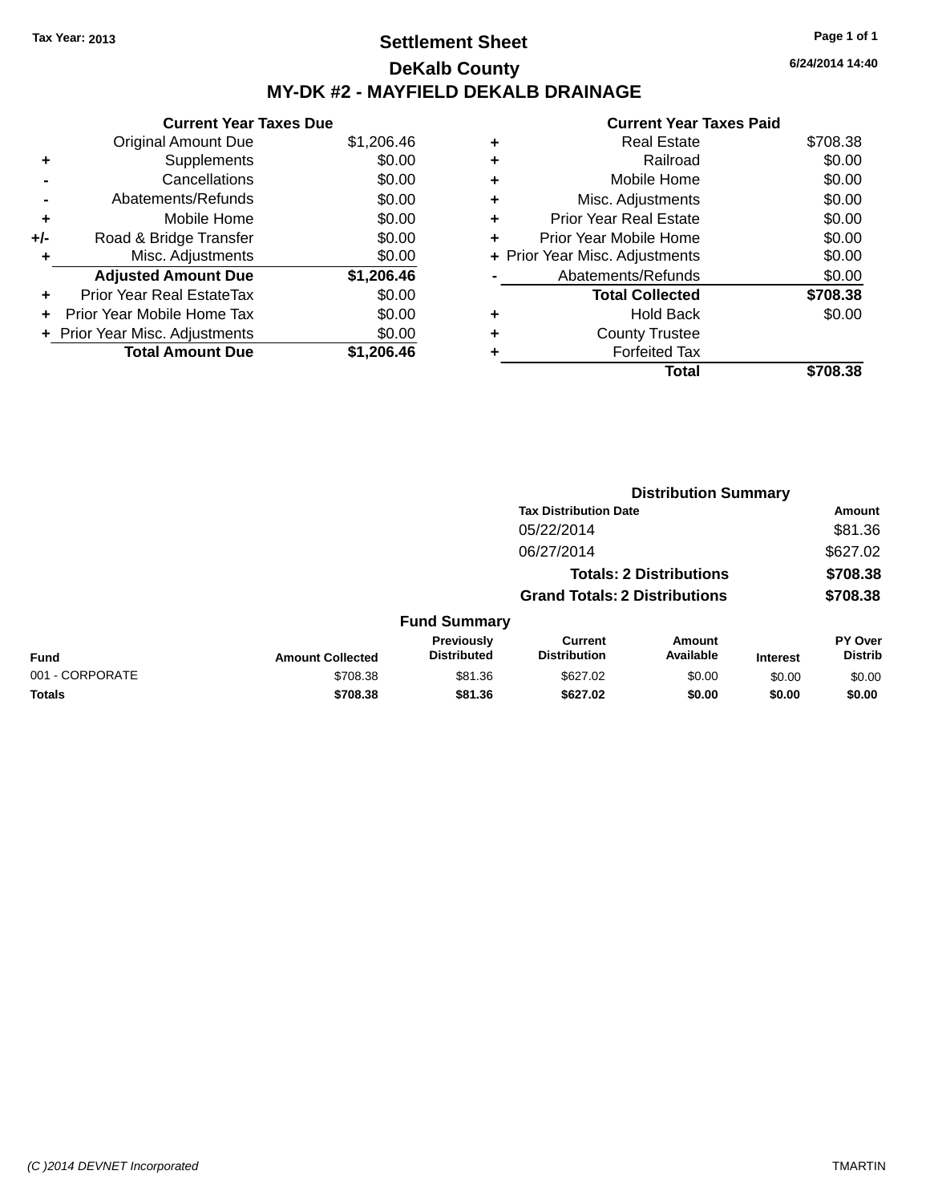Tax Year: 2013

# Settlement Sheet

## DeKalb County

## MY-DK #2 - MAYFIELD DEKALB DRAINAGE

6/24/2014 14:40

### Current Year Taxes Due

| | | |
|---|---|---|
| | Original Amount Due | $1,206.46 |
| + | Supplements | $0.00 |
| - | Cancellations | $0.00 |
| - | Abatements/Refunds | $0.00 |
| + | Mobile Home | $0.00 |
| +/- | Road & Bridge Transfer | $0.00 |
| + | Misc. Adjustments | $0.00 |
| | **Adjusted Amount Due** | **$1,206.46** |
| + | Prior Year Real EstateTax | $0.00 |
| + | Prior Year Mobile Home Tax | $0.00 |
| + | Prior Year Misc. Adjustments | $0.00 |
| | **Total Amount Due** | **$1,206.46** |

### Current Year Taxes Paid

| | | |
|---|---|---|
| + | Real Estate | $708.38 |
| + | Railroad | $0.00 |
| + | Mobile Home | $0.00 |
| + | Misc. Adjustments | $0.00 |
| + | Prior Year Real Estate | $0.00 |
| + | Prior Year Mobile Home | $0.00 |
| + | Prior Year Misc. Adjustments | $0.00 |
| - | Abatements/Refunds | $0.00 |
| | **Total Collected** | **$708.38** |
| + | Hold Back | $0.00 |
| + | County Trustee | |
| + | Forfeited Tax | |
| | **Total** | **$708.38** |

### Distribution Summary

| Tax Distribution Date | Amount |
|---|---|
| 05/22/2014 | $81.36 |
| 06/27/2014 | $627.02 |
| **Totals: 2 Distributions** | **$708.38** |
| **Grand Totals: 2 Distributions** | **$708.38** |

### Fund Summary

| Fund | Amount Collected | Previously Distributed | Current Distribution | Amount Available | Interest | PY Over Distrib |
|---|---|---|---|---|---|---|
| 001 - CORPORATE | $708.38 | $81.36 | $627.02 | $0.00 | $0.00 | $0.00 |
| **Totals** | **$708.38** | **$81.36** | **$627.02** | **$0.00** | **$0.00** | **$0.00** |

(C )2014 DEVNET Incorporated — TMARTIN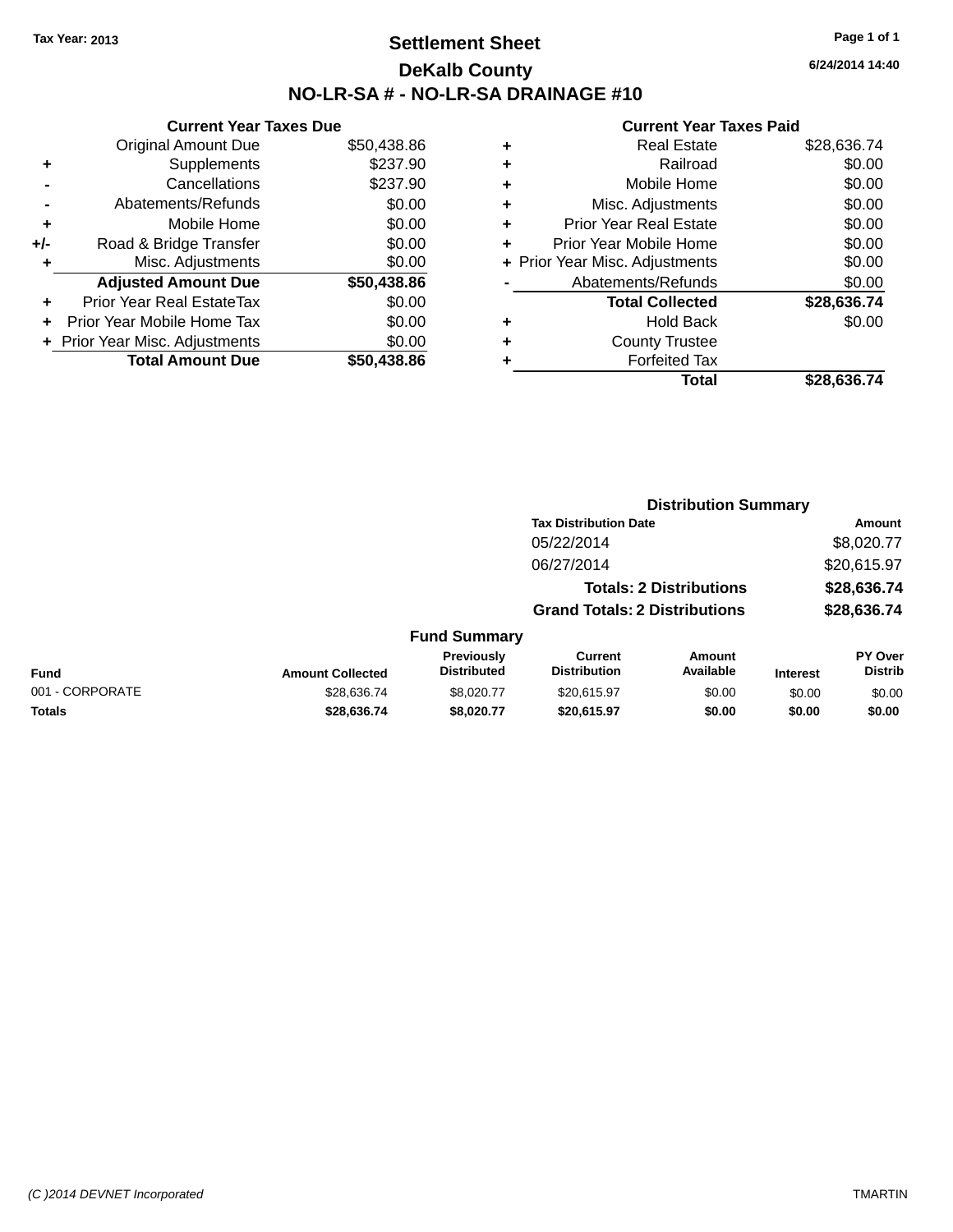Tax Year: 2013

# Settlement Sheet

## DeKalb County

## NO-LR-SA # - NO-LR-SA DRAINAGE #10

6/24/2014 14:40

### Current Year Taxes Due

| | | |
|---|---|---|
| | Original Amount Due | $50,438.86 |
| + | Supplements | $237.90 |
| - | Cancellations | $237.90 |
| - | Abatements/Refunds | $0.00 |
| + | Mobile Home | $0.00 |
| +/- | Road & Bridge Transfer | $0.00 |
| + | Misc. Adjustments | $0.00 |
| | **Adjusted Amount Due** | **$50,438.86** |
| + | Prior Year Real EstateTax | $0.00 |
| + | Prior Year Mobile Home Tax | $0.00 |
| + | Prior Year Misc. Adjustments | $0.00 |
| | **Total Amount Due** | **$50,438.86** |

### Current Year Taxes Paid

| | | |
|---|---|---|
| + | Real Estate | $28,636.74 |
| + | Railroad | $0.00 |
| + | Mobile Home | $0.00 |
| + | Misc. Adjustments | $0.00 |
| + | Prior Year Real Estate | $0.00 |
| + | Prior Year Mobile Home | $0.00 |
| + | Prior Year Misc. Adjustments | $0.00 |
| - | Abatements/Refunds | $0.00 |
| | **Total Collected** | **$28,636.74** |
| + | Hold Back | $0.00 |
| + | County Trustee | |
| + | Forfeited Tax | |
| | **Total** | **$28,636.74** |

### Distribution Summary

| Tax Distribution Date | Amount |
|---|---|
| 05/22/2014 | $8,020.77 |
| 06/27/2014 | $20,615.97 |
| **Totals: 2 Distributions** | **$28,636.74** |
| **Grand Totals: 2 Distributions** | **$28,636.74** |

### Fund Summary

| Fund | Amount Collected | Previously Distributed | Current Distribution | Amount Available | Interest | PY Over Distrib |
|---|---|---|---|---|---|---|
| 001 - CORPORATE | $28,636.74 | $8,020.77 | $20,615.97 | $0.00 | $0.00 | $0.00 |
| **Totals** | **$28,636.74** | **$8,020.77** | **$20,615.97** | **$0.00** | **$0.00** | **$0.00** |

(C )2014 DEVNET Incorporated TMARTIN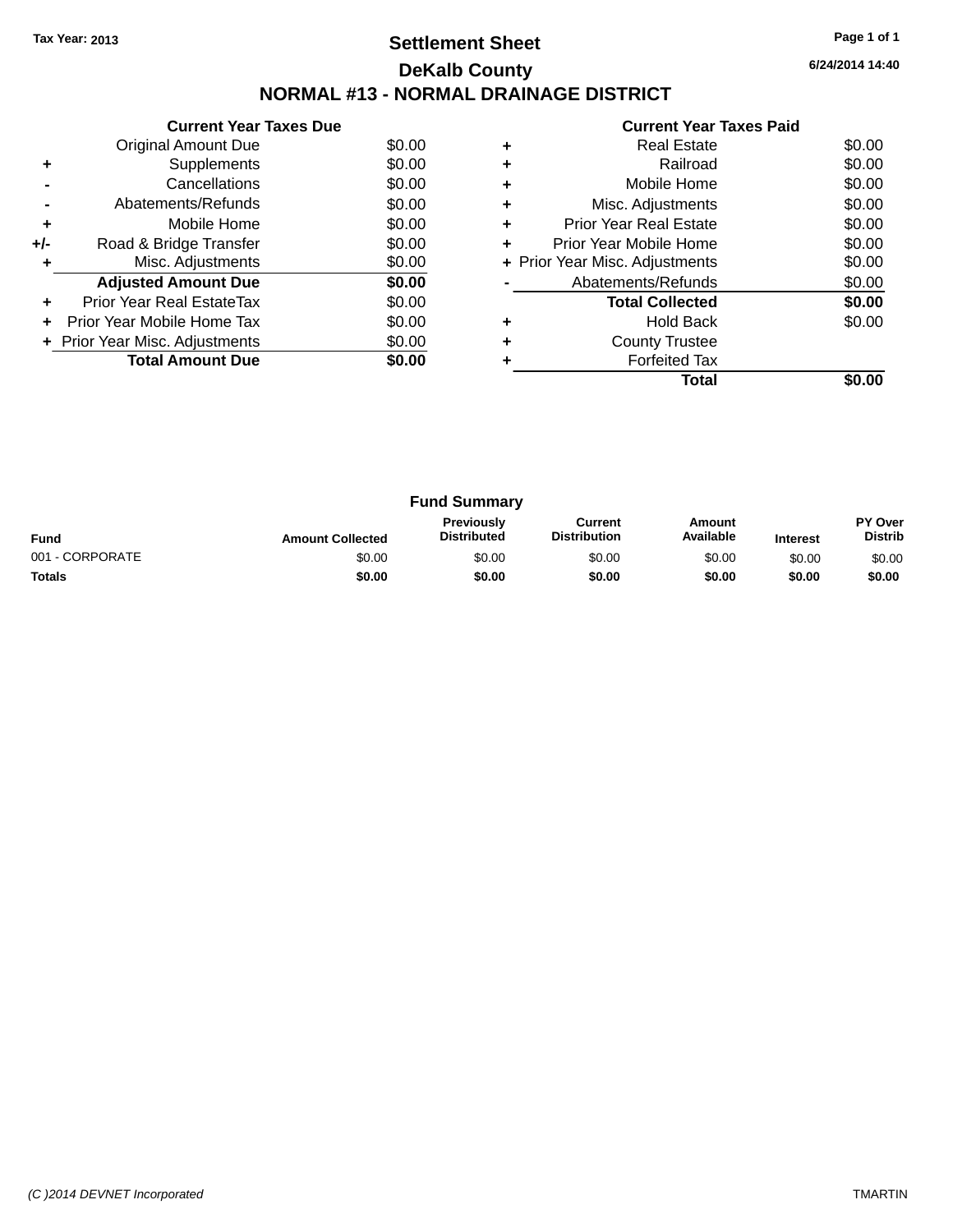Tax Year: 2013

# Settlement Sheet

## DeKalb County

6/24/2014 14:40

## NORMAL #13 - NORMAL DRAINAGE DISTRICT

**Current Year Taxes Due**

| | | |
|---|---|---|
| | Original Amount Due | $0.00 |
| + | Supplements | $0.00 |
| - | Cancellations | $0.00 |
| - | Abatements/Refunds | $0.00 |
| + | Mobile Home | $0.00 |
| +/- | Road & Bridge Transfer | $0.00 |
| + | Misc. Adjustments | $0.00 |
| | **Adjusted Amount Due** | **$0.00** |
| + | Prior Year Real EstateTax | $0.00 |
| + | Prior Year Mobile Home Tax | $0.00 |
| + | Prior Year Misc. Adjustments | $0.00 |
| | **Total Amount Due** | **$0.00** |

**Current Year Taxes Paid**

| | | |
|---|---|---|
| + | Real Estate | $0.00 |
| + | Railroad | $0.00 |
| + | Mobile Home | $0.00 |
| + | Misc. Adjustments | $0.00 |
| + | Prior Year Real Estate | $0.00 |
| + | Prior Year Mobile Home | $0.00 |
| + | Prior Year Misc. Adjustments | $0.00 |
| - | Abatements/Refunds | $0.00 |
| | **Total Collected** | **$0.00** |
| + | Hold Back | $0.00 |
| + | County Trustee | |
| + | Forfeited Tax | |
| | **Total** | **$0.00** |

**Fund Summary**

| Fund | Amount Collected | Previously Distributed | Current Distribution | Amount Available | Interest | PY Over Distrib |
|---|---|---|---|---|---|---|
| 001 - CORPORATE | $0.00 | $0.00 | $0.00 | $0.00 | $0.00 | $0.00 |
| **Totals** | **$0.00** | **$0.00** | **$0.00** | **$0.00** | **$0.00** | **$0.00** |

(C )2014 DEVNET Incorporated TMARTIN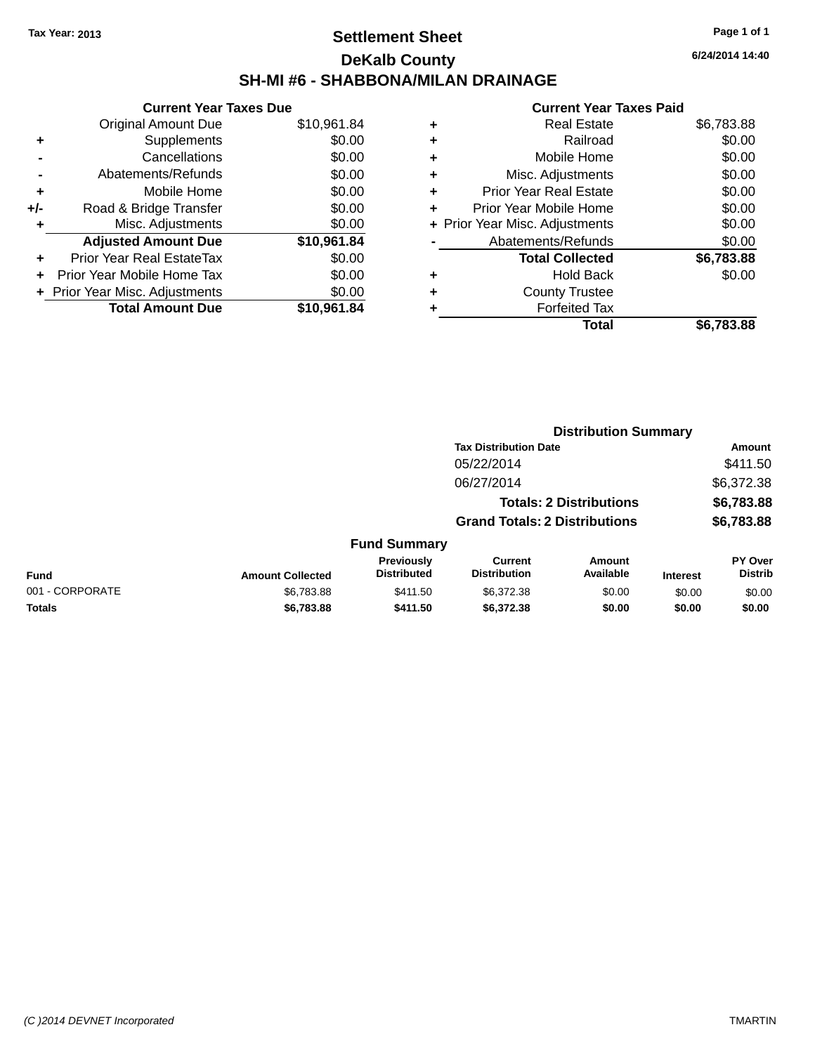**Tax Year: 2013**

# Settlement Sheet

## DeKalb County

## SH-MI #6 - SHABBONA/MILAN DRAINAGE

6/24/2014 14:40

### Current Year Taxes Due

| | | |
|---|---|---|
| | Original Amount Due | $10,961.84 |
| + | Supplements | $0.00 |
| - | Cancellations | $0.00 |
| - | Abatements/Refunds | $0.00 |
| + | Mobile Home | $0.00 |
| +/- | Road & Bridge Transfer | $0.00 |
| + | Misc. Adjustments | $0.00 |
| | **Adjusted Amount Due** | **$10,961.84** |
| + | Prior Year Real EstateTax | $0.00 |
| + | Prior Year Mobile Home Tax | $0.00 |
| + | Prior Year Misc. Adjustments | $0.00 |
| | **Total Amount Due** | **$10,961.84** |

### Current Year Taxes Paid

| | | |
|---|---|---|
| + | Real Estate | $6,783.88 |
| + | Railroad | $0.00 |
| + | Mobile Home | $0.00 |
| + | Misc. Adjustments | $0.00 |
| + | Prior Year Real Estate | $0.00 |
| + | Prior Year Mobile Home | $0.00 |
| + | Prior Year Misc. Adjustments | $0.00 |
| - | Abatements/Refunds | $0.00 |
| | **Total Collected** | **$6,783.88** |
| + | Hold Back | $0.00 |
| + | County Trustee | |
| + | Forfeited Tax | |
| | **Total** | **$6,783.88** |

### Distribution Summary

| Tax Distribution Date | Amount |
|---|---|
| 05/22/2014 | $411.50 |
| 06/27/2014 | $6,372.38 |
| **Totals: 2 Distributions** | **$6,783.88** |
| **Grand Totals: 2 Distributions** | **$6,783.88** |

### Fund Summary

| Fund | Amount Collected | Previously Distributed | Current Distribution | Amount Available | Interest | PY Over Distrib |
|---|---|---|---|---|---|---|
| 001 - CORPORATE | $6,783.88 | $411.50 | $6,372.38 | $0.00 | $0.00 | $0.00 |
| **Totals** | **$6,783.88** | **$411.50** | **$6,372.38** | **$0.00** | **$0.00** | **$0.00** |

(C )2014 DEVNET Incorporated TMARTIN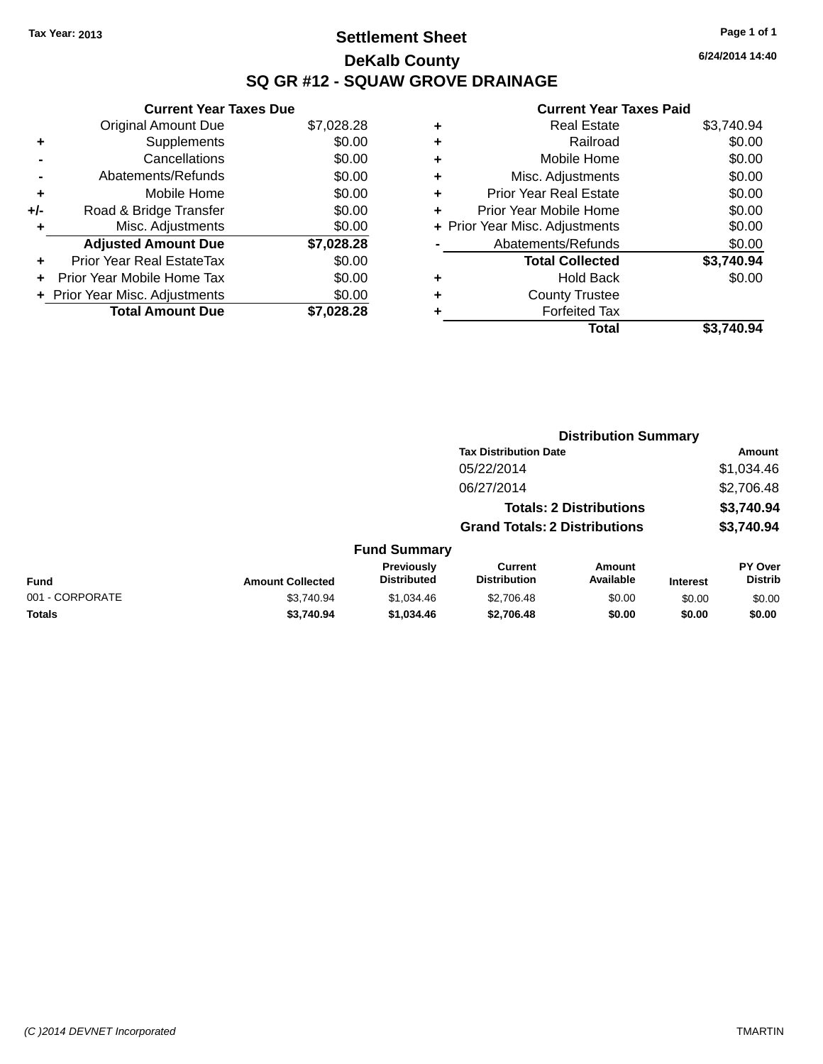Tax Year: 2013

# Settlement Sheet

## DeKalb County

## SQ GR #12 - SQUAW GROVE DRAINAGE

6/24/2014 14:40

**Current Year Taxes Due**

| | | |
|---|---|---|
| | Original Amount Due | $7,028.28 |
| + | Supplements | $0.00 |
| - | Cancellations | $0.00 |
| - | Abatements/Refunds | $0.00 |
| + | Mobile Home | $0.00 |
| +/- | Road & Bridge Transfer | $0.00 |
| + | Misc. Adjustments | $0.00 |
| | **Adjusted Amount Due** | **$7,028.28** |
| + | Prior Year Real EstateTax | $0.00 |
| + | Prior Year Mobile Home Tax | $0.00 |
| + | Prior Year Misc. Adjustments | $0.00 |
| | **Total Amount Due** | **$7,028.28** |

**Current Year Taxes Paid**

| | | |
|---|---|---|
| + | Real Estate | $3,740.94 |
| + | Railroad | $0.00 |
| + | Mobile Home | $0.00 |
| + | Misc. Adjustments | $0.00 |
| + | Prior Year Real Estate | $0.00 |
| + | Prior Year Mobile Home | $0.00 |
| + | Prior Year Misc. Adjustments | $0.00 |
| - | Abatements/Refunds | $0.00 |
| | **Total Collected** | **$3,740.94** |
| + | Hold Back | $0.00 |
| + | County Trustee | |
| + | Forfeited Tax | |
| | **Total** | **$3,740.94** |

**Distribution Summary**

| Tax Distribution Date | Amount |
|---|---|
| 05/22/2014 | $1,034.46 |
| 06/27/2014 | $2,706.48 |
| **Totals: 2 Distributions** | **$3,740.94** |
| **Grand Totals: 2 Distributions** | **$3,740.94** |

**Fund Summary**

| Fund | Amount Collected | Previously Distributed | Current Distribution | Amount Available | Interest | PY Over Distrib |
|---|---|---|---|---|---|---|
| 001 - CORPORATE | $3,740.94 | $1,034.46 | $2,706.48 | $0.00 | $0.00 | $0.00 |
| **Totals** | **$3,740.94** | **$1,034.46** | **$2,706.48** | **$0.00** | **$0.00** | **$0.00** |

(C )2014 DEVNET Incorporated TMARTIN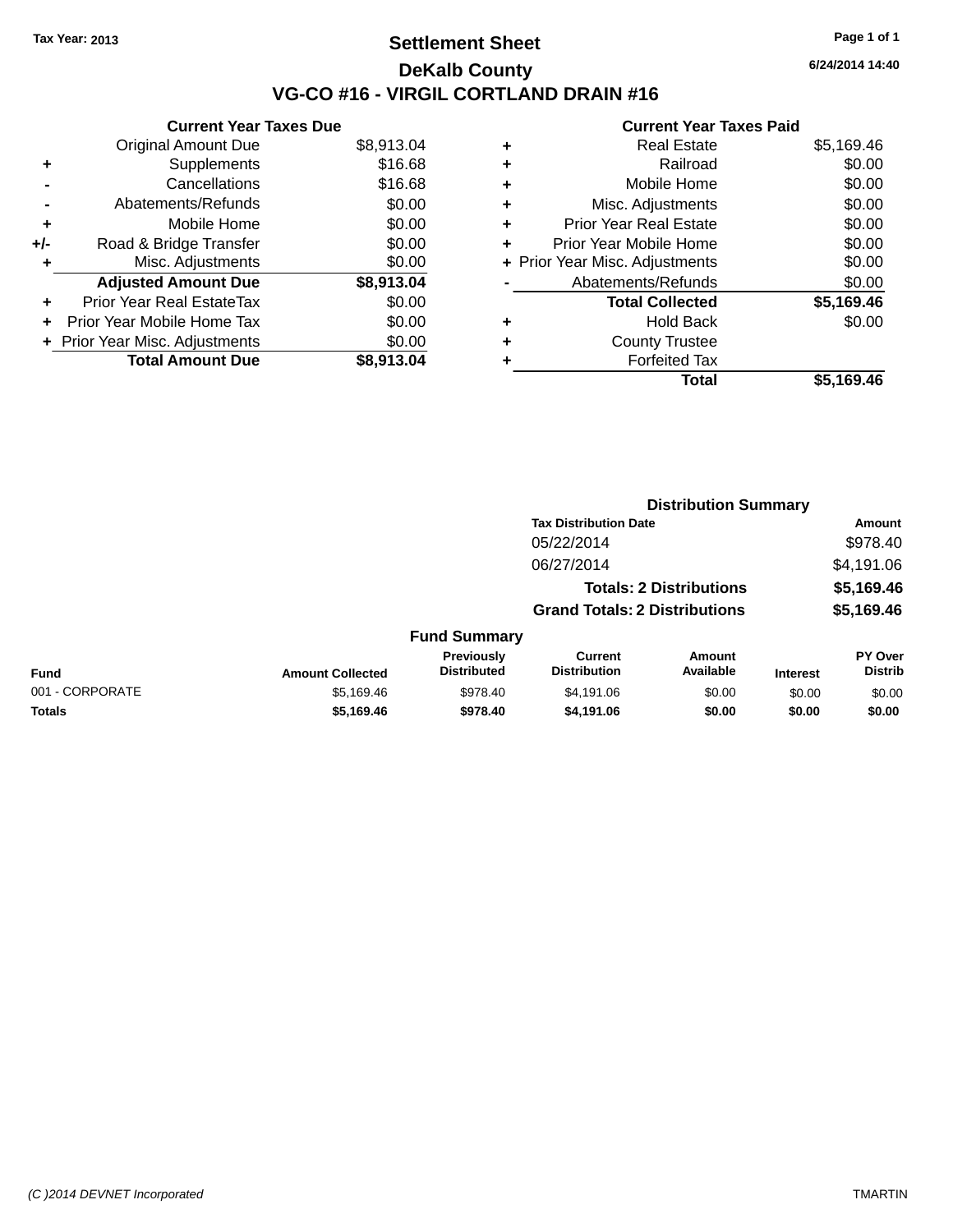**Tax Year: 2013**

# Settlement Sheet
## DeKalb County
## VG-CO #16 - VIRGIL CORTLAND DRAIN #16

6/24/2014 14:40

**Current Year Taxes Due**

| | | |
|---|---|---|
| | Original Amount Due | $8,913.04 |
| + | Supplements | $16.68 |
| - | Cancellations | $16.68 |
| - | Abatements/Refunds | $0.00 |
| + | Mobile Home | $0.00 |
| +/- | Road & Bridge Transfer | $0.00 |
| + | Misc. Adjustments | $0.00 |
| | **Adjusted Amount Due** | **$8,913.04** |
| + | Prior Year Real EstateTax | $0.00 |
| + | Prior Year Mobile Home Tax | $0.00 |
| + | Prior Year Misc. Adjustments | $0.00 |
| | **Total Amount Due** | **$8,913.04** |

**Current Year Taxes Paid**

| | | |
|---|---|---|
| + | Real Estate | $5,169.46 |
| + | Railroad | $0.00 |
| + | Mobile Home | $0.00 |
| + | Misc. Adjustments | $0.00 |
| + | Prior Year Real Estate | $0.00 |
| + | Prior Year Mobile Home | $0.00 |
| + | Prior Year Misc. Adjustments | $0.00 |
| - | Abatements/Refunds | $0.00 |
| | **Total Collected** | **$5,169.46** |
| + | Hold Back | $0.00 |
| + | County Trustee | |
| + | Forfeited Tax | |
| | **Total** | **$5,169.46** |

**Distribution Summary**

| Tax Distribution Date | Amount |
|---|---|
| 05/22/2014 | $978.40 |
| 06/27/2014 | $4,191.06 |
| **Totals: 2 Distributions** | **$5,169.46** |
| **Grand Totals: 2 Distributions** | **$5,169.46** |

**Fund Summary**

| Fund | Amount Collected | Previously Distributed | Current Distribution | Amount Available | Interest | PY Over Distrib |
|---|---|---|---|---|---|---|
| 001 - CORPORATE | $5,169.46 | $978.40 | $4,191.06 | $0.00 | $0.00 | $0.00 |
| **Totals** | **$5,169.46** | **$978.40** | **$4,191.06** | **$0.00** | **$0.00** | **$0.00** |

(C )2014 DEVNET Incorporated TMARTIN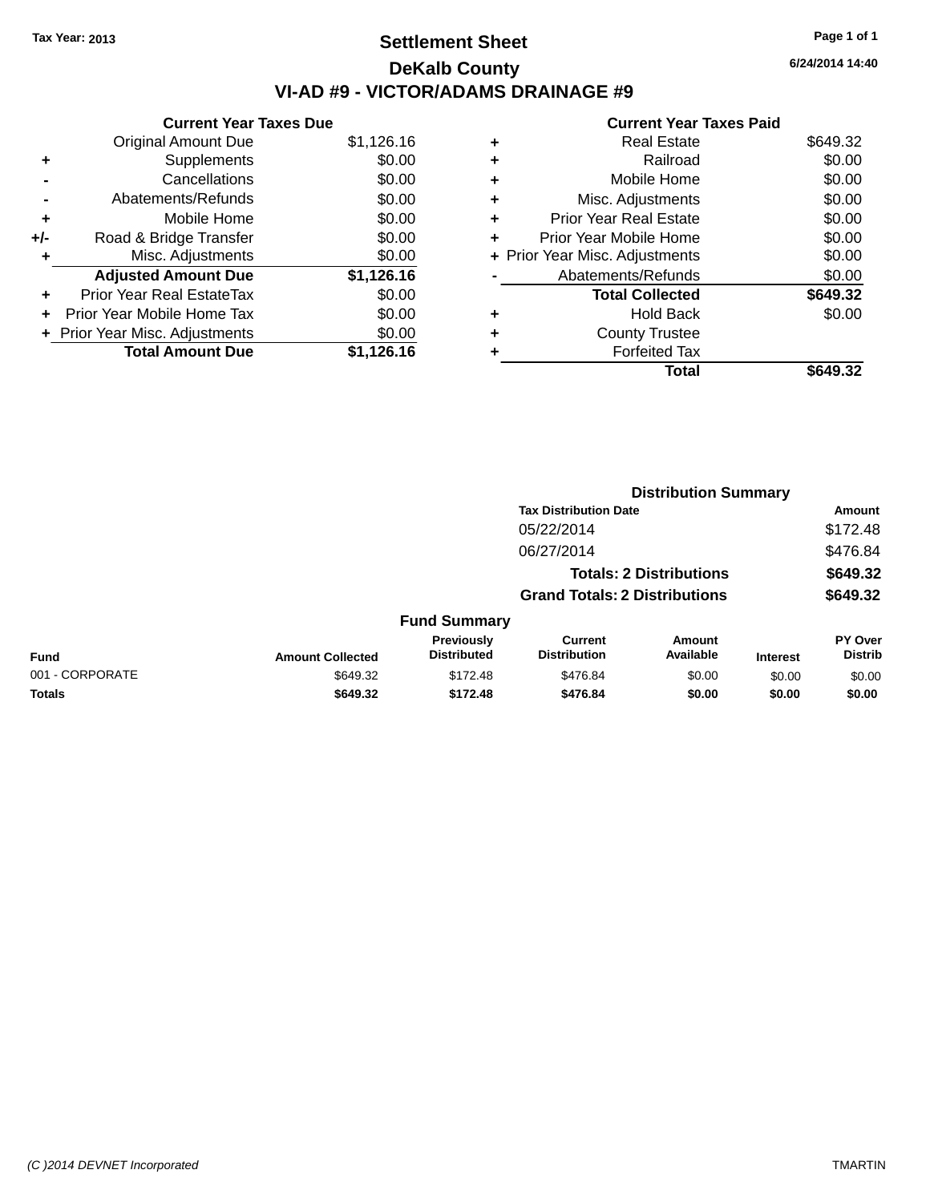Tax Year: 2013

# Settlement Sheet

## DeKalb County

## VI-AD #9 - VICTOR/ADAMS DRAINAGE #9

6/24/2014 14:40

**Current Year Taxes Due**

| | | |
|---|---|---|
| | Original Amount Due | $1,126.16 |
| + | Supplements | $0.00 |
| - | Cancellations | $0.00 |
| - | Abatements/Refunds | $0.00 |
| + | Mobile Home | $0.00 |
| +/- | Road & Bridge Transfer | $0.00 |
| + | Misc. Adjustments | $0.00 |
| | **Adjusted Amount Due** | **$1,126.16** |
| + | Prior Year Real EstateTax | $0.00 |
| + | Prior Year Mobile Home Tax | $0.00 |
| + | Prior Year Misc. Adjustments | $0.00 |
| | **Total Amount Due** | **$1,126.16** |

**Current Year Taxes Paid**

| | | |
|---|---|---|
| + | Real Estate | $649.32 |
| + | Railroad | $0.00 |
| + | Mobile Home | $0.00 |
| + | Misc. Adjustments | $0.00 |
| + | Prior Year Real Estate | $0.00 |
| + | Prior Year Mobile Home | $0.00 |
| + | Prior Year Misc. Adjustments | $0.00 |
| - | Abatements/Refunds | $0.00 |
| | **Total Collected** | **$649.32** |
| + | Hold Back | $0.00 |
| + | County Trustee | |
| + | Forfeited Tax | |
| | **Total** | **$649.32** |

**Distribution Summary**

| Tax Distribution Date | Amount |
|---|---|
| 05/22/2014 | $172.48 |
| 06/27/2014 | $476.84 |
| **Totals: 2 Distributions** | **$649.32** |
| **Grand Totals: 2 Distributions** | **$649.32** |

**Fund Summary**

| Fund | Amount Collected | Previously Distributed | Current Distribution | Amount Available | Interest | PY Over Distrib |
|---|---|---|---|---|---|---|
| 001 - CORPORATE | $649.32 | $172.48 | $476.84 | $0.00 | $0.00 | $0.00 |
| **Totals** | **$649.32** | **$172.48** | **$476.84** | **$0.00** | **$0.00** | **$0.00** |

(C )2014 DEVNET Incorporated TMARTIN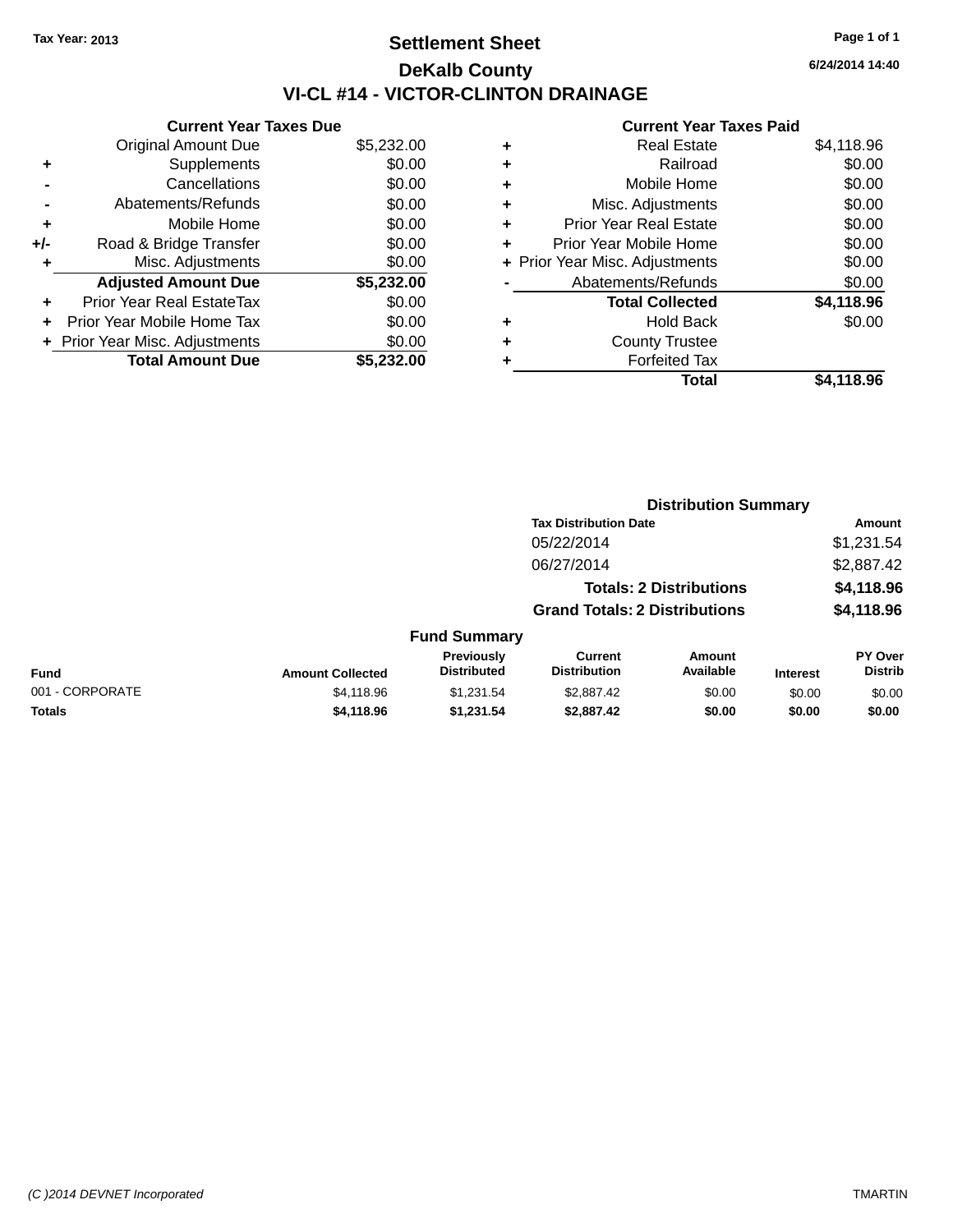Tax Year: 2013

# Settlement Sheet

## DeKalb County

## VI-CL #14 - VICTOR-CLINTON DRAINAGE

6/24/2014 14:40

| | Current Year Taxes Due | |
|---|---|---|
| | Original Amount Due | $5,232.00 |
| + | Supplements | $0.00 |
| - | Cancellations | $0.00 |
| - | Abatements/Refunds | $0.00 |
| + | Mobile Home | $0.00 |
| +/- | Road & Bridge Transfer | $0.00 |
| + | Misc. Adjustments | $0.00 |
| | **Adjusted Amount Due** | **$5,232.00** |
| + | Prior Year Real EstateTax | $0.00 |
| + | Prior Year Mobile Home Tax | $0.00 |
| + | Prior Year Misc. Adjustments | $0.00 |
| | **Total Amount Due** | **$5,232.00** |

| | Current Year Taxes Paid | |
|---|---|---|
| + | Real Estate | $4,118.96 |
| + | Railroad | $0.00 |
| + | Mobile Home | $0.00 |
| + | Misc. Adjustments | $0.00 |
| + | Prior Year Real Estate | $0.00 |
| + | Prior Year Mobile Home | $0.00 |
| + | Prior Year Misc. Adjustments | $0.00 |
| - | Abatements/Refunds | $0.00 |
| | **Total Collected** | **$4,118.96** |
| + | Hold Back | $0.00 |
| + | County Trustee | |
| + | Forfeited Tax | |
| | **Total** | **$4,118.96** |

### Distribution Summary

| Tax Distribution Date | Amount |
|---|---|
| 05/22/2014 | $1,231.54 |
| 06/27/2014 | $2,887.42 |
| **Totals: 2 Distributions** | **$4,118.96** |
| **Grand Totals: 2 Distributions** | **$4,118.96** |

### Fund Summary

| Fund | Amount Collected | Previously Distributed | Current Distribution | Amount Available | Interest | PY Over Distrib |
|---|---|---|---|---|---|---|
| 001 - CORPORATE | $4,118.96 | $1,231.54 | $2,887.42 | $0.00 | $0.00 | $0.00 |
| **Totals** | **$4,118.96** | **$1,231.54** | **$2,887.42** | **$0.00** | **$0.00** | **$0.00** |

(C )2014 DEVNET Incorporated TMARTIN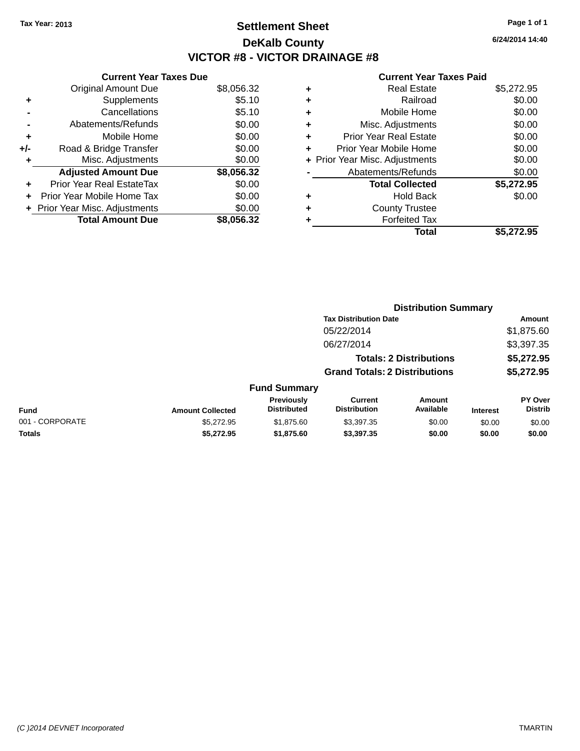Tax Year: 2013

# Settlement Sheet

## DeKalb County

## VICTOR #8 - VICTOR DRAINAGE #8

6/24/2014 14:40

### Current Year Taxes Due

| | | |
|---|---|---|
| | Original Amount Due | $8,056.32 |
| + | Supplements | $5.10 |
| - | Cancellations | $5.10 |
| - | Abatements/Refunds | $0.00 |
| + | Mobile Home | $0.00 |
| +/- | Road & Bridge Transfer | $0.00 |
| + | Misc. Adjustments | $0.00 |
| | **Adjusted Amount Due** | **$8,056.32** |
| + | Prior Year Real EstateTax | $0.00 |
| + | Prior Year Mobile Home Tax | $0.00 |
| + | Prior Year Misc. Adjustments | $0.00 |
| | **Total Amount Due** | **$8,056.32** |

### Current Year Taxes Paid

| | | |
|---|---|---|
| + | Real Estate | $5,272.95 |
| + | Railroad | $0.00 |
| + | Mobile Home | $0.00 |
| + | Misc. Adjustments | $0.00 |
| + | Prior Year Real Estate | $0.00 |
| + | Prior Year Mobile Home | $0.00 |
| + | Prior Year Misc. Adjustments | $0.00 |
| - | Abatements/Refunds | $0.00 |
| | **Total Collected** | **$5,272.95** |
| + | Hold Back | $0.00 |
| + | County Trustee | |
| + | Forfeited Tax | |
| | **Total** | **$5,272.95** |

### Distribution Summary

| Tax Distribution Date | Amount |
|---|---|
| 05/22/2014 | $1,875.60 |
| 06/27/2014 | $3,397.35 |
| **Totals: 2 Distributions** | **$5,272.95** |
| **Grand Totals: 2 Distributions** | **$5,272.95** |

### Fund Summary

| Fund | Amount Collected | Previously Distributed | Current Distribution | Amount Available | Interest | PY Over Distrib |
|---|---|---|---|---|---|---|
| 001 - CORPORATE | $5,272.95 | $1,875.60 | $3,397.35 | $0.00 | $0.00 | $0.00 |
| **Totals** | **$5,272.95** | **$1,875.60** | **$3,397.35** | **$0.00** | **$0.00** | **$0.00** |

(C )2014 DEVNET Incorporated TMARTIN